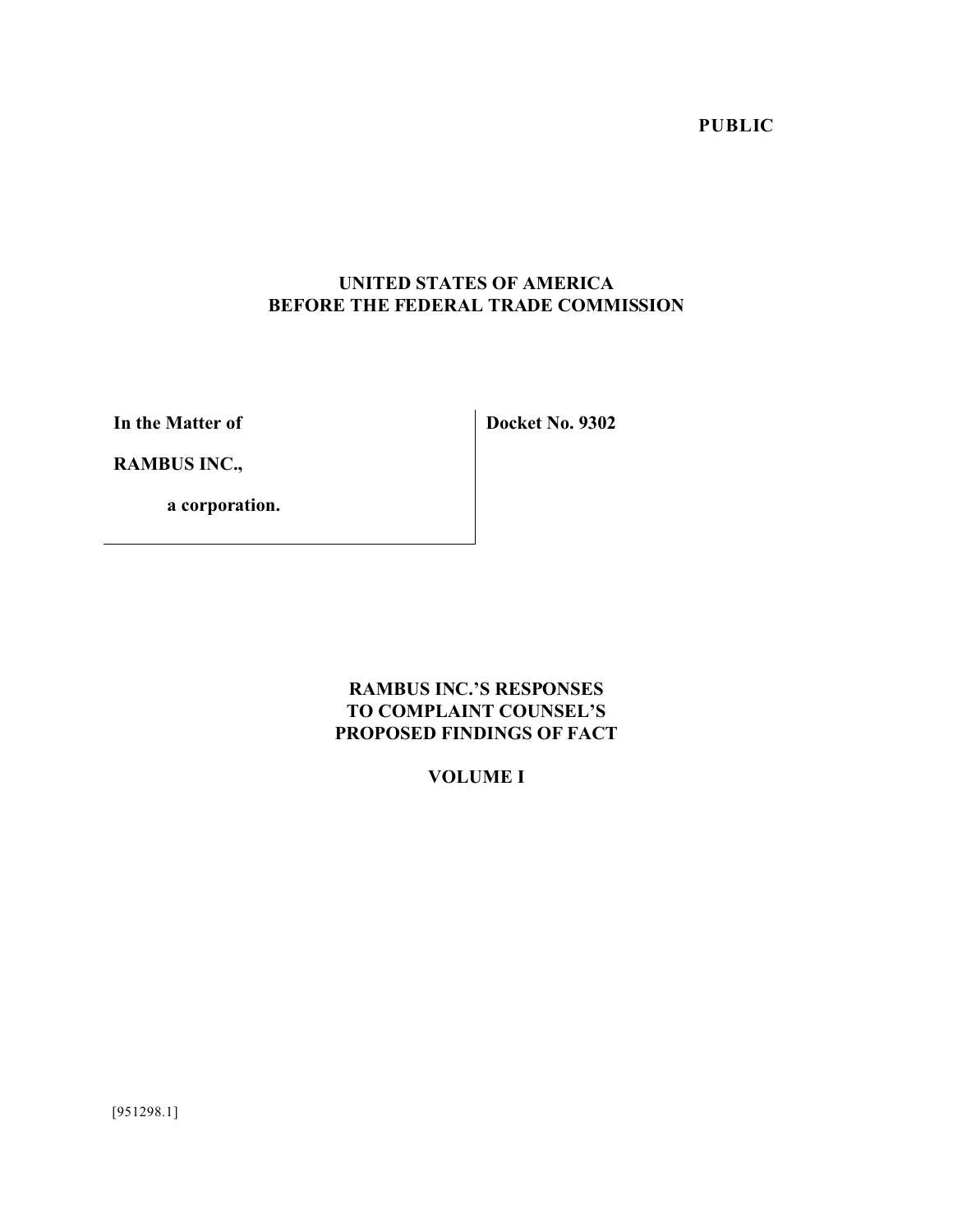**PUBLIC**

**UNITED STATES OF AMERICA**
**BEFORE THE FEDERAL TRADE COMMISSION**

| | |
|---|---|
| **In the Matter of**<br><br>**RAMBUS INC.,**<br><br>**a corporation.** | **Docket No. 9302** |

# RAMBUS INC.'S RESPONSES TO COMPLAINT COUNSEL'S PROPOSED FINDINGS OF FACT

## VOLUME I

[951298.1]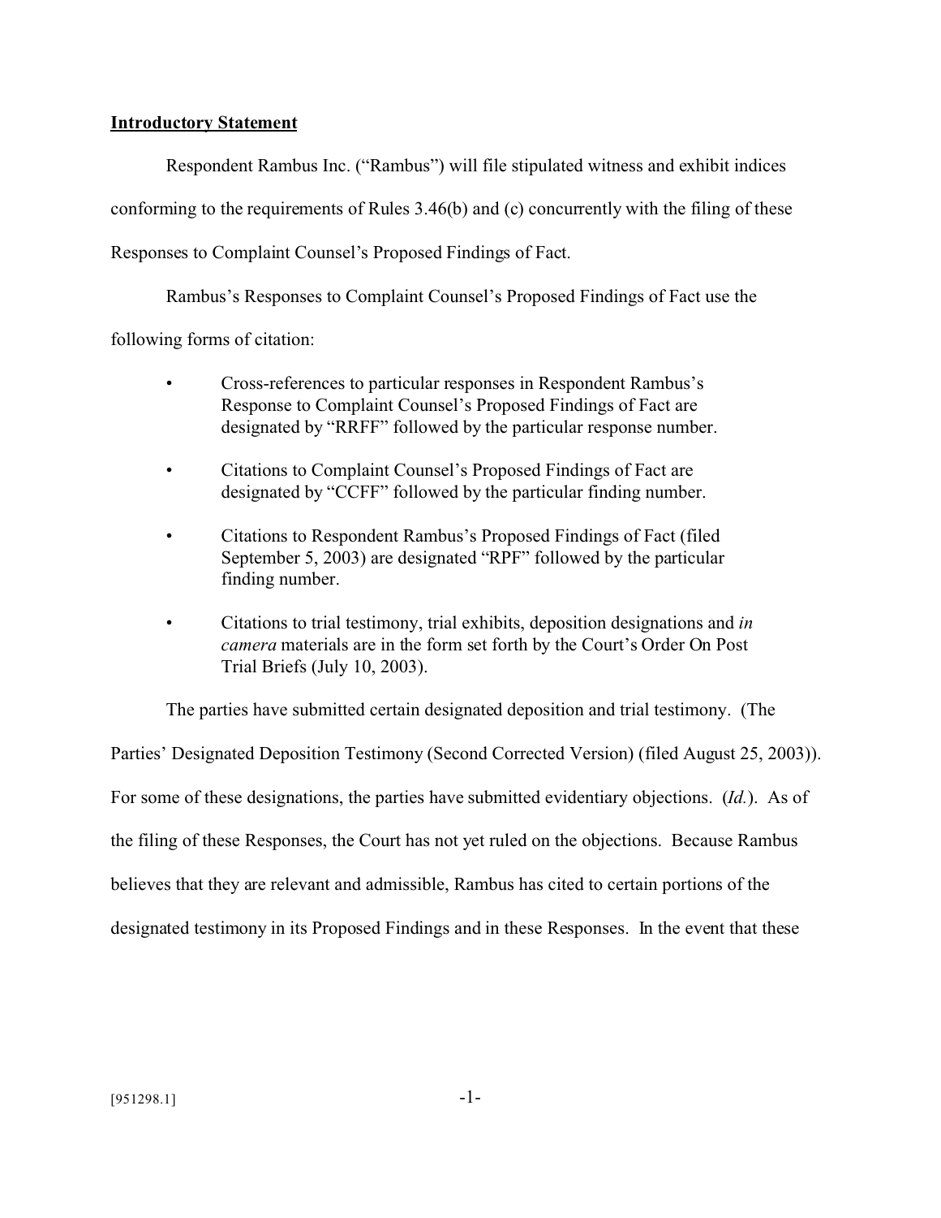**Introductory Statement**

Respondent Rambus Inc. ("Rambus") will file stipulated witness and exhibit indices conforming to the requirements of Rules 3.46(b) and (c) concurrently with the filing of these Responses to Complaint Counsel's Proposed Findings of Fact.

Rambus's Responses to Complaint Counsel's Proposed Findings of Fact use the following forms of citation:

- Cross-references to particular responses in Respondent Rambus's Response to Complaint Counsel's Proposed Findings of Fact are designated by "RRFF" followed by the particular response number.
- Citations to Complaint Counsel's Proposed Findings of Fact are designated by "CCFF" followed by the particular finding number.
- Citations to Respondent Rambus's Proposed Findings of Fact (filed September 5, 2003) are designated "RPF" followed by the particular finding number.
- Citations to trial testimony, trial exhibits, deposition designations and *in camera* materials are in the form set forth by the Court's Order On Post Trial Briefs (July 10, 2003).

The parties have submitted certain designated deposition and trial testimony. (The Parties' Designated Deposition Testimony (Second Corrected Version) (filed August 25, 2003)). For some of these designations, the parties have submitted evidentiary objections. (*Id.*). As of the filing of these Responses, the Court has not yet ruled on the objections. Because Rambus believes that they are relevant and admissible, Rambus has cited to certain portions of the designated testimony in its Proposed Findings and in these Responses. In the event that these

[951298.1]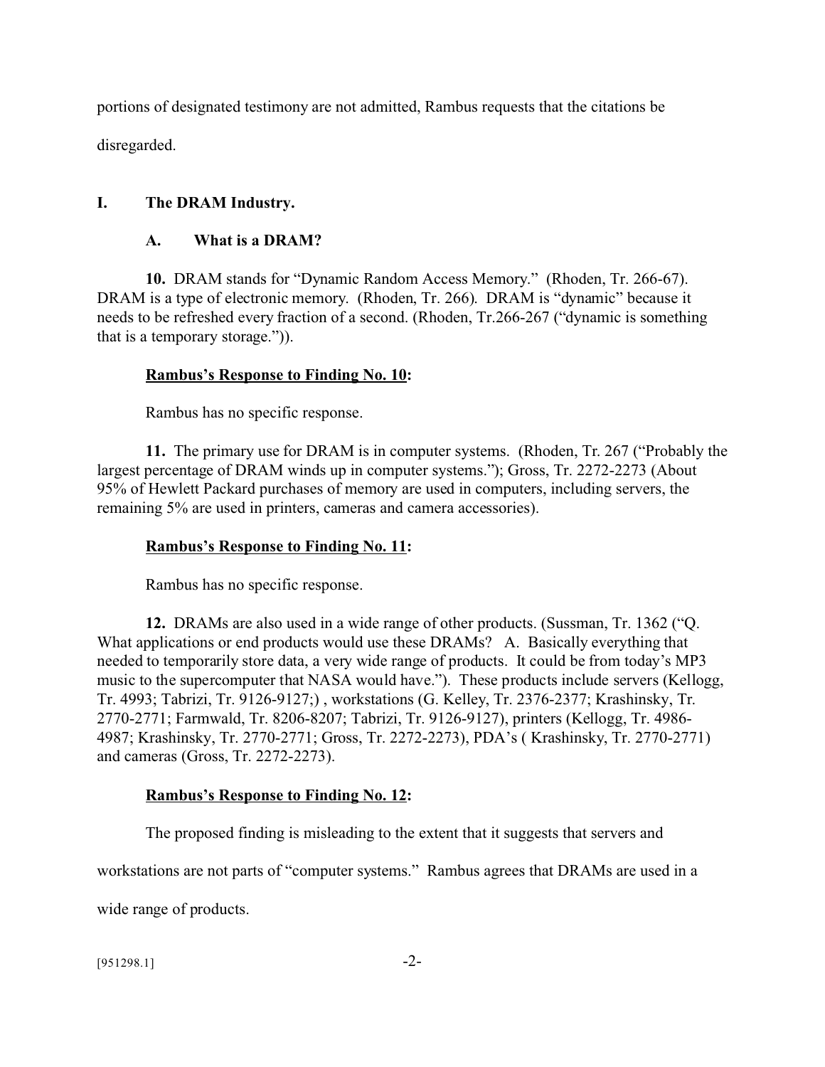portions of designated testimony are not admitted, Rambus requests that the citations be disregarded.

## I. The DRAM Industry.

### A. What is a DRAM?

**10.** DRAM stands for "Dynamic Random Access Memory." (Rhoden, Tr. 266-67). DRAM is a type of electronic memory. (Rhoden, Tr. 266). DRAM is "dynamic" because it needs to be refreshed every fraction of a second. (Rhoden, Tr.266-267 ("dynamic is something that is a temporary storage.")).

**Rambus's Response to Finding No. 10:**

Rambus has no specific response.

**11.** The primary use for DRAM is in computer systems. (Rhoden, Tr. 267 ("Probably the largest percentage of DRAM winds up in computer systems."); Gross, Tr. 2272-2273 (About 95% of Hewlett Packard purchases of memory are used in computers, including servers, the remaining 5% are used in printers, cameras and camera accessories).

**Rambus's Response to Finding No. 11:**

Rambus has no specific response.

**12.** DRAMs are also used in a wide range of other products. (Sussman, Tr. 1362 ("Q. What applications or end products would use these DRAMs? A. Basically everything that needed to temporarily store data, a very wide range of products. It could be from today's MP3 music to the supercomputer that NASA would have."). These products include servers (Kellogg, Tr. 4993; Tabrizi, Tr. 9126-9127;) , workstations (G. Kelley, Tr. 2376-2377; Krashinsky, Tr. 2770-2771; Farmwald, Tr. 8206-8207; Tabrizi, Tr. 9126-9127), printers (Kellogg, Tr. 4986-4987; Krashinsky, Tr. 2770-2771; Gross, Tr. 2272-2273), PDA's ( Krashinsky, Tr. 2770-2771) and cameras (Gross, Tr. 2272-2273).

**Rambus's Response to Finding No. 12:**

The proposed finding is misleading to the extent that it suggests that servers and workstations are not parts of "computer systems." Rambus agrees that DRAMs are used in a wide range of products.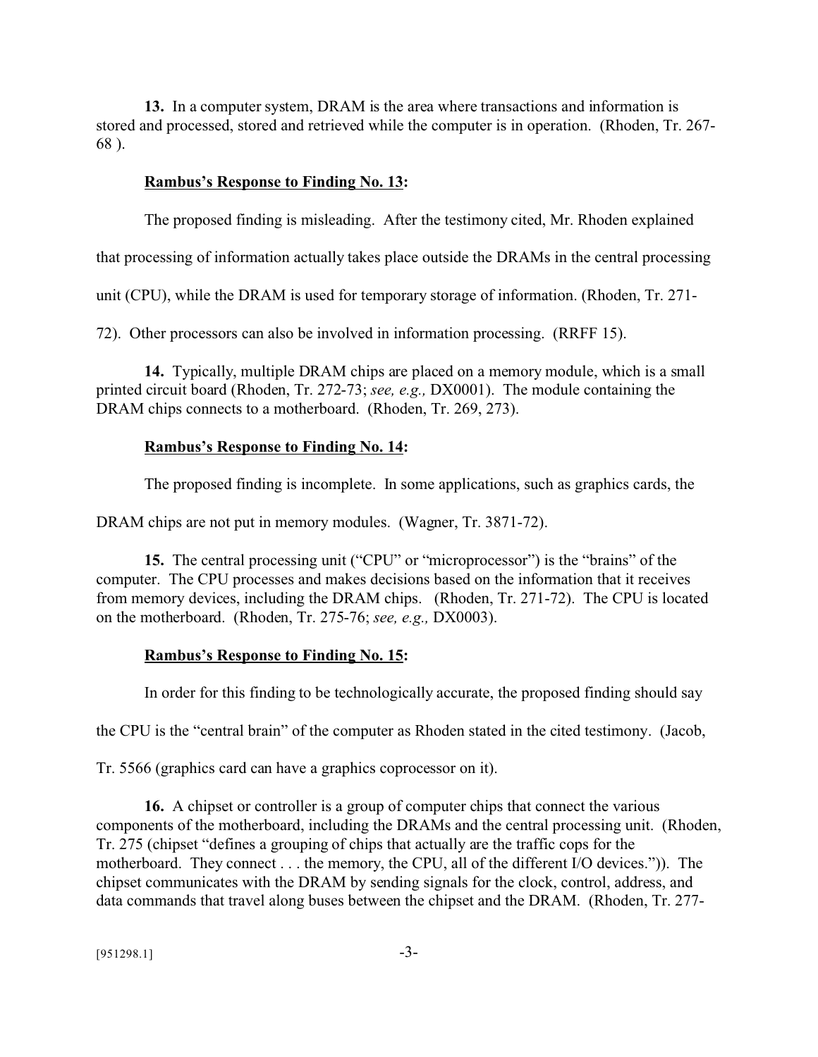**13.** In a computer system, DRAM is the area where transactions and information is stored and processed, stored and retrieved while the computer is in operation. (Rhoden, Tr. 267-68 ).

**Rambus's Response to Finding No. 13:**

The proposed finding is misleading. After the testimony cited, Mr. Rhoden explained that processing of information actually takes place outside the DRAMs in the central processing unit (CPU), while the DRAM is used for temporary storage of information. (Rhoden, Tr. 271-72). Other processors can also be involved in information processing. (RRFF 15).

**14.** Typically, multiple DRAM chips are placed on a memory module, which is a small printed circuit board (Rhoden, Tr. 272-73; *see, e.g.,* DX0001). The module containing the DRAM chips connects to a motherboard. (Rhoden, Tr. 269, 273).

**Rambus's Response to Finding No. 14:**

The proposed finding is incomplete. In some applications, such as graphics cards, the DRAM chips are not put in memory modules. (Wagner, Tr. 3871-72).

**15.** The central processing unit ("CPU" or "microprocessor") is the "brains" of the computer. The CPU processes and makes decisions based on the information that it receives from memory devices, including the DRAM chips. (Rhoden, Tr. 271-72). The CPU is located on the motherboard. (Rhoden, Tr. 275-76; *see, e.g.,* DX0003).

**Rambus's Response to Finding No. 15:**

In order for this finding to be technologically accurate, the proposed finding should say the CPU is the "central brain" of the computer as Rhoden stated in the cited testimony. (Jacob, Tr. 5566 (graphics card can have a graphics coprocessor on it).

**16.** A chipset or controller is a group of computer chips that connect the various components of the motherboard, including the DRAMs and the central processing unit. (Rhoden, Tr. 275 (chipset "defines a grouping of chips that actually are the traffic cops for the motherboard. They connect . . . the memory, the CPU, all of the different I/O devices.")). The chipset communicates with the DRAM by sending signals for the clock, control, address, and data commands that travel along buses between the chipset and the DRAM. (Rhoden, Tr. 277-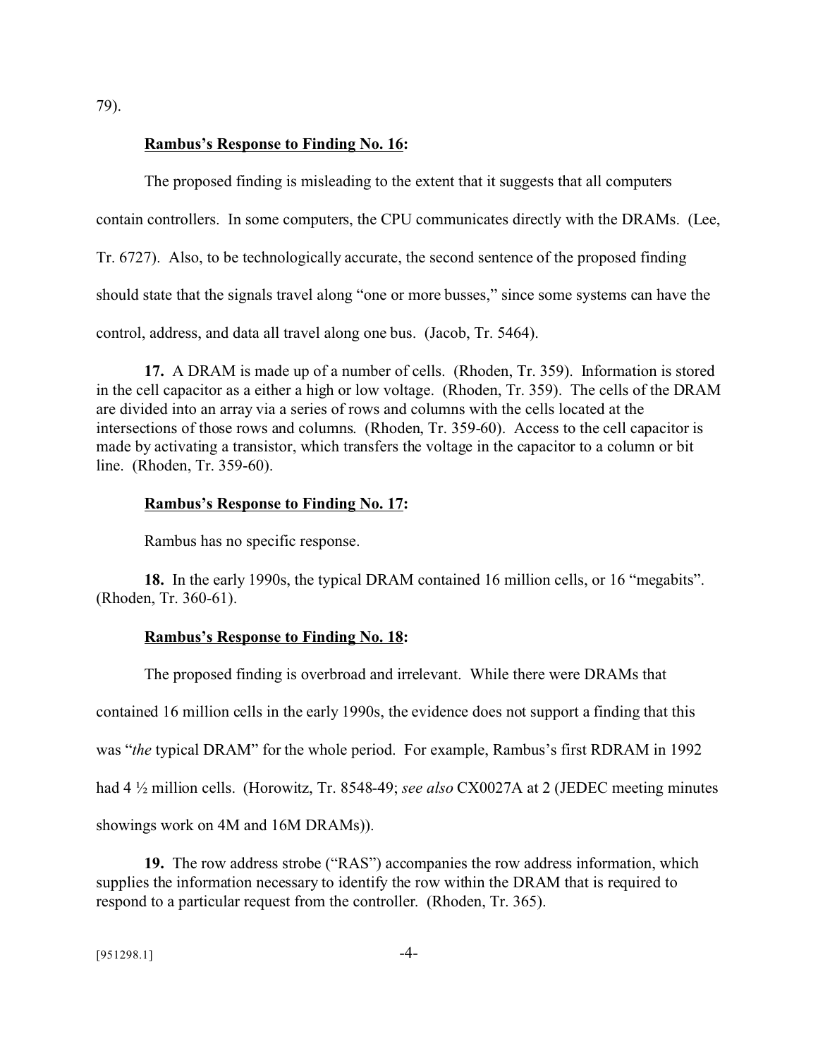79).

**Rambus's Response to Finding No. 16:**

The proposed finding is misleading to the extent that it suggests that all computers contain controllers. In some computers, the CPU communicates directly with the DRAMs. (Lee, Tr. 6727). Also, to be technologically accurate, the second sentence of the proposed finding should state that the signals travel along "one or more busses," since some systems can have the control, address, and data all travel along one bus. (Jacob, Tr. 5464).

**17.** A DRAM is made up of a number of cells. (Rhoden, Tr. 359). Information is stored in the cell capacitor as a either a high or low voltage. (Rhoden, Tr. 359). The cells of the DRAM are divided into an array via a series of rows and columns with the cells located at the intersections of those rows and columns. (Rhoden, Tr. 359-60). Access to the cell capacitor is made by activating a transistor, which transfers the voltage in the capacitor to a column or bit line. (Rhoden, Tr. 359-60).

**Rambus's Response to Finding No. 17:**

Rambus has no specific response.

**18.** In the early 1990s, the typical DRAM contained 16 million cells, or 16 "megabits". (Rhoden, Tr. 360-61).

**Rambus's Response to Finding No. 18:**

The proposed finding is overbroad and irrelevant. While there were DRAMs that contained 16 million cells in the early 1990s, the evidence does not support a finding that this was "*the* typical DRAM" for the whole period. For example, Rambus's first RDRAM in 1992 had 4 ½ million cells. (Horowitz, Tr. 8548-49; *see also* CX0027A at 2 (JEDEC meeting minutes showings work on 4M and 16M DRAMs)).

**19.** The row address strobe ("RAS") accompanies the row address information, which supplies the information necessary to identify the row within the DRAM that is required to respond to a particular request from the controller. (Rhoden, Tr. 365).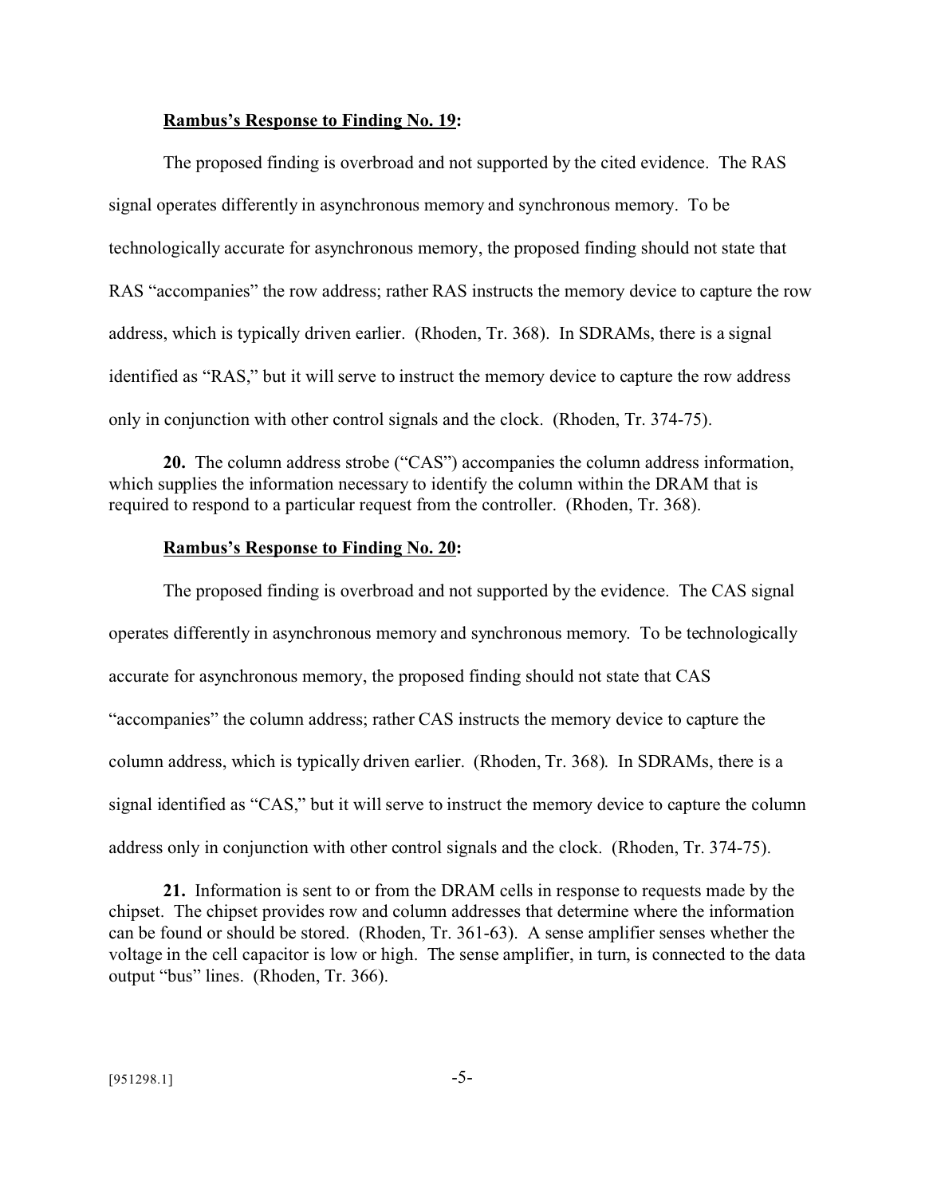**Rambus's Response to Finding No. 19:**

The proposed finding is overbroad and not supported by the cited evidence. The RAS signal operates differently in asynchronous memory and synchronous memory. To be technologically accurate for asynchronous memory, the proposed finding should not state that RAS "accompanies" the row address; rather RAS instructs the memory device to capture the row address, which is typically driven earlier. (Rhoden, Tr. 368). In SDRAMs, there is a signal identified as "RAS," but it will serve to instruct the memory device to capture the row address only in conjunction with other control signals and the clock. (Rhoden, Tr. 374-75).

**20.** The column address strobe ("CAS") accompanies the column address information, which supplies the information necessary to identify the column within the DRAM that is required to respond to a particular request from the controller. (Rhoden, Tr. 368).

**Rambus's Response to Finding No. 20:**

The proposed finding is overbroad and not supported by the evidence. The CAS signal operates differently in asynchronous memory and synchronous memory. To be technologically accurate for asynchronous memory, the proposed finding should not state that CAS "accompanies" the column address; rather CAS instructs the memory device to capture the column address, which is typically driven earlier. (Rhoden, Tr. 368). In SDRAMs, there is a signal identified as "CAS," but it will serve to instruct the memory device to capture the column address only in conjunction with other control signals and the clock. (Rhoden, Tr. 374-75).

**21.** Information is sent to or from the DRAM cells in response to requests made by the chipset. The chipset provides row and column addresses that determine where the information can be found or should be stored. (Rhoden, Tr. 361-63). A sense amplifier senses whether the voltage in the cell capacitor is low or high. The sense amplifier, in turn, is connected to the data output "bus" lines. (Rhoden, Tr. 366).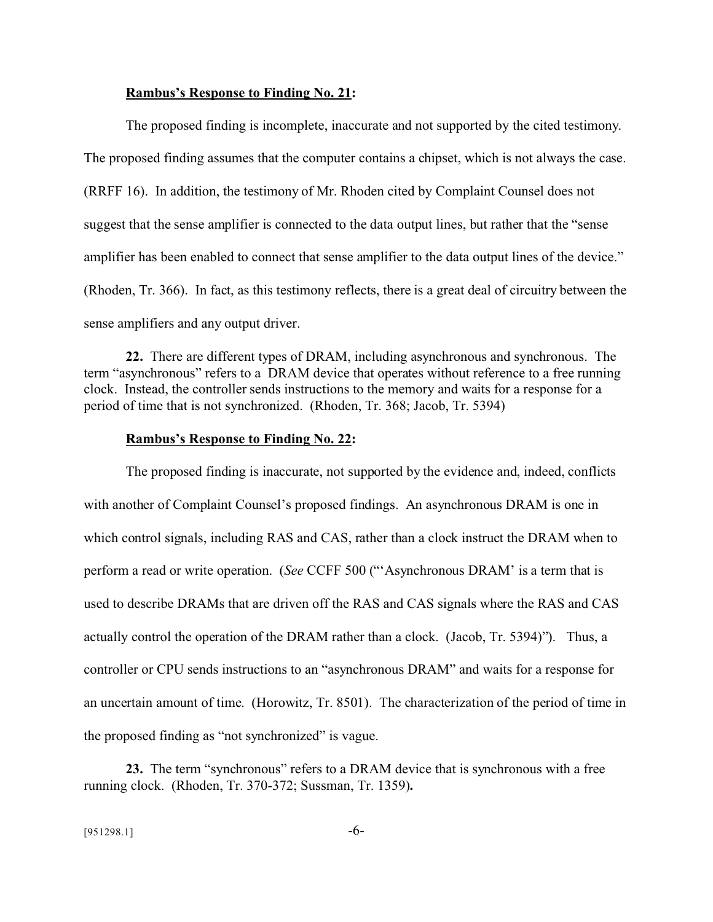**Rambus's Response to Finding No. 21:**

The proposed finding is incomplete, inaccurate and not supported by the cited testimony. The proposed finding assumes that the computer contains a chipset, which is not always the case. (RRFF 16). In addition, the testimony of Mr. Rhoden cited by Complaint Counsel does not suggest that the sense amplifier is connected to the data output lines, but rather that the "sense amplifier has been enabled to connect that sense amplifier to the data output lines of the device." (Rhoden, Tr. 366). In fact, as this testimony reflects, there is a great deal of circuitry between the sense amplifiers and any output driver.

**22.** There are different types of DRAM, including asynchronous and synchronous. The term "asynchronous" refers to a DRAM device that operates without reference to a free running clock. Instead, the controller sends instructions to the memory and waits for a response for a period of time that is not synchronized. (Rhoden, Tr. 368; Jacob, Tr. 5394)

**Rambus's Response to Finding No. 22:**

The proposed finding is inaccurate, not supported by the evidence and, indeed, conflicts with another of Complaint Counsel's proposed findings. An asynchronous DRAM is one in which control signals, including RAS and CAS, rather than a clock instruct the DRAM when to perform a read or write operation. (*See* CCFF 500 ("'Asynchronous DRAM' is a term that is used to describe DRAMs that are driven off the RAS and CAS signals where the RAS and CAS actually control the operation of the DRAM rather than a clock. (Jacob, Tr. 5394)"). Thus, a controller or CPU sends instructions to an "asynchronous DRAM" and waits for a response for an uncertain amount of time. (Horowitz, Tr. 8501). The characterization of the period of time in the proposed finding as "not synchronized" is vague.

**23.** The term "synchronous" refers to a DRAM device that is synchronous with a free running clock. (Rhoden, Tr. 370-372; Sussman, Tr. 1359)**.**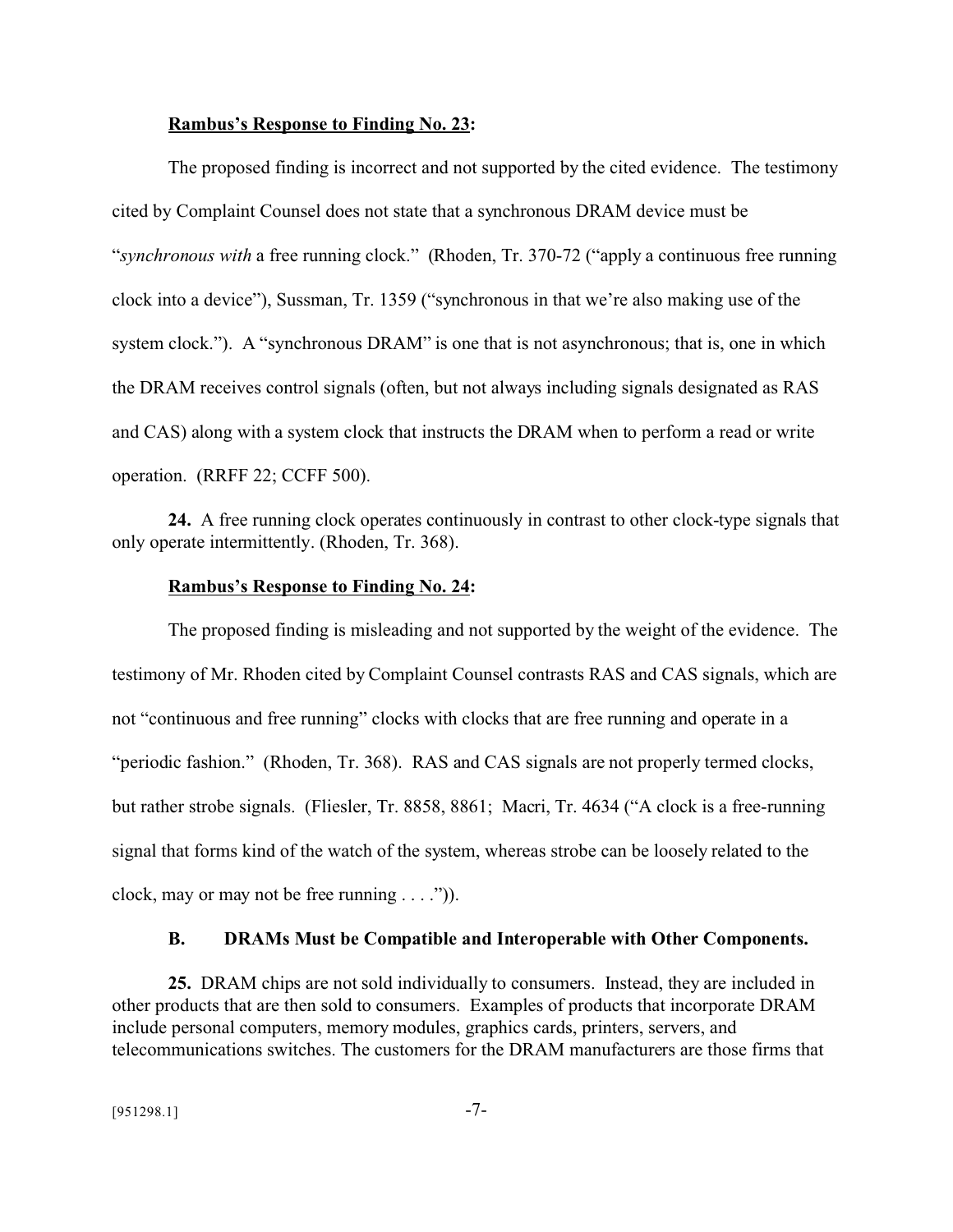**Rambus's Response to Finding No. 23:**

The proposed finding is incorrect and not supported by the cited evidence. The testimony cited by Complaint Counsel does not state that a synchronous DRAM device must be "*synchronous with* a free running clock." (Rhoden, Tr. 370-72 ("apply a continuous free running clock into a device"), Sussman, Tr. 1359 ("synchronous in that we're also making use of the system clock."). A "synchronous DRAM" is one that is not asynchronous; that is, one in which the DRAM receives control signals (often, but not always including signals designated as RAS and CAS) along with a system clock that instructs the DRAM when to perform a read or write operation. (RRFF 22; CCFF 500).

**24.** A free running clock operates continuously in contrast to other clock-type signals that only operate intermittently. (Rhoden, Tr. 368).

**Rambus's Response to Finding No. 24:**

The proposed finding is misleading and not supported by the weight of the evidence. The testimony of Mr. Rhoden cited by Complaint Counsel contrasts RAS and CAS signals, which are not "continuous and free running" clocks with clocks that are free running and operate in a "periodic fashion." (Rhoden, Tr. 368). RAS and CAS signals are not properly termed clocks, but rather strobe signals. (Fliesler, Tr. 8858, 8861; Macri, Tr. 4634 ("A clock is a free-running signal that forms kind of the watch of the system, whereas strobe can be loosely related to the clock, may or may not be free running . . . .")).

## B. DRAMs Must be Compatible and Interoperable with Other Components.

**25.** DRAM chips are not sold individually to consumers. Instead, they are included in other products that are then sold to consumers. Examples of products that incorporate DRAM include personal computers, memory modules, graphics cards, printers, servers, and telecommunications switches. The customers for the DRAM manufacturers are those firms that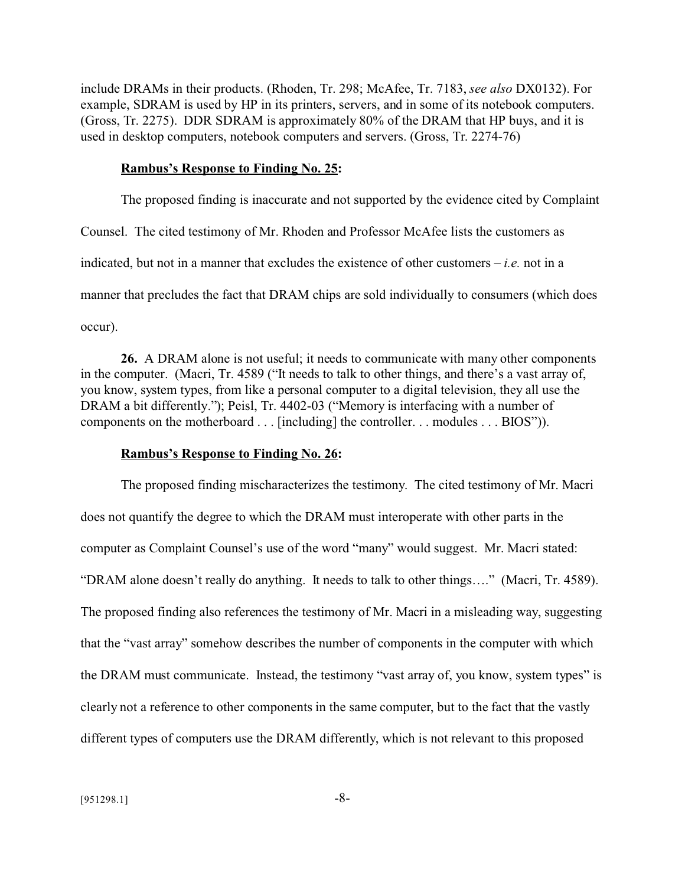include DRAMs in their products. (Rhoden, Tr. 298; McAfee, Tr. 7183, *see also* DX0132). For example, SDRAM is used by HP in its printers, servers, and in some of its notebook computers. (Gross, Tr. 2275). DDR SDRAM is approximately 80% of the DRAM that HP buys, and it is used in desktop computers, notebook computers and servers. (Gross, Tr. 2274-76)

**Rambus's Response to Finding No. 25:**

The proposed finding is inaccurate and not supported by the evidence cited by Complaint Counsel. The cited testimony of Mr. Rhoden and Professor McAfee lists the customers as indicated, but not in a manner that excludes the existence of other customers – *i.e.* not in a manner that precludes the fact that DRAM chips are sold individually to consumers (which does occur).

**26.** A DRAM alone is not useful; it needs to communicate with many other components in the computer. (Macri, Tr. 4589 ("It needs to talk to other things, and there's a vast array of, you know, system types, from like a personal computer to a digital television, they all use the DRAM a bit differently."); Peisl, Tr. 4402-03 ("Memory is interfacing with a number of components on the motherboard . . . [including] the controller. . . modules . . . BIOS")).

**Rambus's Response to Finding No. 26:**

The proposed finding mischaracterizes the testimony. The cited testimony of Mr. Macri does not quantify the degree to which the DRAM must interoperate with other parts in the computer as Complaint Counsel's use of the word "many" would suggest. Mr. Macri stated: "DRAM alone doesn't really do anything. It needs to talk to other things…." (Macri, Tr. 4589). The proposed finding also references the testimony of Mr. Macri in a misleading way, suggesting that the "vast array" somehow describes the number of components in the computer with which the DRAM must communicate. Instead, the testimony "vast array of, you know, system types" is clearly not a reference to other components in the same computer, but to the fact that the vastly different types of computers use the DRAM differently, which is not relevant to this proposed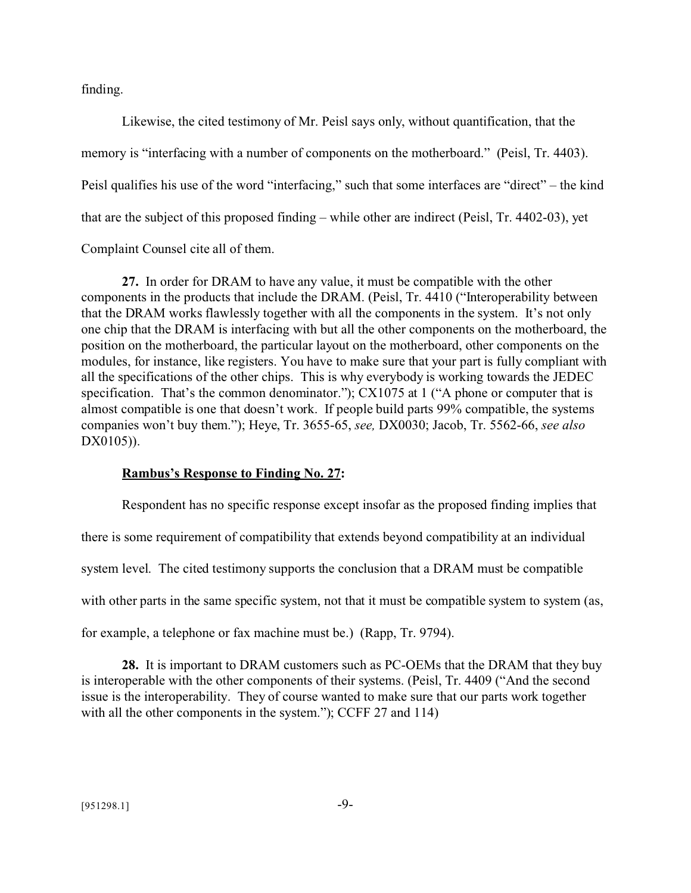finding.

Likewise, the cited testimony of Mr. Peisl says only, without quantification, that the memory is "interfacing with a number of components on the motherboard." (Peisl, Tr. 4403). Peisl qualifies his use of the word "interfacing," such that some interfaces are "direct" – the kind that are the subject of this proposed finding – while other are indirect (Peisl, Tr. 4402-03), yet Complaint Counsel cite all of them.

**27.** In order for DRAM to have any value, it must be compatible with the other components in the products that include the DRAM. (Peisl, Tr. 4410 ("Interoperability between that the DRAM works flawlessly together with all the components in the system. It's not only one chip that the DRAM is interfacing with but all the other components on the motherboard, the position on the motherboard, the particular layout on the motherboard, other components on the modules, for instance, like registers. You have to make sure that your part is fully compliant with all the specifications of the other chips. This is why everybody is working towards the JEDEC specification. That's the common denominator."); CX1075 at 1 ("A phone or computer that is almost compatible is one that doesn't work. If people build parts 99% compatible, the systems companies won't buy them."); Heye, Tr. 3655-65, *see,* DX0030; Jacob, Tr. 5562-66, *see also* DX0105)).

**Rambus's Response to Finding No. 27:**

Respondent has no specific response except insofar as the proposed finding implies that there is some requirement of compatibility that extends beyond compatibility at an individual system level. The cited testimony supports the conclusion that a DRAM must be compatible with other parts in the same specific system, not that it must be compatible system to system (as, for example, a telephone or fax machine must be.) (Rapp, Tr. 9794).

**28.** It is important to DRAM customers such as PC-OEMs that the DRAM that they buy is interoperable with the other components of their systems. (Peisl, Tr. 4409 ("And the second issue is the interoperability. They of course wanted to make sure that our parts work together with all the other components in the system."); CCFF 27 and 114)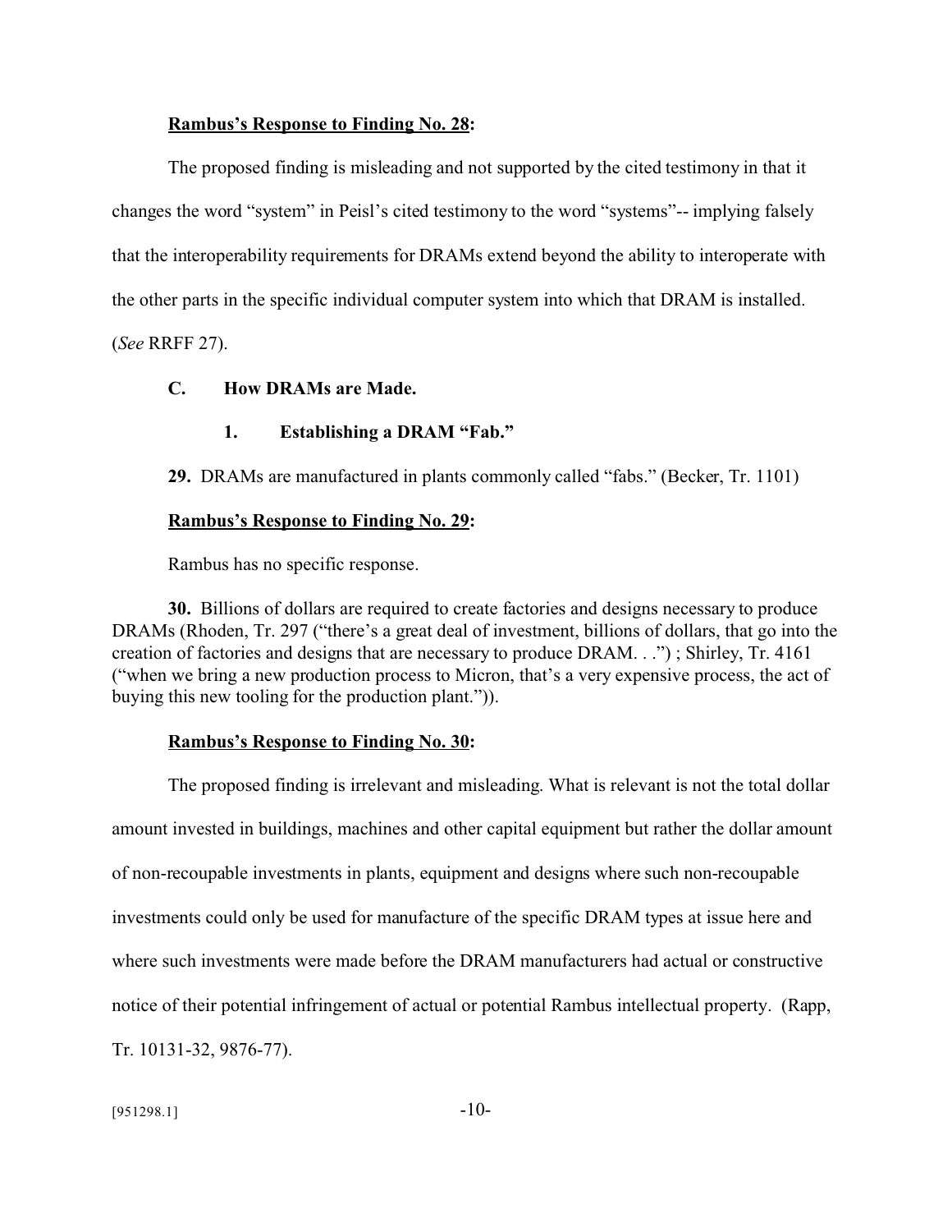**Rambus's Response to Finding No. 28:**

The proposed finding is misleading and not supported by the cited testimony in that it changes the word "system" in Peisl's cited testimony to the word "systems"-- implying falsely that the interoperability requirements for DRAMs extend beyond the ability to interoperate with the other parts in the specific individual computer system into which that DRAM is installed. (*See* RRFF 27).

### C. How DRAMs are Made.

#### 1. Establishing a DRAM "Fab."

**29.** DRAMs are manufactured in plants commonly called "fabs." (Becker, Tr. 1101)

**Rambus's Response to Finding No. 29:**

Rambus has no specific response.

**30.** Billions of dollars are required to create factories and designs necessary to produce DRAMs (Rhoden, Tr. 297 ("there's a great deal of investment, billions of dollars, that go into the creation of factories and designs that are necessary to produce DRAM. . .") ; Shirley, Tr. 4161 ("when we bring a new production process to Micron, that's a very expensive process, the act of buying this new tooling for the production plant.")).

**Rambus's Response to Finding No. 30:**

The proposed finding is irrelevant and misleading. What is relevant is not the total dollar amount invested in buildings, machines and other capital equipment but rather the dollar amount of non-recoupable investments in plants, equipment and designs where such non-recoupable investments could only be used for manufacture of the specific DRAM types at issue here and where such investments were made before the DRAM manufacturers had actual or constructive notice of their potential infringement of actual or potential Rambus intellectual property. (Rapp, Tr. 10131-32, 9876-77).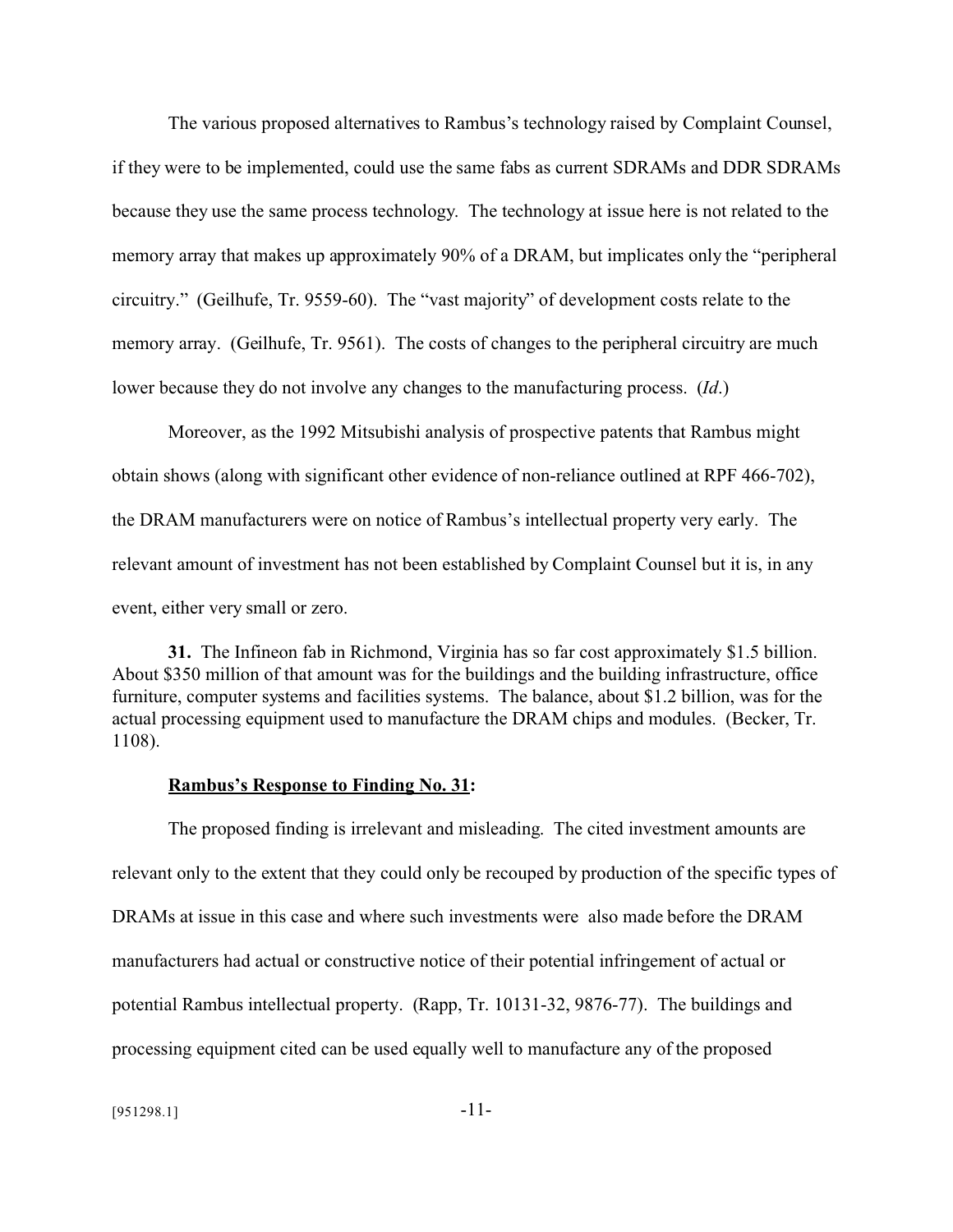The various proposed alternatives to Rambus's technology raised by Complaint Counsel, if they were to be implemented, could use the same fabs as current SDRAMs and DDR SDRAMs because they use the same process technology. The technology at issue here is not related to the memory array that makes up approximately 90% of a DRAM, but implicates only the "peripheral circuitry." (Geilhufe, Tr. 9559-60). The "vast majority" of development costs relate to the memory array. (Geilhufe, Tr. 9561). The costs of changes to the peripheral circuitry are much lower because they do not involve any changes to the manufacturing process. (*Id*.)

Moreover, as the 1992 Mitsubishi analysis of prospective patents that Rambus might obtain shows (along with significant other evidence of non-reliance outlined at RPF 466-702), the DRAM manufacturers were on notice of Rambus's intellectual property very early. The relevant amount of investment has not been established by Complaint Counsel but it is, in any event, either very small or zero.

**31.** The Infineon fab in Richmond, Virginia has so far cost approximately $1.5 billion. About $350 million of that amount was for the buildings and the building infrastructure, office furniture, computer systems and facilities systems. The balance, about $1.2 billion, was for the actual processing equipment used to manufacture the DRAM chips and modules. (Becker, Tr. 1108).

**Rambus's Response to Finding No. 31:**

The proposed finding is irrelevant and misleading. The cited investment amounts are relevant only to the extent that they could only be recouped by production of the specific types of DRAMs at issue in this case and where such investments were also made before the DRAM manufacturers had actual or constructive notice of their potential infringement of actual or potential Rambus intellectual property. (Rapp, Tr. 10131-32, 9876-77). The buildings and processing equipment cited can be used equally well to manufacture any of the proposed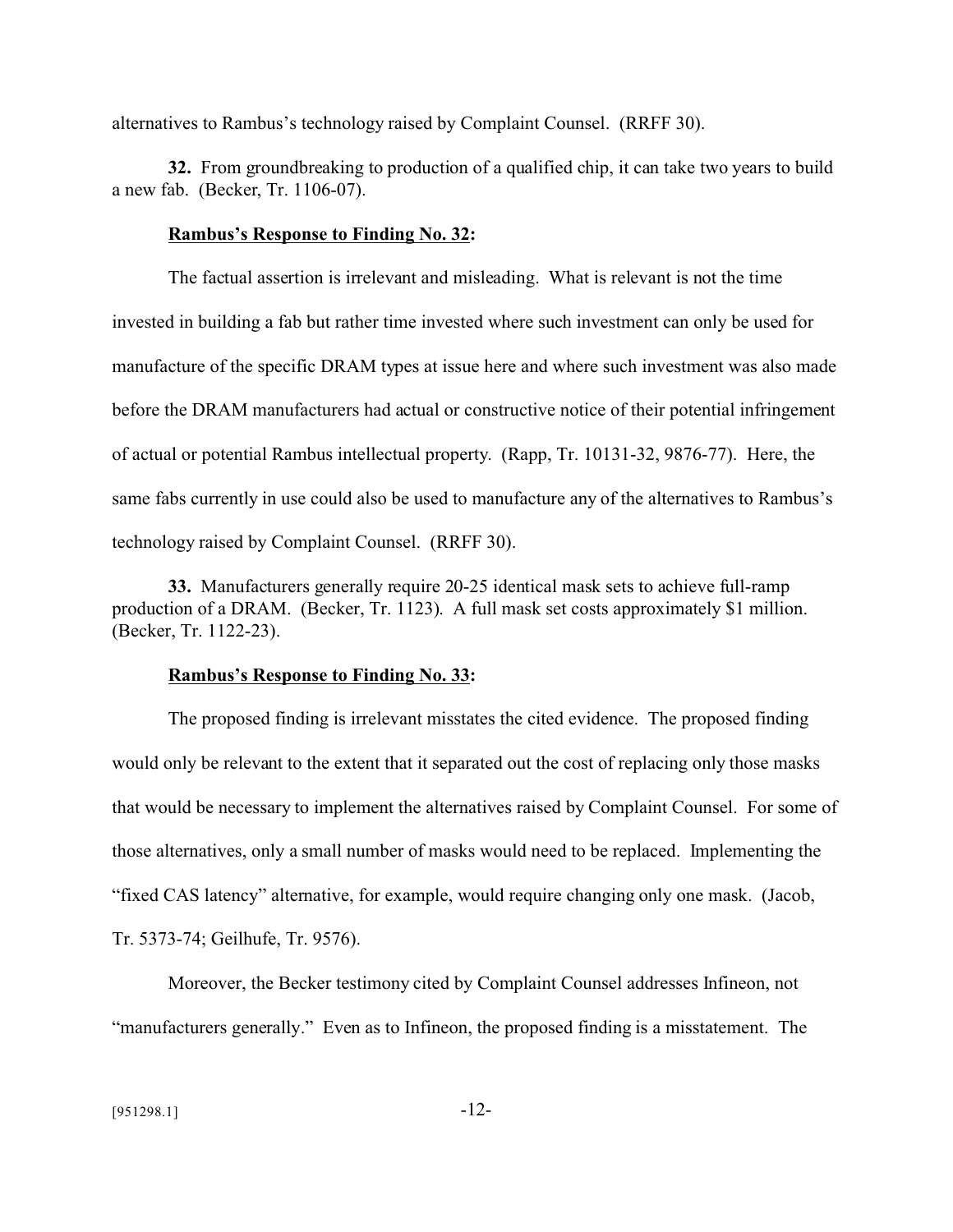alternatives to Rambus's technology raised by Complaint Counsel. (RRFF 30).

**32.** From groundbreaking to production of a qualified chip, it can take two years to build a new fab. (Becker, Tr. 1106-07).

**Rambus's Response to Finding No. 32:**

The factual assertion is irrelevant and misleading. What is relevant is not the time invested in building a fab but rather time invested where such investment can only be used for manufacture of the specific DRAM types at issue here and where such investment was also made before the DRAM manufacturers had actual or constructive notice of their potential infringement of actual or potential Rambus intellectual property. (Rapp, Tr. 10131-32, 9876-77). Here, the same fabs currently in use could also be used to manufacture any of the alternatives to Rambus's technology raised by Complaint Counsel. (RRFF 30).

**33.** Manufacturers generally require 20-25 identical mask sets to achieve full-ramp production of a DRAM. (Becker, Tr. 1123). A full mask set costs approximately $1 million. (Becker, Tr. 1122-23).

**Rambus's Response to Finding No. 33:**

The proposed finding is irrelevant misstates the cited evidence. The proposed finding would only be relevant to the extent that it separated out the cost of replacing only those masks that would be necessary to implement the alternatives raised by Complaint Counsel. For some of those alternatives, only a small number of masks would need to be replaced. Implementing the "fixed CAS latency" alternative, for example, would require changing only one mask. (Jacob, Tr. 5373-74; Geilhufe, Tr. 9576).

Moreover, the Becker testimony cited by Complaint Counsel addresses Infineon, not "manufacturers generally." Even as to Infineon, the proposed finding is a misstatement. The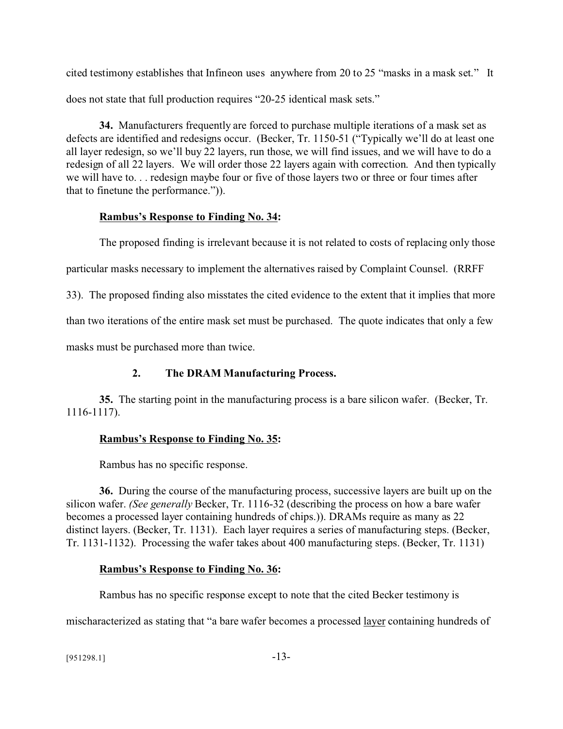cited testimony establishes that Infineon uses anywhere from 20 to 25 "masks in a mask set." It does not state that full production requires "20-25 identical mask sets."

**34.** Manufacturers frequently are forced to purchase multiple iterations of a mask set as defects are identified and redesigns occur. (Becker, Tr. 1150-51 ("Typically we'll do at least one all layer redesign, so we'll buy 22 layers, run those, we will find issues, and we will have to do a redesign of all 22 layers. We will order those 22 layers again with correction. And then typically we will have to. . . redesign maybe four or five of those layers two or three or four times after that to finetune the performance.")).

**Rambus's Response to Finding No. 34:**

The proposed finding is irrelevant because it is not related to costs of replacing only those particular masks necessary to implement the alternatives raised by Complaint Counsel. (RRFF 33). The proposed finding also misstates the cited evidence to the extent that it implies that more than two iterations of the entire mask set must be purchased. The quote indicates that only a few masks must be purchased more than twice.

### 2. The DRAM Manufacturing Process.

**35.** The starting point in the manufacturing process is a bare silicon wafer. (Becker, Tr. 1116-1117).

**Rambus's Response to Finding No. 35:**

Rambus has no specific response.

**36.** During the course of the manufacturing process, successive layers are built up on the silicon wafer. *(See generally* Becker, Tr. 1116-32 (describing the process on how a bare wafer becomes a processed layer containing hundreds of chips.)). DRAMs require as many as 22 distinct layers. (Becker, Tr. 1131). Each layer requires a series of manufacturing steps. (Becker, Tr. 1131-1132). Processing the wafer takes about 400 manufacturing steps. (Becker, Tr. 1131)

**Rambus's Response to Finding No. 36:**

Rambus has no specific response except to note that the cited Becker testimony is mischaracterized as stating that "a bare wafer becomes a processed layer containing hundreds of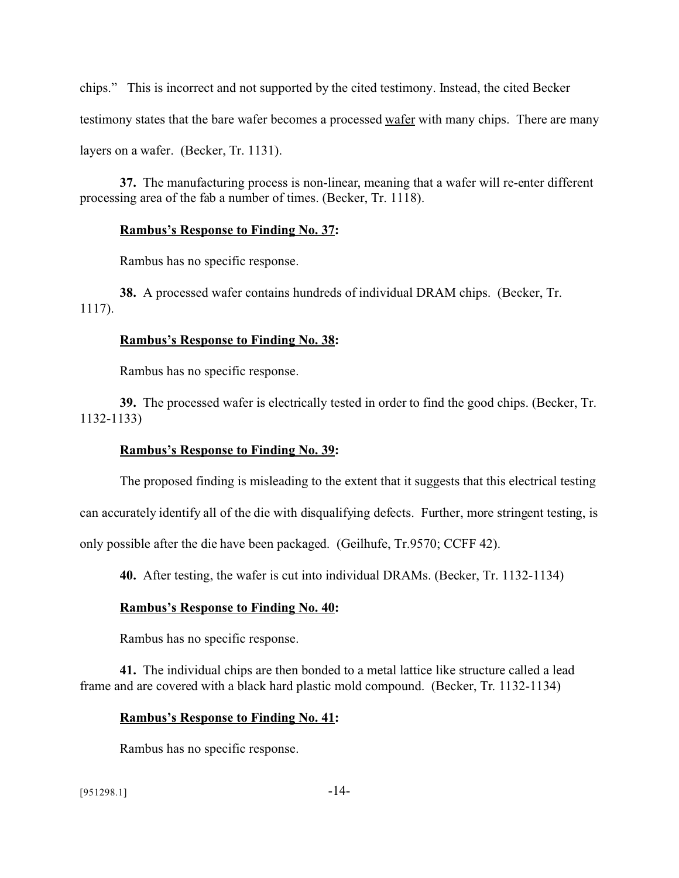chips." This is incorrect and not supported by the cited testimony. Instead, the cited Becker testimony states that the bare wafer becomes a processed wafer with many chips. There are many layers on a wafer. (Becker, Tr. 1131).

**37.** The manufacturing process is non-linear, meaning that a wafer will re-enter different processing area of the fab a number of times. (Becker, Tr. 1118).

**Rambus's Response to Finding No. 37:**

Rambus has no specific response.

**38.** A processed wafer contains hundreds of individual DRAM chips. (Becker, Tr. 1117).

**Rambus's Response to Finding No. 38:**

Rambus has no specific response.

**39.** The processed wafer is electrically tested in order to find the good chips. (Becker, Tr. 1132-1133)

**Rambus's Response to Finding No. 39:**

The proposed finding is misleading to the extent that it suggests that this electrical testing can accurately identify all of the die with disqualifying defects. Further, more stringent testing, is only possible after the die have been packaged. (Geilhufe, Tr.9570; CCFF 42).

**40.** After testing, the wafer is cut into individual DRAMs. (Becker, Tr. 1132-1134)

**Rambus's Response to Finding No. 40:**

Rambus has no specific response.

**41.** The individual chips are then bonded to a metal lattice like structure called a lead frame and are covered with a black hard plastic mold compound. (Becker, Tr. 1132-1134)

**Rambus's Response to Finding No. 41:**

Rambus has no specific response.

[951298.1]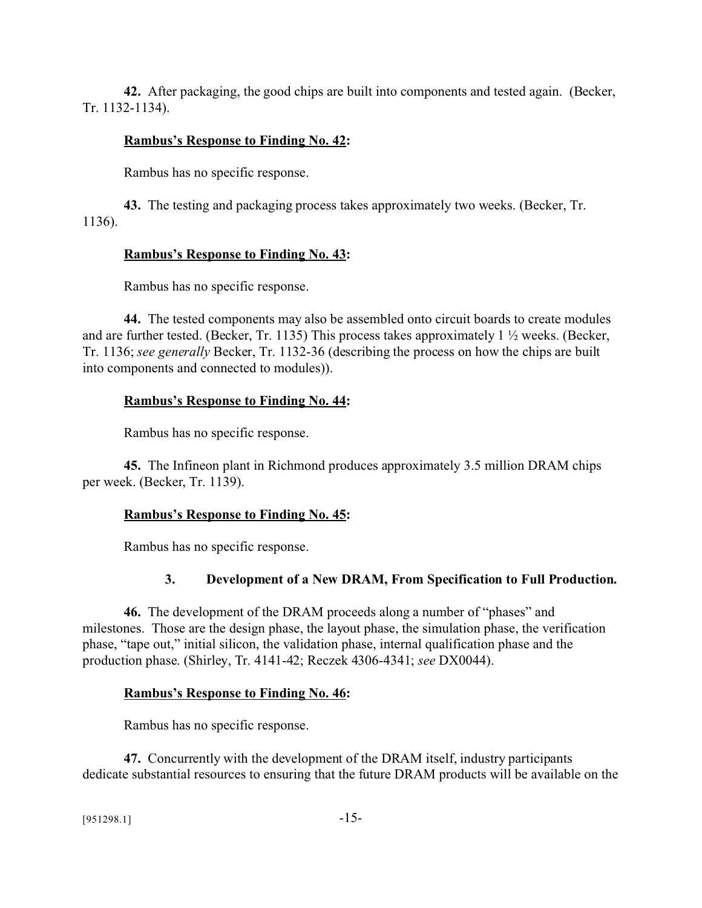**42.** After packaging, the good chips are built into components and tested again. (Becker, Tr. 1132-1134).

**Rambus's Response to Finding No. 42:**

Rambus has no specific response.

**43.** The testing and packaging process takes approximately two weeks. (Becker, Tr. 1136).

**Rambus's Response to Finding No. 43:**

Rambus has no specific response.

**44.** The tested components may also be assembled onto circuit boards to create modules and are further tested. (Becker, Tr. 1135) This process takes approximately 1 ½ weeks. (Becker, Tr. 1136; *see generally* Becker, Tr. 1132-36 (describing the process on how the chips are built into components and connected to modules)).

**Rambus's Response to Finding No. 44:**

Rambus has no specific response.

**45.** The Infineon plant in Richmond produces approximately 3.5 million DRAM chips per week. (Becker, Tr. 1139).

**Rambus's Response to Finding No. 45:**

Rambus has no specific response.

### 3. Development of a New DRAM, From Specification to Full Production.

**46.** The development of the DRAM proceeds along a number of "phases" and milestones. Those are the design phase, the layout phase, the simulation phase, the verification phase, "tape out," initial silicon, the validation phase, internal qualification phase and the production phase. (Shirley, Tr. 4141-42; Reczek 4306-4341; *see* DX0044).

**Rambus's Response to Finding No. 46:**

Rambus has no specific response.

**47.** Concurrently with the development of the DRAM itself, industry participants dedicate substantial resources to ensuring that the future DRAM products will be available on the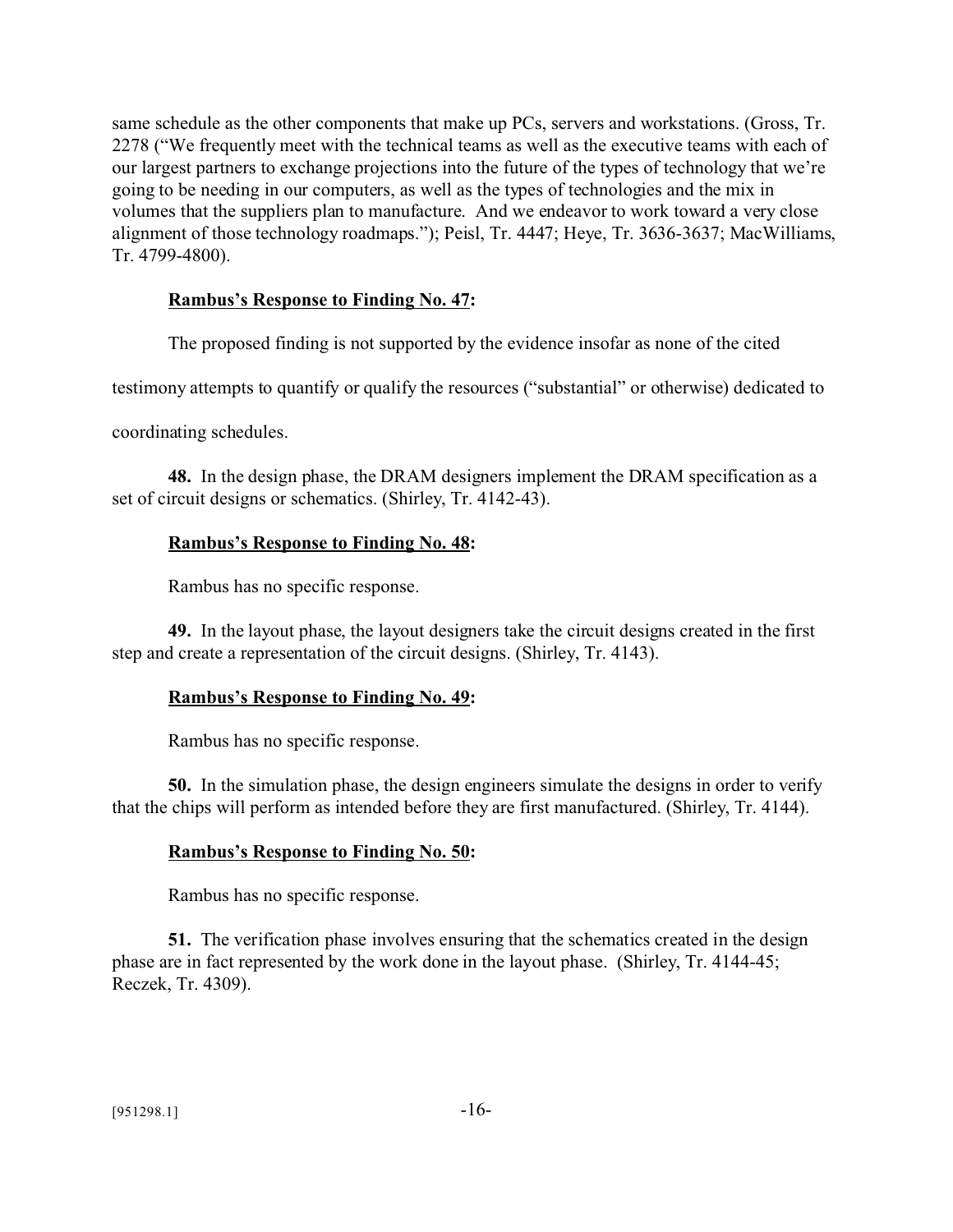same schedule as the other components that make up PCs, servers and workstations. (Gross, Tr. 2278 ("We frequently meet with the technical teams as well as the executive teams with each of our largest partners to exchange projections into the future of the types of technology that we're going to be needing in our computers, as well as the types of technologies and the mix in volumes that the suppliers plan to manufacture. And we endeavor to work toward a very close alignment of those technology roadmaps."); Peisl, Tr. 4447; Heye, Tr. 3636-3637; MacWilliams, Tr. 4799-4800).

**Rambus's Response to Finding No. 47:**

The proposed finding is not supported by the evidence insofar as none of the cited testimony attempts to quantify or qualify the resources ("substantial" or otherwise) dedicated to coordinating schedules.

**48.** In the design phase, the DRAM designers implement the DRAM specification as a set of circuit designs or schematics. (Shirley, Tr. 4142-43).

**Rambus's Response to Finding No. 48:**

Rambus has no specific response.

**49.** In the layout phase, the layout designers take the circuit designs created in the first step and create a representation of the circuit designs. (Shirley, Tr. 4143).

**Rambus's Response to Finding No. 49:**

Rambus has no specific response.

**50.** In the simulation phase, the design engineers simulate the designs in order to verify that the chips will perform as intended before they are first manufactured. (Shirley, Tr. 4144).

**Rambus's Response to Finding No. 50:**

Rambus has no specific response.

**51.** The verification phase involves ensuring that the schematics created in the design phase are in fact represented by the work done in the layout phase. (Shirley, Tr. 4144-45; Reczek, Tr. 4309).

[951298.1]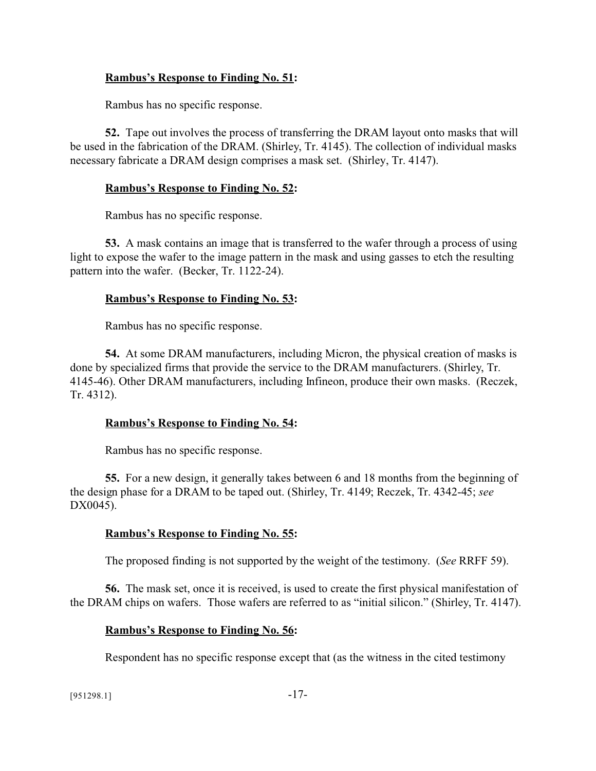**<u>Rambus's Response to Finding No. 51</u>:**

Rambus has no specific response.

**52.** Tape out involves the process of transferring the DRAM layout onto masks that will be used in the fabrication of the DRAM. (Shirley, Tr. 4145). The collection of individual masks necessary fabricate a DRAM design comprises a mask set. (Shirley, Tr. 4147).

**<u>Rambus's Response to Finding No. 52</u>:**

Rambus has no specific response.

**53.** A mask contains an image that is transferred to the wafer through a process of using light to expose the wafer to the image pattern in the mask and using gasses to etch the resulting pattern into the wafer. (Becker, Tr. 1122-24).

**<u>Rambus's Response to Finding No. 53</u>:**

Rambus has no specific response.

**54.** At some DRAM manufacturers, including Micron, the physical creation of masks is done by specialized firms that provide the service to the DRAM manufacturers. (Shirley, Tr. 4145-46). Other DRAM manufacturers, including Infineon, produce their own masks. (Reczek, Tr. 4312).

**<u>Rambus's Response to Finding No. 54</u>:**

Rambus has no specific response.

**55.** For a new design, it generally takes between 6 and 18 months from the beginning of the design phase for a DRAM to be taped out. (Shirley, Tr. 4149; Reczek, Tr. 4342-45; *see* DX0045).

**<u>Rambus's Response to Finding No. 55</u>:**

The proposed finding is not supported by the weight of the testimony. (*See* RRFF 59).

**56.** The mask set, once it is received, is used to create the first physical manifestation of the DRAM chips on wafers. Those wafers are referred to as "initial silicon." (Shirley, Tr. 4147).

**<u>Rambus's Response to Finding No. 56</u>:**

Respondent has no specific response except that (as the witness in the cited testimony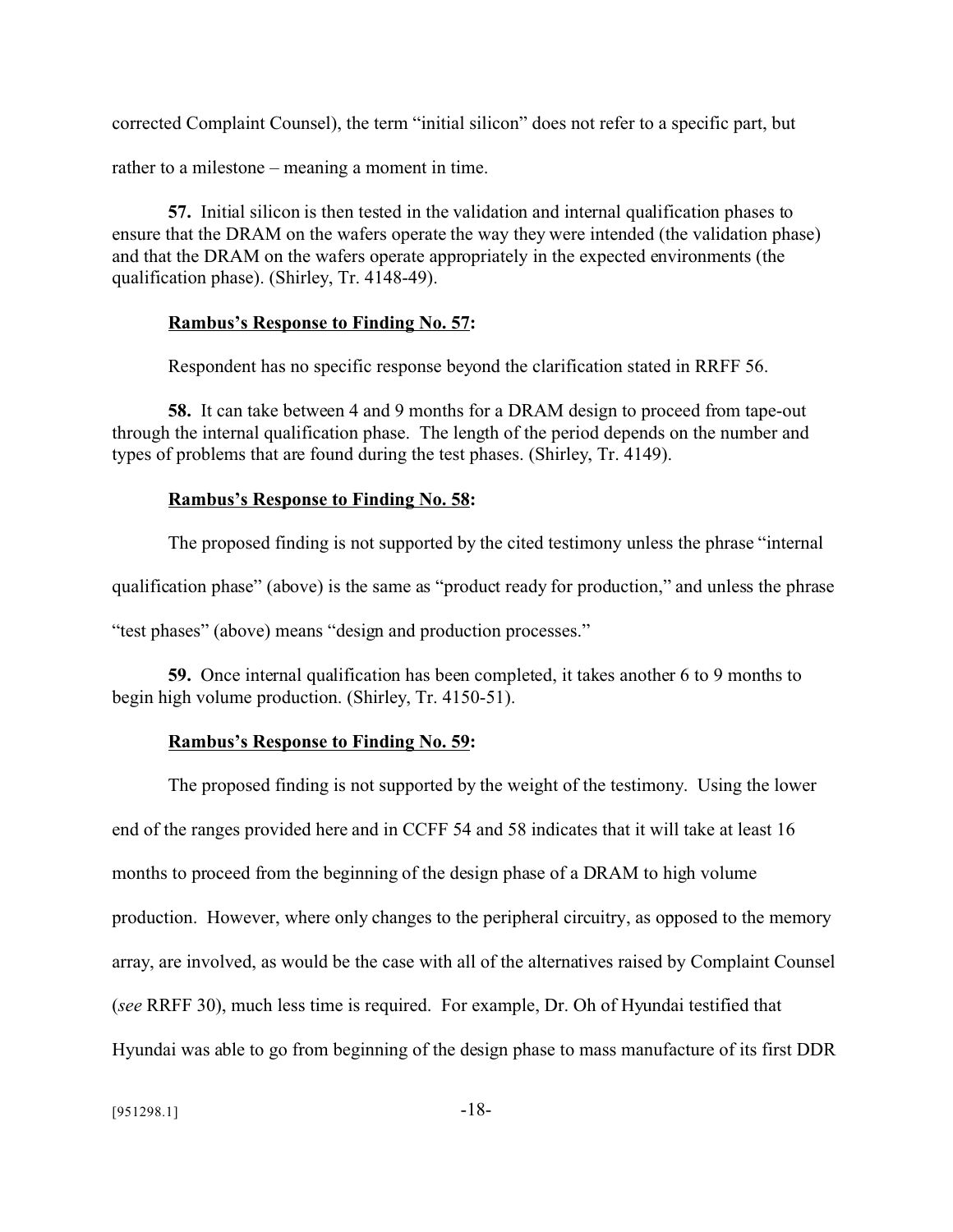corrected Complaint Counsel), the term "initial silicon" does not refer to a specific part, but rather to a milestone – meaning a moment in time.

**57.** Initial silicon is then tested in the validation and internal qualification phases to ensure that the DRAM on the wafers operate the way they were intended (the validation phase) and that the DRAM on the wafers operate appropriately in the expected environments (the qualification phase). (Shirley, Tr. 4148-49).

**Rambus's Response to Finding No. 57:**

Respondent has no specific response beyond the clarification stated in RRFF 56.

**58.** It can take between 4 and 9 months for a DRAM design to proceed from tape-out through the internal qualification phase. The length of the period depends on the number and types of problems that are found during the test phases. (Shirley, Tr. 4149).

**Rambus's Response to Finding No. 58:**

The proposed finding is not supported by the cited testimony unless the phrase "internal qualification phase" (above) is the same as "product ready for production," and unless the phrase "test phases" (above) means "design and production processes."

**59.** Once internal qualification has been completed, it takes another 6 to 9 months to begin high volume production. (Shirley, Tr. 4150-51).

**Rambus's Response to Finding No. 59:**

The proposed finding is not supported by the weight of the testimony. Using the lower end of the ranges provided here and in CCFF 54 and 58 indicates that it will take at least 16 months to proceed from the beginning of the design phase of a DRAM to high volume production. However, where only changes to the peripheral circuitry, as opposed to the memory array, are involved, as would be the case with all of the alternatives raised by Complaint Counsel (*see* RRFF 30), much less time is required. For example, Dr. Oh of Hyundai testified that Hyundai was able to go from beginning of the design phase to mass manufacture of its first DDR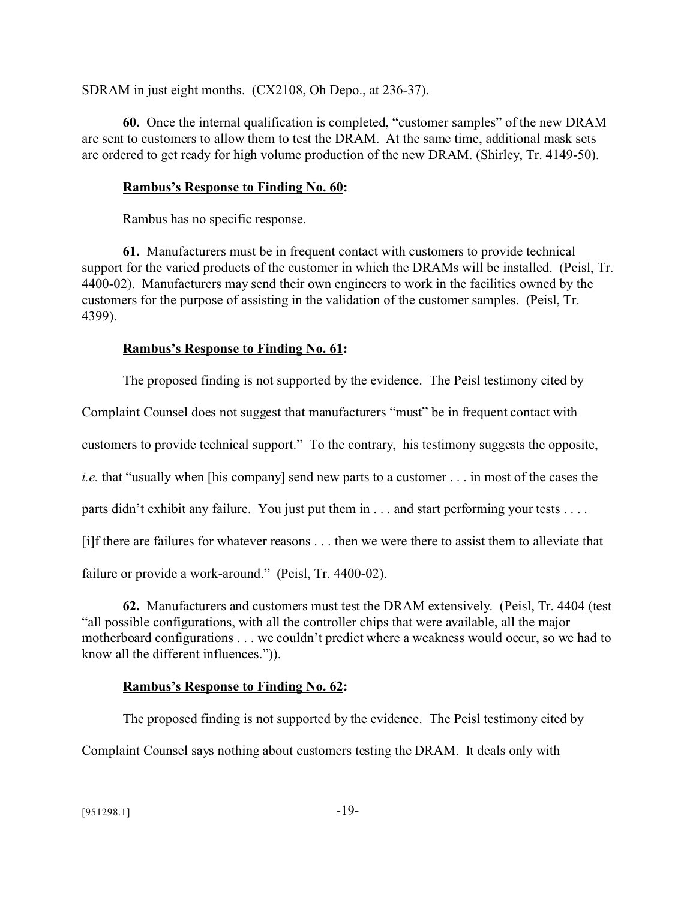SDRAM in just eight months. (CX2108, Oh Depo., at 236-37).

**60.** Once the internal qualification is completed, "customer samples" of the new DRAM are sent to customers to allow them to test the DRAM. At the same time, additional mask sets are ordered to get ready for high volume production of the new DRAM. (Shirley, Tr. 4149-50).

**<u>Rambus's Response to Finding No. 60</u>:**

Rambus has no specific response.

**61.** Manufacturers must be in frequent contact with customers to provide technical support for the varied products of the customer in which the DRAMs will be installed. (Peisl, Tr. 4400-02). Manufacturers may send their own engineers to work in the facilities owned by the customers for the purpose of assisting in the validation of the customer samples. (Peisl, Tr. 4399).

**<u>Rambus's Response to Finding No. 61</u>:**

The proposed finding is not supported by the evidence. The Peisl testimony cited by Complaint Counsel does not suggest that manufacturers "must" be in frequent contact with customers to provide technical support." To the contrary, his testimony suggests the opposite, *i.e.* that "usually when [his company] send new parts to a customer . . . in most of the cases the parts didn't exhibit any failure. You just put them in . . . and start performing your tests . . . . [i]f there are failures for whatever reasons . . . then we were there to assist them to alleviate that failure or provide a work-around." (Peisl, Tr. 4400-02).

**62.** Manufacturers and customers must test the DRAM extensively. (Peisl, Tr. 4404 (test "all possible configurations, with all the controller chips that were available, all the major motherboard configurations . . . we couldn't predict where a weakness would occur, so we had to know all the different influences.")).

**<u>Rambus's Response to Finding No. 62</u>:**

The proposed finding is not supported by the evidence. The Peisl testimony cited by Complaint Counsel says nothing about customers testing the DRAM. It deals only with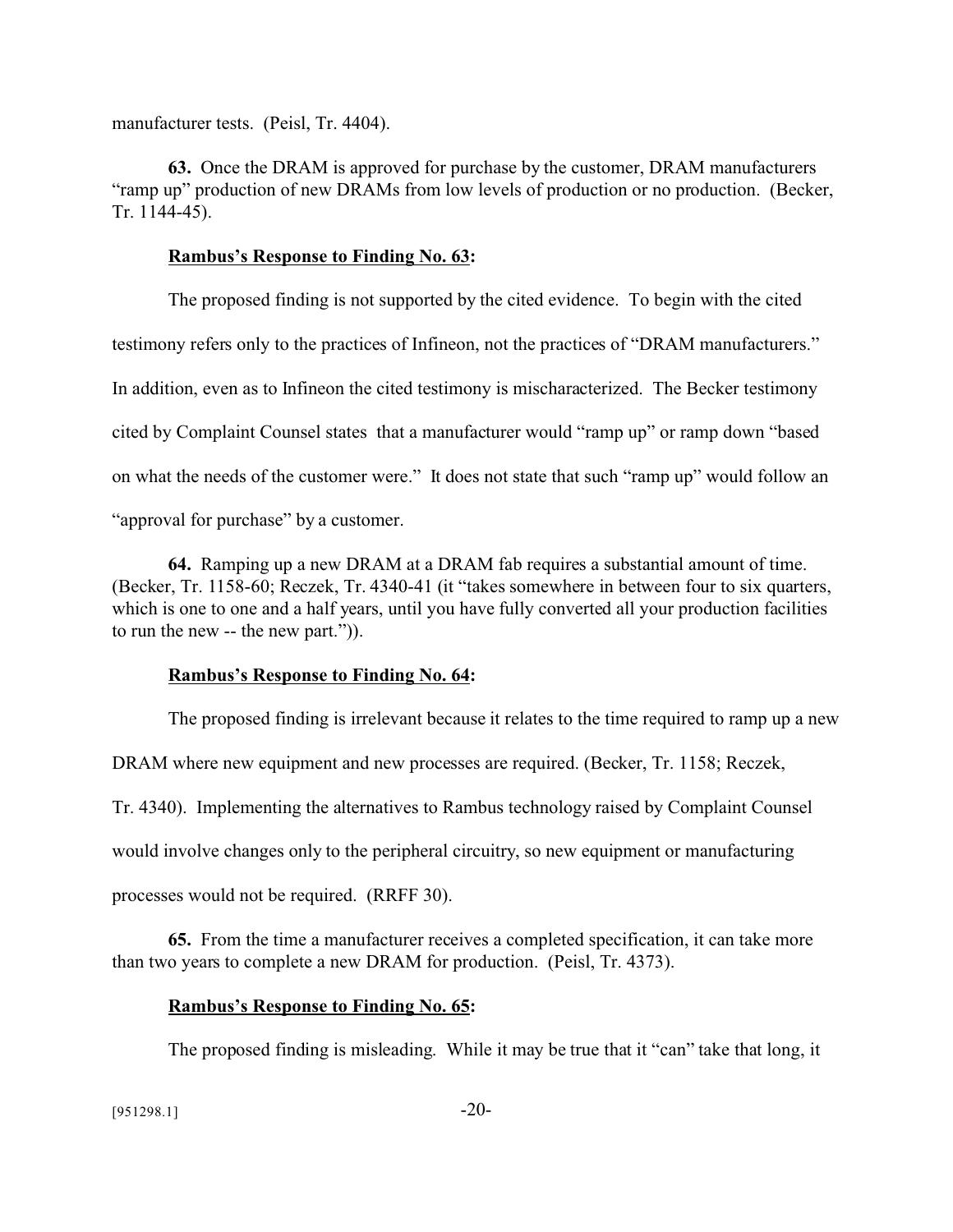manufacturer tests. (Peisl, Tr. 4404).

**63.** Once the DRAM is approved for purchase by the customer, DRAM manufacturers "ramp up" production of new DRAMs from low levels of production or no production. (Becker, Tr. 1144-45).

**Rambus's Response to Finding No. 63:**

The proposed finding is not supported by the cited evidence. To begin with the cited testimony refers only to the practices of Infineon, not the practices of "DRAM manufacturers." In addition, even as to Infineon the cited testimony is mischaracterized. The Becker testimony cited by Complaint Counsel states that a manufacturer would "ramp up" or ramp down "based on what the needs of the customer were." It does not state that such "ramp up" would follow an "approval for purchase" by a customer.

**64.** Ramping up a new DRAM at a DRAM fab requires a substantial amount of time. (Becker, Tr. 1158-60; Reczek, Tr. 4340-41 (it "takes somewhere in between four to six quarters, which is one to one and a half years, until you have fully converted all your production facilities to run the new -- the new part.")).

**Rambus's Response to Finding No. 64:**

The proposed finding is irrelevant because it relates to the time required to ramp up a new DRAM where new equipment and new processes are required. (Becker, Tr. 1158; Reczek, Tr. 4340). Implementing the alternatives to Rambus technology raised by Complaint Counsel would involve changes only to the peripheral circuitry, so new equipment or manufacturing processes would not be required. (RRFF 30).

**65.** From the time a manufacturer receives a completed specification, it can take more than two years to complete a new DRAM for production. (Peisl, Tr. 4373).

**Rambus's Response to Finding No. 65:**

The proposed finding is misleading. While it may be true that it "can" take that long, it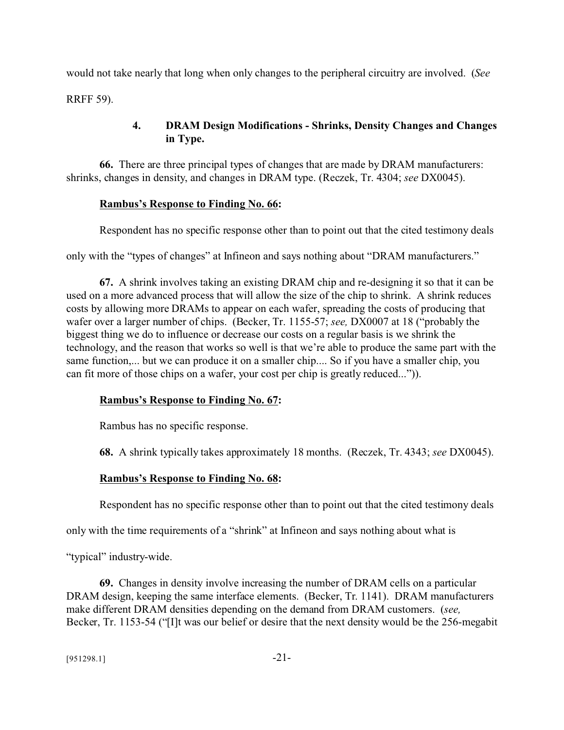would not take nearly that long when only changes to the peripheral circuitry are involved. (*See* RRFF 59).

### 4. DRAM Design Modifications - Shrinks, Density Changes and Changes in Type.

**66.** There are three principal types of changes that are made by DRAM manufacturers: shrinks, changes in density, and changes in DRAM type. (Reczek, Tr. 4304; *see* DX0045).

**Rambus's Response to Finding No. 66:**

Respondent has no specific response other than to point out that the cited testimony deals only with the "types of changes" at Infineon and says nothing about "DRAM manufacturers."

**67.** A shrink involves taking an existing DRAM chip and re-designing it so that it can be used on a more advanced process that will allow the size of the chip to shrink. A shrink reduces costs by allowing more DRAMs to appear on each wafer, spreading the costs of producing that wafer over a larger number of chips. (Becker, Tr. 1155-57; *see,* DX0007 at 18 ("probably the biggest thing we do to influence or decrease our costs on a regular basis is we shrink the technology, and the reason that works so well is that we're able to produce the same part with the same function,... but we can produce it on a smaller chip.... So if you have a smaller chip, you can fit more of those chips on a wafer, your cost per chip is greatly reduced...")).

**Rambus's Response to Finding No. 67:**

Rambus has no specific response.

**68.** A shrink typically takes approximately 18 months. (Reczek, Tr. 4343; *see* DX0045).

**Rambus's Response to Finding No. 68:**

Respondent has no specific response other than to point out that the cited testimony deals only with the time requirements of a "shrink" at Infineon and says nothing about what is "typical" industry-wide.

**69.** Changes in density involve increasing the number of DRAM cells on a particular DRAM design, keeping the same interface elements. (Becker, Tr. 1141). DRAM manufacturers make different DRAM densities depending on the demand from DRAM customers. (*see,* Becker, Tr. 1153-54 ("[I]t was our belief or desire that the next density would be the 256-megabit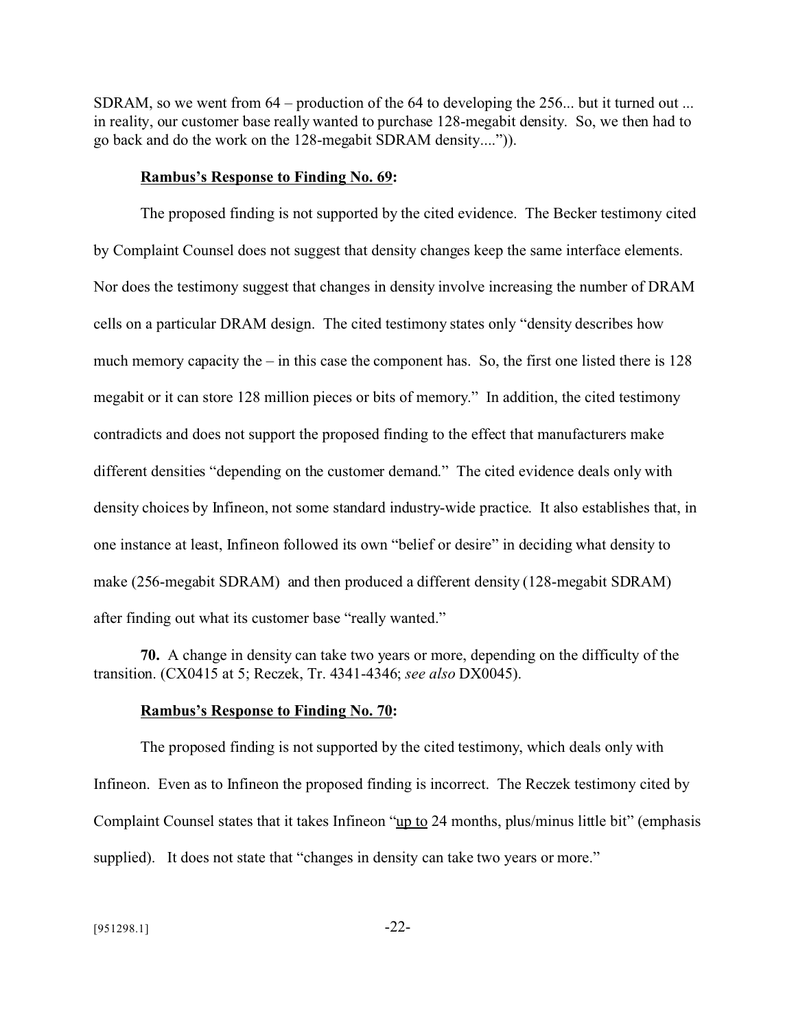SDRAM, so we went from 64 – production of the 64 to developing the 256... but it turned out ... in reality, our customer base really wanted to purchase 128-megabit density. So, we then had to go back and do the work on the 128-megabit SDRAM density....")).

**Rambus's Response to Finding No. 69:**

The proposed finding is not supported by the cited evidence. The Becker testimony cited by Complaint Counsel does not suggest that density changes keep the same interface elements. Nor does the testimony suggest that changes in density involve increasing the number of DRAM cells on a particular DRAM design. The cited testimony states only "density describes how much memory capacity the – in this case the component has. So, the first one listed there is 128 megabit or it can store 128 million pieces or bits of memory." In addition, the cited testimony contradicts and does not support the proposed finding to the effect that manufacturers make different densities "depending on the customer demand." The cited evidence deals only with density choices by Infineon, not some standard industry-wide practice. It also establishes that, in one instance at least, Infineon followed its own "belief or desire" in deciding what density to make (256-megabit SDRAM) and then produced a different density (128-megabit SDRAM) after finding out what its customer base "really wanted."

**70.** A change in density can take two years or more, depending on the difficulty of the transition. (CX0415 at 5; Reczek, Tr. 4341-4346; *see also* DX0045).

**Rambus's Response to Finding No. 70:**

The proposed finding is not supported by the cited testimony, which deals only with Infineon. Even as to Infineon the proposed finding is incorrect. The Reczek testimony cited by Complaint Counsel states that it takes Infineon "<u>up to</u> 24 months, plus/minus little bit" (emphasis supplied). It does not state that "changes in density can take two years or more."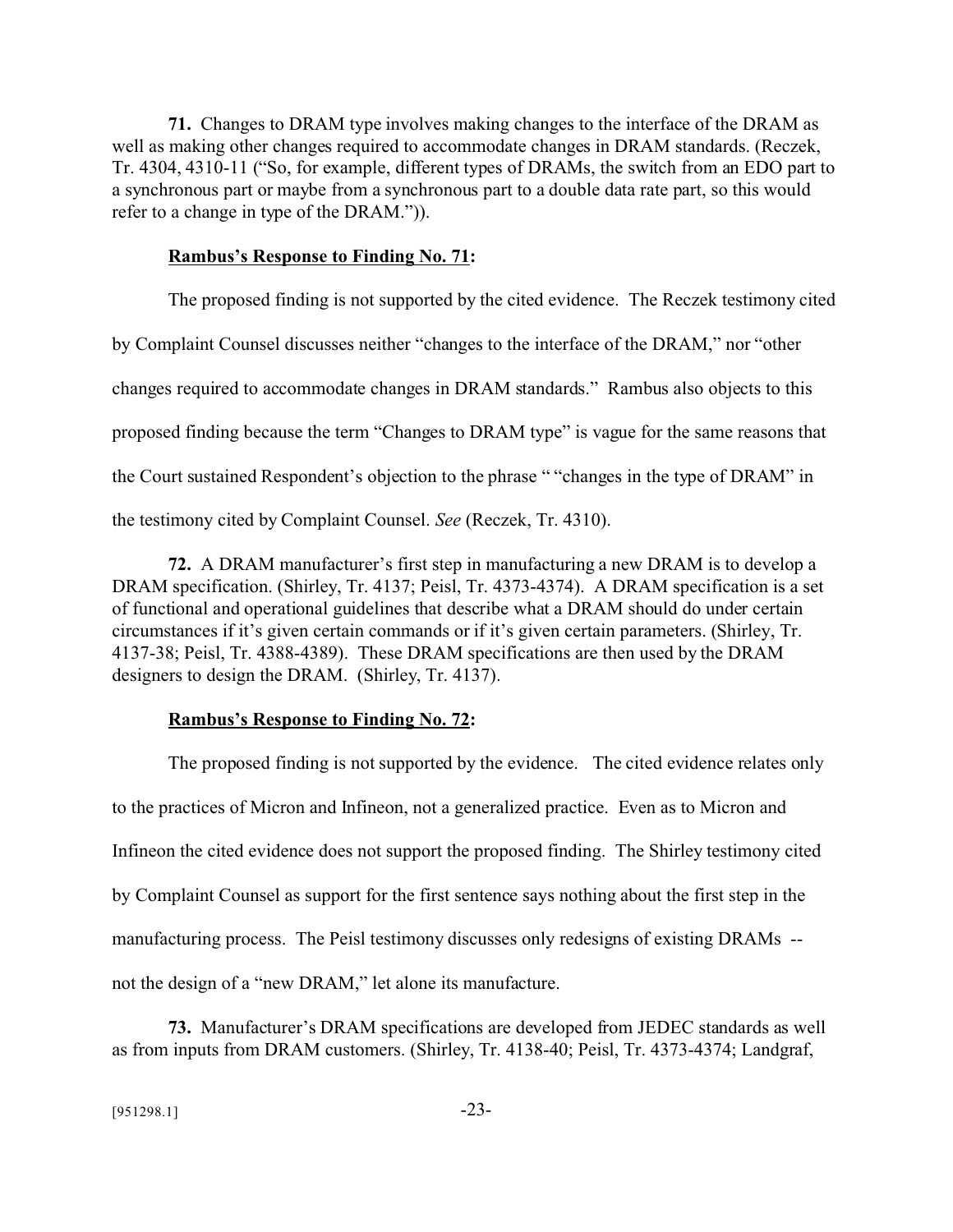**71.** Changes to DRAM type involves making changes to the interface of the DRAM as well as making other changes required to accommodate changes in DRAM standards. (Reczek, Tr. 4304, 4310-11 ("So, for example, different types of DRAMs, the switch from an EDO part to a synchronous part or maybe from a synchronous part to a double data rate part, so this would refer to a change in type of the DRAM.")).

**Rambus's Response to Finding No. 71:**

The proposed finding is not supported by the cited evidence. The Reczek testimony cited by Complaint Counsel discusses neither "changes to the interface of the DRAM," nor "other changes required to accommodate changes in DRAM standards." Rambus also objects to this proposed finding because the term "Changes to DRAM type" is vague for the same reasons that the Court sustained Respondent's objection to the phrase " "changes in the type of DRAM" in the testimony cited by Complaint Counsel. *See* (Reczek, Tr. 4310).

**72.** A DRAM manufacturer's first step in manufacturing a new DRAM is to develop a DRAM specification. (Shirley, Tr. 4137; Peisl, Tr. 4373-4374). A DRAM specification is a set of functional and operational guidelines that describe what a DRAM should do under certain circumstances if it's given certain commands or if it's given certain parameters. (Shirley, Tr. 4137-38; Peisl, Tr. 4388-4389). These DRAM specifications are then used by the DRAM designers to design the DRAM. (Shirley, Tr. 4137).

**Rambus's Response to Finding No. 72:**

The proposed finding is not supported by the evidence. The cited evidence relates only to the practices of Micron and Infineon, not a generalized practice. Even as to Micron and Infineon the cited evidence does not support the proposed finding. The Shirley testimony cited by Complaint Counsel as support for the first sentence says nothing about the first step in the manufacturing process. The Peisl testimony discusses only redesigns of existing DRAMs -- not the design of a "new DRAM," let alone its manufacture.

**73.** Manufacturer's DRAM specifications are developed from JEDEC standards as well as from inputs from DRAM customers. (Shirley, Tr. 4138-40; Peisl, Tr. 4373-4374; Landgraf,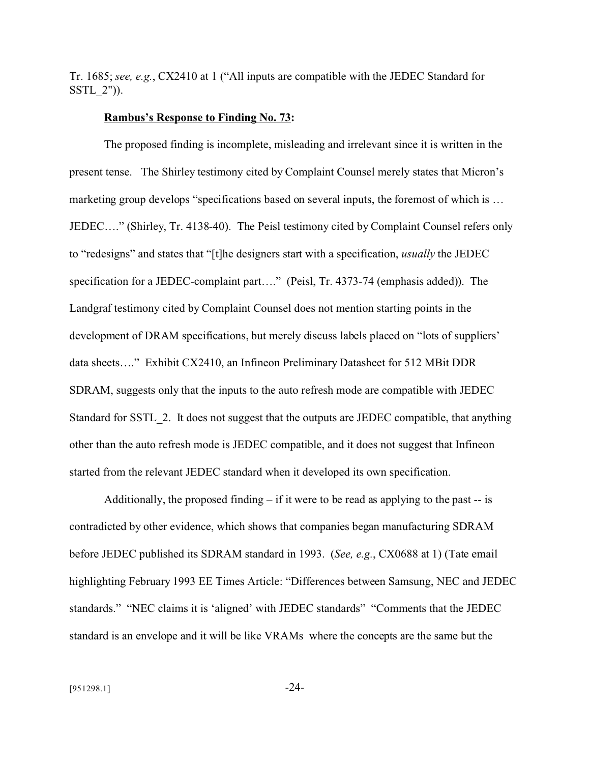Tr. 1685; *see, e.g.*, CX2410 at 1 ("All inputs are compatible with the JEDEC Standard for SSTL_2")).

**Rambus's Response to Finding No. 73:**

The proposed finding is incomplete, misleading and irrelevant since it is written in the present tense. The Shirley testimony cited by Complaint Counsel merely states that Micron's marketing group develops "specifications based on several inputs, the foremost of which is … JEDEC…." (Shirley, Tr. 4138-40). The Peisl testimony cited by Complaint Counsel refers only to "redesigns" and states that "[t]he designers start with a specification, *usually* the JEDEC specification for a JEDEC-complaint part…." (Peisl, Tr. 4373-74 (emphasis added)). The Landgraf testimony cited by Complaint Counsel does not mention starting points in the development of DRAM specifications, but merely discuss labels placed on "lots of suppliers' data sheets…." Exhibit CX2410, an Infineon Preliminary Datasheet for 512 MBit DDR SDRAM, suggests only that the inputs to the auto refresh mode are compatible with JEDEC Standard for SSTL_2. It does not suggest that the outputs are JEDEC compatible, that anything other than the auto refresh mode is JEDEC compatible, and it does not suggest that Infineon started from the relevant JEDEC standard when it developed its own specification.

Additionally, the proposed finding – if it were to be read as applying to the past -- is contradicted by other evidence, which shows that companies began manufacturing SDRAM before JEDEC published its SDRAM standard in 1993. (*See, e.g.*, CX0688 at 1) (Tate email highlighting February 1993 EE Times Article: "Differences between Samsung, NEC and JEDEC standards." "NEC claims it is 'aligned' with JEDEC standards" "Comments that the JEDEC standard is an envelope and it will be like VRAMs where the concepts are the same but the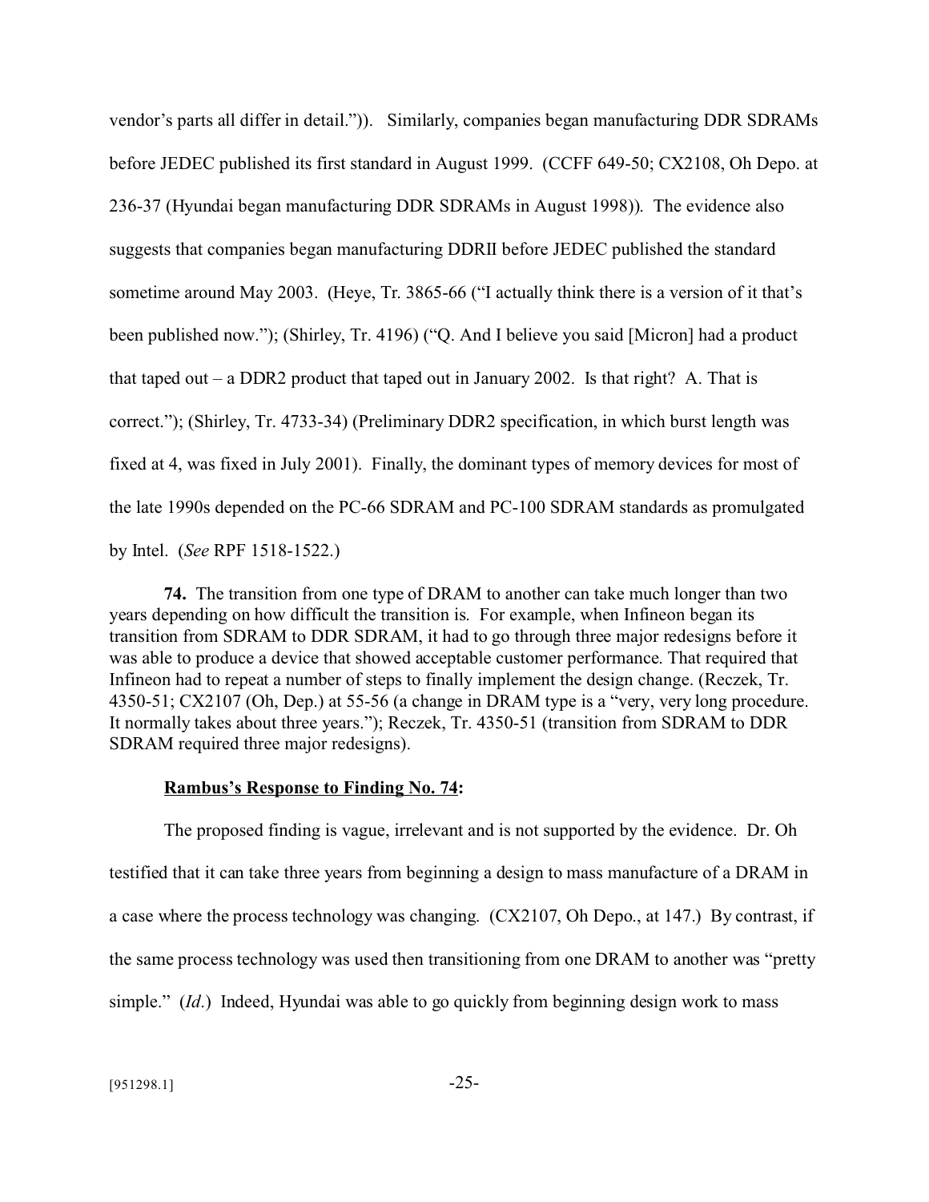vendor's parts all differ in detail.")). Similarly, companies began manufacturing DDR SDRAMs before JEDEC published its first standard in August 1999. (CCFF 649-50; CX2108, Oh Depo. at 236-37 (Hyundai began manufacturing DDR SDRAMs in August 1998)). The evidence also suggests that companies began manufacturing DDRII before JEDEC published the standard sometime around May 2003. (Heye, Tr. 3865-66 ("I actually think there is a version of it that's been published now."); (Shirley, Tr. 4196) ("Q. And I believe you said [Micron] had a product that taped out – a DDR2 product that taped out in January 2002. Is that right? A. That is correct."); (Shirley, Tr. 4733-34) (Preliminary DDR2 specification, in which burst length was fixed at 4, was fixed in July 2001). Finally, the dominant types of memory devices for most of the late 1990s depended on the PC-66 SDRAM and PC-100 SDRAM standards as promulgated by Intel. (*See* RPF 1518-1522.)

**74.** The transition from one type of DRAM to another can take much longer than two years depending on how difficult the transition is. For example, when Infineon began its transition from SDRAM to DDR SDRAM, it had to go through three major redesigns before it was able to produce a device that showed acceptable customer performance. That required that Infineon had to repeat a number of steps to finally implement the design change. (Reczek, Tr. 4350-51; CX2107 (Oh, Dep.) at 55-56 (a change in DRAM type is a "very, very long procedure. It normally takes about three years."); Reczek, Tr. 4350-51 (transition from SDRAM to DDR SDRAM required three major redesigns).

**<u>Rambus's Response to Finding No. 74</u>:**

The proposed finding is vague, irrelevant and is not supported by the evidence. Dr. Oh testified that it can take three years from beginning a design to mass manufacture of a DRAM in a case where the process technology was changing. (CX2107, Oh Depo., at 147.) By contrast, if the same process technology was used then transitioning from one DRAM to another was "pretty simple." (*Id.*) Indeed, Hyundai was able to go quickly from beginning design work to mass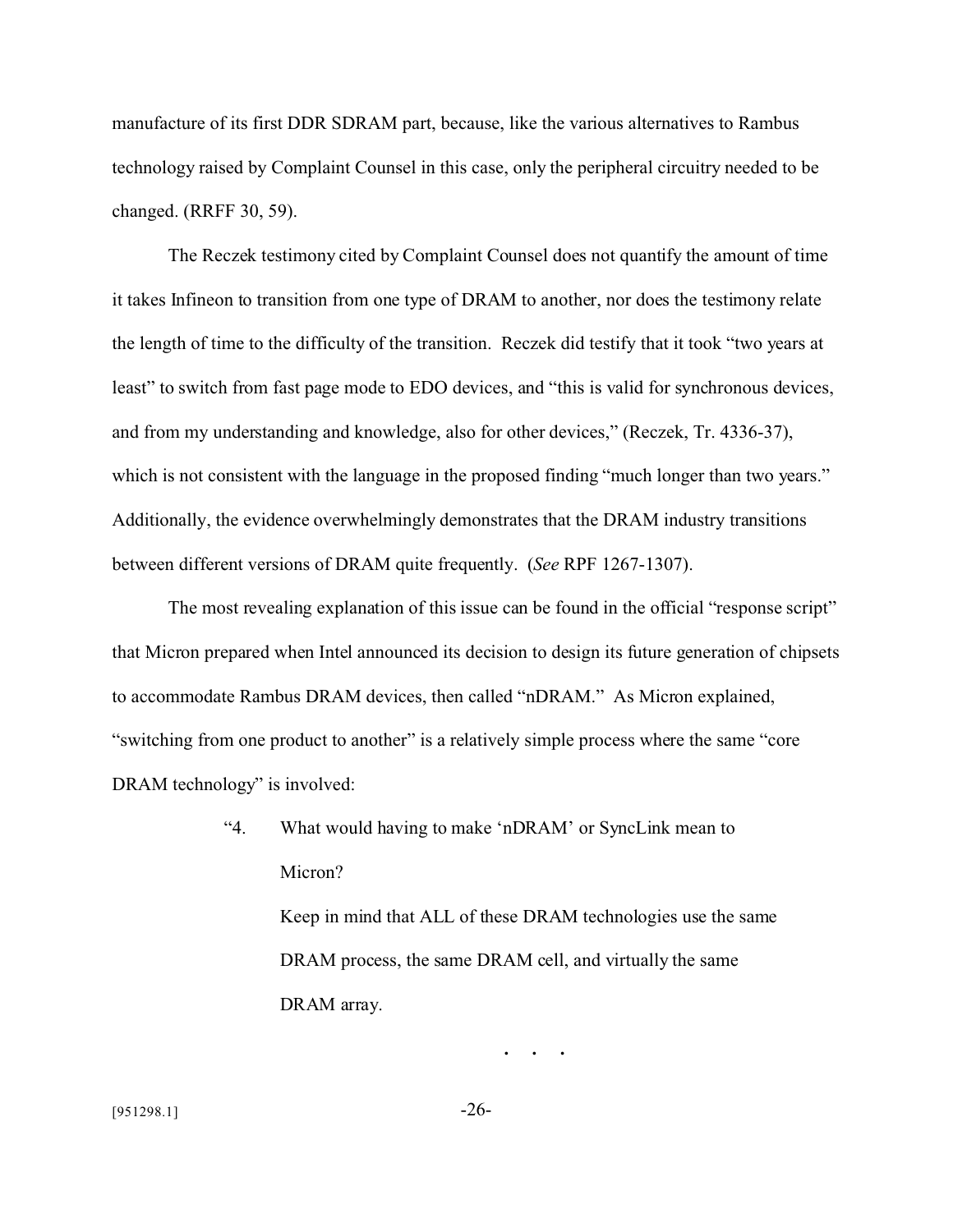manufacture of its first DDR SDRAM part, because, like the various alternatives to Rambus technology raised by Complaint Counsel in this case, only the peripheral circuitry needed to be changed. (RRFF 30, 59).

The Reczek testimony cited by Complaint Counsel does not quantify the amount of time it takes Infineon to transition from one type of DRAM to another, nor does the testimony relate the length of time to the difficulty of the transition. Reczek did testify that it took "two years at least" to switch from fast page mode to EDO devices, and "this is valid for synchronous devices, and from my understanding and knowledge, also for other devices," (Reczek, Tr. 4336-37), which is not consistent with the language in the proposed finding "much longer than two years." Additionally, the evidence overwhelmingly demonstrates that the DRAM industry transitions between different versions of DRAM quite frequently. (*See* RPF 1267-1307).

The most revealing explanation of this issue can be found in the official "response script" that Micron prepared when Intel announced its decision to design its future generation of chipsets to accommodate Rambus DRAM devices, then called "nDRAM." As Micron explained, "switching from one product to another" is a relatively simple process where the same "core DRAM technology" is involved:

> "4. What would having to make 'nDRAM' or SyncLink mean to Micron?
>
> Keep in mind that ALL of these DRAM technologies use the same DRAM process, the same DRAM cell, and virtually the same DRAM array.
>
> . . .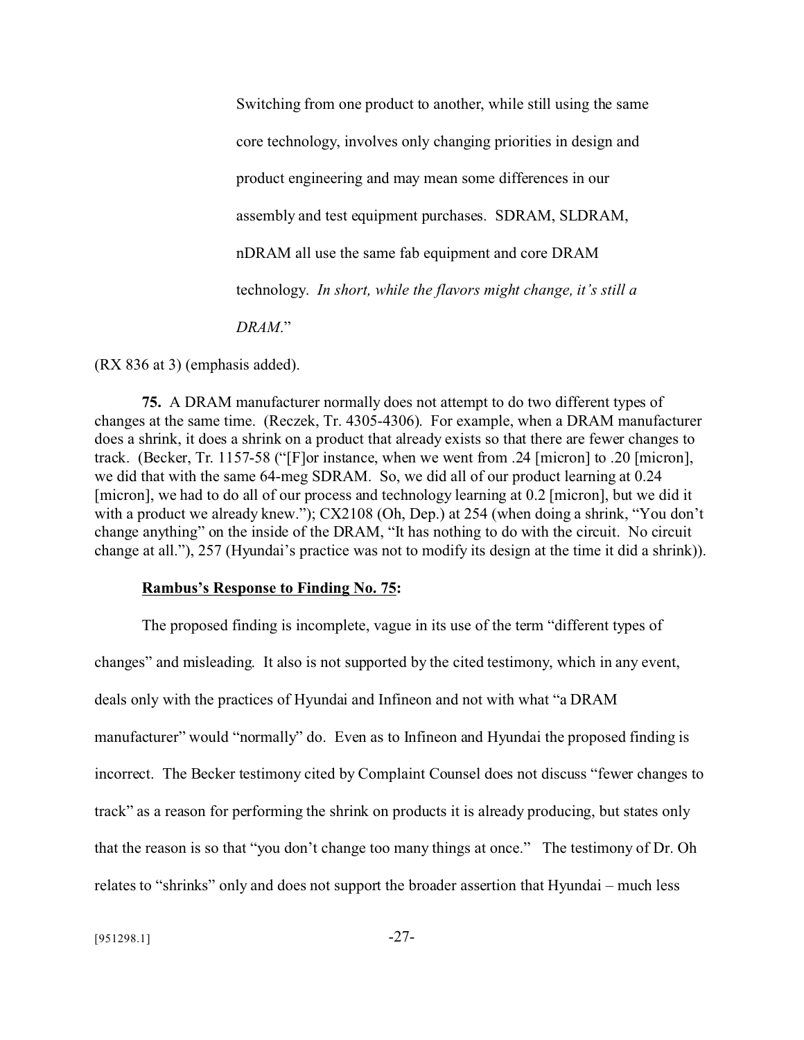> Switching from one product to another, while still using the same core technology, involves only changing priorities in design and product engineering and may mean some differences in our assembly and test equipment purchases. SDRAM, SLDRAM, nDRAM all use the same fab equipment and core DRAM technology. *In short, while the flavors might change, it's still a DRAM*."

(RX 836 at 3) (emphasis added).

**75.** A DRAM manufacturer normally does not attempt to do two different types of changes at the same time. (Reczek, Tr. 4305-4306). For example, when a DRAM manufacturer does a shrink, it does a shrink on a product that already exists so that there are fewer changes to track. (Becker, Tr. 1157-58 ("[F]or instance, when we went from .24 [micron] to .20 [micron], we did that with the same 64-meg SDRAM. So, we did all of our product learning at 0.24 [micron], we had to do all of our process and technology learning at 0.2 [micron], but we did it with a product we already knew."); CX2108 (Oh, Dep.) at 254 (when doing a shrink, "You don't change anything" on the inside of the DRAM, "It has nothing to do with the circuit. No circuit change at all."), 257 (Hyundai's practice was not to modify its design at the time it did a shrink)).

**Rambus's Response to Finding No. 75:**

The proposed finding is incomplete, vague in its use of the term "different types of changes" and misleading. It also is not supported by the cited testimony, which in any event, deals only with the practices of Hyundai and Infineon and not with what "a DRAM manufacturer" would "normally" do. Even as to Infineon and Hyundai the proposed finding is incorrect. The Becker testimony cited by Complaint Counsel does not discuss "fewer changes to track" as a reason for performing the shrink on products it is already producing, but states only that the reason is so that "you don't change too many things at once." The testimony of Dr. Oh relates to "shrinks" only and does not support the broader assertion that Hyundai – much less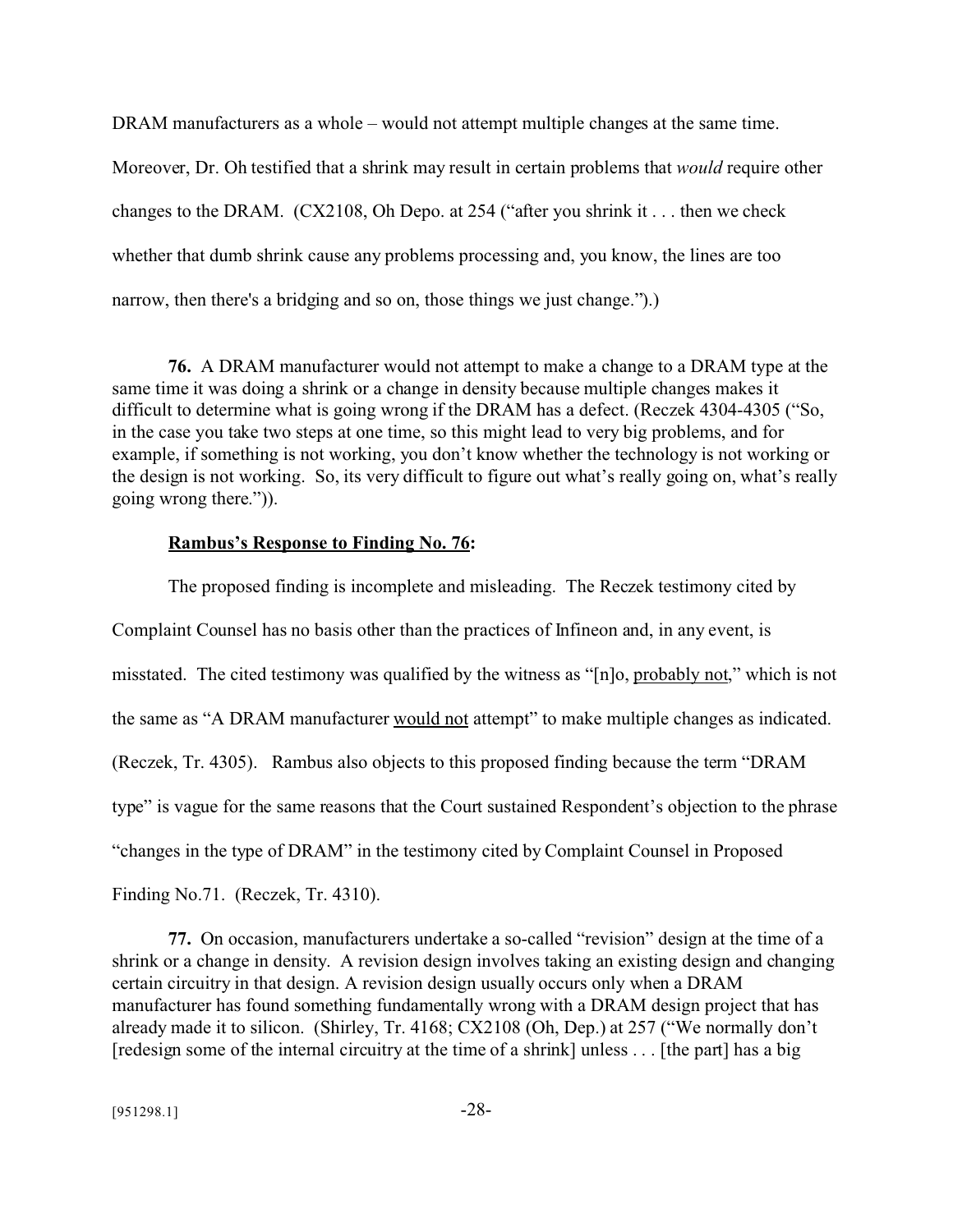DRAM manufacturers as a whole – would not attempt multiple changes at the same time. Moreover, Dr. Oh testified that a shrink may result in certain problems that *would* require other changes to the DRAM. (CX2108, Oh Depo. at 254 ("after you shrink it . . . then we check whether that dumb shrink cause any problems processing and, you know, the lines are too narrow, then there's a bridging and so on, those things we just change.").)

**76.** A DRAM manufacturer would not attempt to make a change to a DRAM type at the same time it was doing a shrink or a change in density because multiple changes makes it difficult to determine what is going wrong if the DRAM has a defect. (Reczek 4304-4305 ("So, in the case you take two steps at one time, so this might lead to very big problems, and for example, if something is not working, you don't know whether the technology is not working or the design is not working. So, its very difficult to figure out what's really going on, what's really going wrong there.")).

**Rambus's Response to Finding No. 76:**

The proposed finding is incomplete and misleading. The Reczek testimony cited by Complaint Counsel has no basis other than the practices of Infineon and, in any event, is misstated. The cited testimony was qualified by the witness as "[n]o, probably not," which is not the same as "A DRAM manufacturer would not attempt" to make multiple changes as indicated. (Reczek, Tr. 4305). Rambus also objects to this proposed finding because the term "DRAM type" is vague for the same reasons that the Court sustained Respondent's objection to the phrase "changes in the type of DRAM" in the testimony cited by Complaint Counsel in Proposed Finding No.71. (Reczek, Tr. 4310).

**77.** On occasion, manufacturers undertake a so-called "revision" design at the time of a shrink or a change in density. A revision design involves taking an existing design and changing certain circuitry in that design. A revision design usually occurs only when a DRAM manufacturer has found something fundamentally wrong with a DRAM design project that has already made it to silicon. (Shirley, Tr. 4168; CX2108 (Oh, Dep.) at 257 ("We normally don't [redesign some of the internal circuitry at the time of a shrink] unless . . . [the part] has a big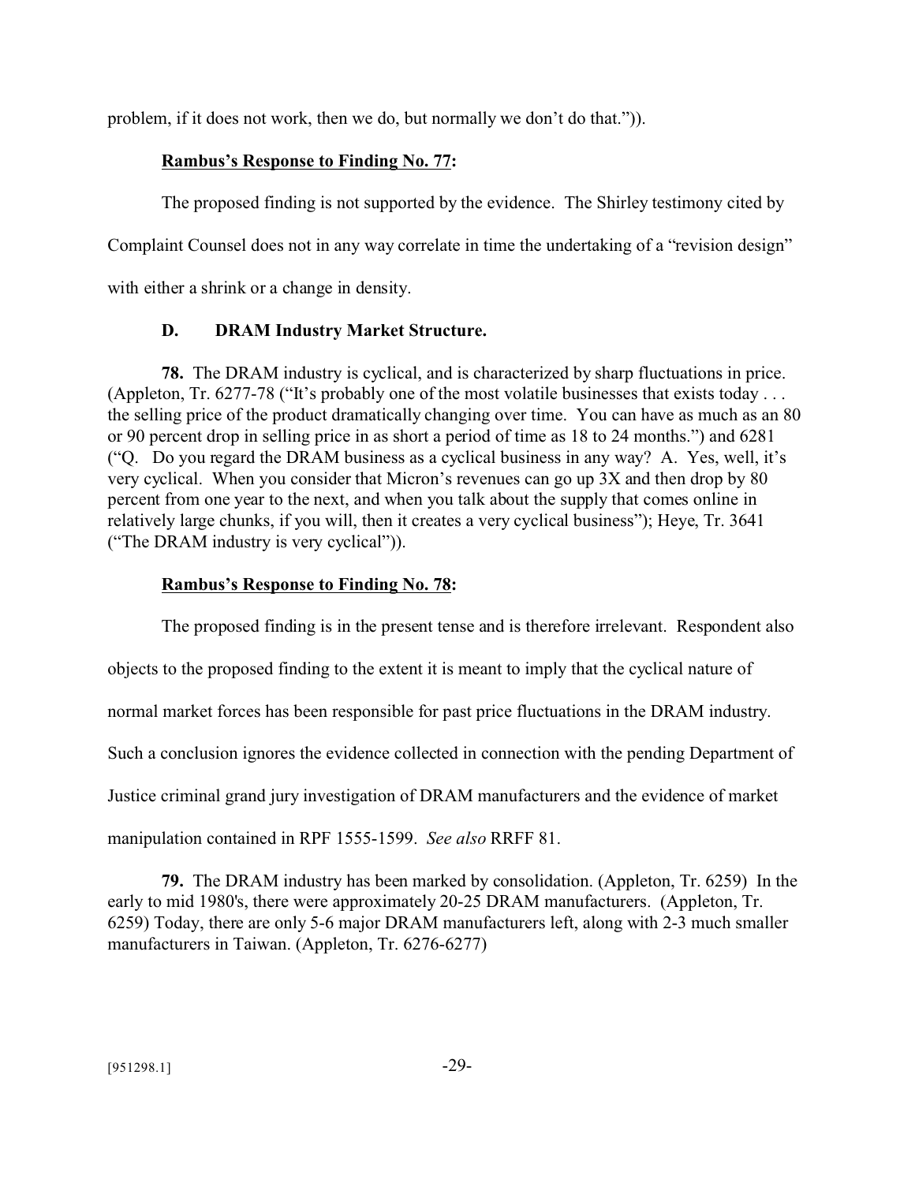problem, if it does not work, then we do, but normally we don't do that.")).

**Rambus's Response to Finding No. 77:**

The proposed finding is not supported by the evidence. The Shirley testimony cited by Complaint Counsel does not in any way correlate in time the undertaking of a "revision design" with either a shrink or a change in density.

### D. DRAM Industry Market Structure.

**78.** The DRAM industry is cyclical, and is characterized by sharp fluctuations in price. (Appleton, Tr. 6277-78 ("It's probably one of the most volatile businesses that exists today . . . the selling price of the product dramatically changing over time. You can have as much as an 80 or 90 percent drop in selling price in as short a period of time as 18 to 24 months.") and 6281 ("Q. Do you regard the DRAM business as a cyclical business in any way? A. Yes, well, it's very cyclical. When you consider that Micron's revenues can go up 3X and then drop by 80 percent from one year to the next, and when you talk about the supply that comes online in relatively large chunks, if you will, then it creates a very cyclical business"); Heye, Tr. 3641 ("The DRAM industry is very cyclical")).

**Rambus's Response to Finding No. 78:**

The proposed finding is in the present tense and is therefore irrelevant. Respondent also objects to the proposed finding to the extent it is meant to imply that the cyclical nature of normal market forces has been responsible for past price fluctuations in the DRAM industry. Such a conclusion ignores the evidence collected in connection with the pending Department of Justice criminal grand jury investigation of DRAM manufacturers and the evidence of market manipulation contained in RPF 1555-1599. *See also* RRFF 81.

**79.** The DRAM industry has been marked by consolidation. (Appleton, Tr. 6259) In the early to mid 1980's, there were approximately 20-25 DRAM manufacturers. (Appleton, Tr. 6259) Today, there are only 5-6 major DRAM manufacturers left, along with 2-3 much smaller manufacturers in Taiwan. (Appleton, Tr. 6276-6277)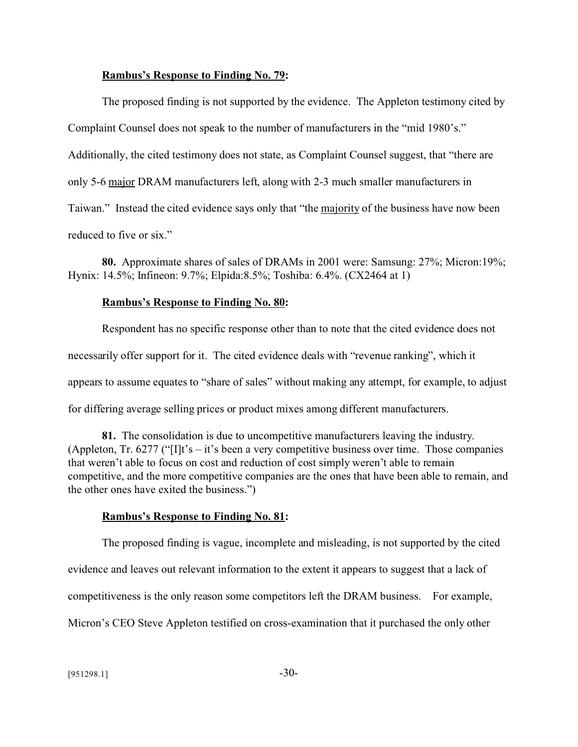**<u>Rambus's Response to Finding No. 79</u>:**

The proposed finding is not supported by the evidence. The Appleton testimony cited by Complaint Counsel does not speak to the number of manufacturers in the "mid 1980's." Additionally, the cited testimony does not state, as Complaint Counsel suggest, that "there are only 5-6 <u>major</u> DRAM manufacturers left, along with 2-3 much smaller manufacturers in Taiwan." Instead the cited evidence says only that "the <u>majority</u> of the business have now been reduced to five or six."

**80.** Approximate shares of sales of DRAMs in 2001 were: Samsung: 27%; Micron:19%; Hynix: 14.5%; Infineon: 9.7%; Elpida:8.5%; Toshiba: 6.4%. (CX2464 at 1)

**<u>Rambus's Response to Finding No. 80</u>:**

Respondent has no specific response other than to note that the cited evidence does not necessarily offer support for it. The cited evidence deals with "revenue ranking", which it appears to assume equates to "share of sales" without making any attempt, for example, to adjust for differing average selling prices or product mixes among different manufacturers.

**81.** The consolidation is due to uncompetitive manufacturers leaving the industry. (Appleton, Tr. 6277 ("[I]t's – it's been a very competitive business over time. Those companies that weren't able to focus on cost and reduction of cost simply weren't able to remain competitive, and the more competitive companies are the ones that have been able to remain, and the other ones have exited the business.")

**<u>Rambus's Response to Finding No. 81</u>:**

The proposed finding is vague, incomplete and misleading, is not supported by the cited evidence and leaves out relevant information to the extent it appears to suggest that a lack of competitiveness is the only reason some competitors left the DRAM business. For example, Micron's CEO Steve Appleton testified on cross-examination that it purchased the only other

[951298.1]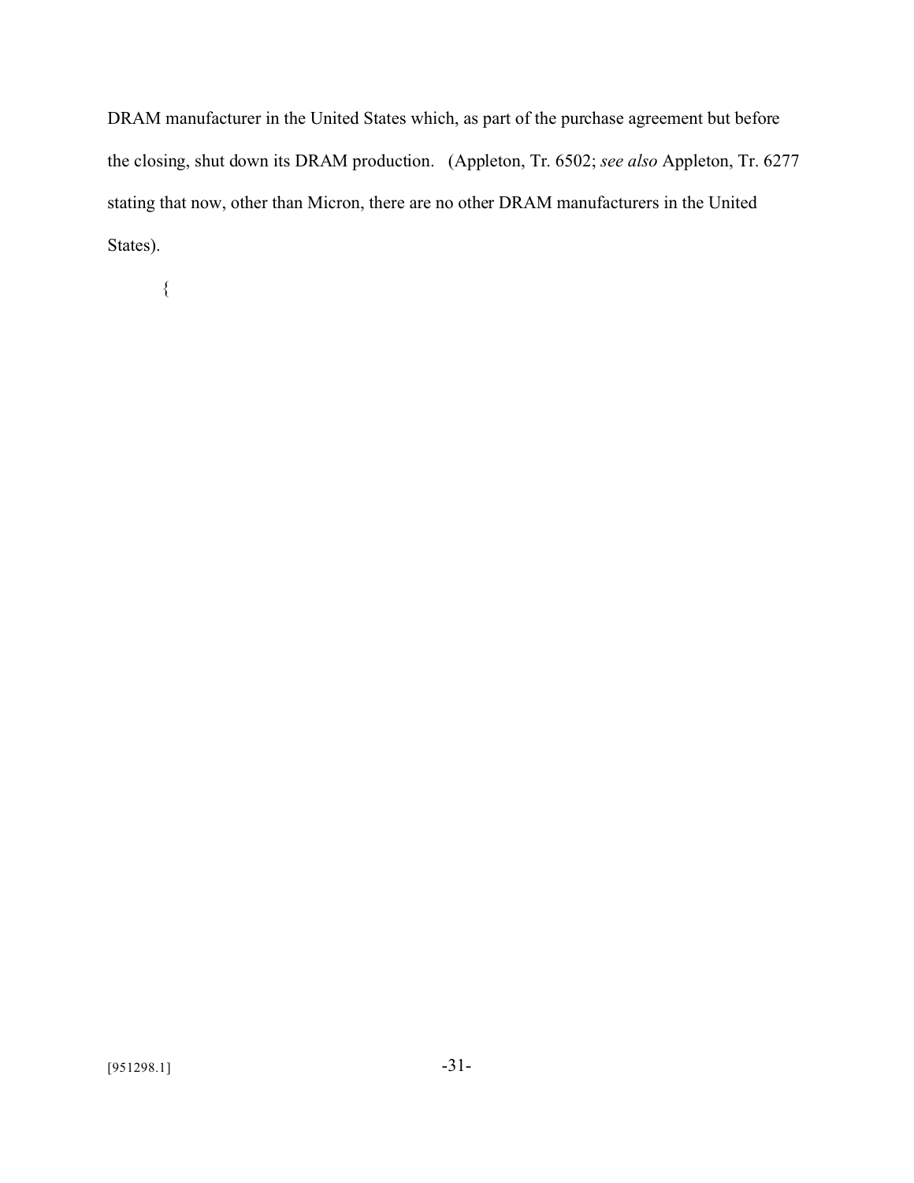DRAM manufacturer in the United States which, as part of the purchase agreement but before the closing, shut down its DRAM production. (Appleton, Tr. 6502; *see also* Appleton, Tr. 6277 stating that now, other than Micron, there are no other DRAM manufacturers in the United States).

{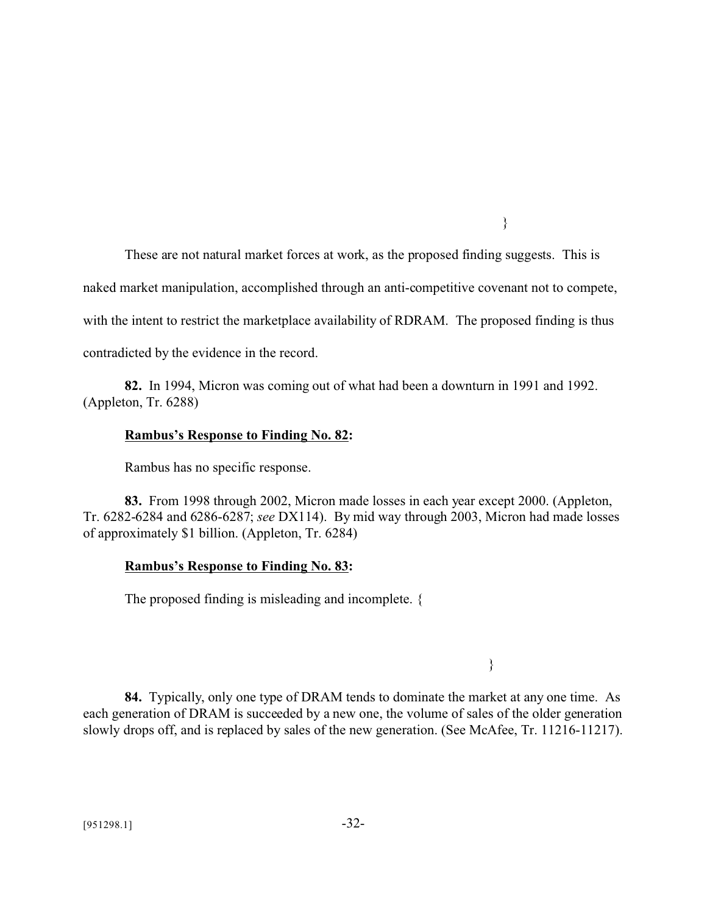}

These are not natural market forces at work, as the proposed finding suggests. This is naked market manipulation, accomplished through an anti-competitive covenant not to compete, with the intent to restrict the marketplace availability of RDRAM. The proposed finding is thus contradicted by the evidence in the record.

**82.** In 1994, Micron was coming out of what had been a downturn in 1991 and 1992. (Appleton, Tr. 6288)

**<u>Rambus's Response to Finding No. 82</u>:**

Rambus has no specific response.

**83.** From 1998 through 2002, Micron made losses in each year except 2000. (Appleton, Tr. 6282-6284 and 6286-6287; *see* DX114). By mid way through 2003, Micron had made losses of approximately $1 billion. (Appleton, Tr. 6284)

**<u>Rambus's Response to Finding No. 83</u>:**

The proposed finding is misleading and incomplete. {

}

**84.** Typically, only one type of DRAM tends to dominate the market at any one time. As each generation of DRAM is succeeded by a new one, the volume of sales of the older generation slowly drops off, and is replaced by sales of the new generation. (See McAfee, Tr. 11216-11217).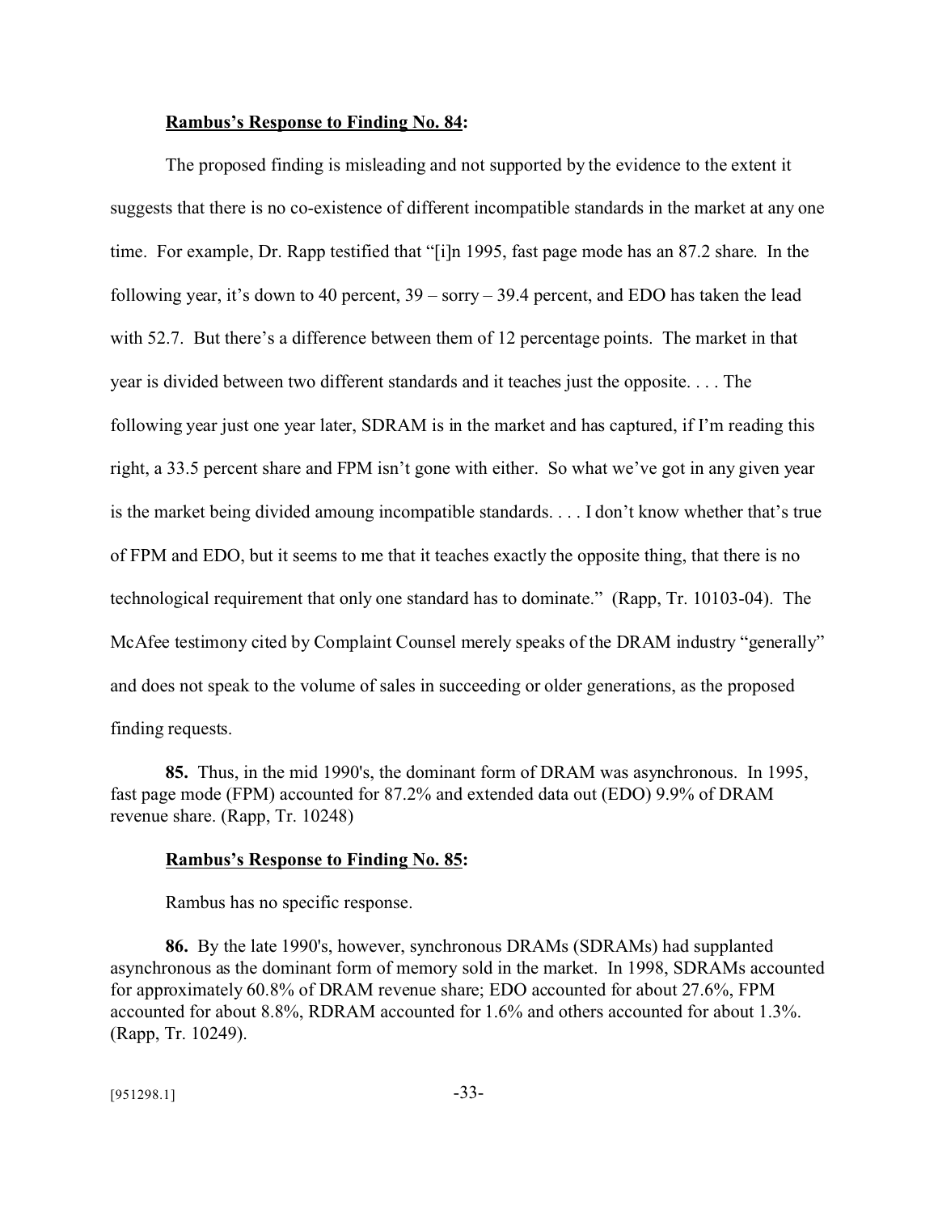**<u>Rambus's Response to Finding No. 84</u>:**

The proposed finding is misleading and not supported by the evidence to the extent it suggests that there is no co-existence of different incompatible standards in the market at any one time. For example, Dr. Rapp testified that "[i]n 1995, fast page mode has an 87.2 share. In the following year, it's down to 40 percent, 39 – sorry – 39.4 percent, and EDO has taken the lead with 52.7. But there's a difference between them of 12 percentage points. The market in that year is divided between two different standards and it teaches just the opposite. . . . The following year just one year later, SDRAM is in the market and has captured, if I'm reading this right, a 33.5 percent share and FPM isn't gone with either. So what we've got in any given year is the market being divided amoung incompatible standards. . . . I don't know whether that's true of FPM and EDO, but it seems to me that it teaches exactly the opposite thing, that there is no technological requirement that only one standard has to dominate." (Rapp, Tr. 10103-04). The McAfee testimony cited by Complaint Counsel merely speaks of the DRAM industry "generally" and does not speak to the volume of sales in succeeding or older generations, as the proposed finding requests.

**85.** Thus, in the mid 1990's, the dominant form of DRAM was asynchronous. In 1995, fast page mode (FPM) accounted for 87.2% and extended data out (EDO) 9.9% of DRAM revenue share. (Rapp, Tr. 10248)

**<u>Rambus's Response to Finding No. 85</u>:**

Rambus has no specific response.

**86.** By the late 1990's, however, synchronous DRAMs (SDRAMs) had supplanted asynchronous as the dominant form of memory sold in the market. In 1998, SDRAMs accounted for approximately 60.8% of DRAM revenue share; EDO accounted for about 27.6%, FPM accounted for about 8.8%, RDRAM accounted for 1.6% and others accounted for about 1.3%. (Rapp, Tr. 10249).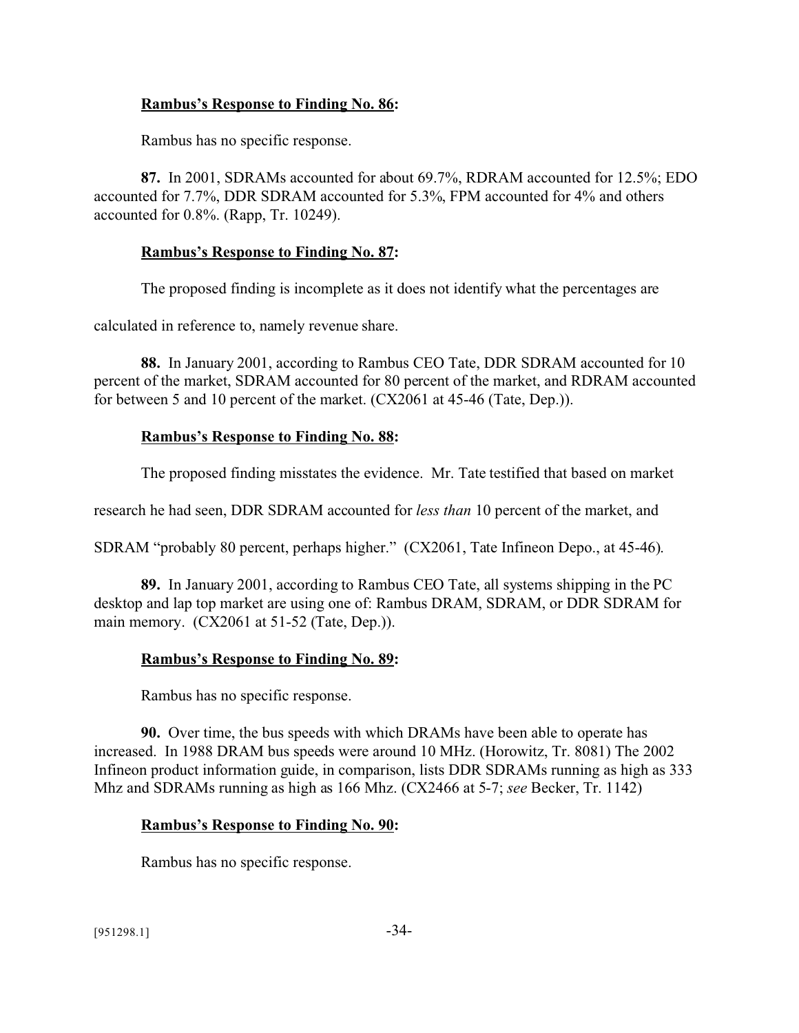**Rambus's Response to Finding No. 86:**

Rambus has no specific response.

**87.** In 2001, SDRAMs accounted for about 69.7%, RDRAM accounted for 12.5%; EDO accounted for 7.7%, DDR SDRAM accounted for 5.3%, FPM accounted for 4% and others accounted for 0.8%. (Rapp, Tr. 10249).

**Rambus's Response to Finding No. 87:**

The proposed finding is incomplete as it does not identify what the percentages are calculated in reference to, namely revenue share.

**88.** In January 2001, according to Rambus CEO Tate, DDR SDRAM accounted for 10 percent of the market, SDRAM accounted for 80 percent of the market, and RDRAM accounted for between 5 and 10 percent of the market. (CX2061 at 45-46 (Tate, Dep.)).

**Rambus's Response to Finding No. 88:**

The proposed finding misstates the evidence. Mr. Tate testified that based on market research he had seen, DDR SDRAM accounted for *less than* 10 percent of the market, and SDRAM "probably 80 percent, perhaps higher." (CX2061, Tate Infineon Depo., at 45-46).

**89.** In January 2001, according to Rambus CEO Tate, all systems shipping in the PC desktop and lap top market are using one of: Rambus DRAM, SDRAM, or DDR SDRAM for main memory. (CX2061 at 51-52 (Tate, Dep.)).

**Rambus's Response to Finding No. 89:**

Rambus has no specific response.

**90.** Over time, the bus speeds with which DRAMs have been able to operate has increased. In 1988 DRAM bus speeds were around 10 MHz. (Horowitz, Tr. 8081) The 2002 Infineon product information guide, in comparison, lists DDR SDRAMs running as high as 333 Mhz and SDRAMs running as high as 166 Mhz. (CX2466 at 5-7; *see* Becker, Tr. 1142)

**Rambus's Response to Finding No. 90:**

Rambus has no specific response.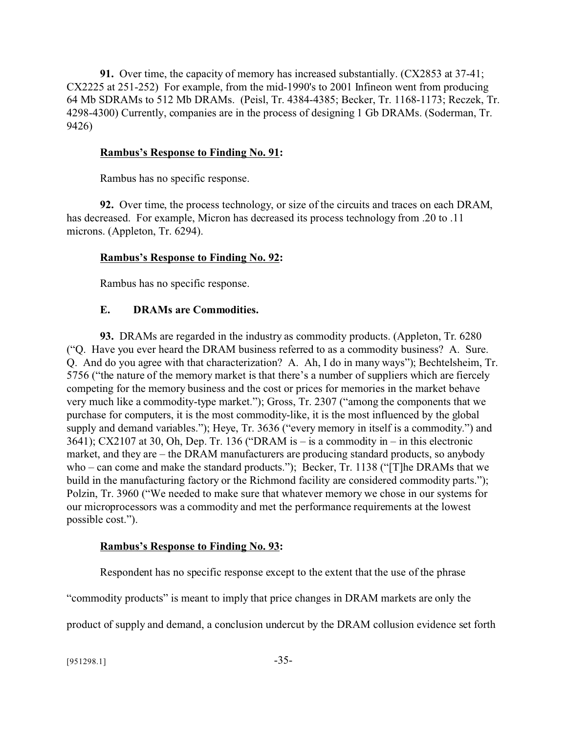**91.** Over time, the capacity of memory has increased substantially. (CX2853 at 37-41; CX2225 at 251-252) For example, from the mid-1990's to 2001 Infineon went from producing 64 Mb SDRAMs to 512 Mb DRAMs. (Peisl, Tr. 4384-4385; Becker, Tr. 1168-1173; Reczek, Tr. 4298-4300) Currently, companies are in the process of designing 1 Gb DRAMs. (Soderman, Tr. 9426)

**Rambus's Response to Finding No. 91:**

Rambus has no specific response.

**92.** Over time, the process technology, or size of the circuits and traces on each DRAM, has decreased. For example, Micron has decreased its process technology from .20 to .11 microns. (Appleton, Tr. 6294).

**Rambus's Response to Finding No. 92:**

Rambus has no specific response.

### E. DRAMs are Commodities.

**93.** DRAMs are regarded in the industry as commodity products. (Appleton, Tr. 6280 ("Q. Have you ever heard the DRAM business referred to as a commodity business? A. Sure. Q. And do you agree with that characterization? A. Ah, I do in many ways"); Bechtelsheim, Tr. 5756 ("the nature of the memory market is that there's a number of suppliers which are fiercely competing for the memory business and the cost or prices for memories in the market behave very much like a commodity-type market."); Gross, Tr. 2307 ("among the components that we purchase for computers, it is the most commodity-like, it is the most influenced by the global supply and demand variables."); Heye, Tr. 3636 ("every memory in itself is a commodity.") and 3641); CX2107 at 30, Oh, Dep. Tr. 136 ("DRAM is – is a commodity in – in this electronic market, and they are – the DRAM manufacturers are producing standard products, so anybody who – can come and make the standard products."); Becker, Tr. 1138 ("[T]he DRAMs that we build in the manufacturing factory or the Richmond facility are considered commodity parts."); Polzin, Tr. 3960 ("We needed to make sure that whatever memory we chose in our systems for our microprocessors was a commodity and met the performance requirements at the lowest possible cost.").

**Rambus's Response to Finding No. 93:**

Respondent has no specific response except to the extent that the use of the phrase "commodity products" is meant to imply that price changes in DRAM markets are only the product of supply and demand, a conclusion undercut by the DRAM collusion evidence set forth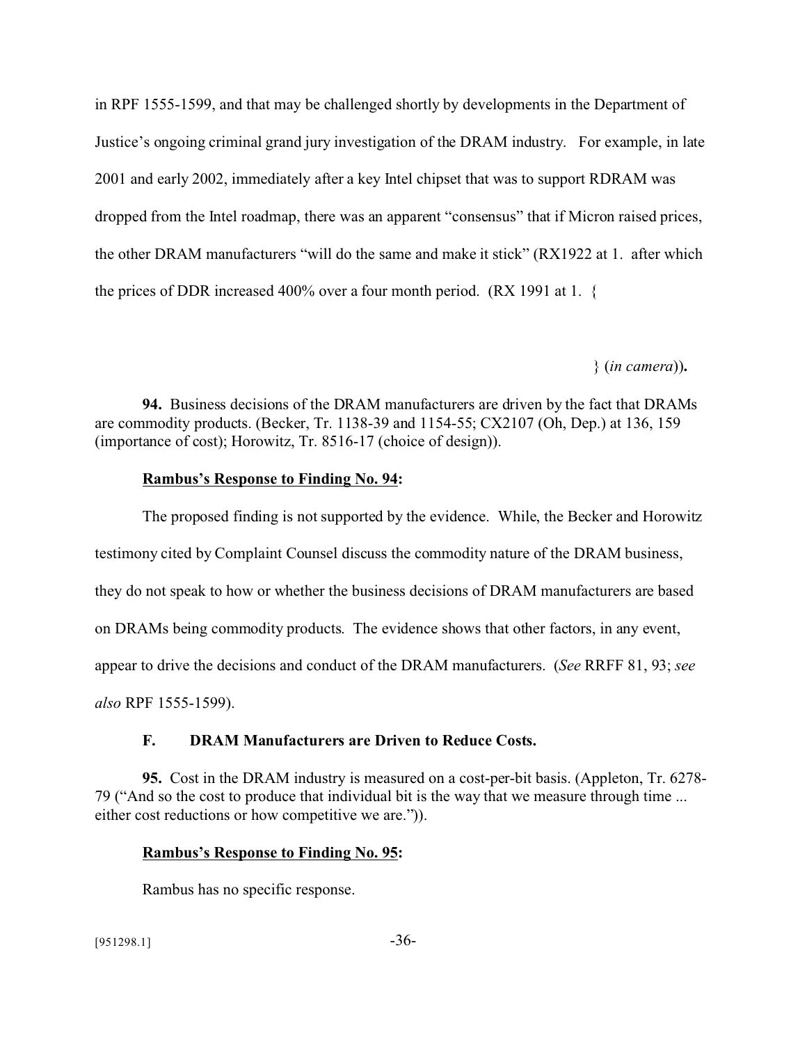in RPF 1555-1599, and that may be challenged shortly by developments in the Department of Justice's ongoing criminal grand jury investigation of the DRAM industry. For example, in late 2001 and early 2002, immediately after a key Intel chipset that was to support RDRAM was dropped from the Intel roadmap, there was an apparent "consensus" that if Micron raised prices, the other DRAM manufacturers "will do the same and make it stick" (RX1922 at 1. after which the prices of DDR increased 400% over a four month period. (RX 1991 at 1. {

} (*in camera*))**.**

**94.** Business decisions of the DRAM manufacturers are driven by the fact that DRAMs are commodity products. (Becker, Tr. 1138-39 and 1154-55; CX2107 (Oh, Dep.) at 136, 159 (importance of cost); Horowitz, Tr. 8516-17 (choice of design)).

**<u>Rambus's Response to Finding No. 94</u>:**

The proposed finding is not supported by the evidence. While, the Becker and Horowitz testimony cited by Complaint Counsel discuss the commodity nature of the DRAM business, they do not speak to how or whether the business decisions of DRAM manufacturers are based on DRAMs being commodity products. The evidence shows that other factors, in any event, appear to drive the decisions and conduct of the DRAM manufacturers. (*See* RRFF 81, 93; *see also* RPF 1555-1599).

### F. DRAM Manufacturers are Driven to Reduce Costs.

**95.** Cost in the DRAM industry is measured on a cost-per-bit basis. (Appleton, Tr. 6278-79 ("And so the cost to produce that individual bit is the way that we measure through time ... either cost reductions or how competitive we are.")).

**<u>Rambus's Response to Finding No. 95</u>:**

Rambus has no specific response.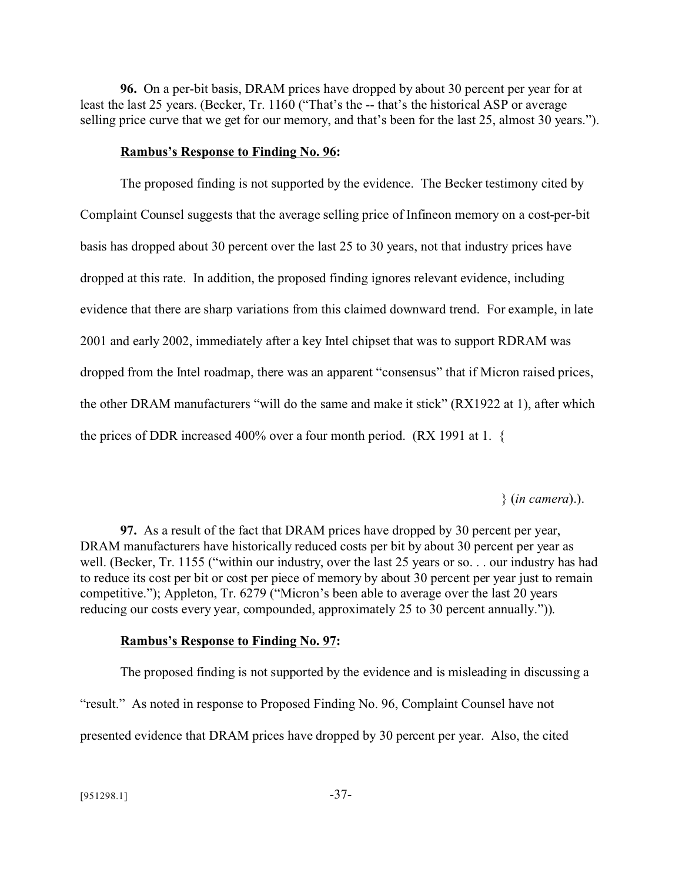**96.** On a per-bit basis, DRAM prices have dropped by about 30 percent per year for at least the last 25 years. (Becker, Tr. 1160 ("That's the -- that's the historical ASP or average selling price curve that we get for our memory, and that's been for the last 25, almost 30 years.").

**Rambus's Response to Finding No. 96:**

The proposed finding is not supported by the evidence. The Becker testimony cited by Complaint Counsel suggests that the average selling price of Infineon memory on a cost-per-bit basis has dropped about 30 percent over the last 25 to 30 years, not that industry prices have dropped at this rate. In addition, the proposed finding ignores relevant evidence, including evidence that there are sharp variations from this claimed downward trend. For example, in late 2001 and early 2002, immediately after a key Intel chipset that was to support RDRAM was dropped from the Intel roadmap, there was an apparent "consensus" that if Micron raised prices, the other DRAM manufacturers "will do the same and make it stick" (RX1922 at 1), after which the prices of DDR increased 400% over a four month period. (RX 1991 at 1. {

} (*in camera*).).

**97.** As a result of the fact that DRAM prices have dropped by 30 percent per year, DRAM manufacturers have historically reduced costs per bit by about 30 percent per year as well. (Becker, Tr. 1155 ("within our industry, over the last 25 years or so. . . our industry has had to reduce its cost per bit or cost per piece of memory by about 30 percent per year just to remain competitive."); Appleton, Tr. 6279 ("Micron's been able to average over the last 20 years reducing our costs every year, compounded, approximately 25 to 30 percent annually.")).

**Rambus's Response to Finding No. 97:**

The proposed finding is not supported by the evidence and is misleading in discussing a "result." As noted in response to Proposed Finding No. 96, Complaint Counsel have not presented evidence that DRAM prices have dropped by 30 percent per year. Also, the cited

[951298.1]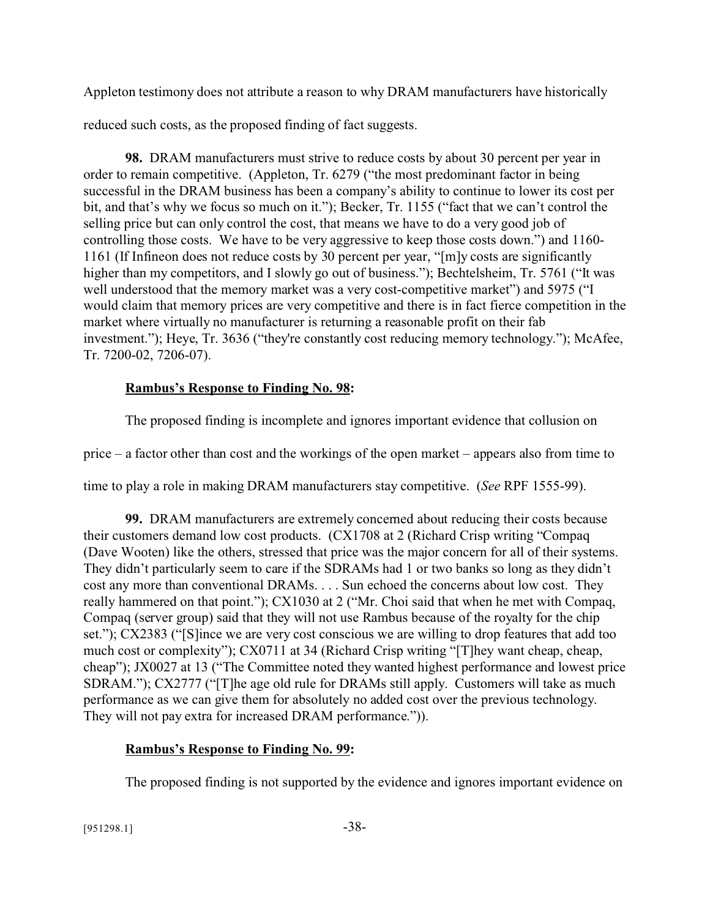Appleton testimony does not attribute a reason to why DRAM manufacturers have historically reduced such costs, as the proposed finding of fact suggests.

**98.** DRAM manufacturers must strive to reduce costs by about 30 percent per year in order to remain competitive. (Appleton, Tr. 6279 ("the most predominant factor in being successful in the DRAM business has been a company's ability to continue to lower its cost per bit, and that's why we focus so much on it."); Becker, Tr. 1155 ("fact that we can't control the selling price but can only control the cost, that means we have to do a very good job of controlling those costs. We have to be very aggressive to keep those costs down.") and 1160-1161 (If Infineon does not reduce costs by 30 percent per year, "[m]y costs are significantly higher than my competitors, and I slowly go out of business."); Bechtelsheim, Tr. 5761 ("It was well understood that the memory market was a very cost-competitive market") and 5975 ("I would claim that memory prices are very competitive and there is in fact fierce competition in the market where virtually no manufacturer is returning a reasonable profit on their fab investment."); Heye, Tr. 3636 ("they're constantly cost reducing memory technology."); McAfee, Tr. 7200-02, 7206-07).

**Rambus's Response to Finding No. 98:**

The proposed finding is incomplete and ignores important evidence that collusion on price – a factor other than cost and the workings of the open market – appears also from time to time to play a role in making DRAM manufacturers stay competitive. (*See* RPF 1555-99).

**99.** DRAM manufacturers are extremely concerned about reducing their costs because their customers demand low cost products. (CX1708 at 2 (Richard Crisp writing "Compaq (Dave Wooten) like the others, stressed that price was the major concern for all of their systems. They didn't particularly seem to care if the SDRAMs had 1 or two banks so long as they didn't cost any more than conventional DRAMs. . . . Sun echoed the concerns about low cost. They really hammered on that point."); CX1030 at 2 ("Mr. Choi said that when he met with Compaq, Compaq (server group) said that they will not use Rambus because of the royalty for the chip set."); CX2383 ("[S]ince we are very cost conscious we are willing to drop features that add too much cost or complexity"); CX0711 at 34 (Richard Crisp writing "[T]hey want cheap, cheap, cheap"); JX0027 at 13 ("The Committee noted they wanted highest performance and lowest price SDRAM."); CX2777 ("[T]he age old rule for DRAMs still apply. Customers will take as much performance as we can give them for absolutely no added cost over the previous technology. They will not pay extra for increased DRAM performance.")).

**Rambus's Response to Finding No. 99:**

The proposed finding is not supported by the evidence and ignores important evidence on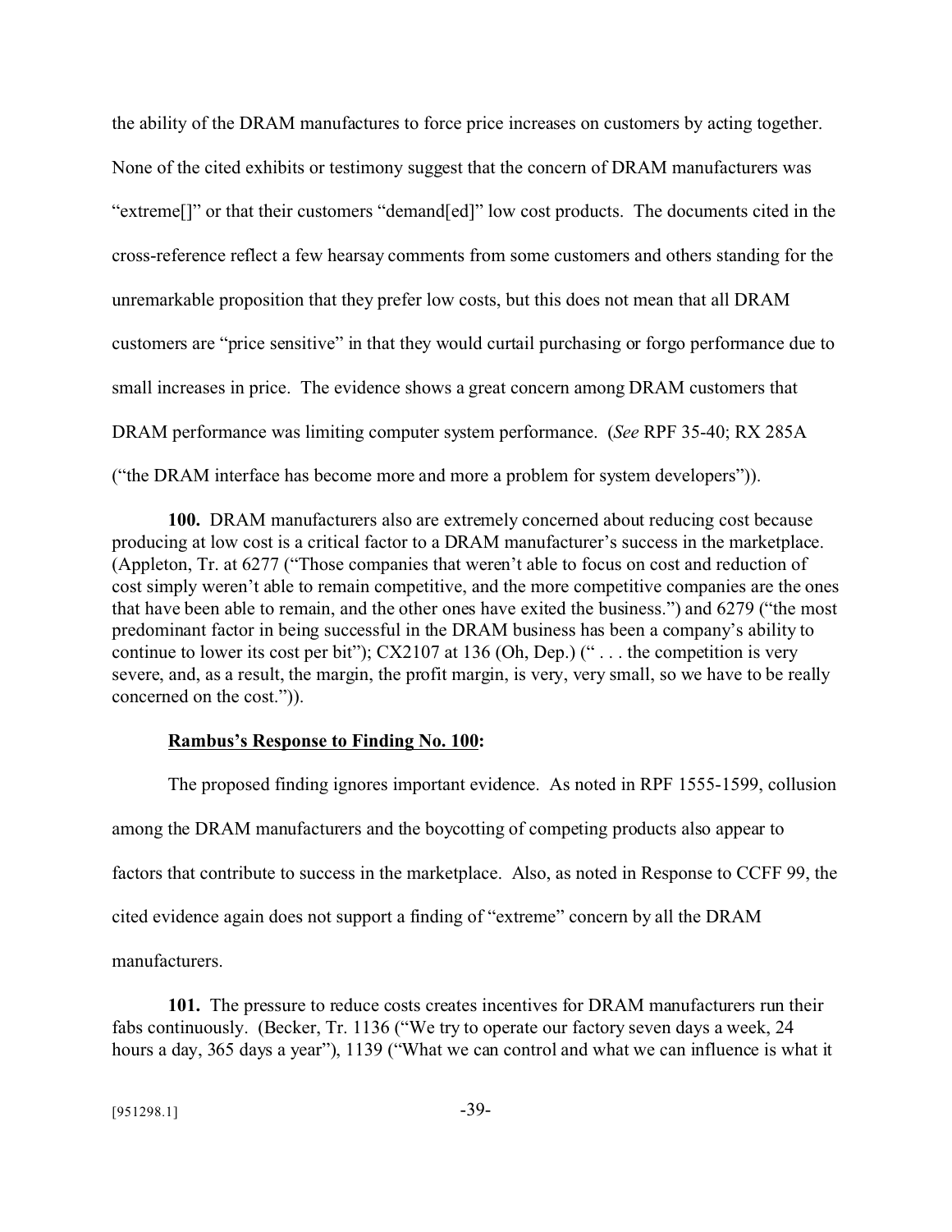the ability of the DRAM manufactures to force price increases on customers by acting together. None of the cited exhibits or testimony suggest that the concern of DRAM manufacturers was "extreme[]" or that their customers "demand[ed]" low cost products. The documents cited in the cross-reference reflect a few hearsay comments from some customers and others standing for the unremarkable proposition that they prefer low costs, but this does not mean that all DRAM customers are "price sensitive" in that they would curtail purchasing or forgo performance due to small increases in price. The evidence shows a great concern among DRAM customers that DRAM performance was limiting computer system performance. (*See* RPF 35-40; RX 285A ("the DRAM interface has become more and more a problem for system developers")).

**100.** DRAM manufacturers also are extremely concerned about reducing cost because producing at low cost is a critical factor to a DRAM manufacturer's success in the marketplace. (Appleton, Tr. at 6277 ("Those companies that weren't able to focus on cost and reduction of cost simply weren't able to remain competitive, and the more competitive companies are the ones that have been able to remain, and the other ones have exited the business.") and 6279 ("the most predominant factor in being successful in the DRAM business has been a company's ability to continue to lower its cost per bit"); CX2107 at 136 (Oh, Dep.) (" . . . the competition is very severe, and, as a result, the margin, the profit margin, is very, very small, so we have to be really concerned on the cost.")).

**<u>Rambus's Response to Finding No. 100</u>:**

The proposed finding ignores important evidence. As noted in RPF 1555-1599, collusion among the DRAM manufacturers and the boycotting of competing products also appear to factors that contribute to success in the marketplace. Also, as noted in Response to CCFF 99, the cited evidence again does not support a finding of "extreme" concern by all the DRAM manufacturers.

**101.** The pressure to reduce costs creates incentives for DRAM manufacturers run their fabs continuously. (Becker, Tr. 1136 ("We try to operate our factory seven days a week, 24 hours a day, 365 days a year"), 1139 ("What we can control and what we can influence is what it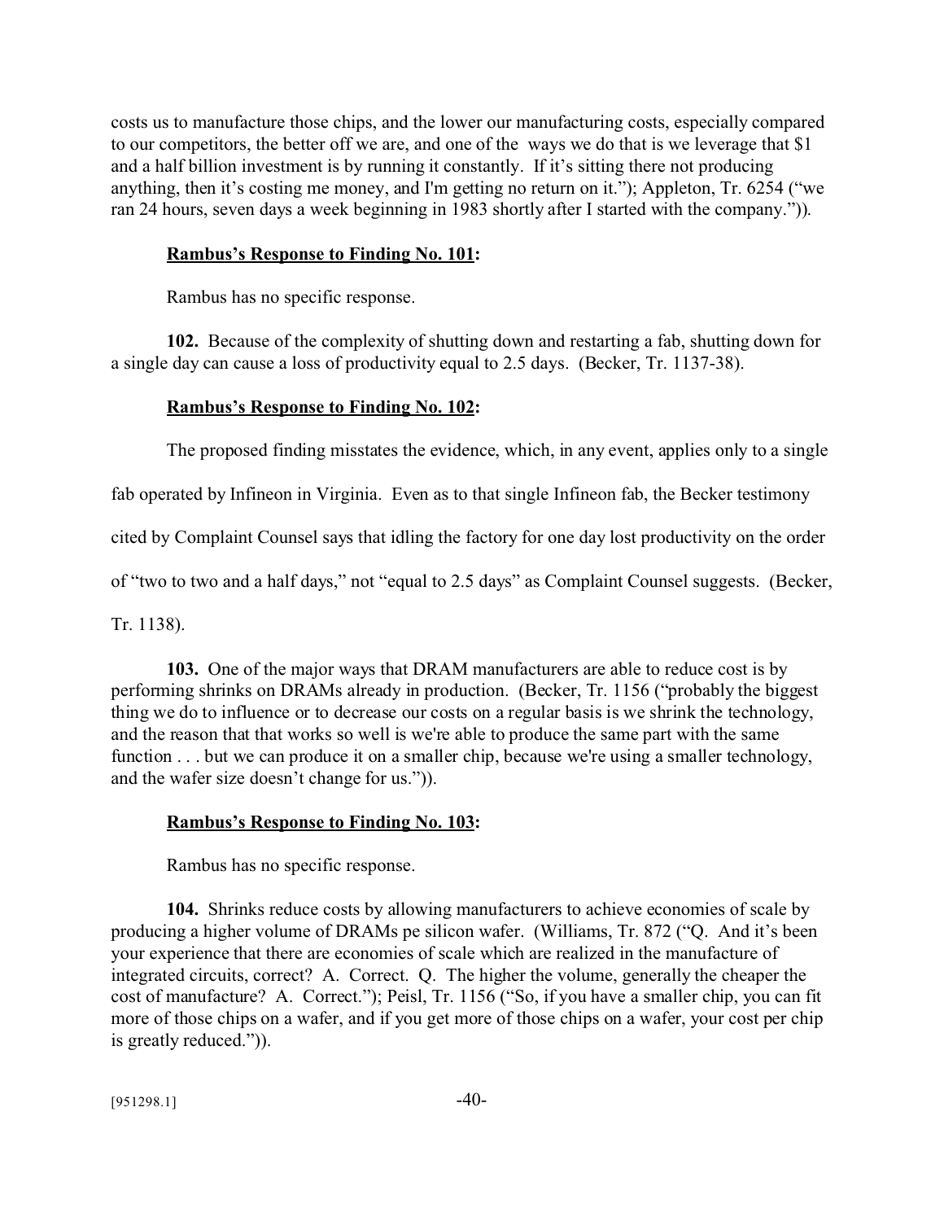costs us to manufacture those chips, and the lower our manufacturing costs, especially compared to our competitors, the better off we are, and one of the ways we do that is we leverage that $1 and a half billion investment is by running it constantly. If it's sitting there not producing anything, then it's costing me money, and I'm getting no return on it."); Appleton, Tr. 6254 ("we ran 24 hours, seven days a week beginning in 1983 shortly after I started with the company.")).

**Rambus's Response to Finding No. 101:**

Rambus has no specific response.

**102.** Because of the complexity of shutting down and restarting a fab, shutting down for a single day can cause a loss of productivity equal to 2.5 days. (Becker, Tr. 1137-38).

**Rambus's Response to Finding No. 102:**

The proposed finding misstates the evidence, which, in any event, applies only to a single fab operated by Infineon in Virginia. Even as to that single Infineon fab, the Becker testimony cited by Complaint Counsel says that idling the factory for one day lost productivity on the order of "two to two and a half days," not "equal to 2.5 days" as Complaint Counsel suggests. (Becker, Tr. 1138).

**103.** One of the major ways that DRAM manufacturers are able to reduce cost is by performing shrinks on DRAMs already in production. (Becker, Tr. 1156 ("probably the biggest thing we do to influence or to decrease our costs on a regular basis is we shrink the technology, and the reason that that works so well is we're able to produce the same part with the same function . . . but we can produce it on a smaller chip, because we're using a smaller technology, and the wafer size doesn't change for us.")).

**Rambus's Response to Finding No. 103:**

Rambus has no specific response.

**104.** Shrinks reduce costs by allowing manufacturers to achieve economies of scale by producing a higher volume of DRAMs pe silicon wafer. (Williams, Tr. 872 ("Q. And it's been your experience that there are economies of scale which are realized in the manufacture of integrated circuits, correct? A. Correct. Q. The higher the volume, generally the cheaper the cost of manufacture? A. Correct."); Peisl, Tr. 1156 ("So, if you have a smaller chip, you can fit more of those chips on a wafer, and if you get more of those chips on a wafer, your cost per chip is greatly reduced.")).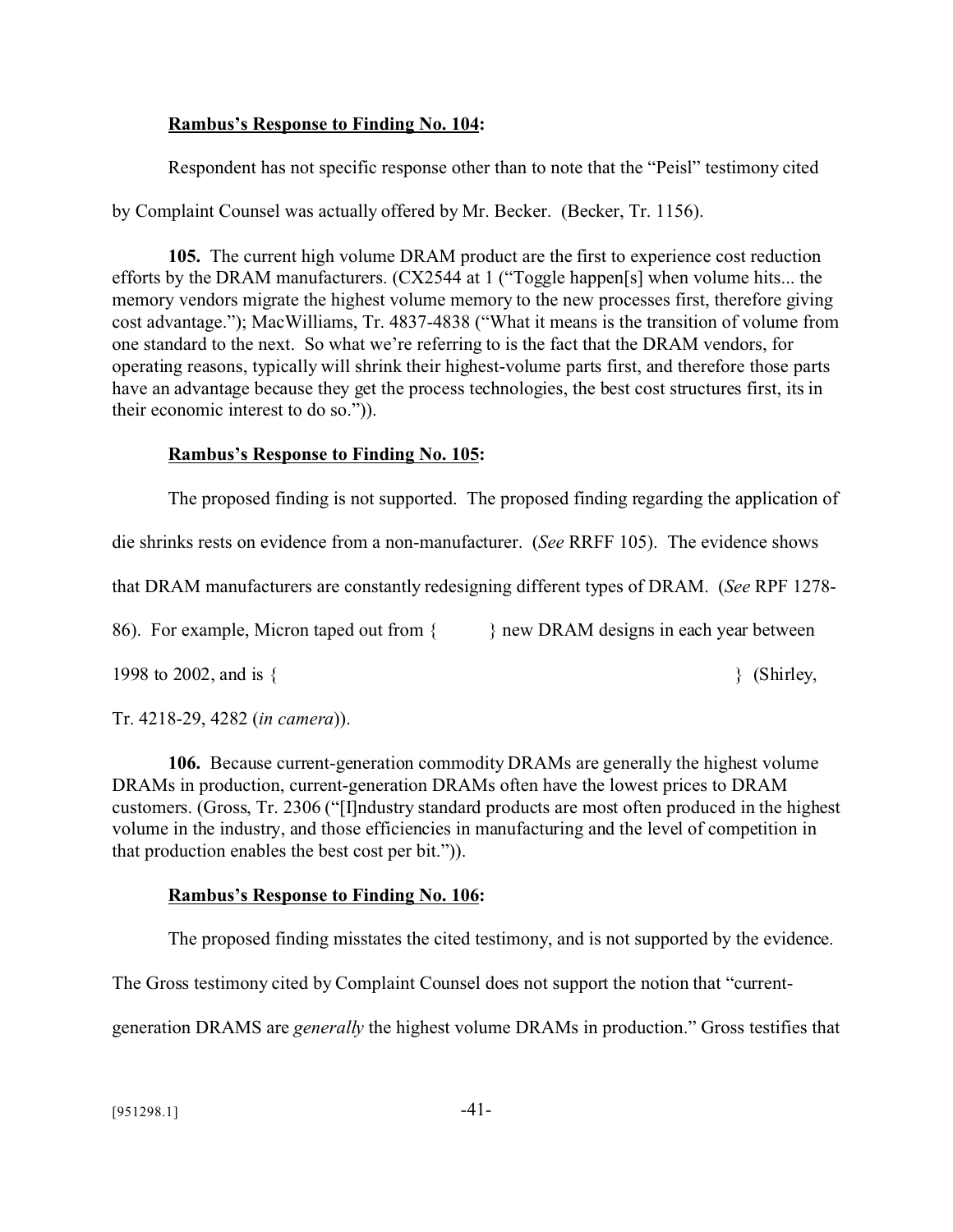**Rambus's Response to Finding No. 104:**

Respondent has not specific response other than to note that the "Peisl" testimony cited by Complaint Counsel was actually offered by Mr. Becker. (Becker, Tr. 1156).

**105.** The current high volume DRAM product are the first to experience cost reduction efforts by the DRAM manufacturers. (CX2544 at 1 ("Toggle happen[s] when volume hits... the memory vendors migrate the highest volume memory to the new processes first, therefore giving cost advantage."); MacWilliams, Tr. 4837-4838 ("What it means is the transition of volume from one standard to the next. So what we're referring to is the fact that the DRAM vendors, for operating reasons, typically will shrink their highest-volume parts first, and therefore those parts have an advantage because they get the process technologies, the best cost structures first, its in their economic interest to do so.")).

**Rambus's Response to Finding No. 105:**

The proposed finding is not supported. The proposed finding regarding the application of die shrinks rests on evidence from a non-manufacturer. (*See* RRFF 105). The evidence shows that DRAM manufacturers are constantly redesigning different types of DRAM. (*See* RPF 1278-86). For example, Micron taped out from { } new DRAM designs in each year between 1998 to 2002, and is { } (Shirley, Tr. 4218-29, 4282 (*in camera*)).

**106.** Because current-generation commodity DRAMs are generally the highest volume DRAMs in production, current-generation DRAMs often have the lowest prices to DRAM customers. (Gross, Tr. 2306 ("[I]ndustry standard products are most often produced in the highest volume in the industry, and those efficiencies in manufacturing and the level of competition in that production enables the best cost per bit.")).

**Rambus's Response to Finding No. 106:**

The proposed finding misstates the cited testimony, and is not supported by the evidence. The Gross testimony cited by Complaint Counsel does not support the notion that "current-generation DRAMS are *generally* the highest volume DRAMs in production." Gross testifies that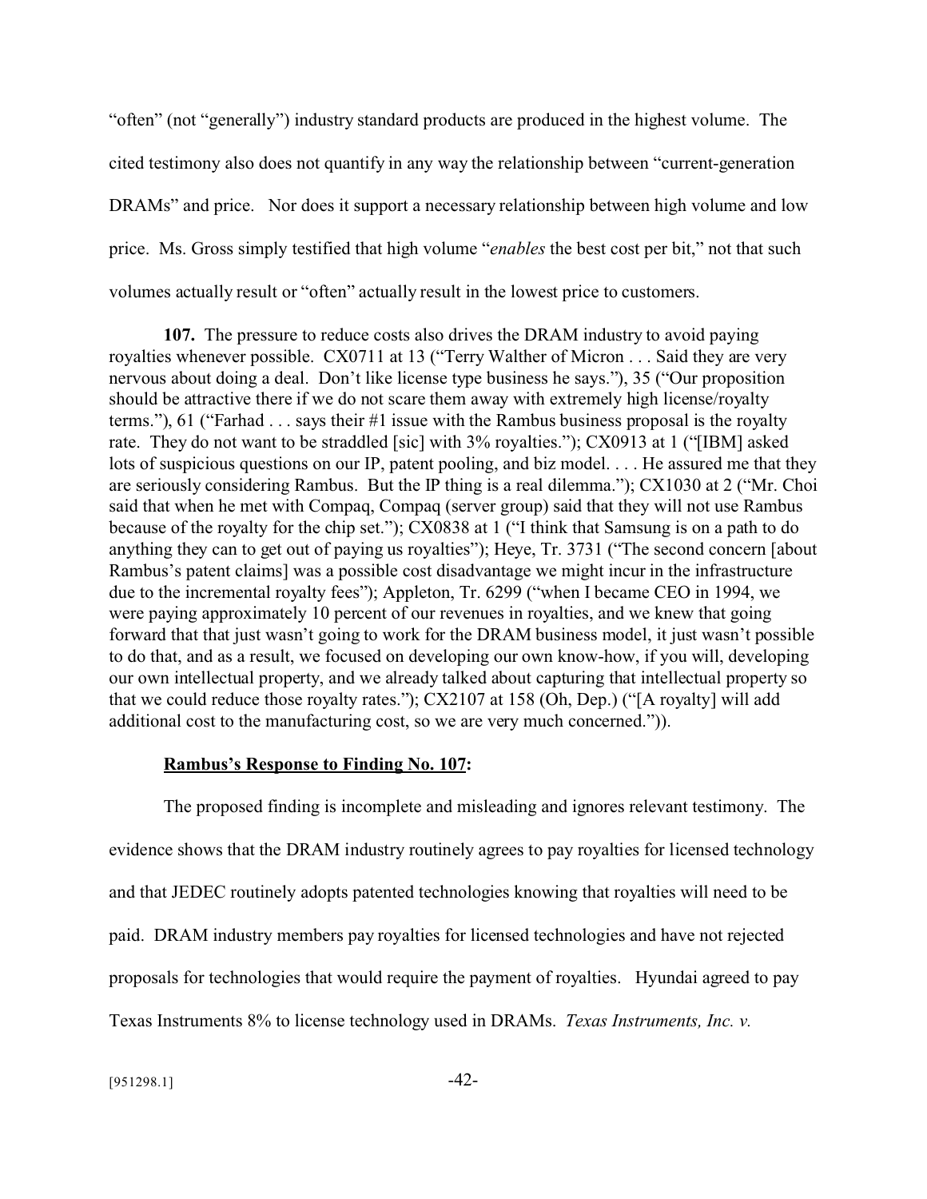"often" (not "generally") industry standard products are produced in the highest volume. The cited testimony also does not quantify in any way the relationship between "current-generation DRAMs" and price. Nor does it support a necessary relationship between high volume and low price. Ms. Gross simply testified that high volume "*enables* the best cost per bit," not that such volumes actually result or "often" actually result in the lowest price to customers.

**107.** The pressure to reduce costs also drives the DRAM industry to avoid paying royalties whenever possible. CX0711 at 13 ("Terry Walther of Micron . . . Said they are very nervous about doing a deal. Don't like license type business he says."), 35 ("Our proposition should be attractive there if we do not scare them away with extremely high license/royalty terms."), 61 ("Farhad . . . says their #1 issue with the Rambus business proposal is the royalty rate. They do not want to be straddled [sic] with 3% royalties."); CX0913 at 1 ("[IBM] asked lots of suspicious questions on our IP, patent pooling, and biz model. . . . He assured me that they are seriously considering Rambus. But the IP thing is a real dilemma."); CX1030 at 2 ("Mr. Choi said that when he met with Compaq, Compaq (server group) said that they will not use Rambus because of the royalty for the chip set."); CX0838 at 1 ("I think that Samsung is on a path to do anything they can to get out of paying us royalties"); Heye, Tr. 3731 ("The second concern [about Rambus's patent claims] was a possible cost disadvantage we might incur in the infrastructure due to the incremental royalty fees"); Appleton, Tr. 6299 ("when I became CEO in 1994, we were paying approximately 10 percent of our revenues in royalties, and we knew that going forward that that just wasn't going to work for the DRAM business model, it just wasn't possible to do that, and as a result, we focused on developing our own know-how, if you will, developing our own intellectual property, and we already talked about capturing that intellectual property so that we could reduce those royalty rates."); CX2107 at 158 (Oh, Dep.) ("[A royalty] will add additional cost to the manufacturing cost, so we are very much concerned.")).

**<u>Rambus's Response to Finding No. 107</u>:**

The proposed finding is incomplete and misleading and ignores relevant testimony. The evidence shows that the DRAM industry routinely agrees to pay royalties for licensed technology and that JEDEC routinely adopts patented technologies knowing that royalties will need to be paid. DRAM industry members pay royalties for licensed technologies and have not rejected proposals for technologies that would require the payment of royalties. Hyundai agreed to pay Texas Instruments 8% to license technology used in DRAMs. *Texas Instruments, Inc. v.*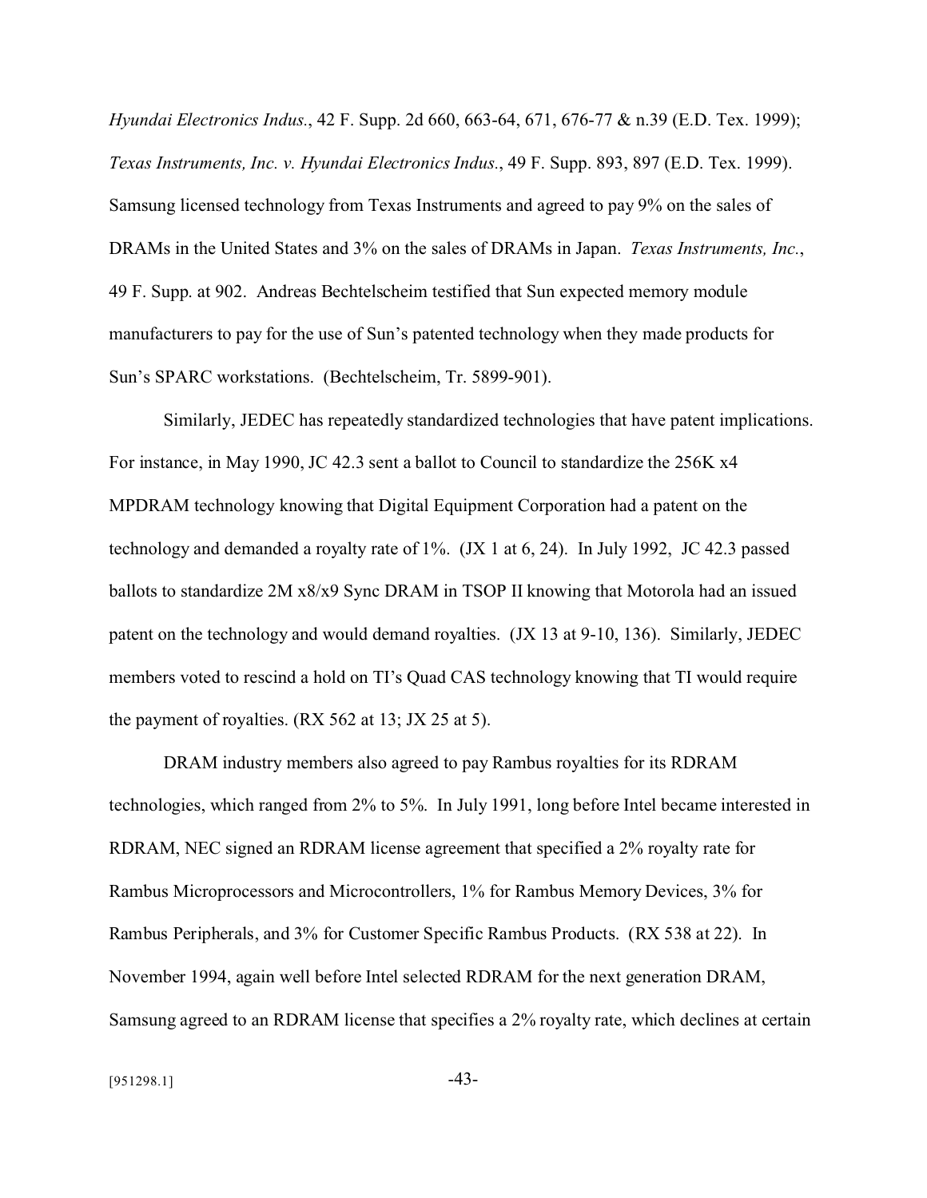*Hyundai Electronics Indus.*, 42 F. Supp. 2d 660, 663-64, 671, 676-77 & n.39 (E.D. Tex. 1999); *Texas Instruments, Inc. v. Hyundai Electronics Indus.*, 49 F. Supp. 893, 897 (E.D. Tex. 1999). Samsung licensed technology from Texas Instruments and agreed to pay 9% on the sales of DRAMs in the United States and 3% on the sales of DRAMs in Japan. *Texas Instruments, Inc.*, 49 F. Supp. at 902. Andreas Bechtelscheim testified that Sun expected memory module manufacturers to pay for the use of Sun's patented technology when they made products for Sun's SPARC workstations. (Bechtelscheim, Tr. 5899-901).

Similarly, JEDEC has repeatedly standardized technologies that have patent implications. For instance, in May 1990, JC 42.3 sent a ballot to Council to standardize the 256K x4 MPDRAM technology knowing that Digital Equipment Corporation had a patent on the technology and demanded a royalty rate of 1%. (JX 1 at 6, 24). In July 1992, JC 42.3 passed ballots to standardize 2M x8/x9 Sync DRAM in TSOP II knowing that Motorola had an issued patent on the technology and would demand royalties. (JX 13 at 9-10, 136). Similarly, JEDEC members voted to rescind a hold on TI's Quad CAS technology knowing that TI would require the payment of royalties. (RX 562 at 13; JX 25 at 5).

DRAM industry members also agreed to pay Rambus royalties for its RDRAM technologies, which ranged from 2% to 5%. In July 1991, long before Intel became interested in RDRAM, NEC signed an RDRAM license agreement that specified a 2% royalty rate for Rambus Microprocessors and Microcontrollers, 1% for Rambus Memory Devices, 3% for Rambus Peripherals, and 3% for Customer Specific Rambus Products. (RX 538 at 22). In November 1994, again well before Intel selected RDRAM for the next generation DRAM, Samsung agreed to an RDRAM license that specifies a 2% royalty rate, which declines at certain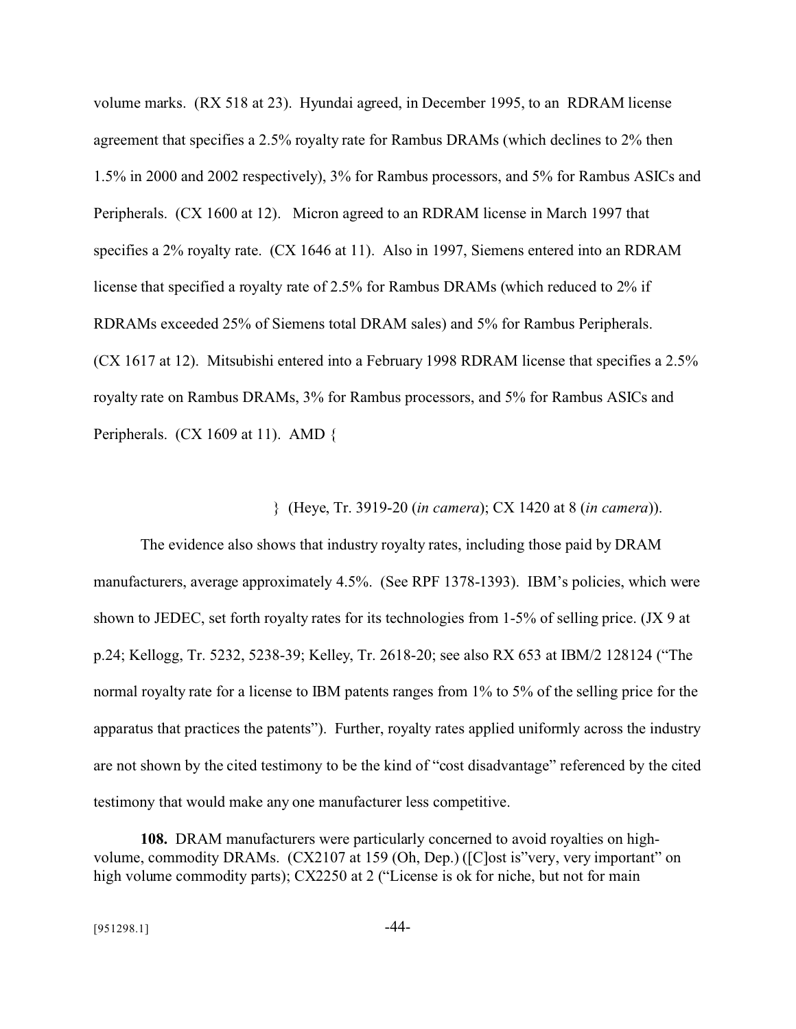volume marks. (RX 518 at 23). Hyundai agreed, in December 1995, to an RDRAM license agreement that specifies a 2.5% royalty rate for Rambus DRAMs (which declines to 2% then 1.5% in 2000 and 2002 respectively), 3% for Rambus processors, and 5% for Rambus ASICs and Peripherals. (CX 1600 at 12). Micron agreed to an RDRAM license in March 1997 that specifies a 2% royalty rate. (CX 1646 at 11). Also in 1997, Siemens entered into an RDRAM license that specified a royalty rate of 2.5% for Rambus DRAMs (which reduced to 2% if RDRAMs exceeded 25% of Siemens total DRAM sales) and 5% for Rambus Peripherals. (CX 1617 at 12). Mitsubishi entered into a February 1998 RDRAM license that specifies a 2.5% royalty rate on Rambus DRAMs, 3% for Rambus processors, and 5% for Rambus ASICs and Peripherals. (CX 1609 at 11). AMD {

} (Heye, Tr. 3919-20 (*in camera*); CX 1420 at 8 (*in camera*)).

The evidence also shows that industry royalty rates, including those paid by DRAM manufacturers, average approximately 4.5%. (See RPF 1378-1393). IBM's policies, which were shown to JEDEC, set forth royalty rates for its technologies from 1-5% of selling price. (JX 9 at p.24; Kellogg, Tr. 5232, 5238-39; Kelley, Tr. 2618-20; see also RX 653 at IBM/2 128124 ("The normal royalty rate for a license to IBM patents ranges from 1% to 5% of the selling price for the apparatus that practices the patents"). Further, royalty rates applied uniformly across the industry are not shown by the cited testimony to be the kind of "cost disadvantage" referenced by the cited testimony that would make any one manufacturer less competitive.

**108.** DRAM manufacturers were particularly concerned to avoid royalties on high-volume, commodity DRAMs. (CX2107 at 159 (Oh, Dep.) ([C]ost is"very, very important" on high volume commodity parts); CX2250 at 2 ("License is ok for niche, but not for main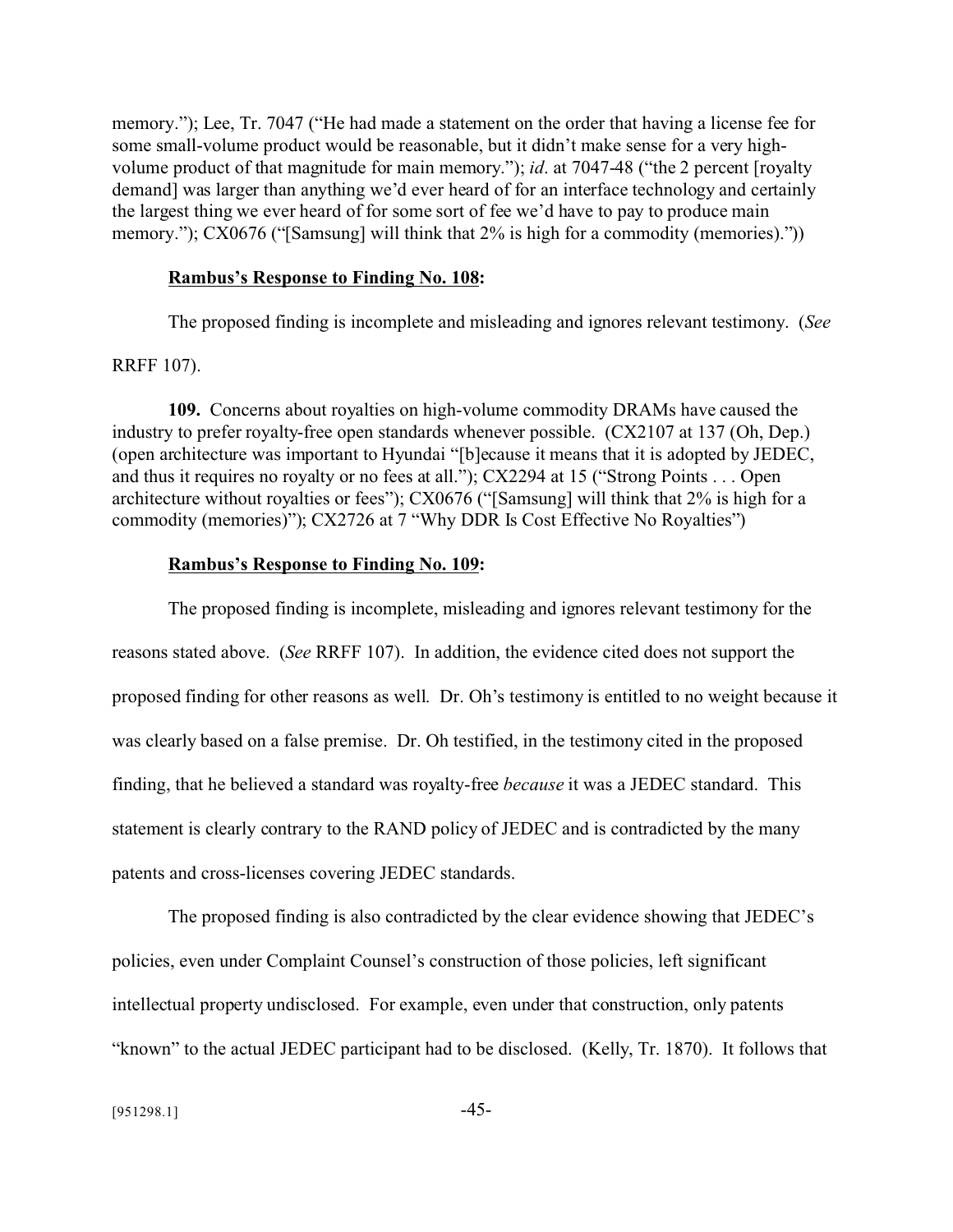memory."); Lee, Tr. 7047 ("He had made a statement on the order that having a license fee for some small-volume product would be reasonable, but it didn't make sense for a very high-volume product of that magnitude for main memory."); *id*. at 7047-48 ("the 2 percent [royalty demand] was larger than anything we'd ever heard of for an interface technology and certainly the largest thing we ever heard of for some sort of fee we'd have to pay to produce main memory."); CX0676 ("[Samsung] will think that 2% is high for a commodity (memories)."))

**Rambus's Response to Finding No. 108:**

The proposed finding is incomplete and misleading and ignores relevant testimony. (*See* RRFF 107).

**109.** Concerns about royalties on high-volume commodity DRAMs have caused the industry to prefer royalty-free open standards whenever possible. (CX2107 at 137 (Oh, Dep.) (open architecture was important to Hyundai "[b]ecause it means that it is adopted by JEDEC, and thus it requires no royalty or no fees at all."); CX2294 at 15 ("Strong Points . . . Open architecture without royalties or fees"); CX0676 ("[Samsung] will think that 2% is high for a commodity (memories)"); CX2726 at 7 "Why DDR Is Cost Effective No Royalties")

**Rambus's Response to Finding No. 109:**

The proposed finding is incomplete, misleading and ignores relevant testimony for the reasons stated above. (*See* RRFF 107). In addition, the evidence cited does not support the proposed finding for other reasons as well. Dr. Oh's testimony is entitled to no weight because it was clearly based on a false premise. Dr. Oh testified, in the testimony cited in the proposed finding, that he believed a standard was royalty-free *because* it was a JEDEC standard. This statement is clearly contrary to the RAND policy of JEDEC and is contradicted by the many patents and cross-licenses covering JEDEC standards.

The proposed finding is also contradicted by the clear evidence showing that JEDEC's policies, even under Complaint Counsel's construction of those policies, left significant intellectual property undisclosed. For example, even under that construction, only patents "known" to the actual JEDEC participant had to be disclosed. (Kelly, Tr. 1870). It follows that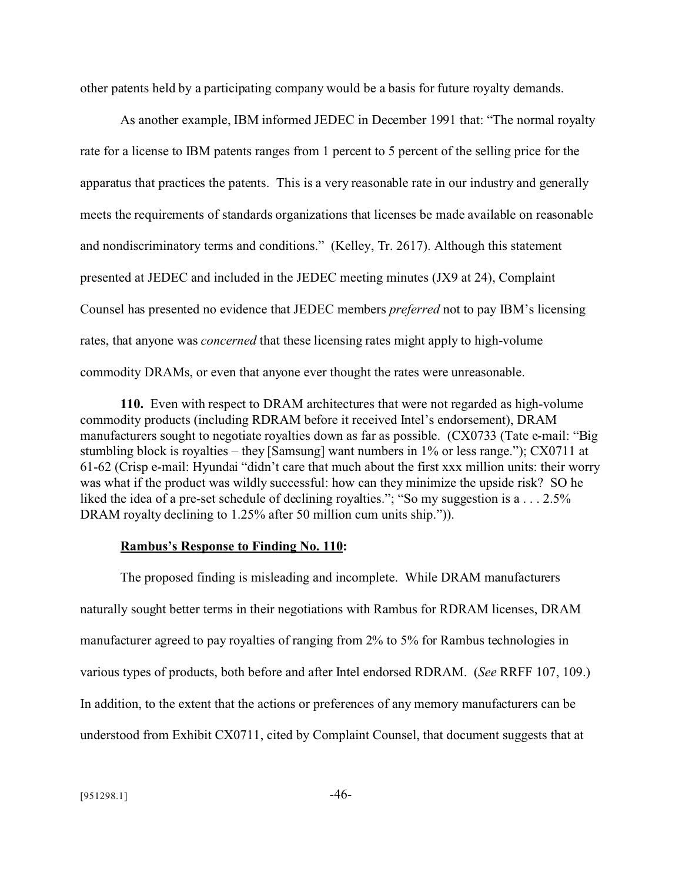other patents held by a participating company would be a basis for future royalty demands.

As another example, IBM informed JEDEC in December 1991 that: "The normal royalty rate for a license to IBM patents ranges from 1 percent to 5 percent of the selling price for the apparatus that practices the patents. This is a very reasonable rate in our industry and generally meets the requirements of standards organizations that licenses be made available on reasonable and nondiscriminatory terms and conditions." (Kelley, Tr. 2617). Although this statement presented at JEDEC and included in the JEDEC meeting minutes (JX9 at 24), Complaint Counsel has presented no evidence that JEDEC members *preferred* not to pay IBM's licensing rates, that anyone was *concerned* that these licensing rates might apply to high-volume commodity DRAMs, or even that anyone ever thought the rates were unreasonable.

**110.** Even with respect to DRAM architectures that were not regarded as high-volume commodity products (including RDRAM before it received Intel's endorsement), DRAM manufacturers sought to negotiate royalties down as far as possible. (CX0733 (Tate e-mail: "Big stumbling block is royalties – they [Samsung] want numbers in 1% or less range."); CX0711 at 61-62 (Crisp e-mail: Hyundai "didn't care that much about the first xxx million units: their worry was what if the product was wildly successful: how can they minimize the upside risk? SO he liked the idea of a pre-set schedule of declining royalties."; "So my suggestion is a . . . 2.5% DRAM royalty declining to 1.25% after 50 million cum units ship.")).

**<u>Rambus's Response to Finding No. 110</u>:**

The proposed finding is misleading and incomplete. While DRAM manufacturers naturally sought better terms in their negotiations with Rambus for RDRAM licenses, DRAM manufacturer agreed to pay royalties of ranging from 2% to 5% for Rambus technologies in various types of products, both before and after Intel endorsed RDRAM. (*See* RRFF 107, 109.) In addition, to the extent that the actions or preferences of any memory manufacturers can be understood from Exhibit CX0711, cited by Complaint Counsel, that document suggests that at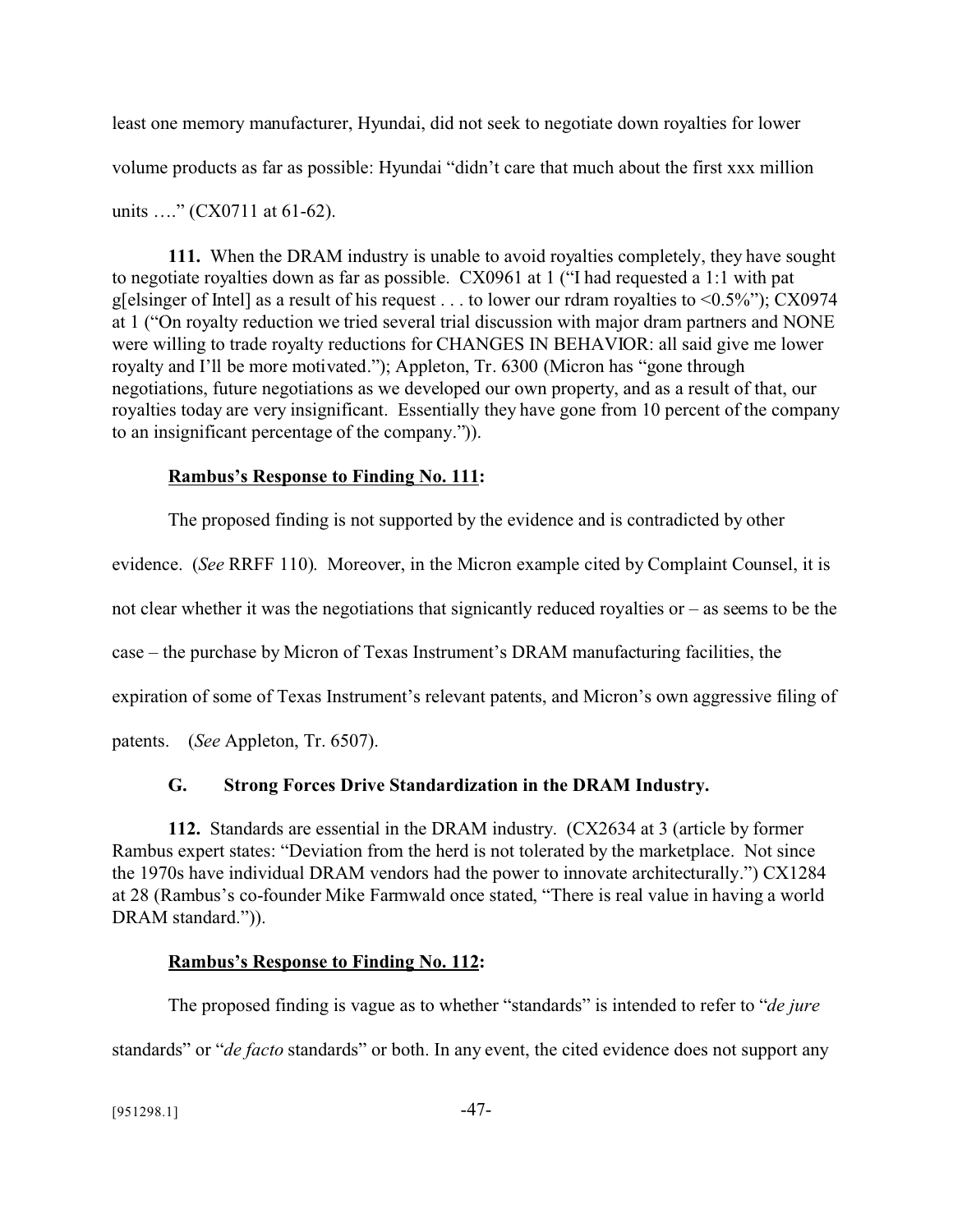least one memory manufacturer, Hyundai, did not seek to negotiate down royalties for lower volume products as far as possible: Hyundai "didn't care that much about the first xxx million units …." (CX0711 at 61-62).

**111.** When the DRAM industry is unable to avoid royalties completely, they have sought to negotiate royalties down as far as possible. CX0961 at 1 ("I had requested a 1:1 with pat g[elsinger of Intel] as a result of his request . . . to lower our rdram royalties to <0.5%"); CX0974 at 1 ("On royalty reduction we tried several trial discussion with major dram partners and NONE were willing to trade royalty reductions for CHANGES IN BEHAVIOR: all said give me lower royalty and I'll be more motivated."); Appleton, Tr. 6300 (Micron has "gone through negotiations, future negotiations as we developed our own property, and as a result of that, our royalties today are very insignificant. Essentially they have gone from 10 percent of the company to an insignificant percentage of the company.")).

**Rambus's Response to Finding No. 111:**

The proposed finding is not supported by the evidence and is contradicted by other evidence. (*See* RRFF 110). Moreover, in the Micron example cited by Complaint Counsel, it is not clear whether it was the negotiations that signicantly reduced royalties or – as seems to be the case – the purchase by Micron of Texas Instrument's DRAM manufacturing facilities, the expiration of some of Texas Instrument's relevant patents, and Micron's own aggressive filing of patents. (*See* Appleton, Tr. 6507).

### G. Strong Forces Drive Standardization in the DRAM Industry.

**112.** Standards are essential in the DRAM industry. (CX2634 at 3 (article by former Rambus expert states: "Deviation from the herd is not tolerated by the marketplace. Not since the 1970s have individual DRAM vendors had the power to innovate architecturally.") CX1284 at 28 (Rambus's co-founder Mike Farmwald once stated, "There is real value in having a world DRAM standard.")).

**Rambus's Response to Finding No. 112:**

The proposed finding is vague as to whether "standards" is intended to refer to "*de jure* standards" or "*de facto* standards" or both. In any event, the cited evidence does not support any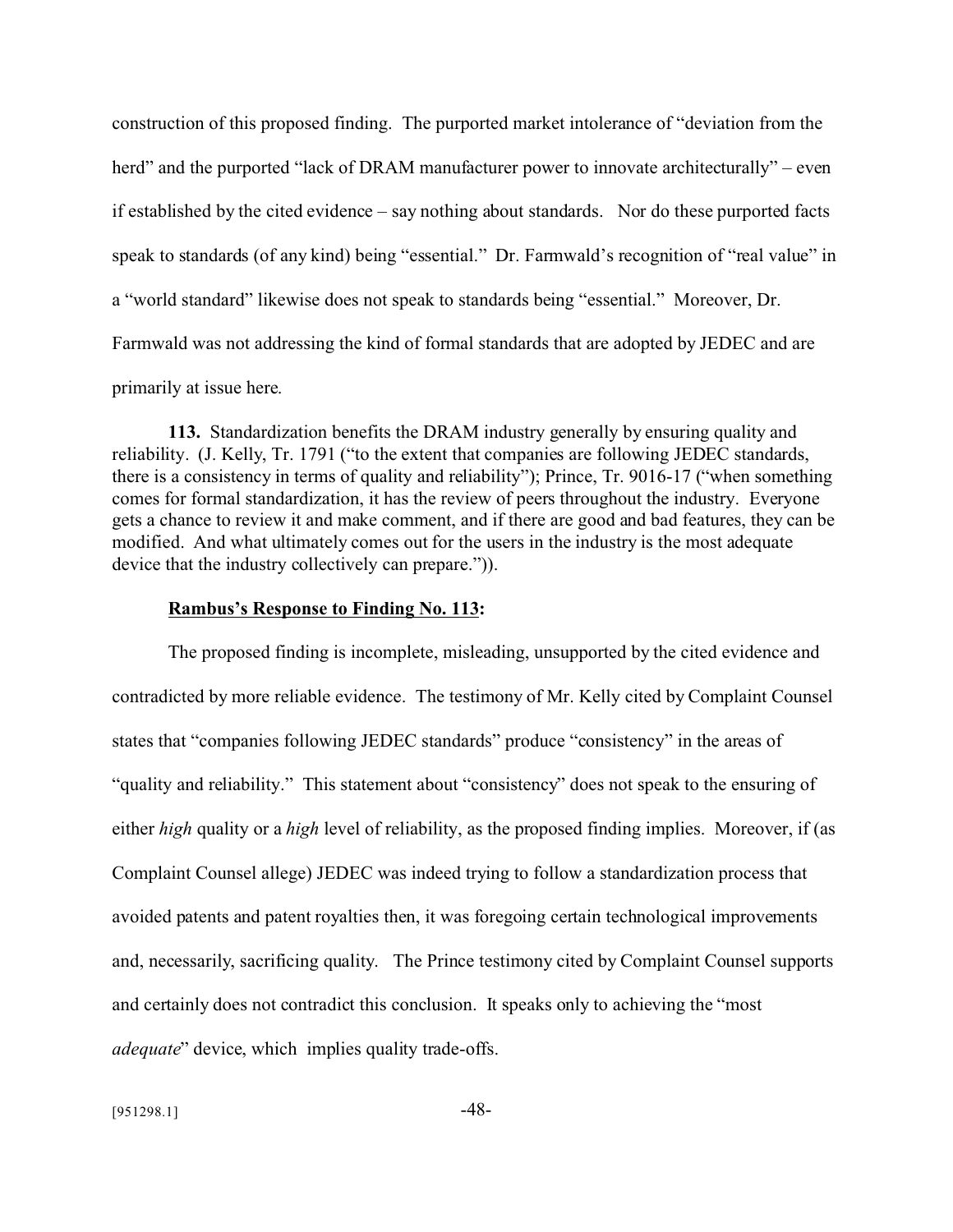construction of this proposed finding. The purported market intolerance of "deviation from the herd" and the purported "lack of DRAM manufacturer power to innovate architecturally" – even if established by the cited evidence – say nothing about standards. Nor do these purported facts speak to standards (of any kind) being "essential." Dr. Farmwald's recognition of "real value" in a "world standard" likewise does not speak to standards being "essential." Moreover, Dr. Farmwald was not addressing the kind of formal standards that are adopted by JEDEC and are primarily at issue here.

**113.** Standardization benefits the DRAM industry generally by ensuring quality and reliability. (J. Kelly, Tr. 1791 ("to the extent that companies are following JEDEC standards, there is a consistency in terms of quality and reliability"); Prince, Tr. 9016-17 ("when something comes for formal standardization, it has the review of peers throughout the industry. Everyone gets a chance to review it and make comment, and if there are good and bad features, they can be modified. And what ultimately comes out for the users in the industry is the most adequate device that the industry collectively can prepare.")).

**Rambus's Response to Finding No. 113:**

The proposed finding is incomplete, misleading, unsupported by the cited evidence and contradicted by more reliable evidence. The testimony of Mr. Kelly cited by Complaint Counsel states that "companies following JEDEC standards" produce "consistency" in the areas of "quality and reliability." This statement about "consistency" does not speak to the ensuring of either *high* quality or a *high* level of reliability, as the proposed finding implies. Moreover, if (as Complaint Counsel allege) JEDEC was indeed trying to follow a standardization process that avoided patents and patent royalties then, it was foregoing certain technological improvements and, necessarily, sacrificing quality. The Prince testimony cited by Complaint Counsel supports and certainly does not contradict this conclusion. It speaks only to achieving the "most *adequate*" device, which implies quality trade-offs.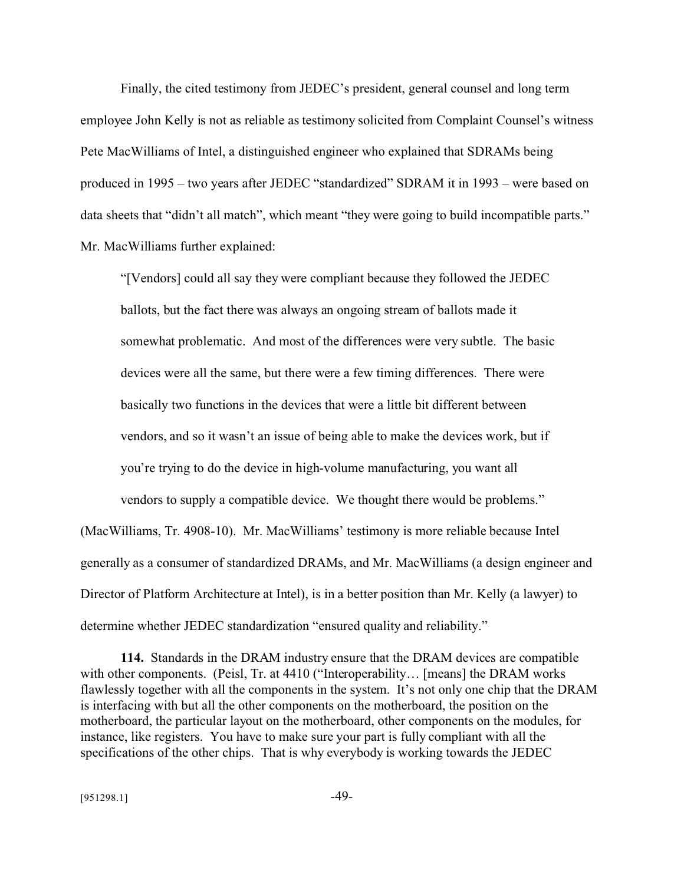Finally, the cited testimony from JEDEC's president, general counsel and long term employee John Kelly is not as reliable as testimony solicited from Complaint Counsel's witness Pete MacWilliams of Intel, a distinguished engineer who explained that SDRAMs being produced in 1995 – two years after JEDEC "standardized" SDRAM it in 1993 – were based on data sheets that "didn't all match", which meant "they were going to build incompatible parts." Mr. MacWilliams further explained:

> "[Vendors] could all say they were compliant because they followed the JEDEC ballots, but the fact there was always an ongoing stream of ballots made it somewhat problematic. And most of the differences were very subtle. The basic devices were all the same, but there were a few timing differences. There were basically two functions in the devices that were a little bit different between vendors, and so it wasn't an issue of being able to make the devices work, but if you're trying to do the device in high-volume manufacturing, you want all vendors to supply a compatible device. We thought there would be problems."

(MacWilliams, Tr. 4908-10). Mr. MacWilliams' testimony is more reliable because Intel generally as a consumer of standardized DRAMs, and Mr. MacWilliams (a design engineer and Director of Platform Architecture at Intel), is in a better position than Mr. Kelly (a lawyer) to determine whether JEDEC standardization "ensured quality and reliability."

**114.** Standards in the DRAM industry ensure that the DRAM devices are compatible with other components. (Peisl, Tr. at 4410 ("Interoperability… [means] the DRAM works flawlessly together with all the components in the system. It's not only one chip that the DRAM is interfacing with but all the other components on the motherboard, the position on the motherboard, the particular layout on the motherboard, other components on the modules, for instance, like registers. You have to make sure your part is fully compliant with all the specifications of the other chips. That is why everybody is working towards the JEDEC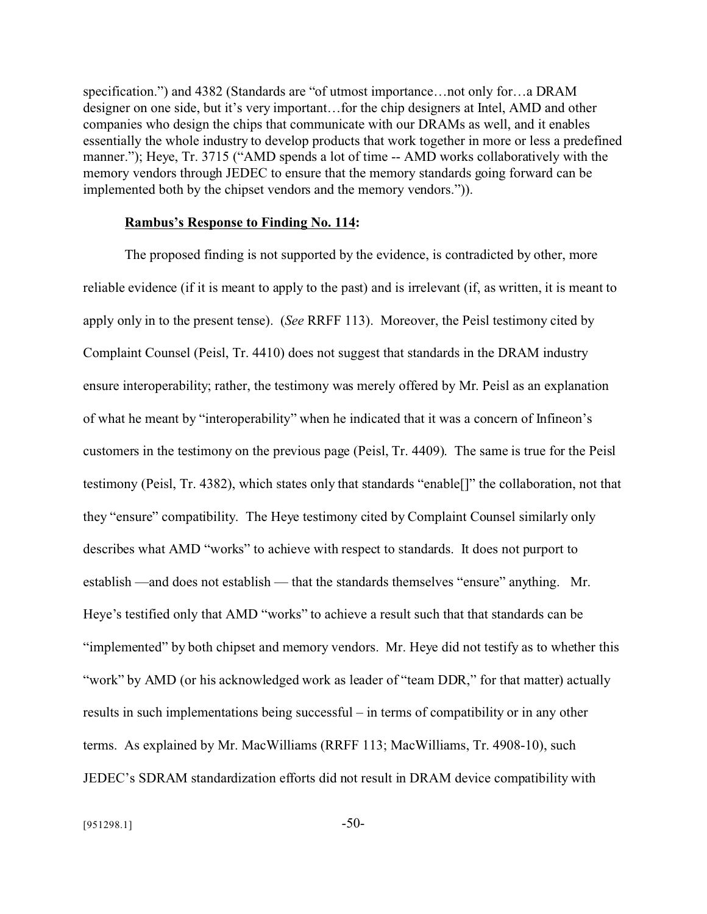specification.") and 4382 (Standards are "of utmost importance…not only for…a DRAM designer on one side, but it's very important…for the chip designers at Intel, AMD and other companies who design the chips that communicate with our DRAMs as well, and it enables essentially the whole industry to develop products that work together in more or less a predefined manner."); Heye, Tr. 3715 ("AMD spends a lot of time -- AMD works collaboratively with the memory vendors through JEDEC to ensure that the memory standards going forward can be implemented both by the chipset vendors and the memory vendors.")).

**Rambus's Response to Finding No. 114:**

The proposed finding is not supported by the evidence, is contradicted by other, more reliable evidence (if it is meant to apply to the past) and is irrelevant (if, as written, it is meant to apply only in to the present tense). (*See* RRFF 113). Moreover, the Peisl testimony cited by Complaint Counsel (Peisl, Tr. 4410) does not suggest that standards in the DRAM industry ensure interoperability; rather, the testimony was merely offered by Mr. Peisl as an explanation of what he meant by "interoperability" when he indicated that it was a concern of Infineon's customers in the testimony on the previous page (Peisl, Tr. 4409). The same is true for the Peisl testimony (Peisl, Tr. 4382), which states only that standards "enable[]" the collaboration, not that they "ensure" compatibility. The Heye testimony cited by Complaint Counsel similarly only describes what AMD "works" to achieve with respect to standards. It does not purport to establish —and does not establish — that the standards themselves "ensure" anything. Mr. Heye's testified only that AMD "works" to achieve a result such that that standards can be "implemented" by both chipset and memory vendors. Mr. Heye did not testify as to whether this "work" by AMD (or his acknowledged work as leader of "team DDR," for that matter) actually results in such implementations being successful – in terms of compatibility or in any other terms. As explained by Mr. MacWilliams (RRFF 113; MacWilliams, Tr. 4908-10), such JEDEC's SDRAM standardization efforts did not result in DRAM device compatibility with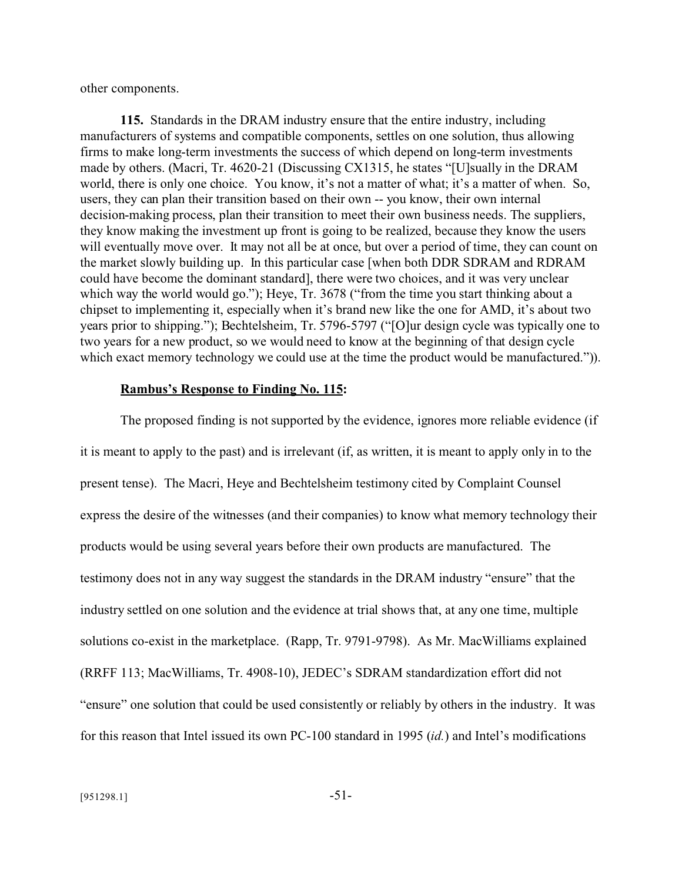other components.

**115.** Standards in the DRAM industry ensure that the entire industry, including manufacturers of systems and compatible components, settles on one solution, thus allowing firms to make long-term investments the success of which depend on long-term investments made by others. (Macri, Tr. 4620-21 (Discussing CX1315, he states "[U]sually in the DRAM world, there is only one choice. You know, it's not a matter of what; it's a matter of when. So, users, they can plan their transition based on their own -- you know, their own internal decision-making process, plan their transition to meet their own business needs. The suppliers, they know making the investment up front is going to be realized, because they know the users will eventually move over. It may not all be at once, but over a period of time, they can count on the market slowly building up. In this particular case [when both DDR SDRAM and RDRAM could have become the dominant standard], there were two choices, and it was very unclear which way the world would go."); Heye, Tr. 3678 ("from the time you start thinking about a chipset to implementing it, especially when it's brand new like the one for AMD, it's about two years prior to shipping."); Bechtelsheim, Tr. 5796-5797 ("[O]ur design cycle was typically one to two years for a new product, so we would need to know at the beginning of that design cycle which exact memory technology we could use at the time the product would be manufactured.")).

**Rambus's Response to Finding No. 115:**

The proposed finding is not supported by the evidence, ignores more reliable evidence (if it is meant to apply to the past) and is irrelevant (if, as written, it is meant to apply only in to the present tense). The Macri, Heye and Bechtelsheim testimony cited by Complaint Counsel express the desire of the witnesses (and their companies) to know what memory technology their products would be using several years before their own products are manufactured. The testimony does not in any way suggest the standards in the DRAM industry "ensure" that the industry settled on one solution and the evidence at trial shows that, at any one time, multiple solutions co-exist in the marketplace. (Rapp, Tr. 9791-9798). As Mr. MacWilliams explained (RRFF 113; MacWilliams, Tr. 4908-10), JEDEC's SDRAM standardization effort did not "ensure" one solution that could be used consistently or reliably by others in the industry. It was for this reason that Intel issued its own PC-100 standard in 1995 (*id.*) and Intel's modifications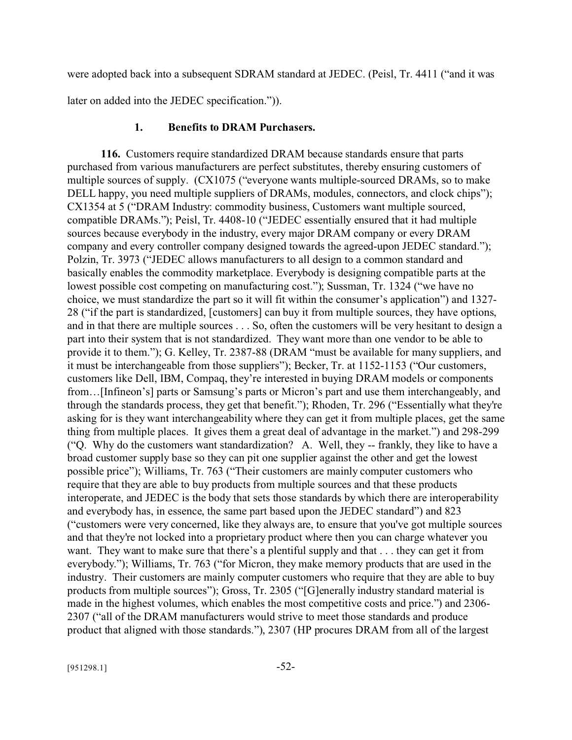were adopted back into a subsequent SDRAM standard at JEDEC. (Peisl, Tr. 4411 ("and it was later on added into the JEDEC specification.")).

### 1. Benefits to DRAM Purchasers.

**116.** Customers require standardized DRAM because standards ensure that parts purchased from various manufacturers are perfect substitutes, thereby ensuring customers of multiple sources of supply. (CX1075 ("everyone wants multiple-sourced DRAMs, so to make DELL happy, you need multiple suppliers of DRAMs, modules, connectors, and clock chips"); CX1354 at 5 ("DRAM Industry: commodity business, Customers want multiple sourced, compatible DRAMs."); Peisl, Tr. 4408-10 ("JEDEC essentially ensured that it had multiple sources because everybody in the industry, every major DRAM company or every DRAM company and every controller company designed towards the agreed-upon JEDEC standard."); Polzin, Tr. 3973 ("JEDEC allows manufacturers to all design to a common standard and basically enables the commodity marketplace. Everybody is designing compatible parts at the lowest possible cost competing on manufacturing cost."); Sussman, Tr. 1324 ("we have no choice, we must standardize the part so it will fit within the consumer's application") and 1327-28 ("if the part is standardized, [customers] can buy it from multiple sources, they have options, and in that there are multiple sources . . . So, often the customers will be very hesitant to design a part into their system that is not standardized. They want more than one vendor to be able to provide it to them."); G. Kelley, Tr. 2387-88 (DRAM "must be available for many suppliers, and it must be interchangeable from those suppliers"); Becker, Tr. at 1152-1153 ("Our customers, customers like Dell, IBM, Compaq, they're interested in buying DRAM models or components from…[Infineon's] parts or Samsung's parts or Micron's part and use them interchangeably, and through the standards process, they get that benefit."); Rhoden, Tr. 296 ("Essentially what they're asking for is they want interchangeability where they can get it from multiple places, get the same thing from multiple places. It gives them a great deal of advantage in the market.") and 298-299 ("Q. Why do the customers want standardization? A. Well, they -- frankly, they like to have a broad customer supply base so they can pit one supplier against the other and get the lowest possible price"); Williams, Tr. 763 ("Their customers are mainly computer customers who require that they are able to buy products from multiple sources and that these products interoperate, and JEDEC is the body that sets those standards by which there are interoperability and everybody has, in essence, the same part based upon the JEDEC standard") and 823 ("customers were very concerned, like they always are, to ensure that you've got multiple sources and that they're not locked into a proprietary product where then you can charge whatever you want. They want to make sure that there's a plentiful supply and that . . . they can get it from everybody."); Williams, Tr. 763 ("for Micron, they make memory products that are used in the industry. Their customers are mainly computer customers who require that they are able to buy products from multiple sources"); Gross, Tr. 2305 ("[G]enerally industry standard material is made in the highest volumes, which enables the most competitive costs and price.") and 2306-2307 ("all of the DRAM manufacturers would strive to meet those standards and produce product that aligned with those standards."), 2307 (HP procures DRAM from all of the largest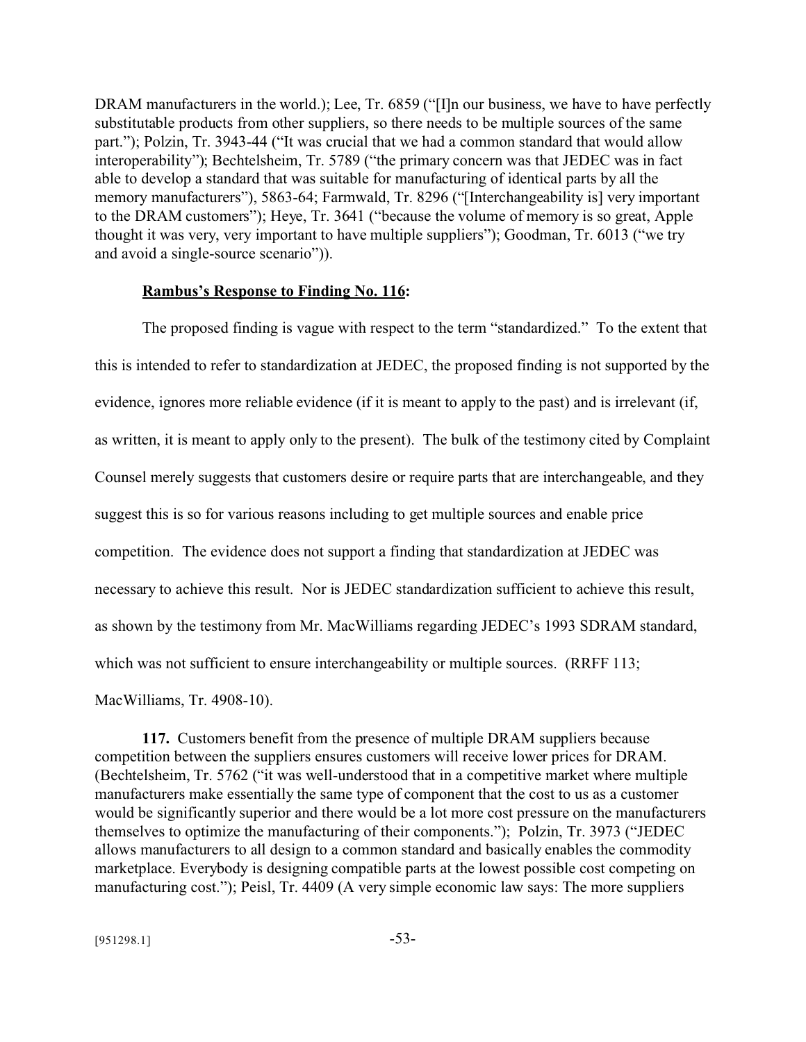DRAM manufacturers in the world.); Lee, Tr. 6859 ("[I]n our business, we have to have perfectly substitutable products from other suppliers, so there needs to be multiple sources of the same part."); Polzin, Tr. 3943-44 ("It was crucial that we had a common standard that would allow interoperability"); Bechtelsheim, Tr. 5789 ("the primary concern was that JEDEC was in fact able to develop a standard that was suitable for manufacturing of identical parts by all the memory manufacturers"), 5863-64; Farmwald, Tr. 8296 ("[Interchangeability is] very important to the DRAM customers"); Heye, Tr. 3641 ("because the volume of memory is so great, Apple thought it was very, very important to have multiple suppliers"); Goodman, Tr. 6013 ("we try and avoid a single-source scenario")).

**Rambus's Response to Finding No. 116:**

The proposed finding is vague with respect to the term "standardized." To the extent that this is intended to refer to standardization at JEDEC, the proposed finding is not supported by the evidence, ignores more reliable evidence (if it is meant to apply to the past) and is irrelevant (if, as written, it is meant to apply only to the present). The bulk of the testimony cited by Complaint Counsel merely suggests that customers desire or require parts that are interchangeable, and they suggest this is so for various reasons including to get multiple sources and enable price competition. The evidence does not support a finding that standardization at JEDEC was necessary to achieve this result. Nor is JEDEC standardization sufficient to achieve this result, as shown by the testimony from Mr. MacWilliams regarding JEDEC's 1993 SDRAM standard, which was not sufficient to ensure interchangeability or multiple sources. (RRFF 113; MacWilliams, Tr. 4908-10).

**117.** Customers benefit from the presence of multiple DRAM suppliers because competition between the suppliers ensures customers will receive lower prices for DRAM. (Bechtelsheim, Tr. 5762 ("it was well-understood that in a competitive market where multiple manufacturers make essentially the same type of component that the cost to us as a customer would be significantly superior and there would be a lot more cost pressure on the manufacturers themselves to optimize the manufacturing of their components."); Polzin, Tr. 3973 ("JEDEC allows manufacturers to all design to a common standard and basically enables the commodity marketplace. Everybody is designing compatible parts at the lowest possible cost competing on manufacturing cost."); Peisl, Tr. 4409 (A very simple economic law says: The more suppliers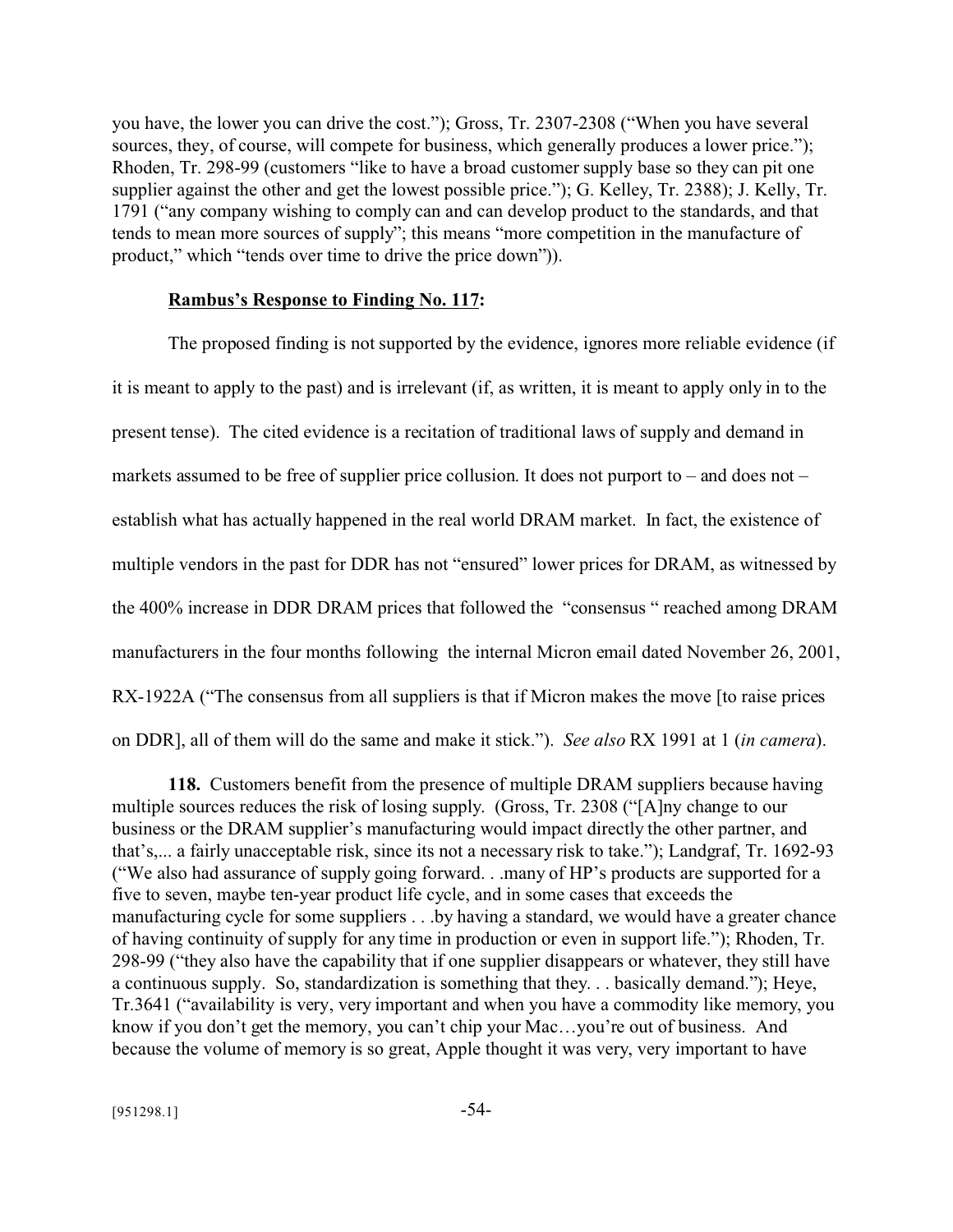you have, the lower you can drive the cost."); Gross, Tr. 2307-2308 ("When you have several sources, they, of course, will compete for business, which generally produces a lower price."); Rhoden, Tr. 298-99 (customers "like to have a broad customer supply base so they can pit one supplier against the other and get the lowest possible price."); G. Kelley, Tr. 2388); J. Kelly, Tr. 1791 ("any company wishing to comply can and can develop product to the standards, and that tends to mean more sources of supply"; this means "more competition in the manufacture of product," which "tends over time to drive the price down")).

**Rambus's Response to Finding No. 117:**

The proposed finding is not supported by the evidence, ignores more reliable evidence (if it is meant to apply to the past) and is irrelevant (if, as written, it is meant to apply only in to the present tense). The cited evidence is a recitation of traditional laws of supply and demand in markets assumed to be free of supplier price collusion. It does not purport to – and does not – establish what has actually happened in the real world DRAM market. In fact, the existence of multiple vendors in the past for DDR has not "ensured" lower prices for DRAM, as witnessed by the 400% increase in DDR DRAM prices that followed the "consensus " reached among DRAM manufacturers in the four months following the internal Micron email dated November 26, 2001, RX-1922A ("The consensus from all suppliers is that if Micron makes the move [to raise prices on DDR], all of them will do the same and make it stick."). *See also* RX 1991 at 1 (*in camera*).

**118.** Customers benefit from the presence of multiple DRAM suppliers because having multiple sources reduces the risk of losing supply. (Gross, Tr. 2308 ("[A]ny change to our business or the DRAM supplier's manufacturing would impact directly the other partner, and that's,... a fairly unacceptable risk, since its not a necessary risk to take."); Landgraf, Tr. 1692-93 ("We also had assurance of supply going forward. . .many of HP's products are supported for a five to seven, maybe ten-year product life cycle, and in some cases that exceeds the manufacturing cycle for some suppliers . . .by having a standard, we would have a greater chance of having continuity of supply for any time in production or even in support life."); Rhoden, Tr. 298-99 ("they also have the capability that if one supplier disappears or whatever, they still have a continuous supply. So, standardization is something that they. . . basically demand."); Heye, Tr.3641 ("availability is very, very important and when you have a commodity like memory, you know if you don't get the memory, you can't chip your Mac…you're out of business. And because the volume of memory is so great, Apple thought it was very, very important to have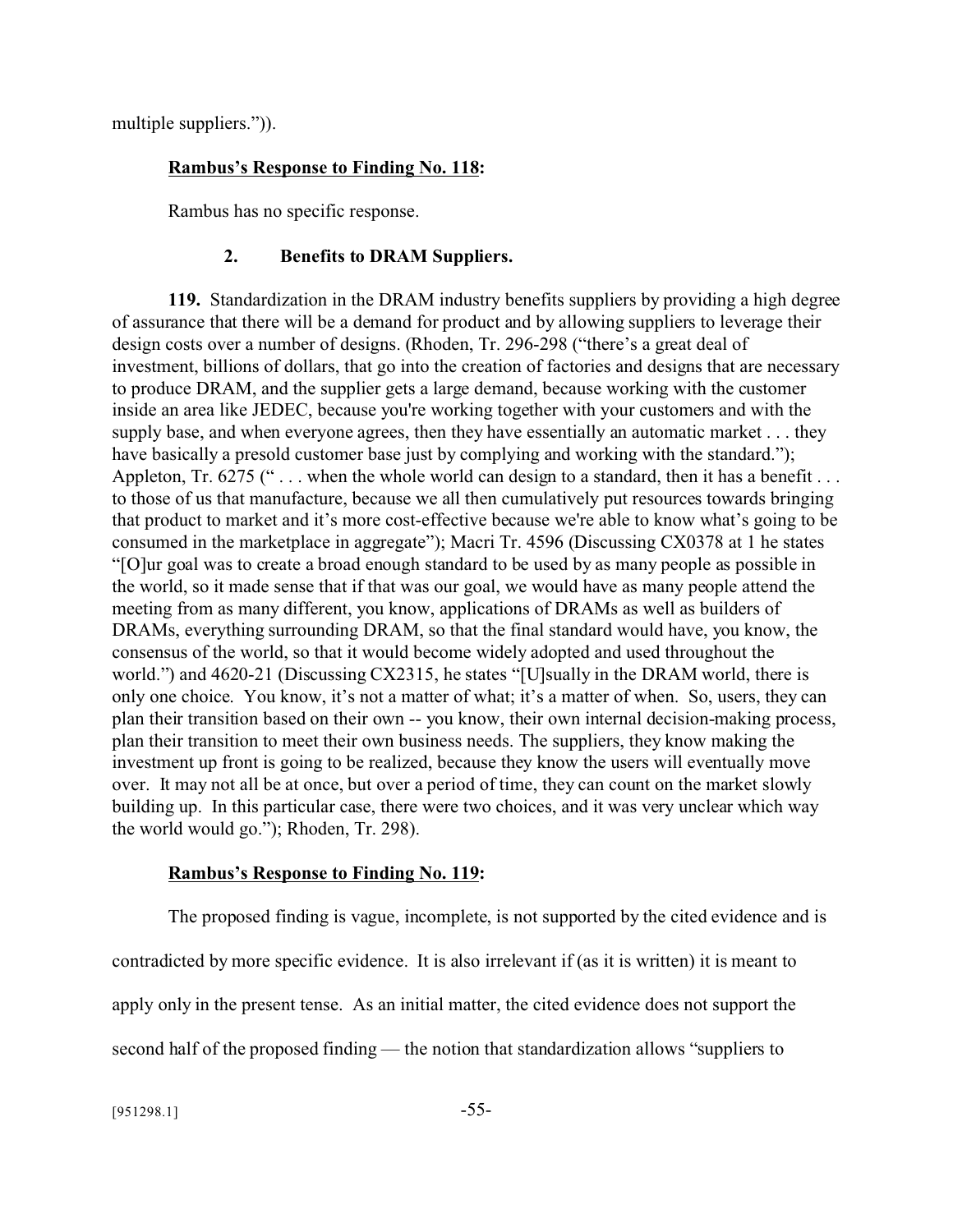multiple suppliers.")).

**<u>Rambus's Response to Finding No. 118</u>:**

Rambus has no specific response.

### 2. Benefits to DRAM Suppliers.

**119.** Standardization in the DRAM industry benefits suppliers by providing a high degree of assurance that there will be a demand for product and by allowing suppliers to leverage their design costs over a number of designs. (Rhoden, Tr. 296-298 ("there's a great deal of investment, billions of dollars, that go into the creation of factories and designs that are necessary to produce DRAM, and the supplier gets a large demand, because working with the customer inside an area like JEDEC, because you're working together with your customers and with the supply base, and when everyone agrees, then they have essentially an automatic market . . . they have basically a presold customer base just by complying and working with the standard."); Appleton, Tr. 6275 (" . . . when the whole world can design to a standard, then it has a benefit . . . to those of us that manufacture, because we all then cumulatively put resources towards bringing that product to market and it's more cost-effective because we're able to know what's going to be consumed in the marketplace in aggregate"); Macri Tr. 4596 (Discussing CX0378 at 1 he states "[O]ur goal was to create a broad enough standard to be used by as many people as possible in the world, so it made sense that if that was our goal, we would have as many people attend the meeting from as many different, you know, applications of DRAMs as well as builders of DRAMs, everything surrounding DRAM, so that the final standard would have, you know, the consensus of the world, so that it would become widely adopted and used throughout the world.") and 4620-21 (Discussing CX2315, he states "[U]sually in the DRAM world, there is only one choice. You know, it's not a matter of what; it's a matter of when. So, users, they can plan their transition based on their own -- you know, their own internal decision-making process, plan their transition to meet their own business needs. The suppliers, they know making the investment up front is going to be realized, because they know the users will eventually move over. It may not all be at once, but over a period of time, they can count on the market slowly building up. In this particular case, there were two choices, and it was very unclear which way the world would go."); Rhoden, Tr. 298).

**<u>Rambus's Response to Finding No. 119</u>:**

The proposed finding is vague, incomplete, is not supported by the cited evidence and is contradicted by more specific evidence. It is also irrelevant if (as it is written) it is meant to apply only in the present tense. As an initial matter, the cited evidence does not support the second half of the proposed finding — the notion that standardization allows "suppliers to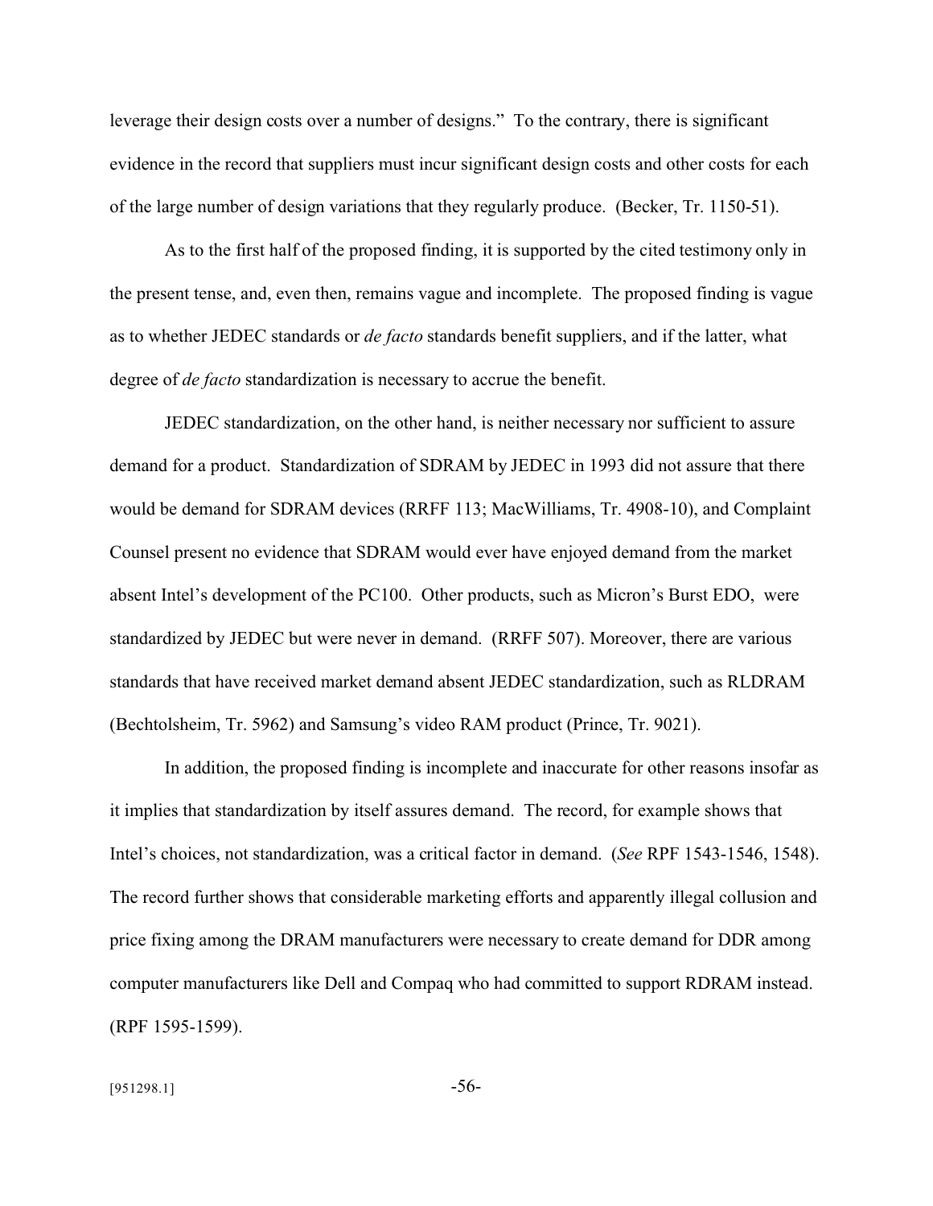leverage their design costs over a number of designs." To the contrary, there is significant evidence in the record that suppliers must incur significant design costs and other costs for each of the large number of design variations that they regularly produce. (Becker, Tr. 1150-51).

As to the first half of the proposed finding, it is supported by the cited testimony only in the present tense, and, even then, remains vague and incomplete. The proposed finding is vague as to whether JEDEC standards or *de facto* standards benefit suppliers, and if the latter, what degree of *de facto* standardization is necessary to accrue the benefit.

JEDEC standardization, on the other hand, is neither necessary nor sufficient to assure demand for a product. Standardization of SDRAM by JEDEC in 1993 did not assure that there would be demand for SDRAM devices (RRFF 113; MacWilliams, Tr. 4908-10), and Complaint Counsel present no evidence that SDRAM would ever have enjoyed demand from the market absent Intel's development of the PC100. Other products, such as Micron's Burst EDO, were standardized by JEDEC but were never in demand. (RRFF 507). Moreover, there are various standards that have received market demand absent JEDEC standardization, such as RLDRAM (Bechtolsheim, Tr. 5962) and Samsung's video RAM product (Prince, Tr. 9021).

In addition, the proposed finding is incomplete and inaccurate for other reasons insofar as it implies that standardization by itself assures demand. The record, for example shows that Intel's choices, not standardization, was a critical factor in demand. (*See* RPF 1543-1546, 1548). The record further shows that considerable marketing efforts and apparently illegal collusion and price fixing among the DRAM manufacturers were necessary to create demand for DDR among computer manufacturers like Dell and Compaq who had committed to support RDRAM instead. (RPF 1595-1599).

[951298.1]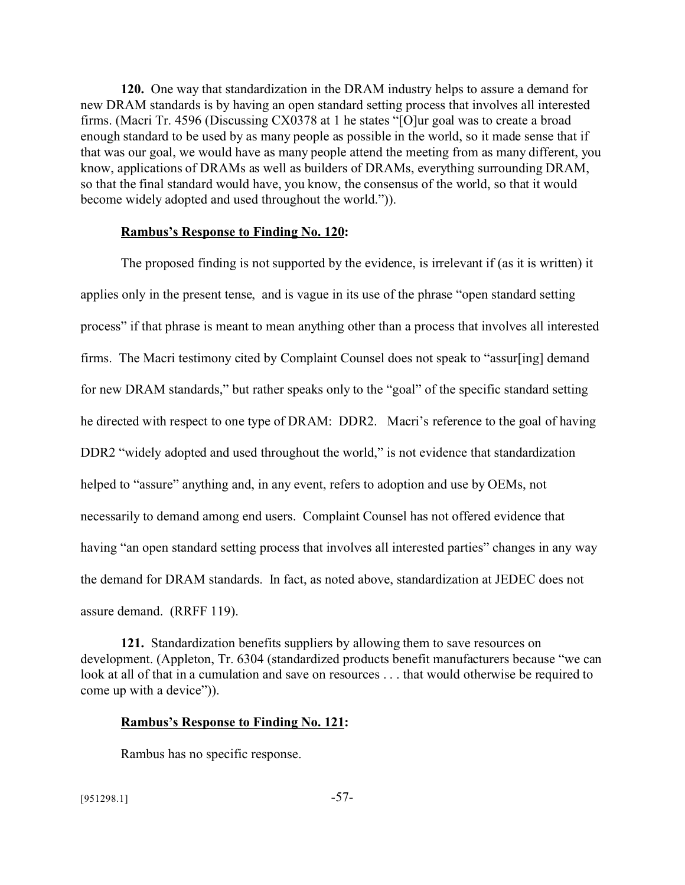**120.** One way that standardization in the DRAM industry helps to assure a demand for new DRAM standards is by having an open standard setting process that involves all interested firms. (Macri Tr. 4596 (Discussing CX0378 at 1 he states "[O]ur goal was to create a broad enough standard to be used by as many people as possible in the world, so it made sense that if that was our goal, we would have as many people attend the meeting from as many different, you know, applications of DRAMs as well as builders of DRAMs, everything surrounding DRAM, so that the final standard would have, you know, the consensus of the world, so that it would become widely adopted and used throughout the world.")).

**<u>Rambus's Response to Finding No. 120</u>:**

The proposed finding is not supported by the evidence, is irrelevant if (as it is written) it applies only in the present tense, and is vague in its use of the phrase "open standard setting process" if that phrase is meant to mean anything other than a process that involves all interested firms. The Macri testimony cited by Complaint Counsel does not speak to "assur[ing] demand for new DRAM standards," but rather speaks only to the "goal" of the specific standard setting he directed with respect to one type of DRAM: DDR2. Macri's reference to the goal of having DDR2 "widely adopted and used throughout the world," is not evidence that standardization helped to "assure" anything and, in any event, refers to adoption and use by OEMs, not necessarily to demand among end users. Complaint Counsel has not offered evidence that having "an open standard setting process that involves all interested parties" changes in any way the demand for DRAM standards. In fact, as noted above, standardization at JEDEC does not assure demand. (RRFF 119).

**121.** Standardization benefits suppliers by allowing them to save resources on development. (Appleton, Tr. 6304 (standardized products benefit manufacturers because "we can look at all of that in a cumulation and save on resources . . . that would otherwise be required to come up with a device")).

**<u>Rambus's Response to Finding No. 121</u>:**

Rambus has no specific response.

[951298.1]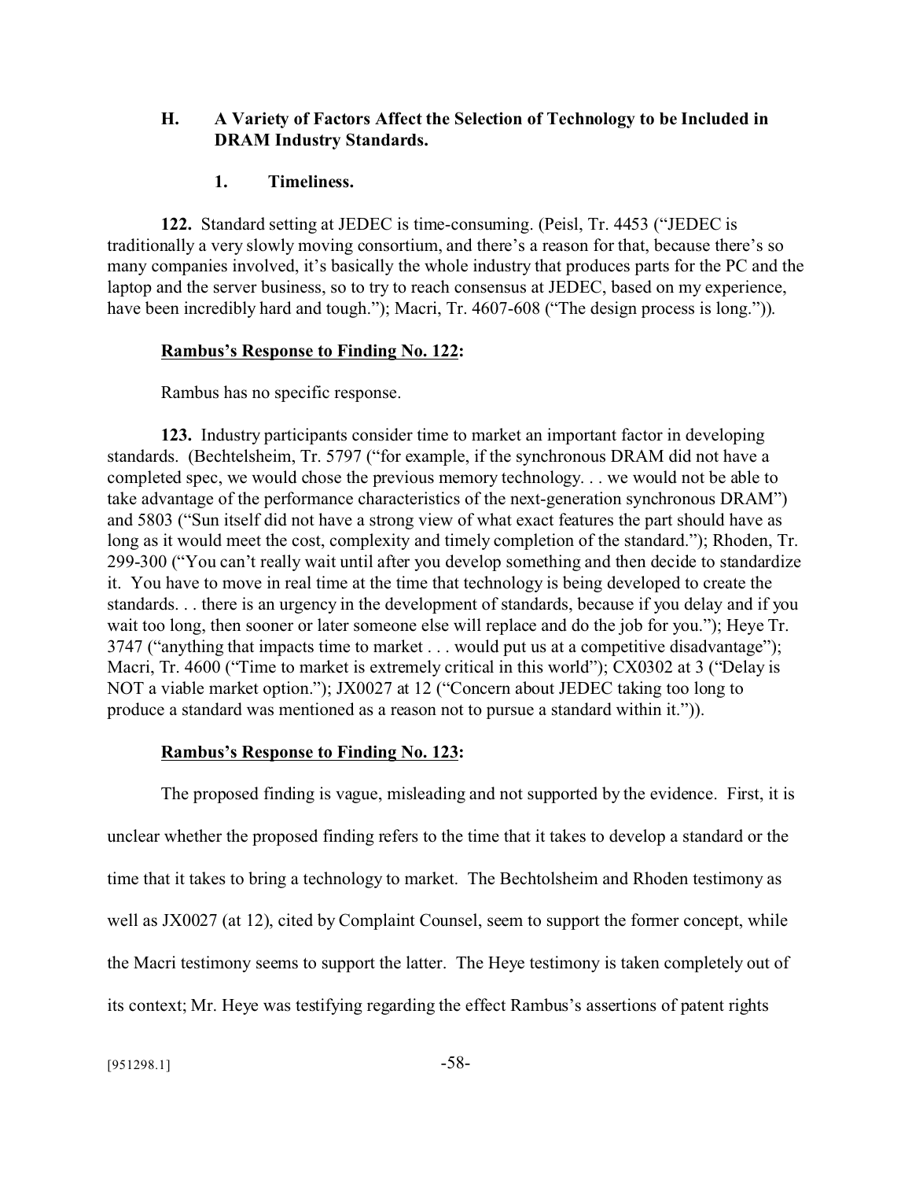## H. A Variety of Factors Affect the Selection of Technology to be Included in DRAM Industry Standards.

### 1. Timeliness.

**122.** Standard setting at JEDEC is time-consuming. (Peisl, Tr. 4453 ("JEDEC is traditionally a very slowly moving consortium, and there's a reason for that, because there's so many companies involved, it's basically the whole industry that produces parts for the PC and the laptop and the server business, so to try to reach consensus at JEDEC, based on my experience, have been incredibly hard and tough."); Macri, Tr. 4607-608 ("The design process is long.")).

**Rambus's Response to Finding No. 122:**

Rambus has no specific response.

**123.** Industry participants consider time to market an important factor in developing standards. (Bechtelsheim, Tr. 5797 ("for example, if the synchronous DRAM did not have a completed spec, we would chose the previous memory technology. . . we would not be able to take advantage of the performance characteristics of the next-generation synchronous DRAM") and 5803 ("Sun itself did not have a strong view of what exact features the part should have as long as it would meet the cost, complexity and timely completion of the standard."); Rhoden, Tr. 299-300 ("You can't really wait until after you develop something and then decide to standardize it. You have to move in real time at the time that technology is being developed to create the standards. . . there is an urgency in the development of standards, because if you delay and if you wait too long, then sooner or later someone else will replace and do the job for you."); Heye Tr. 3747 ("anything that impacts time to market . . . would put us at a competitive disadvantage"); Macri, Tr. 4600 ("Time to market is extremely critical in this world"); CX0302 at 3 ("Delay is NOT a viable market option."); JX0027 at 12 ("Concern about JEDEC taking too long to produce a standard was mentioned as a reason not to pursue a standard within it.")).

**Rambus's Response to Finding No. 123:**

The proposed finding is vague, misleading and not supported by the evidence. First, it is unclear whether the proposed finding refers to the time that it takes to develop a standard or the time that it takes to bring a technology to market. The Bechtolsheim and Rhoden testimony as well as JX0027 (at 12), cited by Complaint Counsel, seem to support the former concept, while the Macri testimony seems to support the latter. The Heye testimony is taken completely out of its context; Mr. Heye was testifying regarding the effect Rambus's assertions of patent rights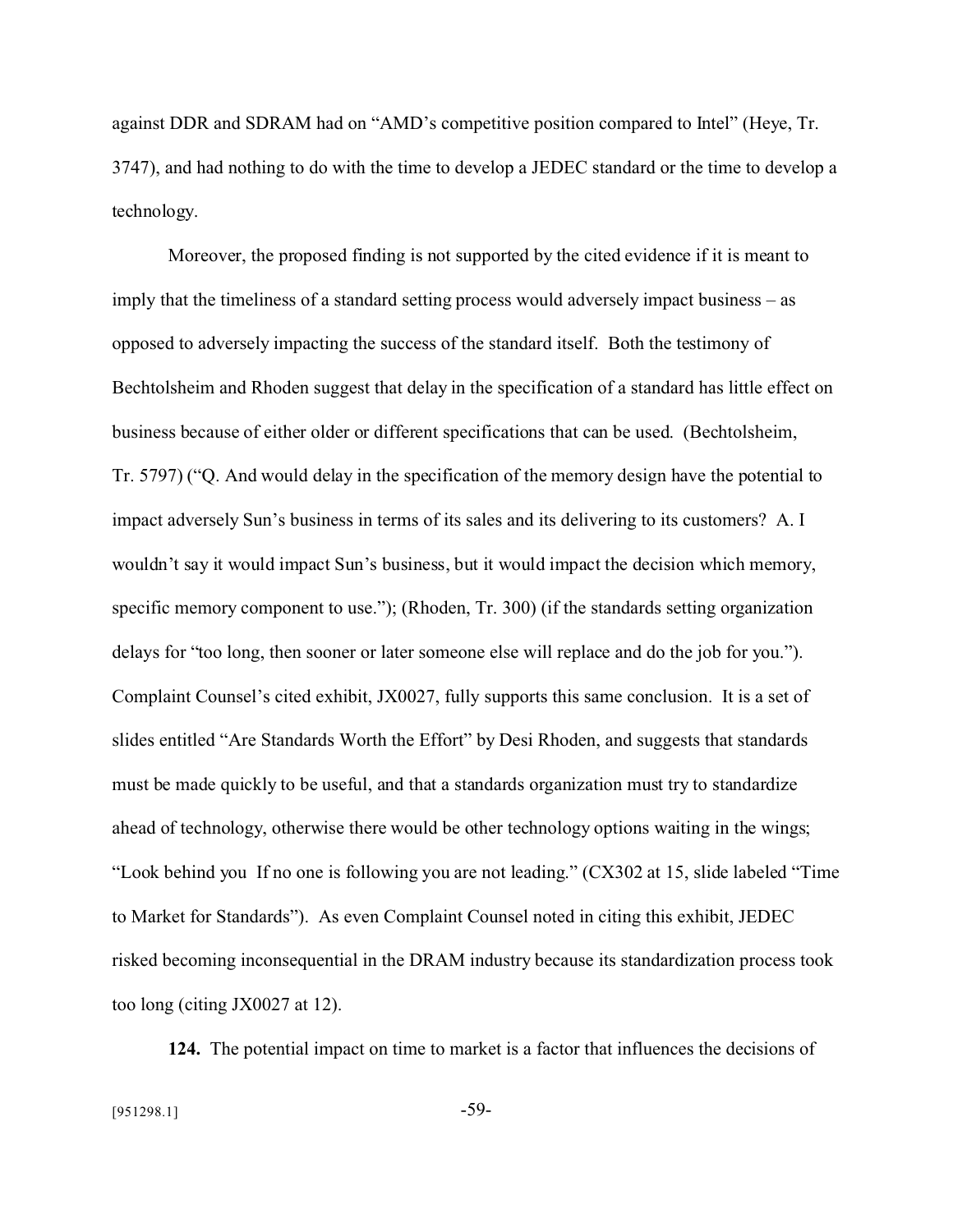against DDR and SDRAM had on "AMD's competitive position compared to Intel" (Heye, Tr. 3747), and had nothing to do with the time to develop a JEDEC standard or the time to develop a technology.

Moreover, the proposed finding is not supported by the cited evidence if it is meant to imply that the timeliness of a standard setting process would adversely impact business – as opposed to adversely impacting the success of the standard itself. Both the testimony of Bechtolsheim and Rhoden suggest that delay in the specification of a standard has little effect on business because of either older or different specifications that can be used. (Bechtolsheim, Tr. 5797) ("Q. And would delay in the specification of the memory design have the potential to impact adversely Sun's business in terms of its sales and its delivering to its customers? A. I wouldn't say it would impact Sun's business, but it would impact the decision which memory, specific memory component to use."); (Rhoden, Tr. 300) (if the standards setting organization delays for "too long, then sooner or later someone else will replace and do the job for you."). Complaint Counsel's cited exhibit, JX0027, fully supports this same conclusion. It is a set of slides entitled "Are Standards Worth the Effort" by Desi Rhoden, and suggests that standards must be made quickly to be useful, and that a standards organization must try to standardize ahead of technology, otherwise there would be other technology options waiting in the wings; "Look behind you If no one is following you are not leading." (CX302 at 15, slide labeled "Time to Market for Standards"). As even Complaint Counsel noted in citing this exhibit, JEDEC risked becoming inconsequential in the DRAM industry because its standardization process took too long (citing JX0027 at 12).

**124.** The potential impact on time to market is a factor that influences the decisions of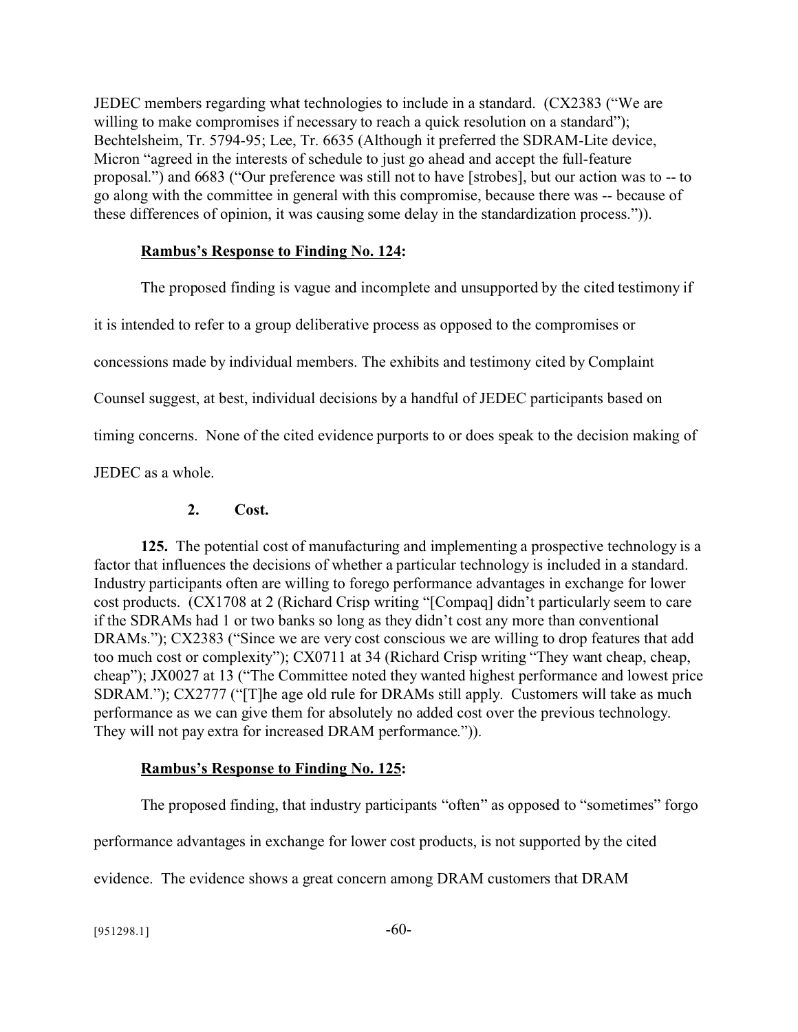JEDEC members regarding what technologies to include in a standard. (CX2383 ("We are willing to make compromises if necessary to reach a quick resolution on a standard"); Bechtelsheim, Tr. 5794-95; Lee, Tr. 6635 (Although it preferred the SDRAM-Lite device, Micron "agreed in the interests of schedule to just go ahead and accept the full-feature proposal.") and 6683 ("Our preference was still not to have [strobes], but our action was to -- to go along with the committee in general with this compromise, because there was -- because of these differences of opinion, it was causing some delay in the standardization process.")).

**Rambus's Response to Finding No. 124:**

The proposed finding is vague and incomplete and unsupported by the cited testimony if it is intended to refer to a group deliberative process as opposed to the compromises or concessions made by individual members. The exhibits and testimony cited by Complaint Counsel suggest, at best, individual decisions by a handful of JEDEC participants based on timing concerns. None of the cited evidence purports to or does speak to the decision making of JEDEC as a whole.

**2. Cost.**

**125.** The potential cost of manufacturing and implementing a prospective technology is a factor that influences the decisions of whether a particular technology is included in a standard. Industry participants often are willing to forego performance advantages in exchange for lower cost products. (CX1708 at 2 (Richard Crisp writing "[Compaq] didn't particularly seem to care if the SDRAMs had 1 or two banks so long as they didn't cost any more than conventional DRAMs."); CX2383 ("Since we are very cost conscious we are willing to drop features that add too much cost or complexity"); CX0711 at 34 (Richard Crisp writing "They want cheap, cheap, cheap"); JX0027 at 13 ("The Committee noted they wanted highest performance and lowest price SDRAM."); CX2777 ("[T]he age old rule for DRAMs still apply. Customers will take as much performance as we can give them for absolutely no added cost over the previous technology. They will not pay extra for increased DRAM performance.")).

**Rambus's Response to Finding No. 125:**

The proposed finding, that industry participants "often" as opposed to "sometimes" forgo performance advantages in exchange for lower cost products, is not supported by the cited evidence. The evidence shows a great concern among DRAM customers that DRAM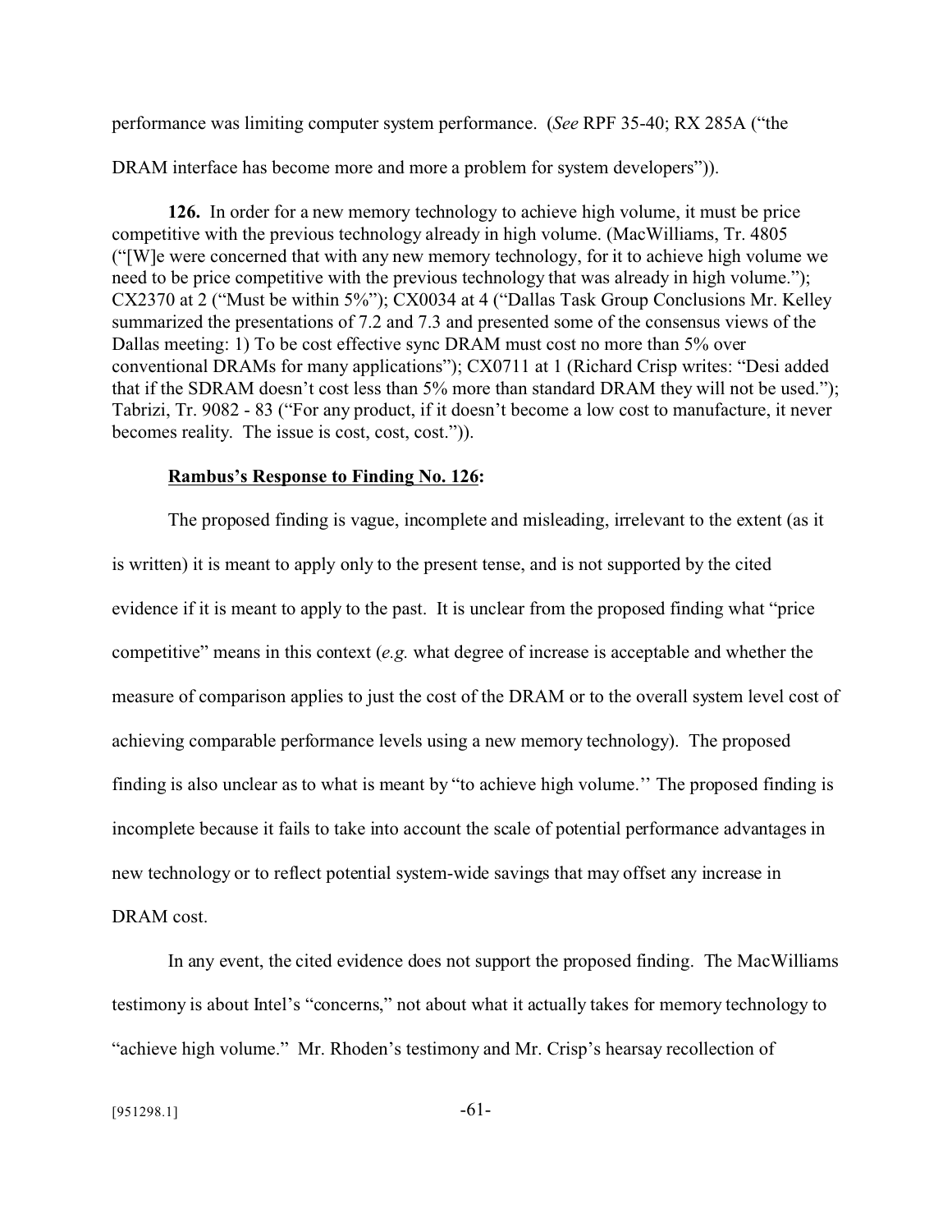performance was limiting computer system performance. (*See* RPF 35-40; RX 285A ("the DRAM interface has become more and more a problem for system developers")).

**126.** In order for a new memory technology to achieve high volume, it must be price competitive with the previous technology already in high volume. (MacWilliams, Tr. 4805 ("[W]e were concerned that with any new memory technology, for it to achieve high volume we need to be price competitive with the previous technology that was already in high volume."); CX2370 at 2 ("Must be within 5%"); CX0034 at 4 ("Dallas Task Group Conclusions Mr. Kelley summarized the presentations of 7.2 and 7.3 and presented some of the consensus views of the Dallas meeting: 1) To be cost effective sync DRAM must cost no more than 5% over conventional DRAMs for many applications"); CX0711 at 1 (Richard Crisp writes: "Desi added that if the SDRAM doesn't cost less than 5% more than standard DRAM they will not be used."); Tabrizi, Tr. 9082 - 83 ("For any product, if it doesn't become a low cost to manufacture, it never becomes reality. The issue is cost, cost, cost.")).

**<u>Rambus's Response to Finding No. 126</u>:**

The proposed finding is vague, incomplete and misleading, irrelevant to the extent (as it is written) it is meant to apply only to the present tense, and is not supported by the cited evidence if it is meant to apply to the past. It is unclear from the proposed finding what "price competitive" means in this context (*e.g.* what degree of increase is acceptable and whether the measure of comparison applies to just the cost of the DRAM or to the overall system level cost of achieving comparable performance levels using a new memory technology). The proposed finding is also unclear as to what is meant by "to achieve high volume.'' The proposed finding is incomplete because it fails to take into account the scale of potential performance advantages in new technology or to reflect potential system-wide savings that may offset any increase in DRAM cost.

In any event, the cited evidence does not support the proposed finding. The MacWilliams testimony is about Intel's "concerns," not about what it actually takes for memory technology to "achieve high volume." Mr. Rhoden's testimony and Mr. Crisp's hearsay recollection of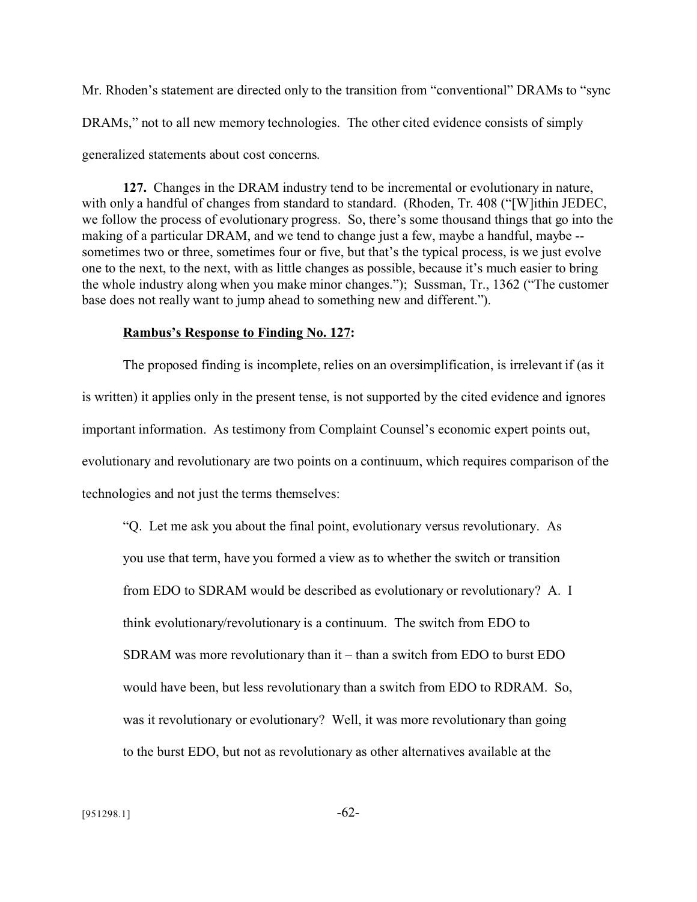Mr. Rhoden's statement are directed only to the transition from "conventional" DRAMs to "sync DRAMs," not to all new memory technologies. The other cited evidence consists of simply generalized statements about cost concerns.

**127.** Changes in the DRAM industry tend to be incremental or evolutionary in nature, with only a handful of changes from standard to standard. (Rhoden, Tr. 408 ("[W]ithin JEDEC, we follow the process of evolutionary progress. So, there's some thousand things that go into the making of a particular DRAM, and we tend to change just a few, maybe a handful, maybe -- sometimes two or three, sometimes four or five, but that's the typical process, is we just evolve one to the next, to the next, with as little changes as possible, because it's much easier to bring the whole industry along when you make minor changes."); Sussman, Tr., 1362 ("The customer base does not really want to jump ahead to something new and different.").

**Rambus's Response to Finding No. 127:**

The proposed finding is incomplete, relies on an oversimplification, is irrelevant if (as it is written) it applies only in the present tense, is not supported by the cited evidence and ignores important information. As testimony from Complaint Counsel's economic expert points out, evolutionary and revolutionary are two points on a continuum, which requires comparison of the technologies and not just the terms themselves:

> "Q. Let me ask you about the final point, evolutionary versus revolutionary. As you use that term, have you formed a view as to whether the switch or transition from EDO to SDRAM would be described as evolutionary or revolutionary? A. I think evolutionary/revolutionary is a continuum. The switch from EDO to SDRAM was more revolutionary than it – than a switch from EDO to burst EDO would have been, but less revolutionary than a switch from EDO to RDRAM. So, was it revolutionary or evolutionary? Well, it was more revolutionary than going to the burst EDO, but not as revolutionary as other alternatives available at the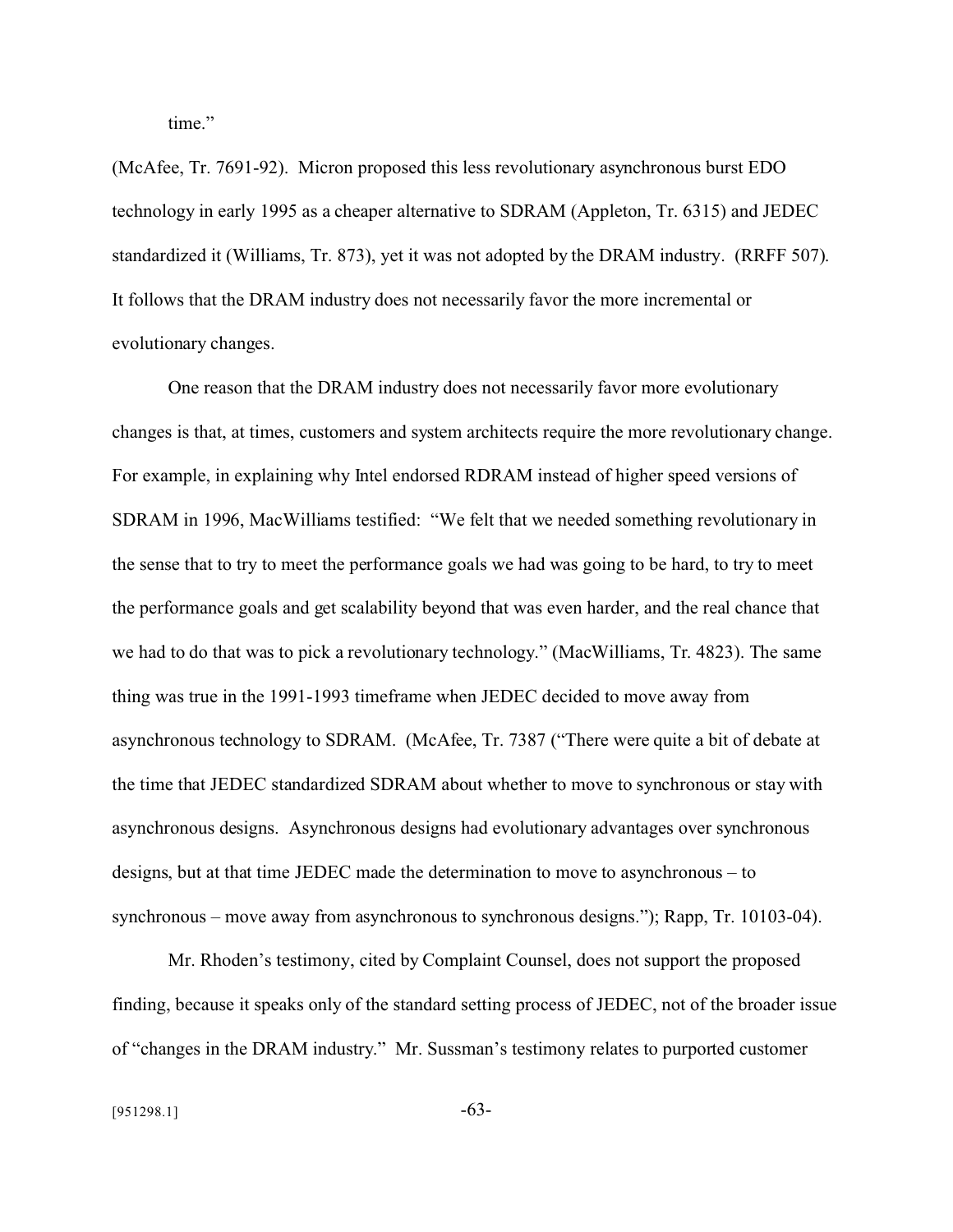time."

(McAfee, Tr. 7691-92). Micron proposed this less revolutionary asynchronous burst EDO technology in early 1995 as a cheaper alternative to SDRAM (Appleton, Tr. 6315) and JEDEC standardized it (Williams, Tr. 873), yet it was not adopted by the DRAM industry. (RRFF 507). It follows that the DRAM industry does not necessarily favor the more incremental or evolutionary changes.

One reason that the DRAM industry does not necessarily favor more evolutionary changes is that, at times, customers and system architects require the more revolutionary change. For example, in explaining why Intel endorsed RDRAM instead of higher speed versions of SDRAM in 1996, MacWilliams testified: "We felt that we needed something revolutionary in the sense that to try to meet the performance goals we had was going to be hard, to try to meet the performance goals and get scalability beyond that was even harder, and the real chance that we had to do that was to pick a revolutionary technology." (MacWilliams, Tr. 4823). The same thing was true in the 1991-1993 timeframe when JEDEC decided to move away from asynchronous technology to SDRAM. (McAfee, Tr. 7387 ("There were quite a bit of debate at the time that JEDEC standardized SDRAM about whether to move to synchronous or stay with asynchronous designs. Asynchronous designs had evolutionary advantages over synchronous designs, but at that time JEDEC made the determination to move to asynchronous – to synchronous – move away from asynchronous to synchronous designs."); Rapp, Tr. 10103-04).

Mr. Rhoden's testimony, cited by Complaint Counsel, does not support the proposed finding, because it speaks only of the standard setting process of JEDEC, not of the broader issue of "changes in the DRAM industry." Mr. Sussman's testimony relates to purported customer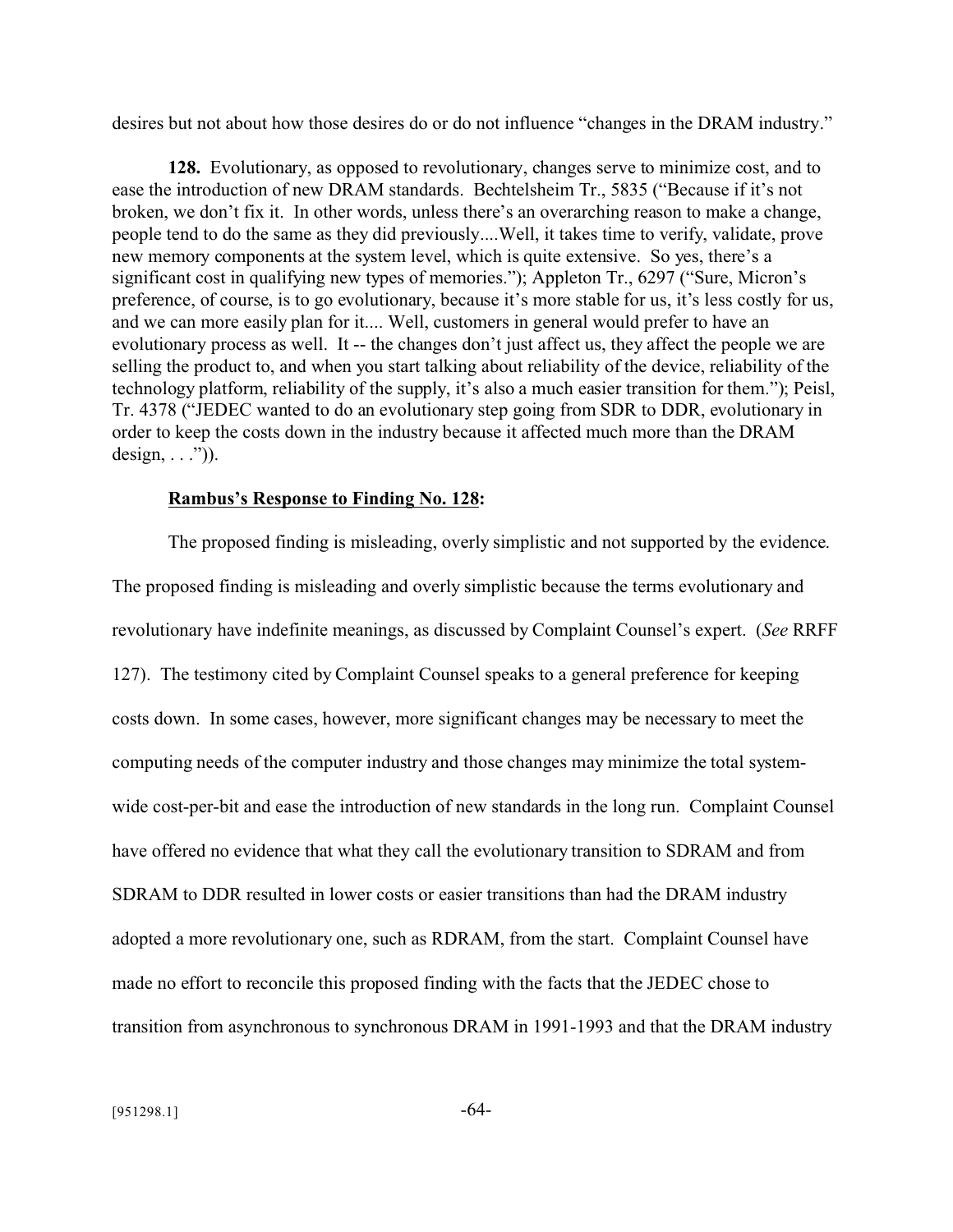desires but not about how those desires do or do not influence "changes in the DRAM industry."

**128.** Evolutionary, as opposed to revolutionary, changes serve to minimize cost, and to ease the introduction of new DRAM standards. Bechtelsheim Tr., 5835 ("Because if it's not broken, we don't fix it. In other words, unless there's an overarching reason to make a change, people tend to do the same as they did previously....Well, it takes time to verify, validate, prove new memory components at the system level, which is quite extensive. So yes, there's a significant cost in qualifying new types of memories."); Appleton Tr., 6297 ("Sure, Micron's preference, of course, is to go evolutionary, because it's more stable for us, it's less costly for us, and we can more easily plan for it.... Well, customers in general would prefer to have an evolutionary process as well. It -- the changes don't just affect us, they affect the people we are selling the product to, and when you start talking about reliability of the device, reliability of the technology platform, reliability of the supply, it's also a much easier transition for them."); Peisl, Tr. 4378 ("JEDEC wanted to do an evolutionary step going from SDR to DDR, evolutionary in order to keep the costs down in the industry because it affected much more than the DRAM design, . . .")).

**<u>Rambus's Response to Finding No. 128</u>:**

The proposed finding is misleading, overly simplistic and not supported by the evidence. The proposed finding is misleading and overly simplistic because the terms evolutionary and revolutionary have indefinite meanings, as discussed by Complaint Counsel's expert. (*See* RRFF 127). The testimony cited by Complaint Counsel speaks to a general preference for keeping costs down. In some cases, however, more significant changes may be necessary to meet the computing needs of the computer industry and those changes may minimize the total system-wide cost-per-bit and ease the introduction of new standards in the long run. Complaint Counsel have offered no evidence that what they call the evolutionary transition to SDRAM and from SDRAM to DDR resulted in lower costs or easier transitions than had the DRAM industry adopted a more revolutionary one, such as RDRAM, from the start. Complaint Counsel have made no effort to reconcile this proposed finding with the facts that the JEDEC chose to transition from asynchronous to synchronous DRAM in 1991-1993 and that the DRAM industry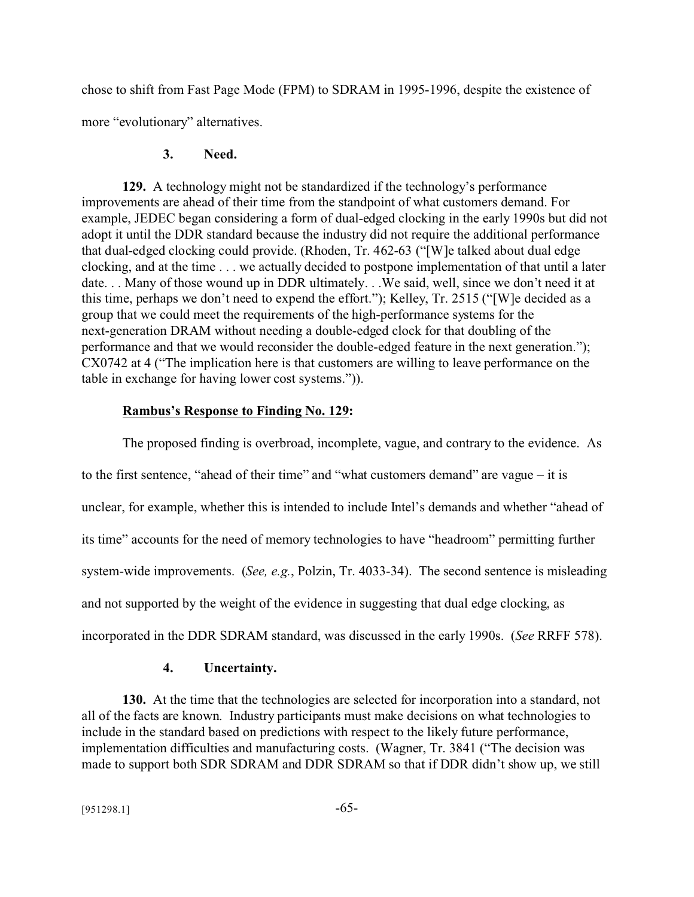chose to shift from Fast Page Mode (FPM) to SDRAM in 1995-1996, despite the existence of more "evolutionary" alternatives.

### 3. Need.

**129.** A technology might not be standardized if the technology's performance improvements are ahead of their time from the standpoint of what customers demand. For example, JEDEC began considering a form of dual-edged clocking in the early 1990s but did not adopt it until the DDR standard because the industry did not require the additional performance that dual-edged clocking could provide. (Rhoden, Tr. 462-63 ("[W]e talked about dual edge clocking, and at the time . . . we actually decided to postpone implementation of that until a later date. . . Many of those wound up in DDR ultimately. . .We said, well, since we don't need it at this time, perhaps we don't need to expend the effort."); Kelley, Tr. 2515 ("[W]e decided as a group that we could meet the requirements of the high-performance systems for the next-generation DRAM without needing a double-edged clock for that doubling of the performance and that we would reconsider the double-edged feature in the next generation."); CX0742 at 4 ("The implication here is that customers are willing to leave performance on the table in exchange for having lower cost systems.")).

**Rambus's Response to Finding No. 129:**

The proposed finding is overbroad, incomplete, vague, and contrary to the evidence. As to the first sentence, "ahead of their time" and "what customers demand" are vague – it is unclear, for example, whether this is intended to include Intel's demands and whether "ahead of its time" accounts for the need of memory technologies to have "headroom" permitting further system-wide improvements. (*See, e.g.*, Polzin, Tr. 4033-34). The second sentence is misleading and not supported by the weight of the evidence in suggesting that dual edge clocking, as incorporated in the DDR SDRAM standard, was discussed in the early 1990s. (*See* RRFF 578).

### 4. Uncertainty.

**130.** At the time that the technologies are selected for incorporation into a standard, not all of the facts are known. Industry participants must make decisions on what technologies to include in the standard based on predictions with respect to the likely future performance, implementation difficulties and manufacturing costs. (Wagner, Tr. 3841 ("The decision was made to support both SDR SDRAM and DDR SDRAM so that if DDR didn't show up, we still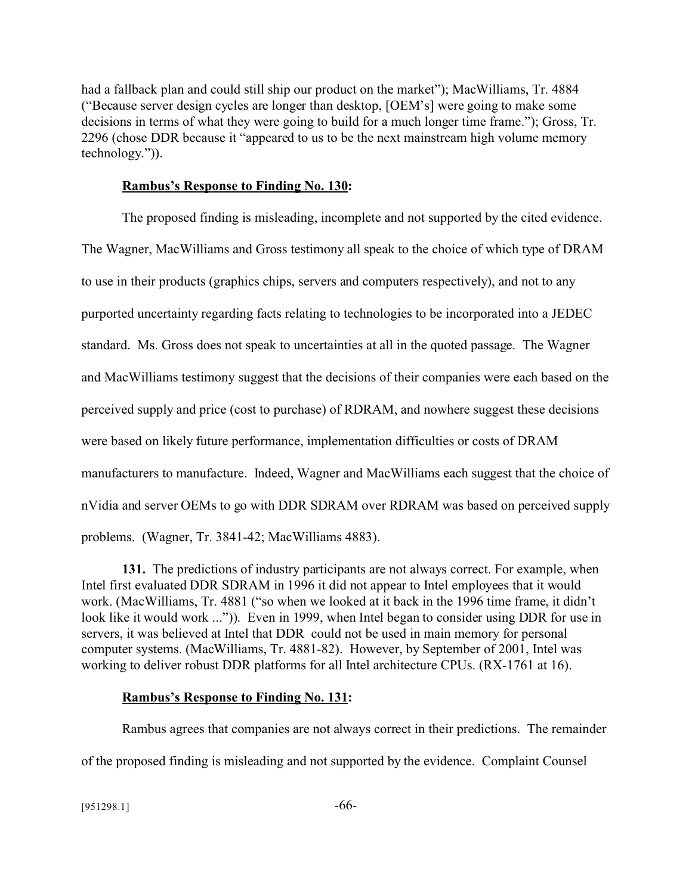had a fallback plan and could still ship our product on the market"); MacWilliams, Tr. 4884 ("Because server design cycles are longer than desktop, [OEM's] were going to make some decisions in terms of what they were going to build for a much longer time frame."); Gross, Tr. 2296 (chose DDR because it "appeared to us to be the next mainstream high volume memory technology.")).

**Rambus's Response to Finding No. 130:**

The proposed finding is misleading, incomplete and not supported by the cited evidence. The Wagner, MacWilliams and Gross testimony all speak to the choice of which type of DRAM to use in their products (graphics chips, servers and computers respectively), and not to any purported uncertainty regarding facts relating to technologies to be incorporated into a JEDEC standard. Ms. Gross does not speak to uncertainties at all in the quoted passage. The Wagner and MacWilliams testimony suggest that the decisions of their companies were each based on the perceived supply and price (cost to purchase) of RDRAM, and nowhere suggest these decisions were based on likely future performance, implementation difficulties or costs of DRAM manufacturers to manufacture. Indeed, Wagner and MacWilliams each suggest that the choice of nVidia and server OEMs to go with DDR SDRAM over RDRAM was based on perceived supply problems. (Wagner, Tr. 3841-42; MacWilliams 4883).

**131.** The predictions of industry participants are not always correct. For example, when Intel first evaluated DDR SDRAM in 1996 it did not appear to Intel employees that it would work. (MacWilliams, Tr. 4881 ("so when we looked at it back in the 1996 time frame, it didn't look like it would work ...")). Even in 1999, when Intel began to consider using DDR for use in servers, it was believed at Intel that DDR could not be used in main memory for personal computer systems. (MacWilliams, Tr. 4881-82). However, by September of 2001, Intel was working to deliver robust DDR platforms for all Intel architecture CPUs. (RX-1761 at 16).

**Rambus's Response to Finding No. 131:**

Rambus agrees that companies are not always correct in their predictions. The remainder of the proposed finding is misleading and not supported by the evidence. Complaint Counsel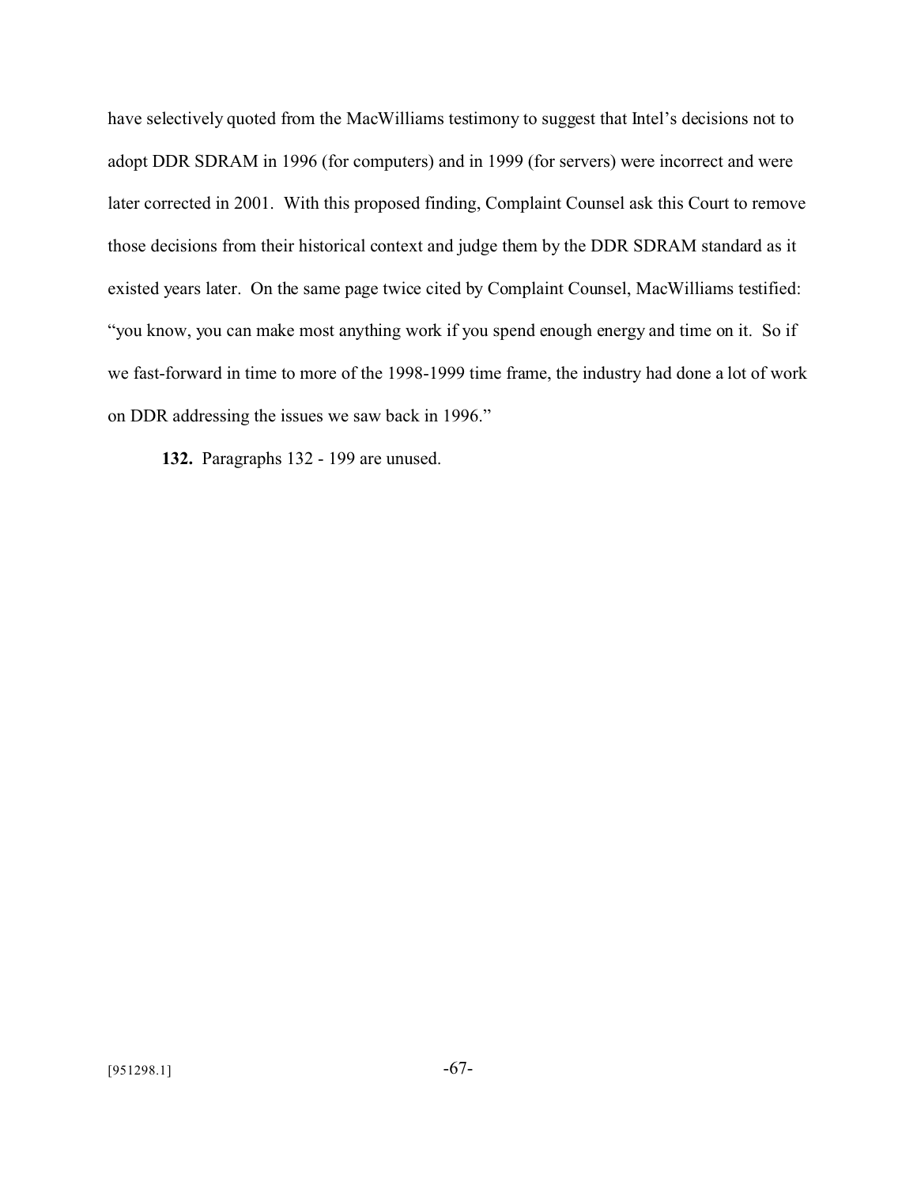have selectively quoted from the MacWilliams testimony to suggest that Intel's decisions not to adopt DDR SDRAM in 1996 (for computers) and in 1999 (for servers) were incorrect and were later corrected in 2001. With this proposed finding, Complaint Counsel ask this Court to remove those decisions from their historical context and judge them by the DDR SDRAM standard as it existed years later. On the same page twice cited by Complaint Counsel, MacWilliams testified: "you know, you can make most anything work if you spend enough energy and time on it. So if we fast-forward in time to more of the 1998-1999 time frame, the industry had done a lot of work on DDR addressing the issues we saw back in 1996."

**132.** Paragraphs 132 - 199 are unused.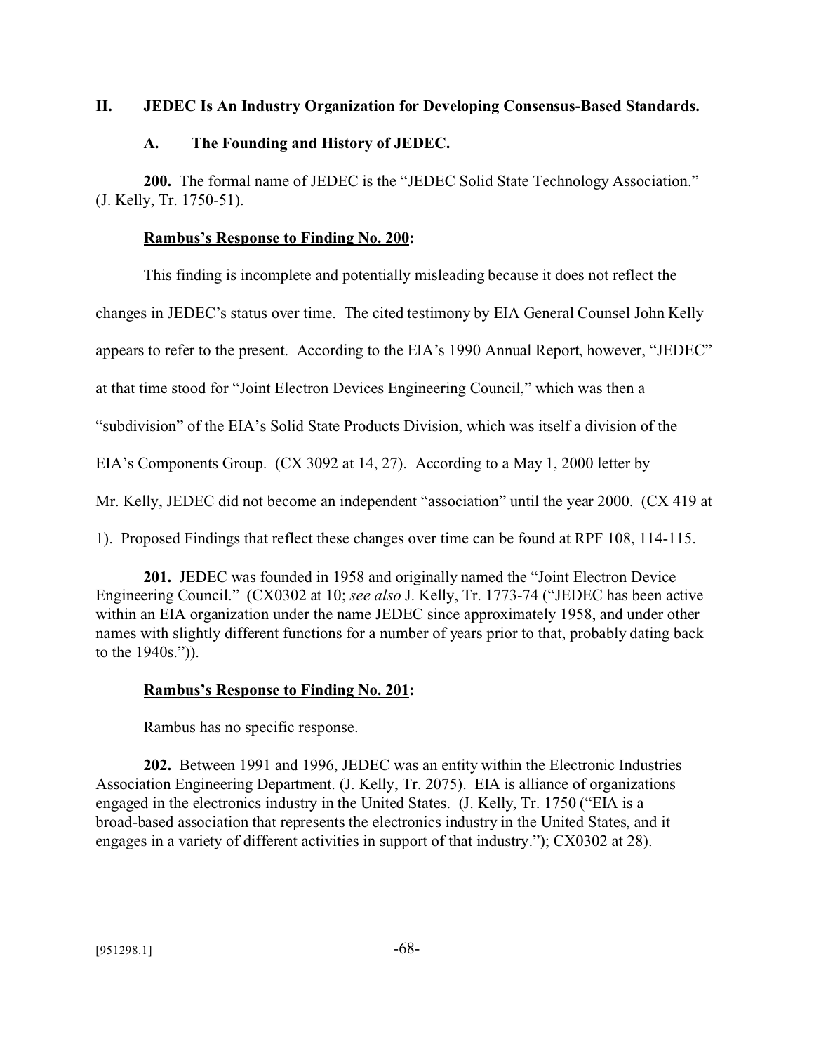## II. JEDEC Is An Industry Organization for Developing Consensus-Based Standards.

### A. The Founding and History of JEDEC.

**200.** The formal name of JEDEC is the "JEDEC Solid State Technology Association." (J. Kelly, Tr. 1750-51).

**Rambus's Response to Finding No. 200:**

This finding is incomplete and potentially misleading because it does not reflect the changes in JEDEC's status over time. The cited testimony by EIA General Counsel John Kelly appears to refer to the present. According to the EIA's 1990 Annual Report, however, "JEDEC" at that time stood for "Joint Electron Devices Engineering Council," which was then a "subdivision" of the EIA's Solid State Products Division, which was itself a division of the EIA's Components Group. (CX 3092 at 14, 27). According to a May 1, 2000 letter by Mr. Kelly, JEDEC did not become an independent "association" until the year 2000. (CX 419 at 1). Proposed Findings that reflect these changes over time can be found at RPF 108, 114-115.

**201.** JEDEC was founded in 1958 and originally named the "Joint Electron Device Engineering Council." (CX0302 at 10; *see also* J. Kelly, Tr. 1773-74 ("JEDEC has been active within an EIA organization under the name JEDEC since approximately 1958, and under other names with slightly different functions for a number of years prior to that, probably dating back to the 1940s.")).

**Rambus's Response to Finding No. 201:**

Rambus has no specific response.

**202.** Between 1991 and 1996, JEDEC was an entity within the Electronic Industries Association Engineering Department. (J. Kelly, Tr. 2075). EIA is alliance of organizations engaged in the electronics industry in the United States. (J. Kelly, Tr. 1750 ("EIA is a broad-based association that represents the electronics industry in the United States, and it engages in a variety of different activities in support of that industry."); CX0302 at 28).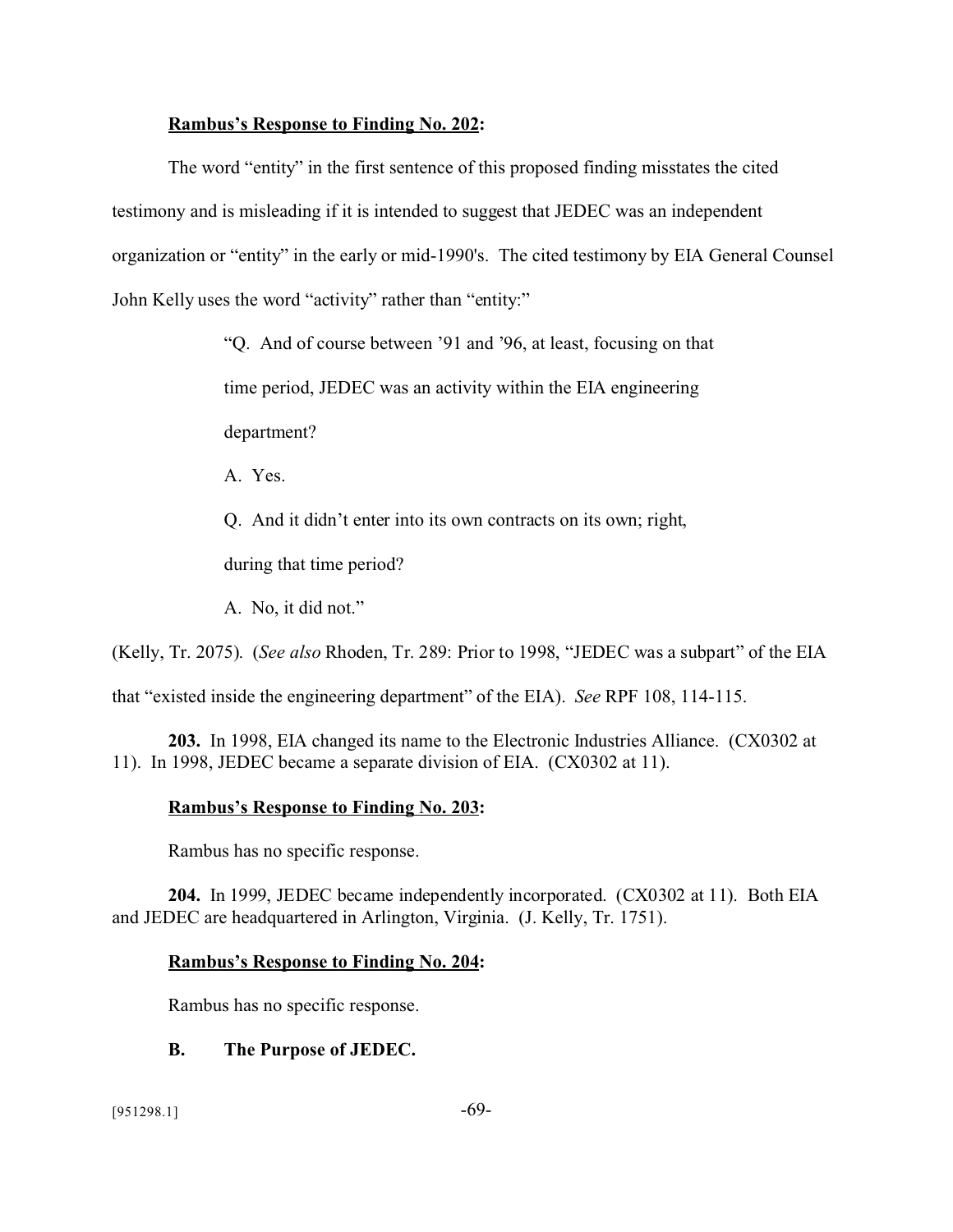**<u>Rambus's Response to Finding No. 202</u>:**

The word "entity" in the first sentence of this proposed finding misstates the cited testimony and is misleading if it is intended to suggest that JEDEC was an independent organization or "entity" in the early or mid-1990's. The cited testimony by EIA General Counsel John Kelly uses the word "activity" rather than "entity:"

> "Q. And of course between '91 and '96, at least, focusing on that time period, JEDEC was an activity within the EIA engineering department?
>
> A. Yes.
>
> Q. And it didn't enter into its own contracts on its own; right, during that time period?
>
> A. No, it did not."

(Kelly, Tr. 2075). (*See also* Rhoden, Tr. 289: Prior to 1998, "JEDEC was a subpart" of the EIA that "existed inside the engineering department" of the EIA). *See* RPF 108, 114-115.

**203.** In 1998, EIA changed its name to the Electronic Industries Alliance. (CX0302 at 11). In 1998, JEDEC became a separate division of EIA. (CX0302 at 11).

**<u>Rambus's Response to Finding No. 203</u>:**

Rambus has no specific response.

**204.** In 1999, JEDEC became independently incorporated. (CX0302 at 11). Both EIA and JEDEC are headquartered in Arlington, Virginia. (J. Kelly, Tr. 1751).

**<u>Rambus's Response to Finding No. 204</u>:**

Rambus has no specific response.

### B. The Purpose of JEDEC.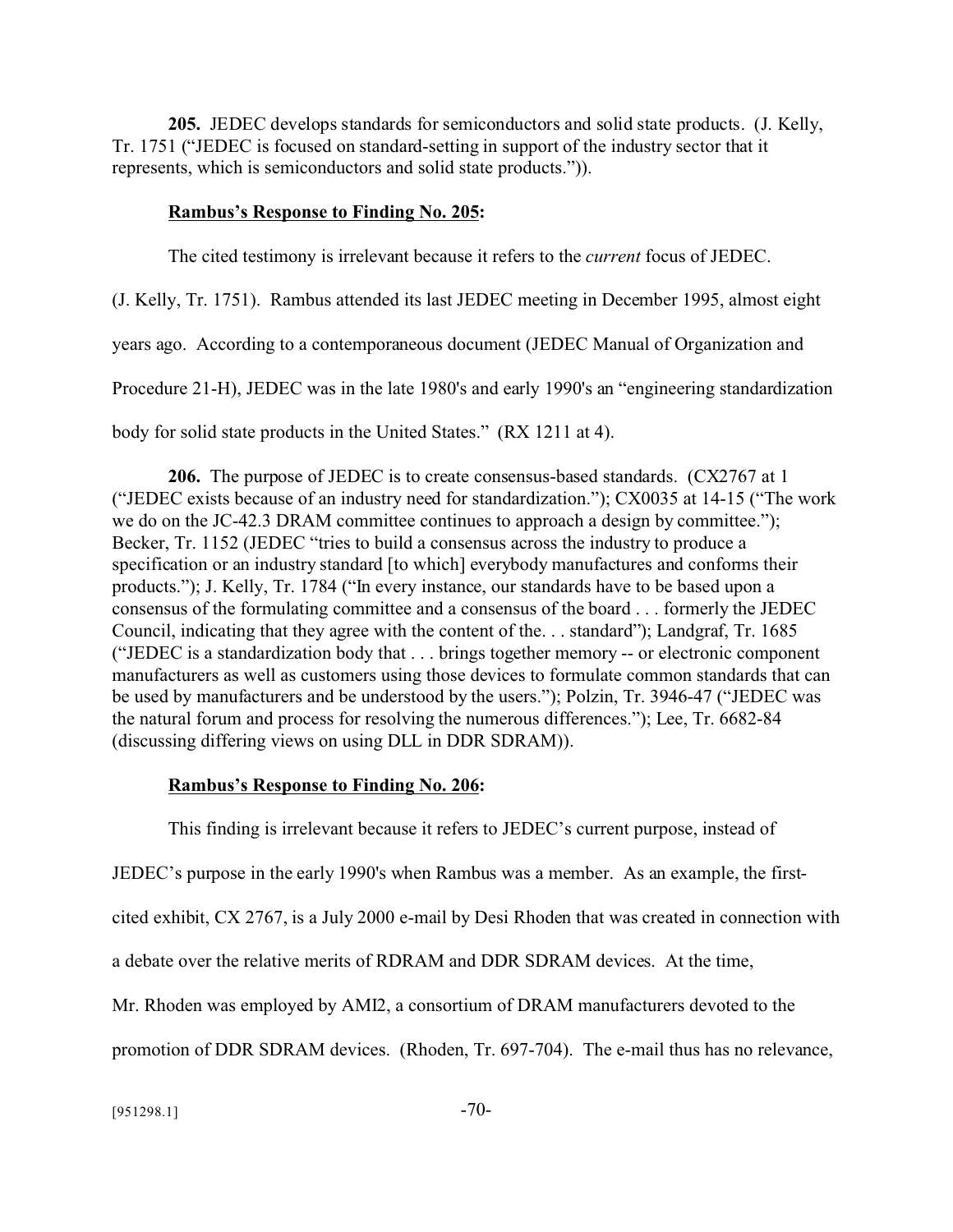**205.** JEDEC develops standards for semiconductors and solid state products. (J. Kelly, Tr. 1751 ("JEDEC is focused on standard-setting in support of the industry sector that it represents, which is semiconductors and solid state products.")).

**Rambus's Response to Finding No. 205:**

The cited testimony is irrelevant because it refers to the *current* focus of JEDEC. (J. Kelly, Tr. 1751). Rambus attended its last JEDEC meeting in December 1995, almost eight years ago. According to a contemporaneous document (JEDEC Manual of Organization and Procedure 21-H), JEDEC was in the late 1980's and early 1990's an "engineering standardization body for solid state products in the United States." (RX 1211 at 4).

**206.** The purpose of JEDEC is to create consensus-based standards. (CX2767 at 1 ("JEDEC exists because of an industry need for standardization."); CX0035 at 14-15 ("The work we do on the JC-42.3 DRAM committee continues to approach a design by committee."); Becker, Tr. 1152 (JEDEC "tries to build a consensus across the industry to produce a specification or an industry standard [to which] everybody manufactures and conforms their products."); J. Kelly, Tr. 1784 ("In every instance, our standards have to be based upon a consensus of the formulating committee and a consensus of the board . . . formerly the JEDEC Council, indicating that they agree with the content of the. . . standard"); Landgraf, Tr. 1685 ("JEDEC is a standardization body that . . . brings together memory -- or electronic component manufacturers as well as customers using those devices to formulate common standards that can be used by manufacturers and be understood by the users."); Polzin, Tr. 3946-47 ("JEDEC was the natural forum and process for resolving the numerous differences."); Lee, Tr. 6682-84 (discussing differing views on using DLL in DDR SDRAM)).

**Rambus's Response to Finding No. 206:**

This finding is irrelevant because it refers to JEDEC's current purpose, instead of JEDEC's purpose in the early 1990's when Rambus was a member. As an example, the first-cited exhibit, CX 2767, is a July 2000 e-mail by Desi Rhoden that was created in connection with a debate over the relative merits of RDRAM and DDR SDRAM devices. At the time, Mr. Rhoden was employed by AMI2, a consortium of DRAM manufacturers devoted to the promotion of DDR SDRAM devices. (Rhoden, Tr. 697-704). The e-mail thus has no relevance,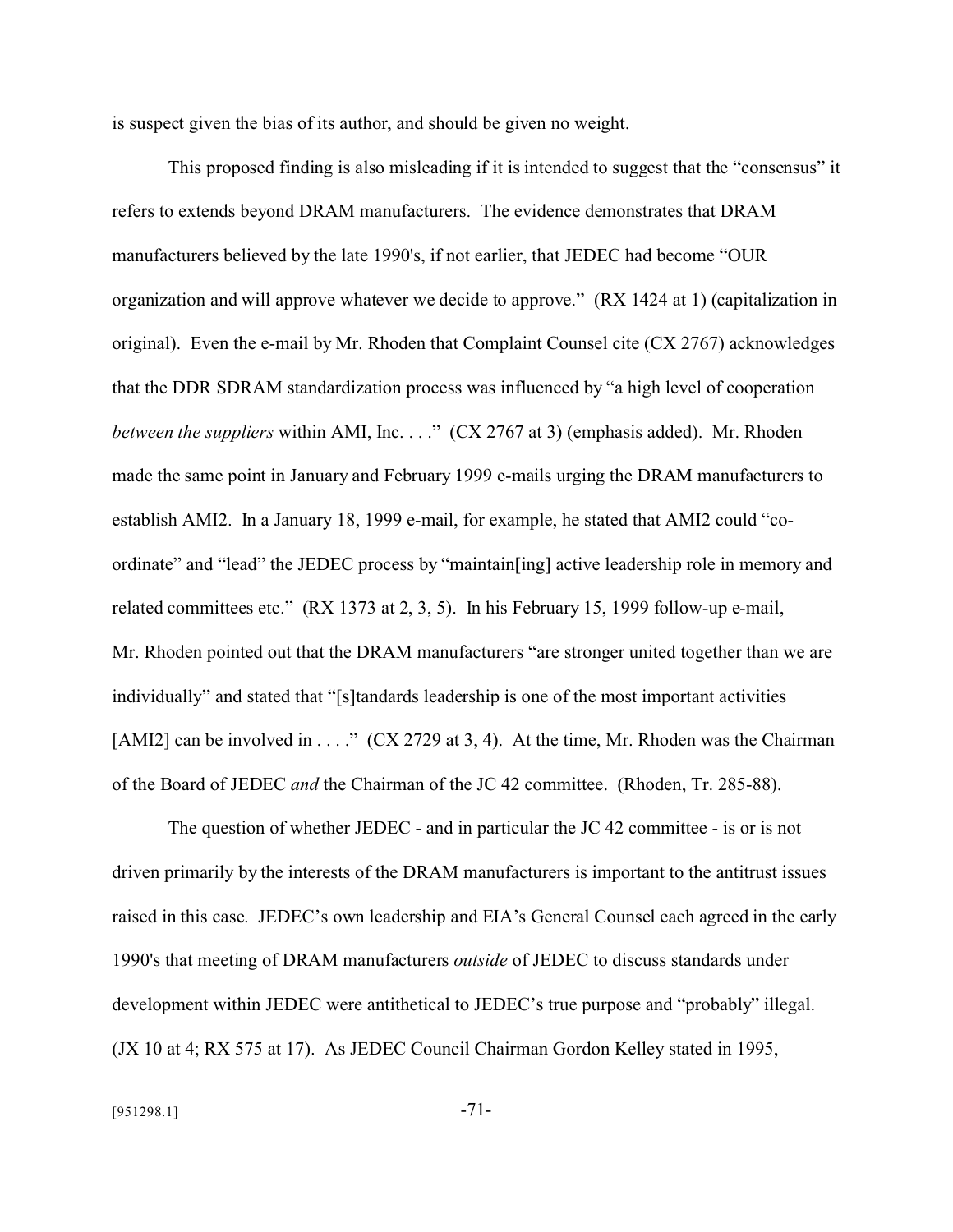is suspect given the bias of its author, and should be given no weight.

This proposed finding is also misleading if it is intended to suggest that the "consensus" it refers to extends beyond DRAM manufacturers. The evidence demonstrates that DRAM manufacturers believed by the late 1990's, if not earlier, that JEDEC had become "OUR organization and will approve whatever we decide to approve." (RX 1424 at 1) (capitalization in original). Even the e-mail by Mr. Rhoden that Complaint Counsel cite (CX 2767) acknowledges that the DDR SDRAM standardization process was influenced by "a high level of cooperation *between the suppliers* within AMI, Inc. . . ." (CX 2767 at 3) (emphasis added). Mr. Rhoden made the same point in January and February 1999 e-mails urging the DRAM manufacturers to establish AMI2. In a January 18, 1999 e-mail, for example, he stated that AMI2 could "co-ordinate" and "lead" the JEDEC process by "maintain[ing] active leadership role in memory and related committees etc." (RX 1373 at 2, 3, 5). In his February 15, 1999 follow-up e-mail, Mr. Rhoden pointed out that the DRAM manufacturers "are stronger united together than we are individually" and stated that "[s]tandards leadership is one of the most important activities [AMI2] can be involved in . . . ." (CX 2729 at 3, 4). At the time, Mr. Rhoden was the Chairman of the Board of JEDEC *and* the Chairman of the JC 42 committee. (Rhoden, Tr. 285-88).

The question of whether JEDEC - and in particular the JC 42 committee - is or is not driven primarily by the interests of the DRAM manufacturers is important to the antitrust issues raised in this case. JEDEC's own leadership and EIA's General Counsel each agreed in the early 1990's that meeting of DRAM manufacturers *outside* of JEDEC to discuss standards under development within JEDEC were antithetical to JEDEC's true purpose and "probably" illegal. (JX 10 at 4; RX 575 at 17). As JEDEC Council Chairman Gordon Kelley stated in 1995,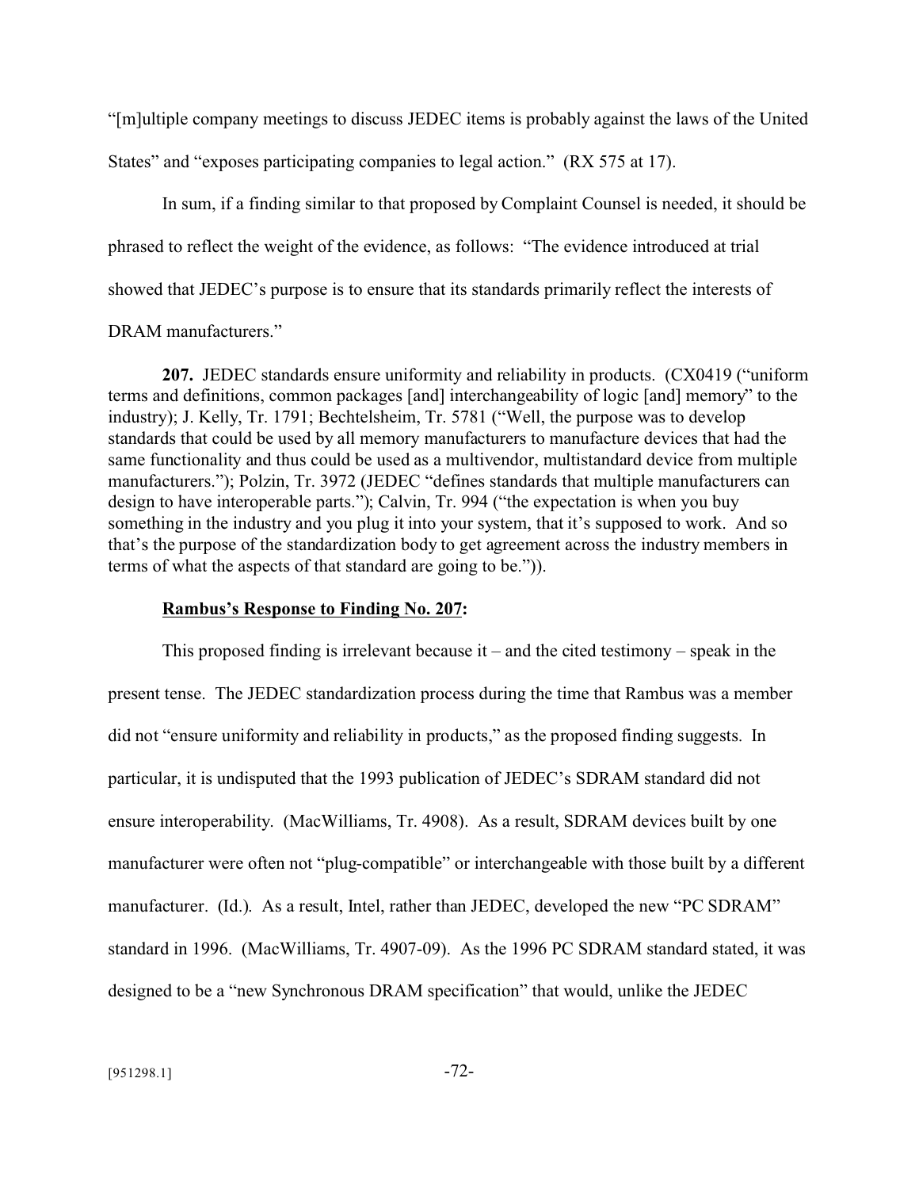"[m]ultiple company meetings to discuss JEDEC items is probably against the laws of the United States" and "exposes participating companies to legal action." (RX 575 at 17).

In sum, if a finding similar to that proposed by Complaint Counsel is needed, it should be phrased to reflect the weight of the evidence, as follows: "The evidence introduced at trial showed that JEDEC's purpose is to ensure that its standards primarily reflect the interests of DRAM manufacturers."

**207.** JEDEC standards ensure uniformity and reliability in products. (CX0419 ("uniform terms and definitions, common packages [and] interchangeability of logic [and] memory" to the industry); J. Kelly, Tr. 1791; Bechtelsheim, Tr. 5781 ("Well, the purpose was to develop standards that could be used by all memory manufacturers to manufacture devices that had the same functionality and thus could be used as a multivendor, multistandard device from multiple manufacturers."); Polzin, Tr. 3972 (JEDEC "defines standards that multiple manufacturers can design to have interoperable parts."); Calvin, Tr. 994 ("the expectation is when you buy something in the industry and you plug it into your system, that it's supposed to work. And so that's the purpose of the standardization body to get agreement across the industry members in terms of what the aspects of that standard are going to be.")).

**Rambus's Response to Finding No. 207:**

This proposed finding is irrelevant because it – and the cited testimony – speak in the present tense. The JEDEC standardization process during the time that Rambus was a member did not "ensure uniformity and reliability in products," as the proposed finding suggests. In particular, it is undisputed that the 1993 publication of JEDEC's SDRAM standard did not ensure interoperability. (MacWilliams, Tr. 4908). As a result, SDRAM devices built by one manufacturer were often not "plug-compatible" or interchangeable with those built by a different manufacturer. (Id.). As a result, Intel, rather than JEDEC, developed the new "PC SDRAM" standard in 1996. (MacWilliams, Tr. 4907-09). As the 1996 PC SDRAM standard stated, it was designed to be a "new Synchronous DRAM specification" that would, unlike the JEDEC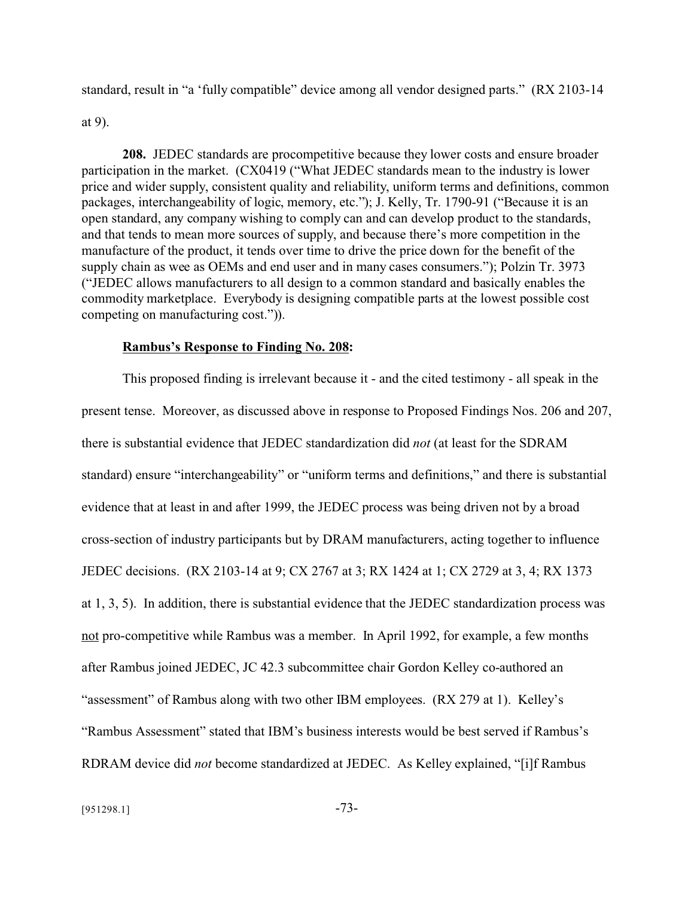standard, result in "a 'fully compatible" device among all vendor designed parts." (RX 2103-14 at 9).

**208.** JEDEC standards are procompetitive because they lower costs and ensure broader participation in the market. (CX0419 ("What JEDEC standards mean to the industry is lower price and wider supply, consistent quality and reliability, uniform terms and definitions, common packages, interchangeability of logic, memory, etc."); J. Kelly, Tr. 1790-91 ("Because it is an open standard, any company wishing to comply can and can develop product to the standards, and that tends to mean more sources of supply, and because there's more competition in the manufacture of the product, it tends over time to drive the price down for the benefit of the supply chain as wee as OEMs and end user and in many cases consumers."); Polzin Tr. 3973 ("JEDEC allows manufacturers to all design to a common standard and basically enables the commodity marketplace. Everybody is designing compatible parts at the lowest possible cost competing on manufacturing cost.")).

**Rambus's Response to Finding No. 208:**

This proposed finding is irrelevant because it - and the cited testimony - all speak in the present tense. Moreover, as discussed above in response to Proposed Findings Nos. 206 and 207, there is substantial evidence that JEDEC standardization did *not* (at least for the SDRAM standard) ensure "interchangeability" or "uniform terms and definitions," and there is substantial evidence that at least in and after 1999, the JEDEC process was being driven not by a broad cross-section of industry participants but by DRAM manufacturers, acting together to influence JEDEC decisions. (RX 2103-14 at 9; CX 2767 at 3; RX 1424 at 1; CX 2729 at 3, 4; RX 1373 at 1, 3, 5). In addition, there is substantial evidence that the JEDEC standardization process was not pro-competitive while Rambus was a member. In April 1992, for example, a few months after Rambus joined JEDEC, JC 42.3 subcommittee chair Gordon Kelley co-authored an "assessment" of Rambus along with two other IBM employees. (RX 279 at 1). Kelley's "Rambus Assessment" stated that IBM's business interests would be best served if Rambus's RDRAM device did *not* become standardized at JEDEC. As Kelley explained, "[i]f Rambus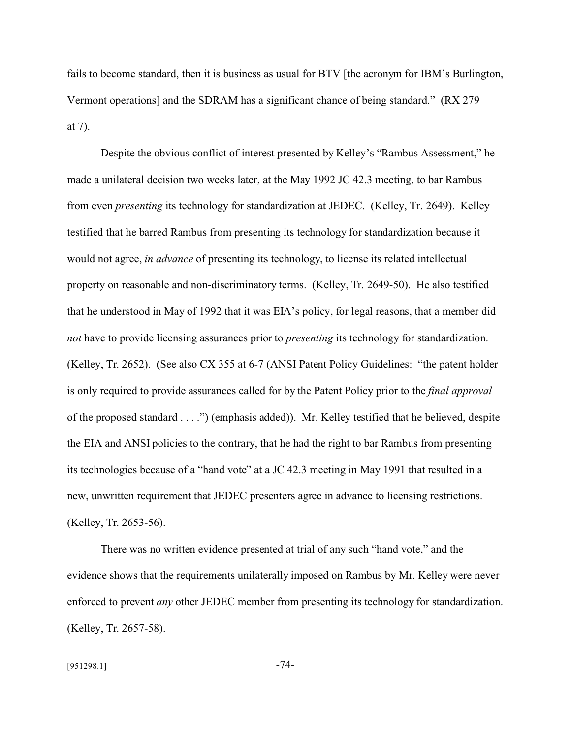fails to become standard, then it is business as usual for BTV [the acronym for IBM's Burlington, Vermont operations] and the SDRAM has a significant chance of being standard." (RX 279 at 7).

Despite the obvious conflict of interest presented by Kelley's "Rambus Assessment," he made a unilateral decision two weeks later, at the May 1992 JC 42.3 meeting, to bar Rambus from even *presenting* its technology for standardization at JEDEC. (Kelley, Tr. 2649). Kelley testified that he barred Rambus from presenting its technology for standardization because it would not agree, *in advance* of presenting its technology, to license its related intellectual property on reasonable and non-discriminatory terms. (Kelley, Tr. 2649-50). He also testified that he understood in May of 1992 that it was EIA's policy, for legal reasons, that a member did *not* have to provide licensing assurances prior to *presenting* its technology for standardization. (Kelley, Tr. 2652). (See also CX 355 at 6-7 (ANSI Patent Policy Guidelines: "the patent holder is only required to provide assurances called for by the Patent Policy prior to the *final approval* of the proposed standard . . . .") (emphasis added)). Mr. Kelley testified that he believed, despite the EIA and ANSI policies to the contrary, that he had the right to bar Rambus from presenting its technologies because of a "hand vote" at a JC 42.3 meeting in May 1991 that resulted in a new, unwritten requirement that JEDEC presenters agree in advance to licensing restrictions. (Kelley, Tr. 2653-56).

There was no written evidence presented at trial of any such "hand vote," and the evidence shows that the requirements unilaterally imposed on Rambus by Mr. Kelley were never enforced to prevent *any* other JEDEC member from presenting its technology for standardization. (Kelley, Tr. 2657-58).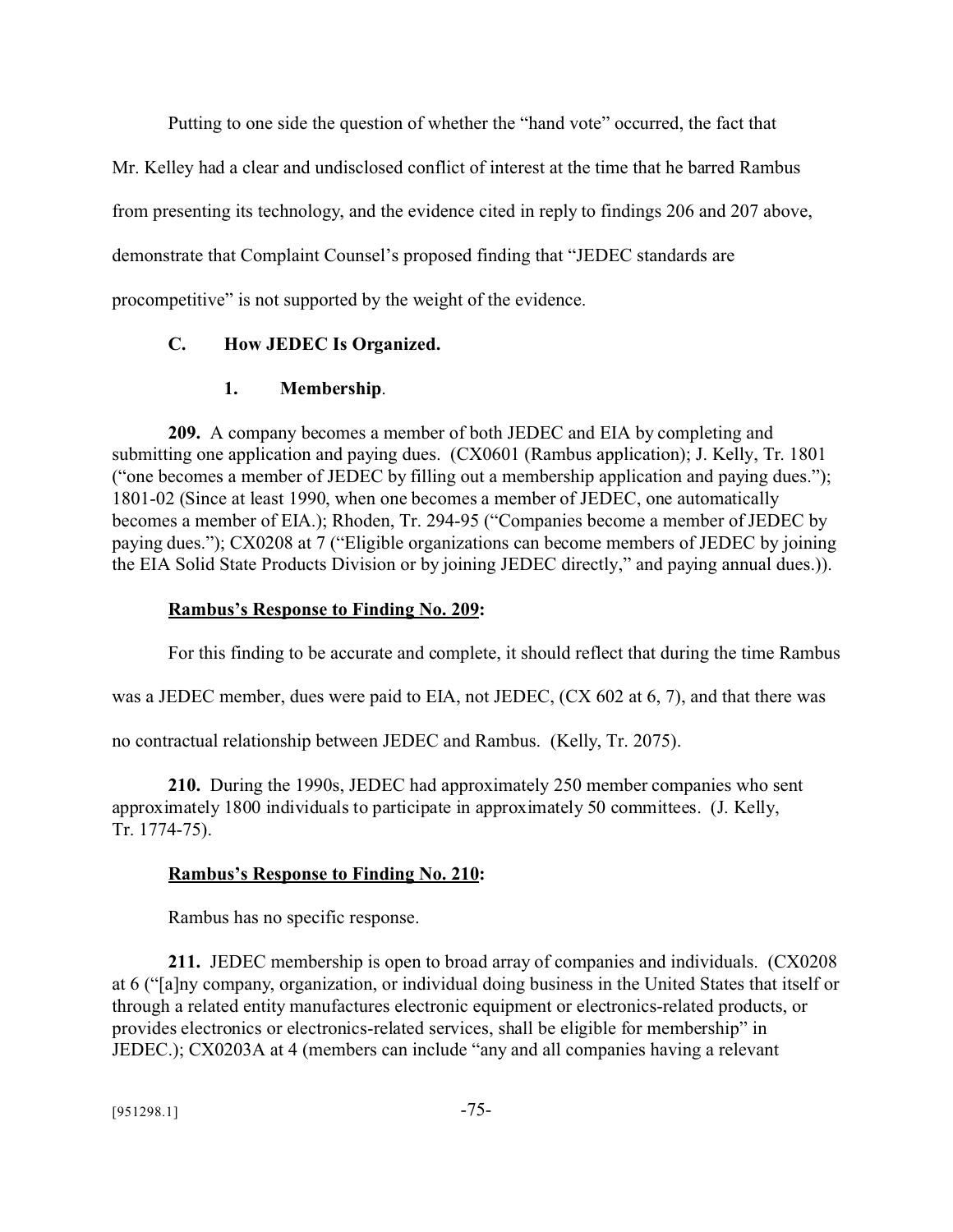Putting to one side the question of whether the "hand vote" occurred, the fact that Mr. Kelley had a clear and undisclosed conflict of interest at the time that he barred Rambus from presenting its technology, and the evidence cited in reply to findings 206 and 207 above, demonstrate that Complaint Counsel's proposed finding that "JEDEC standards are procompetitive" is not supported by the weight of the evidence.

### C. How JEDEC Is Organized.

#### 1. Membership.

**209.** A company becomes a member of both JEDEC and EIA by completing and submitting one application and paying dues. (CX0601 (Rambus application); J. Kelly, Tr. 1801 ("one becomes a member of JEDEC by filling out a membership application and paying dues."); 1801-02 (Since at least 1990, when one becomes a member of JEDEC, one automatically becomes a member of EIA.); Rhoden, Tr. 294-95 ("Companies become a member of JEDEC by paying dues."); CX0208 at 7 ("Eligible organizations can become members of JEDEC by joining the EIA Solid State Products Division or by joining JEDEC directly," and paying annual dues.)).

**Rambus's Response to Finding No. 209:**

For this finding to be accurate and complete, it should reflect that during the time Rambus was a JEDEC member, dues were paid to EIA, not JEDEC, (CX 602 at 6, 7), and that there was no contractual relationship between JEDEC and Rambus. (Kelly, Tr. 2075).

**210.** During the 1990s, JEDEC had approximately 250 member companies who sent approximately 1800 individuals to participate in approximately 50 committees. (J. Kelly, Tr. 1774-75).

**Rambus's Response to Finding No. 210:**

Rambus has no specific response.

**211.** JEDEC membership is open to broad array of companies and individuals. (CX0208 at 6 ("[a]ny company, organization, or individual doing business in the United States that itself or through a related entity manufactures electronic equipment or electronics-related products, or provides electronics or electronics-related services, shall be eligible for membership" in JEDEC.); CX0203A at 4 (members can include "any and all companies having a relevant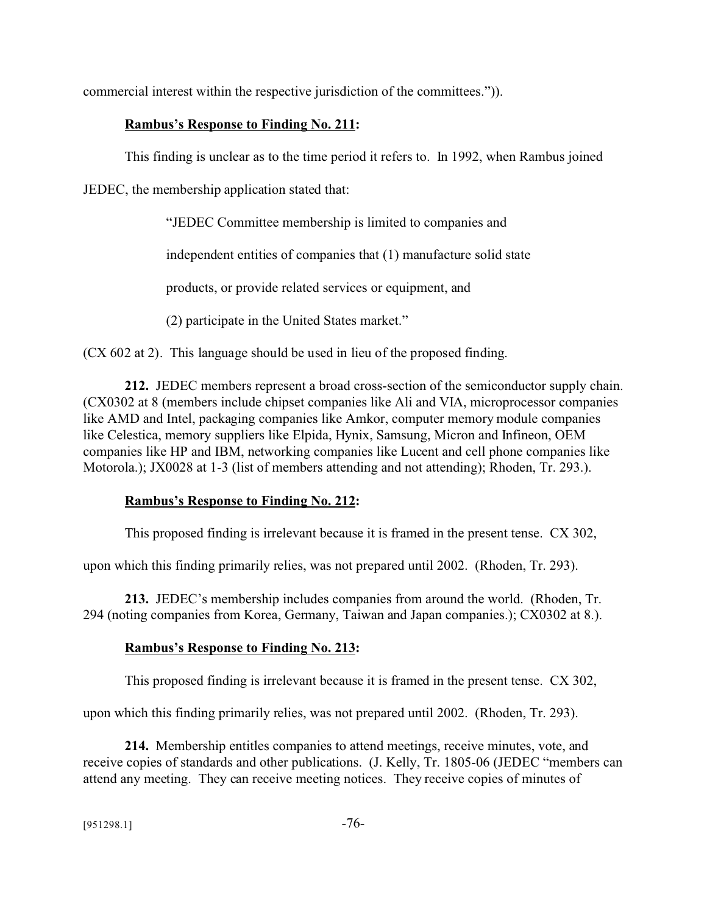commercial interest within the respective jurisdiction of the committees.")).

**Rambus's Response to Finding No. 211:**

This finding is unclear as to the time period it refers to. In 1992, when Rambus joined JEDEC, the membership application stated that:

> "JEDEC Committee membership is limited to companies and independent entities of companies that (1) manufacture solid state products, or provide related services or equipment, and (2) participate in the United States market."

(CX 602 at 2). This language should be used in lieu of the proposed finding.

**212.** JEDEC members represent a broad cross-section of the semiconductor supply chain. (CX0302 at 8 (members include chipset companies like Ali and VIA, microprocessor companies like AMD and Intel, packaging companies like Amkor, computer memory module companies like Celestica, memory suppliers like Elpida, Hynix, Samsung, Micron and Infineon, OEM companies like HP and IBM, networking companies like Lucent and cell phone companies like Motorola.); JX0028 at 1-3 (list of members attending and not attending); Rhoden, Tr. 293.).

**Rambus's Response to Finding No. 212:**

This proposed finding is irrelevant because it is framed in the present tense. CX 302, upon which this finding primarily relies, was not prepared until 2002. (Rhoden, Tr. 293).

**213.** JEDEC's membership includes companies from around the world. (Rhoden, Tr. 294 (noting companies from Korea, Germany, Taiwan and Japan companies.); CX0302 at 8.).

**Rambus's Response to Finding No. 213:**

This proposed finding is irrelevant because it is framed in the present tense. CX 302, upon which this finding primarily relies, was not prepared until 2002. (Rhoden, Tr. 293).

**214.** Membership entitles companies to attend meetings, receive minutes, vote, and receive copies of standards and other publications. (J. Kelly, Tr. 1805-06 (JEDEC "members can attend any meeting. They can receive meeting notices. They receive copies of minutes of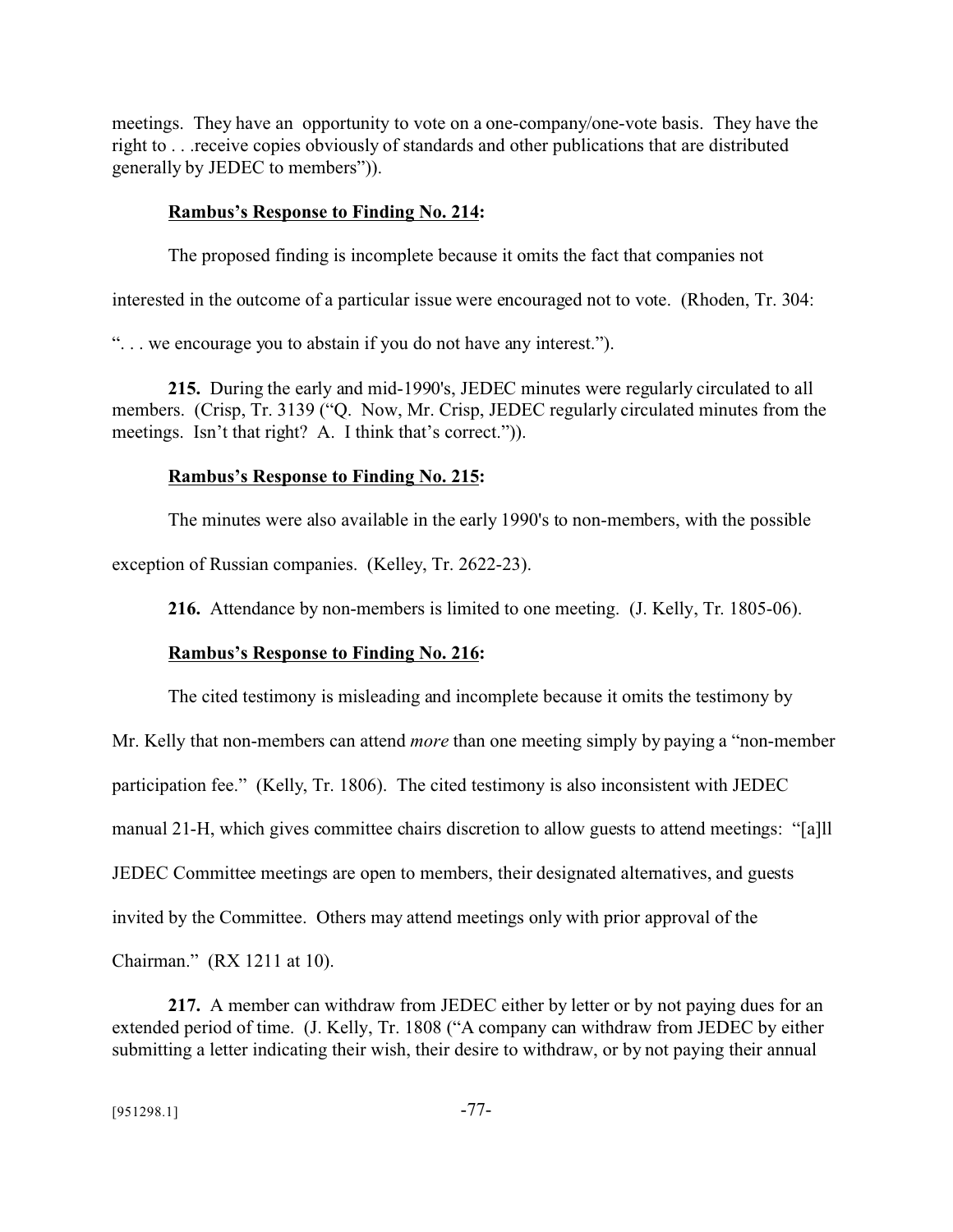meetings. They have an opportunity to vote on a one-company/one-vote basis. They have the right to . . .receive copies obviously of standards and other publications that are distributed generally by JEDEC to members")).

**Rambus's Response to Finding No. 214:**

The proposed finding is incomplete because it omits the fact that companies not interested in the outcome of a particular issue were encouraged not to vote. (Rhoden, Tr. 304: ". . . we encourage you to abstain if you do not have any interest.").

**215.** During the early and mid-1990's, JEDEC minutes were regularly circulated to all members. (Crisp, Tr. 3139 ("Q. Now, Mr. Crisp, JEDEC regularly circulated minutes from the meetings. Isn't that right? A. I think that's correct.")).

**Rambus's Response to Finding No. 215:**

The minutes were also available in the early 1990's to non-members, with the possible exception of Russian companies. (Kelley, Tr. 2622-23).

**216.** Attendance by non-members is limited to one meeting. (J. Kelly, Tr. 1805-06).

**Rambus's Response to Finding No. 216:**

The cited testimony is misleading and incomplete because it omits the testimony by Mr. Kelly that non-members can attend *more* than one meeting simply by paying a "non-member participation fee." (Kelly, Tr. 1806). The cited testimony is also inconsistent with JEDEC manual 21-H, which gives committee chairs discretion to allow guests to attend meetings: "[a]ll JEDEC Committee meetings are open to members, their designated alternatives, and guests invited by the Committee. Others may attend meetings only with prior approval of the Chairman." (RX 1211 at 10).

**217.** A member can withdraw from JEDEC either by letter or by not paying dues for an extended period of time. (J. Kelly, Tr. 1808 ("A company can withdraw from JEDEC by either submitting a letter indicating their wish, their desire to withdraw, or by not paying their annual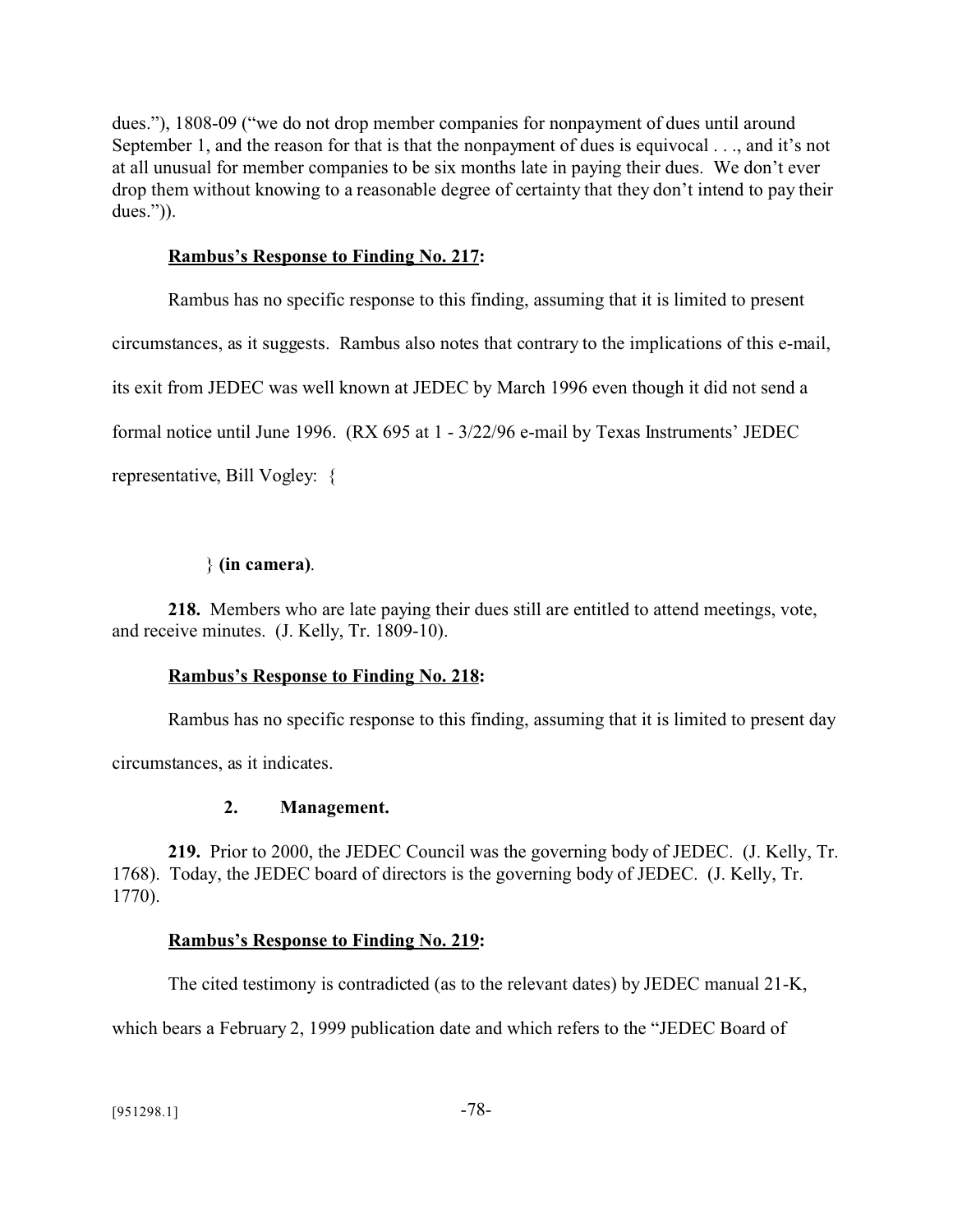dues."), 1808-09 ("we do not drop member companies for nonpayment of dues until around September 1, and the reason for that is that the nonpayment of dues is equivocal . . ., and it's not at all unusual for member companies to be six months late in paying their dues. We don't ever drop them without knowing to a reasonable degree of certainty that they don't intend to pay their dues.")).

**Rambus's Response to Finding No. 217:**

Rambus has no specific response to this finding, assuming that it is limited to present circumstances, as it suggests. Rambus also notes that contrary to the implications of this e-mail, its exit from JEDEC was well known at JEDEC by March 1996 even though it did not send a formal notice until June 1996. (RX 695 at 1 - 3/22/96 e-mail by Texas Instruments' JEDEC representative, Bill Vogley: {

} **(in camera)**.

**218.** Members who are late paying their dues still are entitled to attend meetings, vote, and receive minutes. (J. Kelly, Tr. 1809-10).

**Rambus's Response to Finding No. 218:**

Rambus has no specific response to this finding, assuming that it is limited to present day circumstances, as it indicates.

### 2. Management.

**219.** Prior to 2000, the JEDEC Council was the governing body of JEDEC. (J. Kelly, Tr. 1768). Today, the JEDEC board of directors is the governing body of JEDEC. (J. Kelly, Tr. 1770).

**Rambus's Response to Finding No. 219:**

The cited testimony is contradicted (as to the relevant dates) by JEDEC manual 21-K, which bears a February 2, 1999 publication date and which refers to the "JEDEC Board of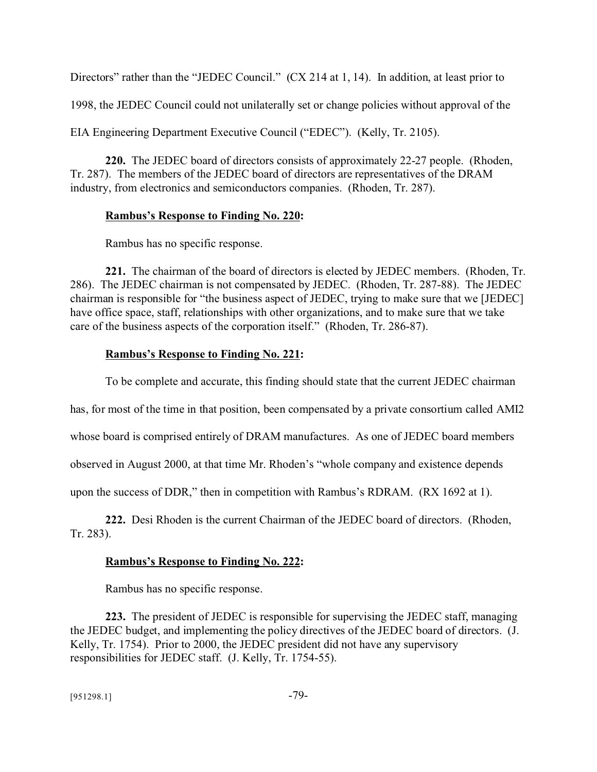Directors" rather than the "JEDEC Council." (CX 214 at 1, 14). In addition, at least prior to 1998, the JEDEC Council could not unilaterally set or change policies without approval of the EIA Engineering Department Executive Council ("EDEC"). (Kelly, Tr. 2105).

**220.** The JEDEC board of directors consists of approximately 22-27 people. (Rhoden, Tr. 287). The members of the JEDEC board of directors are representatives of the DRAM industry, from electronics and semiconductors companies. (Rhoden, Tr. 287).

**Rambus's Response to Finding No. 220:**

Rambus has no specific response.

**221.** The chairman of the board of directors is elected by JEDEC members. (Rhoden, Tr. 286). The JEDEC chairman is not compensated by JEDEC. (Rhoden, Tr. 287-88). The JEDEC chairman is responsible for "the business aspect of JEDEC, trying to make sure that we [JEDEC] have office space, staff, relationships with other organizations, and to make sure that we take care of the business aspects of the corporation itself." (Rhoden, Tr. 286-87).

**Rambus's Response to Finding No. 221:**

To be complete and accurate, this finding should state that the current JEDEC chairman has, for most of the time in that position, been compensated by a private consortium called AMI2 whose board is comprised entirely of DRAM manufactures. As one of JEDEC board members observed in August 2000, at that time Mr. Rhoden's "whole company and existence depends upon the success of DDR," then in competition with Rambus's RDRAM. (RX 1692 at 1).

**222.** Desi Rhoden is the current Chairman of the JEDEC board of directors. (Rhoden, Tr. 283).

**Rambus's Response to Finding No. 222:**

Rambus has no specific response.

**223.** The president of JEDEC is responsible for supervising the JEDEC staff, managing the JEDEC budget, and implementing the policy directives of the JEDEC board of directors. (J. Kelly, Tr. 1754). Prior to 2000, the JEDEC president did not have any supervisory responsibilities for JEDEC staff. (J. Kelly, Tr. 1754-55).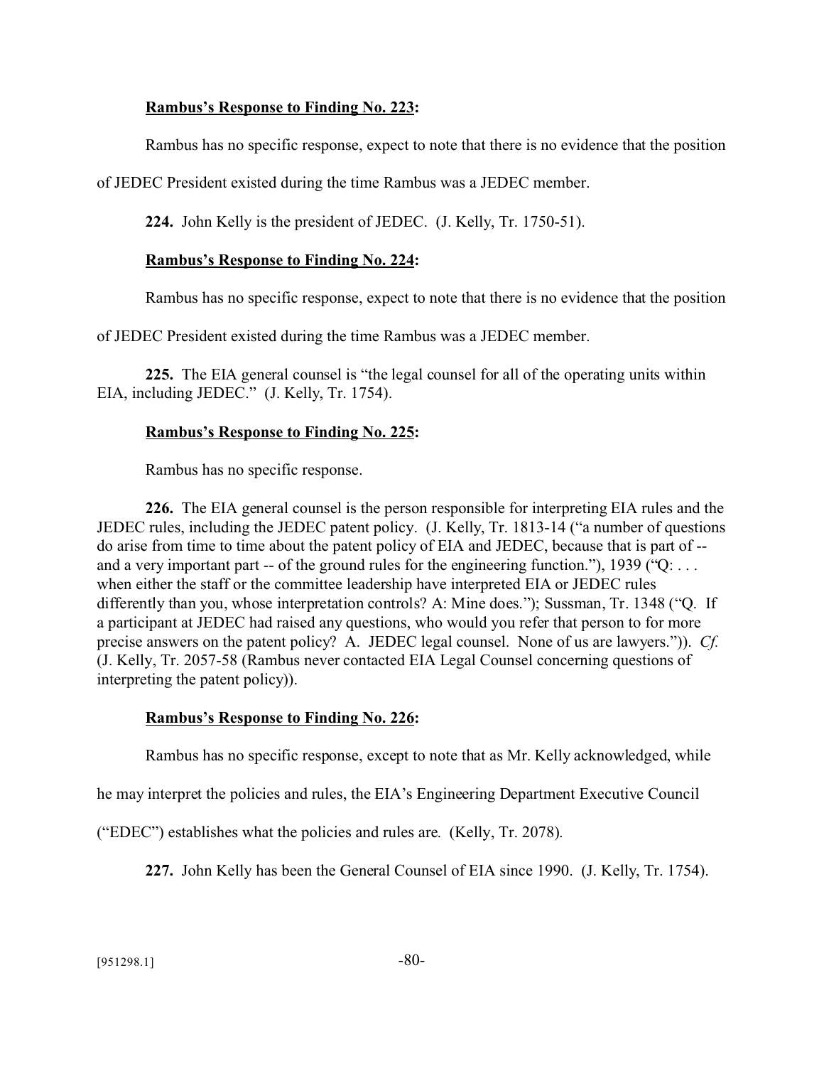**Rambus's Response to Finding No. 223:**

Rambus has no specific response, expect to note that there is no evidence that the position of JEDEC President existed during the time Rambus was a JEDEC member.

**224.** John Kelly is the president of JEDEC. (J. Kelly, Tr. 1750-51).

**Rambus's Response to Finding No. 224:**

Rambus has no specific response, expect to note that there is no evidence that the position of JEDEC President existed during the time Rambus was a JEDEC member.

**225.** The EIA general counsel is "the legal counsel for all of the operating units within EIA, including JEDEC." (J. Kelly, Tr. 1754).

**Rambus's Response to Finding No. 225:**

Rambus has no specific response.

**226.** The EIA general counsel is the person responsible for interpreting EIA rules and the JEDEC rules, including the JEDEC patent policy. (J. Kelly, Tr. 1813-14 ("a number of questions do arise from time to time about the patent policy of EIA and JEDEC, because that is part of -- and a very important part -- of the ground rules for the engineering function."), 1939 ("Q: . . . when either the staff or the committee leadership have interpreted EIA or JEDEC rules differently than you, whose interpretation controls? A: Mine does."); Sussman, Tr. 1348 ("Q. If a participant at JEDEC had raised any questions, who would you refer that person to for more precise answers on the patent policy? A. JEDEC legal counsel. None of us are lawyers.")). *Cf.* (J. Kelly, Tr. 2057-58 (Rambus never contacted EIA Legal Counsel concerning questions of interpreting the patent policy)).

**Rambus's Response to Finding No. 226:**

Rambus has no specific response, except to note that as Mr. Kelly acknowledged, while he may interpret the policies and rules, the EIA's Engineering Department Executive Council ("EDEC") establishes what the policies and rules are. (Kelly, Tr. 2078).

**227.** John Kelly has been the General Counsel of EIA since 1990. (J. Kelly, Tr. 1754).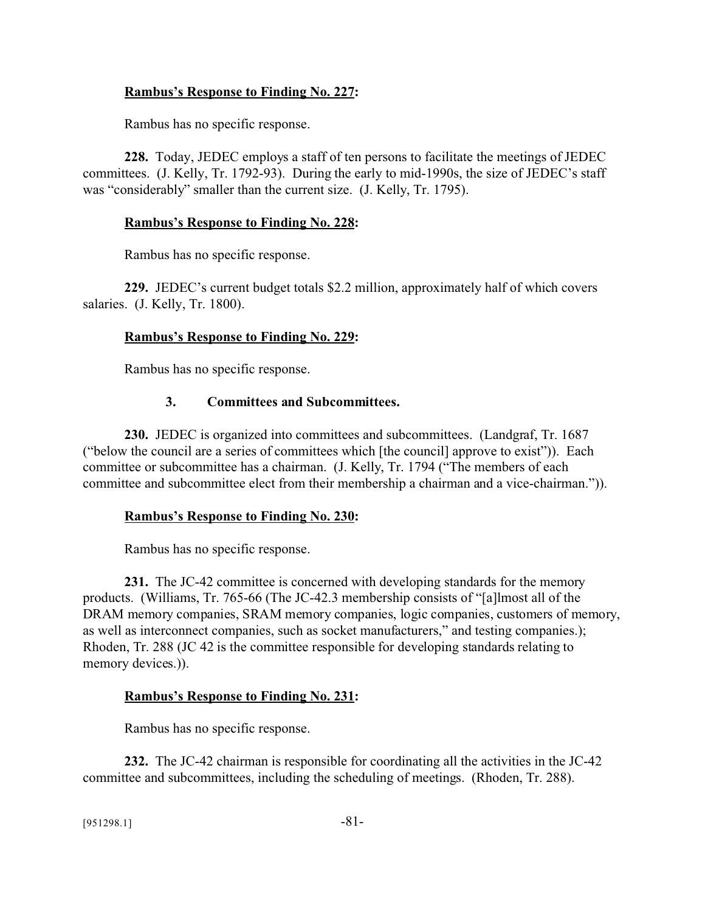**<u>Rambus's Response to Finding No. 227</u>:**

Rambus has no specific response.

**228.** Today, JEDEC employs a staff of ten persons to facilitate the meetings of JEDEC committees. (J. Kelly, Tr. 1792-93). During the early to mid-1990s, the size of JEDEC's staff was "considerably" smaller than the current size. (J. Kelly, Tr. 1795).

**<u>Rambus's Response to Finding No. 228</u>:**

Rambus has no specific response.

**229.** JEDEC's current budget totals $2.2 million, approximately half of which covers salaries. (J. Kelly, Tr. 1800).

**<u>Rambus's Response to Finding No. 229</u>:**

Rambus has no specific response.

### 3. Committees and Subcommittees.

**230.** JEDEC is organized into committees and subcommittees. (Landgraf, Tr. 1687 ("below the council are a series of committees which [the council] approve to exist")). Each committee or subcommittee has a chairman. (J. Kelly, Tr. 1794 ("The members of each committee and subcommittee elect from their membership a chairman and a vice-chairman.")).

**<u>Rambus's Response to Finding No. 230</u>:**

Rambus has no specific response.

**231.** The JC-42 committee is concerned with developing standards for the memory products. (Williams, Tr. 765-66 (The JC-42.3 membership consists of "[a]lmost all of the DRAM memory companies, SRAM memory companies, logic companies, customers of memory, as well as interconnect companies, such as socket manufacturers," and testing companies.); Rhoden, Tr. 288 (JC 42 is the committee responsible for developing standards relating to memory devices.)).

**<u>Rambus's Response to Finding No. 231</u>:**

Rambus has no specific response.

**232.** The JC-42 chairman is responsible for coordinating all the activities in the JC-42 committee and subcommittees, including the scheduling of meetings. (Rhoden, Tr. 288).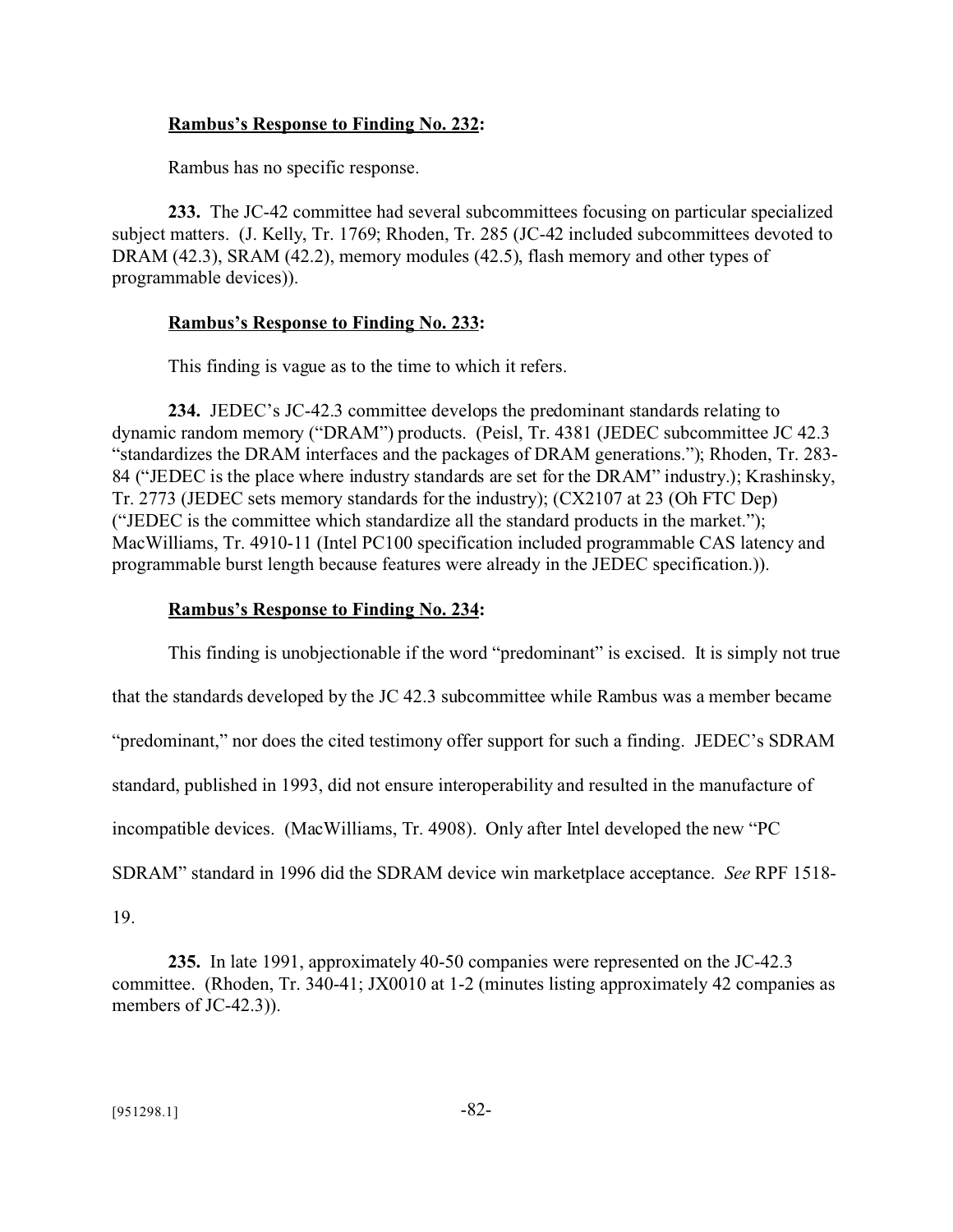**<u>Rambus's Response to Finding No. 232</u>:**

Rambus has no specific response.

**233.** The JC-42 committee had several subcommittees focusing on particular specialized subject matters. (J. Kelly, Tr. 1769; Rhoden, Tr. 285 (JC-42 included subcommittees devoted to DRAM (42.3), SRAM (42.2), memory modules (42.5), flash memory and other types of programmable devices)).

**<u>Rambus's Response to Finding No. 233</u>:**

This finding is vague as to the time to which it refers.

**234.** JEDEC's JC-42.3 committee develops the predominant standards relating to dynamic random memory ("DRAM") products. (Peisl, Tr. 4381 (JEDEC subcommittee JC 42.3 "standardizes the DRAM interfaces and the packages of DRAM generations."); Rhoden, Tr. 283-84 ("JEDEC is the place where industry standards are set for the DRAM" industry.); Krashinsky, Tr. 2773 (JEDEC sets memory standards for the industry); (CX2107 at 23 (Oh FTC Dep) ("JEDEC is the committee which standardize all the standard products in the market."); MacWilliams, Tr. 4910-11 (Intel PC100 specification included programmable CAS latency and programmable burst length because features were already in the JEDEC specification.)).

**<u>Rambus's Response to Finding No. 234</u>:**

This finding is unobjectionable if the word "predominant" is excised. It is simply not true that the standards developed by the JC 42.3 subcommittee while Rambus was a member became "predominant," nor does the cited testimony offer support for such a finding. JEDEC's SDRAM standard, published in 1993, did not ensure interoperability and resulted in the manufacture of incompatible devices. (MacWilliams, Tr. 4908). Only after Intel developed the new "PC SDRAM" standard in 1996 did the SDRAM device win marketplace acceptance. *See* RPF 1518-19.

**235.** In late 1991, approximately 40-50 companies were represented on the JC-42.3 committee. (Rhoden, Tr. 340-41; JX0010 at 1-2 (minutes listing approximately 42 companies as members of JC-42.3)).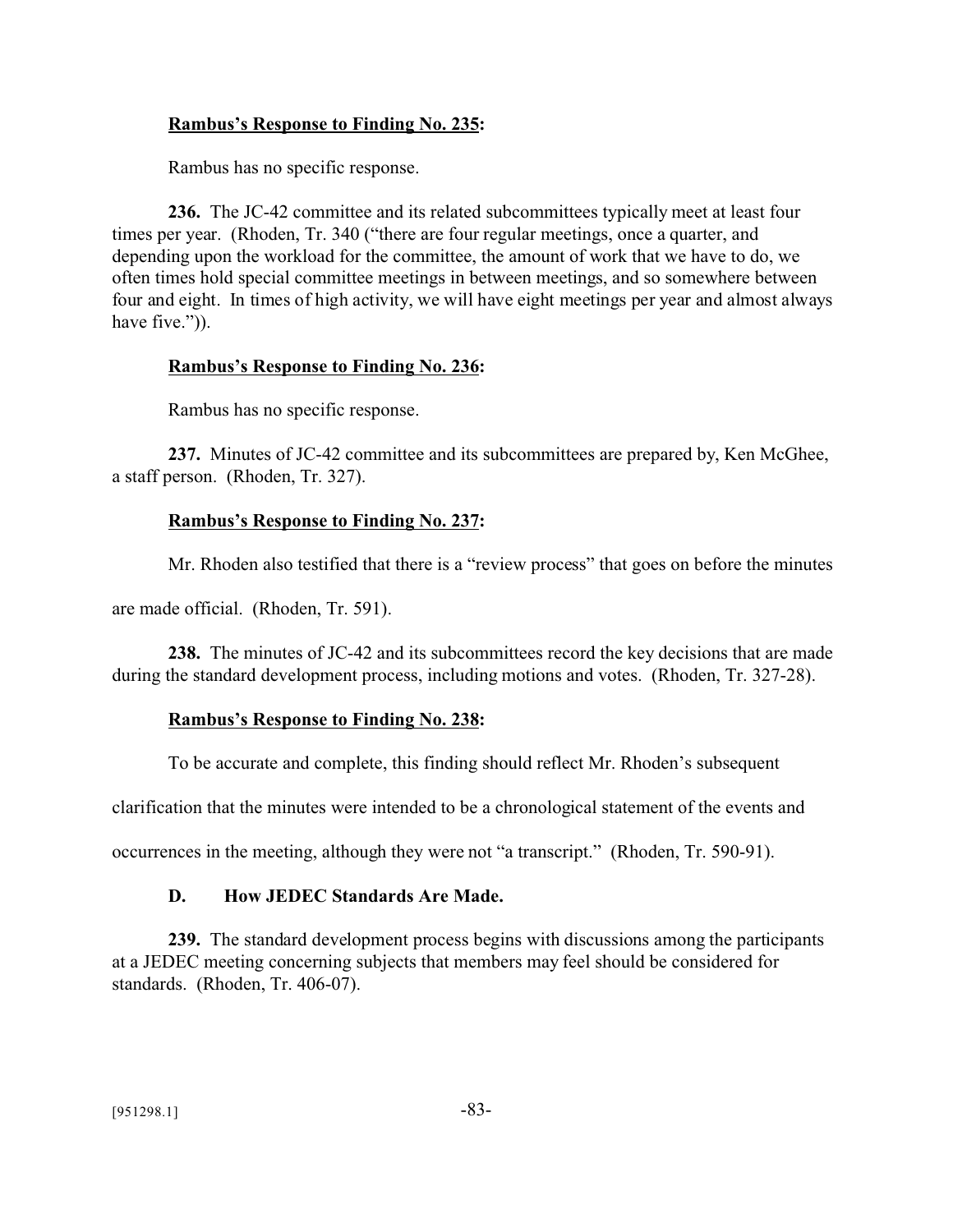**Rambus's Response to Finding No. 235:**

Rambus has no specific response.

**236.** The JC-42 committee and its related subcommittees typically meet at least four times per year. (Rhoden, Tr. 340 ("there are four regular meetings, once a quarter, and depending upon the workload for the committee, the amount of work that we have to do, we often times hold special committee meetings in between meetings, and so somewhere between four and eight. In times of high activity, we will have eight meetings per year and almost always have five.")).

**Rambus's Response to Finding No. 236:**

Rambus has no specific response.

**237.** Minutes of JC-42 committee and its subcommittees are prepared by, Ken McGhee, a staff person. (Rhoden, Tr. 327).

**Rambus's Response to Finding No. 237:**

Mr. Rhoden also testified that there is a "review process" that goes on before the minutes are made official. (Rhoden, Tr. 591).

**238.** The minutes of JC-42 and its subcommittees record the key decisions that are made during the standard development process, including motions and votes. (Rhoden, Tr. 327-28).

**Rambus's Response to Finding No. 238:**

To be accurate and complete, this finding should reflect Mr. Rhoden's subsequent clarification that the minutes were intended to be a chronological statement of the events and occurrences in the meeting, although they were not "a transcript." (Rhoden, Tr. 590-91).

### D. How JEDEC Standards Are Made.

**239.** The standard development process begins with discussions among the participants at a JEDEC meeting concerning subjects that members may feel should be considered for standards. (Rhoden, Tr. 406-07).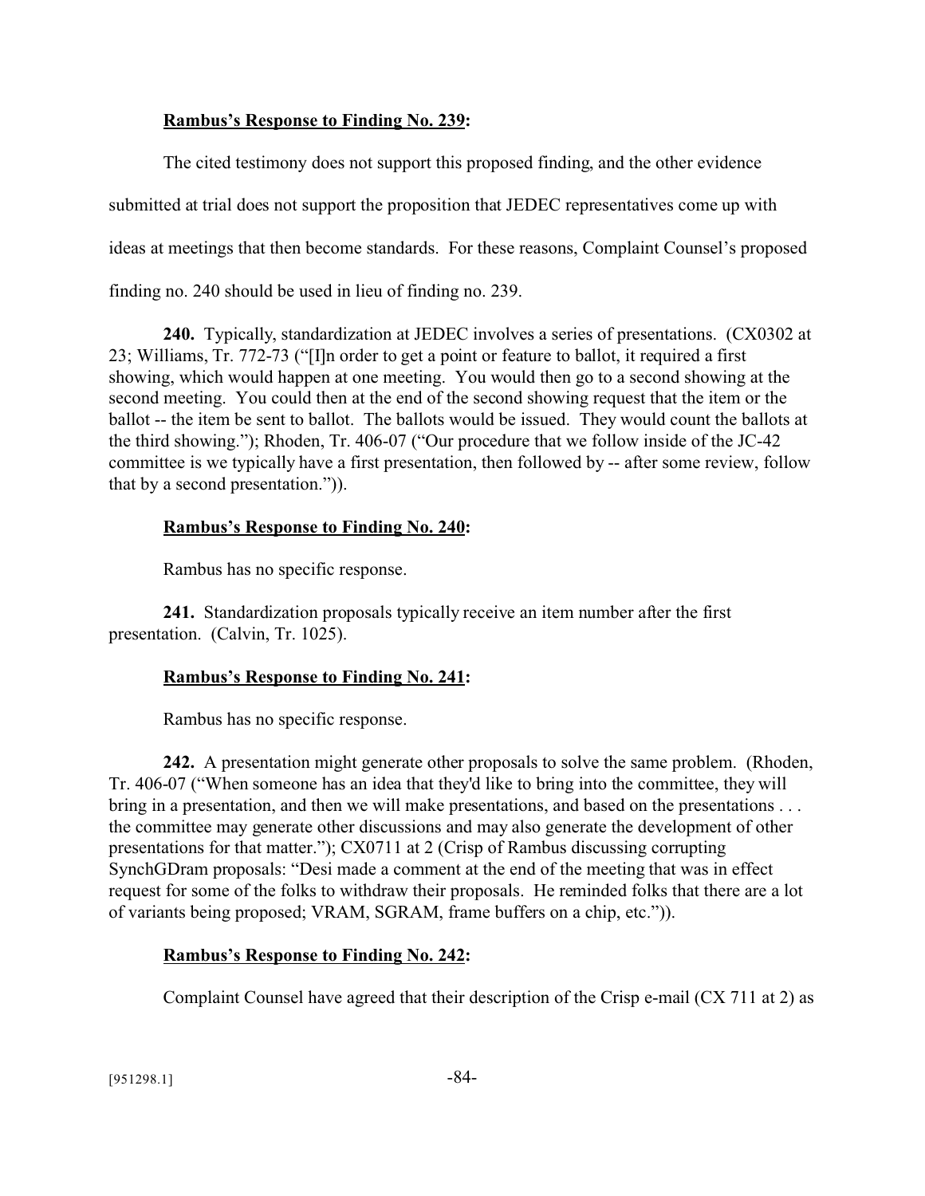**Rambus's Response to Finding No. 239:**

The cited testimony does not support this proposed finding, and the other evidence submitted at trial does not support the proposition that JEDEC representatives come up with ideas at meetings that then become standards. For these reasons, Complaint Counsel's proposed finding no. 240 should be used in lieu of finding no. 239.

**240.** Typically, standardization at JEDEC involves a series of presentations. (CX0302 at 23; Williams, Tr. 772-73 ("[I]n order to get a point or feature to ballot, it required a first showing, which would happen at one meeting. You would then go to a second showing at the second meeting. You could then at the end of the second showing request that the item or the ballot -- the item be sent to ballot. The ballots would be issued. They would count the ballots at the third showing."); Rhoden, Tr. 406-07 ("Our procedure that we follow inside of the JC-42 committee is we typically have a first presentation, then followed by -- after some review, follow that by a second presentation.")).

**Rambus's Response to Finding No. 240:**

Rambus has no specific response.

**241.** Standardization proposals typically receive an item number after the first presentation. (Calvin, Tr. 1025).

**Rambus's Response to Finding No. 241:**

Rambus has no specific response.

**242.** A presentation might generate other proposals to solve the same problem. (Rhoden, Tr. 406-07 ("When someone has an idea that they'd like to bring into the committee, they will bring in a presentation, and then we will make presentations, and based on the presentations . . . the committee may generate other discussions and may also generate the development of other presentations for that matter."); CX0711 at 2 (Crisp of Rambus discussing corrupting SynchGDram proposals: "Desi made a comment at the end of the meeting that was in effect request for some of the folks to withdraw their proposals. He reminded folks that there are a lot of variants being proposed; VRAM, SGRAM, frame buffers on a chip, etc.")).

**Rambus's Response to Finding No. 242:**

Complaint Counsel have agreed that their description of the Crisp e-mail (CX 711 at 2) as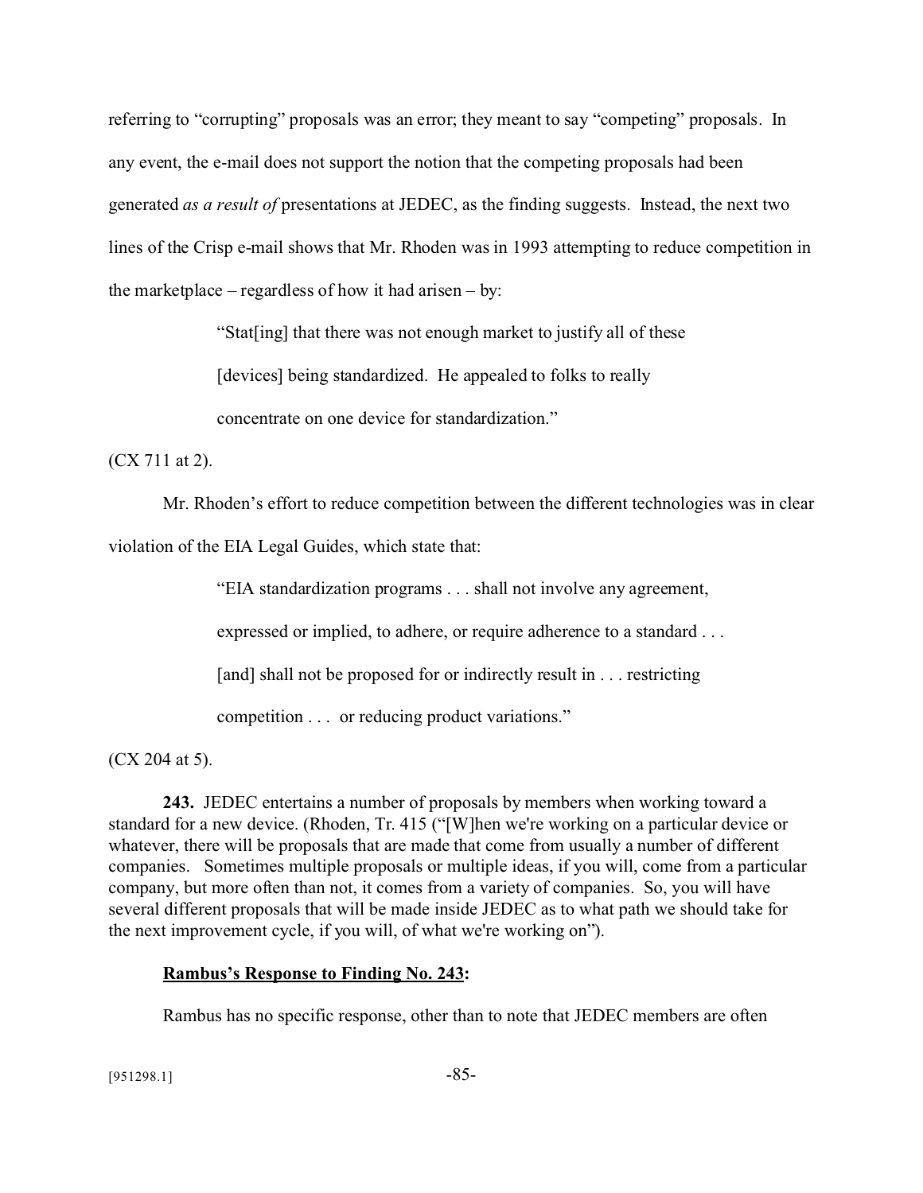referring to "corrupting" proposals was an error; they meant to say "competing" proposals. In any event, the e-mail does not support the notion that the competing proposals had been generated *as a result of* presentations at JEDEC, as the finding suggests. Instead, the next two lines of the Crisp e-mail shows that Mr. Rhoden was in 1993 attempting to reduce competition in the marketplace – regardless of how it had arisen – by:

> "Stat[ing] that there was not enough market to justify all of these [devices] being standardized. He appealed to folks to really concentrate on one device for standardization."

(CX 711 at 2).

Mr. Rhoden's effort to reduce competition between the different technologies was in clear violation of the EIA Legal Guides, which state that:

> "EIA standardization programs . . . shall not involve any agreement, expressed or implied, to adhere, or require adherence to a standard . . . [and] shall not be proposed for or indirectly result in . . . restricting competition . . . or reducing product variations."

(CX 204 at 5).

**243.** JEDEC entertains a number of proposals by members when working toward a standard for a new device. (Rhoden, Tr. 415 ("[W]hen we're working on a particular device or whatever, there will be proposals that are made that come from usually a number of different companies. Sometimes multiple proposals or multiple ideas, if you will, come from a particular company, but more often than not, it comes from a variety of companies. So, you will have several different proposals that will be made inside JEDEC as to what path we should take for the next improvement cycle, if you will, of what we're working on").

**<u>Rambus's Response to Finding No. 243</u>:**

Rambus has no specific response, other than to note that JEDEC members are often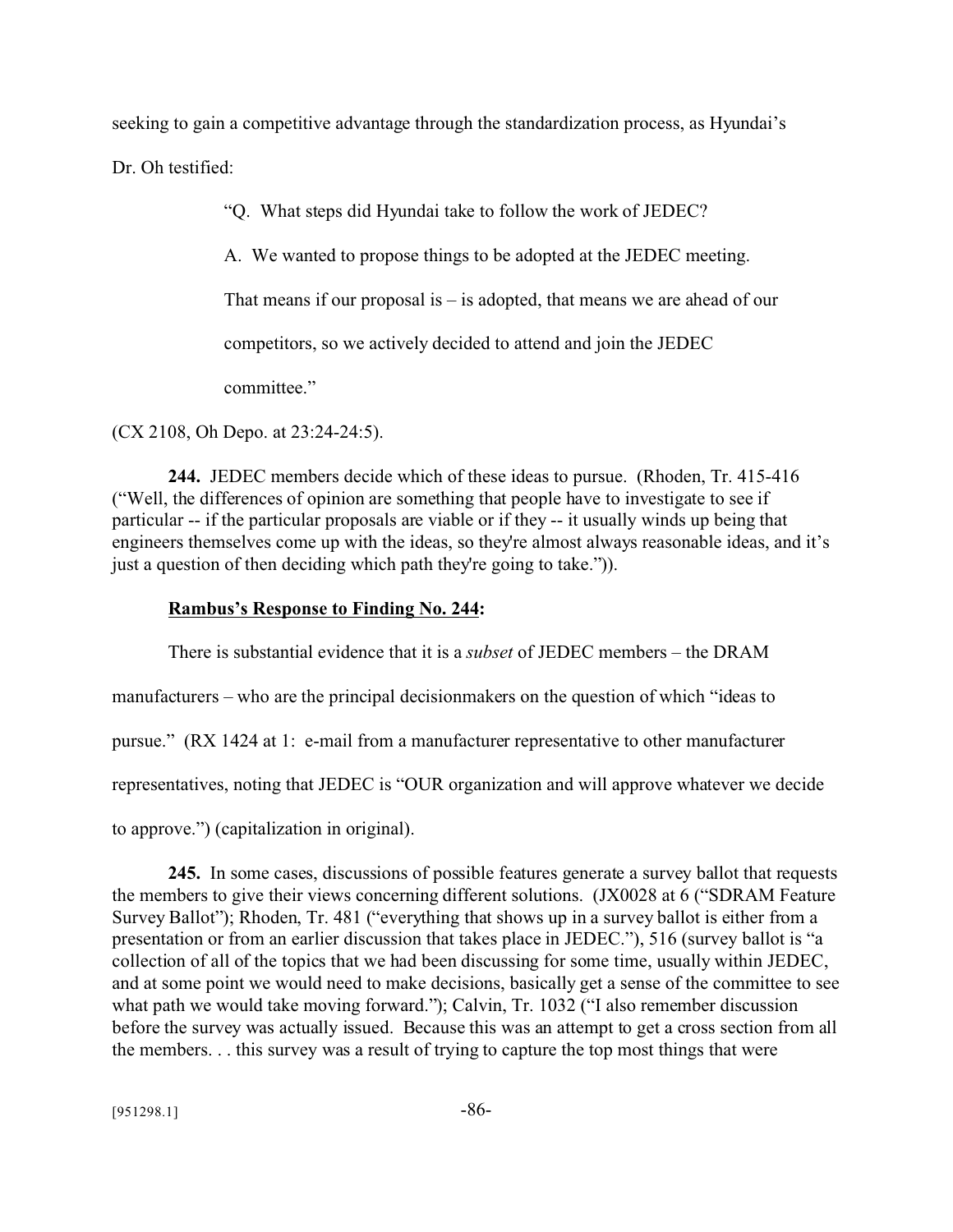seeking to gain a competitive advantage through the standardization process, as Hyundai's Dr. Oh testified:

> "Q. What steps did Hyundai take to follow the work of JEDEC?
>
> A. We wanted to propose things to be adopted at the JEDEC meeting. That means if our proposal is – is adopted, that means we are ahead of our competitors, so we actively decided to attend and join the JEDEC committee."

(CX 2108, Oh Depo. at 23:24-24:5).

**244.** JEDEC members decide which of these ideas to pursue. (Rhoden, Tr. 415-416 ("Well, the differences of opinion are something that people have to investigate to see if particular -- if the particular proposals are viable or if they -- it usually winds up being that engineers themselves come up with the ideas, so they're almost always reasonable ideas, and it's just a question of then deciding which path they're going to take.")).

**Rambus's Response to Finding No. 244:**

There is substantial evidence that it is a *subset* of JEDEC members – the DRAM manufacturers – who are the principal decisionmakers on the question of which "ideas to pursue." (RX 1424 at 1: e-mail from a manufacturer representative to other manufacturer representatives, noting that JEDEC is "OUR organization and will approve whatever we decide to approve.") (capitalization in original).

**245.** In some cases, discussions of possible features generate a survey ballot that requests the members to give their views concerning different solutions. (JX0028 at 6 ("SDRAM Feature Survey Ballot"); Rhoden, Tr. 481 ("everything that shows up in a survey ballot is either from a presentation or from an earlier discussion that takes place in JEDEC."), 516 (survey ballot is "a collection of all of the topics that we had been discussing for some time, usually within JEDEC, and at some point we would need to make decisions, basically get a sense of the committee to see what path we would take moving forward."); Calvin, Tr. 1032 ("I also remember discussion before the survey was actually issued. Because this was an attempt to get a cross section from all the members. . . this survey was a result of trying to capture the top most things that were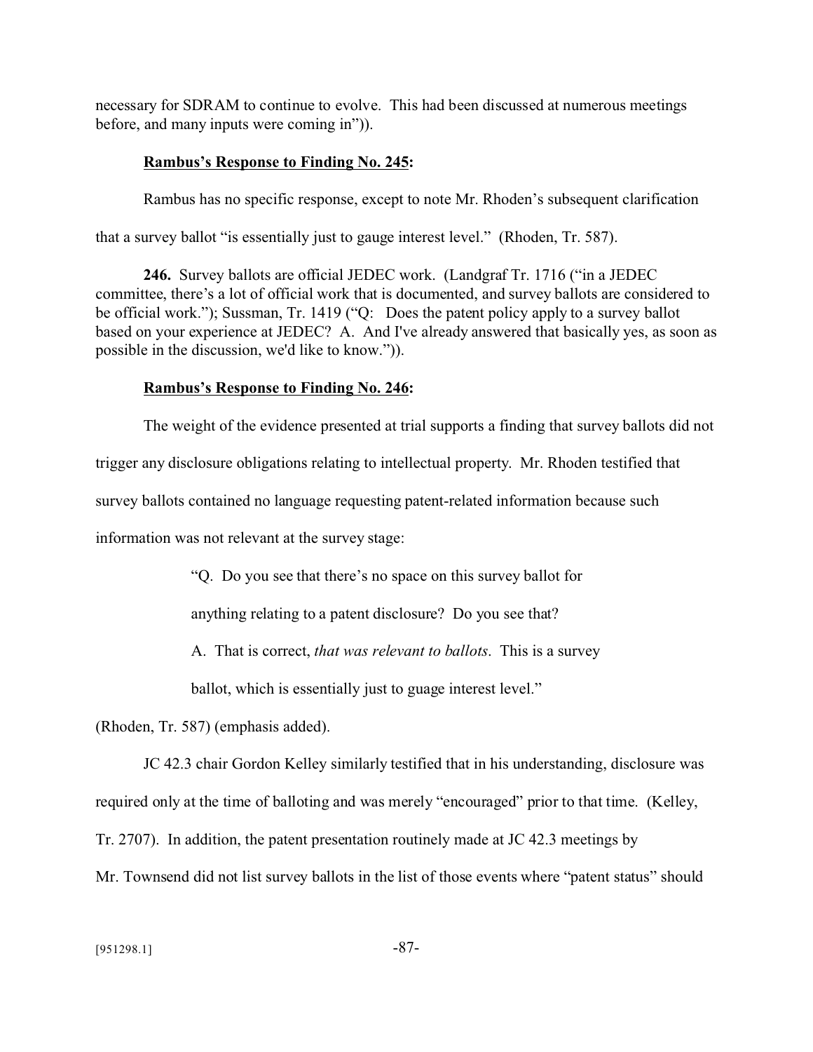necessary for SDRAM to continue to evolve. This had been discussed at numerous meetings before, and many inputs were coming in")).

**Rambus's Response to Finding No. 245:**

Rambus has no specific response, except to note Mr. Rhoden's subsequent clarification that a survey ballot "is essentially just to gauge interest level." (Rhoden, Tr. 587).

**246.** Survey ballots are official JEDEC work. (Landgraf Tr. 1716 ("in a JEDEC committee, there's a lot of official work that is documented, and survey ballots are considered to be official work."); Sussman, Tr. 1419 ("Q: Does the patent policy apply to a survey ballot based on your experience at JEDEC? A. And I've already answered that basically yes, as soon as possible in the discussion, we'd like to know.")).

**Rambus's Response to Finding No. 246:**

The weight of the evidence presented at trial supports a finding that survey ballots did not trigger any disclosure obligations relating to intellectual property. Mr. Rhoden testified that survey ballots contained no language requesting patent-related information because such information was not relevant at the survey stage:

> "Q. Do you see that there's no space on this survey ballot for anything relating to a patent disclosure? Do you see that?
>
> A. That is correct, *that was relevant to ballots*. This is a survey ballot, which is essentially just to guage interest level."

(Rhoden, Tr. 587) (emphasis added).

JC 42.3 chair Gordon Kelley similarly testified that in his understanding, disclosure was required only at the time of balloting and was merely "encouraged" prior to that time. (Kelley, Tr. 2707). In addition, the patent presentation routinely made at JC 42.3 meetings by Mr. Townsend did not list survey ballots in the list of those events where "patent status" should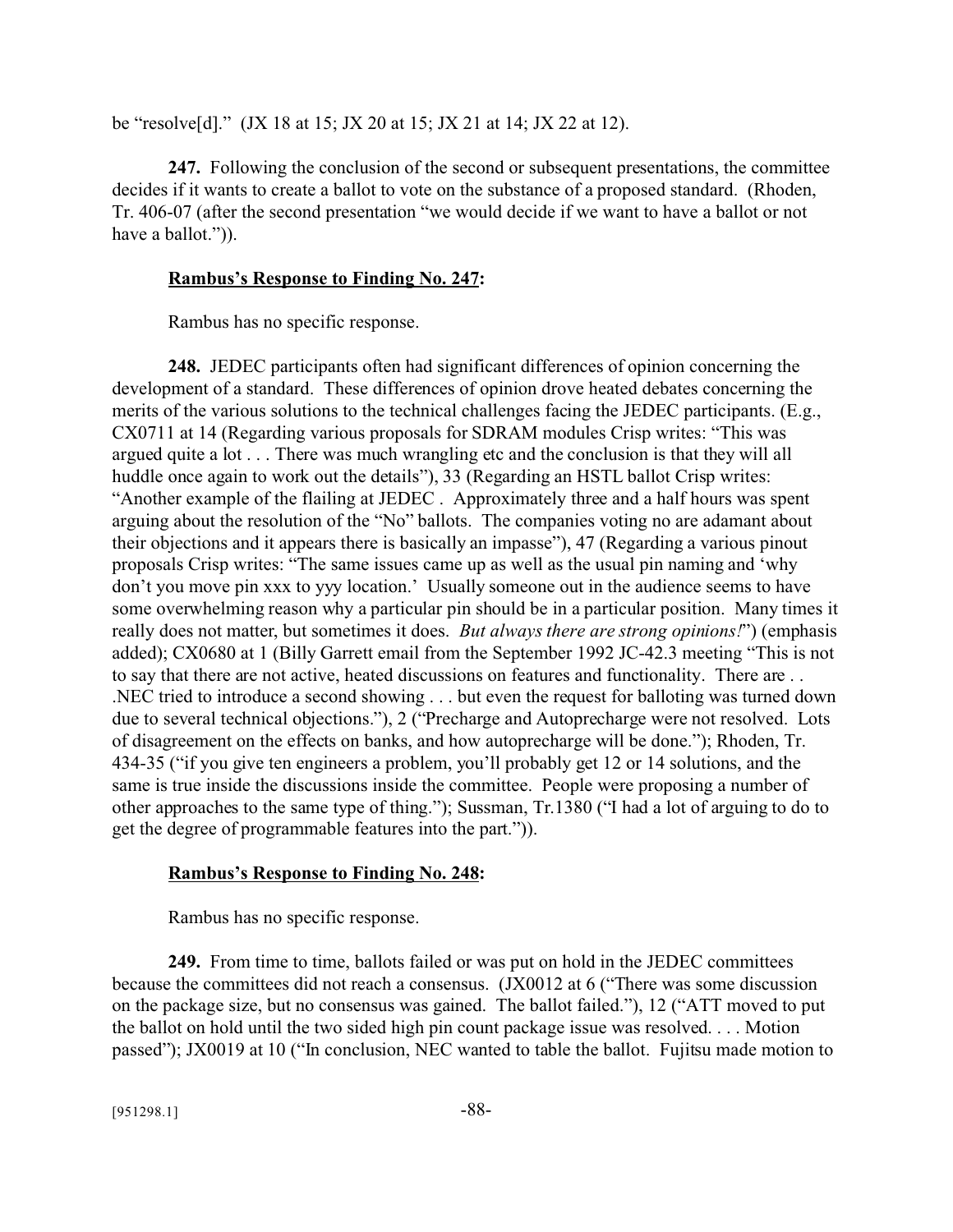be "resolve[d]." (JX 18 at 15; JX 20 at 15; JX 21 at 14; JX 22 at 12).

**247.** Following the conclusion of the second or subsequent presentations, the committee decides if it wants to create a ballot to vote on the substance of a proposed standard. (Rhoden, Tr. 406-07 (after the second presentation "we would decide if we want to have a ballot or not have a ballot.")).

**Rambus's Response to Finding No. 247:**

Rambus has no specific response.

**248.** JEDEC participants often had significant differences of opinion concerning the development of a standard. These differences of opinion drove heated debates concerning the merits of the various solutions to the technical challenges facing the JEDEC participants. (E.g., CX0711 at 14 (Regarding various proposals for SDRAM modules Crisp writes: "This was argued quite a lot . . . There was much wrangling etc and the conclusion is that they will all huddle once again to work out the details"), 33 (Regarding an HSTL ballot Crisp writes: "Another example of the flailing at JEDEC . Approximately three and a half hours was spent arguing about the resolution of the "No" ballots. The companies voting no are adamant about their objections and it appears there is basically an impasse"), 47 (Regarding a various pinout proposals Crisp writes: "The same issues came up as well as the usual pin naming and 'why don't you move pin xxx to yyy location.' Usually someone out in the audience seems to have some overwhelming reason why a particular pin should be in a particular position. Many times it really does not matter, but sometimes it does. *But always there are strong opinions!*") (emphasis added); CX0680 at 1 (Billy Garrett email from the September 1992 JC-42.3 meeting "This is not to say that there are not active, heated discussions on features and functionality. There are . . .NEC tried to introduce a second showing . . . but even the request for balloting was turned down due to several technical objections."), 2 ("Precharge and Autoprecharge were not resolved. Lots of disagreement on the effects on banks, and how autoprecharge will be done."); Rhoden, Tr. 434-35 ("if you give ten engineers a problem, you'll probably get 12 or 14 solutions, and the same is true inside the discussions inside the committee. People were proposing a number of other approaches to the same type of thing."); Sussman, Tr.1380 ("I had a lot of arguing to do to get the degree of programmable features into the part.")).

**Rambus's Response to Finding No. 248:**

Rambus has no specific response.

**249.** From time to time, ballots failed or was put on hold in the JEDEC committees because the committees did not reach a consensus. (JX0012 at 6 ("There was some discussion on the package size, but no consensus was gained. The ballot failed."), 12 ("ATT moved to put the ballot on hold until the two sided high pin count package issue was resolved. . . . Motion passed"); JX0019 at 10 ("In conclusion, NEC wanted to table the ballot. Fujitsu made motion to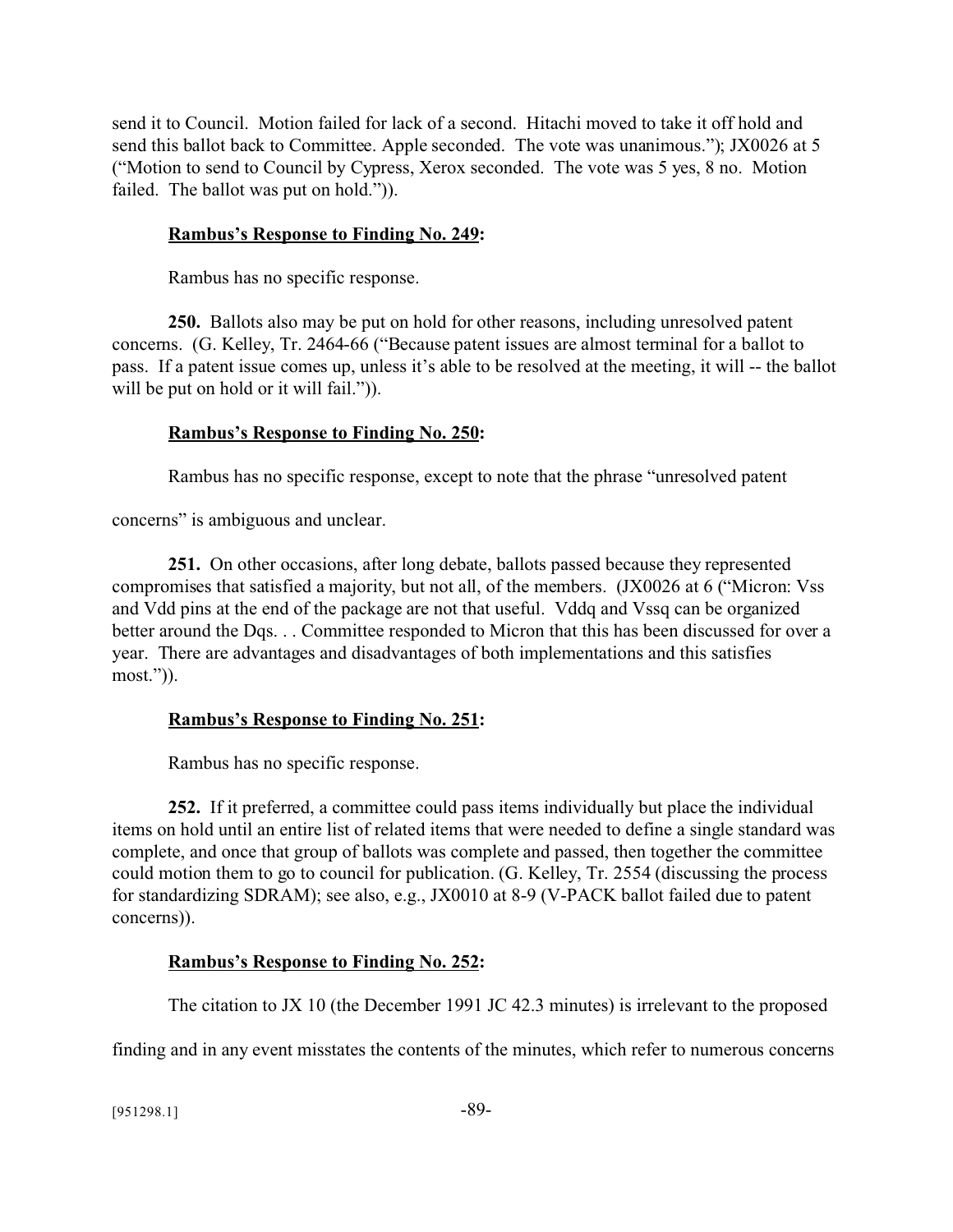send it to Council. Motion failed for lack of a second. Hitachi moved to take it off hold and send this ballot back to Committee. Apple seconded. The vote was unanimous."); JX0026 at 5 ("Motion to send to Council by Cypress, Xerox seconded. The vote was 5 yes, 8 no. Motion failed. The ballot was put on hold.")).

**Rambus's Response to Finding No. 249:**

Rambus has no specific response.

**250.** Ballots also may be put on hold for other reasons, including unresolved patent concerns. (G. Kelley, Tr. 2464-66 ("Because patent issues are almost terminal for a ballot to pass. If a patent issue comes up, unless it's able to be resolved at the meeting, it will -- the ballot will be put on hold or it will fail.")).

**Rambus's Response to Finding No. 250:**

Rambus has no specific response, except to note that the phrase "unresolved patent concerns" is ambiguous and unclear.

**251.** On other occasions, after long debate, ballots passed because they represented compromises that satisfied a majority, but not all, of the members. (JX0026 at 6 ("Micron: Vss and Vdd pins at the end of the package are not that useful. Vddq and Vssq can be organized better around the Dqs. . . Committee responded to Micron that this has been discussed for over a year. There are advantages and disadvantages of both implementations and this satisfies most.")).

**Rambus's Response to Finding No. 251:**

Rambus has no specific response.

**252.** If it preferred, a committee could pass items individually but place the individual items on hold until an entire list of related items that were needed to define a single standard was complete, and once that group of ballots was complete and passed, then together the committee could motion them to go to council for publication. (G. Kelley, Tr. 2554 (discussing the process for standardizing SDRAM); see also, e.g., JX0010 at 8-9 (V-PACK ballot failed due to patent concerns)).

**Rambus's Response to Finding No. 252:**

The citation to JX 10 (the December 1991 JC 42.3 minutes) is irrelevant to the proposed finding and in any event misstates the contents of the minutes, which refer to numerous concerns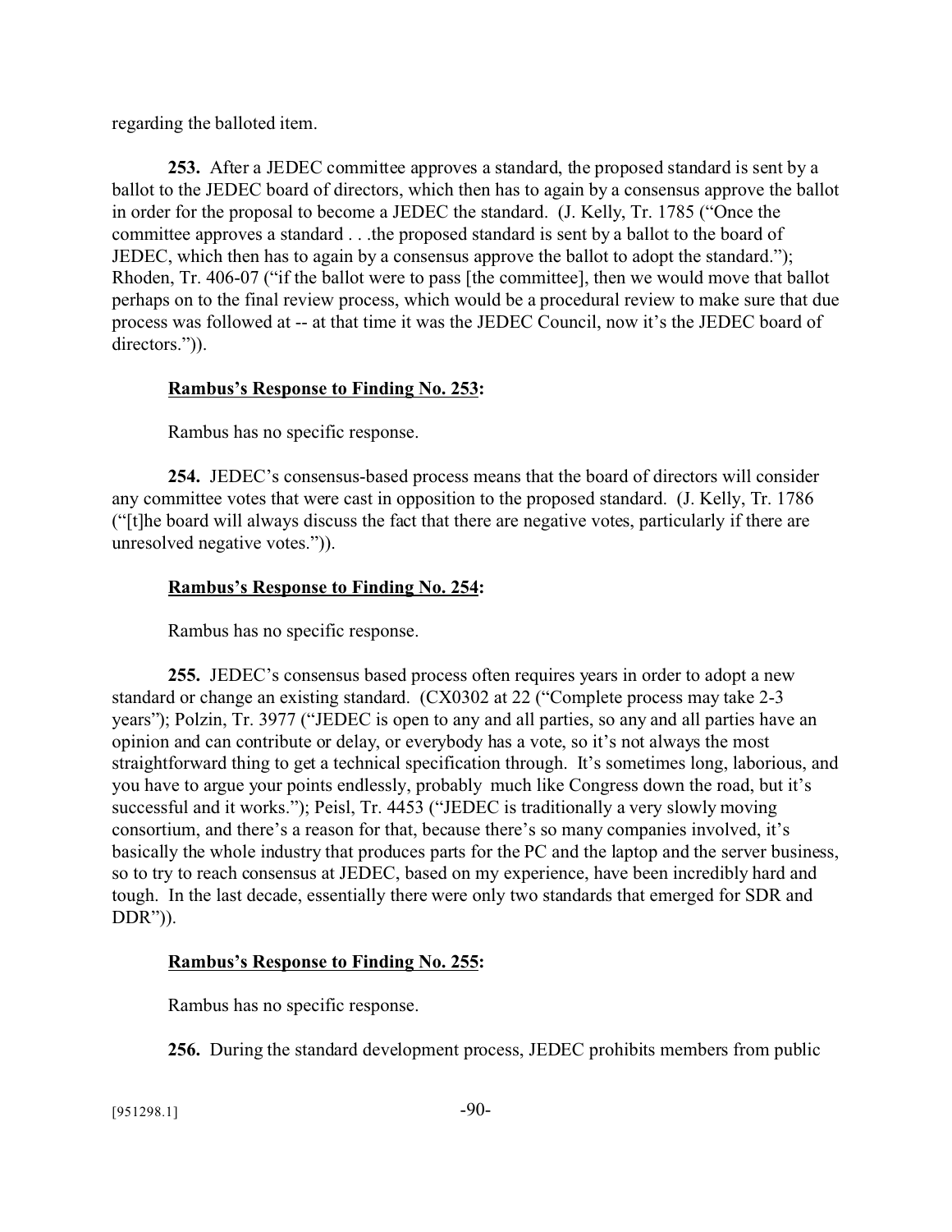regarding the balloted item.

**253.** After a JEDEC committee approves a standard, the proposed standard is sent by a ballot to the JEDEC board of directors, which then has to again by a consensus approve the ballot in order for the proposal to become a JEDEC the standard. (J. Kelly, Tr. 1785 ("Once the committee approves a standard . . .the proposed standard is sent by a ballot to the board of JEDEC, which then has to again by a consensus approve the ballot to adopt the standard."); Rhoden, Tr. 406-07 ("if the ballot were to pass [the committee], then we would move that ballot perhaps on to the final review process, which would be a procedural review to make sure that due process was followed at -- at that time it was the JEDEC Council, now it's the JEDEC board of directors.")).

**__Rambus's Response to Finding No. 253__:**

Rambus has no specific response.

**254.** JEDEC's consensus-based process means that the board of directors will consider any committee votes that were cast in opposition to the proposed standard. (J. Kelly, Tr. 1786 ("[t]he board will always discuss the fact that there are negative votes, particularly if there are unresolved negative votes.")).

**__Rambus's Response to Finding No. 254__:**

Rambus has no specific response.

**255.** JEDEC's consensus based process often requires years in order to adopt a new standard or change an existing standard. (CX0302 at 22 ("Complete process may take 2-3 years"); Polzin, Tr. 3977 ("JEDEC is open to any and all parties, so any and all parties have an opinion and can contribute or delay, or everybody has a vote, so it's not always the most straightforward thing to get a technical specification through. It's sometimes long, laborious, and you have to argue your points endlessly, probably much like Congress down the road, but it's successful and it works."); Peisl, Tr. 4453 ("JEDEC is traditionally a very slowly moving consortium, and there's a reason for that, because there's so many companies involved, it's basically the whole industry that produces parts for the PC and the laptop and the server business, so to try to reach consensus at JEDEC, based on my experience, have been incredibly hard and tough. In the last decade, essentially there were only two standards that emerged for SDR and DDR")).

**__Rambus's Response to Finding No. 255__:**

Rambus has no specific response.

**256.** During the standard development process, JEDEC prohibits members from public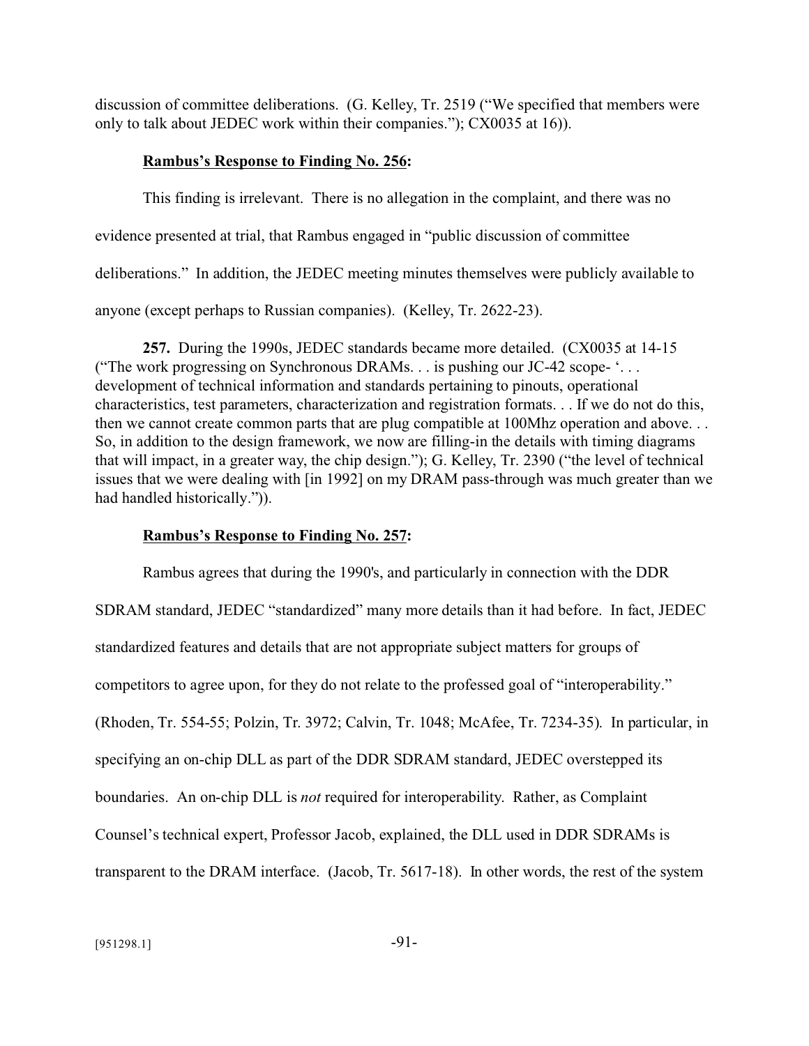discussion of committee deliberations. (G. Kelley, Tr. 2519 ("We specified that members were only to talk about JEDEC work within their companies."); CX0035 at 16)).

**<u>Rambus's Response to Finding No. 256</u>:**

This finding is irrelevant. There is no allegation in the complaint, and there was no evidence presented at trial, that Rambus engaged in "public discussion of committee deliberations." In addition, the JEDEC meeting minutes themselves were publicly available to anyone (except perhaps to Russian companies). (Kelley, Tr. 2622-23).

**257.** During the 1990s, JEDEC standards became more detailed. (CX0035 at 14-15 ("The work progressing on Synchronous DRAMs. . . is pushing our JC-42 scope- '. . . development of technical information and standards pertaining to pinouts, operational characteristics, test parameters, characterization and registration formats. . . If we do not do this, then we cannot create common parts that are plug compatible at 100Mhz operation and above. . . So, in addition to the design framework, we now are filling-in the details with timing diagrams that will impact, in a greater way, the chip design."); G. Kelley, Tr. 2390 ("the level of technical issues that we were dealing with [in 1992] on my DRAM pass-through was much greater than we had handled historically.")).

**<u>Rambus's Response to Finding No. 257</u>:**

Rambus agrees that during the 1990's, and particularly in connection with the DDR SDRAM standard, JEDEC "standardized" many more details than it had before. In fact, JEDEC standardized features and details that are not appropriate subject matters for groups of competitors to agree upon, for they do not relate to the professed goal of "interoperability." (Rhoden, Tr. 554-55; Polzin, Tr. 3972; Calvin, Tr. 1048; McAfee, Tr. 7234-35). In particular, in specifying an on-chip DLL as part of the DDR SDRAM standard, JEDEC overstepped its boundaries. An on-chip DLL is *not* required for interoperability. Rather, as Complaint Counsel's technical expert, Professor Jacob, explained, the DLL used in DDR SDRAMs is transparent to the DRAM interface. (Jacob, Tr. 5617-18). In other words, the rest of the system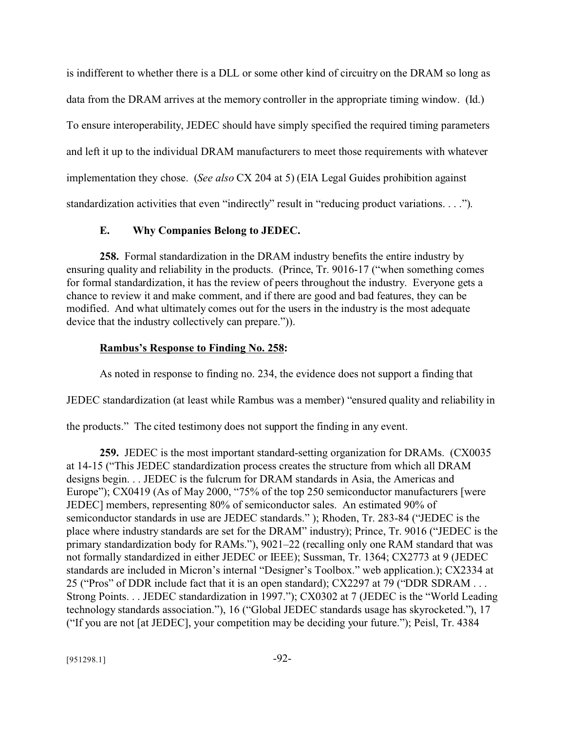is indifferent to whether there is a DLL or some other kind of circuitry on the DRAM so long as data from the DRAM arrives at the memory controller in the appropriate timing window. (Id.) To ensure interoperability, JEDEC should have simply specified the required timing parameters and left it up to the individual DRAM manufacturers to meet those requirements with whatever implementation they chose. (*See also* CX 204 at 5) (EIA Legal Guides prohibition against standardization activities that even "indirectly" result in "reducing product variations. . . .").

### E. Why Companies Belong to JEDEC.

**258.** Formal standardization in the DRAM industry benefits the entire industry by ensuring quality and reliability in the products. (Prince, Tr. 9016-17 ("when something comes for formal standardization, it has the review of peers throughout the industry. Everyone gets a chance to review it and make comment, and if there are good and bad features, they can be modified. And what ultimately comes out for the users in the industry is the most adequate device that the industry collectively can prepare.")).

**Rambus's Response to Finding No. 258:**

As noted in response to finding no. 234, the evidence does not support a finding that JEDEC standardization (at least while Rambus was a member) "ensured quality and reliability in the products." The cited testimony does not support the finding in any event.

**259.** JEDEC is the most important standard-setting organization for DRAMs. (CX0035 at 14-15 ("This JEDEC standardization process creates the structure from which all DRAM designs begin. . . JEDEC is the fulcrum for DRAM standards in Asia, the Americas and Europe"); CX0419 (As of May 2000, "75% of the top 250 semiconductor manufacturers [were JEDEC] members, representing 80% of semiconductor sales. An estimated 90% of semiconductor standards in use are JEDEC standards." ); Rhoden, Tr. 283-84 ("JEDEC is the place where industry standards are set for the DRAM" industry); Prince, Tr. 9016 ("JEDEC is the primary standardization body for RAMs."), 9021–22 (recalling only one RAM standard that was not formally standardized in either JEDEC or IEEE); Sussman, Tr. 1364; CX2773 at 9 (JEDEC standards are included in Micron's internal "Designer's Toolbox." web application.); CX2334 at 25 ("Pros" of DDR include fact that it is an open standard); CX2297 at 79 ("DDR SDRAM . . . Strong Points. . . JEDEC standardization in 1997."); CX0302 at 7 (JEDEC is the "World Leading technology standards association."), 16 ("Global JEDEC standards usage has skyrocketed."), 17 ("If you are not [at JEDEC], your competition may be deciding your future."); Peisl, Tr. 4384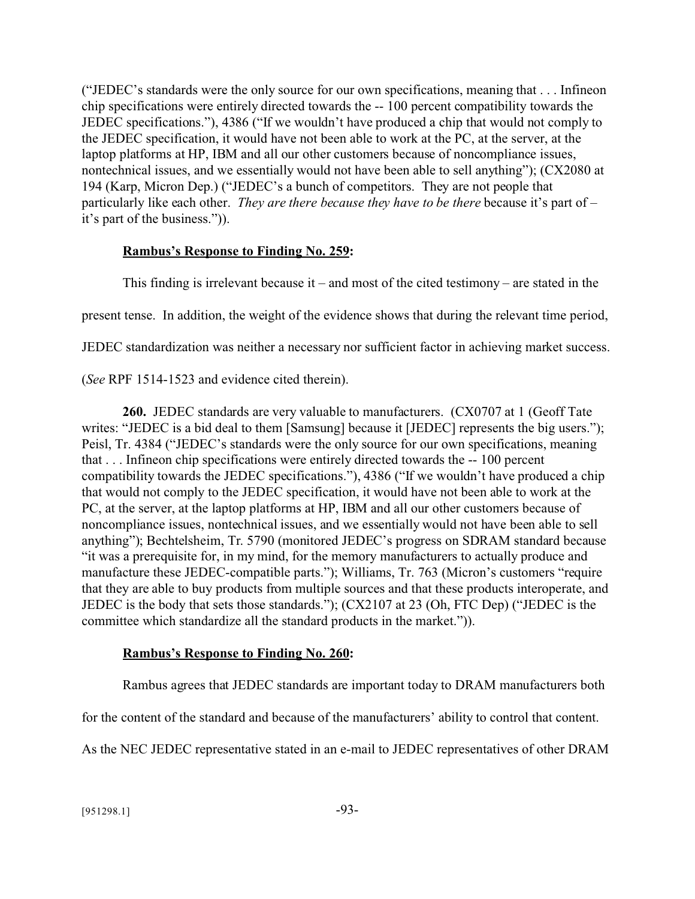("JEDEC's standards were the only source for our own specifications, meaning that . . . Infineon chip specifications were entirely directed towards the -- 100 percent compatibility towards the JEDEC specifications."), 4386 ("If we wouldn't have produced a chip that would not comply to the JEDEC specification, it would have not been able to work at the PC, at the server, at the laptop platforms at HP, IBM and all our other customers because of noncompliance issues, nontechnical issues, and we essentially would not have been able to sell anything"); (CX2080 at 194 (Karp, Micron Dep.) ("JEDEC's a bunch of competitors. They are not people that particularly like each other. *They are there because they have to be there* because it's part of – it's part of the business.")).

**Rambus's Response to Finding No. 259:**

This finding is irrelevant because it – and most of the cited testimony – are stated in the present tense. In addition, the weight of the evidence shows that during the relevant time period, JEDEC standardization was neither a necessary nor sufficient factor in achieving market success. (*See* RPF 1514-1523 and evidence cited therein).

**260.** JEDEC standards are very valuable to manufacturers. (CX0707 at 1 (Geoff Tate writes: "JEDEC is a bid deal to them [Samsung] because it [JEDEC] represents the big users."); Peisl, Tr. 4384 ("JEDEC's standards were the only source for our own specifications, meaning that . . . Infineon chip specifications were entirely directed towards the -- 100 percent compatibility towards the JEDEC specifications."), 4386 ("If we wouldn't have produced a chip that would not comply to the JEDEC specification, it would have not been able to work at the PC, at the server, at the laptop platforms at HP, IBM and all our other customers because of noncompliance issues, nontechnical issues, and we essentially would not have been able to sell anything"); Bechtelsheim, Tr. 5790 (monitored JEDEC's progress on SDRAM standard because "it was a prerequisite for, in my mind, for the memory manufacturers to actually produce and manufacture these JEDEC-compatible parts."); Williams, Tr. 763 (Micron's customers "require that they are able to buy products from multiple sources and that these products interoperate, and JEDEC is the body that sets those standards."); (CX2107 at 23 (Oh, FTC Dep) ("JEDEC is the committee which standardize all the standard products in the market.")).

**Rambus's Response to Finding No. 260:**

Rambus agrees that JEDEC standards are important today to DRAM manufacturers both for the content of the standard and because of the manufacturers' ability to control that content. As the NEC JEDEC representative stated in an e-mail to JEDEC representatives of other DRAM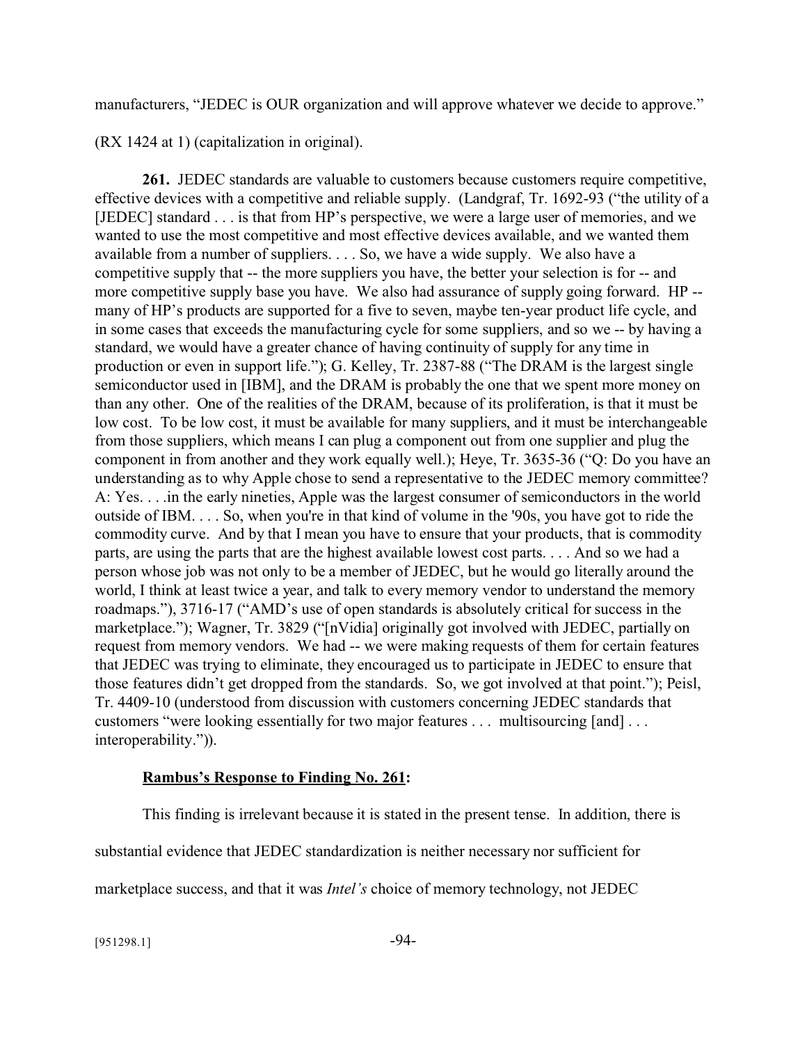manufacturers, "JEDEC is OUR organization and will approve whatever we decide to approve."

(RX 1424 at 1) (capitalization in original).

**261.** JEDEC standards are valuable to customers because customers require competitive, effective devices with a competitive and reliable supply. (Landgraf, Tr. 1692-93 ("the utility of a [JEDEC] standard . . . is that from HP's perspective, we were a large user of memories, and we wanted to use the most competitive and most effective devices available, and we wanted them available from a number of suppliers. . . . So, we have a wide supply. We also have a competitive supply that -- the more suppliers you have, the better your selection is for -- and more competitive supply base you have. We also had assurance of supply going forward. HP -- many of HP's products are supported for a five to seven, maybe ten-year product life cycle, and in some cases that exceeds the manufacturing cycle for some suppliers, and so we -- by having a standard, we would have a greater chance of having continuity of supply for any time in production or even in support life."); G. Kelley, Tr. 2387-88 ("The DRAM is the largest single semiconductor used in [IBM], and the DRAM is probably the one that we spent more money on than any other. One of the realities of the DRAM, because of its proliferation, is that it must be low cost. To be low cost, it must be available for many suppliers, and it must be interchangeable from those suppliers, which means I can plug a component out from one supplier and plug the component in from another and they work equally well.); Heye, Tr. 3635-36 ("Q: Do you have an understanding as to why Apple chose to send a representative to the JEDEC memory committee? A: Yes. . . .in the early nineties, Apple was the largest consumer of semiconductors in the world outside of IBM. . . . So, when you're in that kind of volume in the '90s, you have got to ride the commodity curve. And by that I mean you have to ensure that your products, that is commodity parts, are using the parts that are the highest available lowest cost parts. . . . And so we had a person whose job was not only to be a member of JEDEC, but he would go literally around the world, I think at least twice a year, and talk to every memory vendor to understand the memory roadmaps."), 3716-17 ("AMD's use of open standards is absolutely critical for success in the marketplace."); Wagner, Tr. 3829 ("[nVidia] originally got involved with JEDEC, partially on request from memory vendors. We had -- we were making requests of them for certain features that JEDEC was trying to eliminate, they encouraged us to participate in JEDEC to ensure that those features didn't get dropped from the standards. So, we got involved at that point."); Peisl, Tr. 4409-10 (understood from discussion with customers concerning JEDEC standards that customers "were looking essentially for two major features . . . multisourcing [and] . . . interoperability.")).

**<u>Rambus's Response to Finding No. 261</u>:**

This finding is irrelevant because it is stated in the present tense. In addition, there is substantial evidence that JEDEC standardization is neither necessary nor sufficient for marketplace success, and that it was *Intel's* choice of memory technology, not JEDEC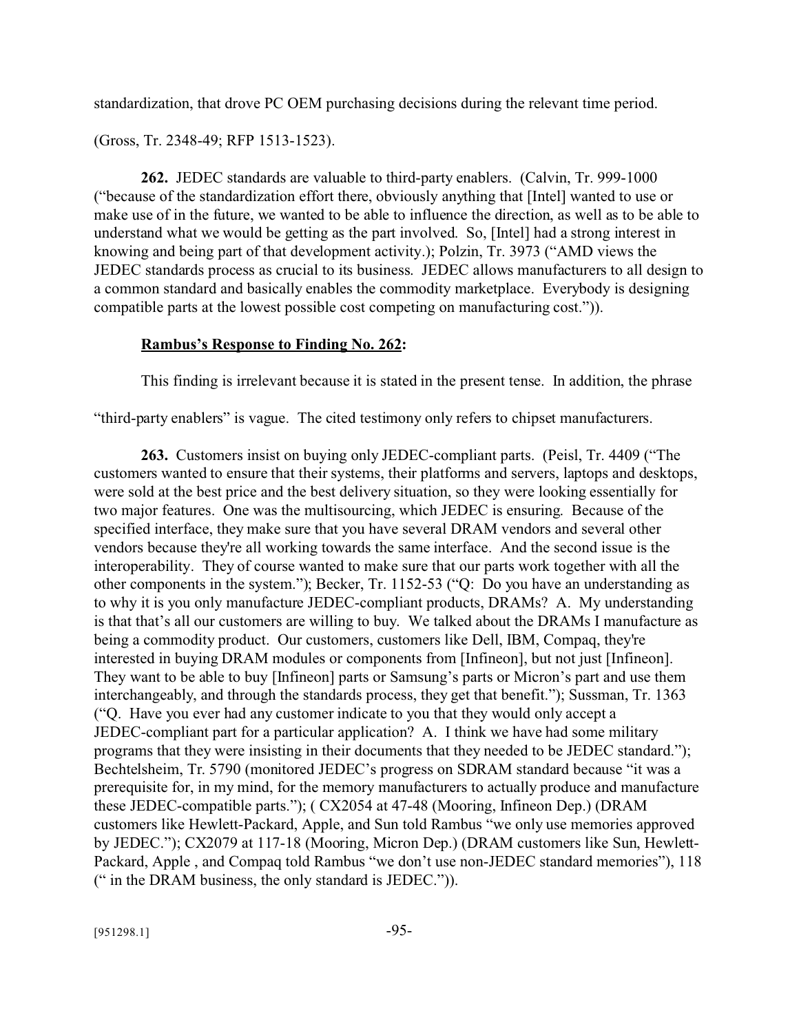standardization, that drove PC OEM purchasing decisions during the relevant time period.

(Gross, Tr. 2348-49; RFP 1513-1523).

**262.** JEDEC standards are valuable to third-party enablers. (Calvin, Tr. 999-1000 ("because of the standardization effort there, obviously anything that [Intel] wanted to use or make use of in the future, we wanted to be able to influence the direction, as well as to be able to understand what we would be getting as the part involved. So, [Intel] had a strong interest in knowing and being part of that development activity.); Polzin, Tr. 3973 ("AMD views the JEDEC standards process as crucial to its business. JEDEC allows manufacturers to all design to a common standard and basically enables the commodity marketplace. Everybody is designing compatible parts at the lowest possible cost competing on manufacturing cost.")).

**Rambus's Response to Finding No. 262:**

This finding is irrelevant because it is stated in the present tense. In addition, the phrase "third-party enablers" is vague. The cited testimony only refers to chipset manufacturers.

**263.** Customers insist on buying only JEDEC-compliant parts. (Peisl, Tr. 4409 ("The customers wanted to ensure that their systems, their platforms and servers, laptops and desktops, were sold at the best price and the best delivery situation, so they were looking essentially for two major features. One was the multisourcing, which JEDEC is ensuring. Because of the specified interface, they make sure that you have several DRAM vendors and several other vendors because they're all working towards the same interface. And the second issue is the interoperability. They of course wanted to make sure that our parts work together with all the other components in the system."); Becker, Tr. 1152-53 ("Q: Do you have an understanding as to why it is you only manufacture JEDEC-compliant products, DRAMs? A. My understanding is that that's all our customers are willing to buy. We talked about the DRAMs I manufacture as being a commodity product. Our customers, customers like Dell, IBM, Compaq, they're interested in buying DRAM modules or components from [Infineon], but not just [Infineon]. They want to be able to buy [Infineon] parts or Samsung's parts or Micron's part and use them interchangeably, and through the standards process, they get that benefit."); Sussman, Tr. 1363 ("Q. Have you ever had any customer indicate to you that they would only accept a JEDEC-compliant part for a particular application? A. I think we have had some military programs that they were insisting in their documents that they needed to be JEDEC standard."); Bechtelsheim, Tr. 5790 (monitored JEDEC's progress on SDRAM standard because "it was a prerequisite for, in my mind, for the memory manufacturers to actually produce and manufacture these JEDEC-compatible parts."); ( CX2054 at 47-48 (Mooring, Infineon Dep.) (DRAM customers like Hewlett-Packard, Apple, and Sun told Rambus "we only use memories approved by JEDEC."); CX2079 at 117-18 (Mooring, Micron Dep.) (DRAM customers like Sun, Hewlett-Packard, Apple , and Compaq told Rambus "we don't use non-JEDEC standard memories"), 118 (" in the DRAM business, the only standard is JEDEC.")).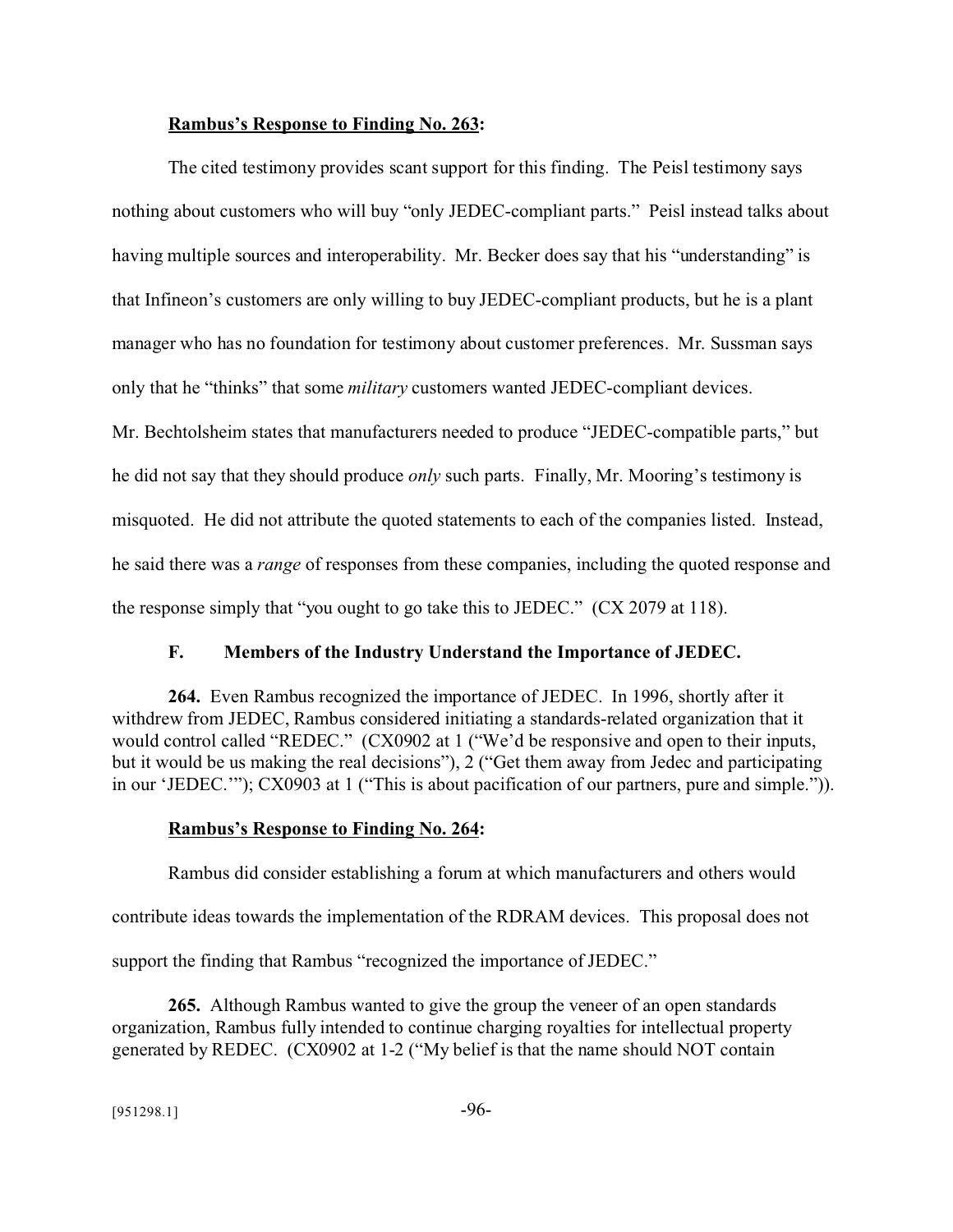**<u>Rambus's Response to Finding No. 263</u>:**

The cited testimony provides scant support for this finding. The Peisl testimony says nothing about customers who will buy "only JEDEC-compliant parts." Peisl instead talks about having multiple sources and interoperability. Mr. Becker does say that his "understanding" is that Infineon's customers are only willing to buy JEDEC-compliant products, but he is a plant manager who has no foundation for testimony about customer preferences. Mr. Sussman says only that he "thinks" that some *military* customers wanted JEDEC-compliant devices. Mr. Bechtolsheim states that manufacturers needed to produce "JEDEC-compatible parts," but he did not say that they should produce *only* such parts. Finally, Mr. Mooring's testimony is misquoted. He did not attribute the quoted statements to each of the companies listed. Instead, he said there was a *range* of responses from these companies, including the quoted response and the response simply that "you ought to go take this to JEDEC." (CX 2079 at 118).

### F. Members of the Industry Understand the Importance of JEDEC.

**264.** Even Rambus recognized the importance of JEDEC. In 1996, shortly after it withdrew from JEDEC, Rambus considered initiating a standards-related organization that it would control called "REDEC." (CX0902 at 1 ("We'd be responsive and open to their inputs, but it would be us making the real decisions"), 2 ("Get them away from Jedec and participating in our 'JEDEC.'"); CX0903 at 1 ("This is about pacification of our partners, pure and simple.")).

**<u>Rambus's Response to Finding No. 264</u>:**

Rambus did consider establishing a forum at which manufacturers and others would contribute ideas towards the implementation of the RDRAM devices. This proposal does not support the finding that Rambus "recognized the importance of JEDEC."

**265.** Although Rambus wanted to give the group the veneer of an open standards organization, Rambus fully intended to continue charging royalties for intellectual property generated by REDEC. (CX0902 at 1-2 ("My belief is that the name should NOT contain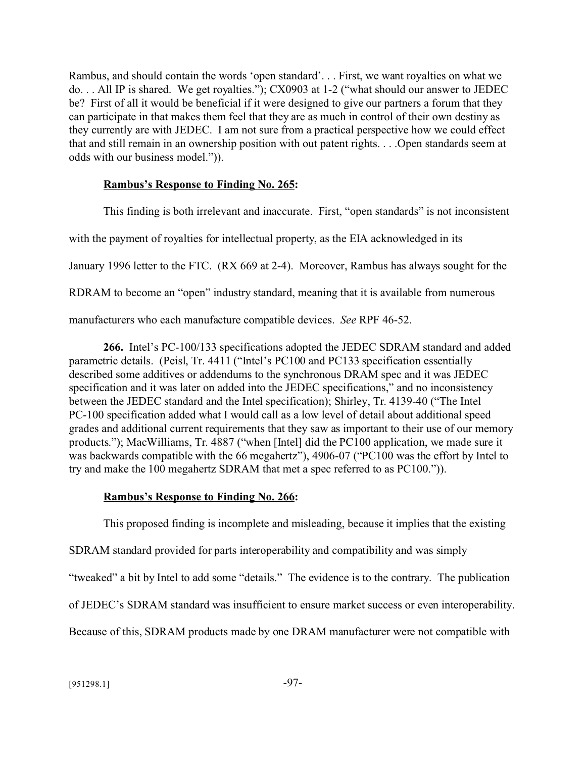Rambus, and should contain the words 'open standard'. . . First, we want royalties on what we do. . . All IP is shared. We get royalties."); CX0903 at 1-2 ("what should our answer to JEDEC be? First of all it would be beneficial if it were designed to give our partners a forum that they can participate in that makes them feel that they are as much in control of their own destiny as they currently are with JEDEC. I am not sure from a practical perspective how we could effect that and still remain in an ownership position with out patent rights. . . .Open standards seem at odds with our business model.")).

**Rambus's Response to Finding No. 265:**

This finding is both irrelevant and inaccurate. First, "open standards" is not inconsistent with the payment of royalties for intellectual property, as the EIA acknowledged in its January 1996 letter to the FTC. (RX 669 at 2-4). Moreover, Rambus has always sought for the RDRAM to become an "open" industry standard, meaning that it is available from numerous manufacturers who each manufacture compatible devices. *See* RPF 46-52.

**266.** Intel's PC-100/133 specifications adopted the JEDEC SDRAM standard and added parametric details. (Peisl, Tr. 4411 ("Intel's PC100 and PC133 specification essentially described some additives or addendums to the synchronous DRAM spec and it was JEDEC specification and it was later on added into the JEDEC specifications," and no inconsistency between the JEDEC standard and the Intel specification); Shirley, Tr. 4139-40 ("The Intel PC-100 specification added what I would call as a low level of detail about additional speed grades and additional current requirements that they saw as important to their use of our memory products."); MacWilliams, Tr. 4887 ("when [Intel] did the PC100 application, we made sure it was backwards compatible with the 66 megahertz"), 4906-07 ("PC100 was the effort by Intel to try and make the 100 megahertz SDRAM that met a spec referred to as PC100.")).

**Rambus's Response to Finding No. 266:**

This proposed finding is incomplete and misleading, because it implies that the existing SDRAM standard provided for parts interoperability and compatibility and was simply "tweaked" a bit by Intel to add some "details." The evidence is to the contrary. The publication of JEDEC's SDRAM standard was insufficient to ensure market success or even interoperability. Because of this, SDRAM products made by one DRAM manufacturer were not compatible with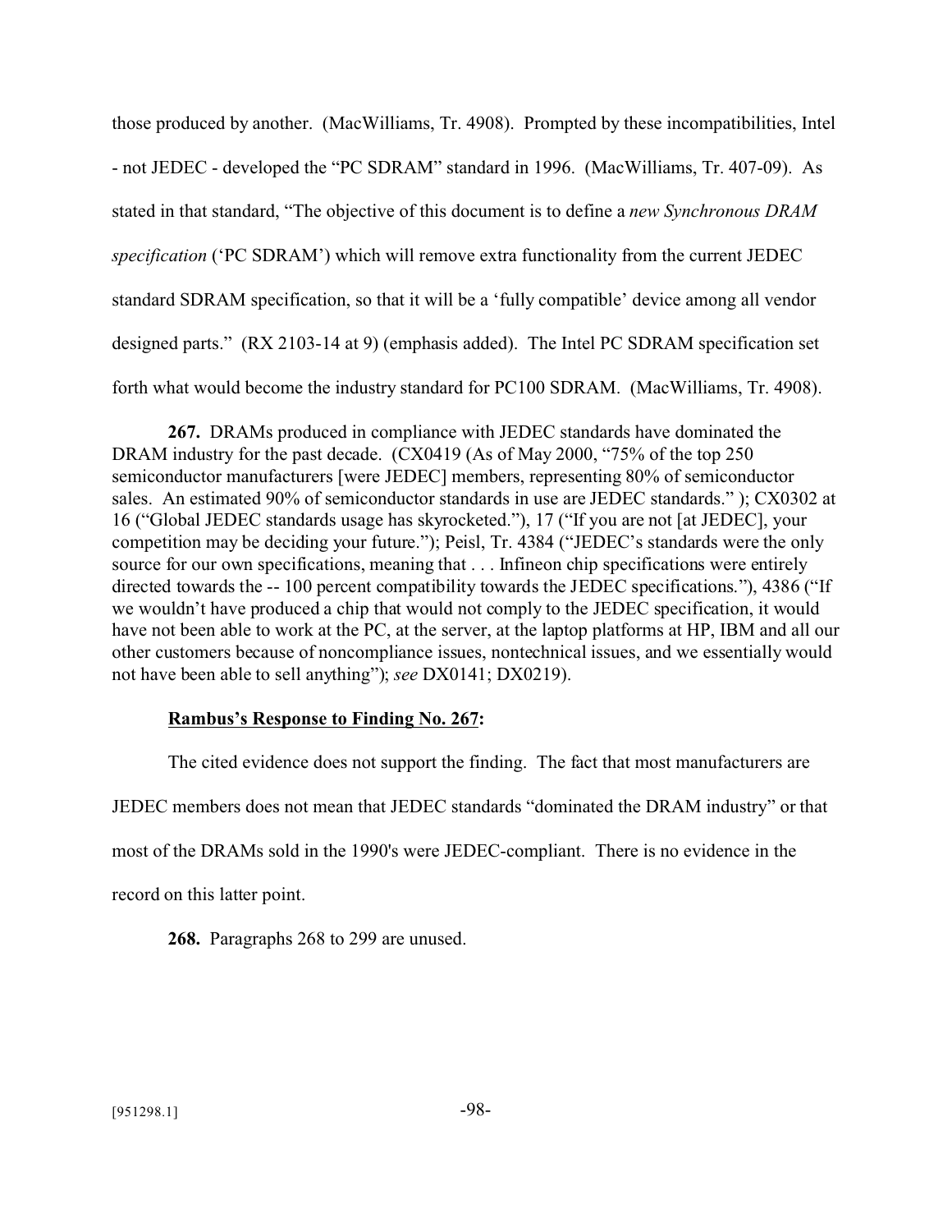those produced by another. (MacWilliams, Tr. 4908). Prompted by these incompatibilities, Intel - not JEDEC - developed the "PC SDRAM" standard in 1996. (MacWilliams, Tr. 407-09). As stated in that standard, "The objective of this document is to define a *new Synchronous DRAM specification* ('PC SDRAM') which will remove extra functionality from the current JEDEC standard SDRAM specification, so that it will be a 'fully compatible' device among all vendor designed parts." (RX 2103-14 at 9) (emphasis added). The Intel PC SDRAM specification set forth what would become the industry standard for PC100 SDRAM. (MacWilliams, Tr. 4908).

**267.** DRAMs produced in compliance with JEDEC standards have dominated the DRAM industry for the past decade. (CX0419 (As of May 2000, "75% of the top 250 semiconductor manufacturers [were JEDEC] members, representing 80% of semiconductor sales. An estimated 90% of semiconductor standards in use are JEDEC standards." ); CX0302 at 16 ("Global JEDEC standards usage has skyrocketed."), 17 ("If you are not [at JEDEC], your competition may be deciding your future."); Peisl, Tr. 4384 ("JEDEC's standards were the only source for our own specifications, meaning that . . . Infineon chip specifications were entirely directed towards the -- 100 percent compatibility towards the JEDEC specifications."), 4386 ("If we wouldn't have produced a chip that would not comply to the JEDEC specification, it would have not been able to work at the PC, at the server, at the laptop platforms at HP, IBM and all our other customers because of noncompliance issues, nontechnical issues, and we essentially would not have been able to sell anything"); *see* DX0141; DX0219).

**<u>Rambus's Response to Finding No. 267</u>:**

The cited evidence does not support the finding. The fact that most manufacturers are JEDEC members does not mean that JEDEC standards "dominated the DRAM industry" or that most of the DRAMs sold in the 1990's were JEDEC-compliant. There is no evidence in the record on this latter point.

**268.** Paragraphs 268 to 299 are unused.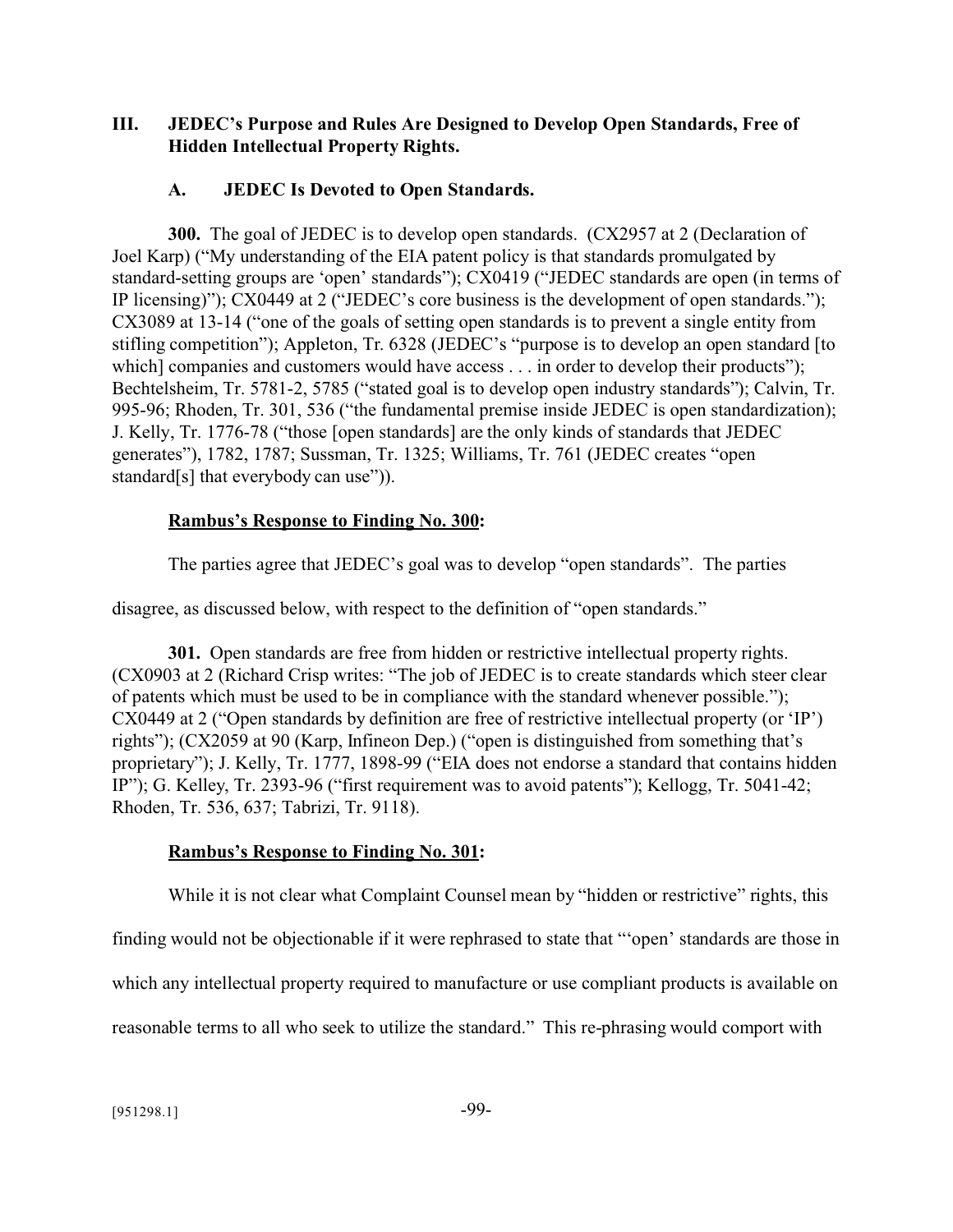## III. JEDEC's Purpose and Rules Are Designed to Develop Open Standards, Free of Hidden Intellectual Property Rights.

### A. JEDEC Is Devoted to Open Standards.

**300.** The goal of JEDEC is to develop open standards. (CX2957 at 2 (Declaration of Joel Karp) ("My understanding of the EIA patent policy is that standards promulgated by standard-setting groups are 'open' standards"); CX0419 ("JEDEC standards are open (in terms of IP licensing)"); CX0449 at 2 ("JEDEC's core business is the development of open standards."); CX3089 at 13-14 ("one of the goals of setting open standards is to prevent a single entity from stifling competition"); Appleton, Tr. 6328 (JEDEC's "purpose is to develop an open standard [to which] companies and customers would have access . . . in order to develop their products"); Bechtelsheim, Tr. 5781-2, 5785 ("stated goal is to develop open industry standards"); Calvin, Tr. 995-96; Rhoden, Tr. 301, 536 ("the fundamental premise inside JEDEC is open standardization); J. Kelly, Tr. 1776-78 ("those [open standards] are the only kinds of standards that JEDEC generates"), 1782, 1787; Sussman, Tr. 1325; Williams, Tr. 761 (JEDEC creates "open standard[s] that everybody can use")).

**Rambus's Response to Finding No. 300:**

The parties agree that JEDEC's goal was to develop "open standards". The parties disagree, as discussed below, with respect to the definition of "open standards."

**301.** Open standards are free from hidden or restrictive intellectual property rights. (CX0903 at 2 (Richard Crisp writes: "The job of JEDEC is to create standards which steer clear of patents which must be used to be in compliance with the standard whenever possible."); CX0449 at 2 ("Open standards by definition are free of restrictive intellectual property (or 'IP') rights"); (CX2059 at 90 (Karp, Infineon Dep.) ("open is distinguished from something that's proprietary"); J. Kelly, Tr. 1777, 1898-99 ("EIA does not endorse a standard that contains hidden IP"); G. Kelley, Tr. 2393-96 ("first requirement was to avoid patents"); Kellogg, Tr. 5041-42; Rhoden, Tr. 536, 637; Tabrizi, Tr. 9118).

**Rambus's Response to Finding No. 301:**

While it is not clear what Complaint Counsel mean by "hidden or restrictive" rights, this finding would not be objectionable if it were rephrased to state that "'open' standards are those in which any intellectual property required to manufacture or use compliant products is available on reasonable terms to all who seek to utilize the standard." This re-phrasing would comport with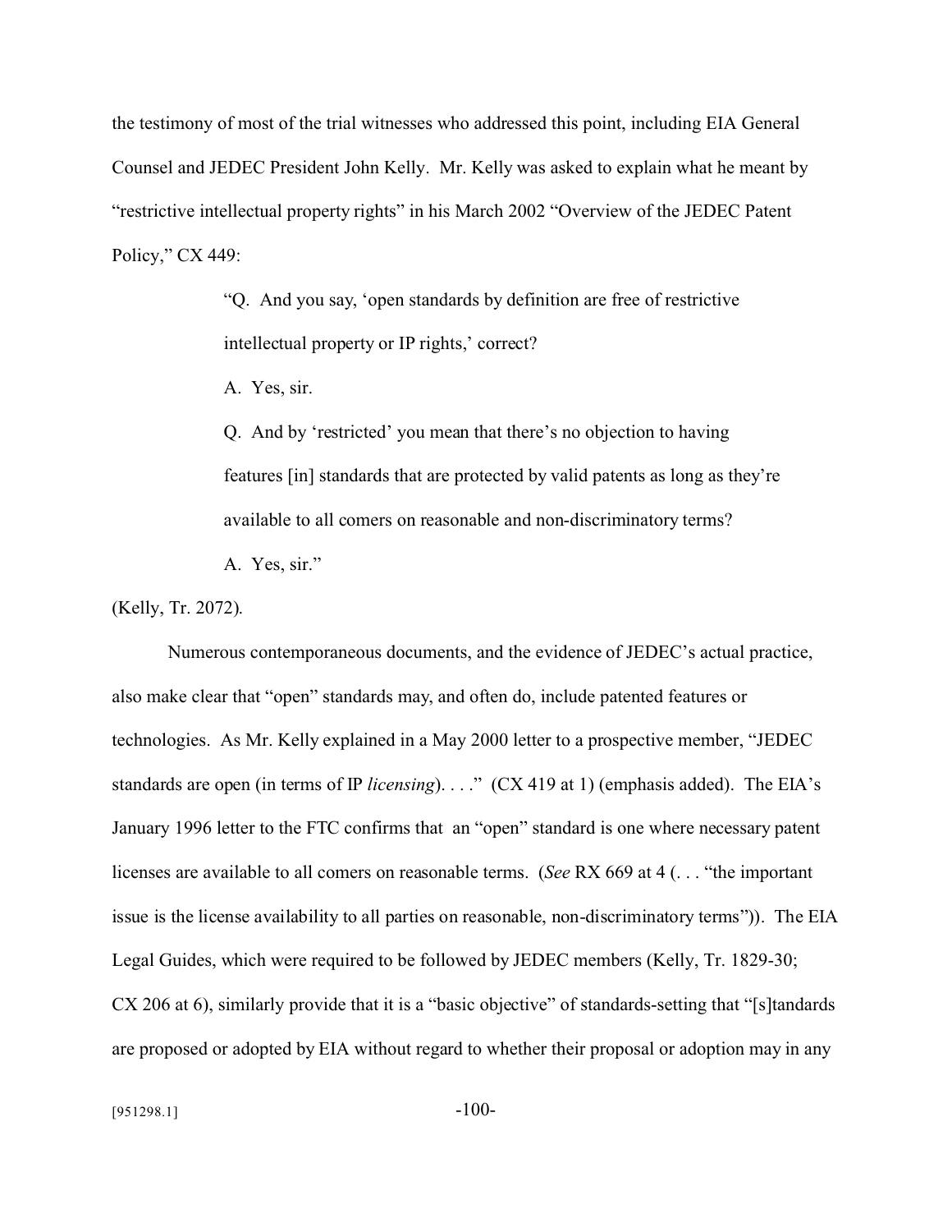the testimony of most of the trial witnesses who addressed this point, including EIA General Counsel and JEDEC President John Kelly. Mr. Kelly was asked to explain what he meant by "restrictive intellectual property rights" in his March 2002 "Overview of the JEDEC Patent Policy," CX 449:

> "Q. And you say, 'open standards by definition are free of restrictive intellectual property or IP rights,' correct?
>
> A. Yes, sir.
>
> Q. And by 'restricted' you mean that there's no objection to having features [in] standards that are protected by valid patents as long as they're available to all comers on reasonable and non-discriminatory terms?
>
> A. Yes, sir."

(Kelly, Tr. 2072).

Numerous contemporaneous documents, and the evidence of JEDEC's actual practice, also make clear that "open" standards may, and often do, include patented features or technologies. As Mr. Kelly explained in a May 2000 letter to a prospective member, "JEDEC standards are open (in terms of IP *licensing*). . . ." (CX 419 at 1) (emphasis added). The EIA's January 1996 letter to the FTC confirms that an "open" standard is one where necessary patent licenses are available to all comers on reasonable terms. (*See* RX 669 at 4 (. . . "the important issue is the license availability to all parties on reasonable, non-discriminatory terms")). The EIA Legal Guides, which were required to be followed by JEDEC members (Kelly, Tr. 1829-30; CX 206 at 6), similarly provide that it is a "basic objective" of standards-setting that "[s]tandards are proposed or adopted by EIA without regard to whether their proposal or adoption may in any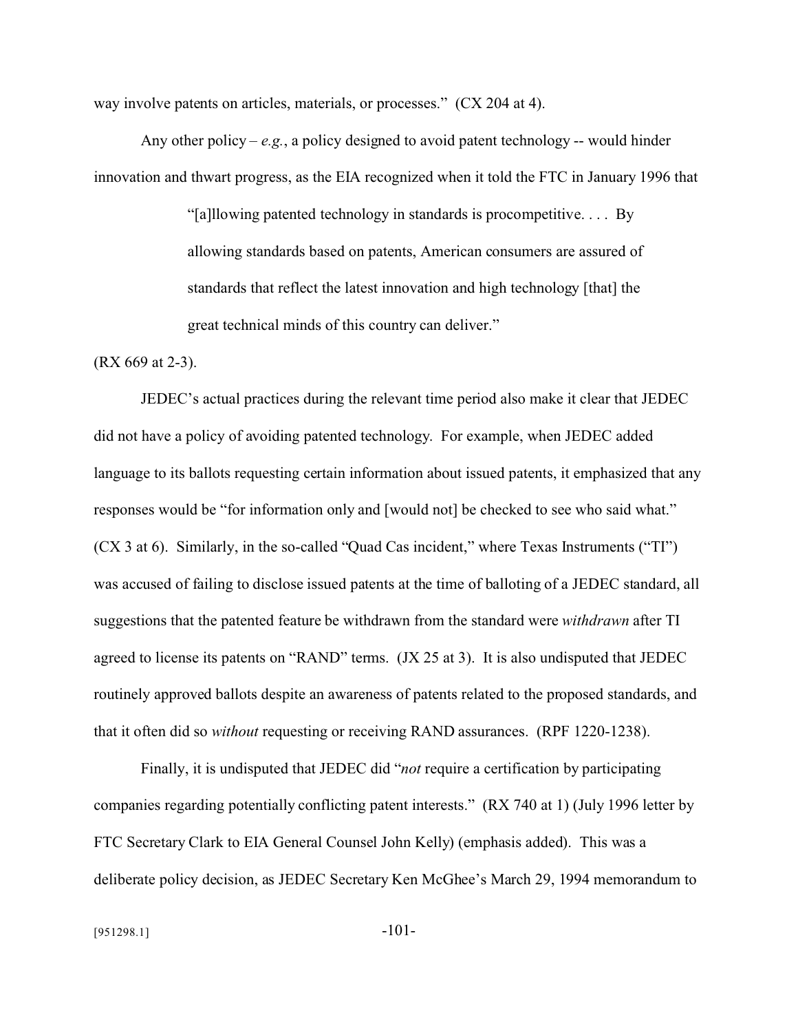way involve patents on articles, materials, or processes." (CX 204 at 4).

Any other policy – *e.g.*, a policy designed to avoid patent technology -- would hinder innovation and thwart progress, as the EIA recognized when it told the FTC in January 1996 that

> "[a]llowing patented technology in standards is procompetitive. . . . By allowing standards based on patents, American consumers are assured of standards that reflect the latest innovation and high technology [that] the great technical minds of this country can deliver."

(RX 669 at 2-3).

JEDEC's actual practices during the relevant time period also make it clear that JEDEC did not have a policy of avoiding patented technology. For example, when JEDEC added language to its ballots requesting certain information about issued patents, it emphasized that any responses would be "for information only and [would not] be checked to see who said what." (CX 3 at 6). Similarly, in the so-called "Quad Cas incident," where Texas Instruments ("TI") was accused of failing to disclose issued patents at the time of balloting of a JEDEC standard, all suggestions that the patented feature be withdrawn from the standard were *withdrawn* after TI agreed to license its patents on "RAND" terms. (JX 25 at 3). It is also undisputed that JEDEC routinely approved ballots despite an awareness of patents related to the proposed standards, and that it often did so *without* requesting or receiving RAND assurances. (RPF 1220-1238).

Finally, it is undisputed that JEDEC did "*not* require a certification by participating companies regarding potentially conflicting patent interests." (RX 740 at 1) (July 1996 letter by FTC Secretary Clark to EIA General Counsel John Kelly) (emphasis added). This was a deliberate policy decision, as JEDEC Secretary Ken McGhee's March 29, 1994 memorandum to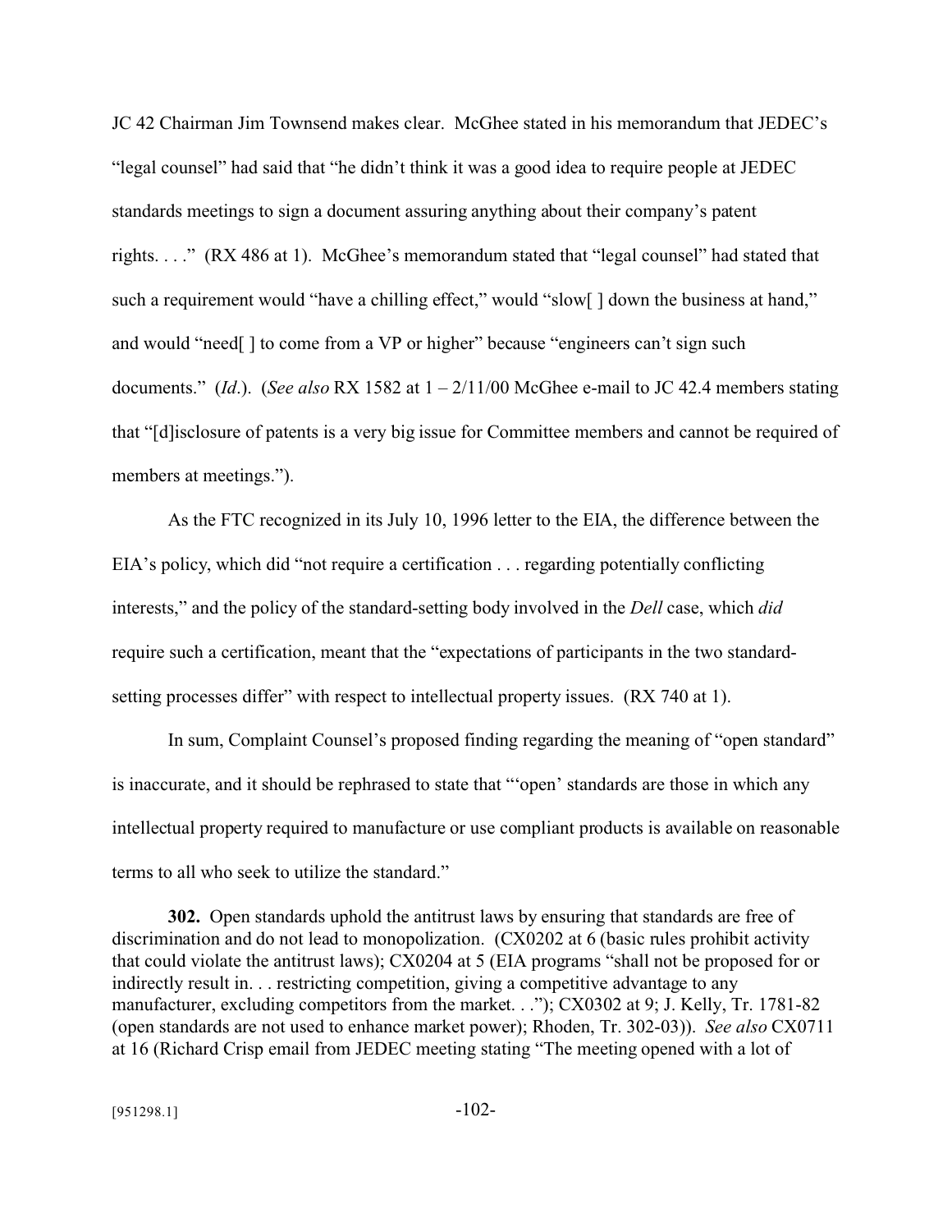JC 42 Chairman Jim Townsend makes clear. McGhee stated in his memorandum that JEDEC's "legal counsel" had said that "he didn't think it was a good idea to require people at JEDEC standards meetings to sign a document assuring anything about their company's patent rights. . . ." (RX 486 at 1). McGhee's memorandum stated that "legal counsel" had stated that such a requirement would "have a chilling effect," would "slow[ ] down the business at hand," and would "need[ ] to come from a VP or higher" because "engineers can't sign such documents." (*Id*.). (*See also* RX 1582 at 1 – 2/11/00 McGhee e-mail to JC 42.4 members stating that "[d]isclosure of patents is a very big issue for Committee members and cannot be required of members at meetings.").

As the FTC recognized in its July 10, 1996 letter to the EIA, the difference between the EIA's policy, which did "not require a certification . . . regarding potentially conflicting interests," and the policy of the standard-setting body involved in the *Dell* case, which *did* require such a certification, meant that the "expectations of participants in the two standard-setting processes differ" with respect to intellectual property issues. (RX 740 at 1).

In sum, Complaint Counsel's proposed finding regarding the meaning of "open standard" is inaccurate, and it should be rephrased to state that "'open' standards are those in which any intellectual property required to manufacture or use compliant products is available on reasonable terms to all who seek to utilize the standard."

**302.** Open standards uphold the antitrust laws by ensuring that standards are free of discrimination and do not lead to monopolization. (CX0202 at 6 (basic rules prohibit activity that could violate the antitrust laws); CX0204 at 5 (EIA programs "shall not be proposed for or indirectly result in. . . restricting competition, giving a competitive advantage to any manufacturer, excluding competitors from the market. . ."); CX0302 at 9; J. Kelly, Tr. 1781-82 (open standards are not used to enhance market power); Rhoden, Tr. 302-03)). *See also* CX0711 at 16 (Richard Crisp email from JEDEC meeting stating "The meeting opened with a lot of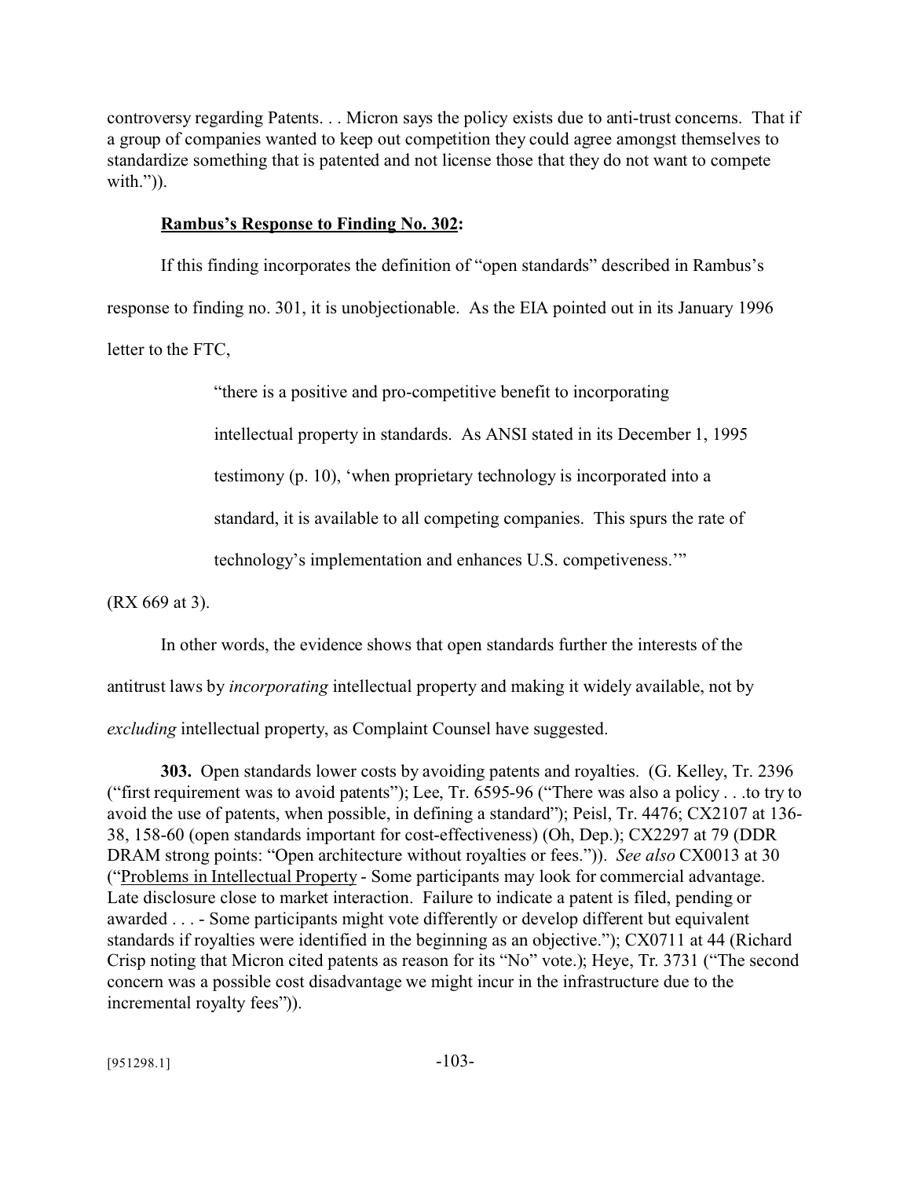controversy regarding Patents. . . Micron says the policy exists due to anti-trust concerns. That if a group of companies wanted to keep out competition they could agree amongst themselves to standardize something that is patented and not license those that they do not want to compete with.")).

**Rambus's Response to Finding No. 302:**

If this finding incorporates the definition of "open standards" described in Rambus's response to finding no. 301, it is unobjectionable. As the EIA pointed out in its January 1996 letter to the FTC,

> "there is a positive and pro-competitive benefit to incorporating intellectual property in standards. As ANSI stated in its December 1, 1995 testimony (p. 10), 'when proprietary technology is incorporated into a standard, it is available to all competing companies. This spurs the rate of technology's implementation and enhances U.S. competiveness.'"

(RX 669 at 3).

In other words, the evidence shows that open standards further the interests of the antitrust laws by *incorporating* intellectual property and making it widely available, not by *excluding* intellectual property, as Complaint Counsel have suggested.

**303.** Open standards lower costs by avoiding patents and royalties. (G. Kelley, Tr. 2396 ("first requirement was to avoid patents"); Lee, Tr. 6595-96 ("There was also a policy . . .to try to avoid the use of patents, when possible, in defining a standard"); Peisl, Tr. 4476; CX2107 at 136-38, 158-60 (open standards important for cost-effectiveness) (Oh, Dep.); CX2297 at 79 (DDR DRAM strong points: "Open architecture without royalties or fees.")). *See also* CX0013 at 30 ("Problems in Intellectual Property - Some participants may look for commercial advantage. Late disclosure close to market interaction. Failure to indicate a patent is filed, pending or awarded . . . - Some participants might vote differently or develop different but equivalent standards if royalties were identified in the beginning as an objective."); CX0711 at 44 (Richard Crisp noting that Micron cited patents as reason for its "No" vote.); Heye, Tr. 3731 ("The second concern was a possible cost disadvantage we might incur in the infrastructure due to the incremental royalty fees")).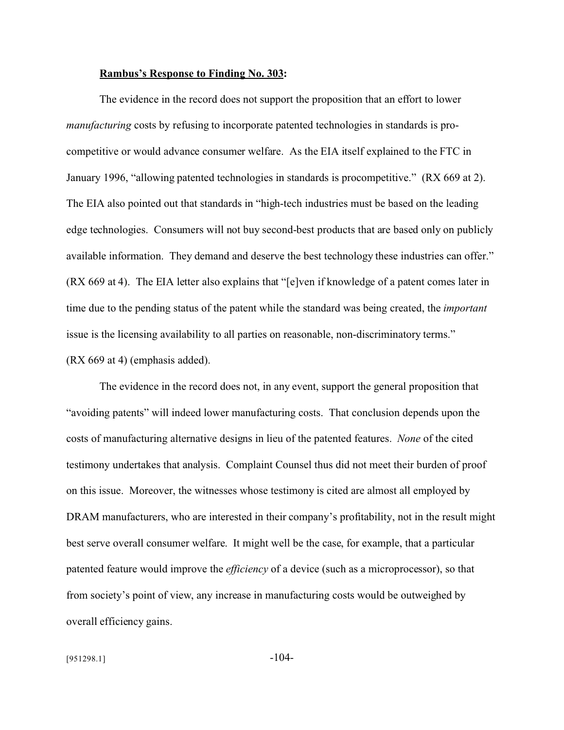**Rambus's Response to Finding No. 303:**

The evidence in the record does not support the proposition that an effort to lower *manufacturing* costs by refusing to incorporate patented technologies in standards is pro-competitive or would advance consumer welfare. As the EIA itself explained to the FTC in January 1996, "allowing patented technologies in standards is procompetitive." (RX 669 at 2). The EIA also pointed out that standards in "high-tech industries must be based on the leading edge technologies. Consumers will not buy second-best products that are based only on publicly available information. They demand and deserve the best technology these industries can offer." (RX 669 at 4). The EIA letter also explains that "[e]ven if knowledge of a patent comes later in time due to the pending status of the patent while the standard was being created, the *important* issue is the licensing availability to all parties on reasonable, non-discriminatory terms." (RX 669 at 4) (emphasis added).

The evidence in the record does not, in any event, support the general proposition that "avoiding patents" will indeed lower manufacturing costs. That conclusion depends upon the costs of manufacturing alternative designs in lieu of the patented features. *None* of the cited testimony undertakes that analysis. Complaint Counsel thus did not meet their burden of proof on this issue. Moreover, the witnesses whose testimony is cited are almost all employed by DRAM manufacturers, who are interested in their company's profitability, not in the result might best serve overall consumer welfare. It might well be the case, for example, that a particular patented feature would improve the *efficiency* of a device (such as a microprocessor), so that from society's point of view, any increase in manufacturing costs would be outweighed by overall efficiency gains.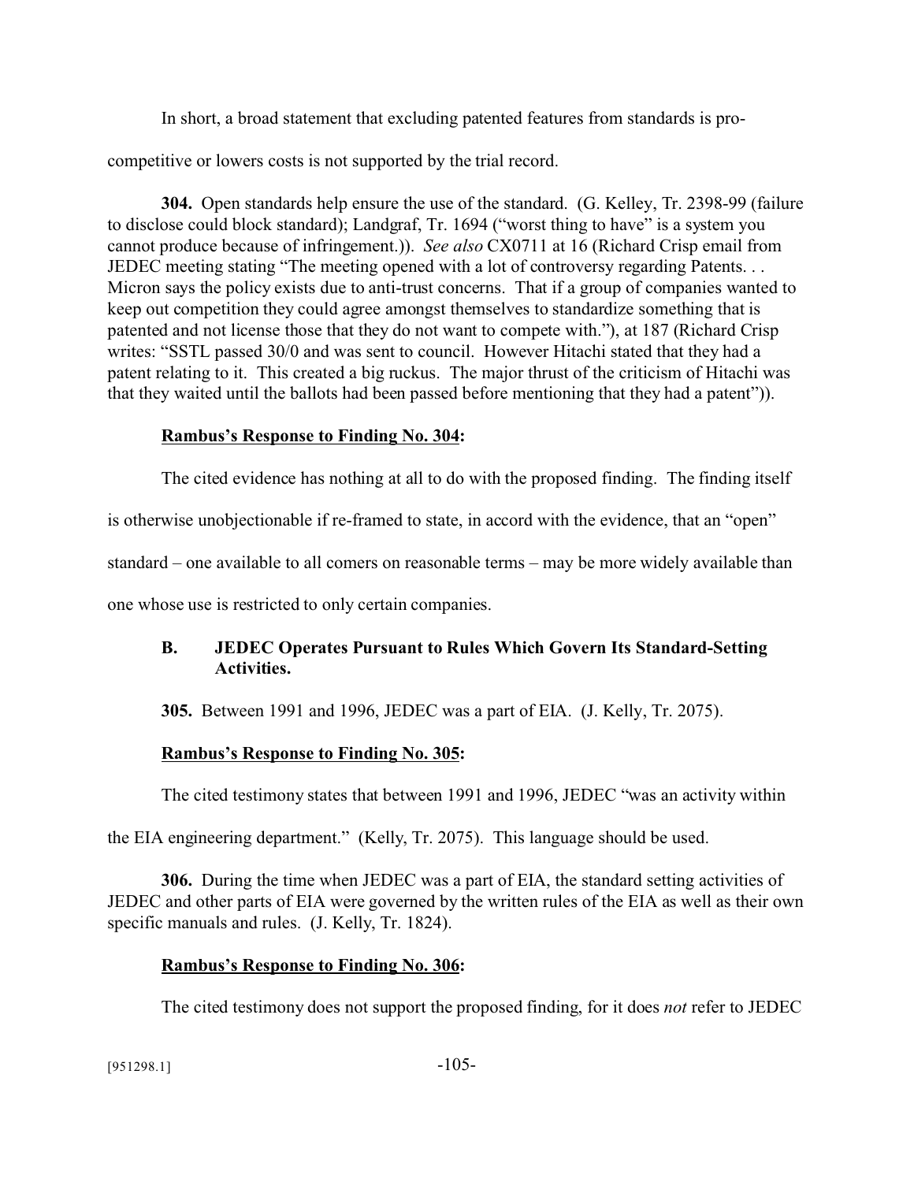In short, a broad statement that excluding patented features from standards is pro-competitive or lowers costs is not supported by the trial record.

**304.** Open standards help ensure the use of the standard. (G. Kelley, Tr. 2398-99 (failure to disclose could block standard); Landgraf, Tr. 1694 ("worst thing to have" is a system you cannot produce because of infringement.)). *See also* CX0711 at 16 (Richard Crisp email from JEDEC meeting stating "The meeting opened with a lot of controversy regarding Patents. . . Micron says the policy exists due to anti-trust concerns. That if a group of companies wanted to keep out competition they could agree amongst themselves to standardize something that is patented and not license those that they do not want to compete with."), at 187 (Richard Crisp writes: "SSTL passed 30/0 and was sent to council. However Hitachi stated that they had a patent relating to it. This created a big ruckus. The major thrust of the criticism of Hitachi was that they waited until the ballots had been passed before mentioning that they had a patent")).

**Rambus's Response to Finding No. 304:**

The cited evidence has nothing at all to do with the proposed finding. The finding itself is otherwise unobjectionable if re-framed to state, in accord with the evidence, that an "open" standard – one available to all comers on reasonable terms – may be more widely available than one whose use is restricted to only certain companies.

### B. JEDEC Operates Pursuant to Rules Which Govern Its Standard-Setting Activities.

**305.** Between 1991 and 1996, JEDEC was a part of EIA. (J. Kelly, Tr. 2075).

**Rambus's Response to Finding No. 305:**

The cited testimony states that between 1991 and 1996, JEDEC "was an activity within the EIA engineering department." (Kelly, Tr. 2075). This language should be used.

**306.** During the time when JEDEC was a part of EIA, the standard setting activities of JEDEC and other parts of EIA were governed by the written rules of the EIA as well as their own specific manuals and rules. (J. Kelly, Tr. 1824).

**Rambus's Response to Finding No. 306:**

The cited testimony does not support the proposed finding, for it does *not* refer to JEDEC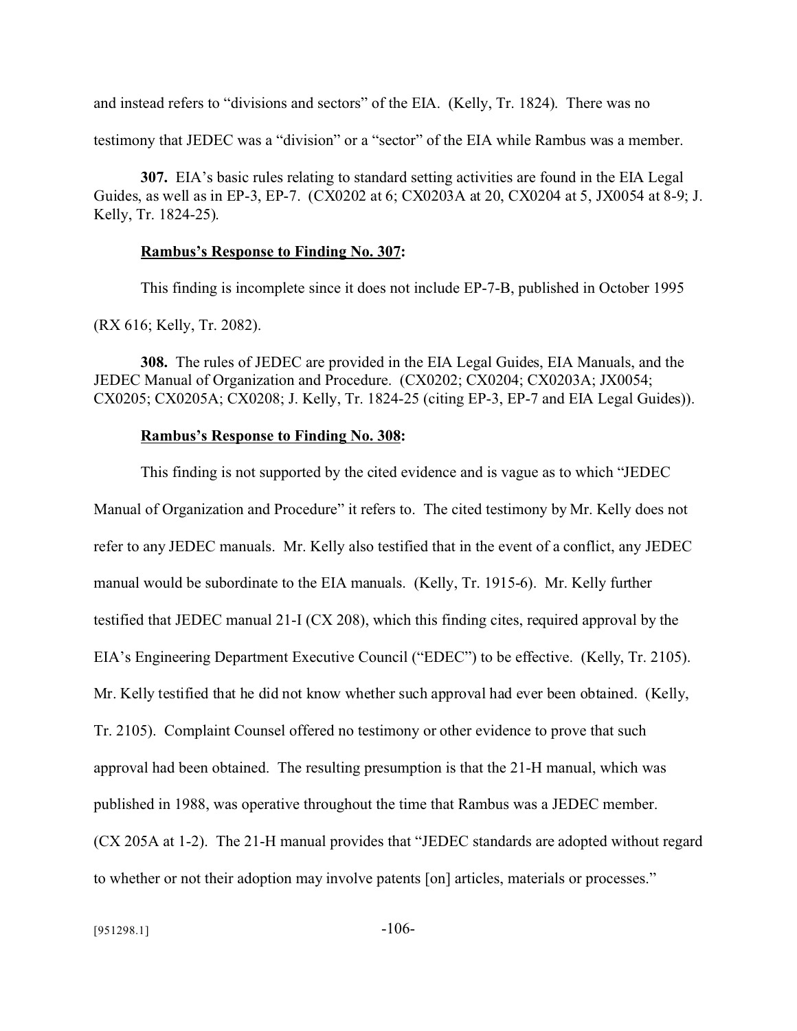and instead refers to "divisions and sectors" of the EIA. (Kelly, Tr. 1824). There was no testimony that JEDEC was a "division" or a "sector" of the EIA while Rambus was a member.

**307.** EIA's basic rules relating to standard setting activities are found in the EIA Legal Guides, as well as in EP-3, EP-7. (CX0202 at 6; CX0203A at 20, CX0204 at 5, JX0054 at 8-9; J. Kelly, Tr. 1824-25).

**Rambus's Response to Finding No. 307:**

This finding is incomplete since it does not include EP-7-B, published in October 1995 (RX 616; Kelly, Tr. 2082).

**308.** The rules of JEDEC are provided in the EIA Legal Guides, EIA Manuals, and the JEDEC Manual of Organization and Procedure. (CX0202; CX0204; CX0203A; JX0054; CX0205; CX0205A; CX0208; J. Kelly, Tr. 1824-25 (citing EP-3, EP-7 and EIA Legal Guides)).

**Rambus's Response to Finding No. 308:**

This finding is not supported by the cited evidence and is vague as to which "JEDEC Manual of Organization and Procedure" it refers to. The cited testimony by Mr. Kelly does not refer to any JEDEC manuals. Mr. Kelly also testified that in the event of a conflict, any JEDEC manual would be subordinate to the EIA manuals. (Kelly, Tr. 1915-6). Mr. Kelly further testified that JEDEC manual 21-I (CX 208), which this finding cites, required approval by the EIA's Engineering Department Executive Council ("EDEC") to be effective. (Kelly, Tr. 2105). Mr. Kelly testified that he did not know whether such approval had ever been obtained. (Kelly, Tr. 2105). Complaint Counsel offered no testimony or other evidence to prove that such approval had been obtained. The resulting presumption is that the 21-H manual, which was published in 1988, was operative throughout the time that Rambus was a JEDEC member. (CX 205A at 1-2). The 21-H manual provides that "JEDEC standards are adopted without regard to whether or not their adoption may involve patents [on] articles, materials or processes."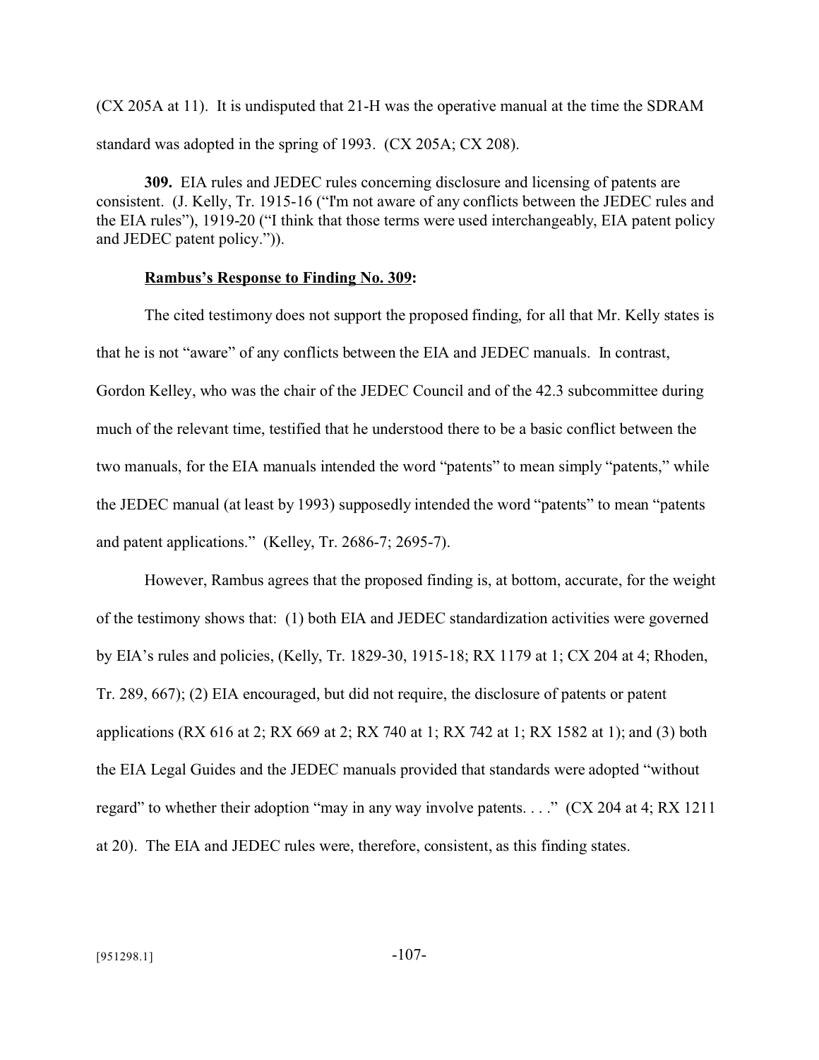(CX 205A at 11). It is undisputed that 21-H was the operative manual at the time the SDRAM standard was adopted in the spring of 1993. (CX 205A; CX 208).

**309.** EIA rules and JEDEC rules concerning disclosure and licensing of patents are consistent. (J. Kelly, Tr. 1915-16 ("I'm not aware of any conflicts between the JEDEC rules and the EIA rules"), 1919-20 ("I think that those terms were used interchangeably, EIA patent policy and JEDEC patent policy.")).

**Rambus's Response to Finding No. 309:**

The cited testimony does not support the proposed finding, for all that Mr. Kelly states is that he is not "aware" of any conflicts between the EIA and JEDEC manuals. In contrast, Gordon Kelley, who was the chair of the JEDEC Council and of the 42.3 subcommittee during much of the relevant time, testified that he understood there to be a basic conflict between the two manuals, for the EIA manuals intended the word "patents" to mean simply "patents," while the JEDEC manual (at least by 1993) supposedly intended the word "patents" to mean "patents and patent applications." (Kelley, Tr. 2686-7; 2695-7).

However, Rambus agrees that the proposed finding is, at bottom, accurate, for the weight of the testimony shows that: (1) both EIA and JEDEC standardization activities were governed by EIA's rules and policies, (Kelly, Tr. 1829-30, 1915-18; RX 1179 at 1; CX 204 at 4; Rhoden, Tr. 289, 667); (2) EIA encouraged, but did not require, the disclosure of patents or patent applications (RX 616 at 2; RX 669 at 2; RX 740 at 1; RX 742 at 1; RX 1582 at 1); and (3) both the EIA Legal Guides and the JEDEC manuals provided that standards were adopted "without regard" to whether their adoption "may in any way involve patents. . . ." (CX 204 at 4; RX 1211 at 20). The EIA and JEDEC rules were, therefore, consistent, as this finding states.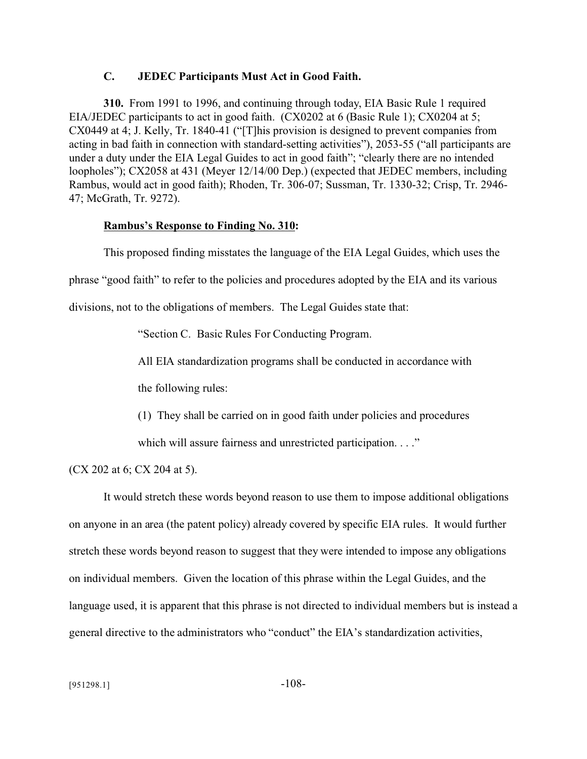### C. JEDEC Participants Must Act in Good Faith.

**310.** From 1991 to 1996, and continuing through today, EIA Basic Rule 1 required EIA/JEDEC participants to act in good faith. (CX0202 at 6 (Basic Rule 1); CX0204 at 5; CX0449 at 4; J. Kelly, Tr. 1840-41 ("[T]his provision is designed to prevent companies from acting in bad faith in connection with standard-setting activities"), 2053-55 ("all participants are under a duty under the EIA Legal Guides to act in good faith"; "clearly there are no intended loopholes"); CX2058 at 431 (Meyer 12/14/00 Dep.) (expected that JEDEC members, including Rambus, would act in good faith); Rhoden, Tr. 306-07; Sussman, Tr. 1330-32; Crisp, Tr. 2946-47; McGrath, Tr. 9272).

**Rambus's Response to Finding No. 310:**

This proposed finding misstates the language of the EIA Legal Guides, which uses the phrase "good faith" to refer to the policies and procedures adopted by the EIA and its various divisions, not to the obligations of members. The Legal Guides state that:

> "Section C. Basic Rules For Conducting Program.
>
> All EIA standardization programs shall be conducted in accordance with the following rules:
>
> (1) They shall be carried on in good faith under policies and procedures which will assure fairness and unrestricted participation. . . ."

(CX 202 at 6; CX 204 at 5).

It would stretch these words beyond reason to use them to impose additional obligations on anyone in an area (the patent policy) already covered by specific EIA rules. It would further stretch these words beyond reason to suggest that they were intended to impose any obligations on individual members. Given the location of this phrase within the Legal Guides, and the language used, it is apparent that this phrase is not directed to individual members but is instead a general directive to the administrators who "conduct" the EIA's standardization activities,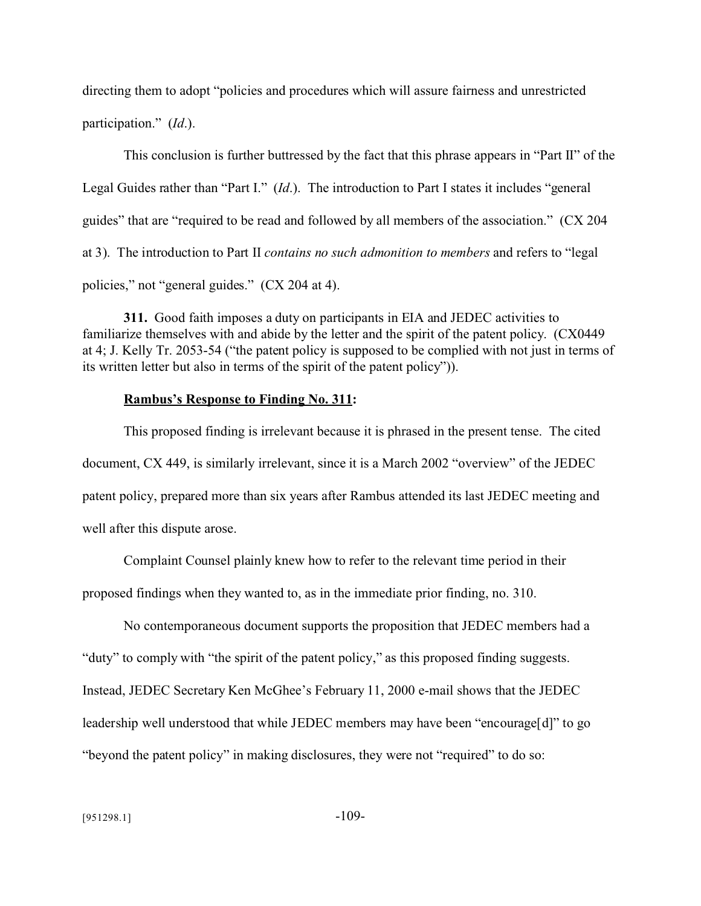directing them to adopt "policies and procedures which will assure fairness and unrestricted participation." (*Id*.).

This conclusion is further buttressed by the fact that this phrase appears in "Part II" of the Legal Guides rather than "Part I." (*Id*.). The introduction to Part I states it includes "general guides" that are "required to be read and followed by all members of the association." (CX 204 at 3). The introduction to Part II *contains no such admonition to members* and refers to "legal policies," not "general guides." (CX 204 at 4).

**311.** Good faith imposes a duty on participants in EIA and JEDEC activities to familiarize themselves with and abide by the letter and the spirit of the patent policy. (CX0449 at 4; J. Kelly Tr. 2053-54 ("the patent policy is supposed to be complied with not just in terms of its written letter but also in terms of the spirit of the patent policy")).

**Rambus's Response to Finding No. 311:**

This proposed finding is irrelevant because it is phrased in the present tense. The cited document, CX 449, is similarly irrelevant, since it is a March 2002 "overview" of the JEDEC patent policy, prepared more than six years after Rambus attended its last JEDEC meeting and well after this dispute arose.

Complaint Counsel plainly knew how to refer to the relevant time period in their proposed findings when they wanted to, as in the immediate prior finding, no. 310.

No contemporaneous document supports the proposition that JEDEC members had a "duty" to comply with "the spirit of the patent policy," as this proposed finding suggests. Instead, JEDEC Secretary Ken McGhee's February 11, 2000 e-mail shows that the JEDEC leadership well understood that while JEDEC members may have been "encourage[d]" to go "beyond the patent policy" in making disclosures, they were not "required" to do so: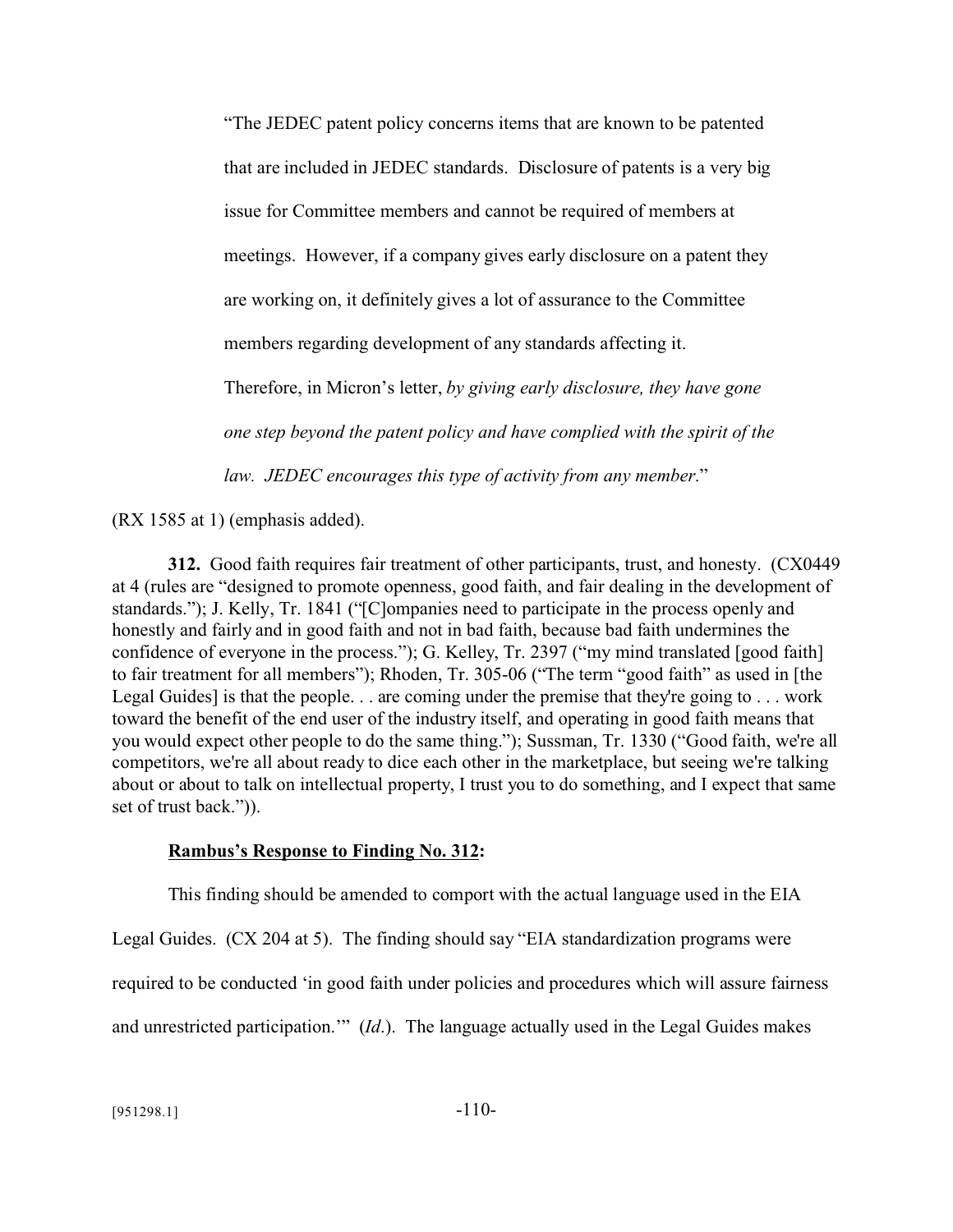> "The JEDEC patent policy concerns items that are known to be patented that are included in JEDEC standards. Disclosure of patents is a very big issue for Committee members and cannot be required of members at meetings. However, if a company gives early disclosure on a patent they are working on, it definitely gives a lot of assurance to the Committee members regarding development of any standards affecting it. Therefore, in Micron's letter, *by giving early disclosure, they have gone one step beyond the patent policy and have complied with the spirit of the law. JEDEC encourages this type of activity from any member*."

(RX 1585 at 1) (emphasis added).

**312.** Good faith requires fair treatment of other participants, trust, and honesty. (CX0449 at 4 (rules are "designed to promote openness, good faith, and fair dealing in the development of standards."); J. Kelly, Tr. 1841 ("[C]ompanies need to participate in the process openly and honestly and fairly and in good faith and not in bad faith, because bad faith undermines the confidence of everyone in the process."); G. Kelley, Tr. 2397 ("my mind translated [good faith] to fair treatment for all members"); Rhoden, Tr. 305-06 ("The term "good faith" as used in [the Legal Guides] is that the people. . . are coming under the premise that they're going to . . . work toward the benefit of the end user of the industry itself, and operating in good faith means that you would expect other people to do the same thing."); Sussman, Tr. 1330 ("Good faith, we're all competitors, we're all about ready to dice each other in the marketplace, but seeing we're talking about or about to talk on intellectual property, I trust you to do something, and I expect that same set of trust back.")).

**Rambus's Response to Finding No. 312:**

This finding should be amended to comport with the actual language used in the EIA Legal Guides. (CX 204 at 5). The finding should say "EIA standardization programs were required to be conducted 'in good faith under policies and procedures which will assure fairness and unrestricted participation.'" (*Id*.). The language actually used in the Legal Guides makes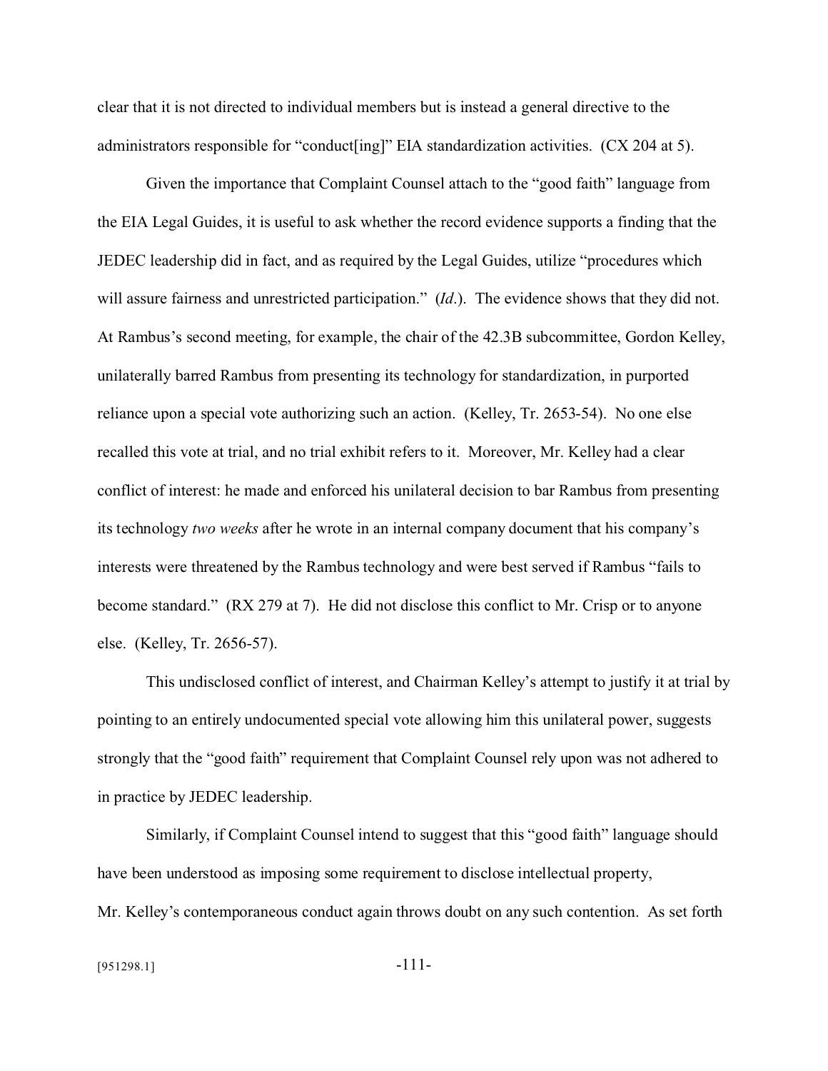clear that it is not directed to individual members but is instead a general directive to the administrators responsible for "conduct[ing]" EIA standardization activities. (CX 204 at 5).

Given the importance that Complaint Counsel attach to the "good faith" language from the EIA Legal Guides, it is useful to ask whether the record evidence supports a finding that the JEDEC leadership did in fact, and as required by the Legal Guides, utilize "procedures which will assure fairness and unrestricted participation." (*Id*.). The evidence shows that they did not. At Rambus's second meeting, for example, the chair of the 42.3B subcommittee, Gordon Kelley, unilaterally barred Rambus from presenting its technology for standardization, in purported reliance upon a special vote authorizing such an action. (Kelley, Tr. 2653-54). No one else recalled this vote at trial, and no trial exhibit refers to it. Moreover, Mr. Kelley had a clear conflict of interest: he made and enforced his unilateral decision to bar Rambus from presenting its technology *two weeks* after he wrote in an internal company document that his company's interests were threatened by the Rambus technology and were best served if Rambus "fails to become standard." (RX 279 at 7). He did not disclose this conflict to Mr. Crisp or to anyone else. (Kelley, Tr. 2656-57).

This undisclosed conflict of interest, and Chairman Kelley's attempt to justify it at trial by pointing to an entirely undocumented special vote allowing him this unilateral power, suggests strongly that the "good faith" requirement that Complaint Counsel rely upon was not adhered to in practice by JEDEC leadership.

Similarly, if Complaint Counsel intend to suggest that this "good faith" language should have been understood as imposing some requirement to disclose intellectual property, Mr. Kelley's contemporaneous conduct again throws doubt on any such contention. As set forth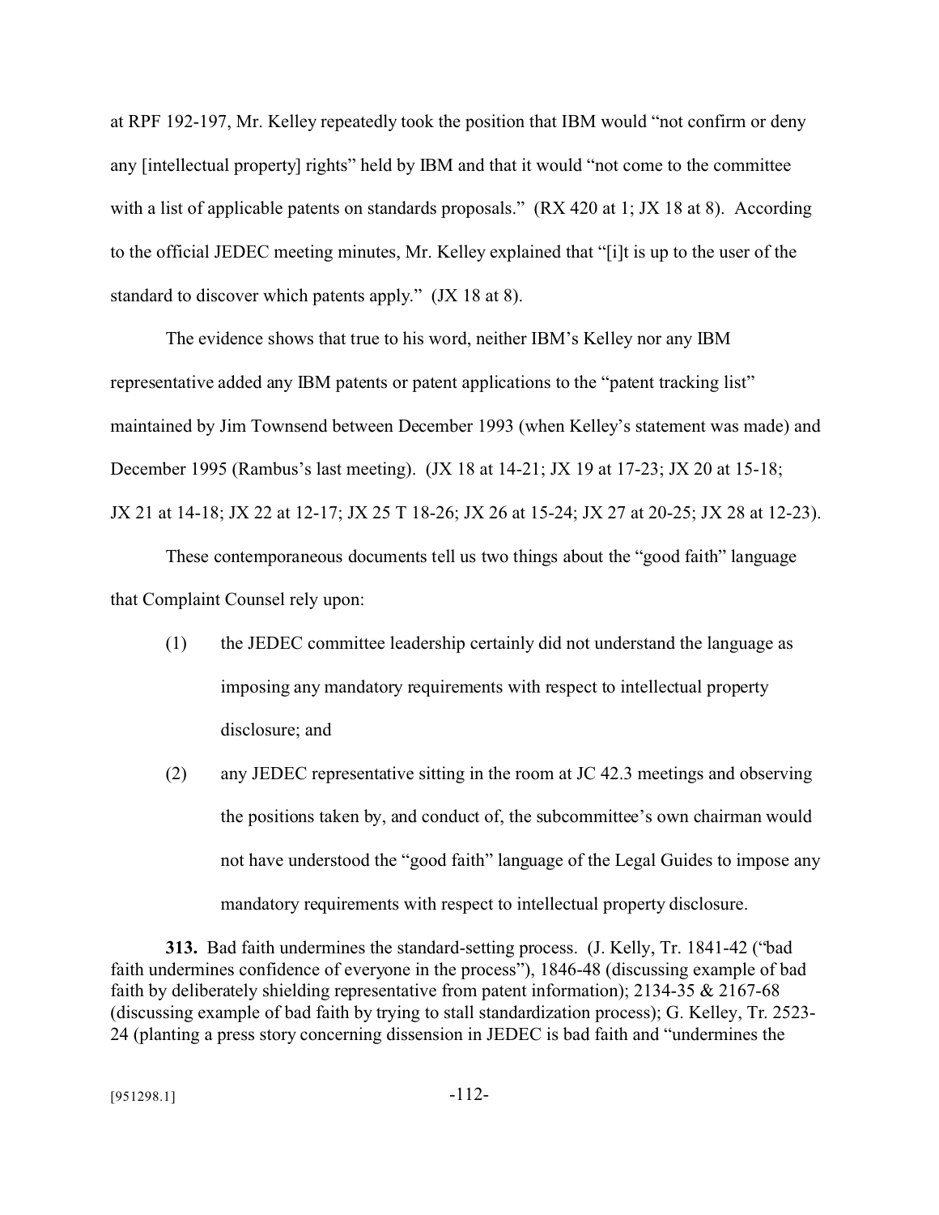at RPF 192-197, Mr. Kelley repeatedly took the position that IBM would "not confirm or deny any [intellectual property] rights" held by IBM and that it would "not come to the committee with a list of applicable patents on standards proposals." (RX 420 at 1; JX 18 at 8). According to the official JEDEC meeting minutes, Mr. Kelley explained that "[i]t is up to the user of the standard to discover which patents apply." (JX 18 at 8).

The evidence shows that true to his word, neither IBM's Kelley nor any IBM representative added any IBM patents or patent applications to the "patent tracking list" maintained by Jim Townsend between December 1993 (when Kelley's statement was made) and December 1995 (Rambus's last meeting). (JX 18 at 14-21; JX 19 at 17-23; JX 20 at 15-18; JX 21 at 14-18; JX 22 at 12-17; JX 25 T 18-26; JX 26 at 15-24; JX 27 at 20-25; JX 28 at 12-23).

These contemporaneous documents tell us two things about the "good faith" language that Complaint Counsel rely upon:

(1) the JEDEC committee leadership certainly did not understand the language as imposing any mandatory requirements with respect to intellectual property disclosure; and

(2) any JEDEC representative sitting in the room at JC 42.3 meetings and observing the positions taken by, and conduct of, the subcommittee's own chairman would not have understood the "good faith" language of the Legal Guides to impose any mandatory requirements with respect to intellectual property disclosure.

**313.** Bad faith undermines the standard-setting process. (J. Kelly, Tr. 1841-42 ("bad faith undermines confidence of everyone in the process"), 1846-48 (discussing example of bad faith by deliberately shielding representative from patent information); 2134-35 & 2167-68 (discussing example of bad faith by trying to stall standardization process); G. Kelley, Tr. 2523-24 (planting a press story concerning dissension in JEDEC is bad faith and "undermines the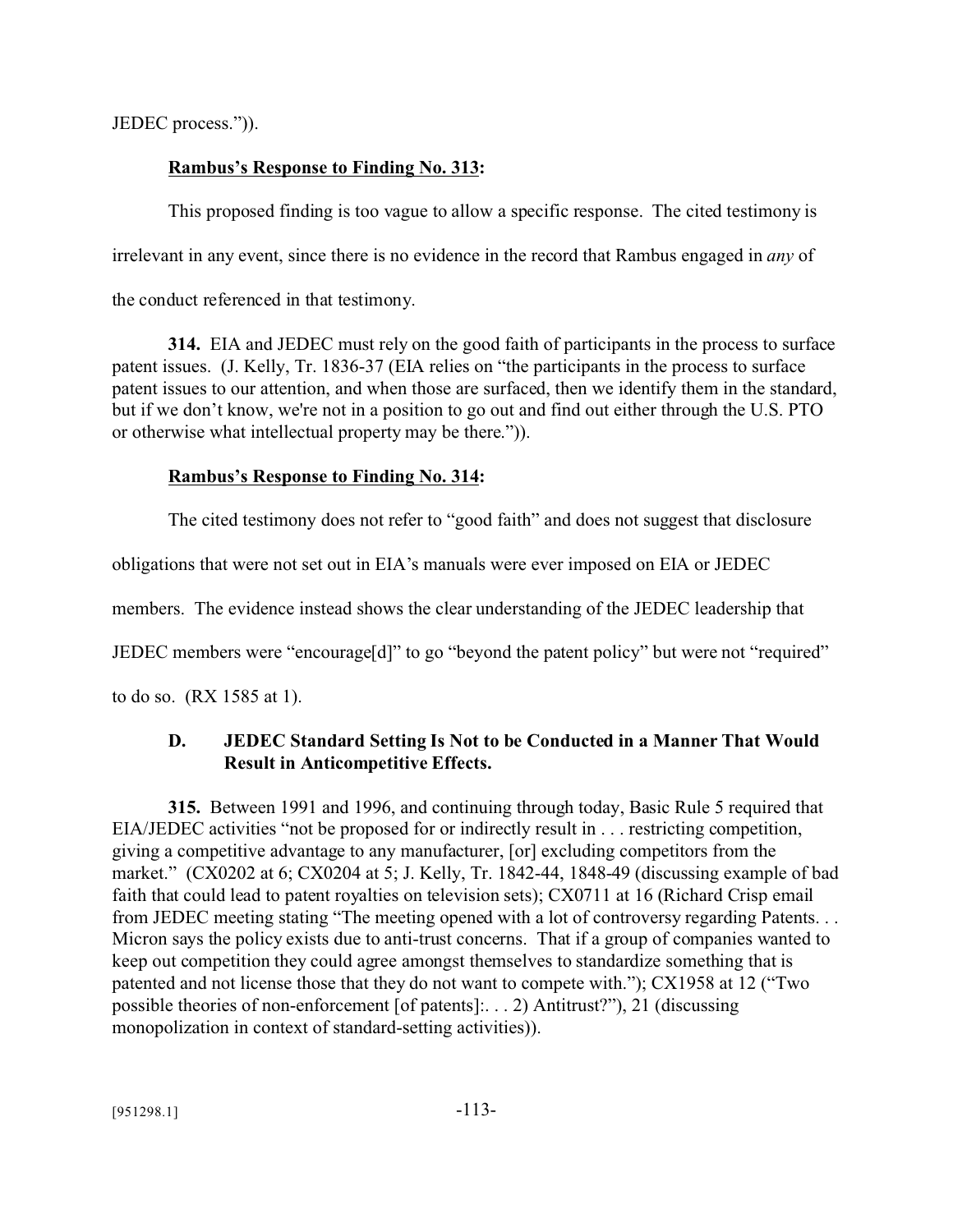JEDEC process.")).

**Rambus's Response to Finding No. 313:**

This proposed finding is too vague to allow a specific response. The cited testimony is irrelevant in any event, since there is no evidence in the record that Rambus engaged in *any* of the conduct referenced in that testimony.

**314.** EIA and JEDEC must rely on the good faith of participants in the process to surface patent issues. (J. Kelly, Tr. 1836-37 (EIA relies on "the participants in the process to surface patent issues to our attention, and when those are surfaced, then we identify them in the standard, but if we don't know, we're not in a position to go out and find out either through the U.S. PTO or otherwise what intellectual property may be there.")).

**Rambus's Response to Finding No. 314:**

The cited testimony does not refer to "good faith" and does not suggest that disclosure obligations that were not set out in EIA's manuals were ever imposed on EIA or JEDEC members. The evidence instead shows the clear understanding of the JEDEC leadership that JEDEC members were "encourage[d]" to go "beyond the patent policy" but were not "required" to do so. (RX 1585 at 1).

### D. JEDEC Standard Setting Is Not to be Conducted in a Manner That Would Result in Anticompetitive Effects.

**315.** Between 1991 and 1996, and continuing through today, Basic Rule 5 required that EIA/JEDEC activities "not be proposed for or indirectly result in . . . restricting competition, giving a competitive advantage to any manufacturer, [or] excluding competitors from the market." (CX0202 at 6; CX0204 at 5; J. Kelly, Tr. 1842-44, 1848-49 (discussing example of bad faith that could lead to patent royalties on television sets); CX0711 at 16 (Richard Crisp email from JEDEC meeting stating "The meeting opened with a lot of controversy regarding Patents. . . Micron says the policy exists due to anti-trust concerns. That if a group of companies wanted to keep out competition they could agree amongst themselves to standardize something that is patented and not license those that they do not want to compete with."); CX1958 at 12 ("Two possible theories of non-enforcement [of patents]:. . . 2) Antitrust?"), 21 (discussing monopolization in context of standard-setting activities)).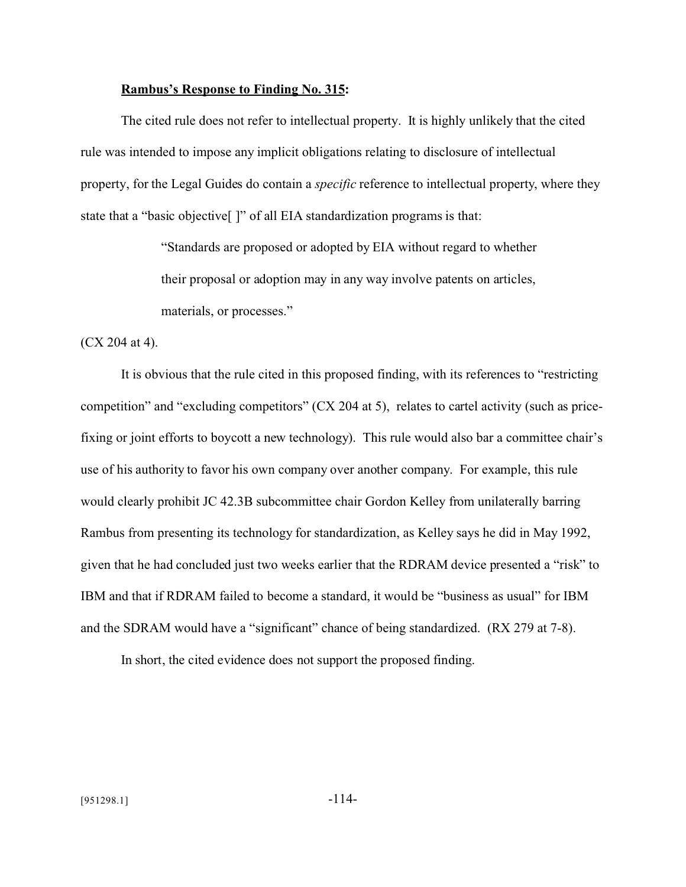**Rambus's Response to Finding No. 315:**

The cited rule does not refer to intellectual property. It is highly unlikely that the cited rule was intended to impose any implicit obligations relating to disclosure of intellectual property, for the Legal Guides do contain a *specific* reference to intellectual property, where they state that a "basic objective[ ]" of all EIA standardization programs is that:

> "Standards are proposed or adopted by EIA without regard to whether their proposal or adoption may in any way involve patents on articles, materials, or processes."

(CX 204 at 4).

It is obvious that the rule cited in this proposed finding, with its references to "restricting competition" and "excluding competitors" (CX 204 at 5), relates to cartel activity (such as price-fixing or joint efforts to boycott a new technology). This rule would also bar a committee chair's use of his authority to favor his own company over another company. For example, this rule would clearly prohibit JC 42.3B subcommittee chair Gordon Kelley from unilaterally barring Rambus from presenting its technology for standardization, as Kelley says he did in May 1992, given that he had concluded just two weeks earlier that the RDRAM device presented a "risk" to IBM and that if RDRAM failed to become a standard, it would be "business as usual" for IBM and the SDRAM would have a "significant" chance of being standardized. (RX 279 at 7-8).

In short, the cited evidence does not support the proposed finding.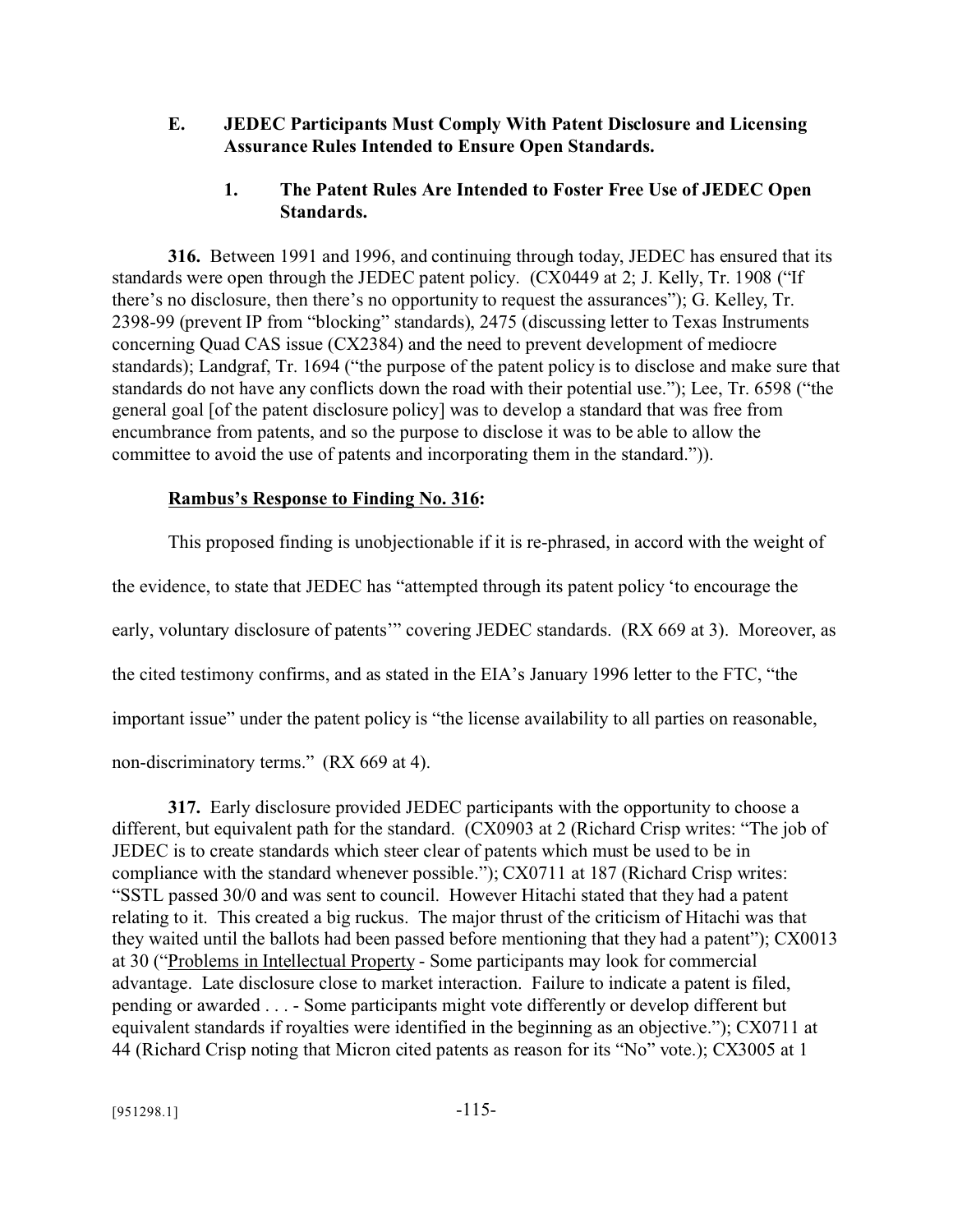### E. JEDEC Participants Must Comply With Patent Disclosure and Licensing Assurance Rules Intended to Ensure Open Standards.

#### 1. The Patent Rules Are Intended to Foster Free Use of JEDEC Open Standards.

**316.** Between 1991 and 1996, and continuing through today, JEDEC has ensured that its standards were open through the JEDEC patent policy. (CX0449 at 2; J. Kelly, Tr. 1908 ("If there's no disclosure, then there's no opportunity to request the assurances"); G. Kelley, Tr. 2398-99 (prevent IP from "blocking" standards), 2475 (discussing letter to Texas Instruments concerning Quad CAS issue (CX2384) and the need to prevent development of mediocre standards); Landgraf, Tr. 1694 ("the purpose of the patent policy is to disclose and make sure that standards do not have any conflicts down the road with their potential use."); Lee, Tr. 6598 ("the general goal [of the patent disclosure policy] was to develop a standard that was free from encumbrance from patents, and so the purpose to disclose it was to be able to allow the committee to avoid the use of patents and incorporating them in the standard.")).

**<u>Rambus's Response to Finding No. 316</u>:**

This proposed finding is unobjectionable if it is re-phrased, in accord with the weight of the evidence, to state that JEDEC has "attempted through its patent policy 'to encourage the early, voluntary disclosure of patents'" covering JEDEC standards. (RX 669 at 3). Moreover, as the cited testimony confirms, and as stated in the EIA's January 1996 letter to the FTC, "the important issue" under the patent policy is "the license availability to all parties on reasonable, non-discriminatory terms." (RX 669 at 4).

**317.** Early disclosure provided JEDEC participants with the opportunity to choose a different, but equivalent path for the standard. (CX0903 at 2 (Richard Crisp writes: "The job of JEDEC is to create standards which steer clear of patents which must be used to be in compliance with the standard whenever possible."); CX0711 at 187 (Richard Crisp writes: "SSTL passed 30/0 and was sent to council. However Hitachi stated that they had a patent relating to it. This created a big ruckus. The major thrust of the criticism of Hitachi was that they waited until the ballots had been passed before mentioning that they had a patent"); CX0013 at 30 ("<u>Problems in Intellectual Property</u> - Some participants may look for commercial advantage. Late disclosure close to market interaction. Failure to indicate a patent is filed, pending or awarded . . . - Some participants might vote differently or develop different but equivalent standards if royalties were identified in the beginning as an objective."); CX0711 at 44 (Richard Crisp noting that Micron cited patents as reason for its "No" vote.); CX3005 at 1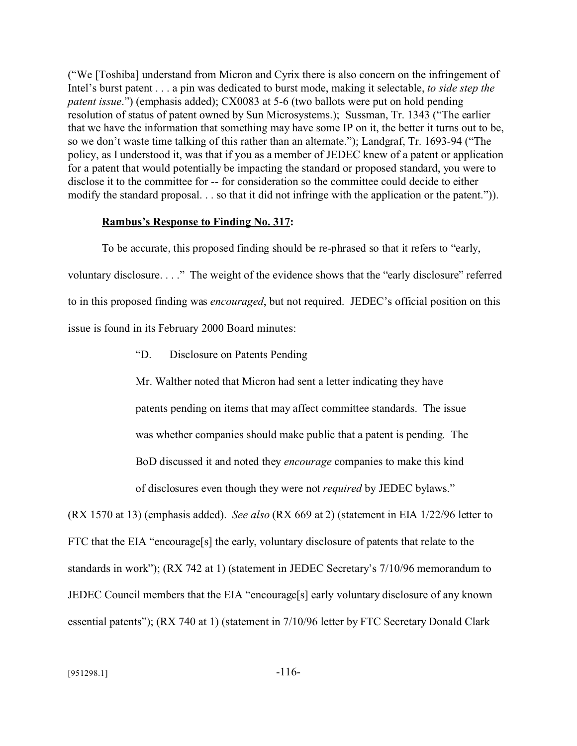("We [Toshiba] understand from Micron and Cyrix there is also concern on the infringement of Intel's burst patent . . . a pin was dedicated to burst mode, making it selectable, *to side step the patent issue*.") (emphasis added); CX0083 at 5-6 (two ballots were put on hold pending resolution of status of patent owned by Sun Microsystems.); Sussman, Tr. 1343 ("The earlier that we have the information that something may have some IP on it, the better it turns out to be, so we don't waste time talking of this rather than an alternate."); Landgraf, Tr. 1693-94 ("The policy, as I understood it, was that if you as a member of JEDEC knew of a patent or application for a patent that would potentially be impacting the standard or proposed standard, you were to disclose it to the committee for -- for consideration so the committee could decide to either modify the standard proposal. . . so that it did not infringe with the application or the patent.")).

**Rambus's Response to Finding No. 317:**

To be accurate, this proposed finding should be re-phrased so that it refers to "early, voluntary disclosure. . . ." The weight of the evidence shows that the "early disclosure" referred to in this proposed finding was *encouraged*, but not required. JEDEC's official position on this issue is found in its February 2000 Board minutes:

> "D. Disclosure on Patents Pending
>
> Mr. Walther noted that Micron had sent a letter indicating they have patents pending on items that may affect committee standards. The issue was whether companies should make public that a patent is pending. The BoD discussed it and noted they *encourage* companies to make this kind of disclosures even though they were not *required* by JEDEC bylaws."

(RX 1570 at 13) (emphasis added). *See also* (RX 669 at 2) (statement in EIA 1/22/96 letter to FTC that the EIA "encourage[s] the early, voluntary disclosure of patents that relate to the standards in work"); (RX 742 at 1) (statement in JEDEC Secretary's 7/10/96 memorandum to JEDEC Council members that the EIA "encourage[s] early voluntary disclosure of any known essential patents"); (RX 740 at 1) (statement in 7/10/96 letter by FTC Secretary Donald Clark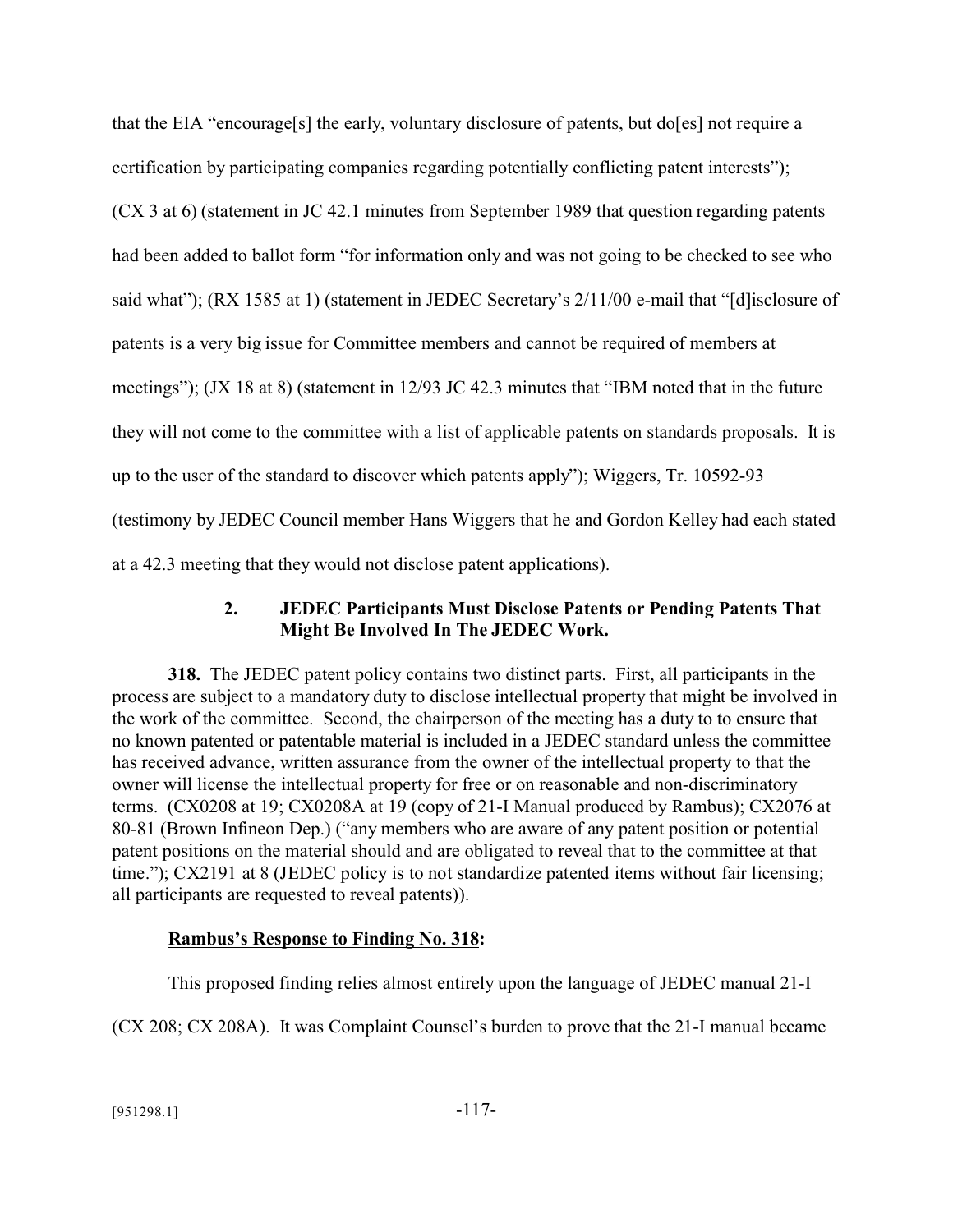that the EIA "encourage[s] the early, voluntary disclosure of patents, but do[es] not require a certification by participating companies regarding potentially conflicting patent interests"); (CX 3 at 6) (statement in JC 42.1 minutes from September 1989 that question regarding patents had been added to ballot form "for information only and was not going to be checked to see who said what"); (RX 1585 at 1) (statement in JEDEC Secretary's 2/11/00 e-mail that "[d]isclosure of patents is a very big issue for Committee members and cannot be required of members at meetings"); (JX 18 at 8) (statement in 12/93 JC 42.3 minutes that "IBM noted that in the future they will not come to the committee with a list of applicable patents on standards proposals. It is up to the user of the standard to discover which patents apply"); Wiggers, Tr. 10592-93 (testimony by JEDEC Council member Hans Wiggers that he and Gordon Kelley had each stated at a 42.3 meeting that they would not disclose patent applications).

### 2. JEDEC Participants Must Disclose Patents or Pending Patents That Might Be Involved In The JEDEC Work.

**318.** The JEDEC patent policy contains two distinct parts. First, all participants in the process are subject to a mandatory duty to disclose intellectual property that might be involved in the work of the committee. Second, the chairperson of the meeting has a duty to to ensure that no known patented or patentable material is included in a JEDEC standard unless the committee has received advance, written assurance from the owner of the intellectual property to that the owner will license the intellectual property for free or on reasonable and non-discriminatory terms. (CX0208 at 19; CX0208A at 19 (copy of 21-I Manual produced by Rambus); CX2076 at 80-81 (Brown Infineon Dep.) ("any members who are aware of any patent position or potential patent positions on the material should and are obligated to reveal that to the committee at that time."); CX2191 at 8 (JEDEC policy is to not standardize patented items without fair licensing; all participants are requested to reveal patents)).

**Rambus's Response to Finding No. 318:**

This proposed finding relies almost entirely upon the language of JEDEC manual 21-I (CX 208; CX 208A). It was Complaint Counsel's burden to prove that the 21-I manual became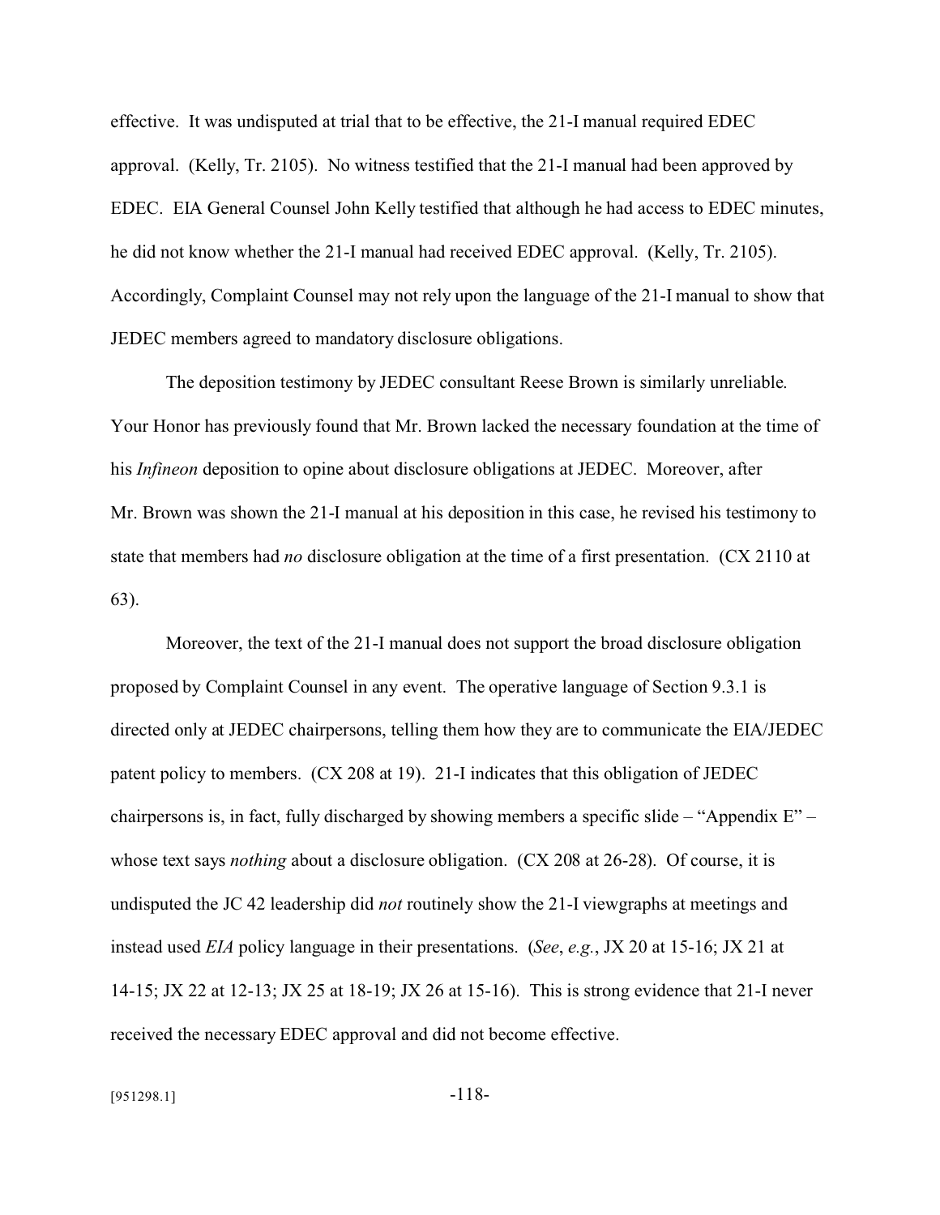effective. It was undisputed at trial that to be effective, the 21-I manual required EDEC approval. (Kelly, Tr. 2105). No witness testified that the 21-I manual had been approved by EDEC. EIA General Counsel John Kelly testified that although he had access to EDEC minutes, he did not know whether the 21-I manual had received EDEC approval. (Kelly, Tr. 2105). Accordingly, Complaint Counsel may not rely upon the language of the 21-I manual to show that JEDEC members agreed to mandatory disclosure obligations.

The deposition testimony by JEDEC consultant Reese Brown is similarly unreliable. Your Honor has previously found that Mr. Brown lacked the necessary foundation at the time of his *Infineon* deposition to opine about disclosure obligations at JEDEC. Moreover, after Mr. Brown was shown the 21-I manual at his deposition in this case, he revised his testimony to state that members had *no* disclosure obligation at the time of a first presentation. (CX 2110 at 63).

Moreover, the text of the 21-I manual does not support the broad disclosure obligation proposed by Complaint Counsel in any event. The operative language of Section 9.3.1 is directed only at JEDEC chairpersons, telling them how they are to communicate the EIA/JEDEC patent policy to members. (CX 208 at 19). 21-I indicates that this obligation of JEDEC chairpersons is, in fact, fully discharged by showing members a specific slide – "Appendix E" – whose text says *nothing* about a disclosure obligation. (CX 208 at 26-28). Of course, it is undisputed the JC 42 leadership did *not* routinely show the 21-I viewgraphs at meetings and instead used *EIA* policy language in their presentations. (*See*, *e.g.*, JX 20 at 15-16; JX 21 at 14-15; JX 22 at 12-13; JX 25 at 18-19; JX 26 at 15-16). This is strong evidence that 21-I never received the necessary EDEC approval and did not become effective.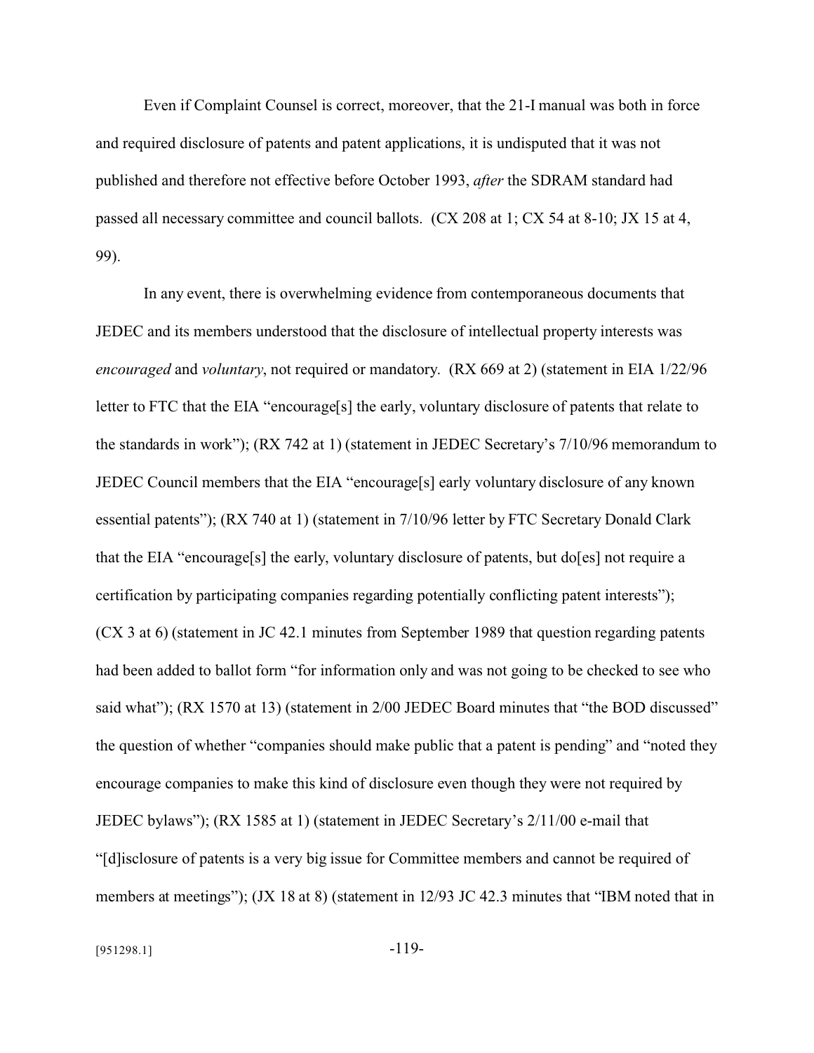Even if Complaint Counsel is correct, moreover, that the 21-I manual was both in force and required disclosure of patents and patent applications, it is undisputed that it was not published and therefore not effective before October 1993, *after* the SDRAM standard had passed all necessary committee and council ballots. (CX 208 at 1; CX 54 at 8-10; JX 15 at 4, 99).

In any event, there is overwhelming evidence from contemporaneous documents that JEDEC and its members understood that the disclosure of intellectual property interests was *encouraged* and *voluntary*, not required or mandatory. (RX 669 at 2) (statement in EIA 1/22/96 letter to FTC that the EIA "encourage[s] the early, voluntary disclosure of patents that relate to the standards in work"); (RX 742 at 1) (statement in JEDEC Secretary's 7/10/96 memorandum to JEDEC Council members that the EIA "encourage[s] early voluntary disclosure of any known essential patents"); (RX 740 at 1) (statement in 7/10/96 letter by FTC Secretary Donald Clark that the EIA "encourage[s] the early, voluntary disclosure of patents, but do[es] not require a certification by participating companies regarding potentially conflicting patent interests"); (CX 3 at 6) (statement in JC 42.1 minutes from September 1989 that question regarding patents had been added to ballot form "for information only and was not going to be checked to see who said what"); (RX 1570 at 13) (statement in 2/00 JEDEC Board minutes that "the BOD discussed" the question of whether "companies should make public that a patent is pending" and "noted they encourage companies to make this kind of disclosure even though they were not required by JEDEC bylaws"); (RX 1585 at 1) (statement in JEDEC Secretary's 2/11/00 e-mail that "[d]isclosure of patents is a very big issue for Committee members and cannot be required of members at meetings"); (JX 18 at 8) (statement in 12/93 JC 42.3 minutes that "IBM noted that in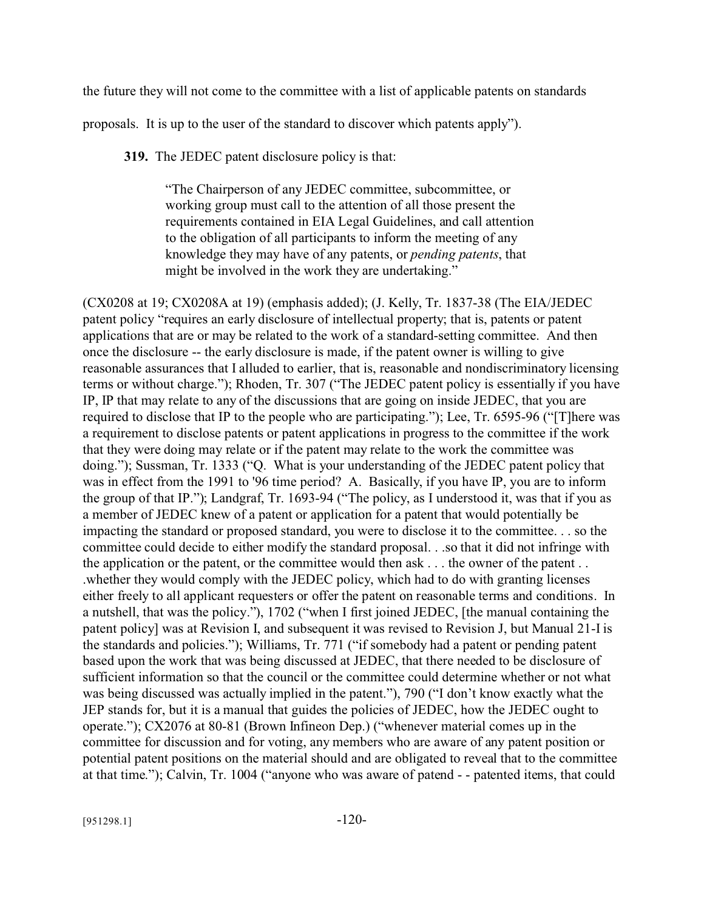the future they will not come to the committee with a list of applicable patents on standards proposals. It is up to the user of the standard to discover which patents apply").

**319.** The JEDEC patent disclosure policy is that:

> "The Chairperson of any JEDEC committee, subcommittee, or working group must call to the attention of all those present the requirements contained in EIA Legal Guidelines, and call attention to the obligation of all participants to inform the meeting of any knowledge they may have of any patents, or *pending patents*, that might be involved in the work they are undertaking."

(CX0208 at 19; CX0208A at 19) (emphasis added); (J. Kelly, Tr. 1837-38 (The EIA/JEDEC patent policy "requires an early disclosure of intellectual property; that is, patents or patent applications that are or may be related to the work of a standard-setting committee. And then once the disclosure -- the early disclosure is made, if the patent owner is willing to give reasonable assurances that I alluded to earlier, that is, reasonable and nondiscriminatory licensing terms or without charge."); Rhoden, Tr. 307 ("The JEDEC patent policy is essentially if you have IP, IP that may relate to any of the discussions that are going on inside JEDEC, that you are required to disclose that IP to the people who are participating."); Lee, Tr. 6595-96 ("[T]here was a requirement to disclose patents or patent applications in progress to the committee if the work that they were doing may relate or if the patent may relate to the work the committee was doing."); Sussman, Tr. 1333 ("Q. What is your understanding of the JEDEC patent policy that was in effect from the 1991 to '96 time period? A. Basically, if you have IP, you are to inform the group of that IP."); Landgraf, Tr. 1693-94 ("The policy, as I understood it, was that if you as a member of JEDEC knew of a patent or application for a patent that would potentially be impacting the standard or proposed standard, you were to disclose it to the committee. . . so the committee could decide to either modify the standard proposal. . .so that it did not infringe with the application or the patent, or the committee would then ask . . . the owner of the patent . . .whether they would comply with the JEDEC policy, which had to do with granting licenses either freely to all applicant requesters or offer the patent on reasonable terms and conditions. In a nutshell, that was the policy."), 1702 ("when I first joined JEDEC, [the manual containing the patent policy] was at Revision I, and subsequent it was revised to Revision J, but Manual 21-I is the standards and policies."); Williams, Tr. 771 ("if somebody had a patent or pending patent based upon the work that was being discussed at JEDEC, that there needed to be disclosure of sufficient information so that the council or the committee could determine whether or not what was being discussed was actually implied in the patent."), 790 ("I don't know exactly what the JEP stands for, but it is a manual that guides the policies of JEDEC, how the JEDEC ought to operate."); CX2076 at 80-81 (Brown Infineon Dep.) ("whenever material comes up in the committee for discussion and for voting, any members who are aware of any patent position or potential patent positions on the material should and are obligated to reveal that to the committee at that time."); Calvin, Tr. 1004 ("anyone who was aware of patend - - patented items, that could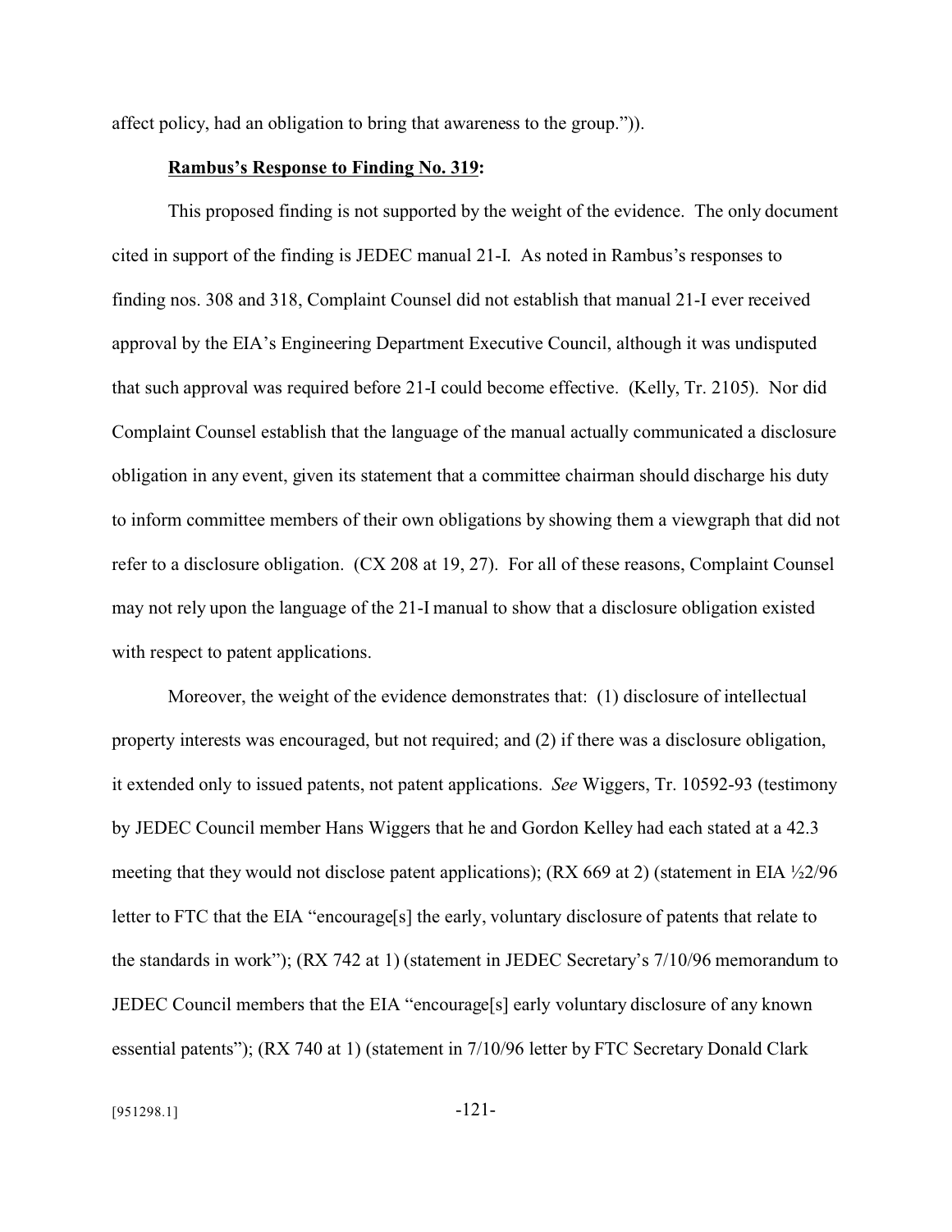affect policy, had an obligation to bring that awareness to the group.")).

**Rambus's Response to Finding No. 319:**

This proposed finding is not supported by the weight of the evidence. The only document cited in support of the finding is JEDEC manual 21-I. As noted in Rambus's responses to finding nos. 308 and 318, Complaint Counsel did not establish that manual 21-I ever received approval by the EIA's Engineering Department Executive Council, although it was undisputed that such approval was required before 21-I could become effective. (Kelly, Tr. 2105). Nor did Complaint Counsel establish that the language of the manual actually communicated a disclosure obligation in any event, given its statement that a committee chairman should discharge his duty to inform committee members of their own obligations by showing them a viewgraph that did not refer to a disclosure obligation. (CX 208 at 19, 27). For all of these reasons, Complaint Counsel may not rely upon the language of the 21-I manual to show that a disclosure obligation existed with respect to patent applications.

Moreover, the weight of the evidence demonstrates that: (1) disclosure of intellectual property interests was encouraged, but not required; and (2) if there was a disclosure obligation, it extended only to issued patents, not patent applications. *See* Wiggers, Tr. 10592-93 (testimony by JEDEC Council member Hans Wiggers that he and Gordon Kelley had each stated at a 42.3 meeting that they would not disclose patent applications); (RX 669 at 2) (statement in EIA ½2/96 letter to FTC that the EIA "encourage[s] the early, voluntary disclosure of patents that relate to the standards in work"); (RX 742 at 1) (statement in JEDEC Secretary's 7/10/96 memorandum to JEDEC Council members that the EIA "encourage[s] early voluntary disclosure of any known essential patents"); (RX 740 at 1) (statement in 7/10/96 letter by FTC Secretary Donald Clark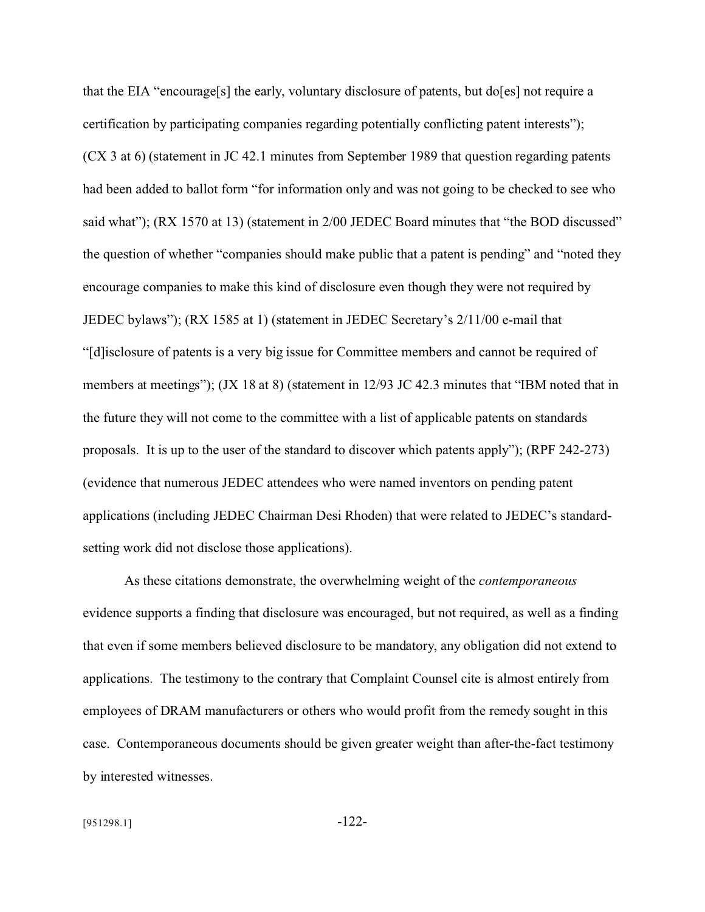that the EIA "encourage[s] the early, voluntary disclosure of patents, but do[es] not require a certification by participating companies regarding potentially conflicting patent interests"); (CX 3 at 6) (statement in JC 42.1 minutes from September 1989 that question regarding patents had been added to ballot form "for information only and was not going to be checked to see who said what"); (RX 1570 at 13) (statement in 2/00 JEDEC Board minutes that "the BOD discussed" the question of whether "companies should make public that a patent is pending" and "noted they encourage companies to make this kind of disclosure even though they were not required by JEDEC bylaws"); (RX 1585 at 1) (statement in JEDEC Secretary's 2/11/00 e-mail that "[d]isclosure of patents is a very big issue for Committee members and cannot be required of members at meetings"); (JX 18 at 8) (statement in 12/93 JC 42.3 minutes that "IBM noted that in the future they will not come to the committee with a list of applicable patents on standards proposals. It is up to the user of the standard to discover which patents apply"); (RPF 242-273) (evidence that numerous JEDEC attendees who were named inventors on pending patent applications (including JEDEC Chairman Desi Rhoden) that were related to JEDEC's standard-setting work did not disclose those applications).

As these citations demonstrate, the overwhelming weight of the *contemporaneous* evidence supports a finding that disclosure was encouraged, but not required, as well as a finding that even if some members believed disclosure to be mandatory, any obligation did not extend to applications. The testimony to the contrary that Complaint Counsel cite is almost entirely from employees of DRAM manufacturers or others who would profit from the remedy sought in this case. Contemporaneous documents should be given greater weight than after-the-fact testimony by interested witnesses.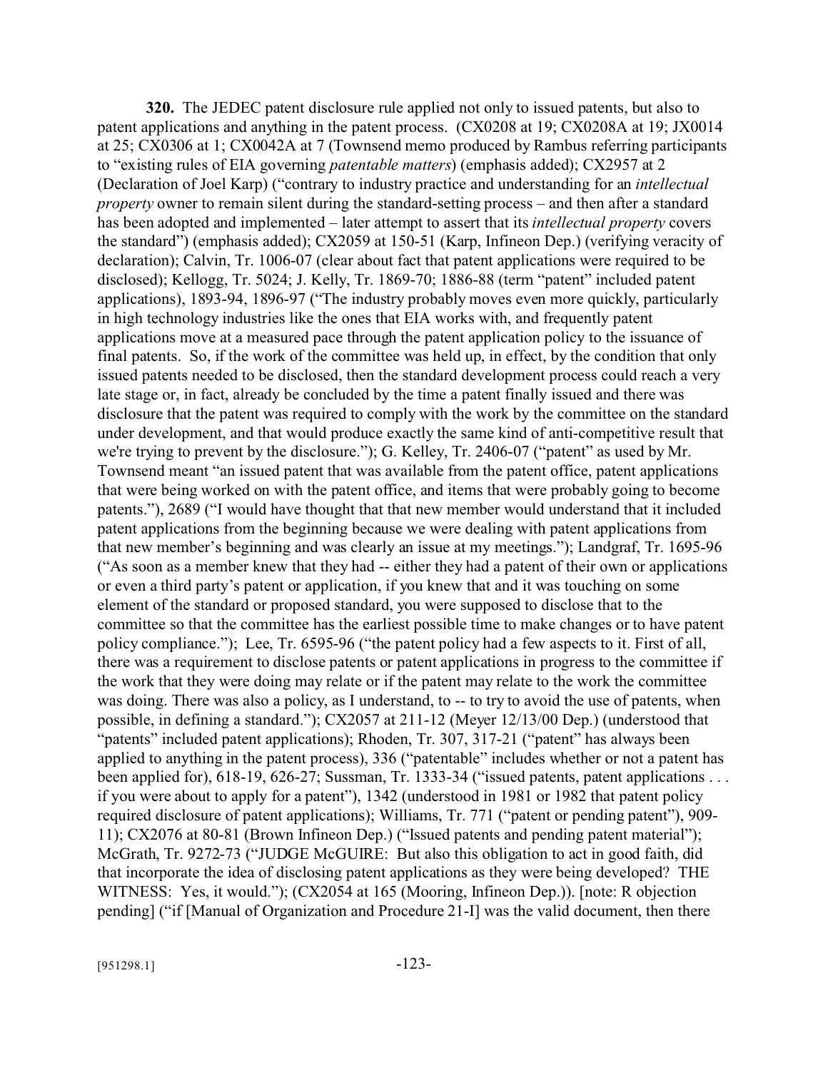**320.** The JEDEC patent disclosure rule applied not only to issued patents, but also to patent applications and anything in the patent process. (CX0208 at 19; CX0208A at 19; JX0014 at 25; CX0306 at 1; CX0042A at 7 (Townsend memo produced by Rambus referring participants to "existing rules of EIA governing *patentable matters*) (emphasis added); CX2957 at 2 (Declaration of Joel Karp) ("contrary to industry practice and understanding for an *intellectual property* owner to remain silent during the standard-setting process – and then after a standard has been adopted and implemented – later attempt to assert that its *intellectual property* covers the standard") (emphasis added); CX2059 at 150-51 (Karp, Infineon Dep.) (verifying veracity of declaration); Calvin, Tr. 1006-07 (clear about fact that patent applications were required to be disclosed); Kellogg, Tr. 5024; J. Kelly, Tr. 1869-70; 1886-88 (term "patent" included patent applications), 1893-94, 1896-97 ("The industry probably moves even more quickly, particularly in high technology industries like the ones that EIA works with, and frequently patent applications move at a measured pace through the patent application policy to the issuance of final patents. So, if the work of the committee was held up, in effect, by the condition that only issued patents needed to be disclosed, then the standard development process could reach a very late stage or, in fact, already be concluded by the time a patent finally issued and there was disclosure that the patent was required to comply with the work by the committee on the standard under development, and that would produce exactly the same kind of anti-competitive result that we're trying to prevent by the disclosure."); G. Kelley, Tr. 2406-07 ("patent" as used by Mr. Townsend meant "an issued patent that was available from the patent office, patent applications that were being worked on with the patent office, and items that were probably going to become patents."), 2689 ("I would have thought that that new member would understand that it included patent applications from the beginning because we were dealing with patent applications from that new member's beginning and was clearly an issue at my meetings."); Landgraf, Tr. 1695-96 ("As soon as a member knew that they had -- either they had a patent of their own or applications or even a third party's patent or application, if you knew that and it was touching on some element of the standard or proposed standard, you were supposed to disclose that to the committee so that the committee has the earliest possible time to make changes or to have patent policy compliance."); Lee, Tr. 6595-96 ("the patent policy had a few aspects to it. First of all, there was a requirement to disclose patents or patent applications in progress to the committee if the work that they were doing may relate or if the patent may relate to the work the committee was doing. There was also a policy, as I understand, to -- to try to avoid the use of patents, when possible, in defining a standard."); CX2057 at 211-12 (Meyer 12/13/00 Dep.) (understood that "patents" included patent applications); Rhoden, Tr. 307, 317-21 ("patent" has always been applied to anything in the patent process), 336 ("patentable" includes whether or not a patent has been applied for), 618-19, 626-27; Sussman, Tr. 1333-34 ("issued patents, patent applications . . . if you were about to apply for a patent"), 1342 (understood in 1981 or 1982 that patent policy required disclosure of patent applications); Williams, Tr. 771 ("patent or pending patent"), 909-11); CX2076 at 80-81 (Brown Infineon Dep.) ("Issued patents and pending patent material"); McGrath, Tr. 9272-73 ("JUDGE McGUIRE: But also this obligation to act in good faith, did that incorporate the idea of disclosing patent applications as they were being developed? THE WITNESS: Yes, it would."); (CX2054 at 165 (Mooring, Infineon Dep.)). [note: R objection pending] ("if [Manual of Organization and Procedure 21-I] was the valid document, then there

[951298.1]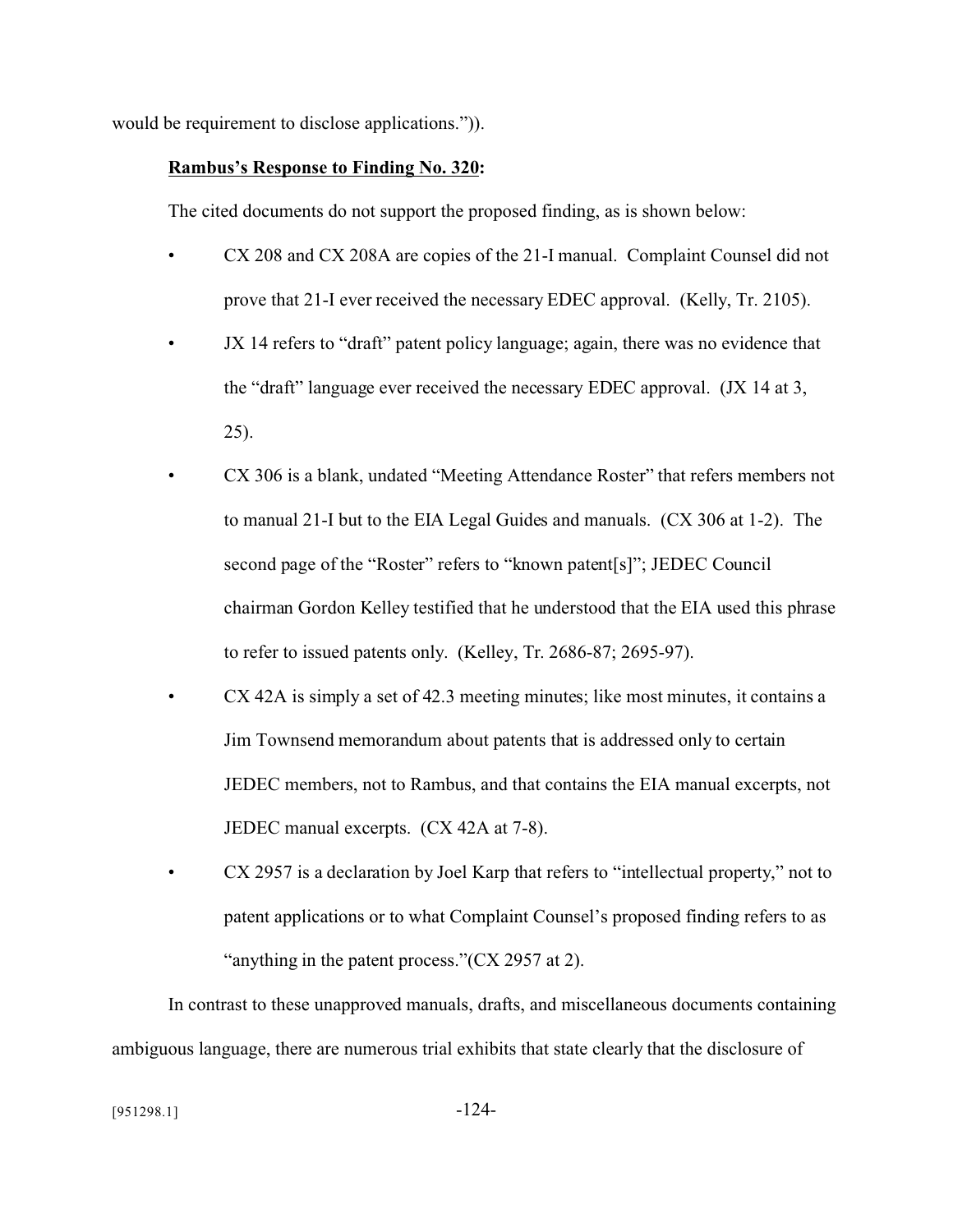would be requirement to disclose applications.")).

**Rambus's Response to Finding No. 320:**

The cited documents do not support the proposed finding, as is shown below:

- CX 208 and CX 208A are copies of the 21-I manual. Complaint Counsel did not prove that 21-I ever received the necessary EDEC approval. (Kelly, Tr. 2105).
- JX 14 refers to "draft" patent policy language; again, there was no evidence that the "draft" language ever received the necessary EDEC approval. (JX 14 at 3, 25).
- CX 306 is a blank, undated "Meeting Attendance Roster" that refers members not to manual 21-I but to the EIA Legal Guides and manuals. (CX 306 at 1-2). The second page of the "Roster" refers to "known patent[s]"; JEDEC Council chairman Gordon Kelley testified that he understood that the EIA used this phrase to refer to issued patents only. (Kelley, Tr. 2686-87; 2695-97).
- CX 42A is simply a set of 42.3 meeting minutes; like most minutes, it contains a Jim Townsend memorandum about patents that is addressed only to certain JEDEC members, not to Rambus, and that contains the EIA manual excerpts, not JEDEC manual excerpts. (CX 42A at 7-8).
- CX 2957 is a declaration by Joel Karp that refers to "intellectual property," not to patent applications or to what Complaint Counsel's proposed finding refers to as "anything in the patent process."(CX 2957 at 2).

In contrast to these unapproved manuals, drafts, and miscellaneous documents containing ambiguous language, there are numerous trial exhibits that state clearly that the disclosure of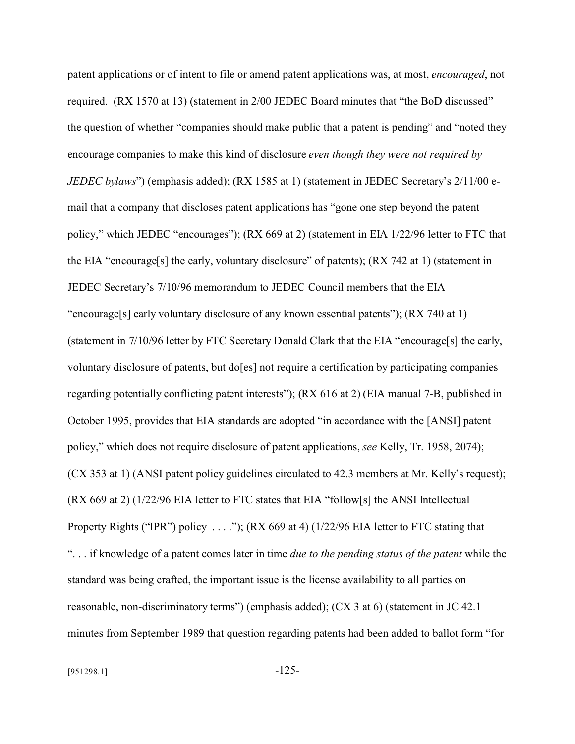patent applications or of intent to file or amend patent applications was, at most, *encouraged*, not required. (RX 1570 at 13) (statement in 2/00 JEDEC Board minutes that "the BoD discussed" the question of whether "companies should make public that a patent is pending" and "noted they encourage companies to make this kind of disclosure *even though they were not required by JEDEC bylaws*") (emphasis added); (RX 1585 at 1) (statement in JEDEC Secretary's 2/11/00 e-mail that a company that discloses patent applications has "gone one step beyond the patent policy," which JEDEC "encourages"); (RX 669 at 2) (statement in EIA 1/22/96 letter to FTC that the EIA "encourage[s] the early, voluntary disclosure" of patents); (RX 742 at 1) (statement in JEDEC Secretary's 7/10/96 memorandum to JEDEC Council members that the EIA "encourage[s] early voluntary disclosure of any known essential patents"); (RX 740 at 1) (statement in 7/10/96 letter by FTC Secretary Donald Clark that the EIA "encourage[s] the early, voluntary disclosure of patents, but do[es] not require a certification by participating companies regarding potentially conflicting patent interests"); (RX 616 at 2) (EIA manual 7-B, published in October 1995, provides that EIA standards are adopted "in accordance with the [ANSI] patent policy," which does not require disclosure of patent applications, *see* Kelly, Tr. 1958, 2074); (CX 353 at 1) (ANSI patent policy guidelines circulated to 42.3 members at Mr. Kelly's request); (RX 669 at 2) (1/22/96 EIA letter to FTC states that EIA "follow[s] the ANSI Intellectual Property Rights ("IPR") policy . . . ."); (RX 669 at 4) (1/22/96 EIA letter to FTC stating that ". . . if knowledge of a patent comes later in time *due to the pending status of the patent* while the standard was being crafted, the important issue is the license availability to all parties on reasonable, non-discriminatory terms") (emphasis added); (CX 3 at 6) (statement in JC 42.1 minutes from September 1989 that question regarding patents had been added to ballot form "for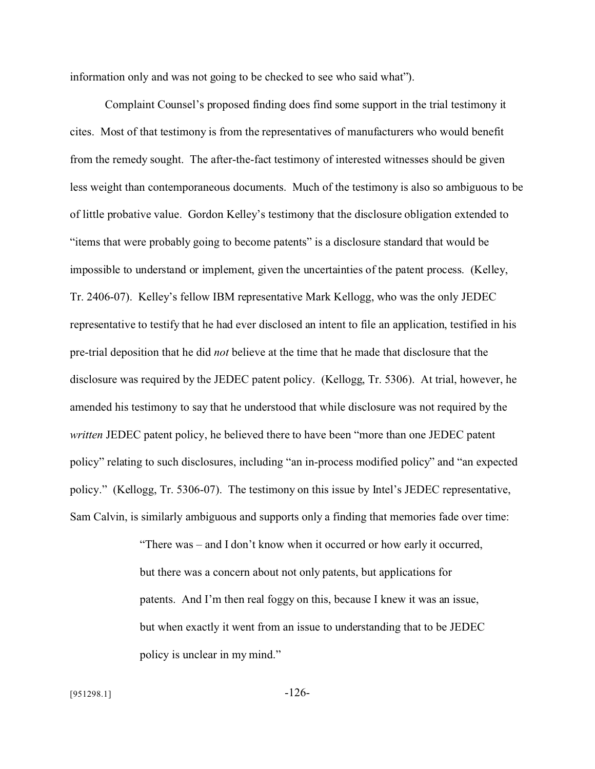information only and was not going to be checked to see who said what").

Complaint Counsel's proposed finding does find some support in the trial testimony it cites. Most of that testimony is from the representatives of manufacturers who would benefit from the remedy sought. The after-the-fact testimony of interested witnesses should be given less weight than contemporaneous documents. Much of the testimony is also so ambiguous to be of little probative value. Gordon Kelley's testimony that the disclosure obligation extended to "items that were probably going to become patents" is a disclosure standard that would be impossible to understand or implement, given the uncertainties of the patent process. (Kelley, Tr. 2406-07). Kelley's fellow IBM representative Mark Kellogg, who was the only JEDEC representative to testify that he had ever disclosed an intent to file an application, testified in his pre-trial deposition that he did *not* believe at the time that he made that disclosure that the disclosure was required by the JEDEC patent policy. (Kellogg, Tr. 5306). At trial, however, he amended his testimony to say that he understood that while disclosure was not required by the *written* JEDEC patent policy, he believed there to have been "more than one JEDEC patent policy" relating to such disclosures, including "an in-process modified policy" and "an expected policy." (Kellogg, Tr. 5306-07). The testimony on this issue by Intel's JEDEC representative, Sam Calvin, is similarly ambiguous and supports only a finding that memories fade over time:

> "There was – and I don't know when it occurred or how early it occurred, but there was a concern about not only patents, but applications for patents. And I'm then real foggy on this, because I knew it was an issue, but when exactly it went from an issue to understanding that to be JEDEC policy is unclear in my mind."

[951298.1]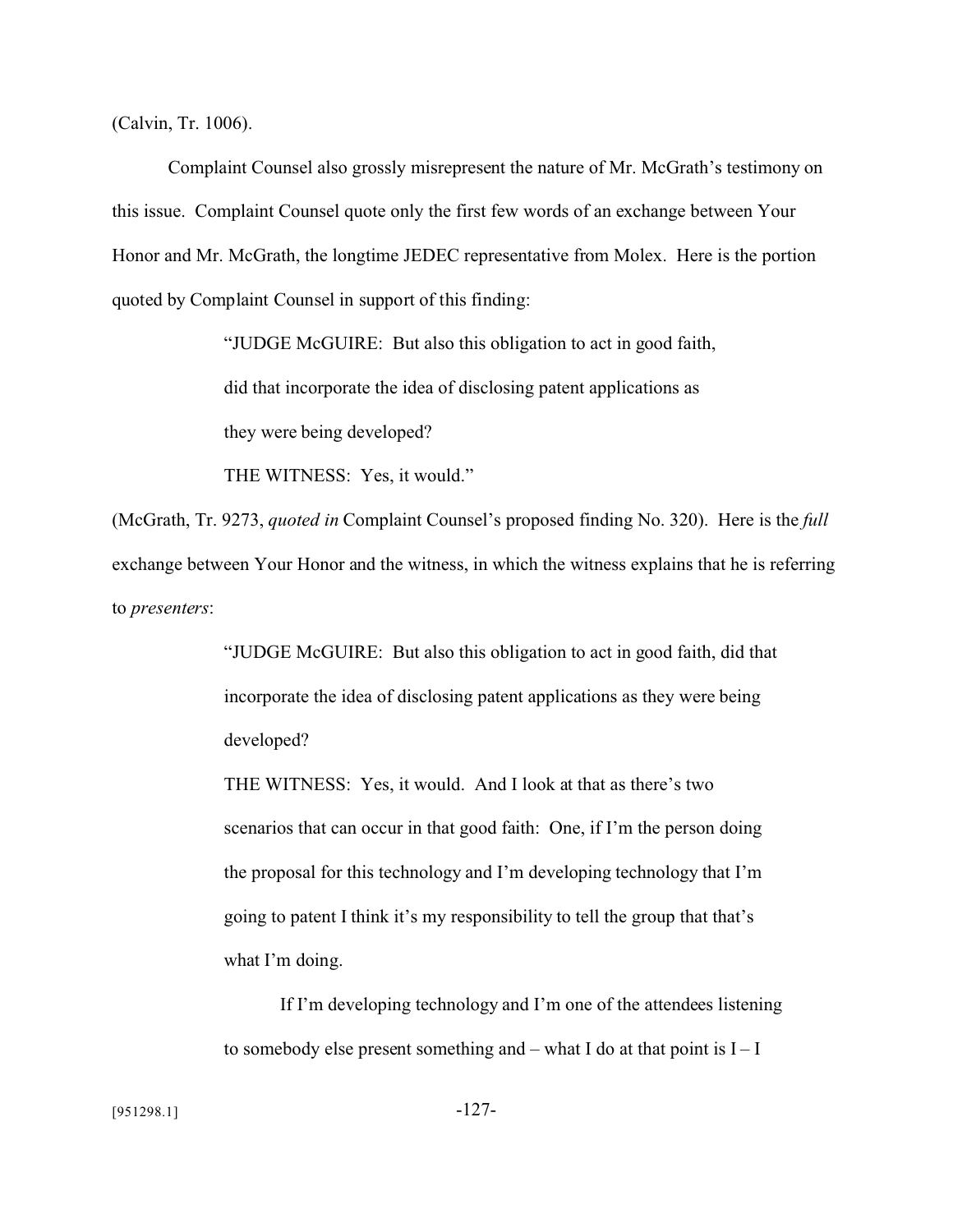(Calvin, Tr. 1006).

Complaint Counsel also grossly misrepresent the nature of Mr. McGrath's testimony on this issue. Complaint Counsel quote only the first few words of an exchange between Your Honor and Mr. McGrath, the longtime JEDEC representative from Molex. Here is the portion quoted by Complaint Counsel in support of this finding:

> "JUDGE McGUIRE: But also this obligation to act in good faith, did that incorporate the idea of disclosing patent applications as they were being developed?
>
> THE WITNESS: Yes, it would."

(McGrath, Tr. 9273, *quoted in* Complaint Counsel's proposed finding No. 320). Here is the *full* exchange between Your Honor and the witness, in which the witness explains that he is referring to *presenters*:

> "JUDGE McGUIRE: But also this obligation to act in good faith, did that incorporate the idea of disclosing patent applications as they were being developed?
>
> THE WITNESS: Yes, it would. And I look at that as there's two scenarios that can occur in that good faith: One, if I'm the person doing the proposal for this technology and I'm developing technology that I'm going to patent I think it's my responsibility to tell the group that that's what I'm doing.
>
> If I'm developing technology and I'm one of the attendees listening to somebody else present something and – what I do at that point is I – I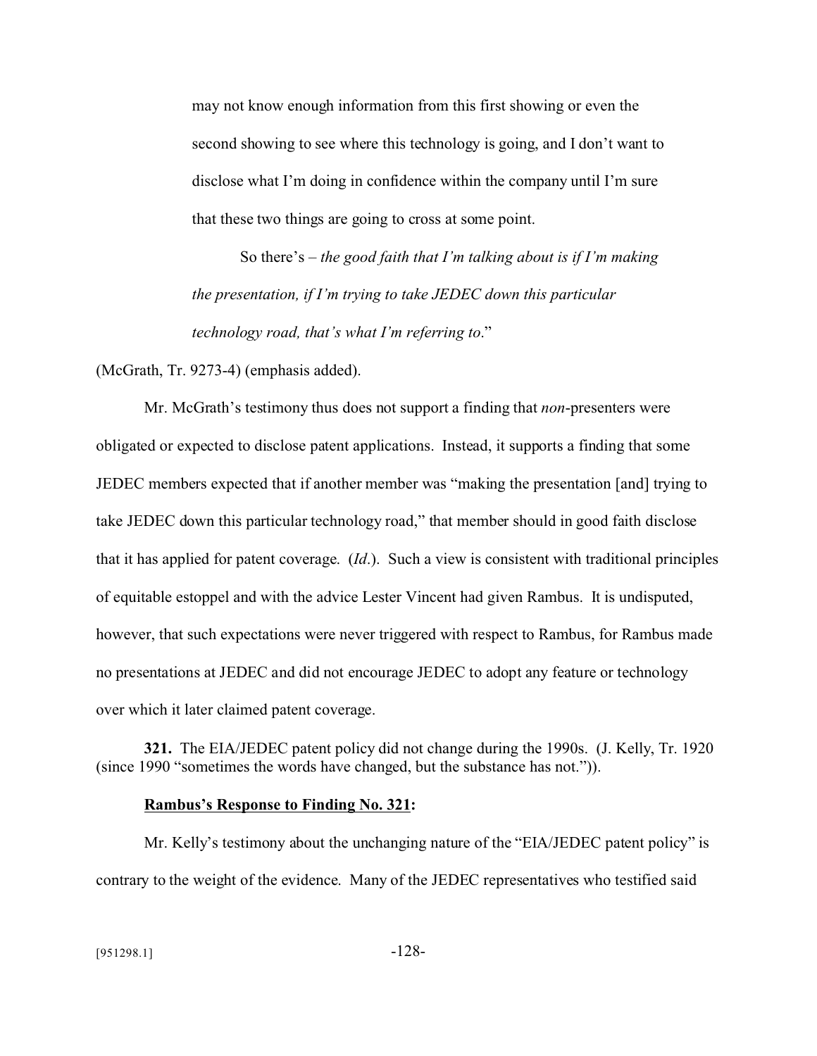may not know enough information from this first showing or even the second showing to see where this technology is going, and I don't want to disclose what I'm doing in confidence within the company until I'm sure that these two things are going to cross at some point.

So there's – *the good faith that I'm talking about is if I'm making the presentation, if I'm trying to take JEDEC down this particular technology road, that's what I'm referring to*."

(McGrath, Tr. 9273-4) (emphasis added).

Mr. McGrath's testimony thus does not support a finding that *non*-presenters were obligated or expected to disclose patent applications. Instead, it supports a finding that some JEDEC members expected that if another member was "making the presentation [and] trying to take JEDEC down this particular technology road," that member should in good faith disclose that it has applied for patent coverage. (*Id*.). Such a view is consistent with traditional principles of equitable estoppel and with the advice Lester Vincent had given Rambus. It is undisputed, however, that such expectations were never triggered with respect to Rambus, for Rambus made no presentations at JEDEC and did not encourage JEDEC to adopt any feature or technology over which it later claimed patent coverage.

**321.** The EIA/JEDEC patent policy did not change during the 1990s. (J. Kelly, Tr. 1920 (since 1990 "sometimes the words have changed, but the substance has not.")).

**<u>Rambus's Response to Finding No. 321</u>:**

Mr. Kelly's testimony about the unchanging nature of the "EIA/JEDEC patent policy" is contrary to the weight of the evidence. Many of the JEDEC representatives who testified said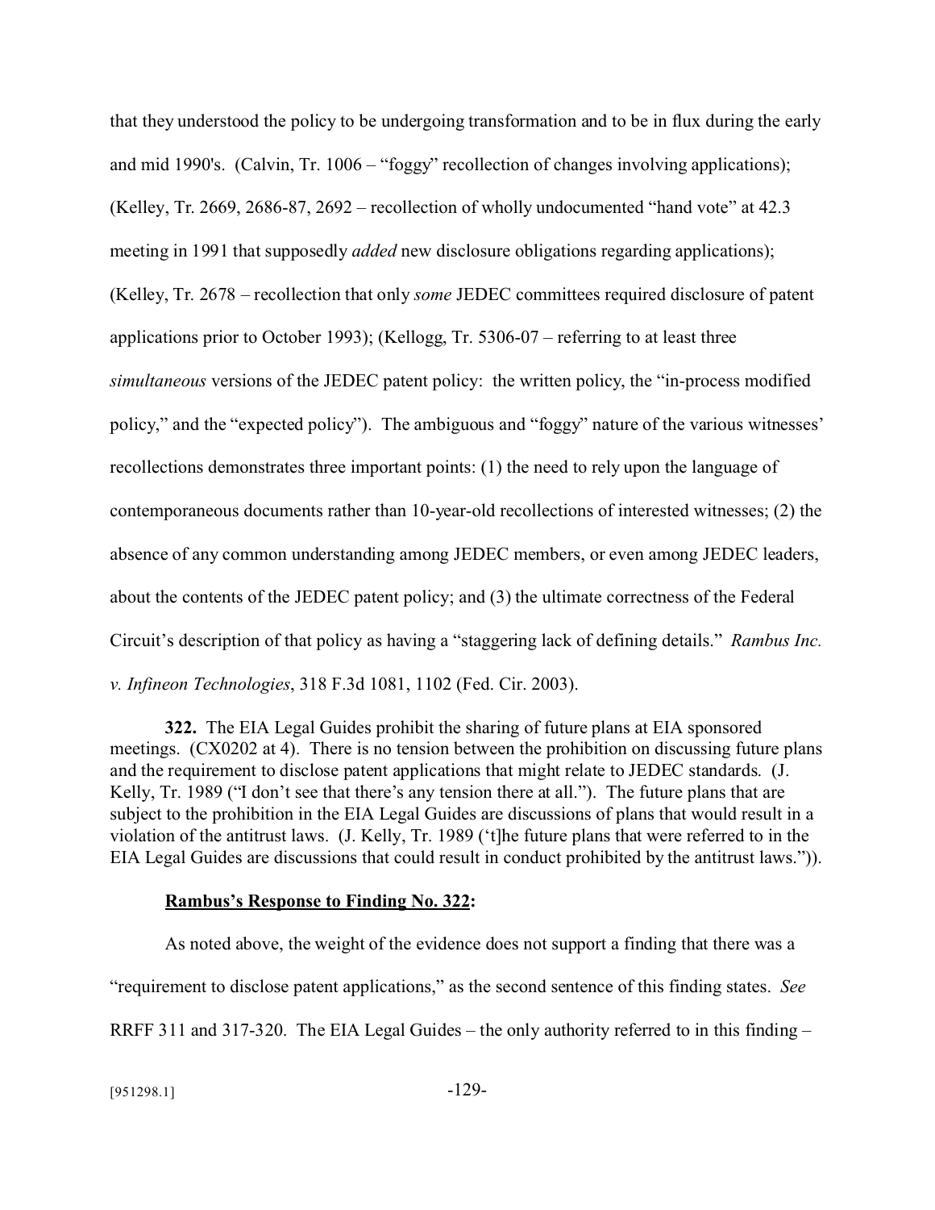that they understood the policy to be undergoing transformation and to be in flux during the early and mid 1990's. (Calvin, Tr. 1006 – "foggy" recollection of changes involving applications); (Kelley, Tr. 2669, 2686-87, 2692 – recollection of wholly undocumented "hand vote" at 42.3 meeting in 1991 that supposedly *added* new disclosure obligations regarding applications); (Kelley, Tr. 2678 – recollection that only *some* JEDEC committees required disclosure of patent applications prior to October 1993); (Kellogg, Tr. 5306-07 – referring to at least three *simultaneous* versions of the JEDEC patent policy: the written policy, the "in-process modified policy," and the "expected policy"). The ambiguous and "foggy" nature of the various witnesses' recollections demonstrates three important points: (1) the need to rely upon the language of contemporaneous documents rather than 10-year-old recollections of interested witnesses; (2) the absence of any common understanding among JEDEC members, or even among JEDEC leaders, about the contents of the JEDEC patent policy; and (3) the ultimate correctness of the Federal Circuit's description of that policy as having a "staggering lack of defining details." *Rambus Inc. v. Infineon Technologies*, 318 F.3d 1081, 1102 (Fed. Cir. 2003).

**322.** The EIA Legal Guides prohibit the sharing of future plans at EIA sponsored meetings. (CX0202 at 4). There is no tension between the prohibition on discussing future plans and the requirement to disclose patent applications that might relate to JEDEC standards. (J. Kelly, Tr. 1989 ("I don't see that there's any tension there at all."). The future plans that are subject to the prohibition in the EIA Legal Guides are discussions of plans that would result in a violation of the antitrust laws. (J. Kelly, Tr. 1989 ('t]he future plans that were referred to in the EIA Legal Guides are discussions that could result in conduct prohibited by the antitrust laws.")).

**<u>Rambus's Response to Finding No. 322</u>:**

As noted above, the weight of the evidence does not support a finding that there was a "requirement to disclose patent applications," as the second sentence of this finding states. *See* RRFF 311 and 317-320. The EIA Legal Guides – the only authority referred to in this finding –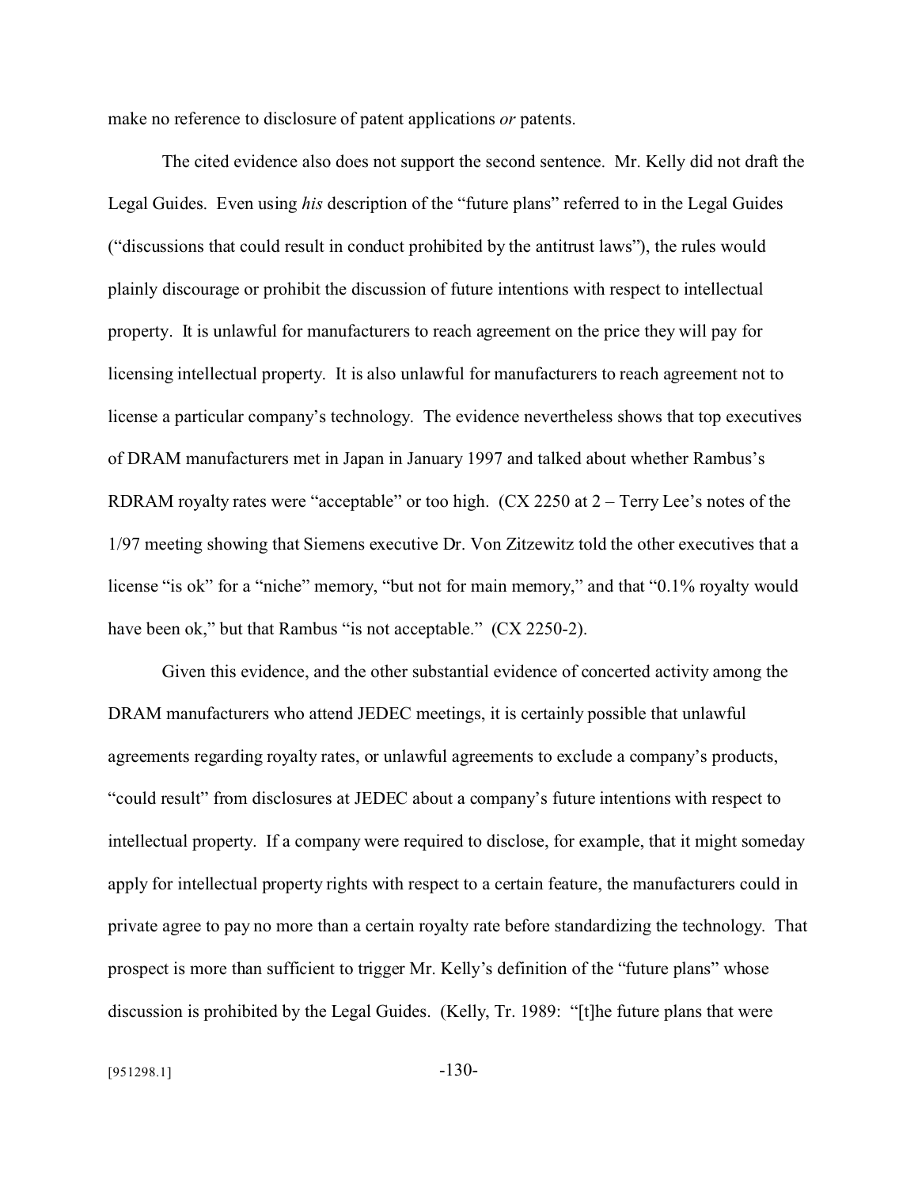make no reference to disclosure of patent applications *or* patents.

The cited evidence also does not support the second sentence. Mr. Kelly did not draft the Legal Guides. Even using *his* description of the "future plans" referred to in the Legal Guides ("discussions that could result in conduct prohibited by the antitrust laws"), the rules would plainly discourage or prohibit the discussion of future intentions with respect to intellectual property. It is unlawful for manufacturers to reach agreement on the price they will pay for licensing intellectual property. It is also unlawful for manufacturers to reach agreement not to license a particular company's technology. The evidence nevertheless shows that top executives of DRAM manufacturers met in Japan in January 1997 and talked about whether Rambus's RDRAM royalty rates were "acceptable" or too high. (CX 2250 at 2 – Terry Lee's notes of the 1/97 meeting showing that Siemens executive Dr. Von Zitzewitz told the other executives that a license "is ok" for a "niche" memory, "but not for main memory," and that "0.1% royalty would have been ok," but that Rambus "is not acceptable." (CX 2250-2).

Given this evidence, and the other substantial evidence of concerted activity among the DRAM manufacturers who attend JEDEC meetings, it is certainly possible that unlawful agreements regarding royalty rates, or unlawful agreements to exclude a company's products, "could result" from disclosures at JEDEC about a company's future intentions with respect to intellectual property. If a company were required to disclose, for example, that it might someday apply for intellectual property rights with respect to a certain feature, the manufacturers could in private agree to pay no more than a certain royalty rate before standardizing the technology. That prospect is more than sufficient to trigger Mr. Kelly's definition of the "future plans" whose discussion is prohibited by the Legal Guides. (Kelly, Tr. 1989: "[t]he future plans that were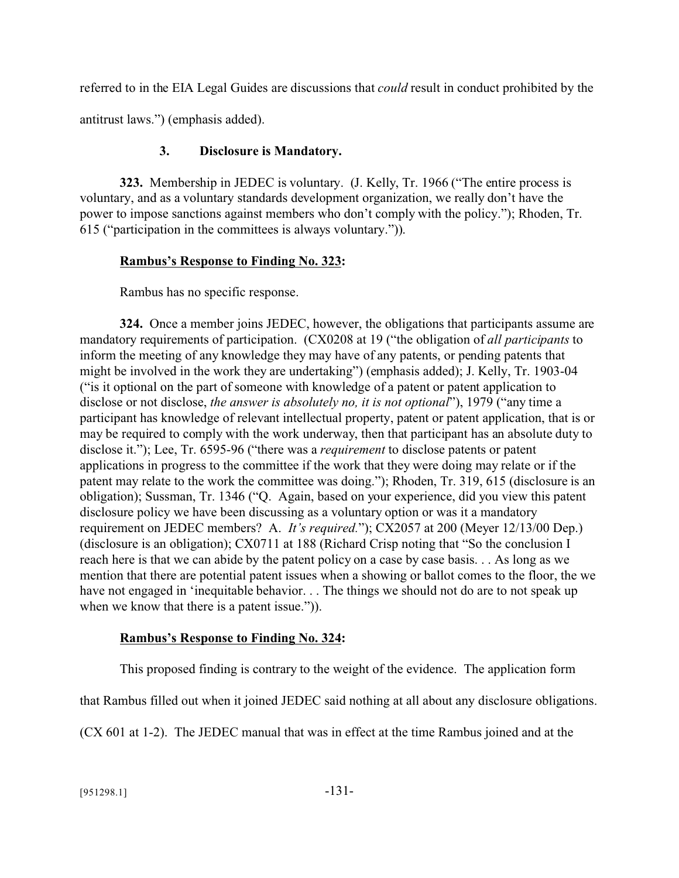referred to in the EIA Legal Guides are discussions that *could* result in conduct prohibited by the antitrust laws.") (emphasis added).

### 3. Disclosure is Mandatory.

**323.** Membership in JEDEC is voluntary. (J. Kelly, Tr. 1966 ("The entire process is voluntary, and as a voluntary standards development organization, we really don't have the power to impose sanctions against members who don't comply with the policy."); Rhoden, Tr. 615 ("participation in the committees is always voluntary.")).

**Rambus's Response to Finding No. 323:**

Rambus has no specific response.

**324.** Once a member joins JEDEC, however, the obligations that participants assume are mandatory requirements of participation. (CX0208 at 19 ("the obligation of *all participants* to inform the meeting of any knowledge they may have of any patents, or pending patents that might be involved in the work they are undertaking") (emphasis added); J. Kelly, Tr. 1903-04 ("is it optional on the part of someone with knowledge of a patent or patent application to disclose or not disclose, *the answer is absolutely no, it is not optional*"), 1979 ("any time a participant has knowledge of relevant intellectual property, patent or patent application, that is or may be required to comply with the work underway, then that participant has an absolute duty to disclose it."); Lee, Tr. 6595-96 ("there was a *requirement* to disclose patents or patent applications in progress to the committee if the work that they were doing may relate or if the patent may relate to the work the committee was doing."); Rhoden, Tr. 319, 615 (disclosure is an obligation); Sussman, Tr. 1346 ("Q. Again, based on your experience, did you view this patent disclosure policy we have been discussing as a voluntary option or was it a mandatory requirement on JEDEC members? A. *It's required.*"); CX2057 at 200 (Meyer 12/13/00 Dep.) (disclosure is an obligation); CX0711 at 188 (Richard Crisp noting that "So the conclusion I reach here is that we can abide by the patent policy on a case by case basis. . . As long as we mention that there are potential patent issues when a showing or ballot comes to the floor, the we have not engaged in 'inequitable behavior. . . The things we should not do are to not speak up when we know that there is a patent issue.")).

**Rambus's Response to Finding No. 324:**

This proposed finding is contrary to the weight of the evidence. The application form that Rambus filled out when it joined JEDEC said nothing at all about any disclosure obligations. (CX 601 at 1-2). The JEDEC manual that was in effect at the time Rambus joined and at the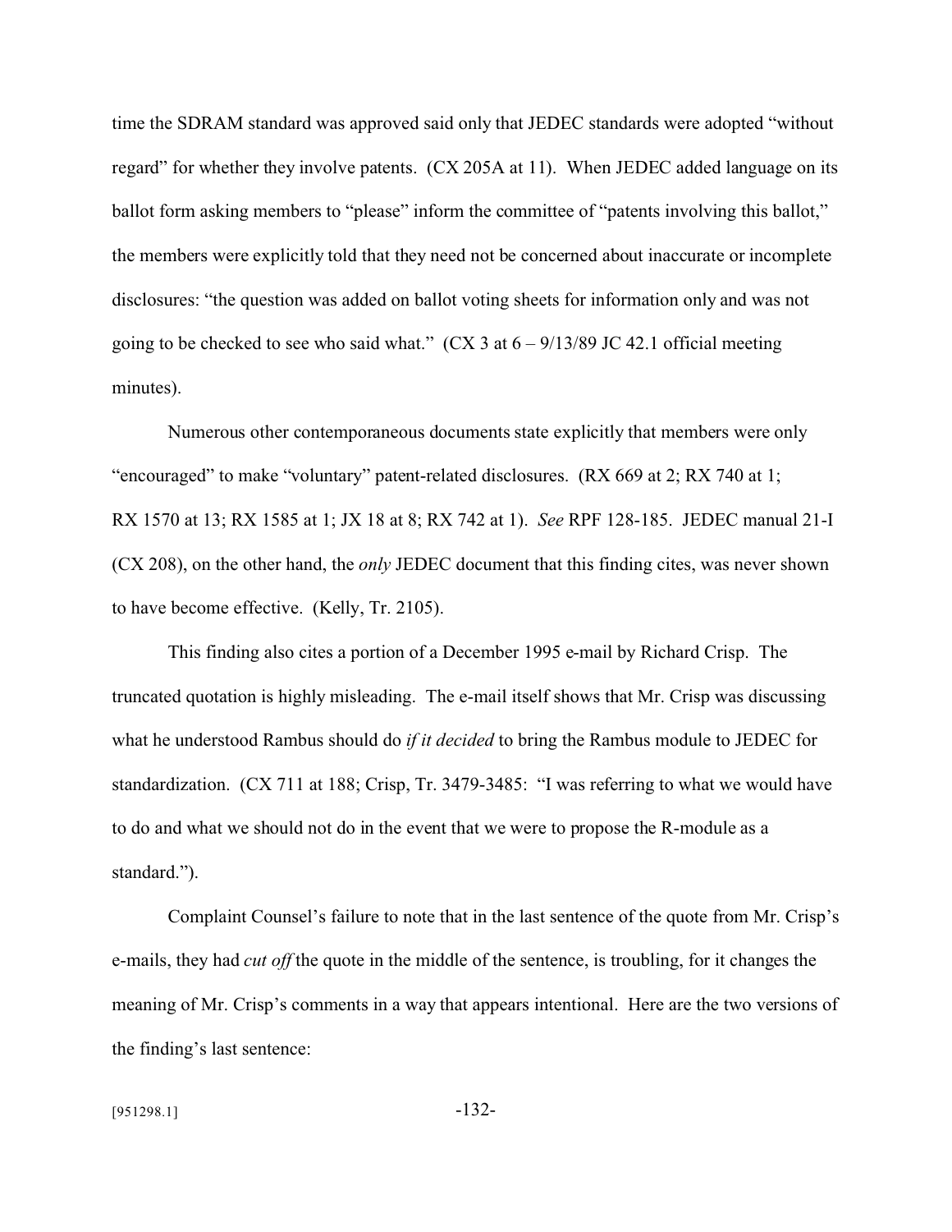time the SDRAM standard was approved said only that JEDEC standards were adopted "without regard" for whether they involve patents. (CX 205A at 11). When JEDEC added language on its ballot form asking members to "please" inform the committee of "patents involving this ballot," the members were explicitly told that they need not be concerned about inaccurate or incomplete disclosures: "the question was added on ballot voting sheets for information only and was not going to be checked to see who said what." (CX 3 at 6 – 9/13/89 JC 42.1 official meeting minutes).

Numerous other contemporaneous documents state explicitly that members were only "encouraged" to make "voluntary" patent-related disclosures. (RX 669 at 2; RX 740 at 1; RX 1570 at 13; RX 1585 at 1; JX 18 at 8; RX 742 at 1). *See* RPF 128-185. JEDEC manual 21-I (CX 208), on the other hand, the *only* JEDEC document that this finding cites, was never shown to have become effective. (Kelly, Tr. 2105).

This finding also cites a portion of a December 1995 e-mail by Richard Crisp. The truncated quotation is highly misleading. The e-mail itself shows that Mr. Crisp was discussing what he understood Rambus should do *if it decided* to bring the Rambus module to JEDEC for standardization. (CX 711 at 188; Crisp, Tr. 3479-3485: "I was referring to what we would have to do and what we should not do in the event that we were to propose the R-module as a standard.").

Complaint Counsel's failure to note that in the last sentence of the quote from Mr. Crisp's e-mails, they had *cut off* the quote in the middle of the sentence, is troubling, for it changes the meaning of Mr. Crisp's comments in a way that appears intentional. Here are the two versions of the finding's last sentence: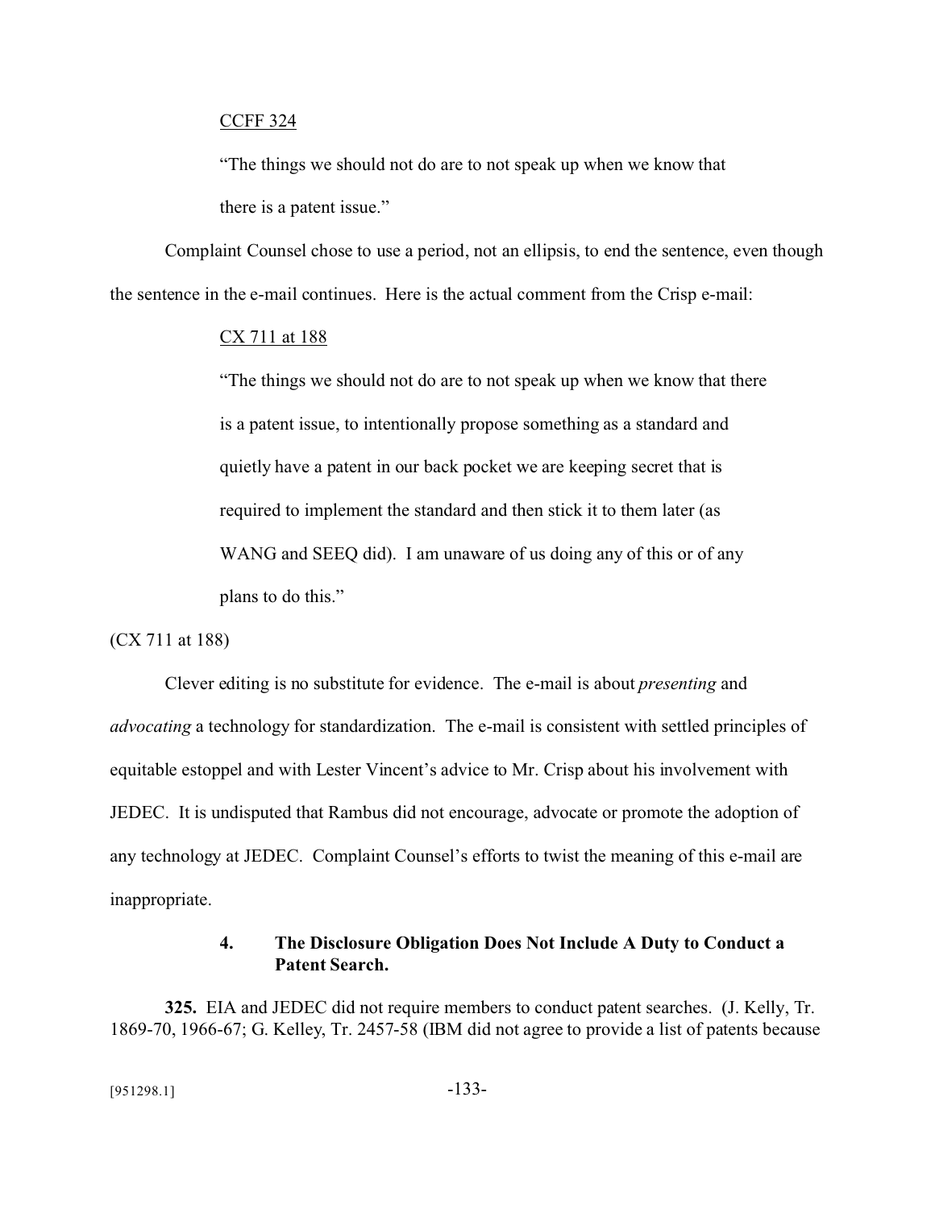CCFF 324

> "The things we should not do are to not speak up when we know that there is a patent issue."

Complaint Counsel chose to use a period, not an ellipsis, to end the sentence, even though the sentence in the e-mail continues. Here is the actual comment from the Crisp e-mail:

CX 711 at 188

> "The things we should not do are to not speak up when we know that there is a patent issue, to intentionally propose something as a standard and quietly have a patent in our back pocket we are keeping secret that is required to implement the standard and then stick it to them later (as WANG and SEEQ did). I am unaware of us doing any of this or of any plans to do this."

(CX 711 at 188)

Clever editing is no substitute for evidence. The e-mail is about *presenting* and *advocating* a technology for standardization. The e-mail is consistent with settled principles of equitable estoppel and with Lester Vincent's advice to Mr. Crisp about his involvement with JEDEC. It is undisputed that Rambus did not encourage, advocate or promote the adoption of any technology at JEDEC. Complaint Counsel's efforts to twist the meaning of this e-mail are inappropriate.

#### 4. The Disclosure Obligation Does Not Include A Duty to Conduct a Patent Search.

**325.** EIA and JEDEC did not require members to conduct patent searches. (J. Kelly, Tr. 1869-70, 1966-67; G. Kelley, Tr. 2457-58 (IBM did not agree to provide a list of patents because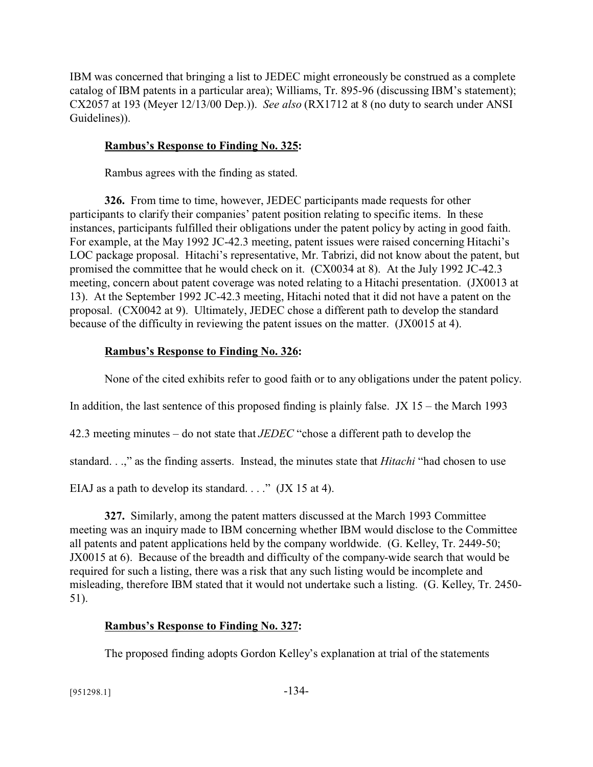IBM was concerned that bringing a list to JEDEC might erroneously be construed as a complete catalog of IBM patents in a particular area); Williams, Tr. 895-96 (discussing IBM's statement); CX2057 at 193 (Meyer 12/13/00 Dep.)). *See also* (RX1712 at 8 (no duty to search under ANSI Guidelines)).

**Rambus's Response to Finding No. 325:**

Rambus agrees with the finding as stated.

**326.** From time to time, however, JEDEC participants made requests for other participants to clarify their companies' patent position relating to specific items. In these instances, participants fulfilled their obligations under the patent policy by acting in good faith. For example, at the May 1992 JC-42.3 meeting, patent issues were raised concerning Hitachi's LOC package proposal. Hitachi's representative, Mr. Tabrizi, did not know about the patent, but promised the committee that he would check on it. (CX0034 at 8). At the July 1992 JC-42.3 meeting, concern about patent coverage was noted relating to a Hitachi presentation. (JX0013 at 13). At the September 1992 JC-42.3 meeting, Hitachi noted that it did not have a patent on the proposal. (CX0042 at 9). Ultimately, JEDEC chose a different path to develop the standard because of the difficulty in reviewing the patent issues on the matter. (JX0015 at 4).

**Rambus's Response to Finding No. 326:**

None of the cited exhibits refer to good faith or to any obligations under the patent policy. In addition, the last sentence of this proposed finding is plainly false. JX 15 – the March 1993 42.3 meeting minutes – do not state that *JEDEC* "chose a different path to develop the standard. . .," as the finding asserts. Instead, the minutes state that *Hitachi* "had chosen to use EIAJ as a path to develop its standard. . . ." (JX 15 at 4).

**327.** Similarly, among the patent matters discussed at the March 1993 Committee meeting was an inquiry made to IBM concerning whether IBM would disclose to the Committee all patents and patent applications held by the company worldwide. (G. Kelley, Tr. 2449-50; JX0015 at 6). Because of the breadth and difficulty of the company-wide search that would be required for such a listing, there was a risk that any such listing would be incomplete and misleading, therefore IBM stated that it would not undertake such a listing. (G. Kelley, Tr. 2450-51).

**Rambus's Response to Finding No. 327:**

The proposed finding adopts Gordon Kelley's explanation at trial of the statements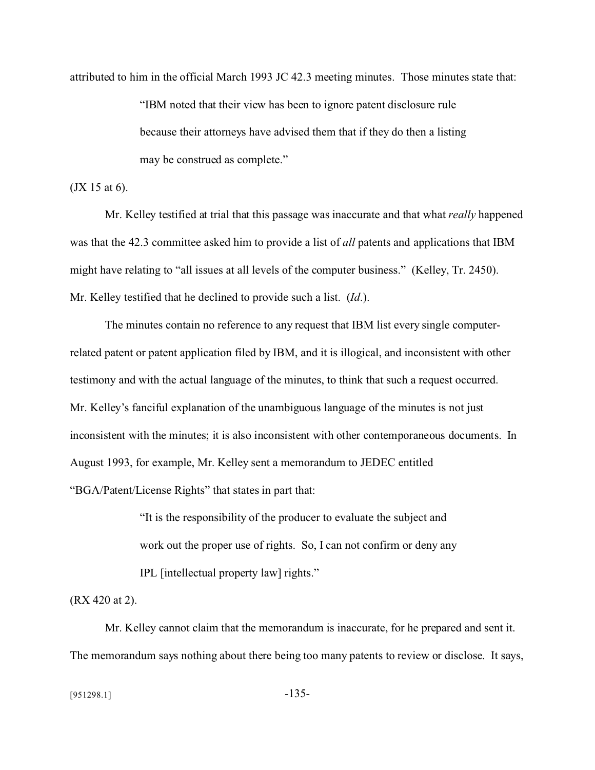attributed to him in the official March 1993 JC 42.3 meeting minutes. Those minutes state that:

> "IBM noted that their view has been to ignore patent disclosure rule because their attorneys have advised them that if they do then a listing may be construed as complete."

(JX 15 at 6).

Mr. Kelley testified at trial that this passage was inaccurate and that what *really* happened was that the 42.3 committee asked him to provide a list of *all* patents and applications that IBM might have relating to "all issues at all levels of the computer business." (Kelley, Tr. 2450). Mr. Kelley testified that he declined to provide such a list. (*Id*.).

The minutes contain no reference to any request that IBM list every single computer-related patent or patent application filed by IBM, and it is illogical, and inconsistent with other testimony and with the actual language of the minutes, to think that such a request occurred. Mr. Kelley's fanciful explanation of the unambiguous language of the minutes is not just inconsistent with the minutes; it is also inconsistent with other contemporaneous documents. In August 1993, for example, Mr. Kelley sent a memorandum to JEDEC entitled "BGA/Patent/License Rights" that states in part that:

> "It is the responsibility of the producer to evaluate the subject and work out the proper use of rights. So, I can not confirm or deny any IPL [intellectual property law] rights."

(RX 420 at 2).

Mr. Kelley cannot claim that the memorandum is inaccurate, for he prepared and sent it. The memorandum says nothing about there being too many patents to review or disclose. It says,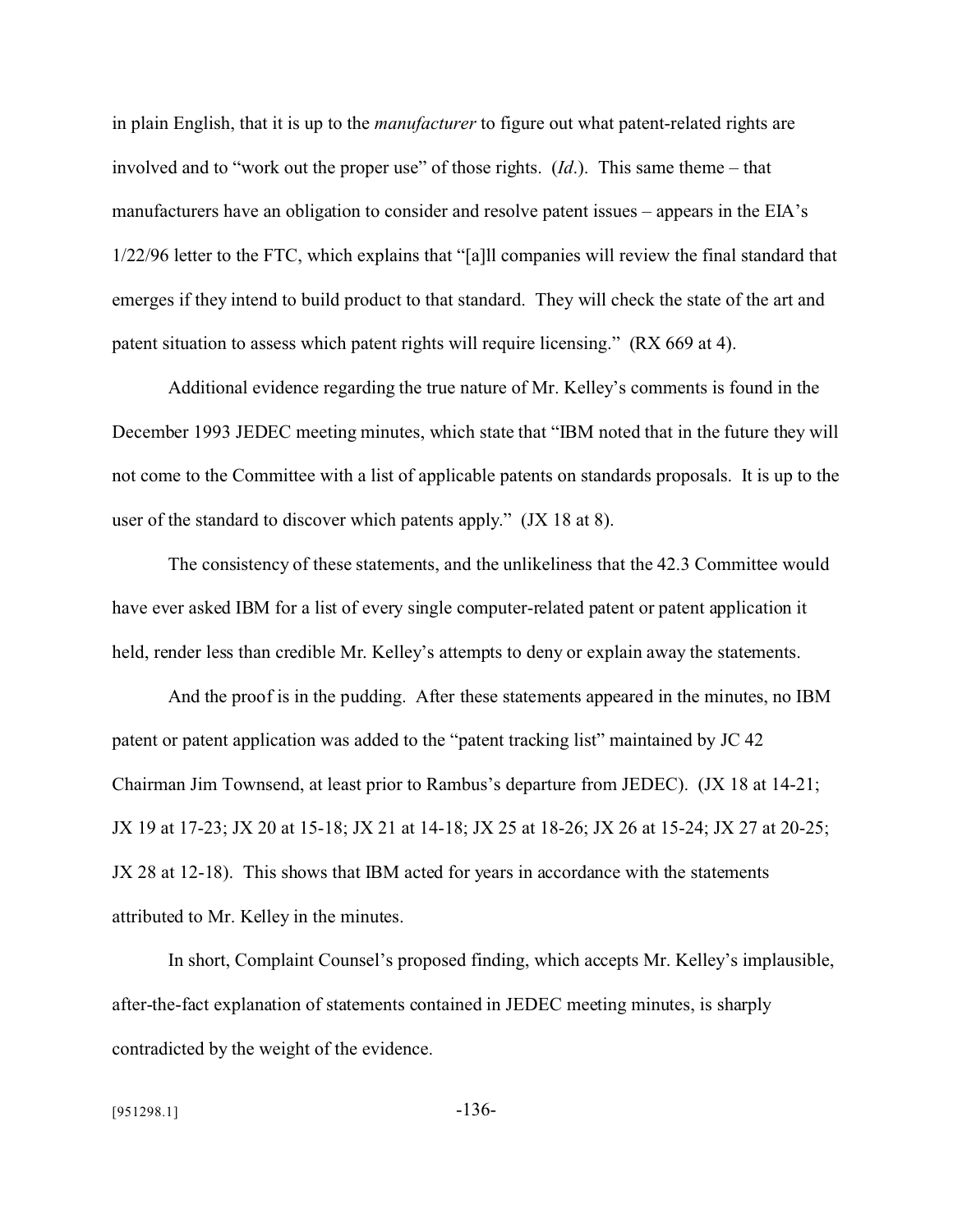in plain English, that it is up to the *manufacturer* to figure out what patent-related rights are involved and to "work out the proper use" of those rights. (*Id*.). This same theme – that manufacturers have an obligation to consider and resolve patent issues – appears in the EIA's 1/22/96 letter to the FTC, which explains that "[a]ll companies will review the final standard that emerges if they intend to build product to that standard. They will check the state of the art and patent situation to assess which patent rights will require licensing." (RX 669 at 4).

Additional evidence regarding the true nature of Mr. Kelley's comments is found in the December 1993 JEDEC meeting minutes, which state that "IBM noted that in the future they will not come to the Committee with a list of applicable patents on standards proposals. It is up to the user of the standard to discover which patents apply." (JX 18 at 8).

The consistency of these statements, and the unlikeliness that the 42.3 Committee would have ever asked IBM for a list of every single computer-related patent or patent application it held, render less than credible Mr. Kelley's attempts to deny or explain away the statements.

And the proof is in the pudding. After these statements appeared in the minutes, no IBM patent or patent application was added to the "patent tracking list" maintained by JC 42 Chairman Jim Townsend, at least prior to Rambus's departure from JEDEC). (JX 18 at 14-21; JX 19 at 17-23; JX 20 at 15-18; JX 21 at 14-18; JX 25 at 18-26; JX 26 at 15-24; JX 27 at 20-25; JX 28 at 12-18). This shows that IBM acted for years in accordance with the statements attributed to Mr. Kelley in the minutes.

In short, Complaint Counsel's proposed finding, which accepts Mr. Kelley's implausible, after-the-fact explanation of statements contained in JEDEC meeting minutes, is sharply contradicted by the weight of the evidence.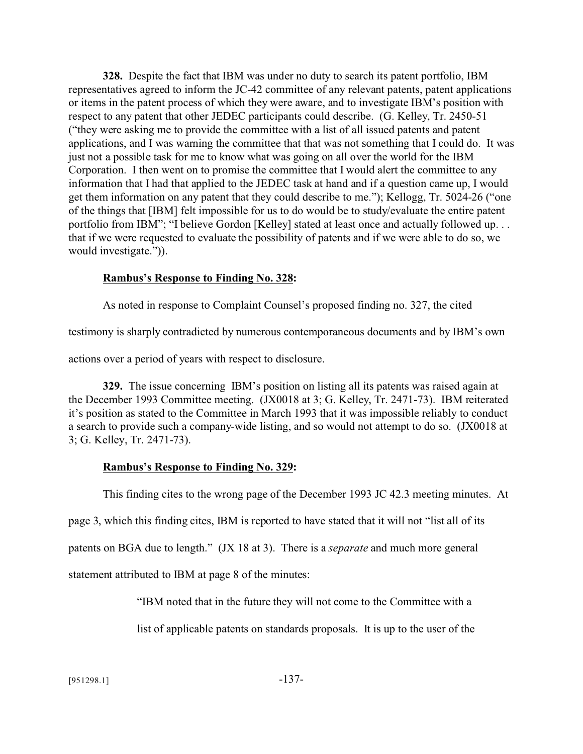**328.** Despite the fact that IBM was under no duty to search its patent portfolio, IBM representatives agreed to inform the JC-42 committee of any relevant patents, patent applications or items in the patent process of which they were aware, and to investigate IBM's position with respect to any patent that other JEDEC participants could describe. (G. Kelley, Tr. 2450-51 ("they were asking me to provide the committee with a list of all issued patents and patent applications, and I was warning the committee that that was not something that I could do. It was just not a possible task for me to know what was going on all over the world for the IBM Corporation. I then went on to promise the committee that I would alert the committee to any information that I had that applied to the JEDEC task at hand and if a question came up, I would get them information on any patent that they could describe to me."); Kellogg, Tr. 5024-26 ("one of the things that [IBM] felt impossible for us to do would be to study/evaluate the entire patent portfolio from IBM"; "I believe Gordon [Kelley] stated at least once and actually followed up. . . that if we were requested to evaluate the possibility of patents and if we were able to do so, we would investigate.")).

**<u>Rambus's Response to Finding No. 328</u>:**

As noted in response to Complaint Counsel's proposed finding no. 327, the cited testimony is sharply contradicted by numerous contemporaneous documents and by IBM's own actions over a period of years with respect to disclosure.

**329.** The issue concerning IBM's position on listing all its patents was raised again at the December 1993 Committee meeting. (JX0018 at 3; G. Kelley, Tr. 2471-73). IBM reiterated it's position as stated to the Committee in March 1993 that it was impossible reliably to conduct a search to provide such a company-wide listing, and so would not attempt to do so. (JX0018 at 3; G. Kelley, Tr. 2471-73).

**<u>Rambus's Response to Finding No. 329</u>:**

This finding cites to the wrong page of the December 1993 JC 42.3 meeting minutes. At page 3, which this finding cites, IBM is reported to have stated that it will not "list all of its patents on BGA due to length." (JX 18 at 3). There is a *separate* and much more general statement attributed to IBM at page 8 of the minutes:

> "IBM noted that in the future they will not come to the Committee with a list of applicable patents on standards proposals. It is up to the user of the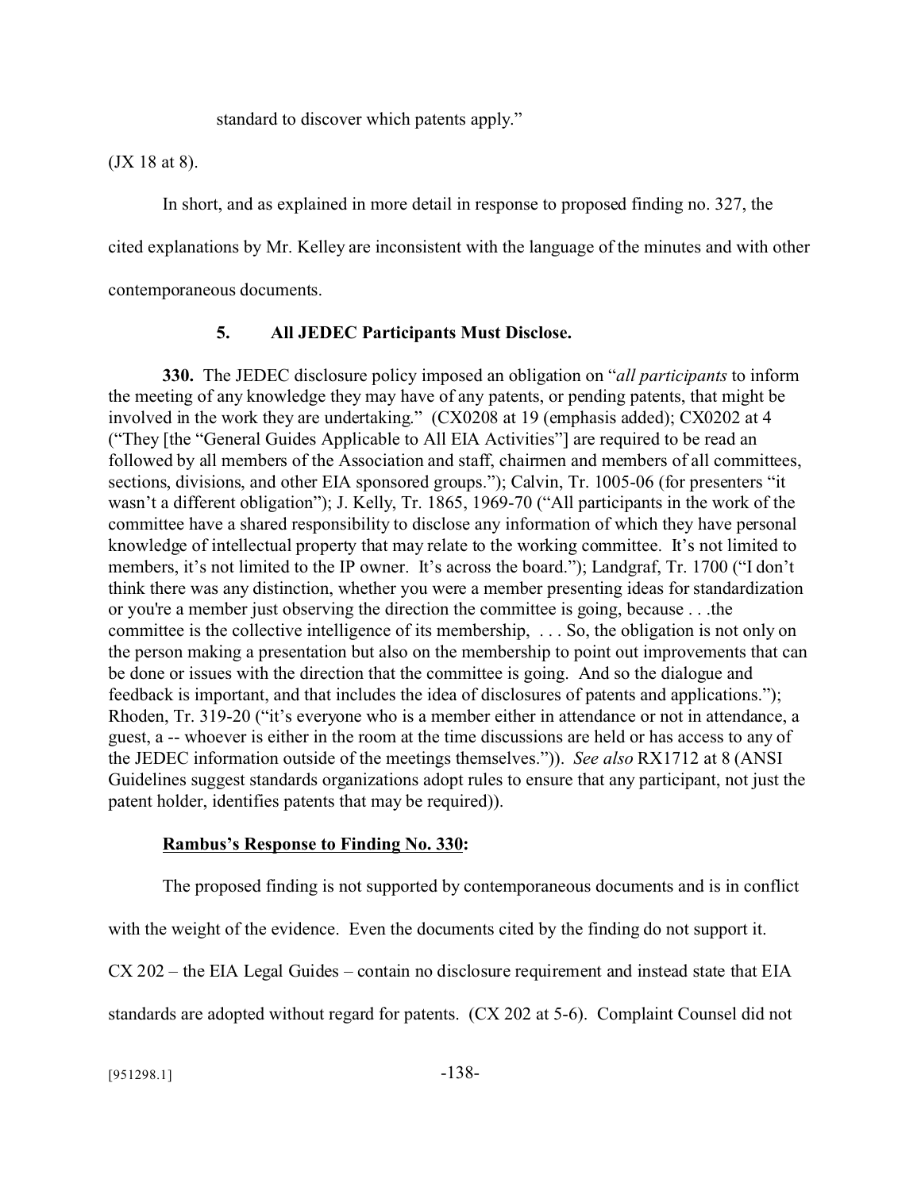standard to discover which patents apply."

(JX 18 at 8).

In short, and as explained in more detail in response to proposed finding no. 327, the cited explanations by Mr. Kelley are inconsistent with the language of the minutes and with other contemporaneous documents.

### 5. All JEDEC Participants Must Disclose.

**330.** The JEDEC disclosure policy imposed an obligation on "*all participants* to inform the meeting of any knowledge they may have of any patents, or pending patents, that might be involved in the work they are undertaking." (CX0208 at 19 (emphasis added); CX0202 at 4 ("They [the "General Guides Applicable to All EIA Activities"] are required to be read an followed by all members of the Association and staff, chairmen and members of all committees, sections, divisions, and other EIA sponsored groups."); Calvin, Tr. 1005-06 (for presenters "it wasn't a different obligation"); J. Kelly, Tr. 1865, 1969-70 ("All participants in the work of the committee have a shared responsibility to disclose any information of which they have personal knowledge of intellectual property that may relate to the working committee. It's not limited to members, it's not limited to the IP owner. It's across the board."); Landgraf, Tr. 1700 ("I don't think there was any distinction, whether you were a member presenting ideas for standardization or you're a member just observing the direction the committee is going, because . . .the committee is the collective intelligence of its membership, . . . So, the obligation is not only on the person making a presentation but also on the membership to point out improvements that can be done or issues with the direction that the committee is going. And so the dialogue and feedback is important, and that includes the idea of disclosures of patents and applications."); Rhoden, Tr. 319-20 ("it's everyone who is a member either in attendance or not in attendance, a guest, a -- whoever is either in the room at the time discussions are held or has access to any of the JEDEC information outside of the meetings themselves.")). *See also* RX1712 at 8 (ANSI Guidelines suggest standards organizations adopt rules to ensure that any participant, not just the patent holder, identifies patents that may be required)).

**<u>Rambus's Response to Finding No. 330</u>:**

The proposed finding is not supported by contemporaneous documents and is in conflict with the weight of the evidence. Even the documents cited by the finding do not support it. CX 202 – the EIA Legal Guides – contain no disclosure requirement and instead state that EIA standards are adopted without regard for patents. (CX 202 at 5-6). Complaint Counsel did not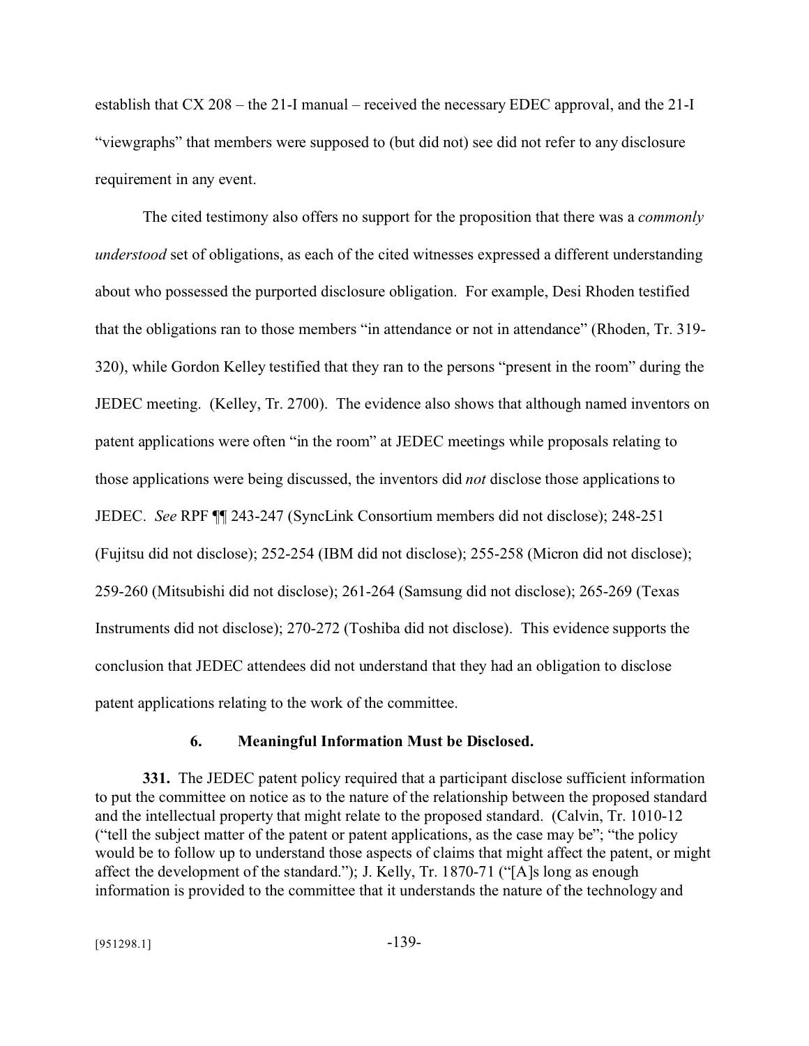establish that CX 208 – the 21-I manual – received the necessary EDEC approval, and the 21-I "viewgraphs" that members were supposed to (but did not) see did not refer to any disclosure requirement in any event.

The cited testimony also offers no support for the proposition that there was a *commonly understood* set of obligations, as each of the cited witnesses expressed a different understanding about who possessed the purported disclosure obligation. For example, Desi Rhoden testified that the obligations ran to those members "in attendance or not in attendance" (Rhoden, Tr. 319-320), while Gordon Kelley testified that they ran to the persons "present in the room" during the JEDEC meeting. (Kelley, Tr. 2700). The evidence also shows that although named inventors on patent applications were often "in the room" at JEDEC meetings while proposals relating to those applications were being discussed, the inventors did *not* disclose those applications to JEDEC. *See* RPF ¶¶ 243-247 (SyncLink Consortium members did not disclose); 248-251 (Fujitsu did not disclose); 252-254 (IBM did not disclose); 255-258 (Micron did not disclose); 259-260 (Mitsubishi did not disclose); 261-264 (Samsung did not disclose); 265-269 (Texas Instruments did not disclose); 270-272 (Toshiba did not disclose). This evidence supports the conclusion that JEDEC attendees did not understand that they had an obligation to disclose patent applications relating to the work of the committee.

### 6. Meaningful Information Must be Disclosed.

**331.** The JEDEC patent policy required that a participant disclose sufficient information to put the committee on notice as to the nature of the relationship between the proposed standard and the intellectual property that might relate to the proposed standard. (Calvin, Tr. 1010-12 ("tell the subject matter of the patent or patent applications, as the case may be"; "the policy would be to follow up to understand those aspects of claims that might affect the patent, or might affect the development of the standard."); J. Kelly, Tr. 1870-71 ("[A]s long as enough information is provided to the committee that it understands the nature of the technology and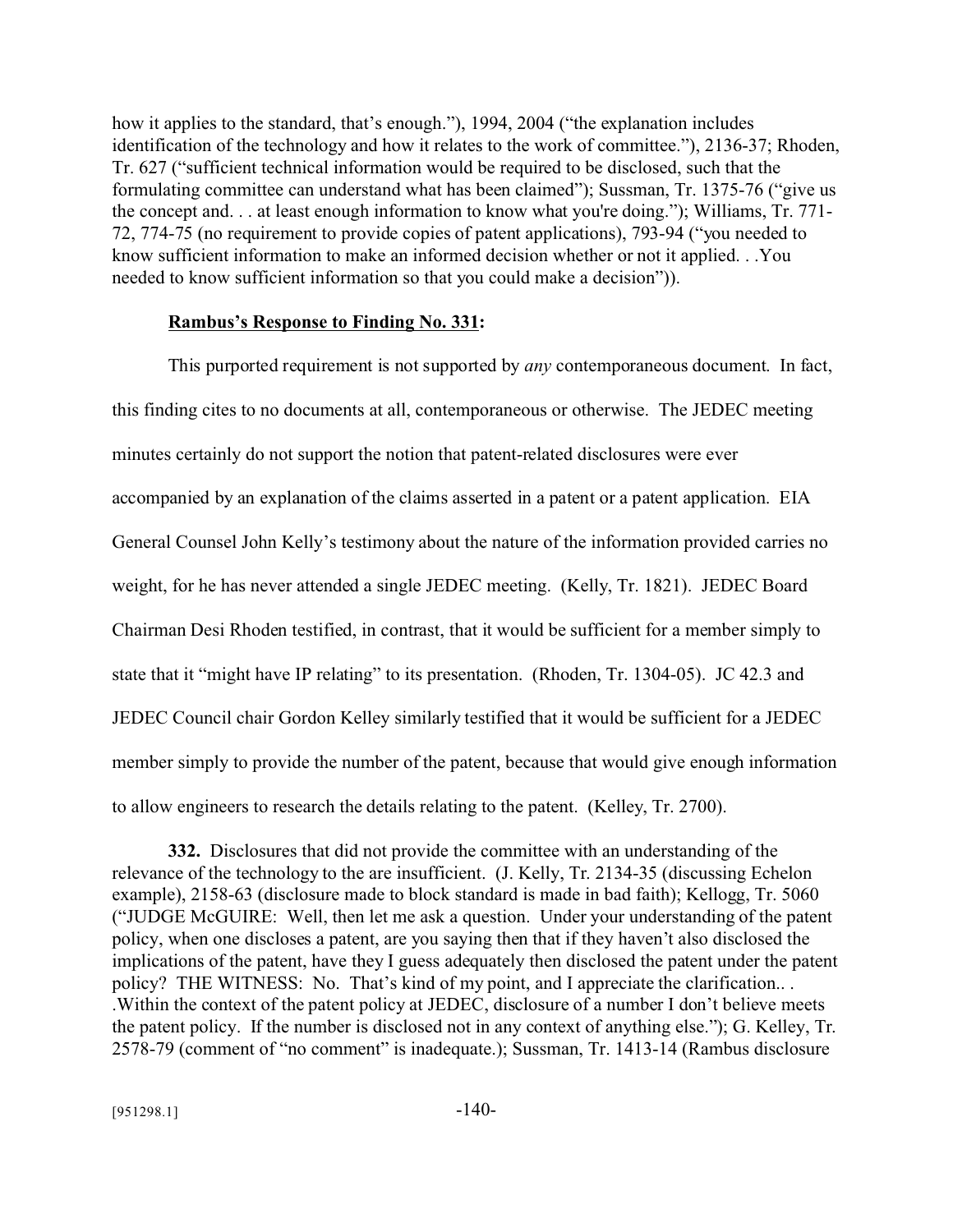how it applies to the standard, that's enough."), 1994, 2004 ("the explanation includes identification of the technology and how it relates to the work of committee."), 2136-37; Rhoden, Tr. 627 ("sufficient technical information would be required to be disclosed, such that the formulating committee can understand what has been claimed"); Sussman, Tr. 1375-76 ("give us the concept and. . . at least enough information to know what you're doing."); Williams, Tr. 771-72, 774-75 (no requirement to provide copies of patent applications), 793-94 ("you needed to know sufficient information to make an informed decision whether or not it applied. . .You needed to know sufficient information so that you could make a decision")).

**<u>Rambus's Response to Finding No. 331</u>:**

This purported requirement is not supported by *any* contemporaneous document. In fact, this finding cites to no documents at all, contemporaneous or otherwise. The JEDEC meeting minutes certainly do not support the notion that patent-related disclosures were ever accompanied by an explanation of the claims asserted in a patent or a patent application. EIA General Counsel John Kelly's testimony about the nature of the information provided carries no weight, for he has never attended a single JEDEC meeting. (Kelly, Tr. 1821). JEDEC Board Chairman Desi Rhoden testified, in contrast, that it would be sufficient for a member simply to state that it "might have IP relating" to its presentation. (Rhoden, Tr. 1304-05). JC 42.3 and JEDEC Council chair Gordon Kelley similarly testified that it would be sufficient for a JEDEC member simply to provide the number of the patent, because that would give enough information to allow engineers to research the details relating to the patent. (Kelley, Tr. 2700).

**332.** Disclosures that did not provide the committee with an understanding of the relevance of the technology to the are insufficient. (J. Kelly, Tr. 2134-35 (discussing Echelon example), 2158-63 (disclosure made to block standard is made in bad faith); Kellogg, Tr. 5060 ("JUDGE McGUIRE: Well, then let me ask a question. Under your understanding of the patent policy, when one discloses a patent, are you saying then that if they haven't also disclosed the implications of the patent, have they I guess adequately then disclosed the patent under the patent policy? THE WITNESS: No. That's kind of my point, and I appreciate the clarification.. . .Within the context of the patent policy at JEDEC, disclosure of a number I don't believe meets the patent policy. If the number is disclosed not in any context of anything else."); G. Kelley, Tr. 2578-79 (comment of "no comment" is inadequate.); Sussman, Tr. 1413-14 (Rambus disclosure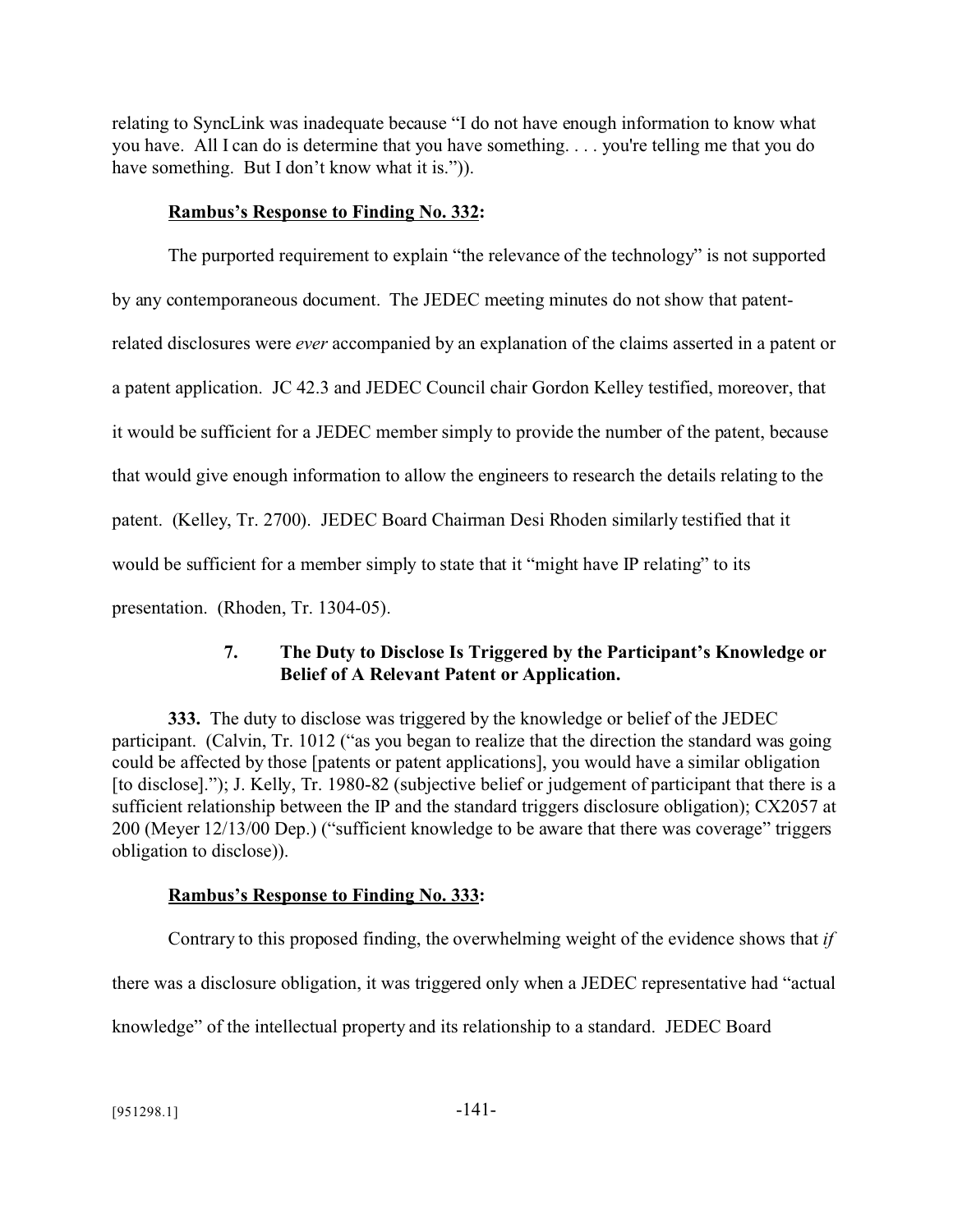relating to SyncLink was inadequate because "I do not have enough information to know what you have. All I can do is determine that you have something. . . . you're telling me that you do have something. But I don't know what it is.")).

**Rambus's Response to Finding No. 332:**

The purported requirement to explain "the relevance of the technology" is not supported by any contemporaneous document. The JEDEC meeting minutes do not show that patent-related disclosures were *ever* accompanied by an explanation of the claims asserted in a patent or a patent application. JC 42.3 and JEDEC Council chair Gordon Kelley testified, moreover, that it would be sufficient for a JEDEC member simply to provide the number of the patent, because that would give enough information to allow the engineers to research the details relating to the patent. (Kelley, Tr. 2700). JEDEC Board Chairman Desi Rhoden similarly testified that it would be sufficient for a member simply to state that it "might have IP relating" to its presentation. (Rhoden, Tr. 1304-05).

### 7. The Duty to Disclose Is Triggered by the Participant's Knowledge or Belief of A Relevant Patent or Application.

**333.** The duty to disclose was triggered by the knowledge or belief of the JEDEC participant. (Calvin, Tr. 1012 ("as you began to realize that the direction the standard was going could be affected by those [patents or patent applications], you would have a similar obligation [to disclose]."); J. Kelly, Tr. 1980-82 (subjective belief or judgement of participant that there is a sufficient relationship between the IP and the standard triggers disclosure obligation); CX2057 at 200 (Meyer 12/13/00 Dep.) ("sufficient knowledge to be aware that there was coverage" triggers obligation to disclose)).

**Rambus's Response to Finding No. 333:**

Contrary to this proposed finding, the overwhelming weight of the evidence shows that *if* there was a disclosure obligation, it was triggered only when a JEDEC representative had "actual knowledge" of the intellectual property and its relationship to a standard. JEDEC Board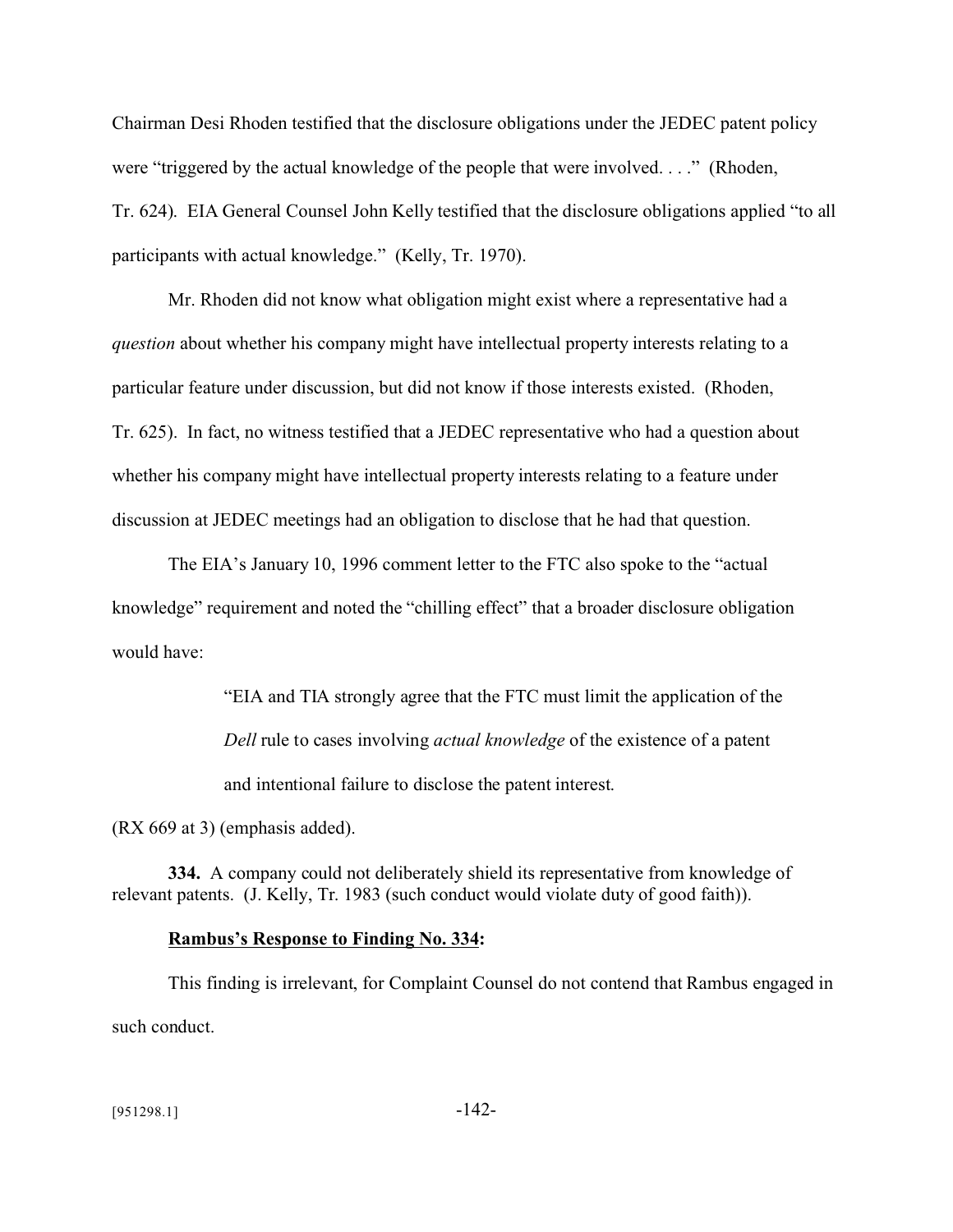Chairman Desi Rhoden testified that the disclosure obligations under the JEDEC patent policy were "triggered by the actual knowledge of the people that were involved. . . ." (Rhoden, Tr. 624). EIA General Counsel John Kelly testified that the disclosure obligations applied "to all participants with actual knowledge." (Kelly, Tr. 1970).

Mr. Rhoden did not know what obligation might exist where a representative had a *question* about whether his company might have intellectual property interests relating to a particular feature under discussion, but did not know if those interests existed. (Rhoden, Tr. 625). In fact, no witness testified that a JEDEC representative who had a question about whether his company might have intellectual property interests relating to a feature under discussion at JEDEC meetings had an obligation to disclose that he had that question.

The EIA's January 10, 1996 comment letter to the FTC also spoke to the "actual knowledge" requirement and noted the "chilling effect" that a broader disclosure obligation would have:

> "EIA and TIA strongly agree that the FTC must limit the application of the *Dell* rule to cases involving *actual knowledge* of the existence of a patent and intentional failure to disclose the patent interest.

(RX 669 at 3) (emphasis added).

**334.** A company could not deliberately shield its representative from knowledge of relevant patents. (J. Kelly, Tr. 1983 (such conduct would violate duty of good faith)).

**Rambus's Response to Finding No. 334:**

This finding is irrelevant, for Complaint Counsel do not contend that Rambus engaged in such conduct.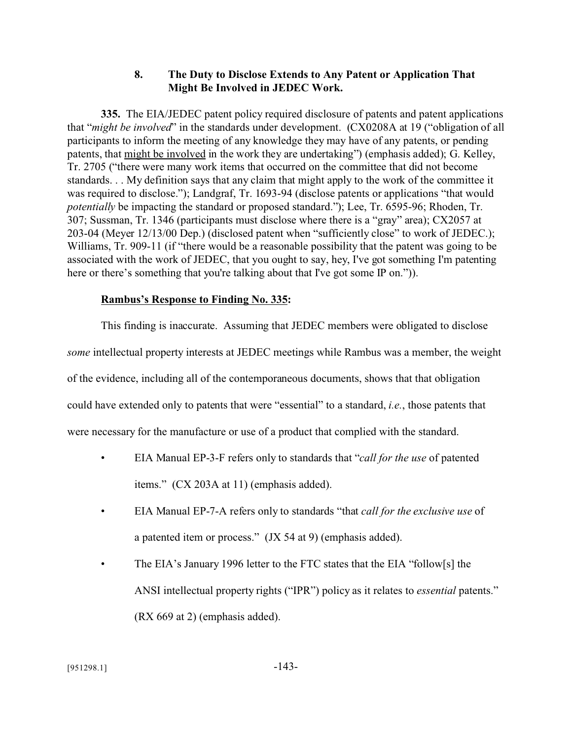### 8. The Duty to Disclose Extends to Any Patent or Application That Might Be Involved in JEDEC Work.

**335.** The EIA/JEDEC patent policy required disclosure of patents and patent applications that "*might be involved*" in the standards under development. (CX0208A at 19 ("obligation of all participants to inform the meeting of any knowledge they may have of any patents, or pending patents, that might be involved in the work they are undertaking") (emphasis added); G. Kelley, Tr. 2705 ("there were many work items that occurred on the committee that did not become standards. . . My definition says that any claim that might apply to the work of the committee it was required to disclose."); Landgraf, Tr. 1693-94 (disclose patents or applications "that would *potentially* be impacting the standard or proposed standard."); Lee, Tr. 6595-96; Rhoden, Tr. 307; Sussman, Tr. 1346 (participants must disclose where there is a "gray" area); CX2057 at 203-04 (Meyer 12/13/00 Dep.) (disclosed patent when "sufficiently close" to work of JEDEC.); Williams, Tr. 909-11 (if "there would be a reasonable possibility that the patent was going to be associated with the work of JEDEC, that you ought to say, hey, I've got something I'm patenting here or there's something that you're talking about that I've got some IP on.")).

**Rambus's Response to Finding No. 335:**

This finding is inaccurate. Assuming that JEDEC members were obligated to disclose *some* intellectual property interests at JEDEC meetings while Rambus was a member, the weight of the evidence, including all of the contemporaneous documents, shows that that obligation could have extended only to patents that were "essential" to a standard, *i.e.*, those patents that were necessary for the manufacture or use of a product that complied with the standard.

- EIA Manual EP-3-F refers only to standards that "*call for the use* of patented items." (CX 203A at 11) (emphasis added).
- EIA Manual EP-7-A refers only to standards "that *call for the exclusive use* of a patented item or process." (JX 54 at 9) (emphasis added).
- The EIA's January 1996 letter to the FTC states that the EIA "follow[s] the ANSI intellectual property rights ("IPR") policy as it relates to *essential* patents." (RX 669 at 2) (emphasis added).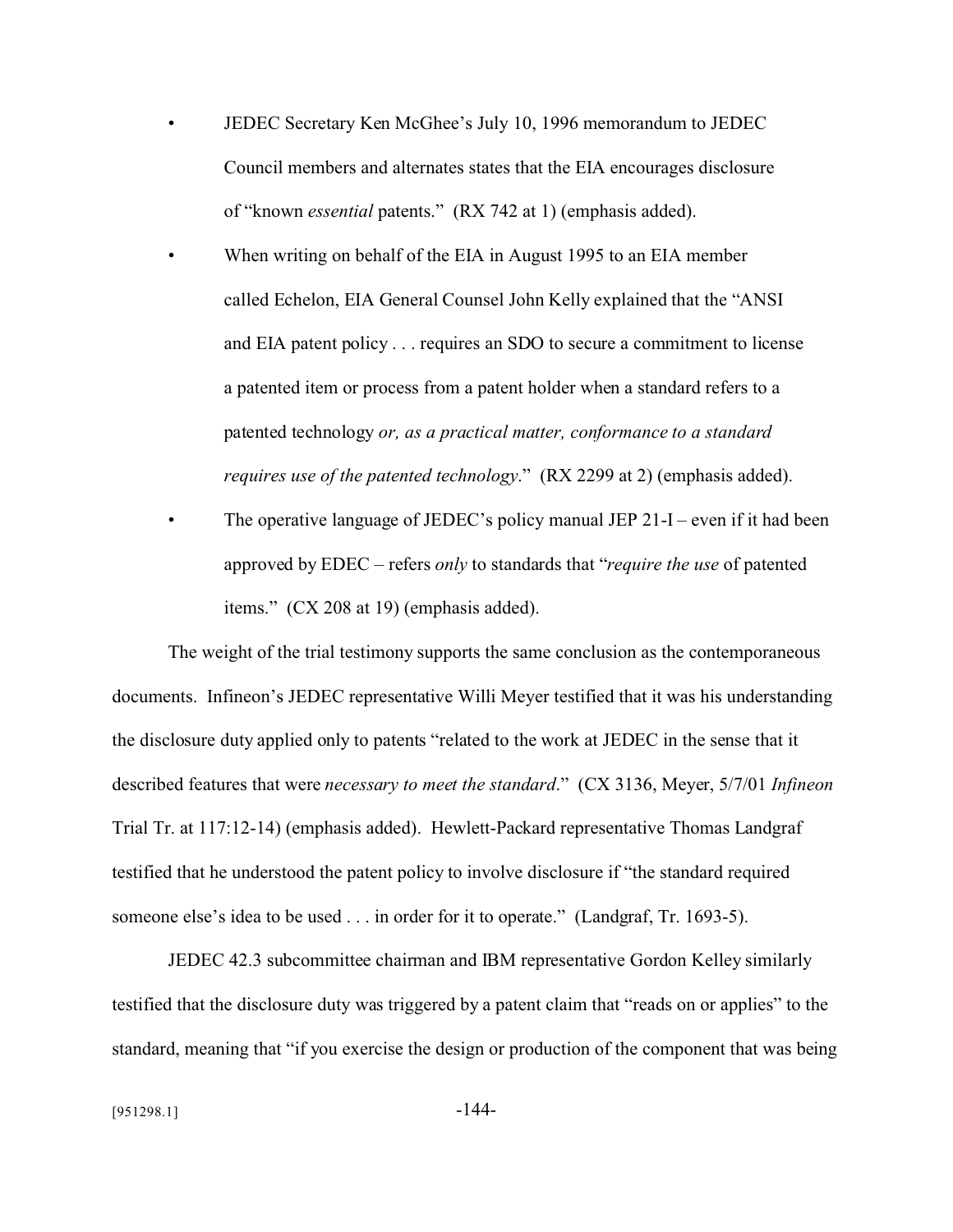- JEDEC Secretary Ken McGhee's July 10, 1996 memorandum to JEDEC Council members and alternates states that the EIA encourages disclosure of "known *essential* patents." (RX 742 at 1) (emphasis added).
- When writing on behalf of the EIA in August 1995 to an EIA member called Echelon, EIA General Counsel John Kelly explained that the "ANSI and EIA patent policy . . . requires an SDO to secure a commitment to license a patented item or process from a patent holder when a standard refers to a patented technology *or, as a practical matter, conformance to a standard requires use of the patented technology*." (RX 2299 at 2) (emphasis added).
- The operative language of JEDEC's policy manual JEP 21-I – even if it had been approved by EDEC – refers *only* to standards that "*require the use* of patented items." (CX 208 at 19) (emphasis added).

The weight of the trial testimony supports the same conclusion as the contemporaneous documents. Infineon's JEDEC representative Willi Meyer testified that it was his understanding the disclosure duty applied only to patents "related to the work at JEDEC in the sense that it described features that were *necessary to meet the standard*." (CX 3136, Meyer, 5/7/01 *Infineon* Trial Tr. at 117:12-14) (emphasis added). Hewlett-Packard representative Thomas Landgraf testified that he understood the patent policy to involve disclosure if "the standard required someone else's idea to be used . . . in order for it to operate." (Landgraf, Tr. 1693-5).

JEDEC 42.3 subcommittee chairman and IBM representative Gordon Kelley similarly testified that the disclosure duty was triggered by a patent claim that "reads on or applies" to the standard, meaning that "if you exercise the design or production of the component that was being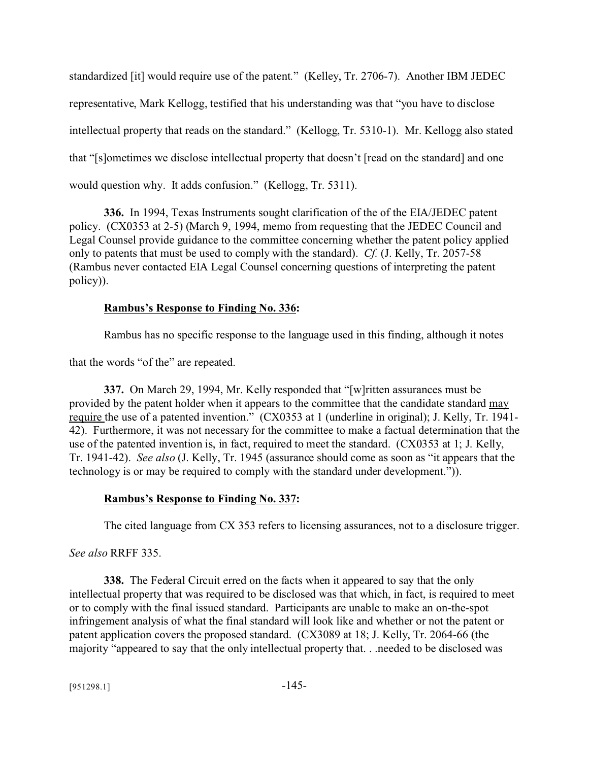standardized [it] would require use of the patent." (Kelley, Tr. 2706-7). Another IBM JEDEC representative, Mark Kellogg, testified that his understanding was that "you have to disclose intellectual property that reads on the standard." (Kellogg, Tr. 5310-1). Mr. Kellogg also stated that "[s]ometimes we disclose intellectual property that doesn't [read on the standard] and one would question why. It adds confusion." (Kellogg, Tr. 5311).

**336.** In 1994, Texas Instruments sought clarification of the of the EIA/JEDEC patent policy. (CX0353 at 2-5) (March 9, 1994, memo from requesting that the JEDEC Council and Legal Counsel provide guidance to the committee concerning whether the patent policy applied only to patents that must be used to comply with the standard). *Cf.* (J. Kelly, Tr. 2057-58 (Rambus never contacted EIA Legal Counsel concerning questions of interpreting the patent policy)).

**<u>Rambus's Response to Finding No. 336</u>:**

Rambus has no specific response to the language used in this finding, although it notes that the words "of the" are repeated.

**337.** On March 29, 1994, Mr. Kelly responded that "[w]ritten assurances must be provided by the patent holder when it appears to the committee that the candidate standard <u>may require</u> the use of a patented invention." (CX0353 at 1 (underline in original); J. Kelly, Tr. 1941-42). Furthermore, it was not necessary for the committee to make a factual determination that the use of the patented invention is, in fact, required to meet the standard. (CX0353 at 1; J. Kelly, Tr. 1941-42). *See also* (J. Kelly, Tr. 1945 (assurance should come as soon as "it appears that the technology is or may be required to comply with the standard under development.")).

**<u>Rambus's Response to Finding No. 337</u>:**

The cited language from CX 353 refers to licensing assurances, not to a disclosure trigger. *See also* RRFF 335.

**338.** The Federal Circuit erred on the facts when it appeared to say that the only intellectual property that was required to be disclosed was that which, in fact, is required to meet or to comply with the final issued standard. Participants are unable to make an on-the-spot infringement analysis of what the final standard will look like and whether or not the patent or patent application covers the proposed standard. (CX3089 at 18; J. Kelly, Tr. 2064-66 (the majority "appeared to say that the only intellectual property that. . .needed to be disclosed was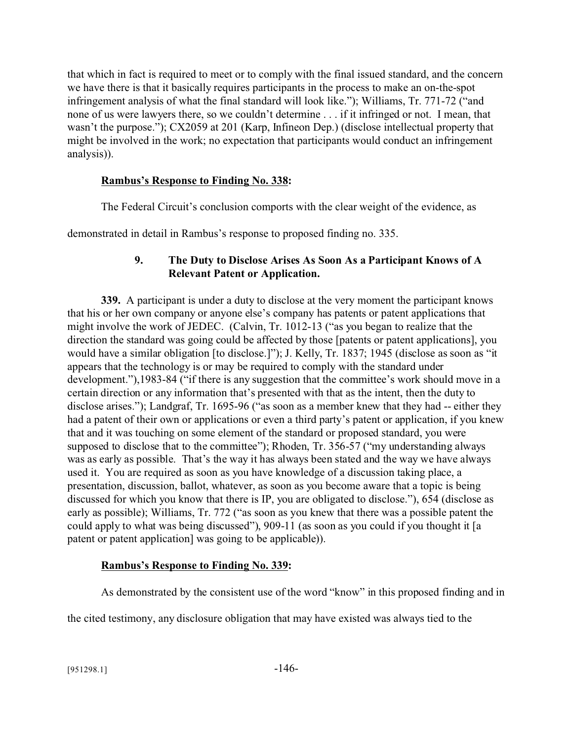that which in fact is required to meet or to comply with the final issued standard, and the concern we have there is that it basically requires participants in the process to make an on-the-spot infringement analysis of what the final standard will look like."); Williams, Tr. 771-72 ("and none of us were lawyers there, so we couldn't determine . . . if it infringed or not. I mean, that wasn't the purpose."); CX2059 at 201 (Karp, Infineon Dep.) (disclose intellectual property that might be involved in the work; no expectation that participants would conduct an infringement analysis)).

**Rambus's Response to Finding No. 338:**

The Federal Circuit's conclusion comports with the clear weight of the evidence, as demonstrated in detail in Rambus's response to proposed finding no. 335.

### 9. The Duty to Disclose Arises As Soon As a Participant Knows of A Relevant Patent or Application.

**339.** A participant is under a duty to disclose at the very moment the participant knows that his or her own company or anyone else's company has patents or patent applications that might involve the work of JEDEC. (Calvin, Tr. 1012-13 ("as you began to realize that the direction the standard was going could be affected by those [patents or patent applications], you would have a similar obligation [to disclose.]"); J. Kelly, Tr. 1837; 1945 (disclose as soon as "it appears that the technology is or may be required to comply with the standard under development."),1983-84 ("if there is any suggestion that the committee's work should move in a certain direction or any information that's presented with that as the intent, then the duty to disclose arises."); Landgraf, Tr. 1695-96 ("as soon as a member knew that they had -- either they had a patent of their own or applications or even a third party's patent or application, if you knew that and it was touching on some element of the standard or proposed standard, you were supposed to disclose that to the committee"); Rhoden, Tr. 356-57 ("my understanding always was as early as possible. That's the way it has always been stated and the way we have always used it. You are required as soon as you have knowledge of a discussion taking place, a presentation, discussion, ballot, whatever, as soon as you become aware that a topic is being discussed for which you know that there is IP, you are obligated to disclose."), 654 (disclose as early as possible); Williams, Tr. 772 ("as soon as you knew that there was a possible patent the could apply to what was being discussed"), 909-11 (as soon as you could if you thought it [a patent or patent application] was going to be applicable)).

**Rambus's Response to Finding No. 339:**

As demonstrated by the consistent use of the word "know" in this proposed finding and in the cited testimony, any disclosure obligation that may have existed was always tied to the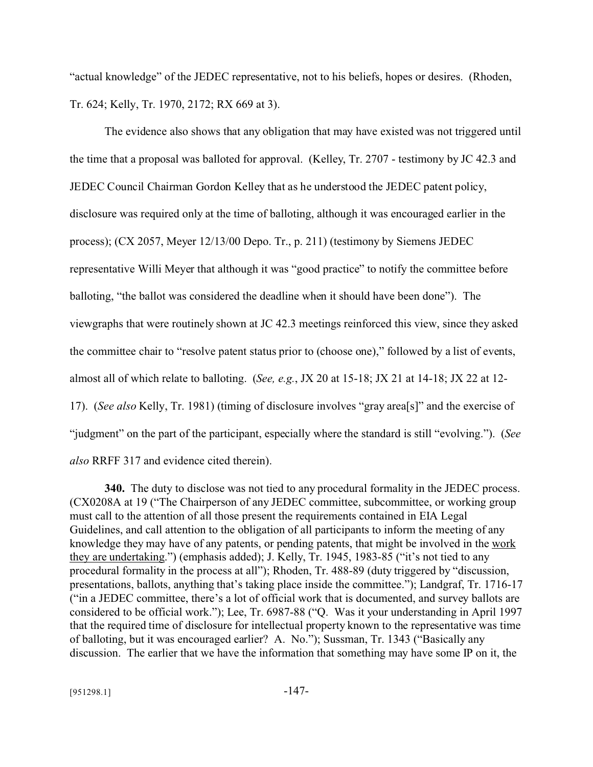"actual knowledge" of the JEDEC representative, not to his beliefs, hopes or desires. (Rhoden, Tr. 624; Kelly, Tr. 1970, 2172; RX 669 at 3).

The evidence also shows that any obligation that may have existed was not triggered until the time that a proposal was balloted for approval. (Kelley, Tr. 2707 - testimony by JC 42.3 and JEDEC Council Chairman Gordon Kelley that as he understood the JEDEC patent policy, disclosure was required only at the time of balloting, although it was encouraged earlier in the process); (CX 2057, Meyer 12/13/00 Depo. Tr., p. 211) (testimony by Siemens JEDEC representative Willi Meyer that although it was "good practice" to notify the committee before balloting, "the ballot was considered the deadline when it should have been done"). The viewgraphs that were routinely shown at JC 42.3 meetings reinforced this view, since they asked the committee chair to "resolve patent status prior to (choose one)," followed by a list of events, almost all of which relate to balloting. (*See, e.g.*, JX 20 at 15-18; JX 21 at 14-18; JX 22 at 12-17). (*See also* Kelly, Tr. 1981) (timing of disclosure involves "gray area[s]" and the exercise of "judgment" on the part of the participant, especially where the standard is still "evolving."). (*See also* RRFF 317 and evidence cited therein).

**340.** The duty to disclose was not tied to any procedural formality in the JEDEC process. (CX0208A at 19 ("The Chairperson of any JEDEC committee, subcommittee, or working group must call to the attention of all those present the requirements contained in EIA Legal Guidelines, and call attention to the obligation of all participants to inform the meeting of any knowledge they may have of any patents, or pending patents, that might be involved in the <u>work they are undertaking</u>.") (emphasis added); J. Kelly, Tr. 1945, 1983-85 ("it's not tied to any procedural formality in the process at all"); Rhoden, Tr. 488-89 (duty triggered by "discussion, presentations, ballots, anything that's taking place inside the committee."); Landgraf, Tr. 1716-17 ("in a JEDEC committee, there's a lot of official work that is documented, and survey ballots are considered to be official work."); Lee, Tr. 6987-88 ("Q. Was it your understanding in April 1997 that the required time of disclosure for intellectual property known to the representative was time of balloting, but it was encouraged earlier? A. No."); Sussman, Tr. 1343 ("Basically any discussion. The earlier that we have the information that something may have some IP on it, the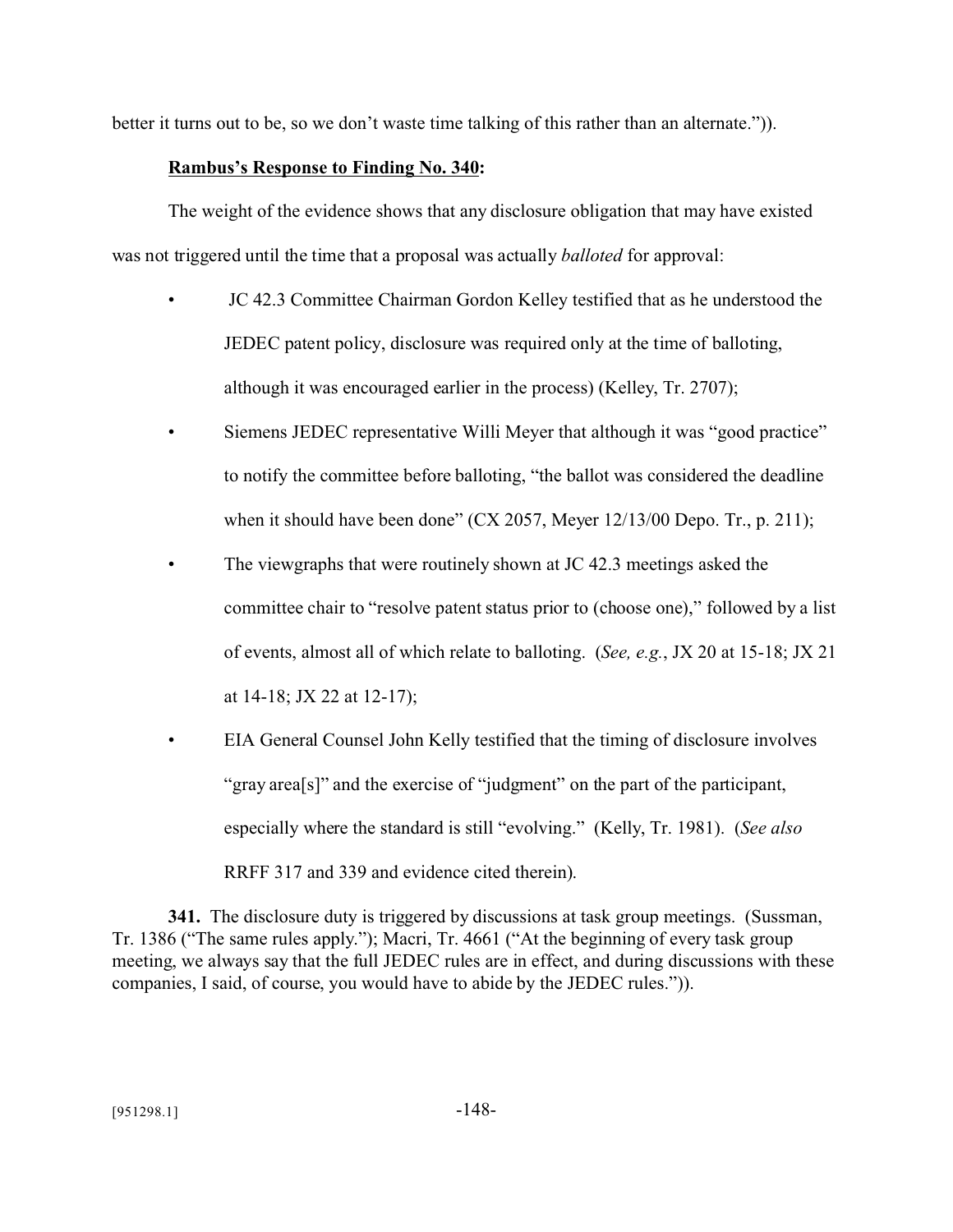better it turns out to be, so we don't waste time talking of this rather than an alternate.")).

**Rambus's Response to Finding No. 340:**

The weight of the evidence shows that any disclosure obligation that may have existed was not triggered until the time that a proposal was actually *balloted* for approval:

- JC 42.3 Committee Chairman Gordon Kelley testified that as he understood the JEDEC patent policy, disclosure was required only at the time of balloting, although it was encouraged earlier in the process) (Kelley, Tr. 2707);
- Siemens JEDEC representative Willi Meyer that although it was "good practice" to notify the committee before balloting, "the ballot was considered the deadline when it should have been done" (CX 2057, Meyer 12/13/00 Depo. Tr., p. 211);
- The viewgraphs that were routinely shown at JC 42.3 meetings asked the committee chair to "resolve patent status prior to (choose one)," followed by a list of events, almost all of which relate to balloting. (*See, e.g.*, JX 20 at 15-18; JX 21 at 14-18; JX 22 at 12-17);
- EIA General Counsel John Kelly testified that the timing of disclosure involves "gray area[s]" and the exercise of "judgment" on the part of the participant, especially where the standard is still "evolving." (Kelly, Tr. 1981). (*See also* RRFF 317 and 339 and evidence cited therein).

**341.** The disclosure duty is triggered by discussions at task group meetings. (Sussman, Tr. 1386 ("The same rules apply."); Macri, Tr. 4661 ("At the beginning of every task group meeting, we always say that the full JEDEC rules are in effect, and during discussions with these companies, I said, of course, you would have to abide by the JEDEC rules.")).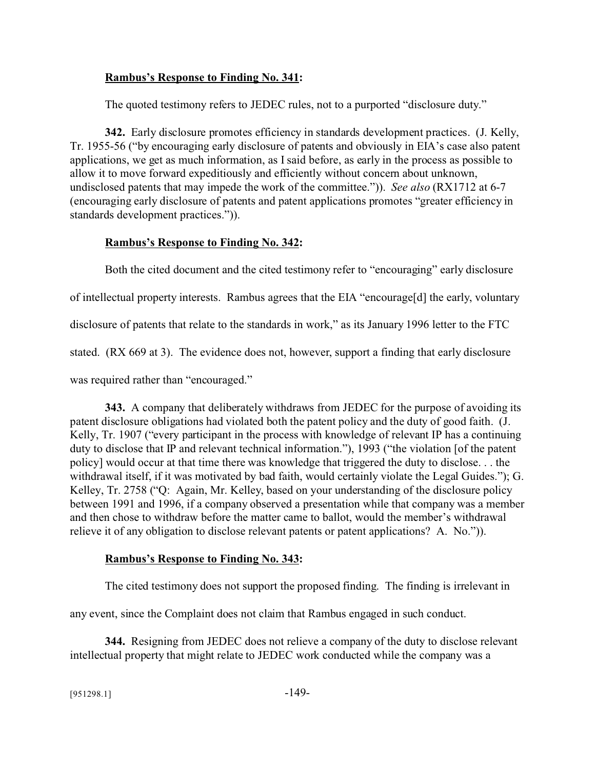**Rambus's Response to Finding No. 341:**

The quoted testimony refers to JEDEC rules, not to a purported "disclosure duty."

**342.** Early disclosure promotes efficiency in standards development practices. (J. Kelly, Tr. 1955-56 ("by encouraging early disclosure of patents and obviously in EIA's case also patent applications, we get as much information, as I said before, as early in the process as possible to allow it to move forward expeditiously and efficiently without concern about unknown, undisclosed patents that may impede the work of the committee.")). *See also* (RX1712 at 6-7 (encouraging early disclosure of patents and patent applications promotes "greater efficiency in standards development practices.")).

**Rambus's Response to Finding No. 342:**

Both the cited document and the cited testimony refer to "encouraging" early disclosure of intellectual property interests. Rambus agrees that the EIA "encourage[d] the early, voluntary disclosure of patents that relate to the standards in work," as its January 1996 letter to the FTC stated. (RX 669 at 3). The evidence does not, however, support a finding that early disclosure was required rather than "encouraged."

**343.** A company that deliberately withdraws from JEDEC for the purpose of avoiding its patent disclosure obligations had violated both the patent policy and the duty of good faith. (J. Kelly, Tr. 1907 ("every participant in the process with knowledge of relevant IP has a continuing duty to disclose that IP and relevant technical information."), 1993 ("the violation [of the patent policy] would occur at that time there was knowledge that triggered the duty to disclose. . . the withdrawal itself, if it was motivated by bad faith, would certainly violate the Legal Guides."); G. Kelley, Tr. 2758 ("Q: Again, Mr. Kelley, based on your understanding of the disclosure policy between 1991 and 1996, if a company observed a presentation while that company was a member and then chose to withdraw before the matter came to ballot, would the member's withdrawal relieve it of any obligation to disclose relevant patents or patent applications? A. No.")).

**Rambus's Response to Finding No. 343:**

The cited testimony does not support the proposed finding. The finding is irrelevant in any event, since the Complaint does not claim that Rambus engaged in such conduct.

**344.** Resigning from JEDEC does not relieve a company of the duty to disclose relevant intellectual property that might relate to JEDEC work conducted while the company was a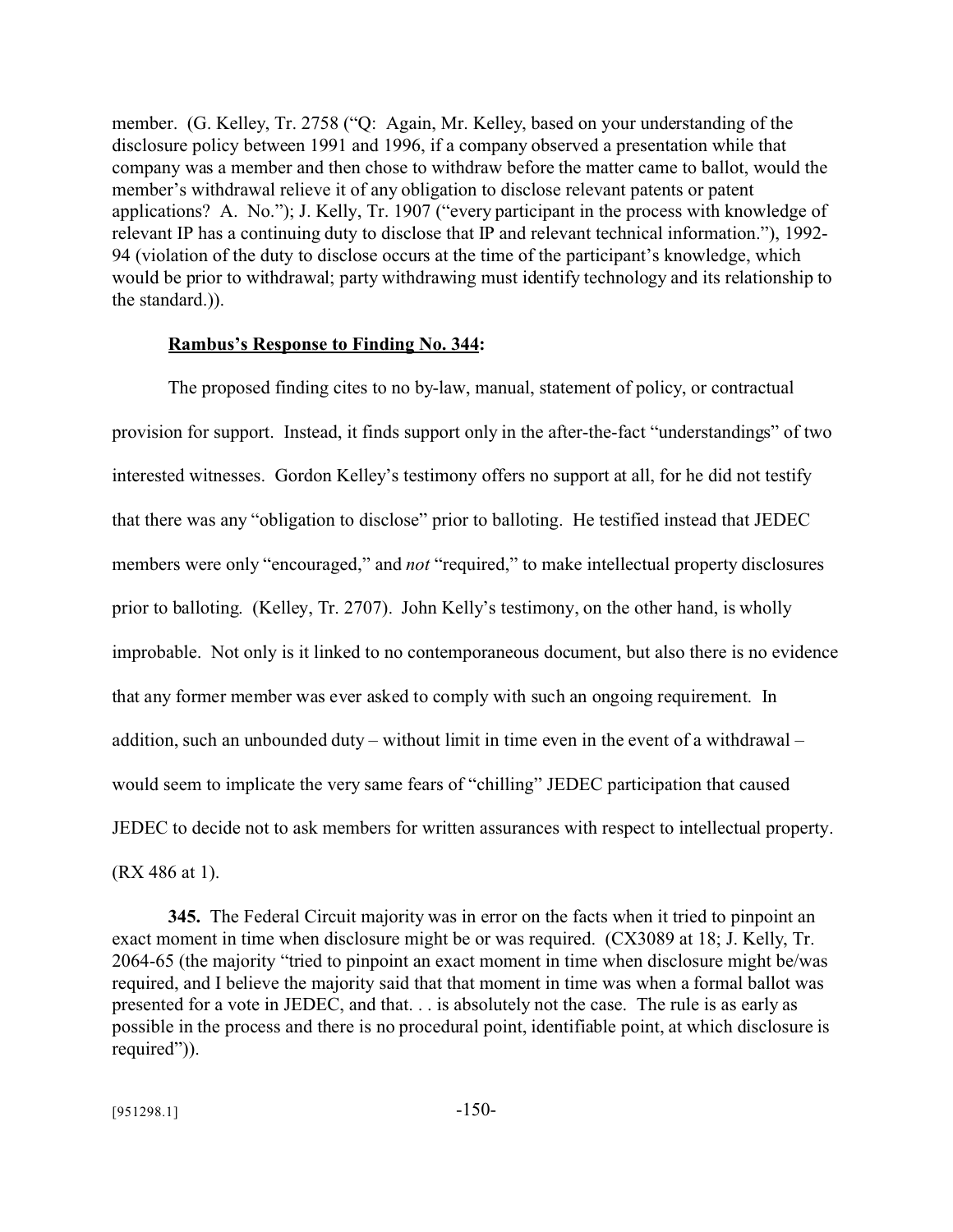member. (G. Kelley, Tr. 2758 ("Q: Again, Mr. Kelley, based on your understanding of the disclosure policy between 1991 and 1996, if a company observed a presentation while that company was a member and then chose to withdraw before the matter came to ballot, would the member's withdrawal relieve it of any obligation to disclose relevant patents or patent applications? A. No."); J. Kelly, Tr. 1907 ("every participant in the process with knowledge of relevant IP has a continuing duty to disclose that IP and relevant technical information."), 1992-94 (violation of the duty to disclose occurs at the time of the participant's knowledge, which would be prior to withdrawal; party withdrawing must identify technology and its relationship to the standard.)).

**Rambus's Response to Finding No. 344:**

The proposed finding cites to no by-law, manual, statement of policy, or contractual provision for support. Instead, it finds support only in the after-the-fact "understandings" of two interested witnesses. Gordon Kelley's testimony offers no support at all, for he did not testify that there was any "obligation to disclose" prior to balloting. He testified instead that JEDEC members were only "encouraged," and *not* "required," to make intellectual property disclosures prior to balloting. (Kelley, Tr. 2707). John Kelly's testimony, on the other hand, is wholly improbable. Not only is it linked to no contemporaneous document, but also there is no evidence that any former member was ever asked to comply with such an ongoing requirement. In addition, such an unbounded duty – without limit in time even in the event of a withdrawal – would seem to implicate the very same fears of "chilling" JEDEC participation that caused JEDEC to decide not to ask members for written assurances with respect to intellectual property. (RX 486 at 1).

**345.** The Federal Circuit majority was in error on the facts when it tried to pinpoint an exact moment in time when disclosure might be or was required. (CX3089 at 18; J. Kelly, Tr. 2064-65 (the majority "tried to pinpoint an exact moment in time when disclosure might be/was required, and I believe the majority said that that moment in time was when a formal ballot was presented for a vote in JEDEC, and that. . . is absolutely not the case. The rule is as early as possible in the process and there is no procedural point, identifiable point, at which disclosure is required")).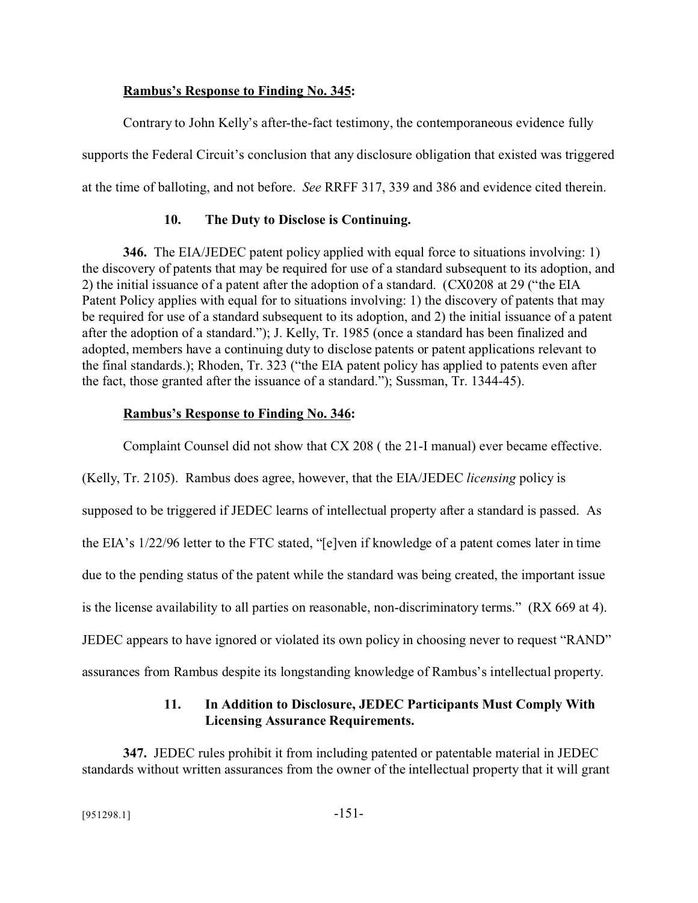**<u>Rambus's Response to Finding No. 345</u>:**

Contrary to John Kelly's after-the-fact testimony, the contemporaneous evidence fully supports the Federal Circuit's conclusion that any disclosure obligation that existed was triggered at the time of balloting, and not before. *See* RRFF 317, 339 and 386 and evidence cited therein.

### 10. The Duty to Disclose is Continuing.

**346.** The EIA/JEDEC patent policy applied with equal force to situations involving: 1) the discovery of patents that may be required for use of a standard subsequent to its adoption, and 2) the initial issuance of a patent after the adoption of a standard. (CX0208 at 29 ("the EIA Patent Policy applies with equal for to situations involving: 1) the discovery of patents that may be required for use of a standard subsequent to its adoption, and 2) the initial issuance of a patent after the adoption of a standard."); J. Kelly, Tr. 1985 (once a standard has been finalized and adopted, members have a continuing duty to disclose patents or patent applications relevant to the final standards.); Rhoden, Tr. 323 ("the EIA patent policy has applied to patents even after the fact, those granted after the issuance of a standard."); Sussman, Tr. 1344-45).

**<u>Rambus's Response to Finding No. 346</u>:**

Complaint Counsel did not show that CX 208 ( the 21-I manual) ever became effective. (Kelly, Tr. 2105). Rambus does agree, however, that the EIA/JEDEC *licensing* policy is supposed to be triggered if JEDEC learns of intellectual property after a standard is passed. As the EIA's 1/22/96 letter to the FTC stated, "[e]ven if knowledge of a patent comes later in time due to the pending status of the patent while the standard was being created, the important issue is the license availability to all parties on reasonable, non-discriminatory terms." (RX 669 at 4). JEDEC appears to have ignored or violated its own policy in choosing never to request "RAND" assurances from Rambus despite its longstanding knowledge of Rambus's intellectual property.

### 11. In Addition to Disclosure, JEDEC Participants Must Comply With Licensing Assurance Requirements.

**347.** JEDEC rules prohibit it from including patented or patentable material in JEDEC standards without written assurances from the owner of the intellectual property that it will grant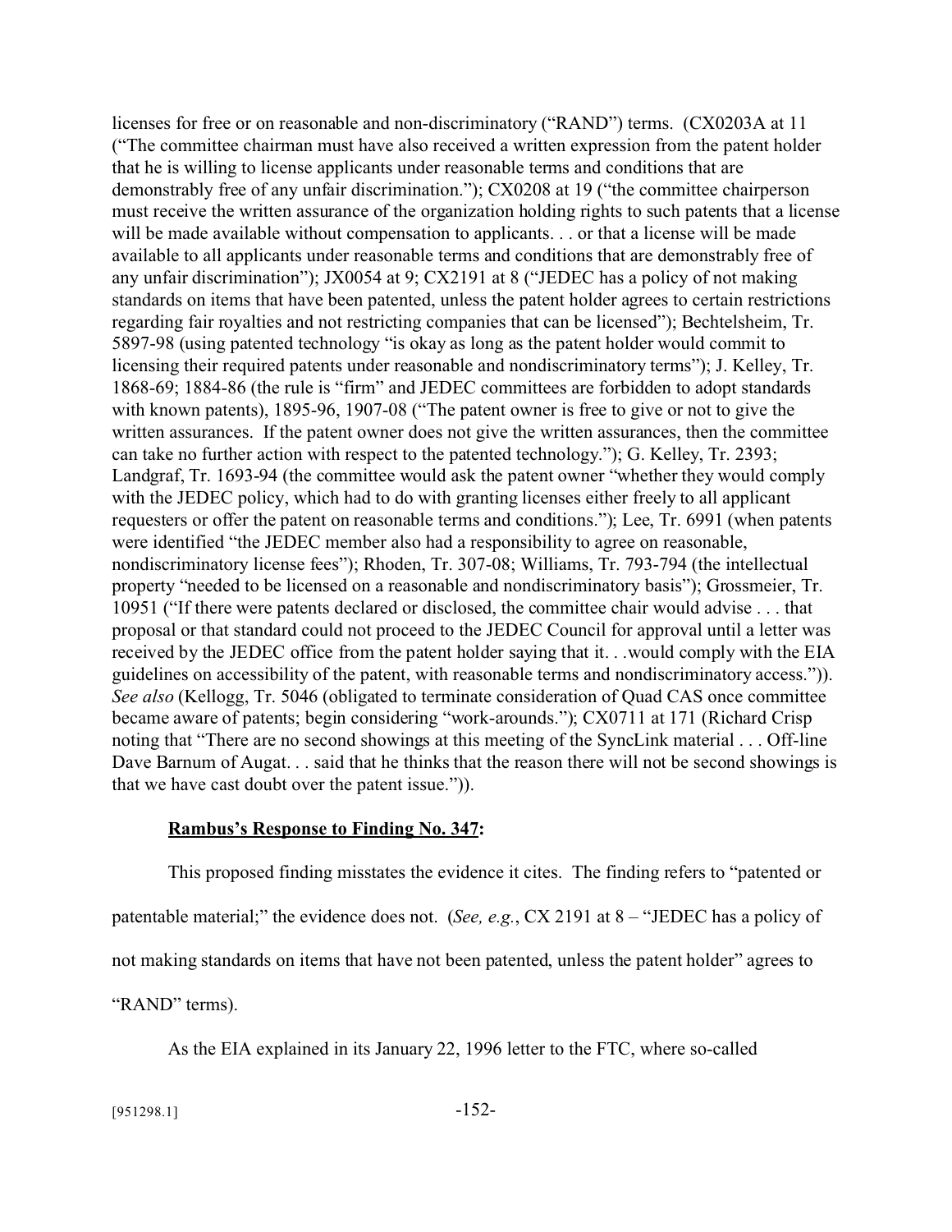licenses for free or on reasonable and non-discriminatory ("RAND") terms. (CX0203A at 11 ("The committee chairman must have also received a written expression from the patent holder that he is willing to license applicants under reasonable terms and conditions that are demonstrably free of any unfair discrimination."); CX0208 at 19 ("the committee chairperson must receive the written assurance of the organization holding rights to such patents that a license will be made available without compensation to applicants. . . or that a license will be made available to all applicants under reasonable terms and conditions that are demonstrably free of any unfair discrimination"); JX0054 at 9; CX2191 at 8 ("JEDEC has a policy of not making standards on items that have been patented, unless the patent holder agrees to certain restrictions regarding fair royalties and not restricting companies that can be licensed"); Bechtelsheim, Tr. 5897-98 (using patented technology "is okay as long as the patent holder would commit to licensing their required patents under reasonable and nondiscriminatory terms"); J. Kelley, Tr. 1868-69; 1884-86 (the rule is "firm" and JEDEC committees are forbidden to adopt standards with known patents), 1895-96, 1907-08 ("The patent owner is free to give or not to give the written assurances. If the patent owner does not give the written assurances, then the committee can take no further action with respect to the patented technology."); G. Kelley, Tr. 2393; Landgraf, Tr. 1693-94 (the committee would ask the patent owner "whether they would comply with the JEDEC policy, which had to do with granting licenses either freely to all applicant requesters or offer the patent on reasonable terms and conditions."); Lee, Tr. 6991 (when patents were identified "the JEDEC member also had a responsibility to agree on reasonable, nondiscriminatory license fees"); Rhoden, Tr. 307-08; Williams, Tr. 793-794 (the intellectual property "needed to be licensed on a reasonable and nondiscriminatory basis"); Grossmeier, Tr. 10951 ("If there were patents declared or disclosed, the committee chair would advise . . . that proposal or that standard could not proceed to the JEDEC Council for approval until a letter was received by the JEDEC office from the patent holder saying that it. . .would comply with the EIA guidelines on accessibility of the patent, with reasonable terms and nondiscriminatory access.")). *See also* (Kellogg, Tr. 5046 (obligated to terminate consideration of Quad CAS once committee became aware of patents; begin considering "work-arounds."); CX0711 at 171 (Richard Crisp noting that "There are no second showings at this meeting of the SyncLink material . . . Off-line Dave Barnum of Augat. . . said that he thinks that the reason there will not be second showings is that we have cast doubt over the patent issue.")).

**Rambus's Response to Finding No. 347:**

This proposed finding misstates the evidence it cites. The finding refers to "patented or patentable material;" the evidence does not. (*See, e.g.*, CX 2191 at 8 – "JEDEC has a policy of not making standards on items that have not been patented, unless the patent holder" agrees to "RAND" terms).

As the EIA explained in its January 22, 1996 letter to the FTC, where so-called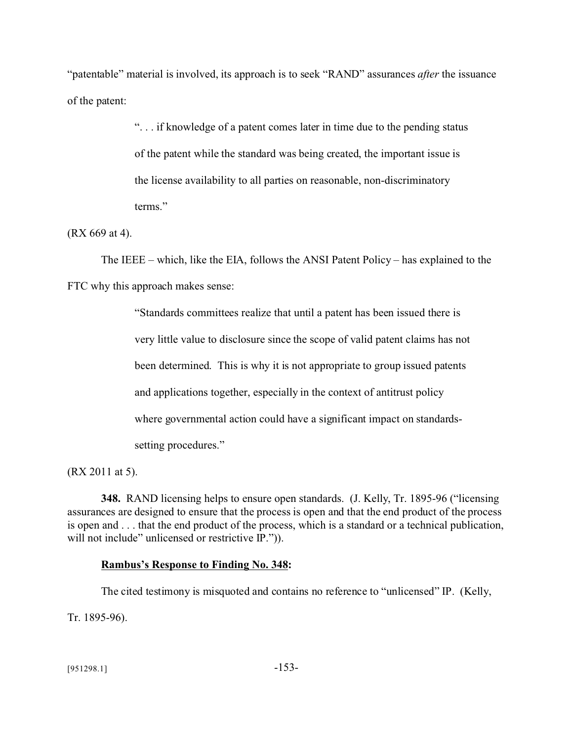"patentable" material is involved, its approach is to seek "RAND" assurances *after* the issuance of the patent:

> ". . . if knowledge of a patent comes later in time due to the pending status of the patent while the standard was being created, the important issue is the license availability to all parties on reasonable, non-discriminatory terms."

(RX 669 at 4).

The IEEE – which, like the EIA, follows the ANSI Patent Policy – has explained to the FTC why this approach makes sense:

> "Standards committees realize that until a patent has been issued there is very little value to disclosure since the scope of valid patent claims has not been determined. This is why it is not appropriate to group issued patents and applications together, especially in the context of antitrust policy where governmental action could have a significant impact on standards-setting procedures."

(RX 2011 at 5).

**348.** RAND licensing helps to ensure open standards. (J. Kelly, Tr. 1895-96 ("licensing assurances are designed to ensure that the process is open and that the end product of the process is open and . . . that the end product of the process, which is a standard or a technical publication, will not include" unlicensed or restrictive IP.")).

**Rambus's Response to Finding No. 348:**

The cited testimony is misquoted and contains no reference to "unlicensed" IP. (Kelly, Tr. 1895-96).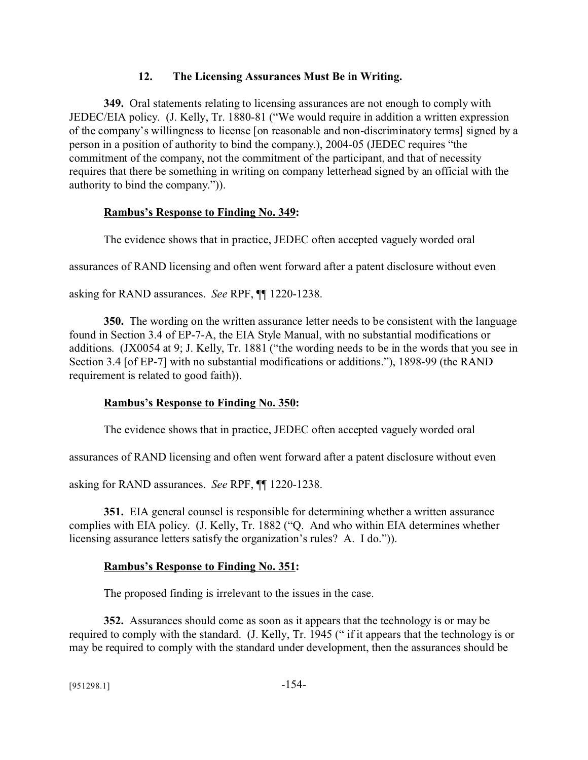### 12. The Licensing Assurances Must Be in Writing.

**349.** Oral statements relating to licensing assurances are not enough to comply with JEDEC/EIA policy. (J. Kelly, Tr. 1880-81 ("We would require in addition a written expression of the company's willingness to license [on reasonable and non-discriminatory terms] signed by a person in a position of authority to bind the company.), 2004-05 (JEDEC requires "the commitment of the company, not the commitment of the participant, and that of necessity requires that there be something in writing on company letterhead signed by an official with the authority to bind the company.")).

**<u>Rambus's Response to Finding No. 349</u>:**

The evidence shows that in practice, JEDEC often accepted vaguely worded oral assurances of RAND licensing and often went forward after a patent disclosure without even asking for RAND assurances. *See* RPF, ¶¶ 1220-1238.

**350.** The wording on the written assurance letter needs to be consistent with the language found in Section 3.4 of EP-7-A, the EIA Style Manual, with no substantial modifications or additions. (JX0054 at 9; J. Kelly, Tr. 1881 ("the wording needs to be in the words that you see in Section 3.4 [of EP-7] with no substantial modifications or additions."), 1898-99 (the RAND requirement is related to good faith)).

**<u>Rambus's Response to Finding No. 350</u>:**

The evidence shows that in practice, JEDEC often accepted vaguely worded oral assurances of RAND licensing and often went forward after a patent disclosure without even asking for RAND assurances. *See* RPF, ¶¶ 1220-1238.

**351.** EIA general counsel is responsible for determining whether a written assurance complies with EIA policy. (J. Kelly, Tr. 1882 ("Q. And who within EIA determines whether licensing assurance letters satisfy the organization's rules? A. I do.")).

**<u>Rambus's Response to Finding No. 351</u>:**

The proposed finding is irrelevant to the issues in the case.

**352.** Assurances should come as soon as it appears that the technology is or may be required to comply with the standard. (J. Kelly, Tr. 1945 (" if it appears that the technology is or may be required to comply with the standard under development, then the assurances should be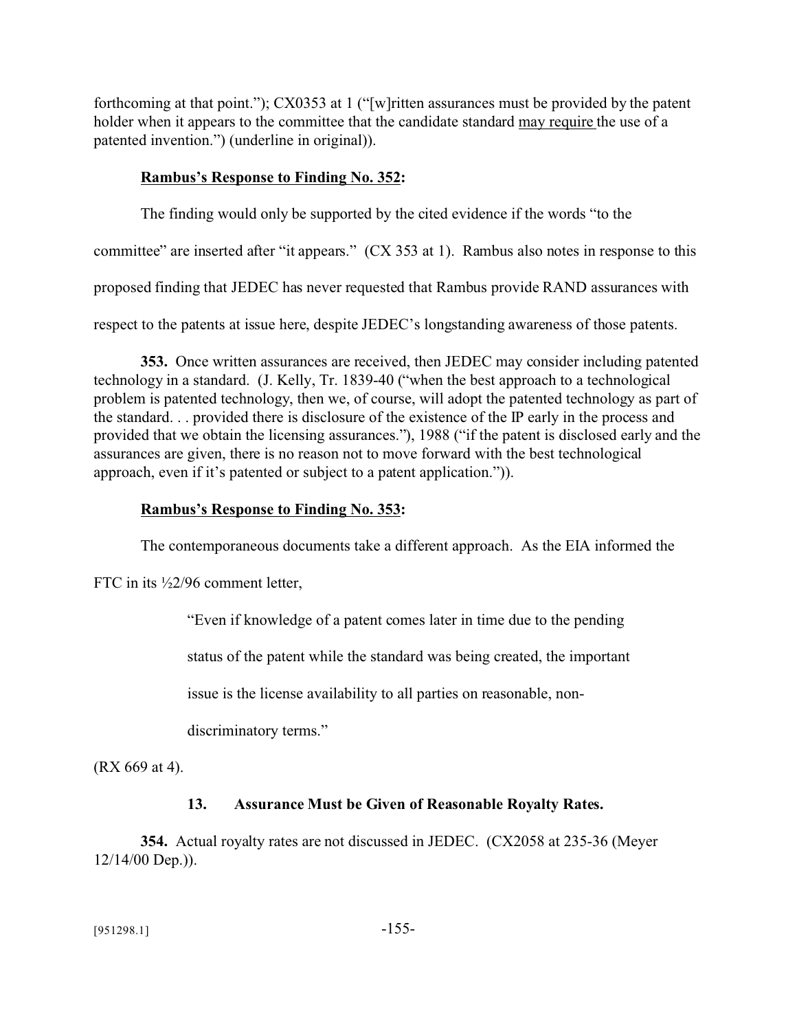forthcoming at that point."); CX0353 at 1 ("[w]ritten assurances must be provided by the patent holder when it appears to the committee that the candidate standard may require the use of a patented invention.") (underline in original)).

**Rambus's Response to Finding No. 352:**

The finding would only be supported by the cited evidence if the words "to the committee" are inserted after "it appears." (CX 353 at 1). Rambus also notes in response to this proposed finding that JEDEC has never requested that Rambus provide RAND assurances with respect to the patents at issue here, despite JEDEC's longstanding awareness of those patents.

**353.** Once written assurances are received, then JEDEC may consider including patented technology in a standard. (J. Kelly, Tr. 1839-40 ("when the best approach to a technological problem is patented technology, then we, of course, will adopt the patented technology as part of the standard. . . provided there is disclosure of the existence of the IP early in the process and provided that we obtain the licensing assurances."), 1988 ("if the patent is disclosed early and the assurances are given, there is no reason not to move forward with the best technological approach, even if it's patented or subject to a patent application.")).

**Rambus's Response to Finding No. 353:**

The contemporaneous documents take a different approach. As the EIA informed the FTC in its ½2/96 comment letter,

> "Even if knowledge of a patent comes later in time due to the pending status of the patent while the standard was being created, the important issue is the license availability to all parties on reasonable, non-discriminatory terms."

(RX 669 at 4).

### 13. Assurance Must be Given of Reasonable Royalty Rates.

**354.** Actual royalty rates are not discussed in JEDEC. (CX2058 at 235-36 (Meyer 12/14/00 Dep.)).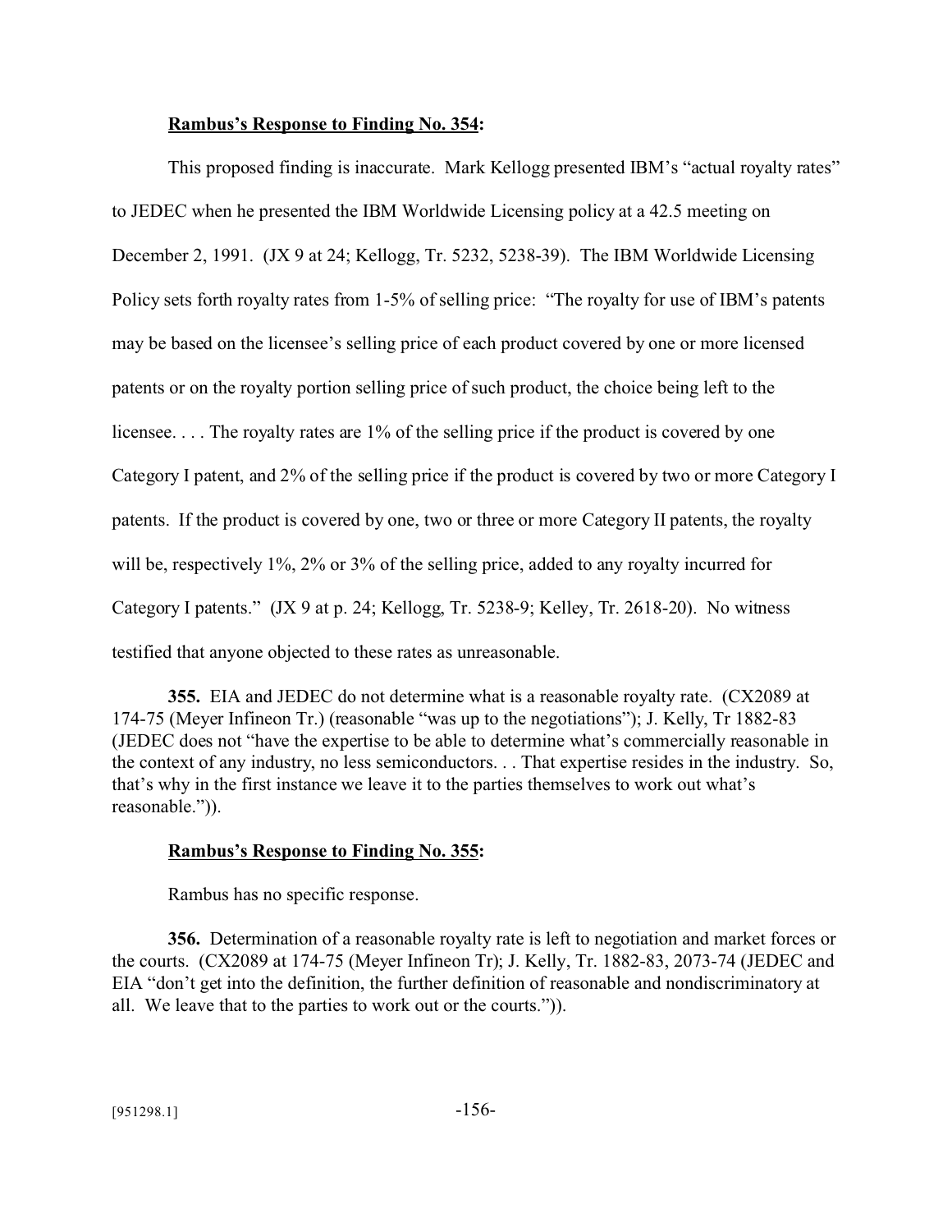**Rambus's Response to Finding No. 354:**

This proposed finding is inaccurate. Mark Kellogg presented IBM's "actual royalty rates" to JEDEC when he presented the IBM Worldwide Licensing policy at a 42.5 meeting on December 2, 1991. (JX 9 at 24; Kellogg, Tr. 5232, 5238-39). The IBM Worldwide Licensing Policy sets forth royalty rates from 1-5% of selling price: "The royalty for use of IBM's patents may be based on the licensee's selling price of each product covered by one or more licensed patents or on the royalty portion selling price of such product, the choice being left to the licensee. . . . The royalty rates are 1% of the selling price if the product is covered by one Category I patent, and 2% of the selling price if the product is covered by two or more Category I patents. If the product is covered by one, two or three or more Category II patents, the royalty will be, respectively 1%, 2% or 3% of the selling price, added to any royalty incurred for Category I patents." (JX 9 at p. 24; Kellogg, Tr. 5238-9; Kelley, Tr. 2618-20). No witness testified that anyone objected to these rates as unreasonable.

**355.** EIA and JEDEC do not determine what is a reasonable royalty rate. (CX2089 at 174-75 (Meyer Infineon Tr.) (reasonable "was up to the negotiations"); J. Kelly, Tr 1882-83 (JEDEC does not "have the expertise to be able to determine what's commercially reasonable in the context of any industry, no less semiconductors. . . That expertise resides in the industry. So, that's why in the first instance we leave it to the parties themselves to work out what's reasonable.")).

**Rambus's Response to Finding No. 355:**

Rambus has no specific response.

**356.** Determination of a reasonable royalty rate is left to negotiation and market forces or the courts. (CX2089 at 174-75 (Meyer Infineon Tr); J. Kelly, Tr. 1882-83, 2073-74 (JEDEC and EIA "don't get into the definition, the further definition of reasonable and nondiscriminatory at all. We leave that to the parties to work out or the courts.")).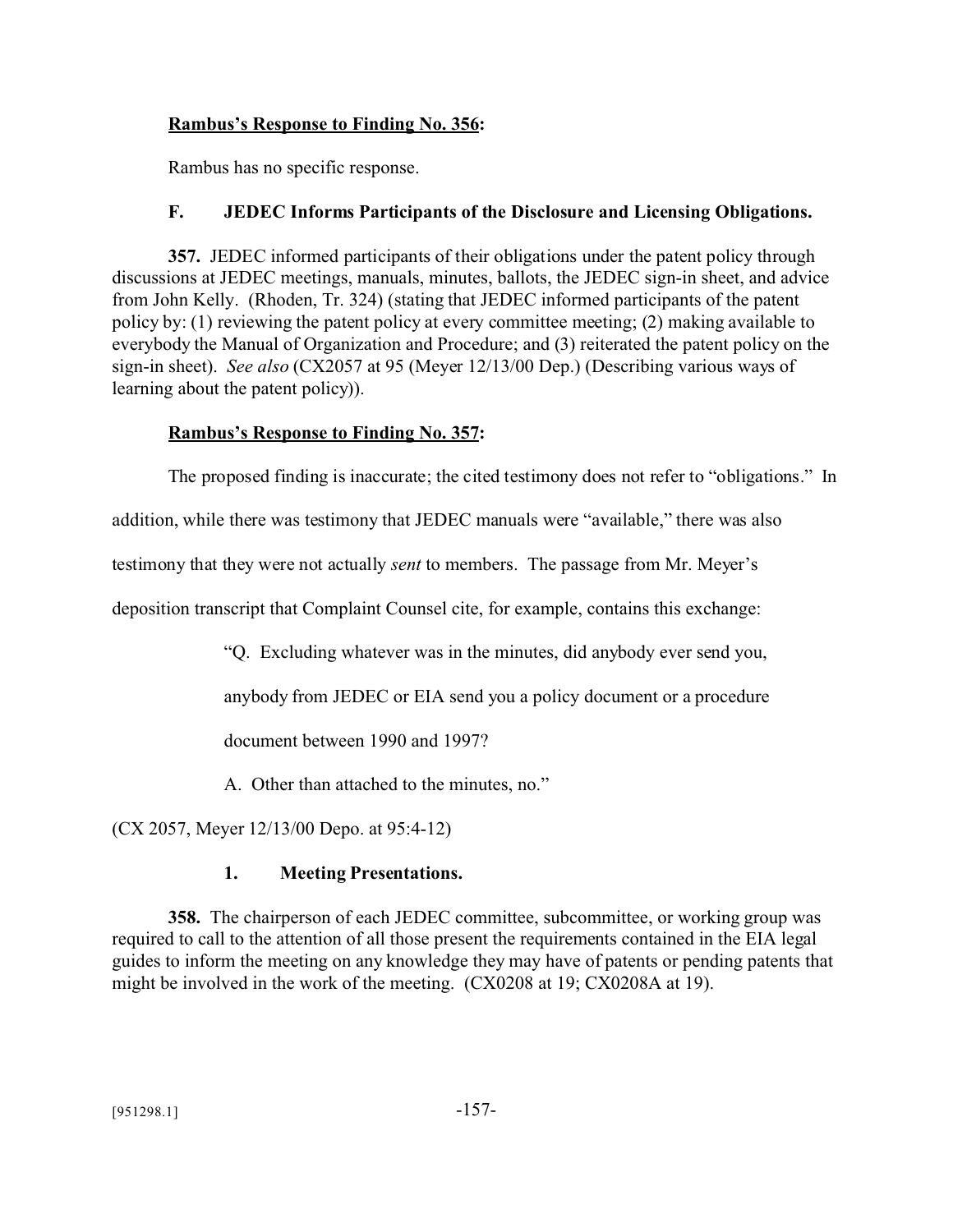**Rambus's Response to Finding No. 356:**

Rambus has no specific response.

### F. JEDEC Informs Participants of the Disclosure and Licensing Obligations.

**357.** JEDEC informed participants of their obligations under the patent policy through discussions at JEDEC meetings, manuals, minutes, ballots, the JEDEC sign-in sheet, and advice from John Kelly. (Rhoden, Tr. 324) (stating that JEDEC informed participants of the patent policy by: (1) reviewing the patent policy at every committee meeting; (2) making available to everybody the Manual of Organization and Procedure; and (3) reiterated the patent policy on the sign-in sheet). *See also* (CX2057 at 95 (Meyer 12/13/00 Dep.) (Describing various ways of learning about the patent policy)).

**Rambus's Response to Finding No. 357:**

The proposed finding is inaccurate; the cited testimony does not refer to "obligations." In addition, while there was testimony that JEDEC manuals were "available," there was also testimony that they were not actually *sent* to members. The passage from Mr. Meyer's deposition transcript that Complaint Counsel cite, for example, contains this exchange:

> "Q. Excluding whatever was in the minutes, did anybody ever send you, anybody from JEDEC or EIA send you a policy document or a procedure document between 1990 and 1997?
>
> A. Other than attached to the minutes, no."

(CX 2057, Meyer 12/13/00 Depo. at 95:4-12)

#### 1. Meeting Presentations.

**358.** The chairperson of each JEDEC committee, subcommittee, or working group was required to call to the attention of all those present the requirements contained in the EIA legal guides to inform the meeting on any knowledge they may have of patents or pending patents that might be involved in the work of the meeting. (CX0208 at 19; CX0208A at 19).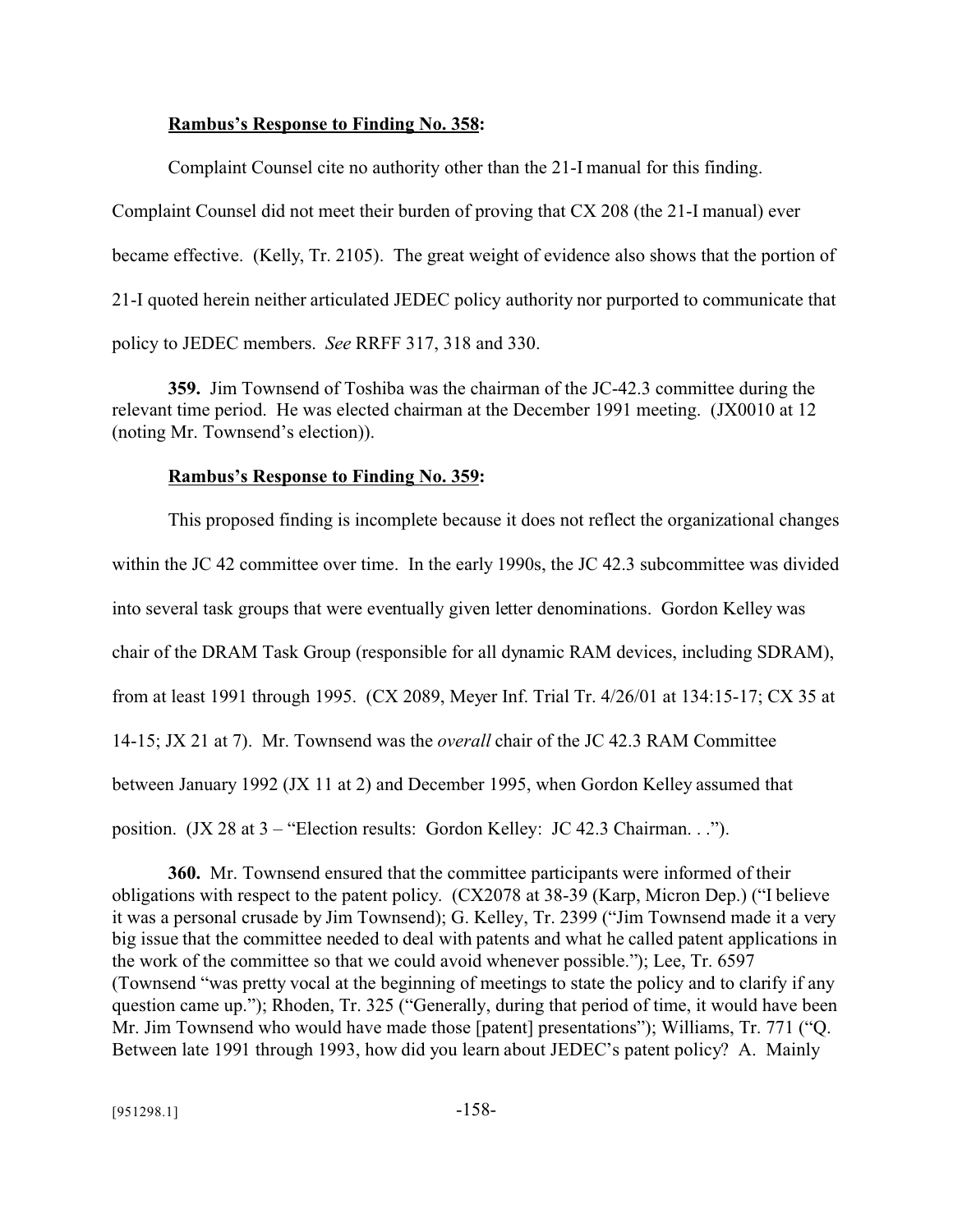**Rambus's Response to Finding No. 358:**

Complaint Counsel cite no authority other than the 21-I manual for this finding. Complaint Counsel did not meet their burden of proving that CX 208 (the 21-I manual) ever became effective. (Kelly, Tr. 2105). The great weight of evidence also shows that the portion of 21-I quoted herein neither articulated JEDEC policy authority nor purported to communicate that policy to JEDEC members. *See* RRFF 317, 318 and 330.

**359.** Jim Townsend of Toshiba was the chairman of the JC-42.3 committee during the relevant time period. He was elected chairman at the December 1991 meeting. (JX0010 at 12 (noting Mr. Townsend's election)).

**Rambus's Response to Finding No. 359:**

This proposed finding is incomplete because it does not reflect the organizational changes within the JC 42 committee over time. In the early 1990s, the JC 42.3 subcommittee was divided into several task groups that were eventually given letter denominations. Gordon Kelley was chair of the DRAM Task Group (responsible for all dynamic RAM devices, including SDRAM), from at least 1991 through 1995. (CX 2089, Meyer Inf. Trial Tr. 4/26/01 at 134:15-17; CX 35 at 14-15; JX 21 at 7). Mr. Townsend was the *overall* chair of the JC 42.3 RAM Committee between January 1992 (JX 11 at 2) and December 1995, when Gordon Kelley assumed that position. (JX 28 at 3 – "Election results: Gordon Kelley: JC 42.3 Chairman. . .").

**360.** Mr. Townsend ensured that the committee participants were informed of their obligations with respect to the patent policy. (CX2078 at 38-39 (Karp, Micron Dep.) ("I believe it was a personal crusade by Jim Townsend); G. Kelley, Tr. 2399 ("Jim Townsend made it a very big issue that the committee needed to deal with patents and what he called patent applications in the work of the committee so that we could avoid whenever possible."); Lee, Tr. 6597 (Townsend "was pretty vocal at the beginning of meetings to state the policy and to clarify if any question came up."); Rhoden, Tr. 325 ("Generally, during that period of time, it would have been Mr. Jim Townsend who would have made those [patent] presentations"); Williams, Tr. 771 ("Q. Between late 1991 through 1993, how did you learn about JEDEC's patent policy? A. Mainly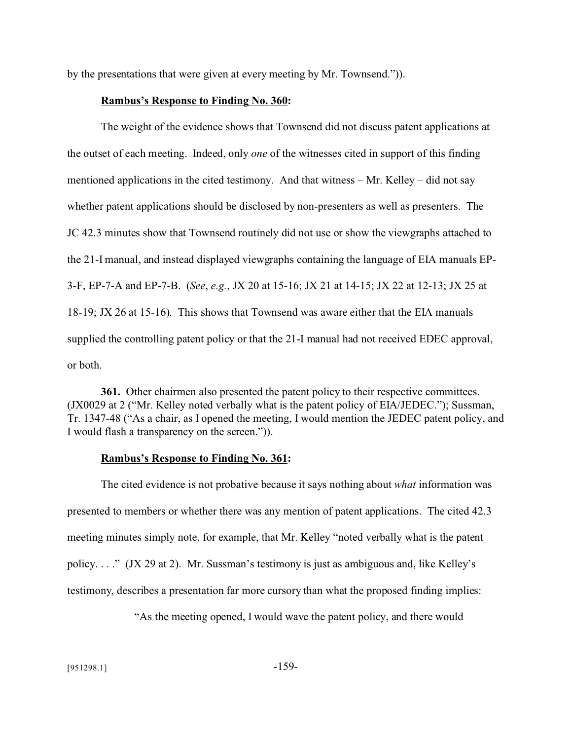by the presentations that were given at every meeting by Mr. Townsend.")).

**Rambus's Response to Finding No. 360:**

The weight of the evidence shows that Townsend did not discuss patent applications at the outset of each meeting. Indeed, only *one* of the witnesses cited in support of this finding mentioned applications in the cited testimony. And that witness – Mr. Kelley – did not say whether patent applications should be disclosed by non-presenters as well as presenters. The JC 42.3 minutes show that Townsend routinely did not use or show the viewgraphs attached to the 21-I manual, and instead displayed viewgraphs containing the language of EIA manuals EP-3-F, EP-7-A and EP-7-B. (*See*, *e.g.*, JX 20 at 15-16; JX 21 at 14-15; JX 22 at 12-13; JX 25 at 18-19; JX 26 at 15-16). This shows that Townsend was aware either that the EIA manuals supplied the controlling patent policy or that the 21-I manual had not received EDEC approval, or both.

**361.** Other chairmen also presented the patent policy to their respective committees. (JX0029 at 2 ("Mr. Kelley noted verbally what is the patent policy of EIA/JEDEC."); Sussman, Tr. 1347-48 ("As a chair, as I opened the meeting, I would mention the JEDEC patent policy, and I would flash a transparency on the screen.")).

**Rambus's Response to Finding No. 361:**

The cited evidence is not probative because it says nothing about *what* information was presented to members or whether there was any mention of patent applications. The cited 42.3 meeting minutes simply note, for example, that Mr. Kelley "noted verbally what is the patent policy. . . ." (JX 29 at 2). Mr. Sussman's testimony is just as ambiguous and, like Kelley's testimony, describes a presentation far more cursory than what the proposed finding implies:

"As the meeting opened, I would wave the patent policy, and there would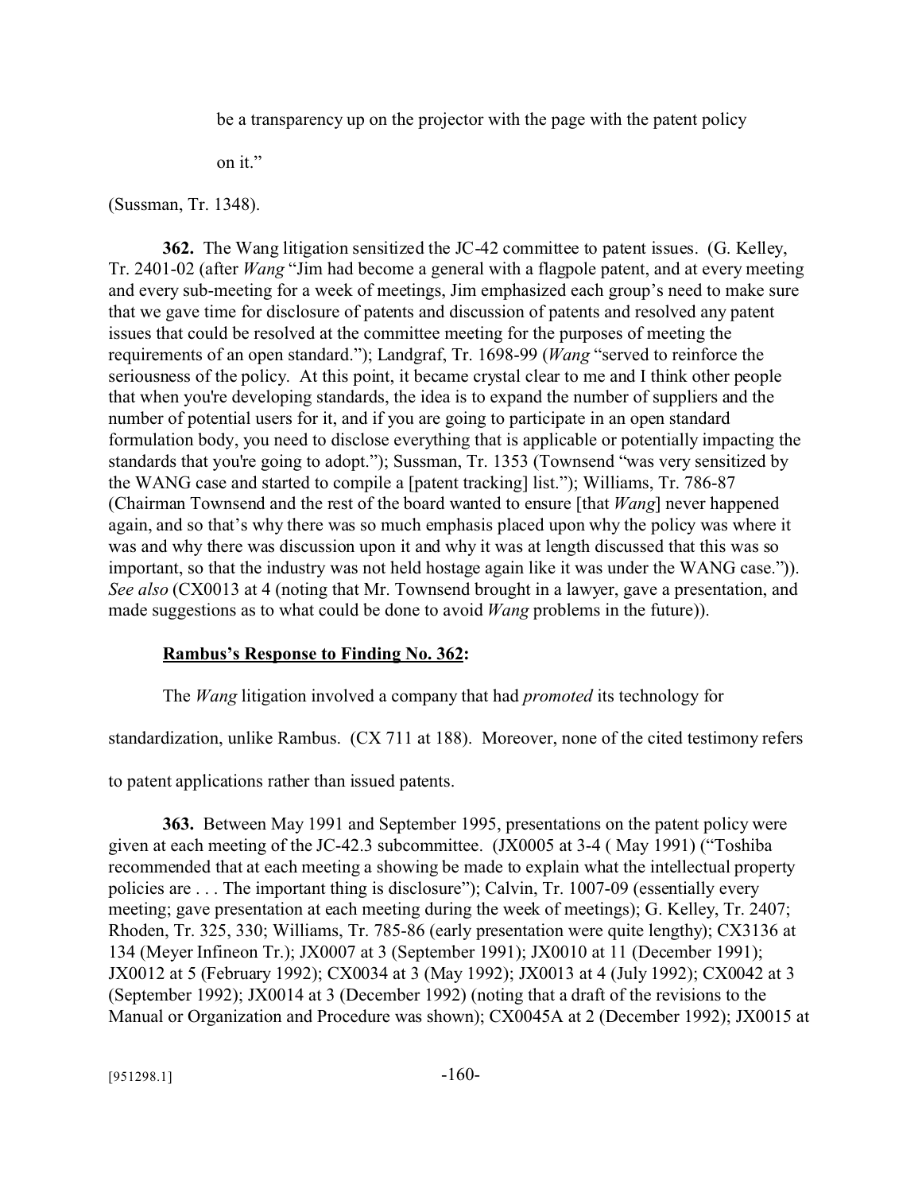be a transparency up on the projector with the page with the patent policy

on it."

(Sussman, Tr. 1348).

**362.** The Wang litigation sensitized the JC-42 committee to patent issues. (G. Kelley, Tr. 2401-02 (after *Wang* "Jim had become a general with a flagpole patent, and at every meeting and every sub-meeting for a week of meetings, Jim emphasized each group's need to make sure that we gave time for disclosure of patents and discussion of patents and resolved any patent issues that could be resolved at the committee meeting for the purposes of meeting the requirements of an open standard."); Landgraf, Tr. 1698-99 (*Wang* "served to reinforce the seriousness of the policy. At this point, it became crystal clear to me and I think other people that when you're developing standards, the idea is to expand the number of suppliers and the number of potential users for it, and if you are going to participate in an open standard formulation body, you need to disclose everything that is applicable or potentially impacting the standards that you're going to adopt."); Sussman, Tr. 1353 (Townsend "was very sensitized by the WANG case and started to compile a [patent tracking] list."); Williams, Tr. 786-87 (Chairman Townsend and the rest of the board wanted to ensure [that *Wang*] never happened again, and so that's why there was so much emphasis placed upon why the policy was where it was and why there was discussion upon it and why it was at length discussed that this was so important, so that the industry was not held hostage again like it was under the WANG case.")). *See also* (CX0013 at 4 (noting that Mr. Townsend brought in a lawyer, gave a presentation, and made suggestions as to what could be done to avoid *Wang* problems in the future)).

**Rambus's Response to Finding No. 362:**

The *Wang* litigation involved a company that had *promoted* its technology for standardization, unlike Rambus. (CX 711 at 188). Moreover, none of the cited testimony refers to patent applications rather than issued patents.

**363.** Between May 1991 and September 1995, presentations on the patent policy were given at each meeting of the JC-42.3 subcommittee. (JX0005 at 3-4 ( May 1991) ("Toshiba recommended that at each meeting a showing be made to explain what the intellectual property policies are . . . The important thing is disclosure"); Calvin, Tr. 1007-09 (essentially every meeting; gave presentation at each meeting during the week of meetings); G. Kelley, Tr. 2407; Rhoden, Tr. 325, 330; Williams, Tr. 785-86 (early presentation were quite lengthy); CX3136 at 134 (Meyer Infineon Tr.); JX0007 at 3 (September 1991); JX0010 at 11 (December 1991); JX0012 at 5 (February 1992); CX0034 at 3 (May 1992); JX0013 at 4 (July 1992); CX0042 at 3 (September 1992); JX0014 at 3 (December 1992) (noting that a draft of the revisions to the Manual or Organization and Procedure was shown); CX0045A at 2 (December 1992); JX0015 at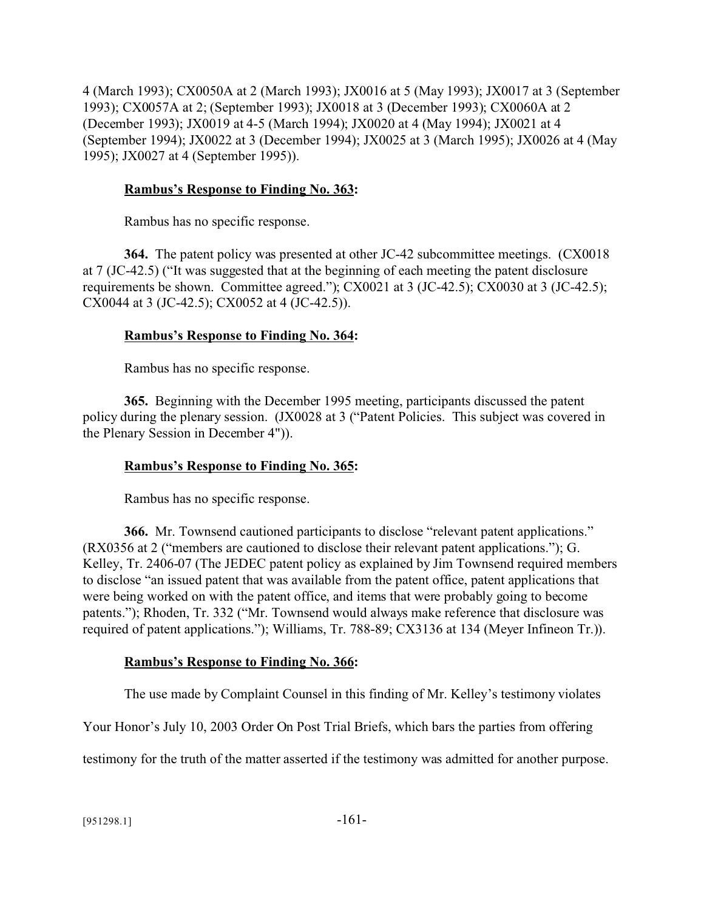4 (March 1993); CX0050A at 2 (March 1993); JX0016 at 5 (May 1993); JX0017 at 3 (September 1993); CX0057A at 2; (September 1993); JX0018 at 3 (December 1993); CX0060A at 2 (December 1993); JX0019 at 4-5 (March 1994); JX0020 at 4 (May 1994); JX0021 at 4 (September 1994); JX0022 at 3 (December 1994); JX0025 at 3 (March 1995); JX0026 at 4 (May 1995); JX0027 at 4 (September 1995)).

**Rambus's Response to Finding No. 363:**

Rambus has no specific response.

**364.** The patent policy was presented at other JC-42 subcommittee meetings. (CX0018 at 7 (JC-42.5) ("It was suggested that at the beginning of each meeting the patent disclosure requirements be shown. Committee agreed."); CX0021 at 3 (JC-42.5); CX0030 at 3 (JC-42.5); CX0044 at 3 (JC-42.5); CX0052 at 4 (JC-42.5)).

**Rambus's Response to Finding No. 364:**

Rambus has no specific response.

**365.** Beginning with the December 1995 meeting, participants discussed the patent policy during the plenary session. (JX0028 at 3 ("Patent Policies. This subject was covered in the Plenary Session in December 4")).

**Rambus's Response to Finding No. 365:**

Rambus has no specific response.

**366.** Mr. Townsend cautioned participants to disclose "relevant patent applications." (RX0356 at 2 ("members are cautioned to disclose their relevant patent applications."); G. Kelley, Tr. 2406-07 (The JEDEC patent policy as explained by Jim Townsend required members to disclose "an issued patent that was available from the patent office, patent applications that were being worked on with the patent office, and items that were probably going to become patents."); Rhoden, Tr. 332 ("Mr. Townsend would always make reference that disclosure was required of patent applications."); Williams, Tr. 788-89; CX3136 at 134 (Meyer Infineon Tr.)).

**Rambus's Response to Finding No. 366:**

The use made by Complaint Counsel in this finding of Mr. Kelley's testimony violates Your Honor's July 10, 2003 Order On Post Trial Briefs, which bars the parties from offering testimony for the truth of the matter asserted if the testimony was admitted for another purpose.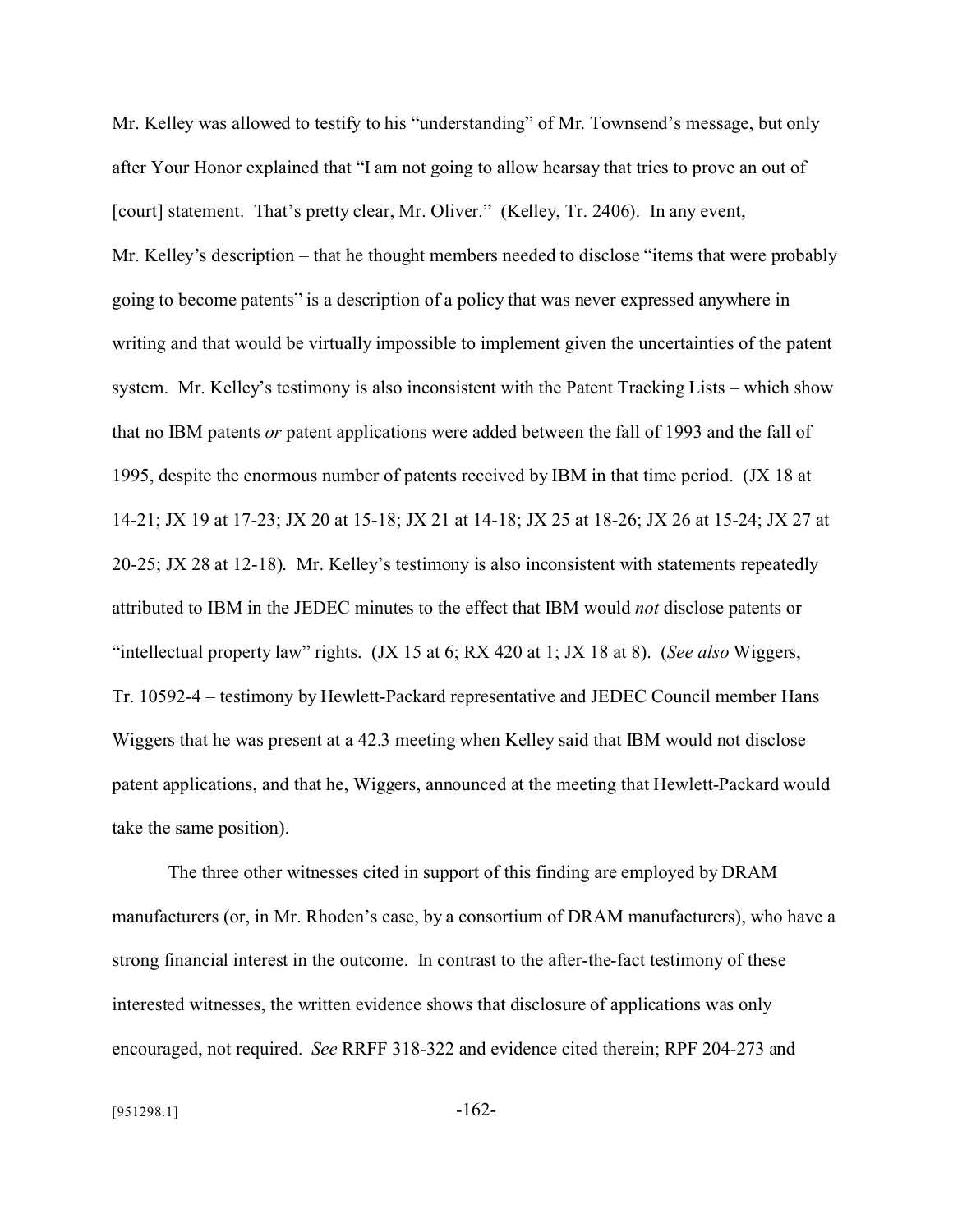Mr. Kelley was allowed to testify to his "understanding" of Mr. Townsend's message, but only after Your Honor explained that "I am not going to allow hearsay that tries to prove an out of [court] statement. That's pretty clear, Mr. Oliver." (Kelley, Tr. 2406). In any event, Mr. Kelley's description – that he thought members needed to disclose "items that were probably going to become patents" is a description of a policy that was never expressed anywhere in writing and that would be virtually impossible to implement given the uncertainties of the patent system. Mr. Kelley's testimony is also inconsistent with the Patent Tracking Lists – which show that no IBM patents *or* patent applications were added between the fall of 1993 and the fall of 1995, despite the enormous number of patents received by IBM in that time period. (JX 18 at 14-21; JX 19 at 17-23; JX 20 at 15-18; JX 21 at 14-18; JX 25 at 18-26; JX 26 at 15-24; JX 27 at 20-25; JX 28 at 12-18). Mr. Kelley's testimony is also inconsistent with statements repeatedly attributed to IBM in the JEDEC minutes to the effect that IBM would *not* disclose patents or "intellectual property law" rights. (JX 15 at 6; RX 420 at 1; JX 18 at 8). (*See also* Wiggers, Tr. 10592-4 – testimony by Hewlett-Packard representative and JEDEC Council member Hans Wiggers that he was present at a 42.3 meeting when Kelley said that IBM would not disclose patent applications, and that he, Wiggers, announced at the meeting that Hewlett-Packard would take the same position).

The three other witnesses cited in support of this finding are employed by DRAM manufacturers (or, in Mr. Rhoden's case, by a consortium of DRAM manufacturers), who have a strong financial interest in the outcome. In contrast to the after-the-fact testimony of these interested witnesses, the written evidence shows that disclosure of applications was only encouraged, not required. *See* RRFF 318-322 and evidence cited therein; RPF 204-273 and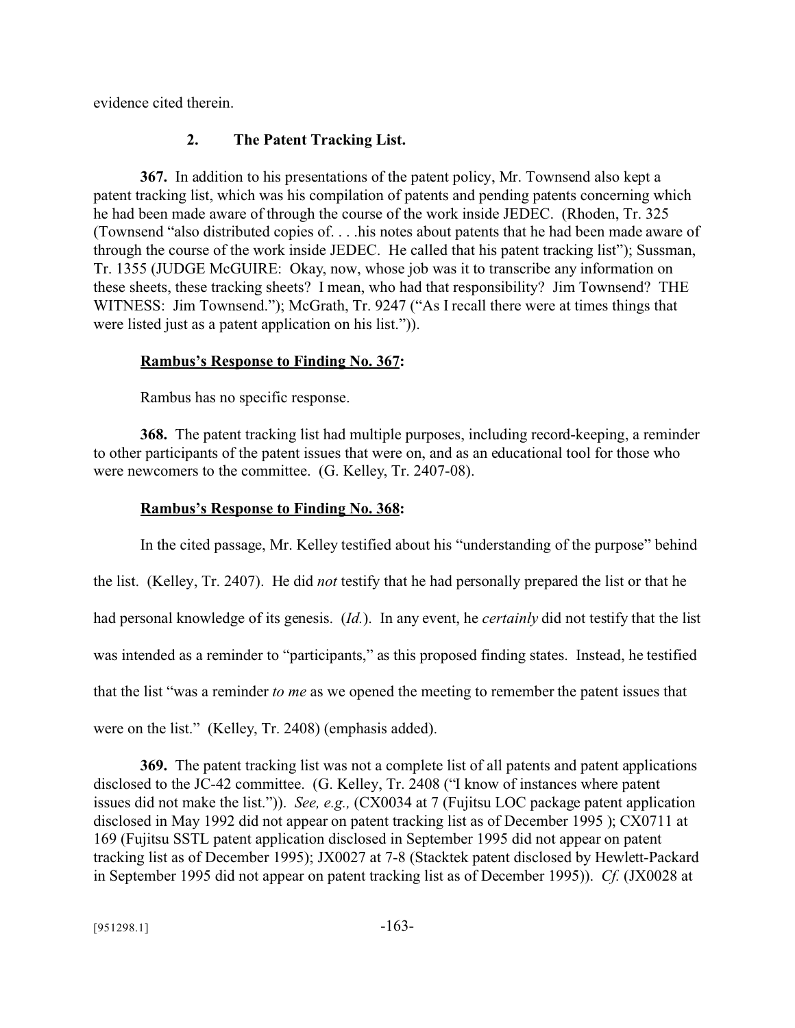evidence cited therein.

### 2. The Patent Tracking List.

**367.** In addition to his presentations of the patent policy, Mr. Townsend also kept a patent tracking list, which was his compilation of patents and pending patents concerning which he had been made aware of through the course of the work inside JEDEC. (Rhoden, Tr. 325 (Townsend "also distributed copies of. . . .his notes about patents that he had been made aware of through the course of the work inside JEDEC. He called that his patent tracking list"); Sussman, Tr. 1355 (JUDGE McGUIRE: Okay, now, whose job was it to transcribe any information on these sheets, these tracking sheets? I mean, who had that responsibility? Jim Townsend? THE WITNESS: Jim Townsend."); McGrath, Tr. 9247 ("As I recall there were at times things that were listed just as a patent application on his list.")).

**Rambus's Response to Finding No. 367:**

Rambus has no specific response.

**368.** The patent tracking list had multiple purposes, including record-keeping, a reminder to other participants of the patent issues that were on, and as an educational tool for those who were newcomers to the committee. (G. Kelley, Tr. 2407-08).

**Rambus's Response to Finding No. 368:**

In the cited passage, Mr. Kelley testified about his "understanding of the purpose" behind the list. (Kelley, Tr. 2407). He did *not* testify that he had personally prepared the list or that he had personal knowledge of its genesis. (*Id.*). In any event, he *certainly* did not testify that the list was intended as a reminder to "participants," as this proposed finding states. Instead, he testified that the list "was a reminder *to me* as we opened the meeting to remember the patent issues that were on the list." (Kelley, Tr. 2408) (emphasis added).

**369.** The patent tracking list was not a complete list of all patents and patent applications disclosed to the JC-42 committee. (G. Kelley, Tr. 2408 ("I know of instances where patent issues did not make the list.")). *See, e.g.,* (CX0034 at 7 (Fujitsu LOC package patent application disclosed in May 1992 did not appear on patent tracking list as of December 1995 ); CX0711 at 169 (Fujitsu SSTL patent application disclosed in September 1995 did not appear on patent tracking list as of December 1995); JX0027 at 7-8 (Stacktek patent disclosed by Hewlett-Packard in September 1995 did not appear on patent tracking list as of December 1995)). *Cf.* (JX0028 at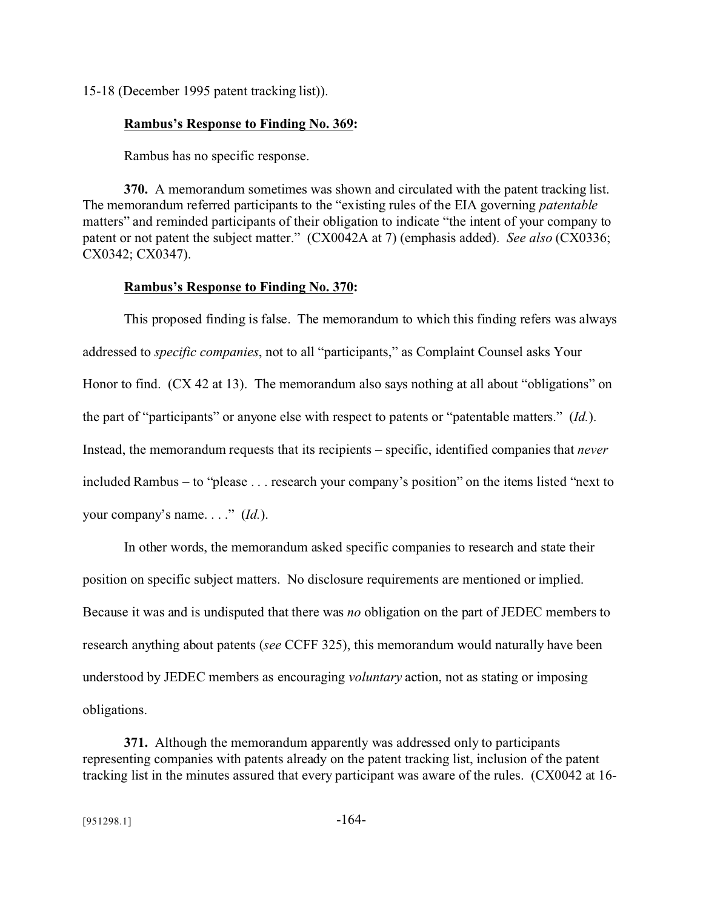15-18 (December 1995 patent tracking list)).

**Rambus's Response to Finding No. 369:**

Rambus has no specific response.

**370.** A memorandum sometimes was shown and circulated with the patent tracking list. The memorandum referred participants to the "existing rules of the EIA governing *patentable* matters" and reminded participants of their obligation to indicate "the intent of your company to patent or not patent the subject matter." (CX0042A at 7) (emphasis added). *See also* (CX0336; CX0342; CX0347).

**Rambus's Response to Finding No. 370:**

This proposed finding is false. The memorandum to which this finding refers was always addressed to *specific companies*, not to all "participants," as Complaint Counsel asks Your Honor to find. (CX 42 at 13). The memorandum also says nothing at all about "obligations" on the part of "participants" or anyone else with respect to patents or "patentable matters." (*Id.*). Instead, the memorandum requests that its recipients – specific, identified companies that *never* included Rambus – to "please . . . research your company's position" on the items listed "next to your company's name. . . ." (*Id.*).

In other words, the memorandum asked specific companies to research and state their position on specific subject matters. No disclosure requirements are mentioned or implied. Because it was and is undisputed that there was *no* obligation on the part of JEDEC members to research anything about patents (*see* CCFF 325), this memorandum would naturally have been understood by JEDEC members as encouraging *voluntary* action, not as stating or imposing obligations.

**371.** Although the memorandum apparently was addressed only to participants representing companies with patents already on the patent tracking list, inclusion of the patent tracking list in the minutes assured that every participant was aware of the rules. (CX0042 at 16-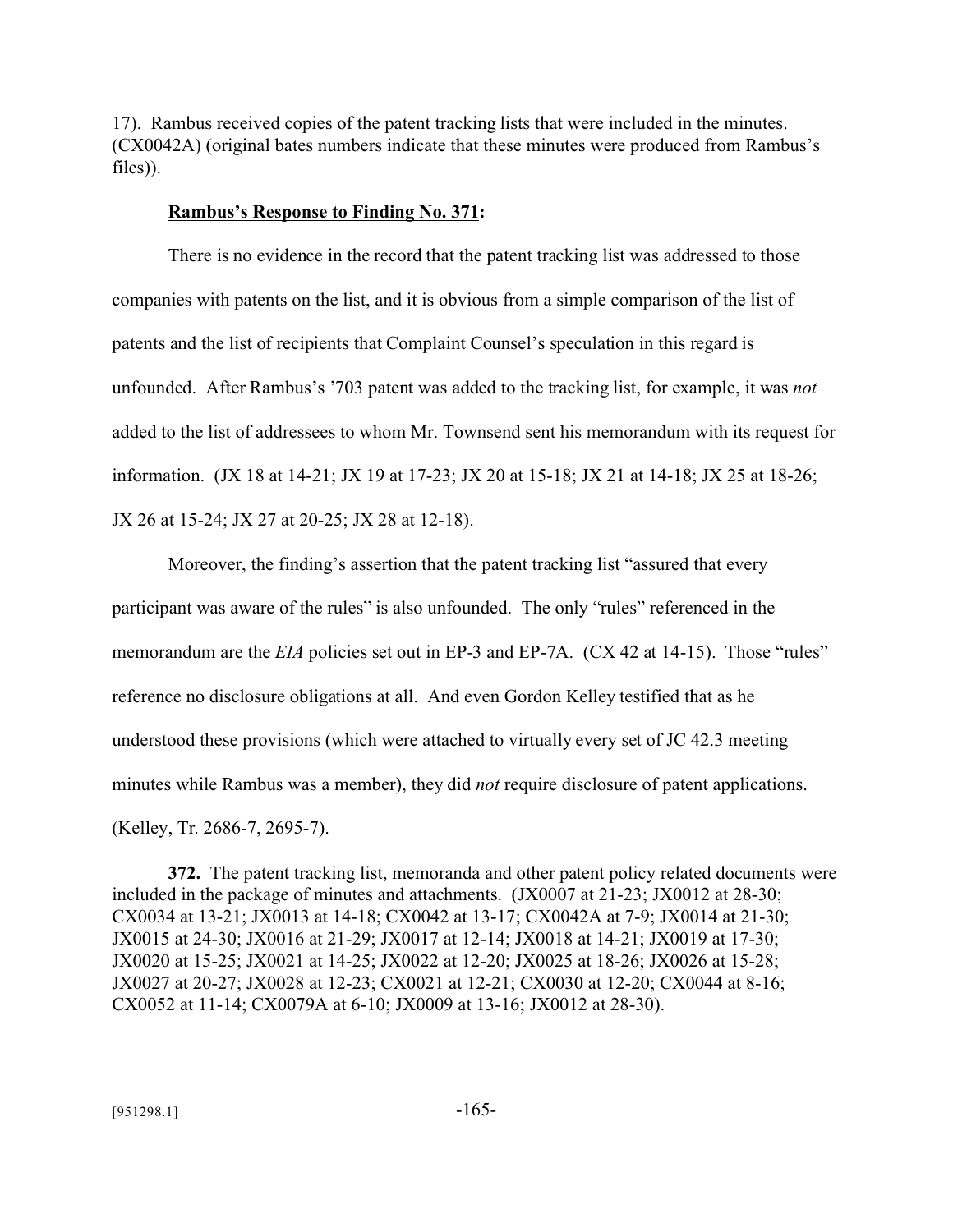17). Rambus received copies of the patent tracking lists that were included in the minutes. (CX0042A) (original bates numbers indicate that these minutes were produced from Rambus's files)).

**Rambus's Response to Finding No. 371:**

There is no evidence in the record that the patent tracking list was addressed to those companies with patents on the list, and it is obvious from a simple comparison of the list of patents and the list of recipients that Complaint Counsel's speculation in this regard is unfounded. After Rambus's '703 patent was added to the tracking list, for example, it was *not* added to the list of addressees to whom Mr. Townsend sent his memorandum with its request for information. (JX 18 at 14-21; JX 19 at 17-23; JX 20 at 15-18; JX 21 at 14-18; JX 25 at 18-26; JX 26 at 15-24; JX 27 at 20-25; JX 28 at 12-18).

Moreover, the finding's assertion that the patent tracking list "assured that every participant was aware of the rules" is also unfounded. The only "rules" referenced in the memorandum are the *EIA* policies set out in EP-3 and EP-7A. (CX 42 at 14-15). Those "rules" reference no disclosure obligations at all. And even Gordon Kelley testified that as he understood these provisions (which were attached to virtually every set of JC 42.3 meeting minutes while Rambus was a member), they did *not* require disclosure of patent applications. (Kelley, Tr. 2686-7, 2695-7).

**372.** The patent tracking list, memoranda and other patent policy related documents were included in the package of minutes and attachments. (JX0007 at 21-23; JX0012 at 28-30; CX0034 at 13-21; JX0013 at 14-18; CX0042 at 13-17; CX0042A at 7-9; JX0014 at 21-30; JX0015 at 24-30; JX0016 at 21-29; JX0017 at 12-14; JX0018 at 14-21; JX0019 at 17-30; JX0020 at 15-25; JX0021 at 14-25; JX0022 at 12-20; JX0025 at 18-26; JX0026 at 15-28; JX0027 at 20-27; JX0028 at 12-23; CX0021 at 12-21; CX0030 at 12-20; CX0044 at 8-16; CX0052 at 11-14; CX0079A at 6-10; JX0009 at 13-16; JX0012 at 28-30).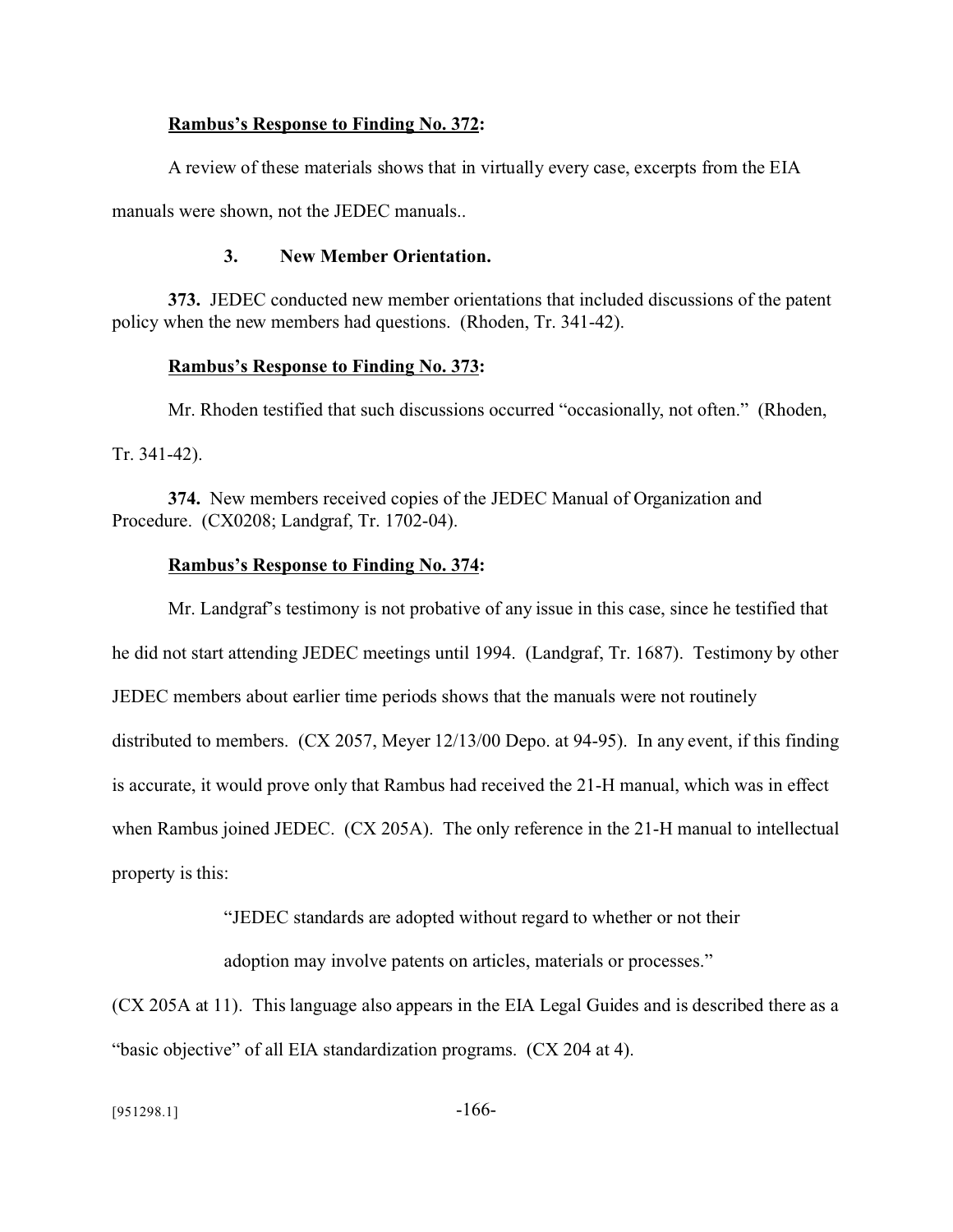**<u>Rambus's Response to Finding No. 372</u>:**

A review of these materials shows that in virtually every case, excerpts from the EIA manuals were shown, not the JEDEC manuals..

### 3. New Member Orientation.

**373.** JEDEC conducted new member orientations that included discussions of the patent policy when the new members had questions. (Rhoden, Tr. 341-42).

**<u>Rambus's Response to Finding No. 373</u>:**

Mr. Rhoden testified that such discussions occurred "occasionally, not often." (Rhoden, Tr. 341-42).

**374.** New members received copies of the JEDEC Manual of Organization and Procedure. (CX0208; Landgraf, Tr. 1702-04).

**<u>Rambus's Response to Finding No. 374</u>:**

Mr. Landgraf's testimony is not probative of any issue in this case, since he testified that he did not start attending JEDEC meetings until 1994. (Landgraf, Tr. 1687). Testimony by other JEDEC members about earlier time periods shows that the manuals were not routinely distributed to members. (CX 2057, Meyer 12/13/00 Depo. at 94-95). In any event, if this finding is accurate, it would prove only that Rambus had received the 21-H manual, which was in effect when Rambus joined JEDEC. (CX 205A). The only reference in the 21-H manual to intellectual property is this:

> "JEDEC standards are adopted without regard to whether or not their adoption may involve patents on articles, materials or processes."

(CX 205A at 11). This language also appears in the EIA Legal Guides and is described there as a "basic objective" of all EIA standardization programs. (CX 204 at 4).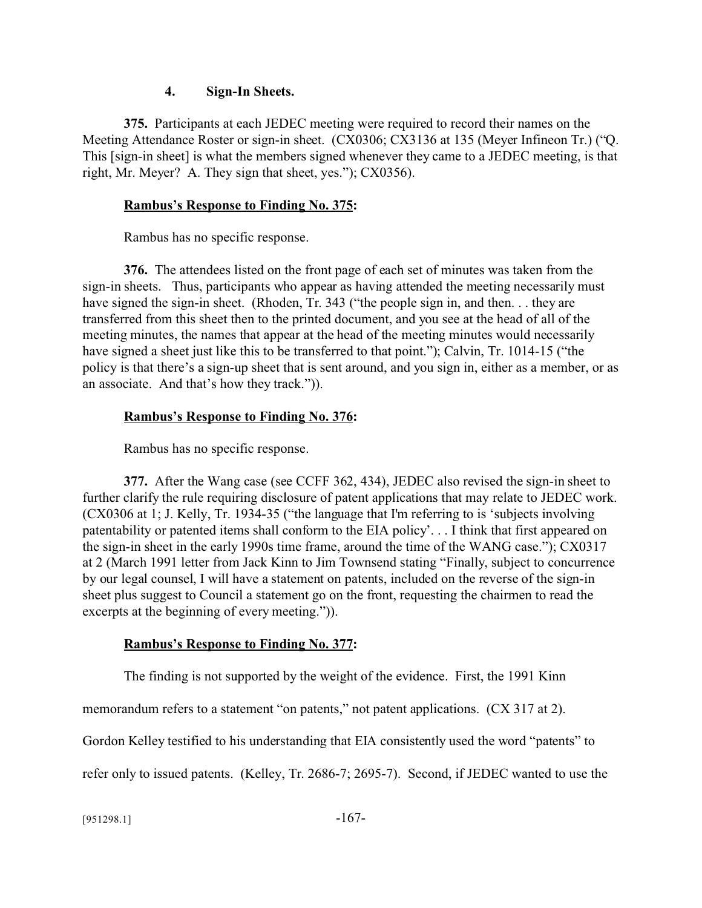### 4. Sign-In Sheets.

**375.** Participants at each JEDEC meeting were required to record their names on the Meeting Attendance Roster or sign-in sheet. (CX0306; CX3136 at 135 (Meyer Infineon Tr.) ("Q. This [sign-in sheet] is what the members signed whenever they came to a JEDEC meeting, is that right, Mr. Meyer? A. They sign that sheet, yes."); CX0356).

**<u>Rambus's Response to Finding No. 375</u>:**

Rambus has no specific response.

**376.** The attendees listed on the front page of each set of minutes was taken from the sign-in sheets. Thus, participants who appear as having attended the meeting necessarily must have signed the sign-in sheet. (Rhoden, Tr. 343 ("the people sign in, and then. . . they are transferred from this sheet then to the printed document, and you see at the head of all of the meeting minutes, the names that appear at the head of the meeting minutes would necessarily have signed a sheet just like this to be transferred to that point."); Calvin, Tr. 1014-15 ("the policy is that there's a sign-up sheet that is sent around, and you sign in, either as a member, or as an associate. And that's how they track.")).

**<u>Rambus's Response to Finding No. 376</u>:**

Rambus has no specific response.

**377.** After the Wang case (see CCFF 362, 434), JEDEC also revised the sign-in sheet to further clarify the rule requiring disclosure of patent applications that may relate to JEDEC work. (CX0306 at 1; J. Kelly, Tr. 1934-35 ("the language that I'm referring to is 'subjects involving patentability or patented items shall conform to the EIA policy'. . . I think that first appeared on the sign-in sheet in the early 1990s time frame, around the time of the WANG case."); CX0317 at 2 (March 1991 letter from Jack Kinn to Jim Townsend stating "Finally, subject to concurrence by our legal counsel, I will have a statement on patents, included on the reverse of the sign-in sheet plus suggest to Council a statement go on the front, requesting the chairmen to read the excerpts at the beginning of every meeting.")).

**<u>Rambus's Response to Finding No. 377</u>:**

The finding is not supported by the weight of the evidence. First, the 1991 Kinn memorandum refers to a statement "on patents," not patent applications. (CX 317 at 2). Gordon Kelley testified to his understanding that EIA consistently used the word "patents" to refer only to issued patents. (Kelley, Tr. 2686-7; 2695-7). Second, if JEDEC wanted to use the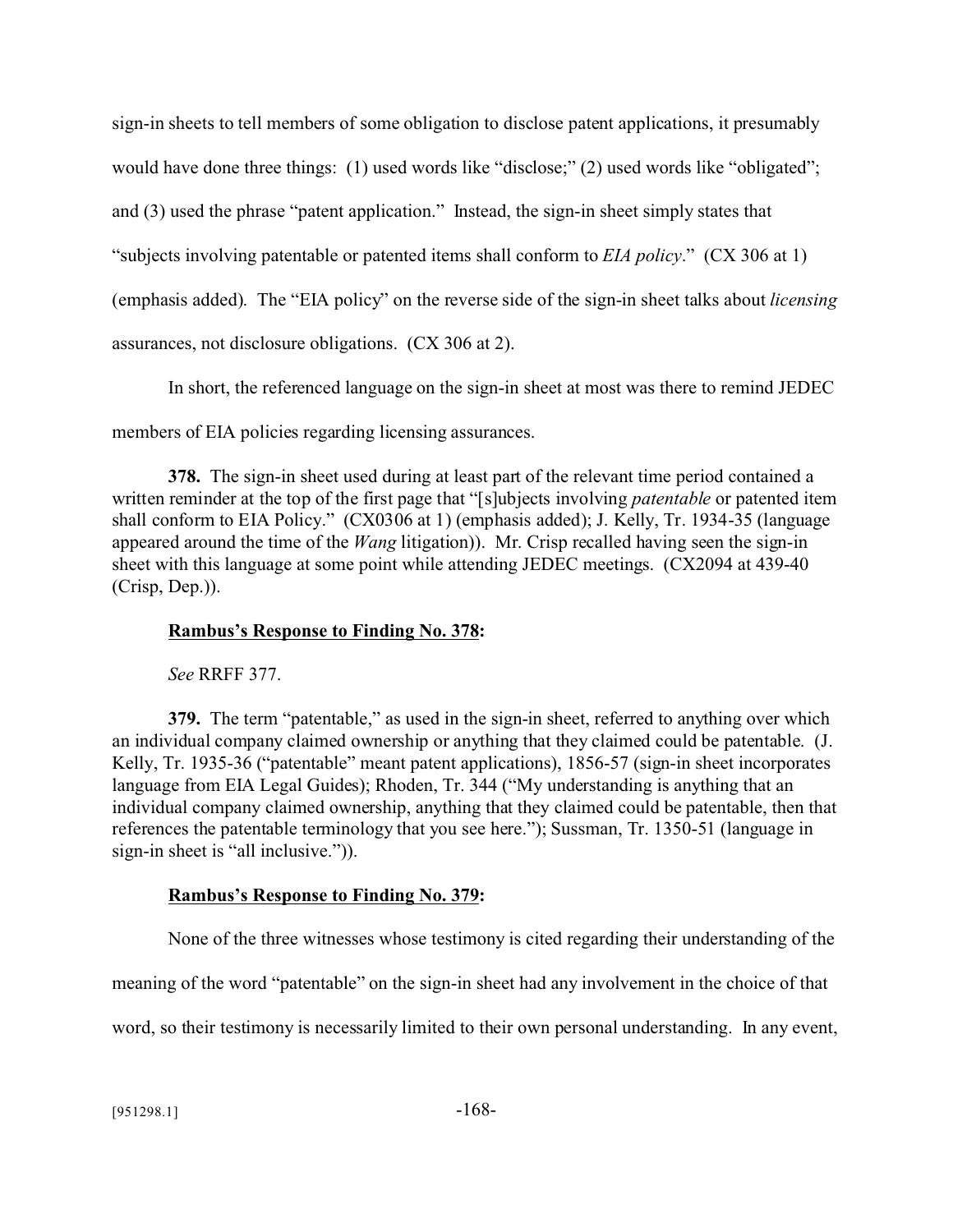sign-in sheets to tell members of some obligation to disclose patent applications, it presumably would have done three things: (1) used words like "disclose;" (2) used words like "obligated"; and (3) used the phrase "patent application." Instead, the sign-in sheet simply states that "subjects involving patentable or patented items shall conform to *EIA policy*." (CX 306 at 1) (emphasis added). The "EIA policy" on the reverse side of the sign-in sheet talks about *licensing* assurances, not disclosure obligations. (CX 306 at 2).

In short, the referenced language on the sign-in sheet at most was there to remind JEDEC members of EIA policies regarding licensing assurances.

**378.** The sign-in sheet used during at least part of the relevant time period contained a written reminder at the top of the first page that "[s]ubjects involving *patentable* or patented item shall conform to EIA Policy." (CX0306 at 1) (emphasis added); J. Kelly, Tr. 1934-35 (language appeared around the time of the *Wang* litigation)). Mr. Crisp recalled having seen the sign-in sheet with this language at some point while attending JEDEC meetings. (CX2094 at 439-40 (Crisp, Dep.)).

**Rambus's Response to Finding No. 378:**

*See* RRFF 377.

**379.** The term "patentable," as used in the sign-in sheet, referred to anything over which an individual company claimed ownership or anything that they claimed could be patentable. (J. Kelly, Tr. 1935-36 ("patentable" meant patent applications), 1856-57 (sign-in sheet incorporates language from EIA Legal Guides); Rhoden, Tr. 344 ("My understanding is anything that an individual company claimed ownership, anything that they claimed could be patentable, then that references the patentable terminology that you see here."); Sussman, Tr. 1350-51 (language in sign-in sheet is "all inclusive.")).

**Rambus's Response to Finding No. 379:**

None of the three witnesses whose testimony is cited regarding their understanding of the meaning of the word "patentable" on the sign-in sheet had any involvement in the choice of that word, so their testimony is necessarily limited to their own personal understanding. In any event,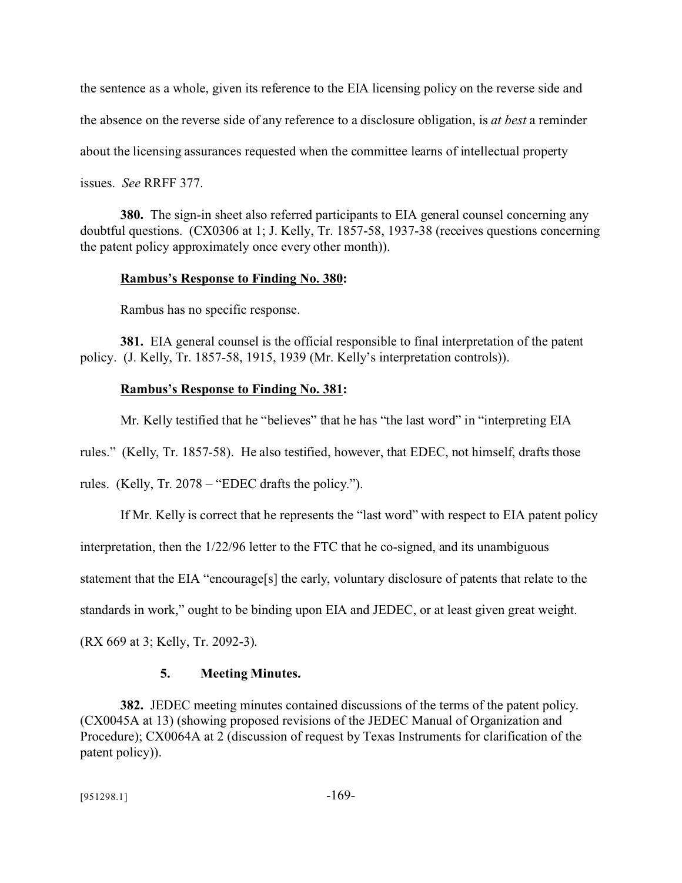the sentence as a whole, given its reference to the EIA licensing policy on the reverse side and the absence on the reverse side of any reference to a disclosure obligation, is *at best* a reminder about the licensing assurances requested when the committee learns of intellectual property issues. *See* RRFF 377.

**380.** The sign-in sheet also referred participants to EIA general counsel concerning any doubtful questions. (CX0306 at 1; J. Kelly, Tr. 1857-58, 1937-38 (receives questions concerning the patent policy approximately once every other month)).

**<u>Rambus's Response to Finding No. 380</u>:**

Rambus has no specific response.

**381.** EIA general counsel is the official responsible to final interpretation of the patent policy. (J. Kelly, Tr. 1857-58, 1915, 1939 (Mr. Kelly's interpretation controls)).

**<u>Rambus's Response to Finding No. 381</u>:**

Mr. Kelly testified that he "believes" that he has "the last word" in "interpreting EIA rules." (Kelly, Tr. 1857-58). He also testified, however, that EDEC, not himself, drafts those rules. (Kelly, Tr. 2078 – "EDEC drafts the policy.").

If Mr. Kelly is correct that he represents the "last word" with respect to EIA patent policy interpretation, then the 1/22/96 letter to the FTC that he co-signed, and its unambiguous statement that the EIA "encourage[s] the early, voluntary disclosure of patents that relate to the standards in work," ought to be binding upon EIA and JEDEC, or at least given great weight. (RX 669 at 3; Kelly, Tr. 2092-3).

### 5. Meeting Minutes.

**382.** JEDEC meeting minutes contained discussions of the terms of the patent policy. (CX0045A at 13) (showing proposed revisions of the JEDEC Manual of Organization and Procedure); CX0064A at 2 (discussion of request by Texas Instruments for clarification of the patent policy)).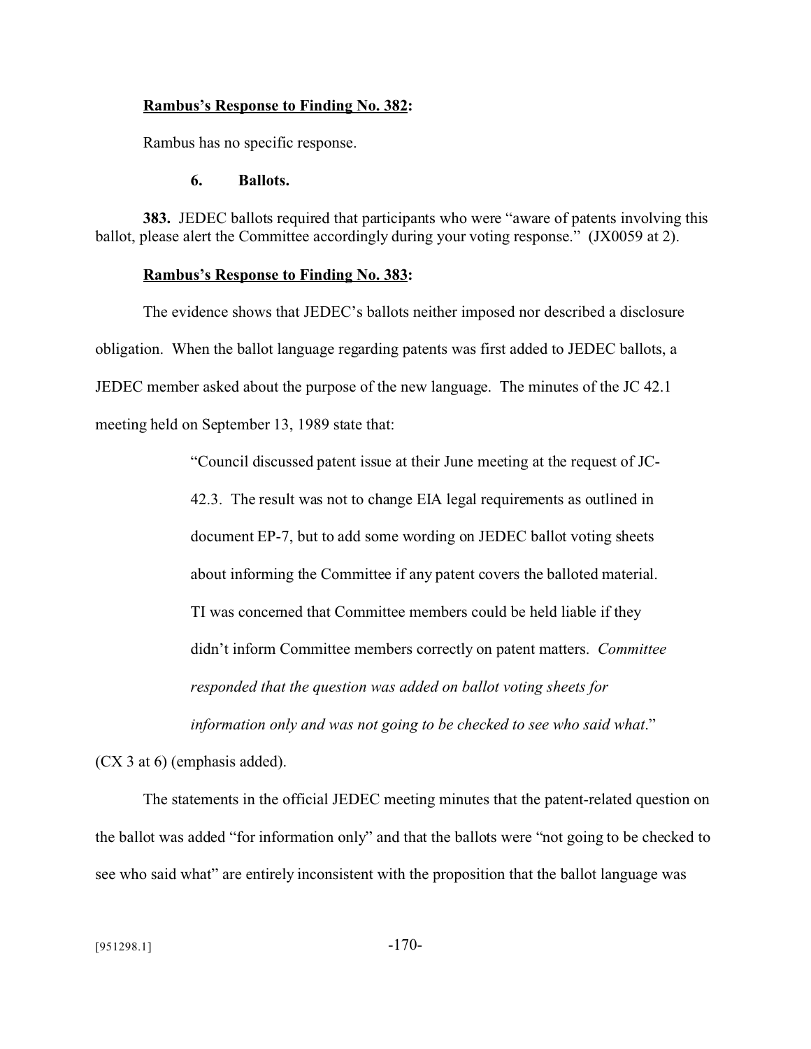**<u>Rambus's Response to Finding No. 382</u>:**

Rambus has no specific response.

### 6. Ballots.

**383.** JEDEC ballots required that participants who were "aware of patents involving this ballot, please alert the Committee accordingly during your voting response." (JX0059 at 2).

**<u>Rambus's Response to Finding No. 383</u>:**

The evidence shows that JEDEC's ballots neither imposed nor described a disclosure obligation. When the ballot language regarding patents was first added to JEDEC ballots, a JEDEC member asked about the purpose of the new language. The minutes of the JC 42.1 meeting held on September 13, 1989 state that:

> "Council discussed patent issue at their June meeting at the request of JC-42.3. The result was not to change EIA legal requirements as outlined in document EP-7, but to add some wording on JEDEC ballot voting sheets about informing the Committee if any patent covers the balloted material. TI was concerned that Committee members could be held liable if they didn't inform Committee members correctly on patent matters. *Committee responded that the question was added on ballot voting sheets for information only and was not going to be checked to see who said what*."

(CX 3 at 6) (emphasis added).

The statements in the official JEDEC meeting minutes that the patent-related question on the ballot was added "for information only" and that the ballots were "not going to be checked to see who said what" are entirely inconsistent with the proposition that the ballot language was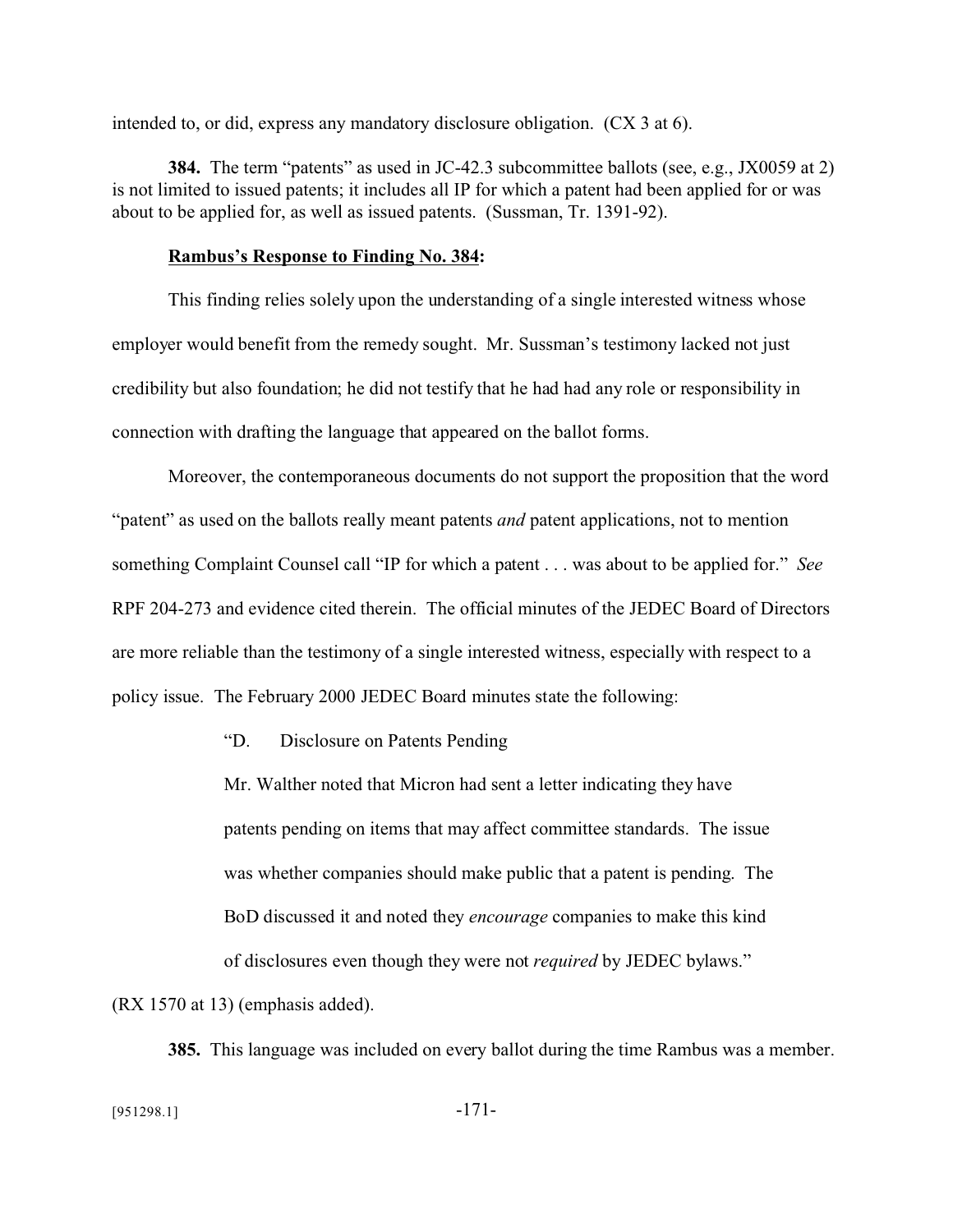intended to, or did, express any mandatory disclosure obligation. (CX 3 at 6).

**384.** The term "patents" as used in JC-42.3 subcommittee ballots (see, e.g., JX0059 at 2) is not limited to issued patents; it includes all IP for which a patent had been applied for or was about to be applied for, as well as issued patents. (Sussman, Tr. 1391-92).

**Rambus's Response to Finding No. 384:**

This finding relies solely upon the understanding of a single interested witness whose employer would benefit from the remedy sought. Mr. Sussman's testimony lacked not just credibility but also foundation; he did not testify that he had had any role or responsibility in connection with drafting the language that appeared on the ballot forms.

Moreover, the contemporaneous documents do not support the proposition that the word "patent" as used on the ballots really meant patents *and* patent applications, not to mention something Complaint Counsel call "IP for which a patent . . . was about to be applied for." *See* RPF 204-273 and evidence cited therein. The official minutes of the JEDEC Board of Directors are more reliable than the testimony of a single interested witness, especially with respect to a policy issue. The February 2000 JEDEC Board minutes state the following:

> "D. Disclosure on Patents Pending
>
> Mr. Walther noted that Micron had sent a letter indicating they have patents pending on items that may affect committee standards. The issue was whether companies should make public that a patent is pending. The BoD discussed it and noted they *encourage* companies to make this kind of disclosures even though they were not *required* by JEDEC bylaws."

(RX 1570 at 13) (emphasis added).

**385.** This language was included on every ballot during the time Rambus was a member.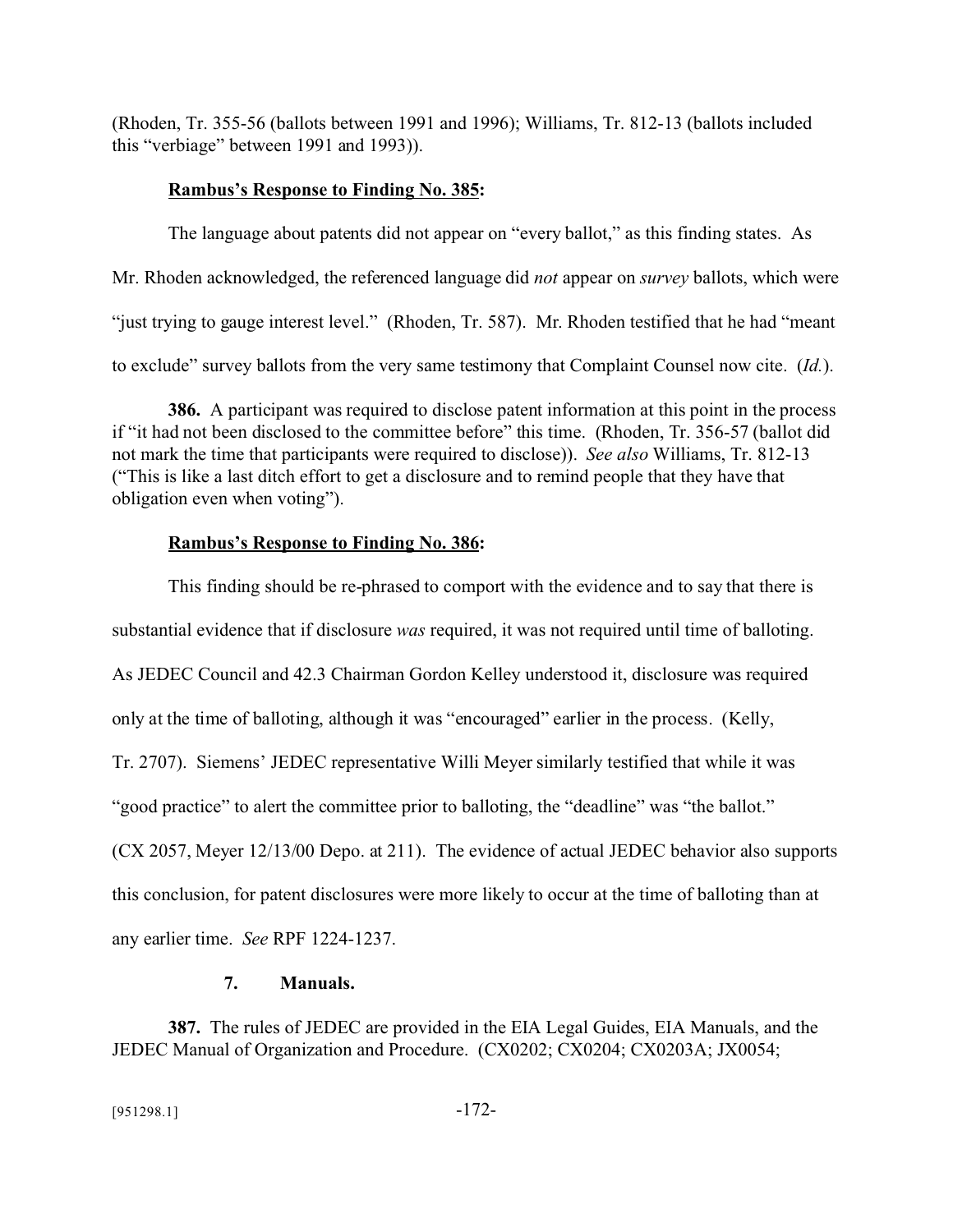(Rhoden, Tr. 355-56 (ballots between 1991 and 1996); Williams, Tr. 812-13 (ballots included this "verbiage" between 1991 and 1993)).

**Rambus's Response to Finding No. 385:**

The language about patents did not appear on "every ballot," as this finding states. As Mr. Rhoden acknowledged, the referenced language did *not* appear on *survey* ballots, which were "just trying to gauge interest level." (Rhoden, Tr. 587). Mr. Rhoden testified that he had "meant to exclude" survey ballots from the very same testimony that Complaint Counsel now cite. (*Id.*).

**386.** A participant was required to disclose patent information at this point in the process if "it had not been disclosed to the committee before" this time. (Rhoden, Tr. 356-57 (ballot did not mark the time that participants were required to disclose)). *See also* Williams, Tr. 812-13 ("This is like a last ditch effort to get a disclosure and to remind people that they have that obligation even when voting").

**Rambus's Response to Finding No. 386:**

This finding should be re-phrased to comport with the evidence and to say that there is substantial evidence that if disclosure *was* required, it was not required until time of balloting. As JEDEC Council and 42.3 Chairman Gordon Kelley understood it, disclosure was required only at the time of balloting, although it was "encouraged" earlier in the process. (Kelly, Tr. 2707). Siemens' JEDEC representative Willi Meyer similarly testified that while it was "good practice" to alert the committee prior to balloting, the "deadline" was "the ballot." (CX 2057, Meyer 12/13/00 Depo. at 211). The evidence of actual JEDEC behavior also supports this conclusion, for patent disclosures were more likely to occur at the time of balloting than at any earlier time. *See* RPF 1224-1237.

### 7. Manuals.

**387.** The rules of JEDEC are provided in the EIA Legal Guides, EIA Manuals, and the JEDEC Manual of Organization and Procedure. (CX0202; CX0204; CX0203A; JX0054;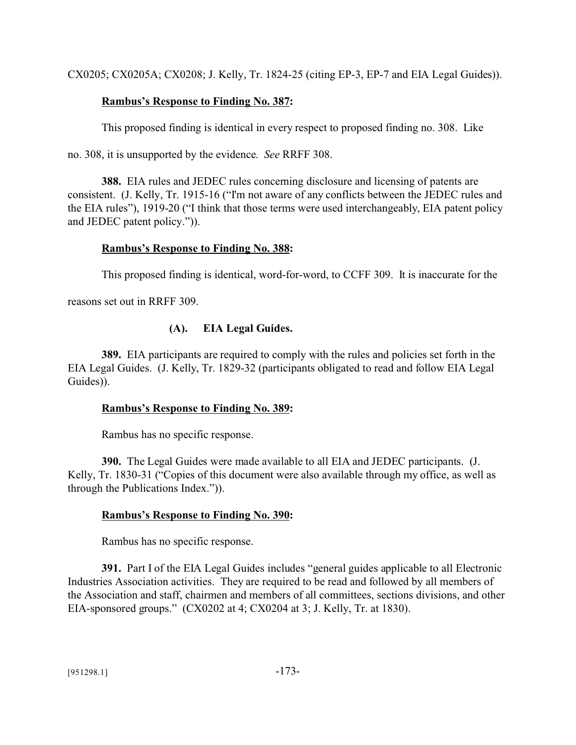CX0205; CX0205A; CX0208; J. Kelly, Tr. 1824-25 (citing EP-3, EP-7 and EIA Legal Guides)).

**Rambus's Response to Finding No. 387:**

This proposed finding is identical in every respect to proposed finding no. 308. Like no. 308, it is unsupported by the evidence. *See* RRFF 308.

**388.** EIA rules and JEDEC rules concerning disclosure and licensing of patents are consistent. (J. Kelly, Tr. 1915-16 ("I'm not aware of any conflicts between the JEDEC rules and the EIA rules"), 1919-20 ("I think that those terms were used interchangeably, EIA patent policy and JEDEC patent policy.")).

**Rambus's Response to Finding No. 388:**

This proposed finding is identical, word-for-word, to CCFF 309. It is inaccurate for the reasons set out in RRFF 309.

### (A). EIA Legal Guides.

**389.** EIA participants are required to comply with the rules and policies set forth in the EIA Legal Guides. (J. Kelly, Tr. 1829-32 (participants obligated to read and follow EIA Legal Guides)).

**Rambus's Response to Finding No. 389:**

Rambus has no specific response.

**390.** The Legal Guides were made available to all EIA and JEDEC participants. (J. Kelly, Tr. 1830-31 ("Copies of this document were also available through my office, as well as through the Publications Index.")).

**Rambus's Response to Finding No. 390:**

Rambus has no specific response.

**391.** Part I of the EIA Legal Guides includes "general guides applicable to all Electronic Industries Association activities. They are required to be read and followed by all members of the Association and staff, chairmen and members of all committees, sections divisions, and other EIA-sponsored groups." (CX0202 at 4; CX0204 at 3; J. Kelly, Tr. at 1830).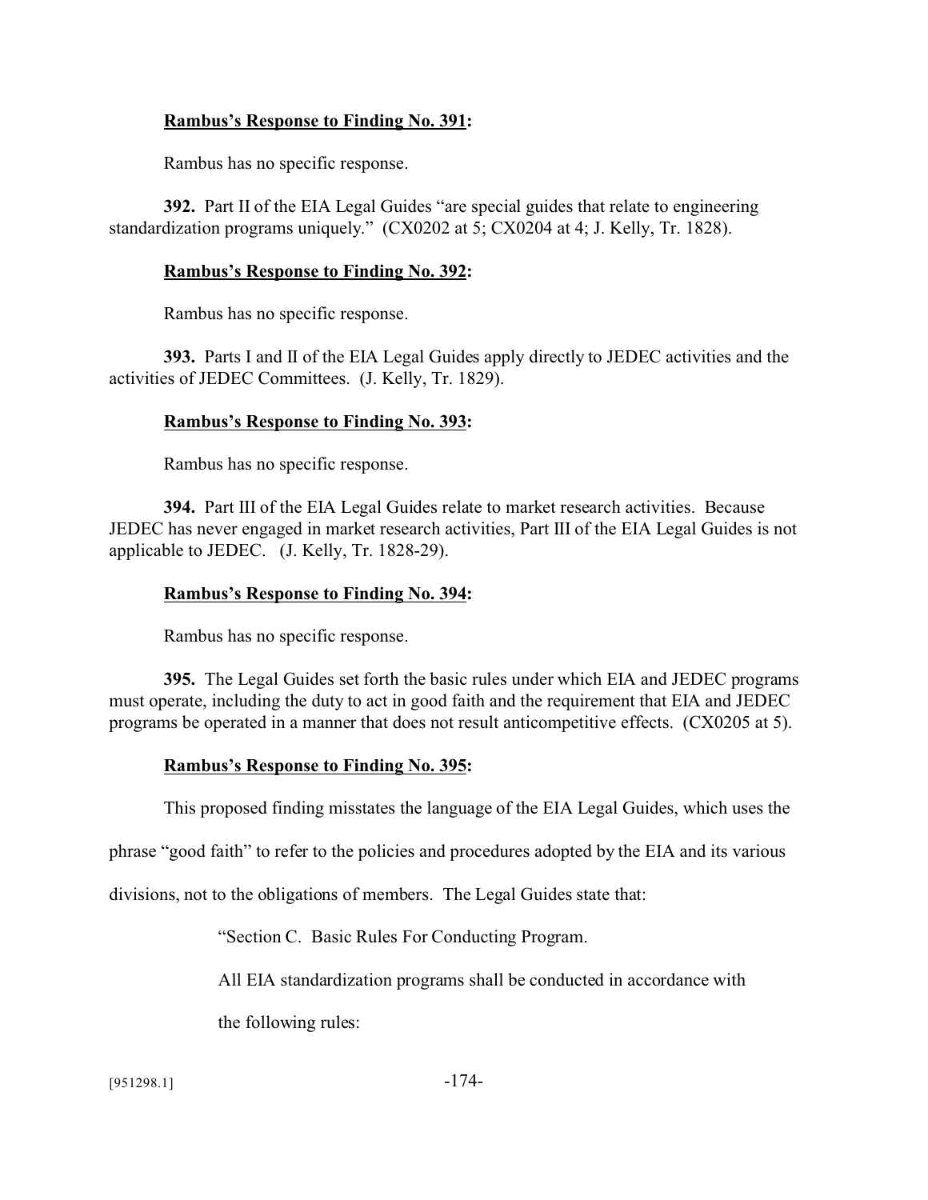**<u>Rambus's Response to Finding No. 391</u>:**

Rambus has no specific response.

**392.** Part II of the EIA Legal Guides "are special guides that relate to engineering standardization programs uniquely." (CX0202 at 5; CX0204 at 4; J. Kelly, Tr. 1828).

**<u>Rambus's Response to Finding No. 392</u>:**

Rambus has no specific response.

**393.** Parts I and II of the EIA Legal Guides apply directly to JEDEC activities and the activities of JEDEC Committees. (J. Kelly, Tr. 1829).

**<u>Rambus's Response to Finding No. 393</u>:**

Rambus has no specific response.

**394.** Part III of the EIA Legal Guides relate to market research activities. Because JEDEC has never engaged in market research activities, Part III of the EIA Legal Guides is not applicable to JEDEC. (J. Kelly, Tr. 1828-29).

**<u>Rambus's Response to Finding No. 394</u>:**

Rambus has no specific response.

**395.** The Legal Guides set forth the basic rules under which EIA and JEDEC programs must operate, including the duty to act in good faith and the requirement that EIA and JEDEC programs be operated in a manner that does not result anticompetitive effects. (CX0205 at 5).

**<u>Rambus's Response to Finding No. 395</u>:**

This proposed finding misstates the language of the EIA Legal Guides, which uses the phrase "good faith" to refer to the policies and procedures adopted by the EIA and its various divisions, not to the obligations of members. The Legal Guides state that:

> "Section C. Basic Rules For Conducting Program.
>
> All EIA standardization programs shall be conducted in accordance with the following rules: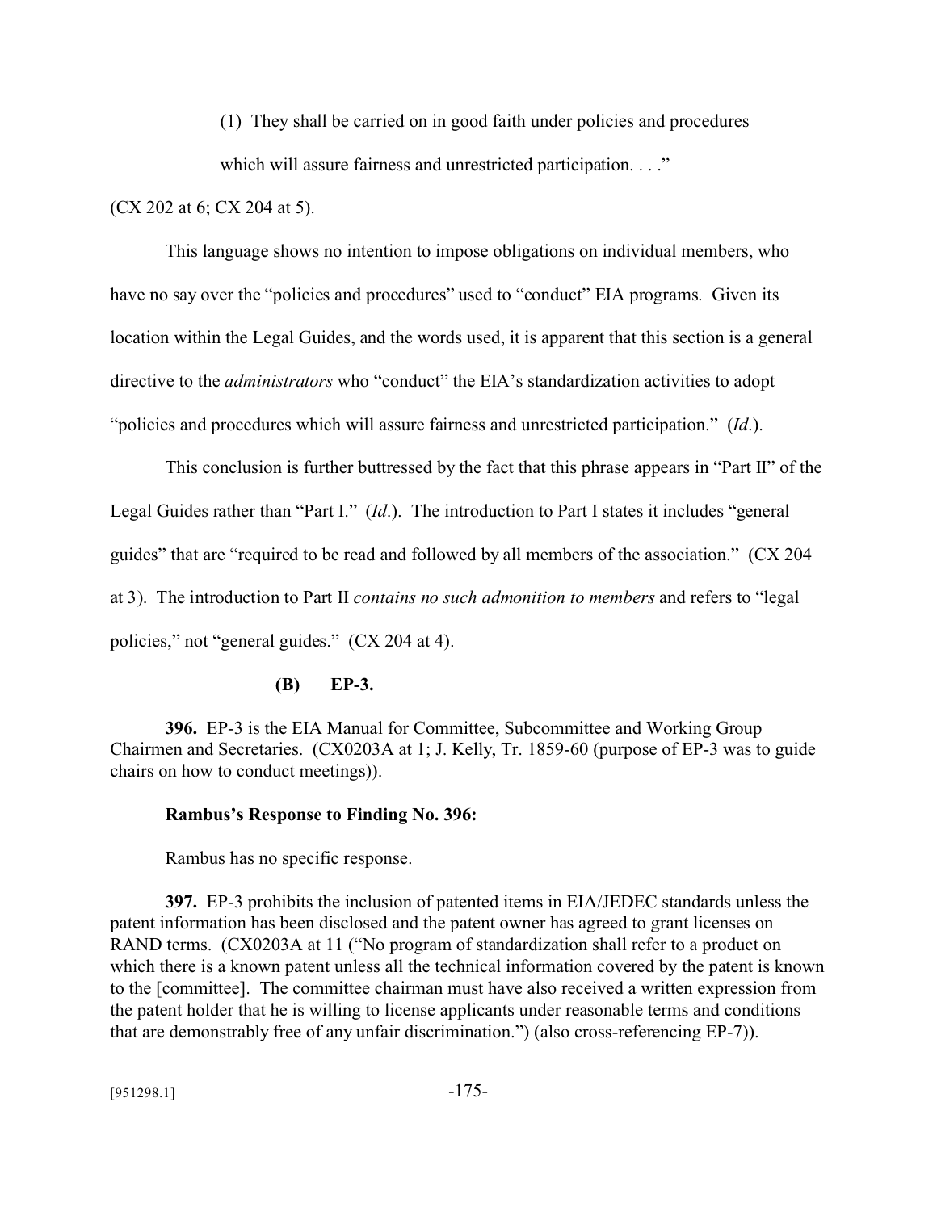(1) They shall be carried on in good faith under policies and procedures which will assure fairness and unrestricted participation. . . ."

(CX 202 at 6; CX 204 at 5).

This language shows no intention to impose obligations on individual members, who have no say over the "policies and procedures" used to "conduct" EIA programs. Given its location within the Legal Guides, and the words used, it is apparent that this section is a general directive to the *administrators* who "conduct" the EIA's standardization activities to adopt "policies and procedures which will assure fairness and unrestricted participation." (*Id*.).

This conclusion is further buttressed by the fact that this phrase appears in "Part II" of the Legal Guides rather than "Part I." (*Id*.). The introduction to Part I states it includes "general guides" that are "required to be read and followed by all members of the association." (CX 204 at 3). The introduction to Part II *contains no such admonition to members* and refers to "legal policies," not "general guides." (CX 204 at 4).

**(B) EP-3.**

**396.** EP-3 is the EIA Manual for Committee, Subcommittee and Working Group Chairmen and Secretaries. (CX0203A at 1; J. Kelly, Tr. 1859-60 (purpose of EP-3 was to guide chairs on how to conduct meetings)).

**Rambus's Response to Finding No. 396:**

Rambus has no specific response.

**397.** EP-3 prohibits the inclusion of patented items in EIA/JEDEC standards unless the patent information has been disclosed and the patent owner has agreed to grant licenses on RAND terms. (CX0203A at 11 ("No program of standardization shall refer to a product on which there is a known patent unless all the technical information covered by the patent is known to the [committee]. The committee chairman must have also received a written expression from the patent holder that he is willing to license applicants under reasonable terms and conditions that are demonstrably free of any unfair discrimination.") (also cross-referencing EP-7)).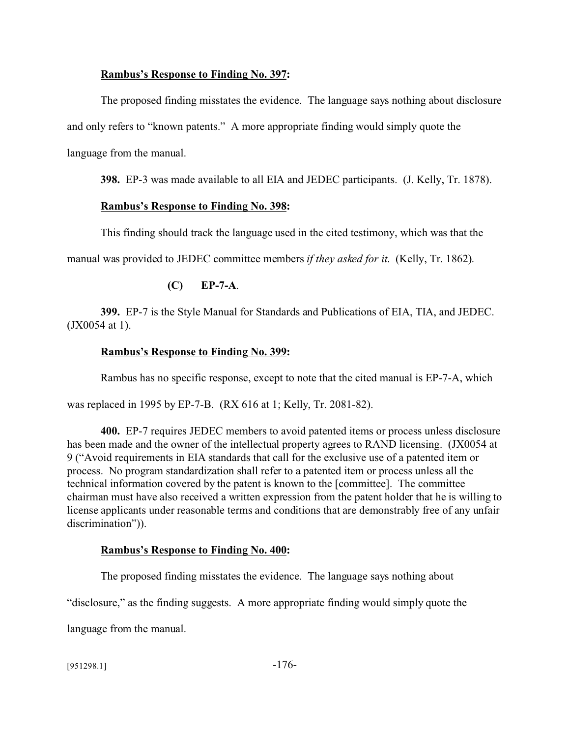**Rambus's Response to Finding No. 397:**

The proposed finding misstates the evidence. The language says nothing about disclosure and only refers to "known patents." A more appropriate finding would simply quote the language from the manual.

**398.** EP-3 was made available to all EIA and JEDEC participants. (J. Kelly, Tr. 1878).

**Rambus's Response to Finding No. 398:**

This finding should track the language used in the cited testimony, which was that the manual was provided to JEDEC committee members *if they asked for it*. (Kelly, Tr. 1862).

**(C) EP-7-A**.

**399.** EP-7 is the Style Manual for Standards and Publications of EIA, TIA, and JEDEC. (JX0054 at 1).

**Rambus's Response to Finding No. 399:**

Rambus has no specific response, except to note that the cited manual is EP-7-A, which was replaced in 1995 by EP-7-B. (RX 616 at 1; Kelly, Tr. 2081-82).

**400.** EP-7 requires JEDEC members to avoid patented items or process unless disclosure has been made and the owner of the intellectual property agrees to RAND licensing. (JX0054 at 9 ("Avoid requirements in EIA standards that call for the exclusive use of a patented item or process. No program standardization shall refer to a patented item or process unless all the technical information covered by the patent is known to the [committee]. The committee chairman must have also received a written expression from the patent holder that he is willing to license applicants under reasonable terms and conditions that are demonstrably free of any unfair discrimination")).

**Rambus's Response to Finding No. 400:**

The proposed finding misstates the evidence. The language says nothing about "disclosure," as the finding suggests. A more appropriate finding would simply quote the language from the manual.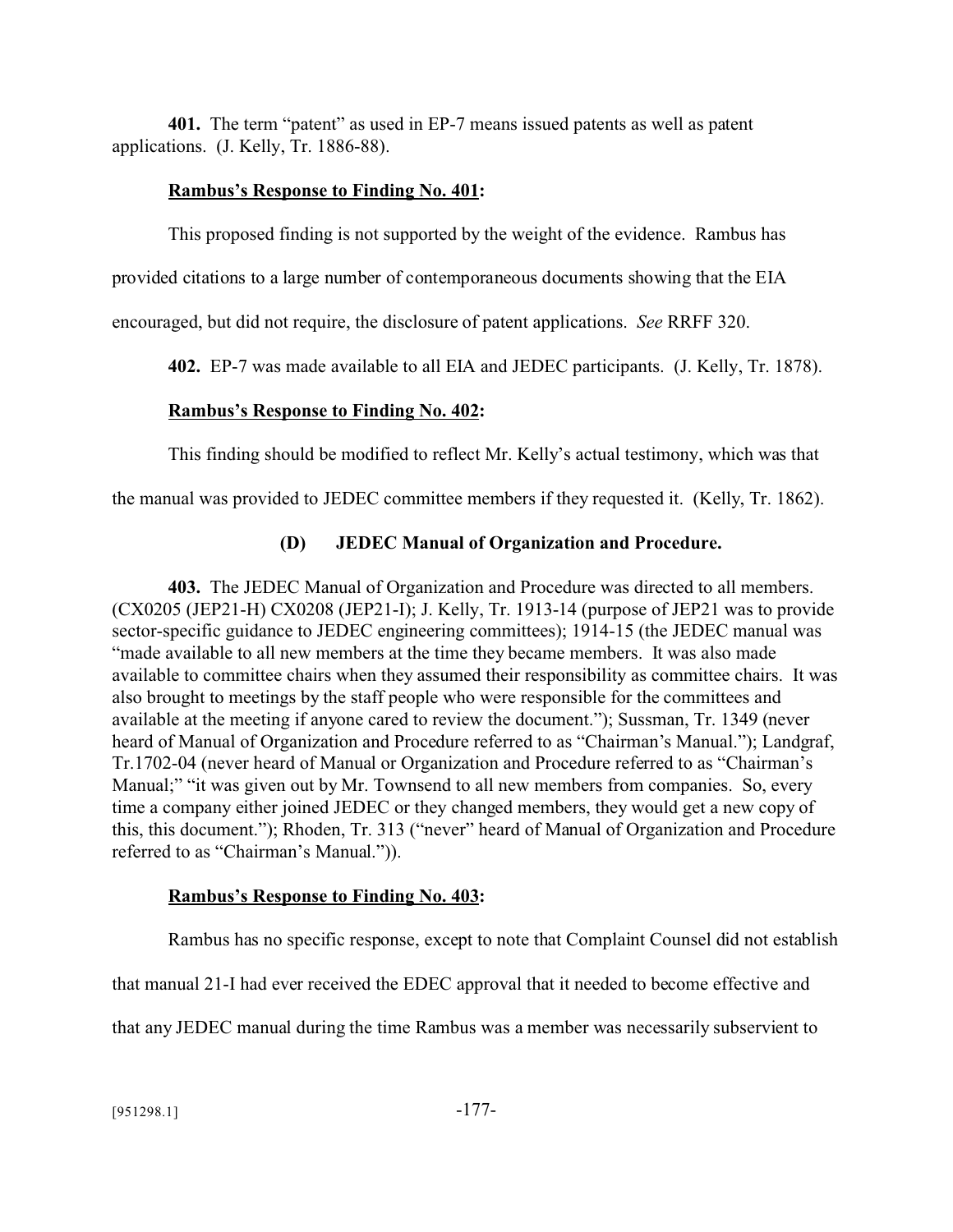**401.** The term "patent" as used in EP-7 means issued patents as well as patent applications. (J. Kelly, Tr. 1886-88).

**Rambus's Response to Finding No. 401:**

This proposed finding is not supported by the weight of the evidence. Rambus has provided citations to a large number of contemporaneous documents showing that the EIA encouraged, but did not require, the disclosure of patent applications. *See* RRFF 320.

**402.** EP-7 was made available to all EIA and JEDEC participants. (J. Kelly, Tr. 1878).

**Rambus's Response to Finding No. 402:**

This finding should be modified to reflect Mr. Kelly's actual testimony, which was that the manual was provided to JEDEC committee members if they requested it. (Kelly, Tr. 1862).

**(D) JEDEC Manual of Organization and Procedure.**

**403.** The JEDEC Manual of Organization and Procedure was directed to all members. (CX0205 (JEP21-H) CX0208 (JEP21-I); J. Kelly, Tr. 1913-14 (purpose of JEP21 was to provide sector-specific guidance to JEDEC engineering committees); 1914-15 (the JEDEC manual was "made available to all new members at the time they became members. It was also made available to committee chairs when they assumed their responsibility as committee chairs. It was also brought to meetings by the staff people who were responsible for the committees and available at the meeting if anyone cared to review the document."); Sussman, Tr. 1349 (never heard of Manual of Organization and Procedure referred to as "Chairman's Manual."); Landgraf, Tr.1702-04 (never heard of Manual or Organization and Procedure referred to as "Chairman's Manual;" "it was given out by Mr. Townsend to all new members from companies. So, every time a company either joined JEDEC or they changed members, they would get a new copy of this, this document."); Rhoden, Tr. 313 ("never" heard of Manual of Organization and Procedure referred to as "Chairman's Manual.")).

**Rambus's Response to Finding No. 403:**

Rambus has no specific response, except to note that Complaint Counsel did not establish that manual 21-I had ever received the EDEC approval that it needed to become effective and that any JEDEC manual during the time Rambus was a member was necessarily subservient to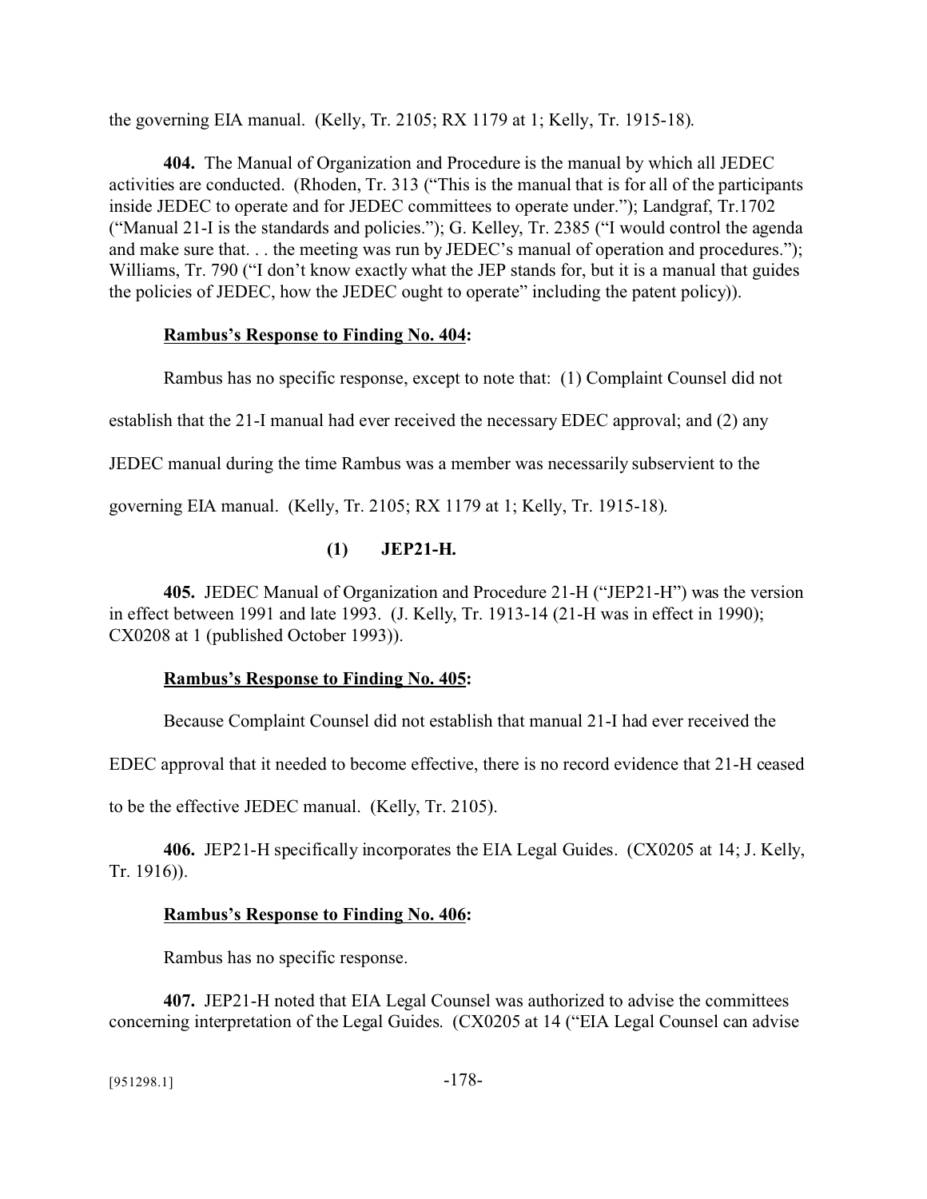the governing EIA manual. (Kelly, Tr. 2105; RX 1179 at 1; Kelly, Tr. 1915-18).

**404.** The Manual of Organization and Procedure is the manual by which all JEDEC activities are conducted. (Rhoden, Tr. 313 ("This is the manual that is for all of the participants inside JEDEC to operate and for JEDEC committees to operate under."); Landgraf, Tr.1702 ("Manual 21-I is the standards and policies."); G. Kelley, Tr. 2385 ("I would control the agenda and make sure that. . . the meeting was run by JEDEC's manual of operation and procedures."); Williams, Tr. 790 ("I don't know exactly what the JEP stands for, but it is a manual that guides the policies of JEDEC, how the JEDEC ought to operate" including the patent policy)).

**Rambus's Response to Finding No. 404:**

Rambus has no specific response, except to note that: (1) Complaint Counsel did not establish that the 21-I manual had ever received the necessary EDEC approval; and (2) any JEDEC manual during the time Rambus was a member was necessarily subservient to the governing EIA manual. (Kelly, Tr. 2105; RX 1179 at 1; Kelly, Tr. 1915-18).

**(1) JEP21-H.**

**405.** JEDEC Manual of Organization and Procedure 21-H ("JEP21-H") was the version in effect between 1991 and late 1993. (J. Kelly, Tr. 1913-14 (21-H was in effect in 1990); CX0208 at 1 (published October 1993)).

**Rambus's Response to Finding No. 405:**

Because Complaint Counsel did not establish that manual 21-I had ever received the EDEC approval that it needed to become effective, there is no record evidence that 21-H ceased to be the effective JEDEC manual. (Kelly, Tr. 2105).

**406.** JEP21-H specifically incorporates the EIA Legal Guides. (CX0205 at 14; J. Kelly, Tr. 1916)).

**Rambus's Response to Finding No. 406:**

Rambus has no specific response.

**407.** JEP21-H noted that EIA Legal Counsel was authorized to advise the committees concerning interpretation of the Legal Guides. (CX0205 at 14 ("EIA Legal Counsel can advise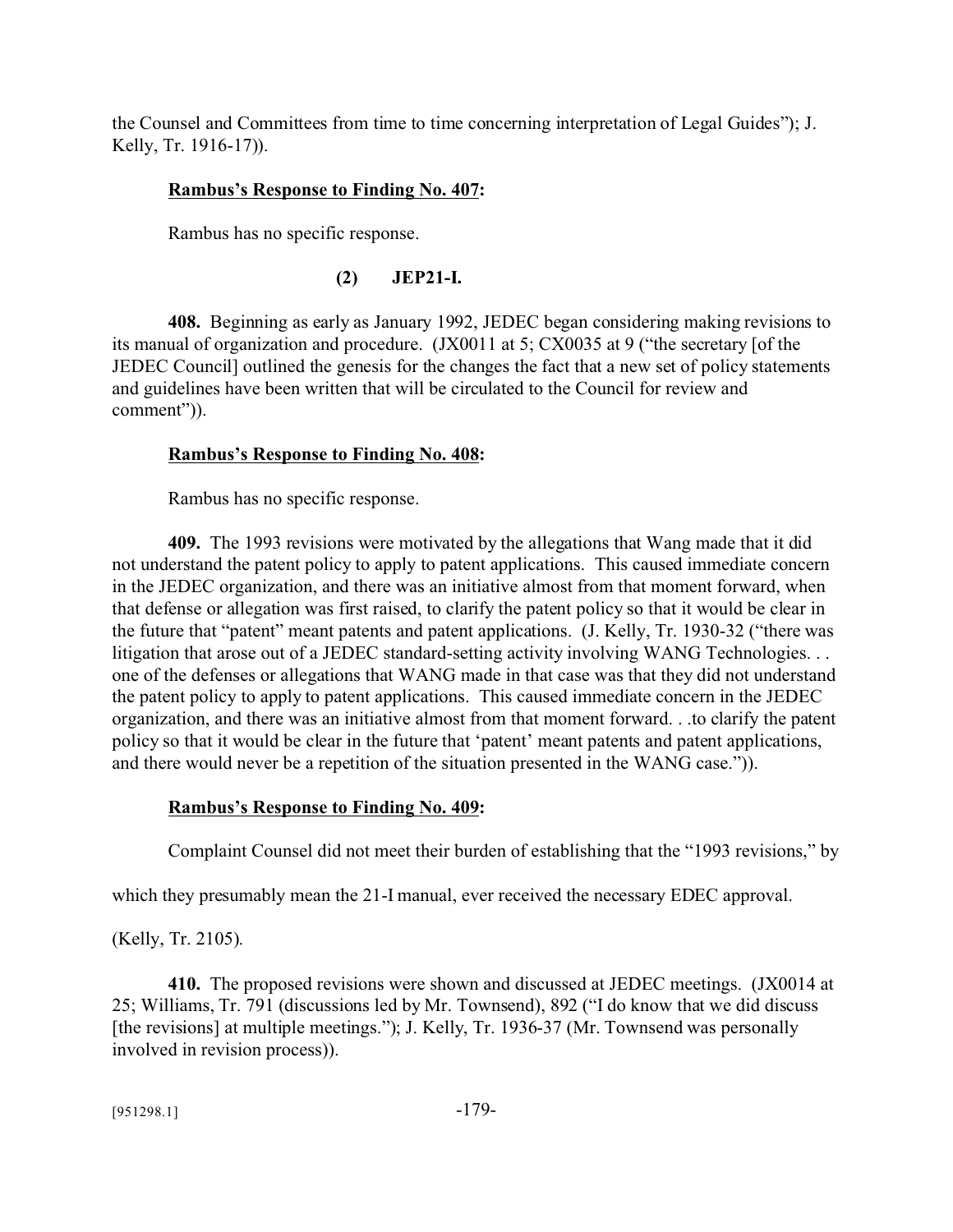the Counsel and Committees from time to time concerning interpretation of Legal Guides"); J. Kelly, Tr. 1916-17)).

**Rambus's Response to Finding No. 407:**

Rambus has no specific response.

**(2) JEP21-I.**

**408.** Beginning as early as January 1992, JEDEC began considering making revisions to its manual of organization and procedure. (JX0011 at 5; CX0035 at 9 ("the secretary [of the JEDEC Council] outlined the genesis for the changes the fact that a new set of policy statements and guidelines have been written that will be circulated to the Council for review and comment")).

**Rambus's Response to Finding No. 408:**

Rambus has no specific response.

**409.** The 1993 revisions were motivated by the allegations that Wang made that it did not understand the patent policy to apply to patent applications. This caused immediate concern in the JEDEC organization, and there was an initiative almost from that moment forward, when that defense or allegation was first raised, to clarify the patent policy so that it would be clear in the future that "patent" meant patents and patent applications. (J. Kelly, Tr. 1930-32 ("there was litigation that arose out of a JEDEC standard-setting activity involving WANG Technologies. . . one of the defenses or allegations that WANG made in that case was that they did not understand the patent policy to apply to patent applications. This caused immediate concern in the JEDEC organization, and there was an initiative almost from that moment forward. . .to clarify the patent policy so that it would be clear in the future that 'patent' meant patents and patent applications, and there would never be a repetition of the situation presented in the WANG case.")).

**Rambus's Response to Finding No. 409:**

Complaint Counsel did not meet their burden of establishing that the "1993 revisions," by which they presumably mean the 21-I manual, ever received the necessary EDEC approval. (Kelly, Tr. 2105).

**410.** The proposed revisions were shown and discussed at JEDEC meetings. (JX0014 at 25; Williams, Tr. 791 (discussions led by Mr. Townsend), 892 ("I do know that we did discuss [the revisions] at multiple meetings."); J. Kelly, Tr. 1936-37 (Mr. Townsend was personally involved in revision process)).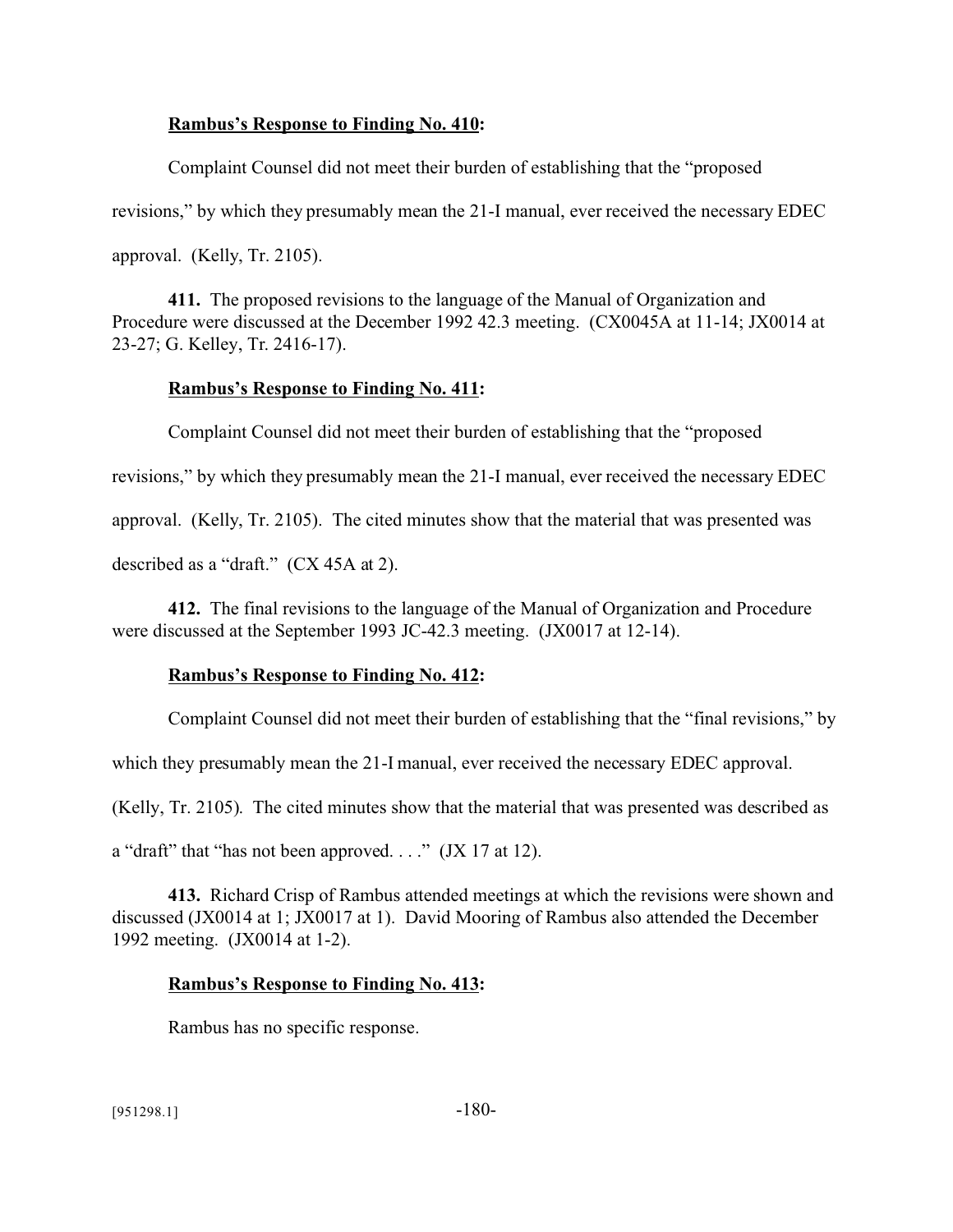**Rambus's Response to Finding No. 410:**

Complaint Counsel did not meet their burden of establishing that the "proposed revisions," by which they presumably mean the 21-I manual, ever received the necessary EDEC approval. (Kelly, Tr. 2105).

**411.** The proposed revisions to the language of the Manual of Organization and Procedure were discussed at the December 1992 42.3 meeting. (CX0045A at 11-14; JX0014 at 23-27; G. Kelley, Tr. 2416-17).

**Rambus's Response to Finding No. 411:**

Complaint Counsel did not meet their burden of establishing that the "proposed revisions," by which they presumably mean the 21-I manual, ever received the necessary EDEC approval. (Kelly, Tr. 2105). The cited minutes show that the material that was presented was described as a "draft." (CX 45A at 2).

**412.** The final revisions to the language of the Manual of Organization and Procedure were discussed at the September 1993 JC-42.3 meeting. (JX0017 at 12-14).

**Rambus's Response to Finding No. 412:**

Complaint Counsel did not meet their burden of establishing that the "final revisions," by which they presumably mean the 21-I manual, ever received the necessary EDEC approval. (Kelly, Tr. 2105). The cited minutes show that the material that was presented was described as a "draft" that "has not been approved. . . ." (JX 17 at 12).

**413.** Richard Crisp of Rambus attended meetings at which the revisions were shown and discussed (JX0014 at 1; JX0017 at 1). David Mooring of Rambus also attended the December 1992 meeting. (JX0014 at 1-2).

**Rambus's Response to Finding No. 413:**

Rambus has no specific response.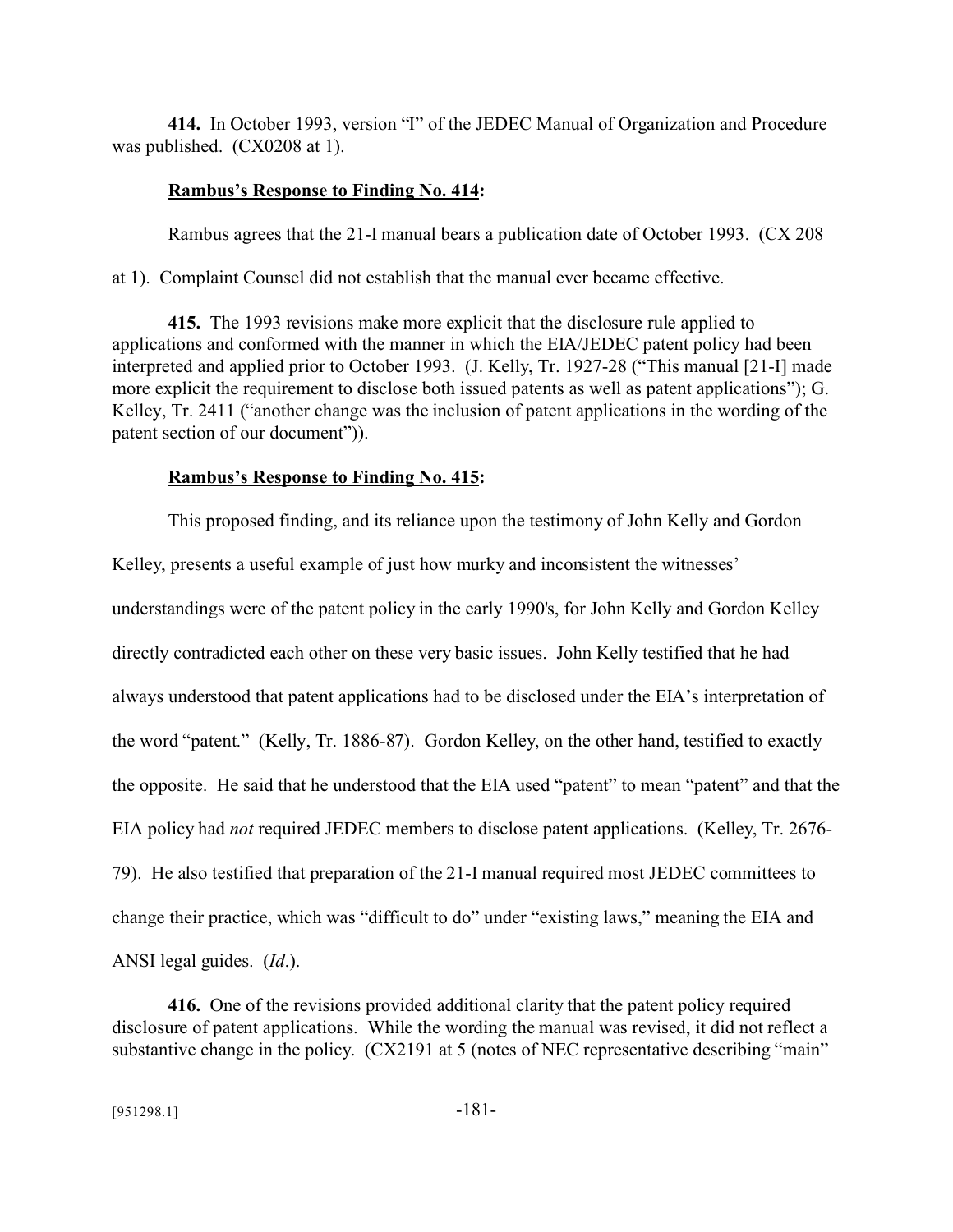**414.** In October 1993, version "I" of the JEDEC Manual of Organization and Procedure was published. (CX0208 at 1).

**Rambus's Response to Finding No. 414:**

Rambus agrees that the 21-I manual bears a publication date of October 1993. (CX 208 at 1). Complaint Counsel did not establish that the manual ever became effective.

**415.** The 1993 revisions make more explicit that the disclosure rule applied to applications and conformed with the manner in which the EIA/JEDEC patent policy had been interpreted and applied prior to October 1993. (J. Kelly, Tr. 1927-28 ("This manual [21-I] made more explicit the requirement to disclose both issued patents as well as patent applications"); G. Kelley, Tr. 2411 ("another change was the inclusion of patent applications in the wording of the patent section of our document")).

**Rambus's Response to Finding No. 415:**

This proposed finding, and its reliance upon the testimony of John Kelly and Gordon Kelley, presents a useful example of just how murky and inconsistent the witnesses' understandings were of the patent policy in the early 1990's, for John Kelly and Gordon Kelley directly contradicted each other on these very basic issues. John Kelly testified that he had always understood that patent applications had to be disclosed under the EIA's interpretation of the word "patent." (Kelly, Tr. 1886-87). Gordon Kelley, on the other hand, testified to exactly the opposite. He said that he understood that the EIA used "patent" to mean "patent" and that the EIA policy had *not* required JEDEC members to disclose patent applications. (Kelley, Tr. 2676-79). He also testified that preparation of the 21-I manual required most JEDEC committees to change their practice, which was "difficult to do" under "existing laws," meaning the EIA and ANSI legal guides. (*Id.*).

**416.** One of the revisions provided additional clarity that the patent policy required disclosure of patent applications. While the wording the manual was revised, it did not reflect a substantive change in the policy. (CX2191 at 5 (notes of NEC representative describing "main"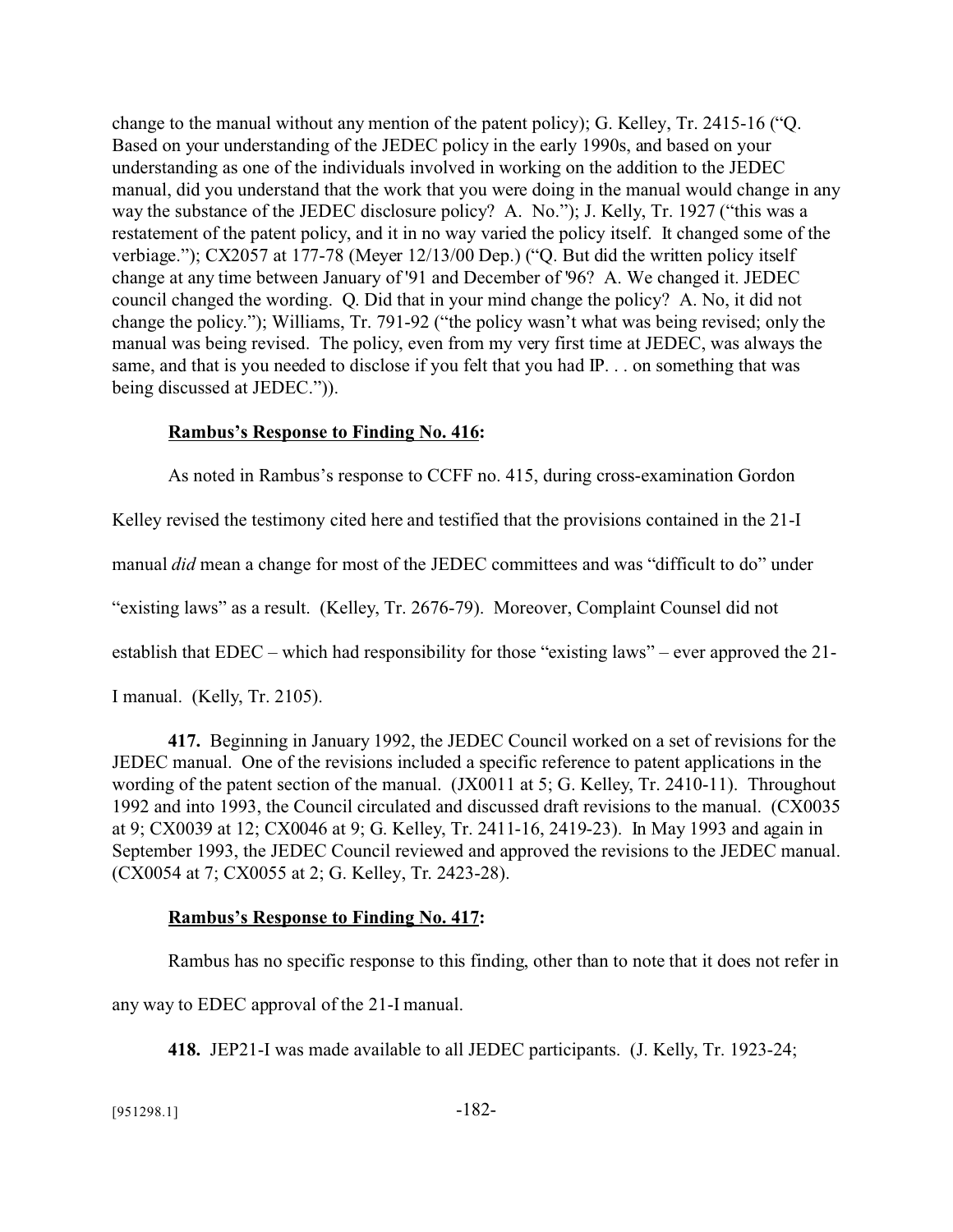change to the manual without any mention of the patent policy); G. Kelley, Tr. 2415-16 ("Q. Based on your understanding of the JEDEC policy in the early 1990s, and based on your understanding as one of the individuals involved in working on the addition to the JEDEC manual, did you understand that the work that you were doing in the manual would change in any way the substance of the JEDEC disclosure policy? A. No."); J. Kelly, Tr. 1927 ("this was a restatement of the patent policy, and it in no way varied the policy itself. It changed some of the verbiage."); CX2057 at 177-78 (Meyer 12/13/00 Dep.) ("Q. But did the written policy itself change at any time between January of '91 and December of '96? A. We changed it. JEDEC council changed the wording. Q. Did that in your mind change the policy? A. No, it did not change the policy."); Williams, Tr. 791-92 ("the policy wasn't what was being revised; only the manual was being revised. The policy, even from my very first time at JEDEC, was always the same, and that is you needed to disclose if you felt that you had IP. . . on something that was being discussed at JEDEC.")).

**Rambus's Response to Finding No. 416:**

As noted in Rambus's response to CCFF no. 415, during cross-examination Gordon Kelley revised the testimony cited here and testified that the provisions contained in the 21-I manual *did* mean a change for most of the JEDEC committees and was "difficult to do" under "existing laws" as a result. (Kelley, Tr. 2676-79). Moreover, Complaint Counsel did not establish that EDEC – which had responsibility for those "existing laws" – ever approved the 21-I manual. (Kelly, Tr. 2105).

**417.** Beginning in January 1992, the JEDEC Council worked on a set of revisions for the JEDEC manual. One of the revisions included a specific reference to patent applications in the wording of the patent section of the manual. (JX0011 at 5; G. Kelley, Tr. 2410-11). Throughout 1992 and into 1993, the Council circulated and discussed draft revisions to the manual. (CX0035 at 9; CX0039 at 12; CX0046 at 9; G. Kelley, Tr. 2411-16, 2419-23). In May 1993 and again in September 1993, the JEDEC Council reviewed and approved the revisions to the JEDEC manual. (CX0054 at 7; CX0055 at 2; G. Kelley, Tr. 2423-28).

**Rambus's Response to Finding No. 417:**

Rambus has no specific response to this finding, other than to note that it does not refer in any way to EDEC approval of the 21-I manual.

**418.** JEP21-I was made available to all JEDEC participants. (J. Kelly, Tr. 1923-24;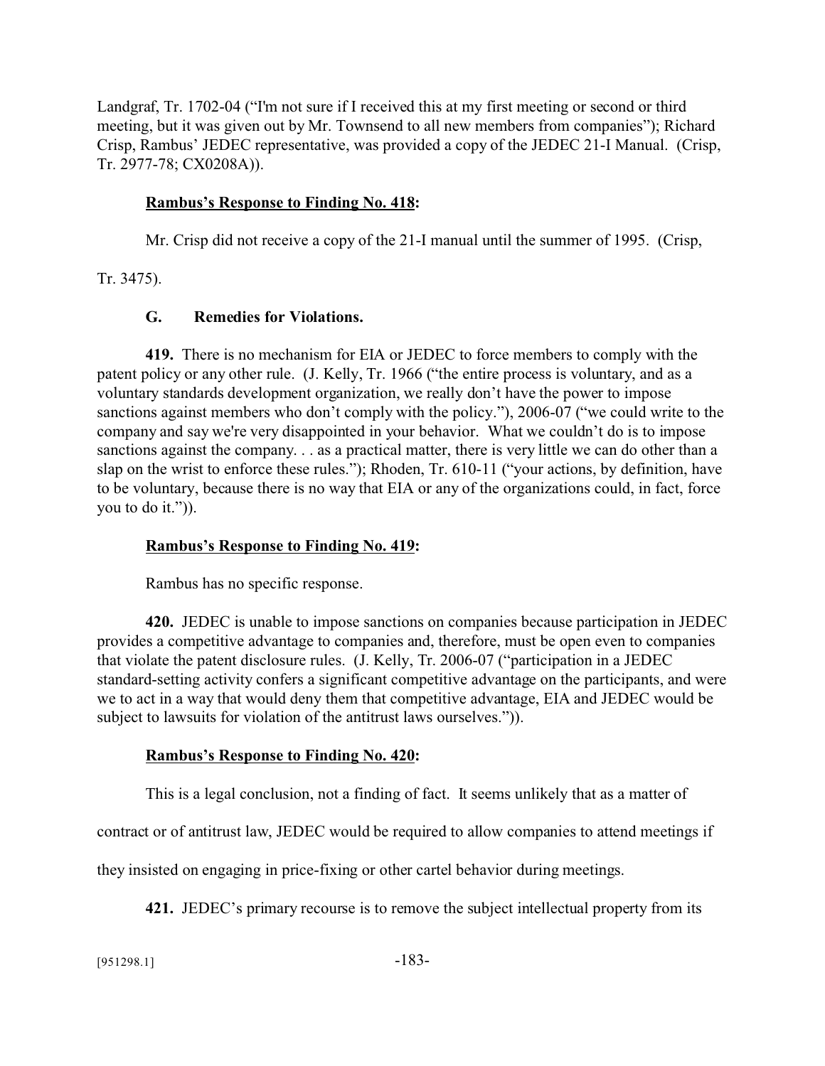Landgraf, Tr. 1702-04 ("I'm not sure if I received this at my first meeting or second or third meeting, but it was given out by Mr. Townsend to all new members from companies"); Richard Crisp, Rambus' JEDEC representative, was provided a copy of the JEDEC 21-I Manual. (Crisp, Tr. 2977-78; CX0208A)).

**Rambus's Response to Finding No. 418:**

Mr. Crisp did not receive a copy of the 21-I manual until the summer of 1995. (Crisp, Tr. 3475).

### G. Remedies for Violations.

**419.** There is no mechanism for EIA or JEDEC to force members to comply with the patent policy or any other rule. (J. Kelly, Tr. 1966 ("the entire process is voluntary, and as a voluntary standards development organization, we really don't have the power to impose sanctions against members who don't comply with the policy."), 2006-07 ("we could write to the company and say we're very disappointed in your behavior. What we couldn't do is to impose sanctions against the company. . . as a practical matter, there is very little we can do other than a slap on the wrist to enforce these rules."); Rhoden, Tr. 610-11 ("your actions, by definition, have to be voluntary, because there is no way that EIA or any of the organizations could, in fact, force you to do it.")).

**Rambus's Response to Finding No. 419:**

Rambus has no specific response.

**420.** JEDEC is unable to impose sanctions on companies because participation in JEDEC provides a competitive advantage to companies and, therefore, must be open even to companies that violate the patent disclosure rules. (J. Kelly, Tr. 2006-07 ("participation in a JEDEC standard-setting activity confers a significant competitive advantage on the participants, and were we to act in a way that would deny them that competitive advantage, EIA and JEDEC would be subject to lawsuits for violation of the antitrust laws ourselves.")).

**Rambus's Response to Finding No. 420:**

This is a legal conclusion, not a finding of fact. It seems unlikely that as a matter of contract or of antitrust law, JEDEC would be required to allow companies to attend meetings if they insisted on engaging in price-fixing or other cartel behavior during meetings.

**421.** JEDEC's primary recourse is to remove the subject intellectual property from its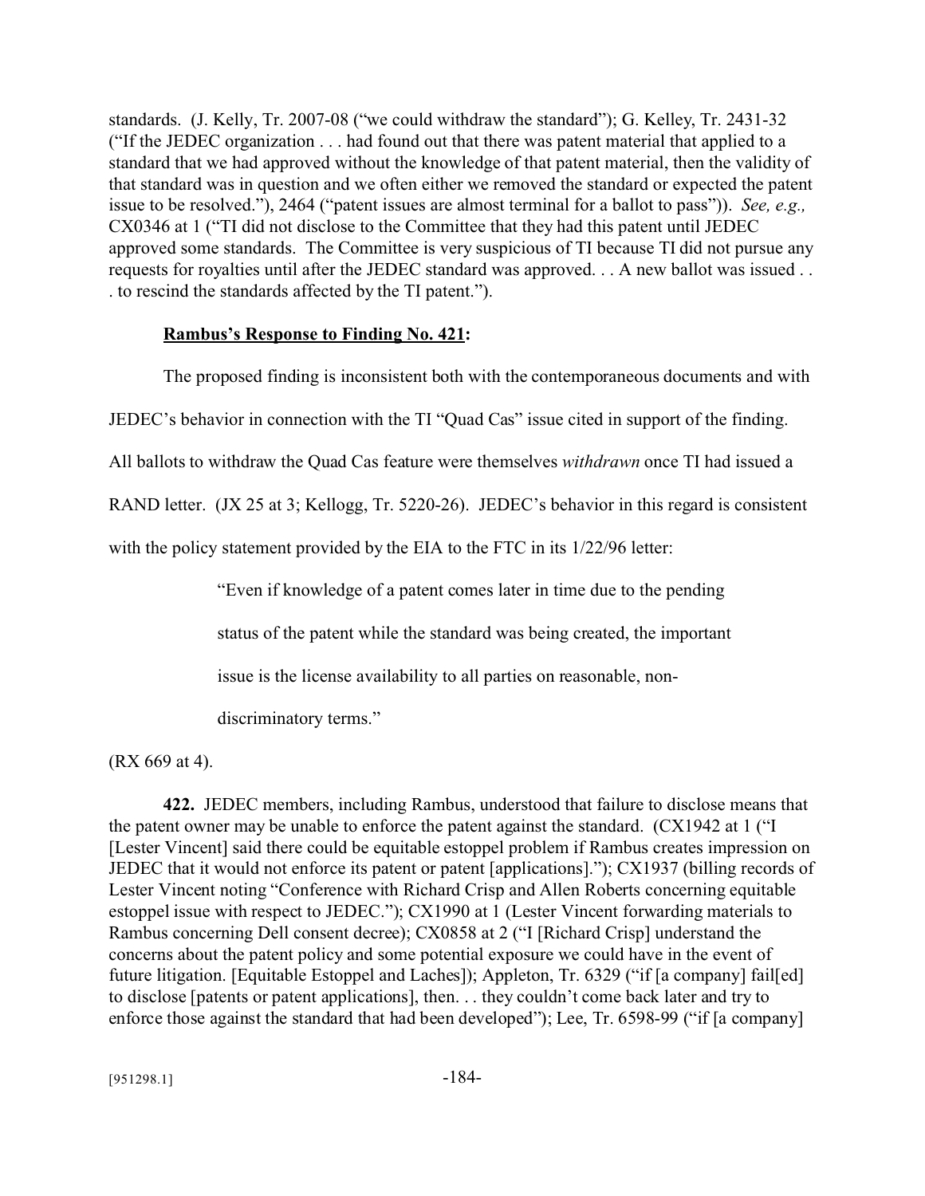standards. (J. Kelly, Tr. 2007-08 ("we could withdraw the standard"); G. Kelley, Tr. 2431-32 ("If the JEDEC organization . . . had found out that there was patent material that applied to a standard that we had approved without the knowledge of that patent material, then the validity of that standard was in question and we often either we removed the standard or expected the patent issue to be resolved."), 2464 ("patent issues are almost terminal for a ballot to pass")). *See, e.g.,* CX0346 at 1 ("TI did not disclose to the Committee that they had this patent until JEDEC approved some standards. The Committee is very suspicious of TI because TI did not pursue any requests for royalties until after the JEDEC standard was approved. . . A new ballot was issued . . . to rescind the standards affected by the TI patent.").

**Rambus's Response to Finding No. 421:**

The proposed finding is inconsistent both with the contemporaneous documents and with JEDEC's behavior in connection with the TI "Quad Cas" issue cited in support of the finding. All ballots to withdraw the Quad Cas feature were themselves *withdrawn* once TI had issued a RAND letter. (JX 25 at 3; Kellogg, Tr. 5220-26). JEDEC's behavior in this regard is consistent with the policy statement provided by the EIA to the FTC in its 1/22/96 letter:

> "Even if knowledge of a patent comes later in time due to the pending status of the patent while the standard was being created, the important issue is the license availability to all parties on reasonable, non-discriminatory terms."

(RX 669 at 4).

**422.** JEDEC members, including Rambus, understood that failure to disclose means that the patent owner may be unable to enforce the patent against the standard. (CX1942 at 1 ("I [Lester Vincent] said there could be equitable estoppel problem if Rambus creates impression on JEDEC that it would not enforce its patent or patent [applications]."); CX1937 (billing records of Lester Vincent noting "Conference with Richard Crisp and Allen Roberts concerning equitable estoppel issue with respect to JEDEC."); CX1990 at 1 (Lester Vincent forwarding materials to Rambus concerning Dell consent decree); CX0858 at 2 ("I [Richard Crisp] understand the concerns about the patent policy and some potential exposure we could have in the event of future litigation. [Equitable Estoppel and Laches]); Appleton, Tr. 6329 ("if [a company] fail[ed] to disclose [patents or patent applications], then. . . they couldn't come back later and try to enforce those against the standard that had been developed"); Lee, Tr. 6598-99 ("if [a company]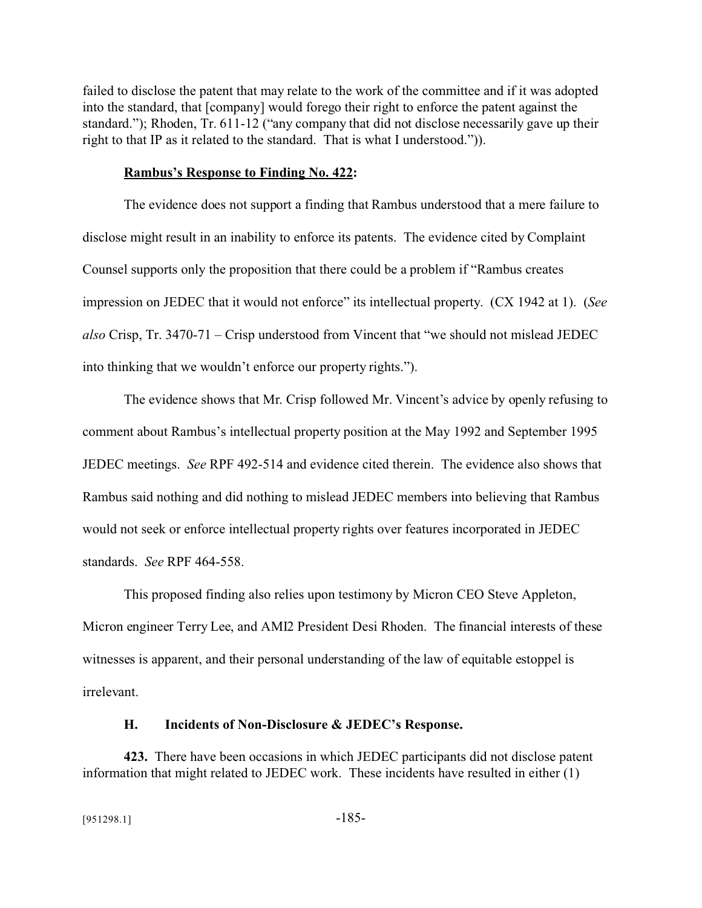failed to disclose the patent that may relate to the work of the committee and if it was adopted into the standard, that [company] would forego their right to enforce the patent against the standard."); Rhoden, Tr. 611-12 ("any company that did not disclose necessarily gave up their right to that IP as it related to the standard. That is what I understood.")).

**Rambus's Response to Finding No. 422:**

The evidence does not support a finding that Rambus understood that a mere failure to disclose might result in an inability to enforce its patents. The evidence cited by Complaint Counsel supports only the proposition that there could be a problem if "Rambus creates impression on JEDEC that it would not enforce" its intellectual property. (CX 1942 at 1). (*See also* Crisp, Tr. 3470-71 – Crisp understood from Vincent that "we should not mislead JEDEC into thinking that we wouldn't enforce our property rights.").

The evidence shows that Mr. Crisp followed Mr. Vincent's advice by openly refusing to comment about Rambus's intellectual property position at the May 1992 and September 1995 JEDEC meetings. *See* RPF 492-514 and evidence cited therein. The evidence also shows that Rambus said nothing and did nothing to mislead JEDEC members into believing that Rambus would not seek or enforce intellectual property rights over features incorporated in JEDEC standards. *See* RPF 464-558.

This proposed finding also relies upon testimony by Micron CEO Steve Appleton, Micron engineer Terry Lee, and AMI2 President Desi Rhoden. The financial interests of these witnesses is apparent, and their personal understanding of the law of equitable estoppel is irrelevant.

### H. Incidents of Non-Disclosure & JEDEC's Response.

**423.** There have been occasions in which JEDEC participants did not disclose patent information that might related to JEDEC work. These incidents have resulted in either (1)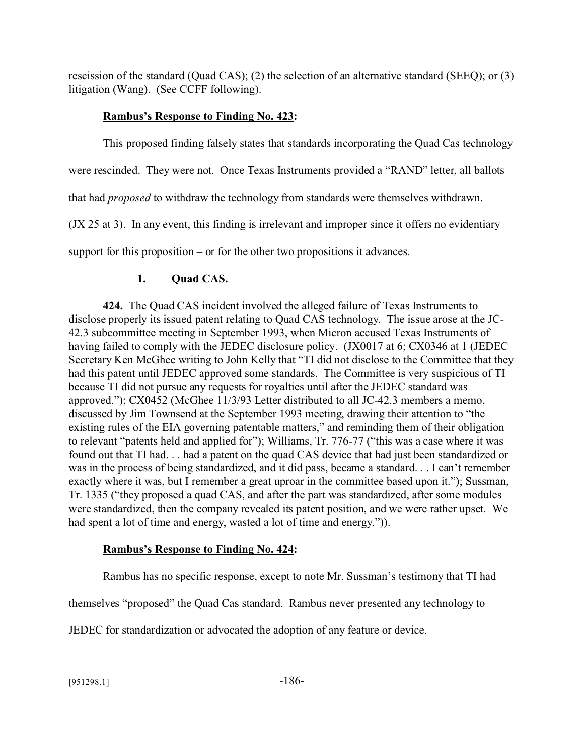rescission of the standard (Quad CAS); (2) the selection of an alternative standard (SEEQ); or (3) litigation (Wang). (See CCFF following).

**Rambus's Response to Finding No. 423:**

This proposed finding falsely states that standards incorporating the Quad Cas technology were rescinded. They were not. Once Texas Instruments provided a "RAND" letter, all ballots that had *proposed* to withdraw the technology from standards were themselves withdrawn. (JX 25 at 3). In any event, this finding is irrelevant and improper since it offers no evidentiary support for this proposition – or for the other two propositions it advances.

### 1. Quad CAS.

**424.** The Quad CAS incident involved the alleged failure of Texas Instruments to disclose properly its issued patent relating to Quad CAS technology. The issue arose at the JC-42.3 subcommittee meeting in September 1993, when Micron accused Texas Instruments of having failed to comply with the JEDEC disclosure policy. (JX0017 at 6; CX0346 at 1 (JEDEC Secretary Ken McGhee writing to John Kelly that "TI did not disclose to the Committee that they had this patent until JEDEC approved some standards. The Committee is very suspicious of TI because TI did not pursue any requests for royalties until after the JEDEC standard was approved."); CX0452 (McGhee 11/3/93 Letter distributed to all JC-42.3 members a memo, discussed by Jim Townsend at the September 1993 meeting, drawing their attention to "the existing rules of the EIA governing patentable matters," and reminding them of their obligation to relevant "patents held and applied for"); Williams, Tr. 776-77 ("this was a case where it was found out that TI had. . . had a patent on the quad CAS device that had just been standardized or was in the process of being standardized, and it did pass, became a standard. . . I can't remember exactly where it was, but I remember a great uproar in the committee based upon it."); Sussman, Tr. 1335 ("they proposed a quad CAS, and after the part was standardized, after some modules were standardized, then the company revealed its patent position, and we were rather upset. We had spent a lot of time and energy, wasted a lot of time and energy.")).

**Rambus's Response to Finding No. 424:**

Rambus has no specific response, except to note Mr. Sussman's testimony that TI had themselves "proposed" the Quad Cas standard. Rambus never presented any technology to JEDEC for standardization or advocated the adoption of any feature or device.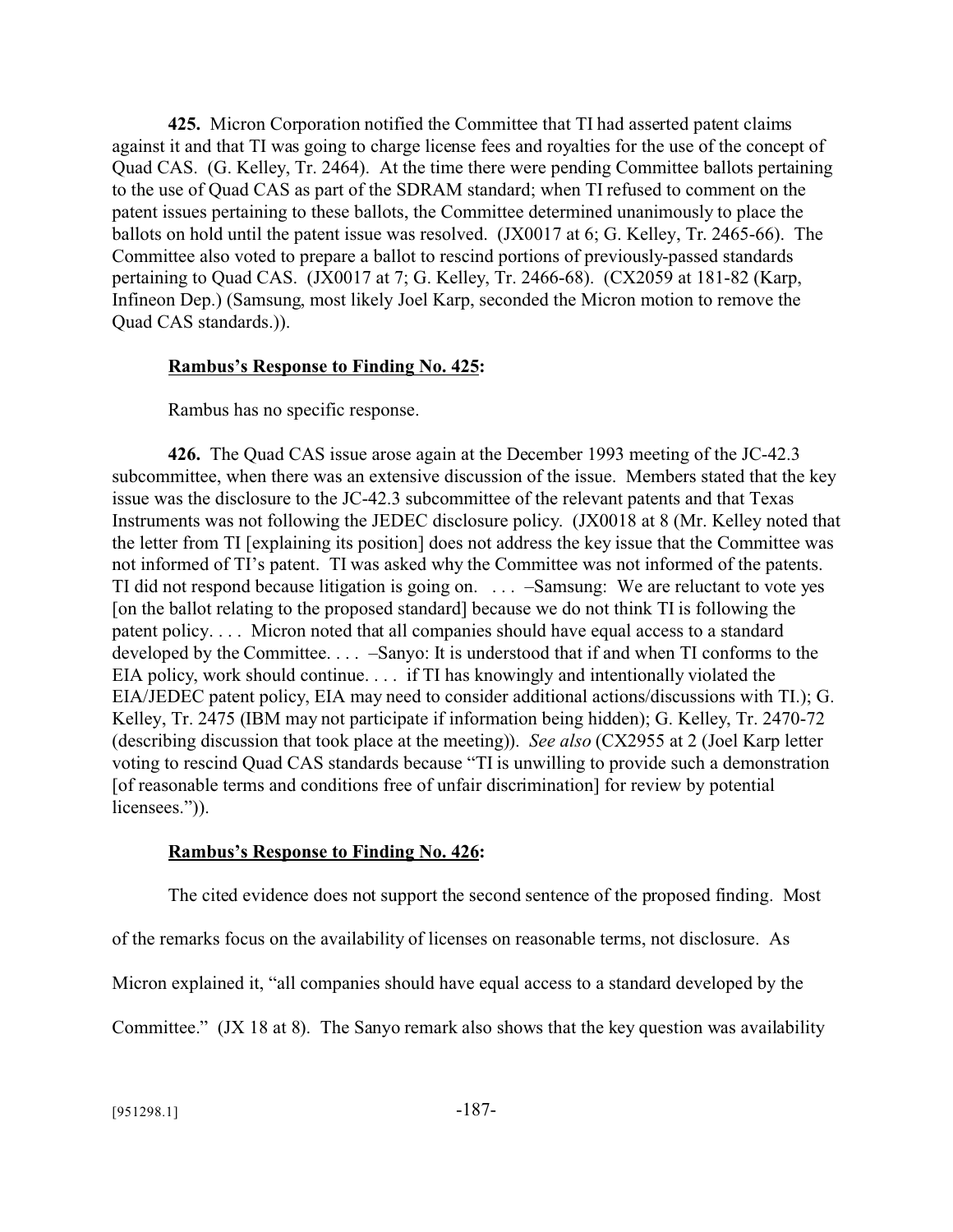**425.** Micron Corporation notified the Committee that TI had asserted patent claims against it and that TI was going to charge license fees and royalties for the use of the concept of Quad CAS. (G. Kelley, Tr. 2464). At the time there were pending Committee ballots pertaining to the use of Quad CAS as part of the SDRAM standard; when TI refused to comment on the patent issues pertaining to these ballots, the Committee determined unanimously to place the ballots on hold until the patent issue was resolved. (JX0017 at 6; G. Kelley, Tr. 2465-66). The Committee also voted to prepare a ballot to rescind portions of previously-passed standards pertaining to Quad CAS. (JX0017 at 7; G. Kelley, Tr. 2466-68). (CX2059 at 181-82 (Karp, Infineon Dep.) (Samsung, most likely Joel Karp, seconded the Micron motion to remove the Quad CAS standards.)).

**Rambus's Response to Finding No. 425:**

Rambus has no specific response.

**426.** The Quad CAS issue arose again at the December 1993 meeting of the JC-42.3 subcommittee, when there was an extensive discussion of the issue. Members stated that the key issue was the disclosure to the JC-42.3 subcommittee of the relevant patents and that Texas Instruments was not following the JEDEC disclosure policy. (JX0018 at 8 (Mr. Kelley noted that the letter from TI [explaining its position] does not address the key issue that the Committee was not informed of TI's patent. TI was asked why the Committee was not informed of the patents. TI did not respond because litigation is going on. . . . –Samsung: We are reluctant to vote yes [on the ballot relating to the proposed standard] because we do not think TI is following the patent policy. . . . Micron noted that all companies should have equal access to a standard developed by the Committee. . . . –Sanyo: It is understood that if and when TI conforms to the EIA policy, work should continue. . . . if TI has knowingly and intentionally violated the EIA/JEDEC patent policy, EIA may need to consider additional actions/discussions with TI.); G. Kelley, Tr. 2475 (IBM may not participate if information being hidden); G. Kelley, Tr. 2470-72 (describing discussion that took place at the meeting)). *See also* (CX2955 at 2 (Joel Karp letter voting to rescind Quad CAS standards because "TI is unwilling to provide such a demonstration [of reasonable terms and conditions free of unfair discrimination] for review by potential licensees.")).

**Rambus's Response to Finding No. 426:**

The cited evidence does not support the second sentence of the proposed finding. Most of the remarks focus on the availability of licenses on reasonable terms, not disclosure. As Micron explained it, "all companies should have equal access to a standard developed by the Committee." (JX 18 at 8). The Sanyo remark also shows that the key question was availability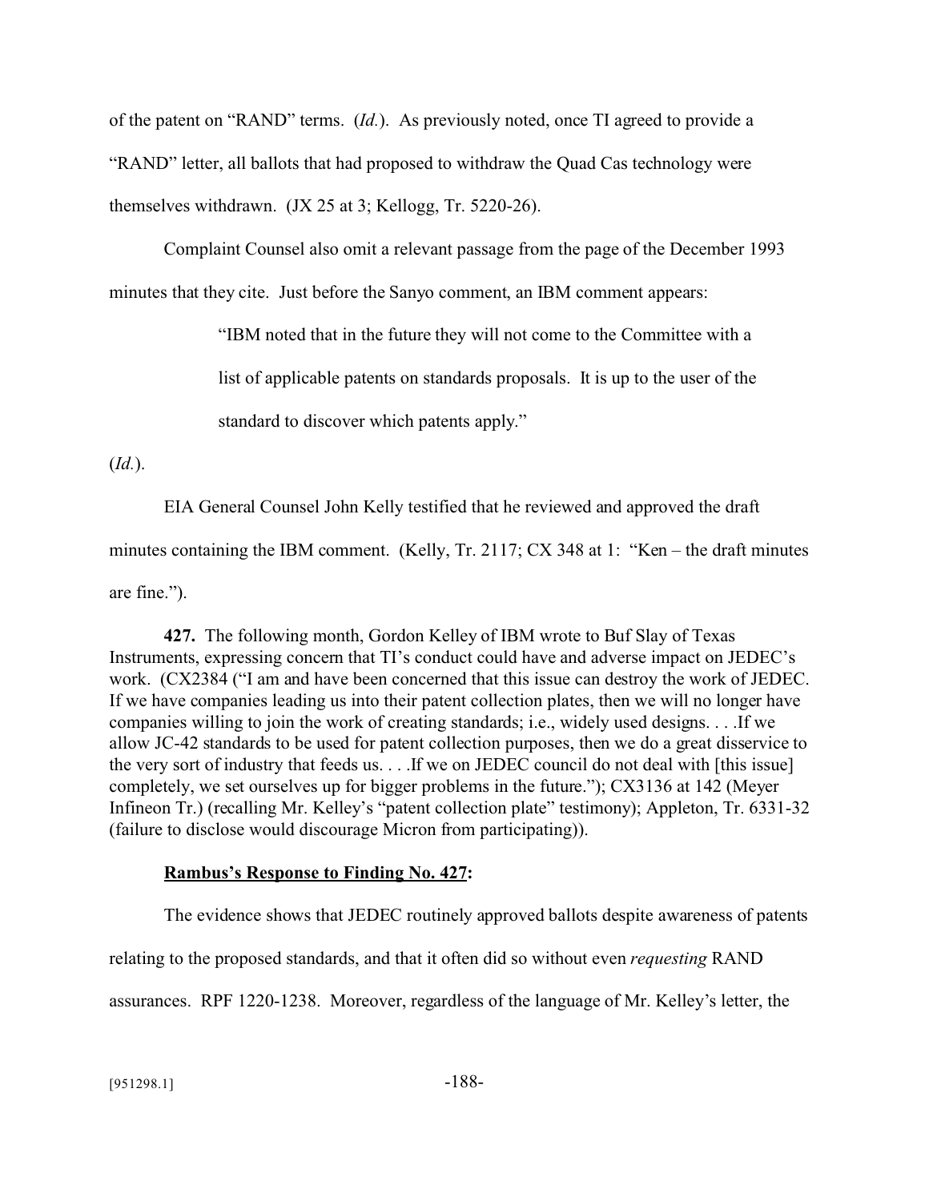of the patent on "RAND" terms. (*Id.*). As previously noted, once TI agreed to provide a "RAND" letter, all ballots that had proposed to withdraw the Quad Cas technology were themselves withdrawn. (JX 25 at 3; Kellogg, Tr. 5220-26).

Complaint Counsel also omit a relevant passage from the page of the December 1993 minutes that they cite. Just before the Sanyo comment, an IBM comment appears:

> "IBM noted that in the future they will not come to the Committee with a list of applicable patents on standards proposals. It is up to the user of the standard to discover which patents apply."

(*Id.*).

EIA General Counsel John Kelly testified that he reviewed and approved the draft minutes containing the IBM comment. (Kelly, Tr. 2117; CX 348 at 1: "Ken – the draft minutes are fine.").

**427.** The following month, Gordon Kelley of IBM wrote to Buf Slay of Texas Instruments, expressing concern that TI's conduct could have and adverse impact on JEDEC's work. (CX2384 ("I am and have been concerned that this issue can destroy the work of JEDEC. If we have companies leading us into their patent collection plates, then we will no longer have companies willing to join the work of creating standards; i.e., widely used designs. . . .If we allow JC-42 standards to be used for patent collection purposes, then we do a great disservice to the very sort of industry that feeds us. . . .If we on JEDEC council do not deal with [this issue] completely, we set ourselves up for bigger problems in the future."); CX3136 at 142 (Meyer Infineon Tr.) (recalling Mr. Kelley's "patent collection plate" testimony); Appleton, Tr. 6331-32 (failure to disclose would discourage Micron from participating)).

**Rambus's Response to Finding No. 427:**

The evidence shows that JEDEC routinely approved ballots despite awareness of patents relating to the proposed standards, and that it often did so without even *requesting* RAND assurances. RPF 1220-1238. Moreover, regardless of the language of Mr. Kelley's letter, the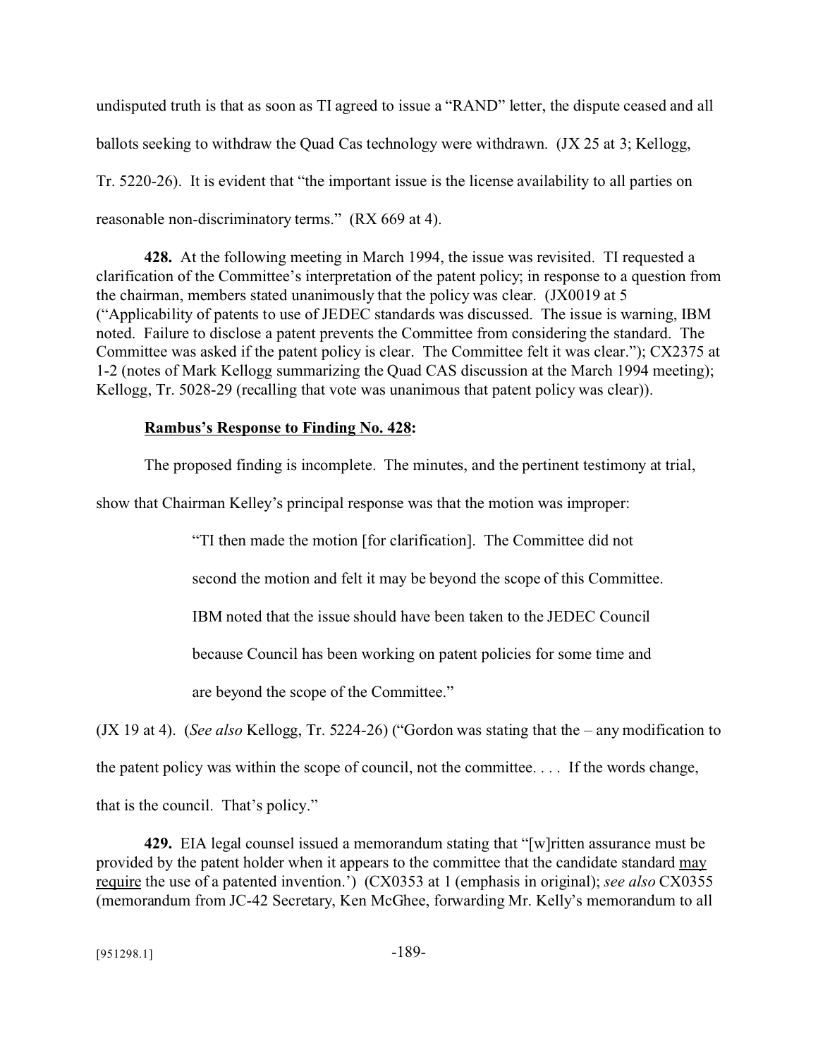undisputed truth is that as soon as TI agreed to issue a "RAND" letter, the dispute ceased and all ballots seeking to withdraw the Quad Cas technology were withdrawn. (JX 25 at 3; Kellogg, Tr. 5220-26). It is evident that "the important issue is the license availability to all parties on reasonable non-discriminatory terms." (RX 669 at 4).

**428.** At the following meeting in March 1994, the issue was revisited. TI requested a clarification of the Committee's interpretation of the patent policy; in response to a question from the chairman, members stated unanimously that the policy was clear. (JX0019 at 5 ("Applicability of patents to use of JEDEC standards was discussed. The issue is warning, IBM noted. Failure to disclose a patent prevents the Committee from considering the standard. The Committee was asked if the patent policy is clear. The Committee felt it was clear."); CX2375 at 1-2 (notes of Mark Kellogg summarizing the Quad CAS discussion at the March 1994 meeting); Kellogg, Tr. 5028-29 (recalling that vote was unanimous that patent policy was clear)).

**<u>Rambus's Response to Finding No. 428</u>:**

The proposed finding is incomplete. The minutes, and the pertinent testimony at trial, show that Chairman Kelley's principal response was that the motion was improper:

> "TI then made the motion [for clarification]. The Committee did not second the motion and felt it may be beyond the scope of this Committee. IBM noted that the issue should have been taken to the JEDEC Council because Council has been working on patent policies for some time and are beyond the scope of the Committee."

(JX 19 at 4). (*See also* Kellogg, Tr. 5224-26) ("Gordon was stating that the – any modification to the patent policy was within the scope of council, not the committee. . . . If the words change, that is the council. That's policy."

**429.** EIA legal counsel issued a memorandum stating that "[w]ritten assurance must be provided by the patent holder when it appears to the committee that the candidate standard <u>may require</u> the use of a patented invention.') (CX0353 at 1 (emphasis in original); *see also* CX0355 (memorandum from JC-42 Secretary, Ken McGhee, forwarding Mr. Kelly's memorandum to all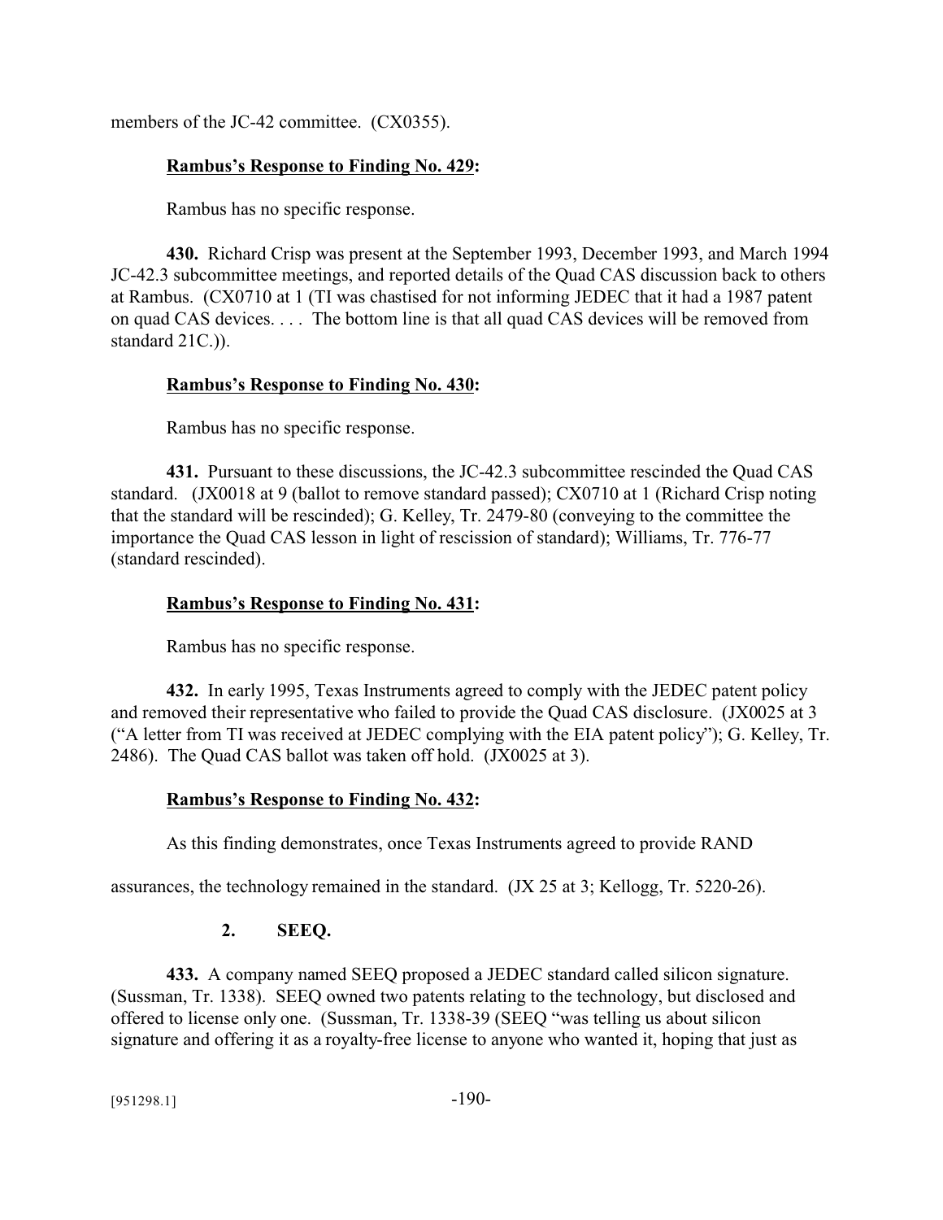members of the JC-42 committee. (CX0355).

**<u>Rambus's Response to Finding No. 429</u>:**

Rambus has no specific response.

**430.** Richard Crisp was present at the September 1993, December 1993, and March 1994 JC-42.3 subcommittee meetings, and reported details of the Quad CAS discussion back to others at Rambus. (CX0710 at 1 (TI was chastised for not informing JEDEC that it had a 1987 patent on quad CAS devices. . . . The bottom line is that all quad CAS devices will be removed from standard 21C.)).

**<u>Rambus's Response to Finding No. 430</u>:**

Rambus has no specific response.

**431.** Pursuant to these discussions, the JC-42.3 subcommittee rescinded the Quad CAS standard. (JX0018 at 9 (ballot to remove standard passed); CX0710 at 1 (Richard Crisp noting that the standard will be rescinded); G. Kelley, Tr. 2479-80 (conveying to the committee the importance the Quad CAS lesson in light of rescission of standard); Williams, Tr. 776-77 (standard rescinded).

**<u>Rambus's Response to Finding No. 431</u>:**

Rambus has no specific response.

**432.** In early 1995, Texas Instruments agreed to comply with the JEDEC patent policy and removed their representative who failed to provide the Quad CAS disclosure. (JX0025 at 3 ("A letter from TI was received at JEDEC complying with the EIA patent policy"); G. Kelley, Tr. 2486). The Quad CAS ballot was taken off hold. (JX0025 at 3).

**<u>Rambus's Response to Finding No. 432</u>:**

As this finding demonstrates, once Texas Instruments agreed to provide RAND assurances, the technology remained in the standard. (JX 25 at 3; Kellogg, Tr. 5220-26).

### 2. SEEQ.

**433.** A company named SEEQ proposed a JEDEC standard called silicon signature. (Sussman, Tr. 1338). SEEQ owned two patents relating to the technology, but disclosed and offered to license only one. (Sussman, Tr. 1338-39 (SEEQ "was telling us about silicon signature and offering it as a royalty-free license to anyone who wanted it, hoping that just as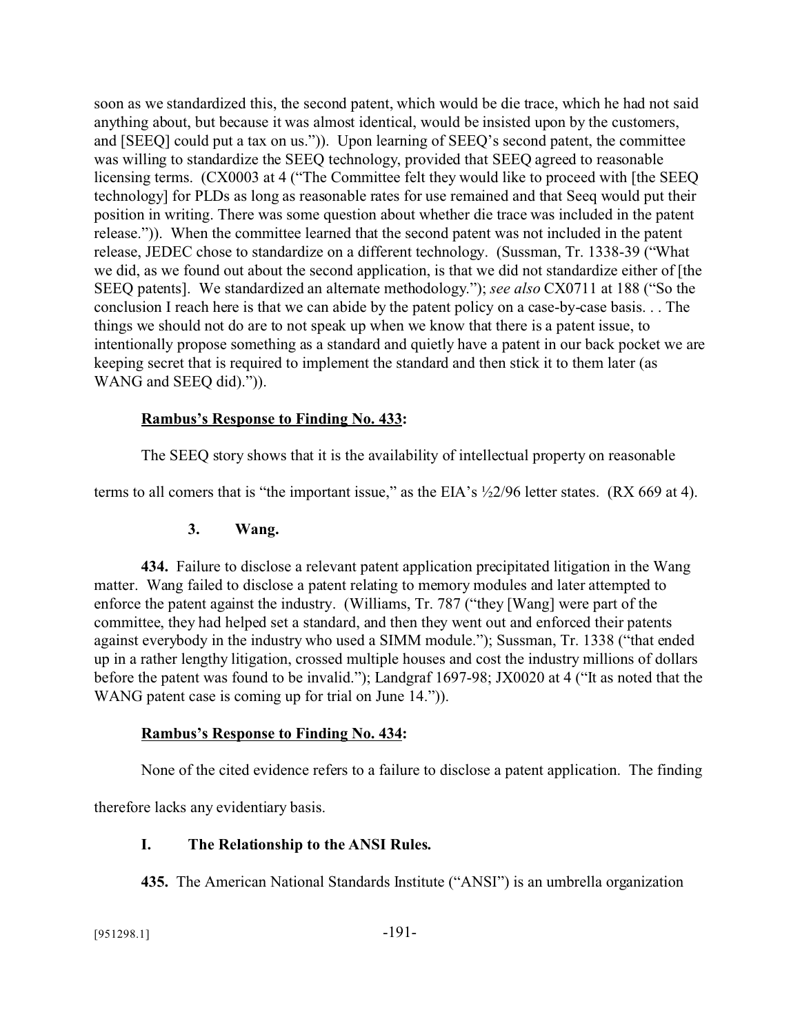soon as we standardized this, the second patent, which would be die trace, which he had not said anything about, but because it was almost identical, would be insisted upon by the customers, and [SEEQ] could put a tax on us.")). Upon learning of SEEQ's second patent, the committee was willing to standardize the SEEQ technology, provided that SEEQ agreed to reasonable licensing terms. (CX0003 at 4 ("The Committee felt they would like to proceed with [the SEEQ technology] for PLDs as long as reasonable rates for use remained and that Seeq would put their position in writing. There was some question about whether die trace was included in the patent release.")). When the committee learned that the second patent was not included in the patent release, JEDEC chose to standardize on a different technology. (Sussman, Tr. 1338-39 ("What we did, as we found out about the second application, is that we did not standardize either of [the SEEQ patents]. We standardized an alternate methodology."); *see also* CX0711 at 188 ("So the conclusion I reach here is that we can abide by the patent policy on a case-by-case basis. . . The things we should not do are to not speak up when we know that there is a patent issue, to intentionally propose something as a standard and quietly have a patent in our back pocket we are keeping secret that is required to implement the standard and then stick it to them later (as WANG and SEEQ did).")).

**Rambus's Response to Finding No. 433:**

The SEEQ story shows that it is the availability of intellectual property on reasonable terms to all comers that is "the important issue," as the EIA's ½2/96 letter states. (RX 669 at 4).

### 3. Wang.

**434.** Failure to disclose a relevant patent application precipitated litigation in the Wang matter. Wang failed to disclose a patent relating to memory modules and later attempted to enforce the patent against the industry. (Williams, Tr. 787 ("they [Wang] were part of the committee, they had helped set a standard, and then they went out and enforced their patents against everybody in the industry who used a SIMM module."); Sussman, Tr. 1338 ("that ended up in a rather lengthy litigation, crossed multiple houses and cost the industry millions of dollars before the patent was found to be invalid."); Landgraf 1697-98; JX0020 at 4 ("It as noted that the WANG patent case is coming up for trial on June 14.")).

**Rambus's Response to Finding No. 434:**

None of the cited evidence refers to a failure to disclose a patent application. The finding therefore lacks any evidentiary basis.

## I. The Relationship to the ANSI Rules.

**435.** The American National Standards Institute ("ANSI") is an umbrella organization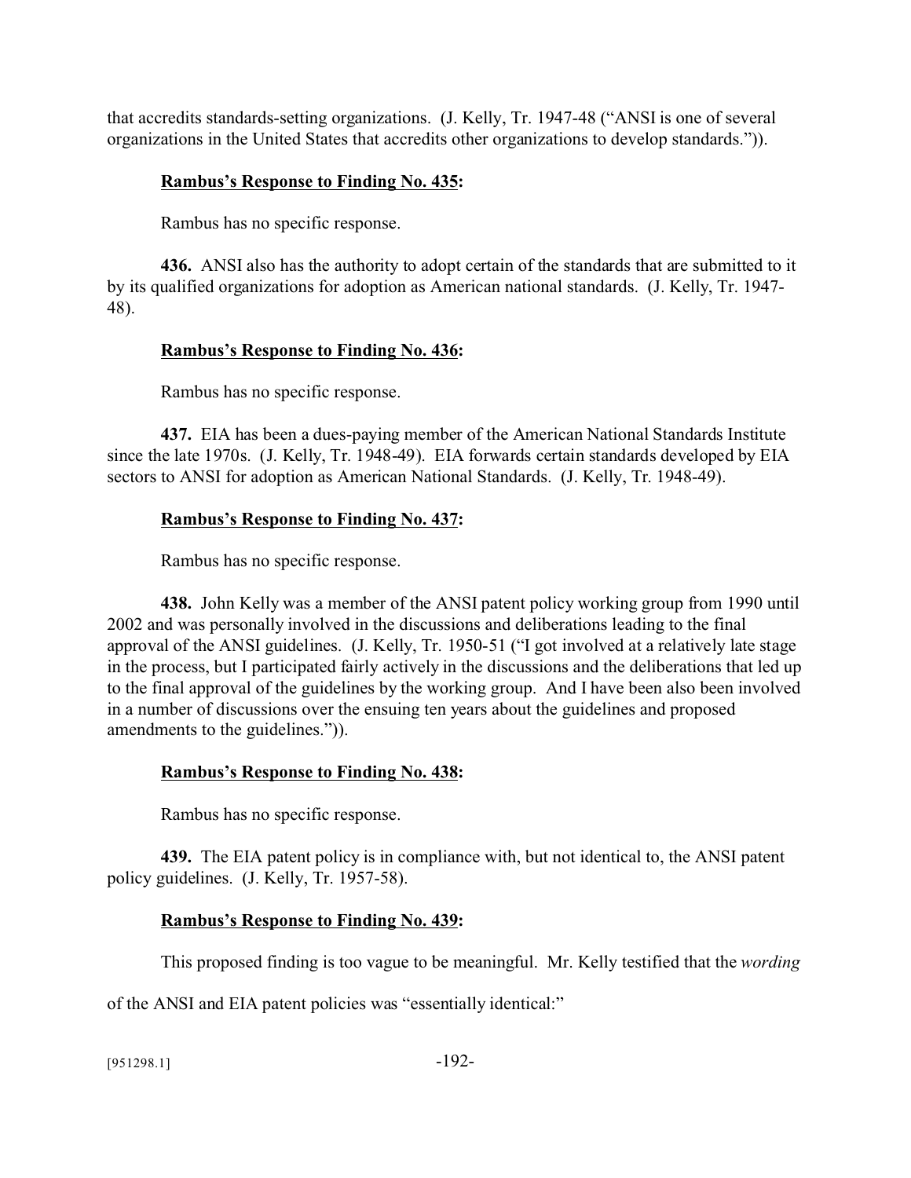that accredits standards-setting organizations. (J. Kelly, Tr. 1947-48 ("ANSI is one of several organizations in the United States that accredits other organizations to develop standards.")).

**Rambus's Response to Finding No. 435:**

Rambus has no specific response.

**436.** ANSI also has the authority to adopt certain of the standards that are submitted to it by its qualified organizations for adoption as American national standards. (J. Kelly, Tr. 1947-48).

**Rambus's Response to Finding No. 436:**

Rambus has no specific response.

**437.** EIA has been a dues-paying member of the American National Standards Institute since the late 1970s. (J. Kelly, Tr. 1948-49). EIA forwards certain standards developed by EIA sectors to ANSI for adoption as American National Standards. (J. Kelly, Tr. 1948-49).

**Rambus's Response to Finding No. 437:**

Rambus has no specific response.

**438.** John Kelly was a member of the ANSI patent policy working group from 1990 until 2002 and was personally involved in the discussions and deliberations leading to the final approval of the ANSI guidelines. (J. Kelly, Tr. 1950-51 ("I got involved at a relatively late stage in the process, but I participated fairly actively in the discussions and the deliberations that led up to the final approval of the guidelines by the working group. And I have been also been involved in a number of discussions over the ensuing ten years about the guidelines and proposed amendments to the guidelines.")).

**Rambus's Response to Finding No. 438:**

Rambus has no specific response.

**439.** The EIA patent policy is in compliance with, but not identical to, the ANSI patent policy guidelines. (J. Kelly, Tr. 1957-58).

**Rambus's Response to Finding No. 439:**

This proposed finding is too vague to be meaningful. Mr. Kelly testified that the *wording* of the ANSI and EIA patent policies was "essentially identical:"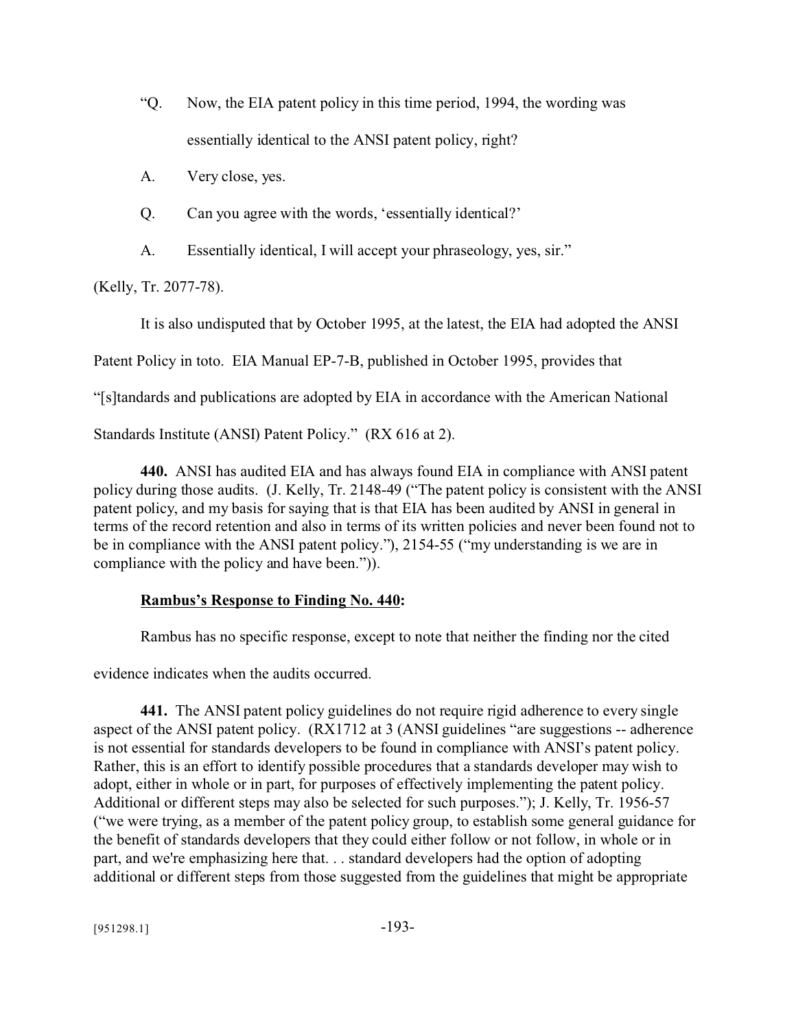> "Q. Now, the EIA patent policy in this time period, 1994, the wording was essentially identical to the ANSI patent policy, right?
>
> A. Very close, yes.
>
> Q. Can you agree with the words, 'essentially identical?'
>
> A. Essentially identical, I will accept your phraseology, yes, sir."

(Kelly, Tr. 2077-78).

It is also undisputed that by October 1995, at the latest, the EIA had adopted the ANSI Patent Policy in toto. EIA Manual EP-7-B, published in October 1995, provides that "[s]tandards and publications are adopted by EIA in accordance with the American National Standards Institute (ANSI) Patent Policy." (RX 616 at 2).

**440.** ANSI has audited EIA and has always found EIA in compliance with ANSI patent policy during those audits. (J. Kelly, Tr. 2148-49 ("The patent policy is consistent with the ANSI patent policy, and my basis for saying that is that EIA has been audited by ANSI in general in terms of the record retention and also in terms of its written policies and never been found not to be in compliance with the ANSI patent policy."), 2154-55 ("my understanding is we are in compliance with the policy and have been.")).

**Rambus's Response to Finding No. 440:**

Rambus has no specific response, except to note that neither the finding nor the cited evidence indicates when the audits occurred.

**441.** The ANSI patent policy guidelines do not require rigid adherence to every single aspect of the ANSI patent policy. (RX1712 at 3 (ANSI guidelines "are suggestions -- adherence is not essential for standards developers to be found in compliance with ANSI's patent policy. Rather, this is an effort to identify possible procedures that a standards developer may wish to adopt, either in whole or in part, for purposes of effectively implementing the patent policy. Additional or different steps may also be selected for such purposes."); J. Kelly, Tr. 1956-57 ("we were trying, as a member of the patent policy group, to establish some general guidance for the benefit of standards developers that they could either follow or not follow, in whole or in part, and we're emphasizing here that. . . standard developers had the option of adopting additional or different steps from those suggested from the guidelines that might be appropriate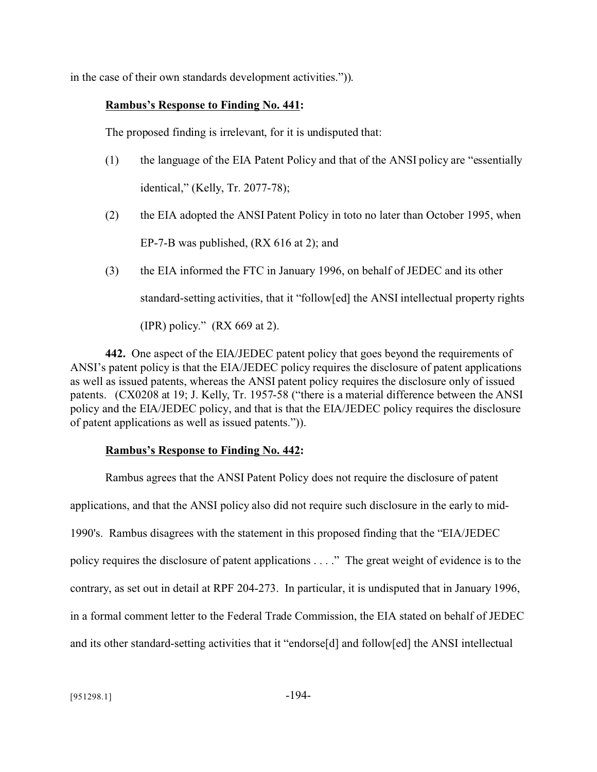in the case of their own standards development activities.")).

**Rambus's Response to Finding No. 441:**

The proposed finding is irrelevant, for it is undisputed that:

(1) the language of the EIA Patent Policy and that of the ANSI policy are "essentially identical," (Kelly, Tr. 2077-78);

(2) the EIA adopted the ANSI Patent Policy in toto no later than October 1995, when EP-7-B was published, (RX 616 at 2); and

(3) the EIA informed the FTC in January 1996, on behalf of JEDEC and its other standard-setting activities, that it "follow[ed] the ANSI intellectual property rights (IPR) policy." (RX 669 at 2).

**442.** One aspect of the EIA/JEDEC patent policy that goes beyond the requirements of ANSI's patent policy is that the EIA/JEDEC policy requires the disclosure of patent applications as well as issued patents, whereas the ANSI patent policy requires the disclosure only of issued patents. (CX0208 at 19; J. Kelly, Tr. 1957-58 ("there is a material difference between the ANSI policy and the EIA/JEDEC policy, and that is that the EIA/JEDEC policy requires the disclosure of patent applications as well as issued patents.")).

**Rambus's Response to Finding No. 442:**

Rambus agrees that the ANSI Patent Policy does not require the disclosure of patent applications, and that the ANSI policy also did not require such disclosure in the early to mid-1990's. Rambus disagrees with the statement in this proposed finding that the "EIA/JEDEC policy requires the disclosure of patent applications . . . ." The great weight of evidence is to the contrary, as set out in detail at RPF 204-273. In particular, it is undisputed that in January 1996, in a formal comment letter to the Federal Trade Commission, the EIA stated on behalf of JEDEC and its other standard-setting activities that it "endorse[d] and follow[ed] the ANSI intellectual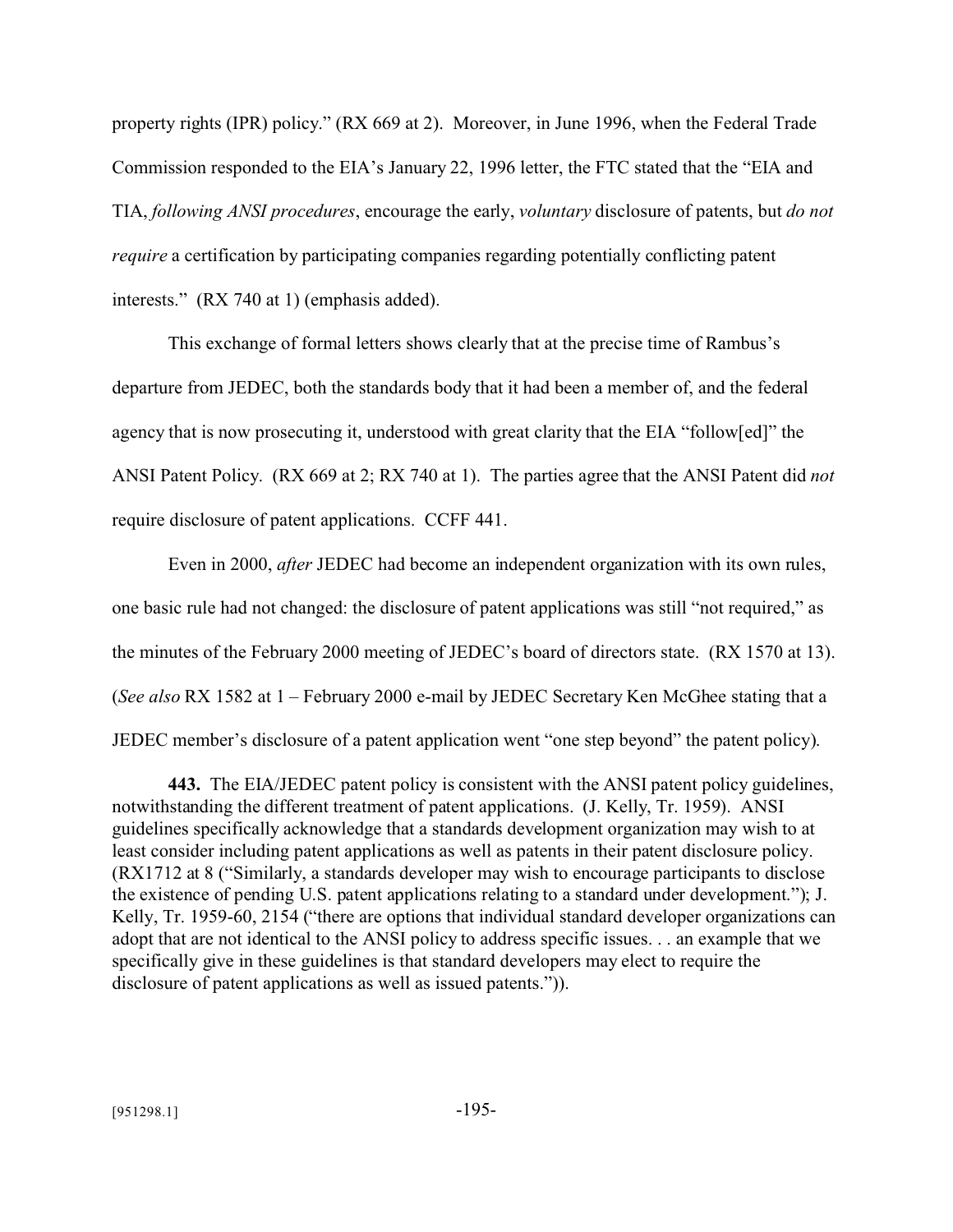property rights (IPR) policy." (RX 669 at 2). Moreover, in June 1996, when the Federal Trade Commission responded to the EIA's January 22, 1996 letter, the FTC stated that the "EIA and TIA, *following ANSI procedures*, encourage the early, *voluntary* disclosure of patents, but *do not require* a certification by participating companies regarding potentially conflicting patent interests." (RX 740 at 1) (emphasis added).

This exchange of formal letters shows clearly that at the precise time of Rambus's departure from JEDEC, both the standards body that it had been a member of, and the federal agency that is now prosecuting it, understood with great clarity that the EIA "follow[ed]" the ANSI Patent Policy. (RX 669 at 2; RX 740 at 1). The parties agree that the ANSI Patent did *not* require disclosure of patent applications. CCFF 441.

Even in 2000, *after* JEDEC had become an independent organization with its own rules, one basic rule had not changed: the disclosure of patent applications was still "not required," as the minutes of the February 2000 meeting of JEDEC's board of directors state. (RX 1570 at 13). (*See also* RX 1582 at 1 – February 2000 e-mail by JEDEC Secretary Ken McGhee stating that a JEDEC member's disclosure of a patent application went "one step beyond" the patent policy).

**443.** The EIA/JEDEC patent policy is consistent with the ANSI patent policy guidelines, notwithstanding the different treatment of patent applications. (J. Kelly, Tr. 1959). ANSI guidelines specifically acknowledge that a standards development organization may wish to at least consider including patent applications as well as patents in their patent disclosure policy. (RX1712 at 8 ("Similarly, a standards developer may wish to encourage participants to disclose the existence of pending U.S. patent applications relating to a standard under development."); J. Kelly, Tr. 1959-60, 2154 ("there are options that individual standard developer organizations can adopt that are not identical to the ANSI policy to address specific issues. . . an example that we specifically give in these guidelines is that standard developers may elect to require the disclosure of patent applications as well as issued patents.")).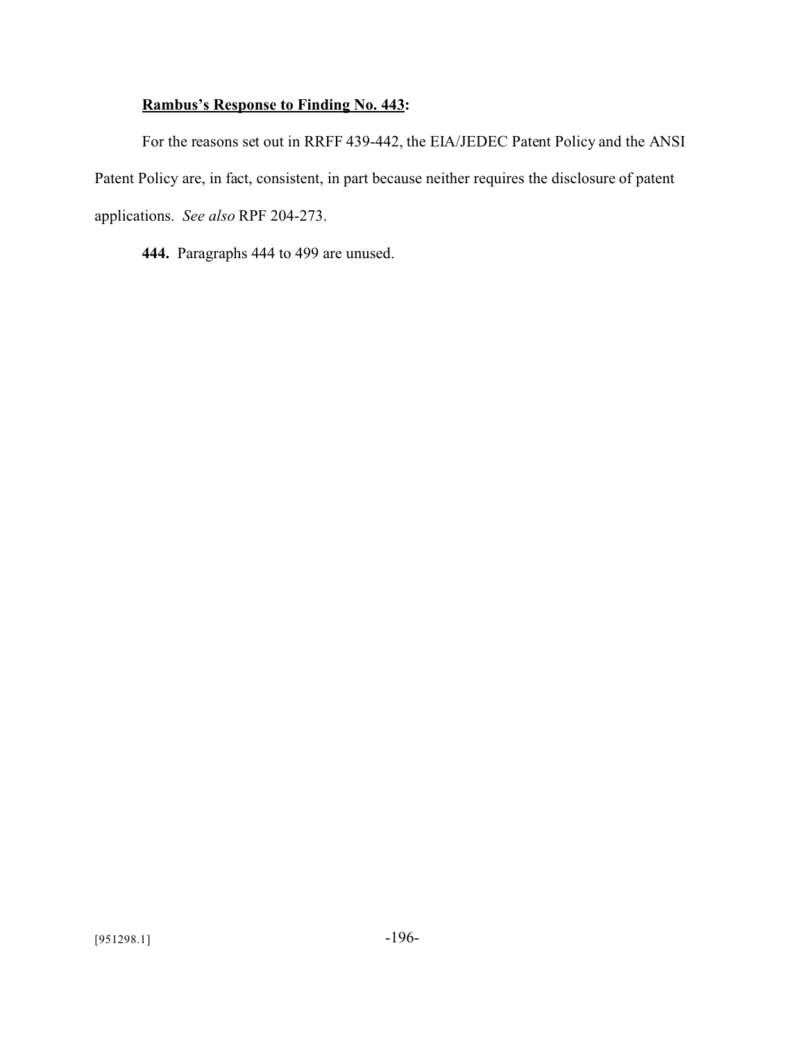**<u>Rambus's Response to Finding No. 443</u>:**

For the reasons set out in RRFF 439-442, the EIA/JEDEC Patent Policy and the ANSI Patent Policy are, in fact, consistent, in part because neither requires the disclosure of patent applications. *See also* RPF 204-273.

**444.** Paragraphs 444 to 499 are unused.

[951298.1]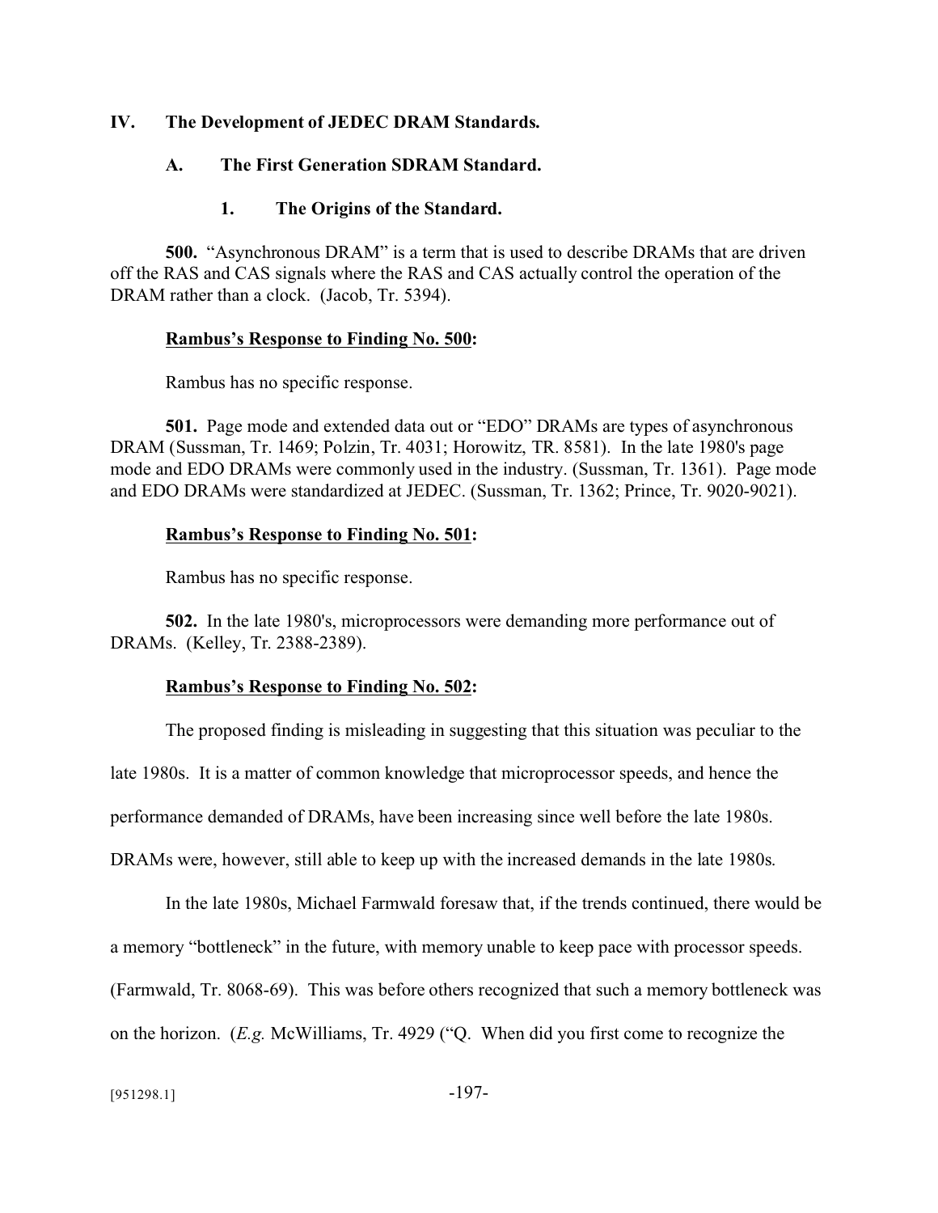## IV. The Development of JEDEC DRAM Standards.

### A. The First Generation SDRAM Standard.

#### 1. The Origins of the Standard.

**500.** "Asynchronous DRAM" is a term that is used to describe DRAMs that are driven off the RAS and CAS signals where the RAS and CAS actually control the operation of the DRAM rather than a clock. (Jacob, Tr. 5394).

**Rambus's Response to Finding No. 500:**

Rambus has no specific response.

**501.** Page mode and extended data out or "EDO" DRAMs are types of asynchronous DRAM (Sussman, Tr. 1469; Polzin, Tr. 4031; Horowitz, TR. 8581). In the late 1980's page mode and EDO DRAMs were commonly used in the industry. (Sussman, Tr. 1361). Page mode and EDO DRAMs were standardized at JEDEC. (Sussman, Tr. 1362; Prince, Tr. 9020-9021).

**Rambus's Response to Finding No. 501:**

Rambus has no specific response.

**502.** In the late 1980's, microprocessors were demanding more performance out of DRAMs. (Kelley, Tr. 2388-2389).

**Rambus's Response to Finding No. 502:**

The proposed finding is misleading in suggesting that this situation was peculiar to the late 1980s. It is a matter of common knowledge that microprocessor speeds, and hence the performance demanded of DRAMs, have been increasing since well before the late 1980s. DRAMs were, however, still able to keep up with the increased demands in the late 1980s.

In the late 1980s, Michael Farmwald foresaw that, if the trends continued, there would be a memory "bottleneck" in the future, with memory unable to keep pace with processor speeds. (Farmwald, Tr. 8068-69). This was before others recognized that such a memory bottleneck was on the horizon. (*E.g.* McWilliams, Tr. 4929 ("Q. When did you first come to recognize the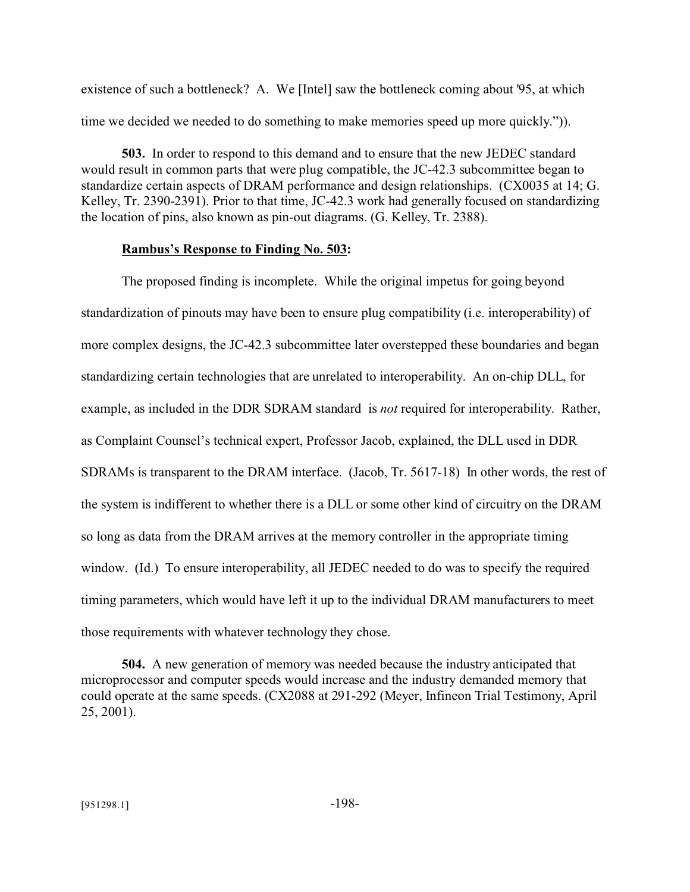existence of such a bottleneck? A. We [Intel] saw the bottleneck coming about '95, at which time we decided we needed to do something to make memories speed up more quickly.")).

**503.** In order to respond to this demand and to ensure that the new JEDEC standard would result in common parts that were plug compatible, the JC-42.3 subcommittee began to standardize certain aspects of DRAM performance and design relationships. (CX0035 at 14; G. Kelley, Tr. 2390-2391). Prior to that time, JC-42.3 work had generally focused on standardizing the location of pins, also known as pin-out diagrams. (G. Kelley, Tr. 2388).

**Rambus's Response to Finding No. 503:**

The proposed finding is incomplete. While the original impetus for going beyond standardization of pinouts may have been to ensure plug compatibility (i.e. interoperability) of more complex designs, the JC-42.3 subcommittee later overstepped these boundaries and began standardizing certain technologies that are unrelated to interoperability. An on-chip DLL, for example, as included in the DDR SDRAM standard is *not* required for interoperability. Rather, as Complaint Counsel's technical expert, Professor Jacob, explained, the DLL used in DDR SDRAMs is transparent to the DRAM interface. (Jacob, Tr. 5617-18) In other words, the rest of the system is indifferent to whether there is a DLL or some other kind of circuitry on the DRAM so long as data from the DRAM arrives at the memory controller in the appropriate timing window. (Id.) To ensure interoperability, all JEDEC needed to do was to specify the required timing parameters, which would have left it up to the individual DRAM manufacturers to meet those requirements with whatever technology they chose.

**504.** A new generation of memory was needed because the industry anticipated that microprocessor and computer speeds would increase and the industry demanded memory that could operate at the same speeds. (CX2088 at 291-292 (Meyer, Infineon Trial Testimony, April 25, 2001).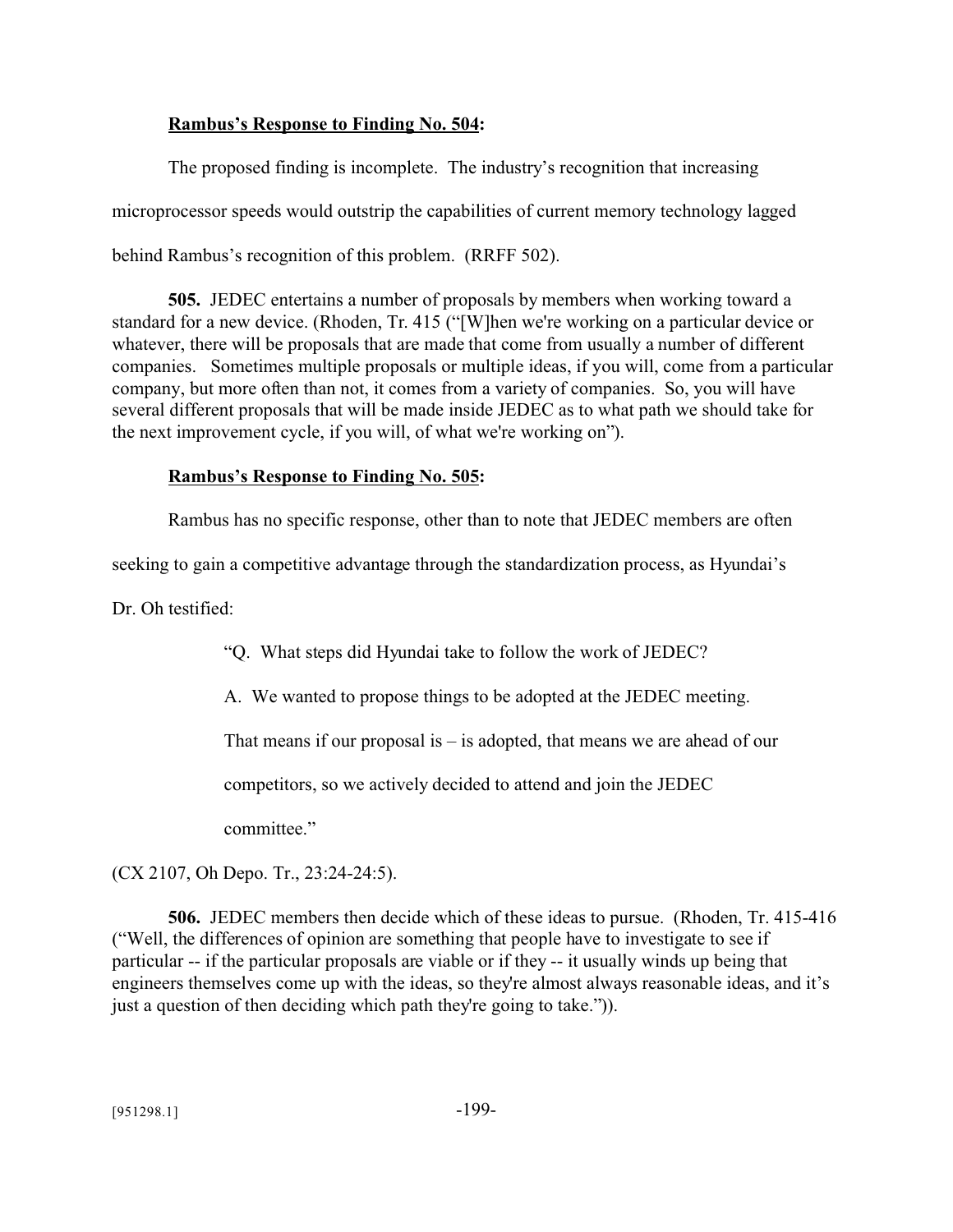**<u>Rambus's Response to Finding No. 504</u>:**

The proposed finding is incomplete. The industry's recognition that increasing microprocessor speeds would outstrip the capabilities of current memory technology lagged behind Rambus's recognition of this problem. (RRFF 502).

**505.** JEDEC entertains a number of proposals by members when working toward a standard for a new device. (Rhoden, Tr. 415 ("[W]hen we're working on a particular device or whatever, there will be proposals that are made that come from usually a number of different companies. Sometimes multiple proposals or multiple ideas, if you will, come from a particular company, but more often than not, it comes from a variety of companies. So, you will have several different proposals that will be made inside JEDEC as to what path we should take for the next improvement cycle, if you will, of what we're working on").

**<u>Rambus's Response to Finding No. 505</u>:**

Rambus has no specific response, other than to note that JEDEC members are often seeking to gain a competitive advantage through the standardization process, as Hyundai's Dr. Oh testified:

> "Q. What steps did Hyundai take to follow the work of JEDEC?
>
> A. We wanted to propose things to be adopted at the JEDEC meeting. That means if our proposal is – is adopted, that means we are ahead of our competitors, so we actively decided to attend and join the JEDEC committee."

(CX 2107, Oh Depo. Tr., 23:24-24:5).

**506.** JEDEC members then decide which of these ideas to pursue. (Rhoden, Tr. 415-416 ("Well, the differences of opinion are something that people have to investigate to see if particular -- if the particular proposals are viable or if they -- it usually winds up being that engineers themselves come up with the ideas, so they're almost always reasonable ideas, and it's just a question of then deciding which path they're going to take.")).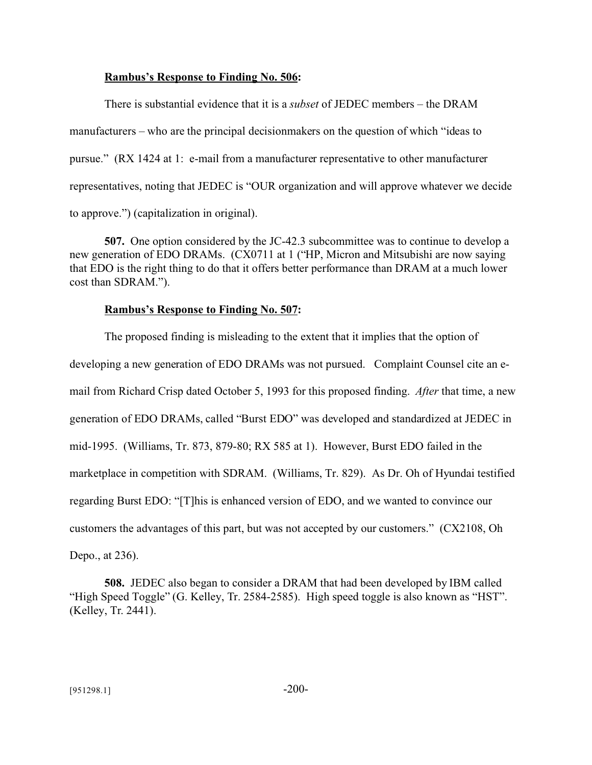**<u>Rambus's Response to Finding No. 506</u>:**

There is substantial evidence that it is a *subset* of JEDEC members – the DRAM manufacturers – who are the principal decisionmakers on the question of which "ideas to pursue." (RX 1424 at 1: e-mail from a manufacturer representative to other manufacturer representatives, noting that JEDEC is "OUR organization and will approve whatever we decide to approve.") (capitalization in original).

**507.** One option considered by the JC-42.3 subcommittee was to continue to develop a new generation of EDO DRAMs. (CX0711 at 1 ("HP, Micron and Mitsubishi are now saying that EDO is the right thing to do that it offers better performance than DRAM at a much lower cost than SDRAM.").

**<u>Rambus's Response to Finding No. 507</u>:**

The proposed finding is misleading to the extent that it implies that the option of developing a new generation of EDO DRAMs was not pursued. Complaint Counsel cite an e-mail from Richard Crisp dated October 5, 1993 for this proposed finding. *After* that time, a new generation of EDO DRAMs, called "Burst EDO" was developed and standardized at JEDEC in mid-1995. (Williams, Tr. 873, 879-80; RX 585 at 1). However, Burst EDO failed in the marketplace in competition with SDRAM. (Williams, Tr. 829). As Dr. Oh of Hyundai testified regarding Burst EDO: "[T]his is enhanced version of EDO, and we wanted to convince our customers the advantages of this part, but was not accepted by our customers." (CX2108, Oh Depo., at 236).

**508.** JEDEC also began to consider a DRAM that had been developed by IBM called "High Speed Toggle" (G. Kelley, Tr. 2584-2585). High speed toggle is also known as "HST". (Kelley, Tr. 2441).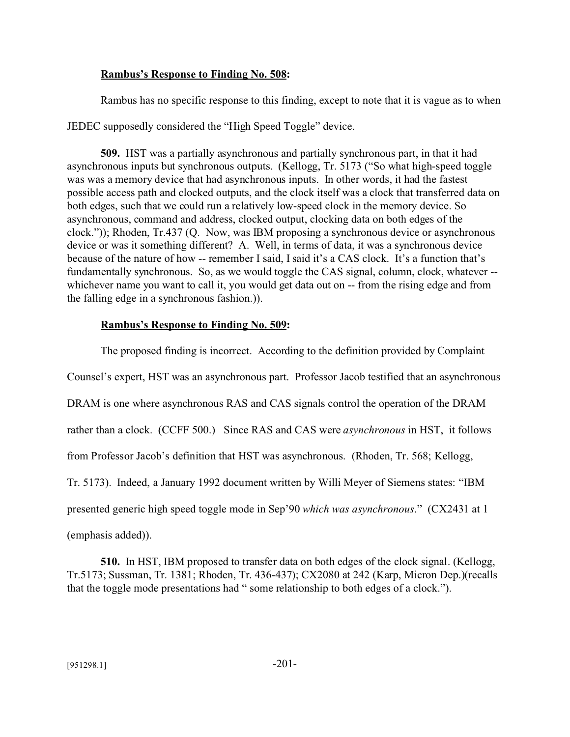**<u>Rambus's Response to Finding No. 508</u>:**

Rambus has no specific response to this finding, except to note that it is vague as to when JEDEC supposedly considered the "High Speed Toggle" device.

**509.** HST was a partially asynchronous and partially synchronous part, in that it had asynchronous inputs but synchronous outputs. (Kellogg, Tr. 5173 ("So what high-speed toggle was was a memory device that had asynchronous inputs. In other words, it had the fastest possible access path and clocked outputs, and the clock itself was a clock that transferred data on both edges, such that we could run a relatively low-speed clock in the memory device. So asynchronous, command and address, clocked output, clocking data on both edges of the clock.")); Rhoden, Tr.437 (Q. Now, was IBM proposing a synchronous device or asynchronous device or was it something different? A. Well, in terms of data, it was a synchronous device because of the nature of how -- remember I said, I said it's a CAS clock. It's a function that's fundamentally synchronous. So, as we would toggle the CAS signal, column, clock, whatever -- whichever name you want to call it, you would get data out on -- from the rising edge and from the falling edge in a synchronous fashion.)).

**<u>Rambus's Response to Finding No. 509</u>:**

The proposed finding is incorrect. According to the definition provided by Complaint Counsel's expert, HST was an asynchronous part. Professor Jacob testified that an asynchronous DRAM is one where asynchronous RAS and CAS signals control the operation of the DRAM rather than a clock. (CCFF 500.) Since RAS and CAS were *asynchronous* in HST, it follows from Professor Jacob's definition that HST was asynchronous. (Rhoden, Tr. 568; Kellogg, Tr. 5173). Indeed, a January 1992 document written by Willi Meyer of Siemens states: "IBM presented generic high speed toggle mode in Sep'90 *which was asynchronous*." (CX2431 at 1 (emphasis added)).

**510.** In HST, IBM proposed to transfer data on both edges of the clock signal. (Kellogg, Tr.5173; Sussman, Tr. 1381; Rhoden, Tr. 436-437); CX2080 at 242 (Karp, Micron Dep.)(recalls that the toggle mode presentations had " some relationship to both edges of a clock.").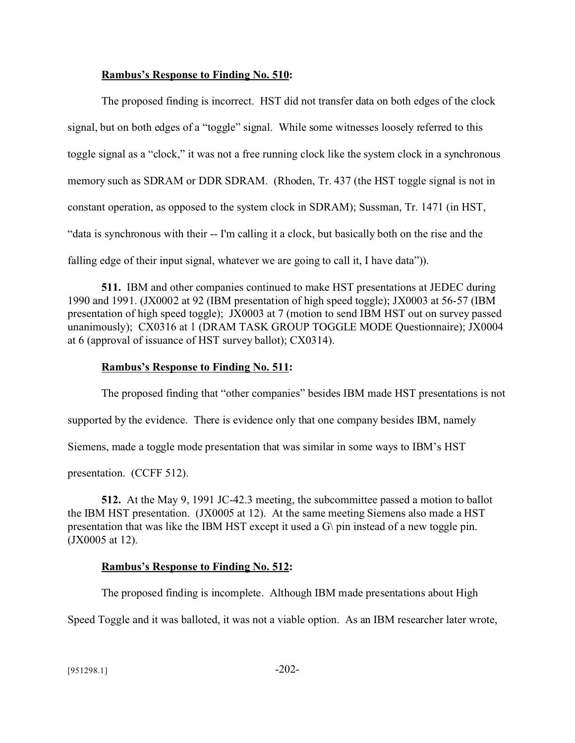**Rambus's Response to Finding No. 510:**

The proposed finding is incorrect. HST did not transfer data on both edges of the clock signal, but on both edges of a "toggle" signal. While some witnesses loosely referred to this toggle signal as a "clock," it was not a free running clock like the system clock in a synchronous memory such as SDRAM or DDR SDRAM. (Rhoden, Tr. 437 (the HST toggle signal is not in constant operation, as opposed to the system clock in SDRAM); Sussman, Tr. 1471 (in HST, "data is synchronous with their -- I'm calling it a clock, but basically both on the rise and the falling edge of their input signal, whatever we are going to call it, I have data")).

**511.** IBM and other companies continued to make HST presentations at JEDEC during 1990 and 1991. (JX0002 at 92 (IBM presentation of high speed toggle); JX0003 at 56-57 (IBM presentation of high speed toggle); JX0003 at 7 (motion to send IBM HST out on survey passed unanimously); CX0316 at 1 (DRAM TASK GROUP TOGGLE MODE Questionnaire); JX0004 at 6 (approval of issuance of HST survey ballot); CX0314).

**Rambus's Response to Finding No. 511:**

The proposed finding that "other companies" besides IBM made HST presentations is not supported by the evidence. There is evidence only that one company besides IBM, namely Siemens, made a toggle mode presentation that was similar in some ways to IBM's HST presentation. (CCFF 512).

**512.** At the May 9, 1991 JC-42.3 meeting, the subcommittee passed a motion to ballot the IBM HST presentation. (JX0005 at 12). At the same meeting Siemens also made a HST presentation that was like the IBM HST except it used a G\ pin instead of a new toggle pin. (JX0005 at 12).

**Rambus's Response to Finding No. 512:**

The proposed finding is incomplete. Although IBM made presentations about High Speed Toggle and it was balloted, it was not a viable option. As an IBM researcher later wrote,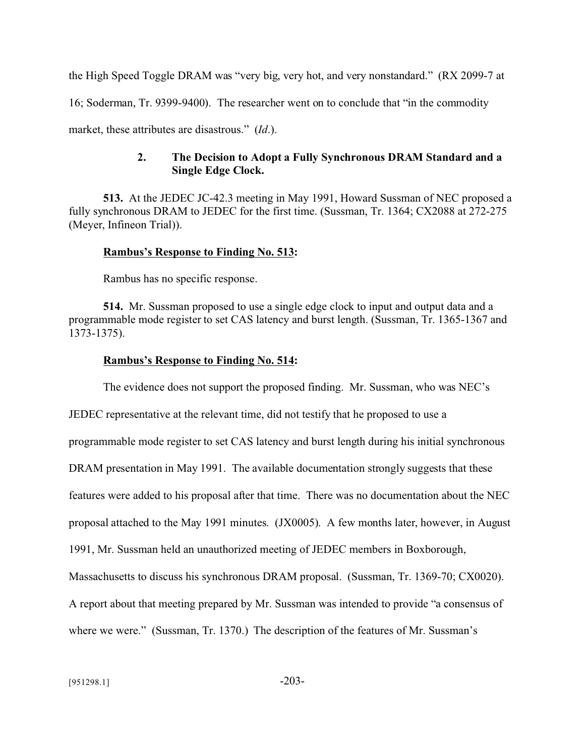the High Speed Toggle DRAM was "very big, very hot, and very nonstandard." (RX 2099-7 at 16; Soderman, Tr. 9399-9400). The researcher went on to conclude that "in the commodity market, these attributes are disastrous." (*Id*.).

### 2. The Decision to Adopt a Fully Synchronous DRAM Standard and a Single Edge Clock.

**513.** At the JEDEC JC-42.3 meeting in May 1991, Howard Sussman of NEC proposed a fully synchronous DRAM to JEDEC for the first time. (Sussman, Tr. 1364; CX2088 at 272-275 (Meyer, Infineon Trial)).

**Rambus's Response to Finding No. 513:**

Rambus has no specific response.

**514.** Mr. Sussman proposed to use a single edge clock to input and output data and a programmable mode register to set CAS latency and burst length. (Sussman, Tr. 1365-1367 and 1373-1375).

**Rambus's Response to Finding No. 514:**

The evidence does not support the proposed finding. Mr. Sussman, who was NEC's JEDEC representative at the relevant time, did not testify that he proposed to use a programmable mode register to set CAS latency and burst length during his initial synchronous DRAM presentation in May 1991. The available documentation strongly suggests that these features were added to his proposal after that time. There was no documentation about the NEC proposal attached to the May 1991 minutes. (JX0005). A few months later, however, in August 1991, Mr. Sussman held an unauthorized meeting of JEDEC members in Boxborough, Massachusetts to discuss his synchronous DRAM proposal. (Sussman, Tr. 1369-70; CX0020). A report about that meeting prepared by Mr. Sussman was intended to provide "a consensus of where we were." (Sussman, Tr. 1370.) The description of the features of Mr. Sussman's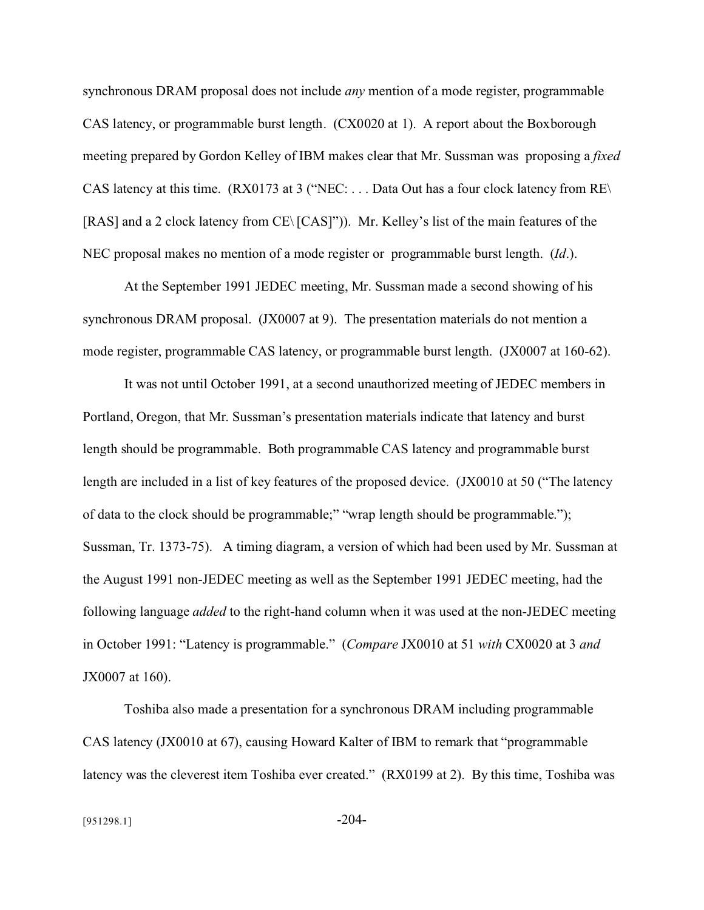synchronous DRAM proposal does not include *any* mention of a mode register, programmable CAS latency, or programmable burst length. (CX0020 at 1). A report about the Boxborough meeting prepared by Gordon Kelley of IBM makes clear that Mr. Sussman was proposing a *fixed* CAS latency at this time. (RX0173 at 3 ("NEC: . . . Data Out has a four clock latency from RE\ [RAS] and a 2 clock latency from CE\ [CAS]")). Mr. Kelley's list of the main features of the NEC proposal makes no mention of a mode register or programmable burst length. (*Id*.).

At the September 1991 JEDEC meeting, Mr. Sussman made a second showing of his synchronous DRAM proposal. (JX0007 at 9). The presentation materials do not mention a mode register, programmable CAS latency, or programmable burst length. (JX0007 at 160-62).

It was not until October 1991, at a second unauthorized meeting of JEDEC members in Portland, Oregon, that Mr. Sussman's presentation materials indicate that latency and burst length should be programmable. Both programmable CAS latency and programmable burst length are included in a list of key features of the proposed device. (JX0010 at 50 ("The latency of data to the clock should be programmable;" "wrap length should be programmable."); Sussman, Tr. 1373-75). A timing diagram, a version of which had been used by Mr. Sussman at the August 1991 non-JEDEC meeting as well as the September 1991 JEDEC meeting, had the following language *added* to the right-hand column when it was used at the non-JEDEC meeting in October 1991: "Latency is programmable." (*Compare* JX0010 at 51 *with* CX0020 at 3 *and* JX0007 at 160).

Toshiba also made a presentation for a synchronous DRAM including programmable CAS latency (JX0010 at 67), causing Howard Kalter of IBM to remark that "programmable latency was the cleverest item Toshiba ever created." (RX0199 at 2). By this time, Toshiba was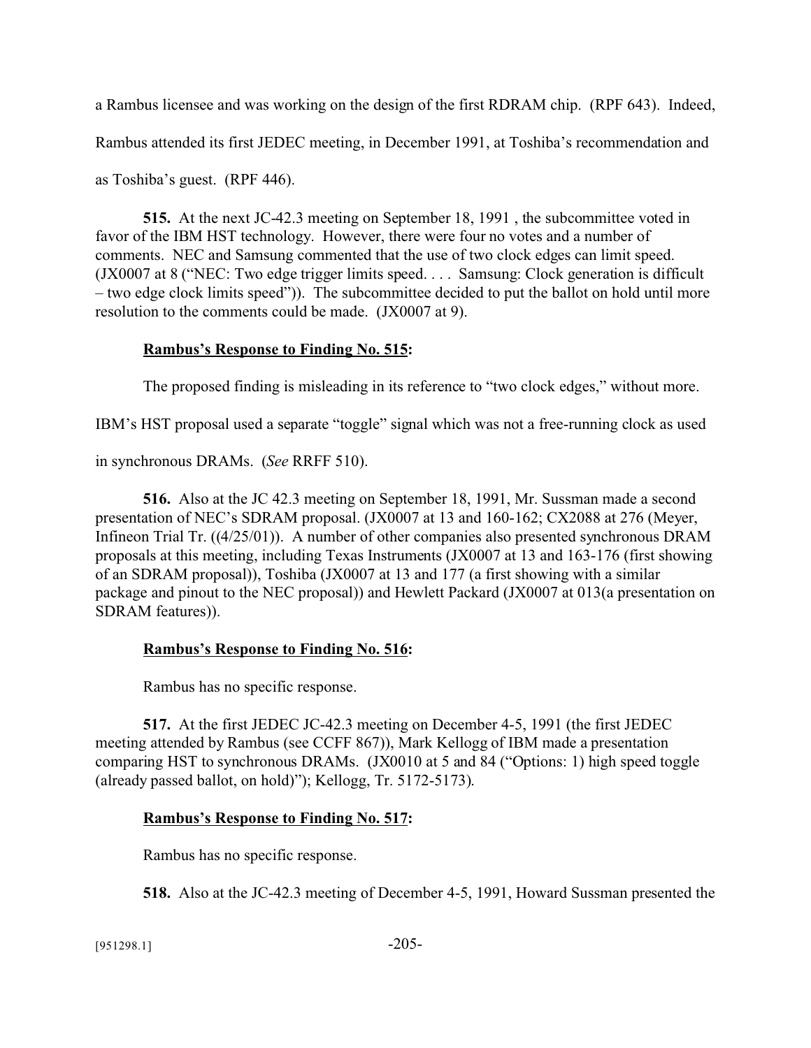a Rambus licensee and was working on the design of the first RDRAM chip. (RPF 643). Indeed, Rambus attended its first JEDEC meeting, in December 1991, at Toshiba's recommendation and as Toshiba's guest. (RPF 446).

**515.** At the next JC-42.3 meeting on September 18, 1991 , the subcommittee voted in favor of the IBM HST technology. However, there were four no votes and a number of comments. NEC and Samsung commented that the use of two clock edges can limit speed. (JX0007 at 8 ("NEC: Two edge trigger limits speed. . . . Samsung: Clock generation is difficult – two edge clock limits speed")). The subcommittee decided to put the ballot on hold until more resolution to the comments could be made. (JX0007 at 9).

**Rambus's Response to Finding No. 515:**

The proposed finding is misleading in its reference to "two clock edges," without more. IBM's HST proposal used a separate "toggle" signal which was not a free-running clock as used in synchronous DRAMs. (*See* RRFF 510).

**516.** Also at the JC 42.3 meeting on September 18, 1991, Mr. Sussman made a second presentation of NEC's SDRAM proposal. (JX0007 at 13 and 160-162; CX2088 at 276 (Meyer, Infineon Trial Tr. ((4/25/01)). A number of other companies also presented synchronous DRAM proposals at this meeting, including Texas Instruments (JX0007 at 13 and 163-176 (first showing of an SDRAM proposal)), Toshiba (JX0007 at 13 and 177 (a first showing with a similar package and pinout to the NEC proposal)) and Hewlett Packard (JX0007 at 013(a presentation on SDRAM features)).

**Rambus's Response to Finding No. 516:**

Rambus has no specific response.

**517.** At the first JEDEC JC-42.3 meeting on December 4-5, 1991 (the first JEDEC meeting attended by Rambus (see CCFF 867)), Mark Kellogg of IBM made a presentation comparing HST to synchronous DRAMs. (JX0010 at 5 and 84 ("Options: 1) high speed toggle (already passed ballot, on hold)"); Kellogg, Tr. 5172-5173).

**Rambus's Response to Finding No. 517:**

Rambus has no specific response.

**518.** Also at the JC-42.3 meeting of December 4-5, 1991, Howard Sussman presented the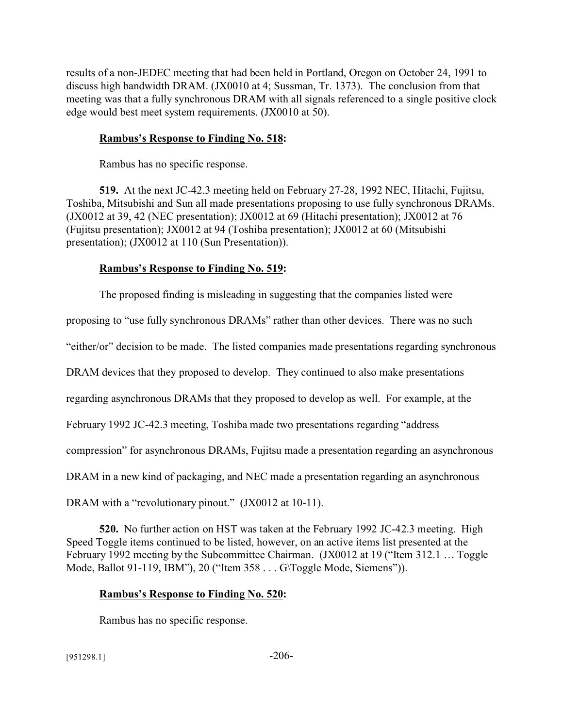results of a non-JEDEC meeting that had been held in Portland, Oregon on October 24, 1991 to discuss high bandwidth DRAM. (JX0010 at 4; Sussman, Tr. 1373). The conclusion from that meeting was that a fully synchronous DRAM with all signals referenced to a single positive clock edge would best meet system requirements. (JX0010 at 50).

**Rambus's Response to Finding No. 518:**

Rambus has no specific response.

**519.** At the next JC-42.3 meeting held on February 27-28, 1992 NEC, Hitachi, Fujitsu, Toshiba, Mitsubishi and Sun all made presentations proposing to use fully synchronous DRAMs. (JX0012 at 39, 42 (NEC presentation); JX0012 at 69 (Hitachi presentation); JX0012 at 76 (Fujitsu presentation); JX0012 at 94 (Toshiba presentation); JX0012 at 60 (Mitsubishi presentation); (JX0012 at 110 (Sun Presentation)).

**Rambus's Response to Finding No. 519:**

The proposed finding is misleading in suggesting that the companies listed were proposing to "use fully synchronous DRAMs" rather than other devices. There was no such "either/or" decision to be made. The listed companies made presentations regarding synchronous DRAM devices that they proposed to develop. They continued to also make presentations regarding asynchronous DRAMs that they proposed to develop as well. For example, at the February 1992 JC-42.3 meeting, Toshiba made two presentations regarding "address compression" for asynchronous DRAMs, Fujitsu made a presentation regarding an asynchronous DRAM in a new kind of packaging, and NEC made a presentation regarding an asynchronous DRAM with a "revolutionary pinout." (JX0012 at 10-11).

**520.** No further action on HST was taken at the February 1992 JC-42.3 meeting. High Speed Toggle items continued to be listed, however, on an active items list presented at the February 1992 meeting by the Subcommittee Chairman. (JX0012 at 19 ("Item 312.1 … Toggle Mode, Ballot 91-119, IBM"), 20 ("Item 358 . . . G\Toggle Mode, Siemens")).

**Rambus's Response to Finding No. 520:**

Rambus has no specific response.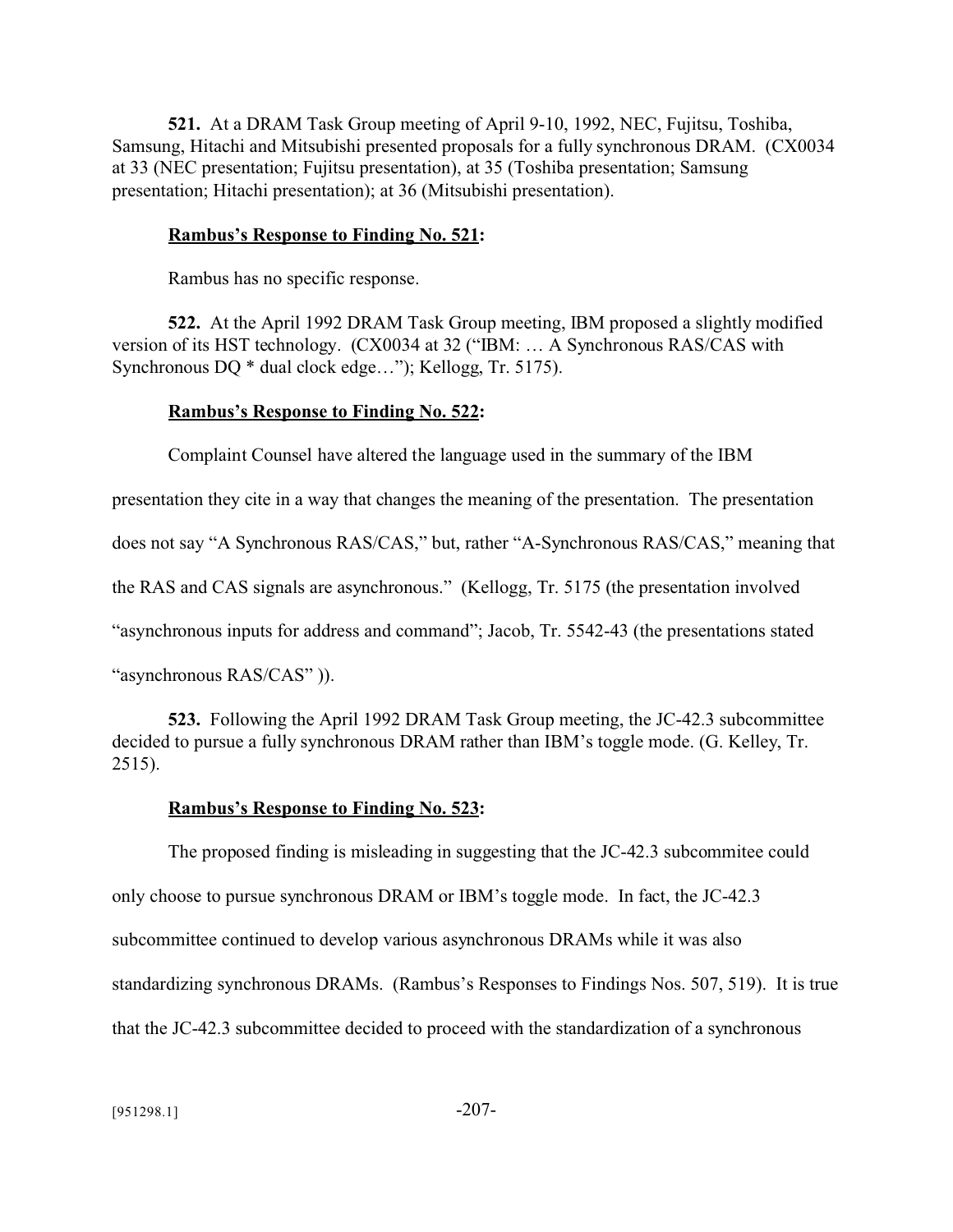**521.** At a DRAM Task Group meeting of April 9-10, 1992, NEC, Fujitsu, Toshiba, Samsung, Hitachi and Mitsubishi presented proposals for a fully synchronous DRAM. (CX0034 at 33 (NEC presentation; Fujitsu presentation), at 35 (Toshiba presentation; Samsung presentation; Hitachi presentation); at 36 (Mitsubishi presentation).

**Rambus's Response to Finding No. 521:**

Rambus has no specific response.

**522.** At the April 1992 DRAM Task Group meeting, IBM proposed a slightly modified version of its HST technology. (CX0034 at 32 ("IBM: … A Synchronous RAS/CAS with Synchronous DQ * dual clock edge…"); Kellogg, Tr. 5175).

**Rambus's Response to Finding No. 522:**

Complaint Counsel have altered the language used in the summary of the IBM presentation they cite in a way that changes the meaning of the presentation. The presentation does not say "A Synchronous RAS/CAS," but, rather "A-Synchronous RAS/CAS," meaning that the RAS and CAS signals are asynchronous." (Kellogg, Tr. 5175 (the presentation involved "asynchronous inputs for address and command"; Jacob, Tr. 5542-43 (the presentations stated "asynchronous RAS/CAS" )).

**523.** Following the April 1992 DRAM Task Group meeting, the JC-42.3 subcommittee decided to pursue a fully synchronous DRAM rather than IBM's toggle mode. (G. Kelley, Tr. 2515).

**Rambus's Response to Finding No. 523:**

The proposed finding is misleading in suggesting that the JC-42.3 subcommitee could only choose to pursue synchronous DRAM or IBM's toggle mode. In fact, the JC-42.3 subcommittee continued to develop various asynchronous DRAMs while it was also standardizing synchronous DRAMs. (Rambus's Responses to Findings Nos. 507, 519). It is true that the JC-42.3 subcommittee decided to proceed with the standardization of a synchronous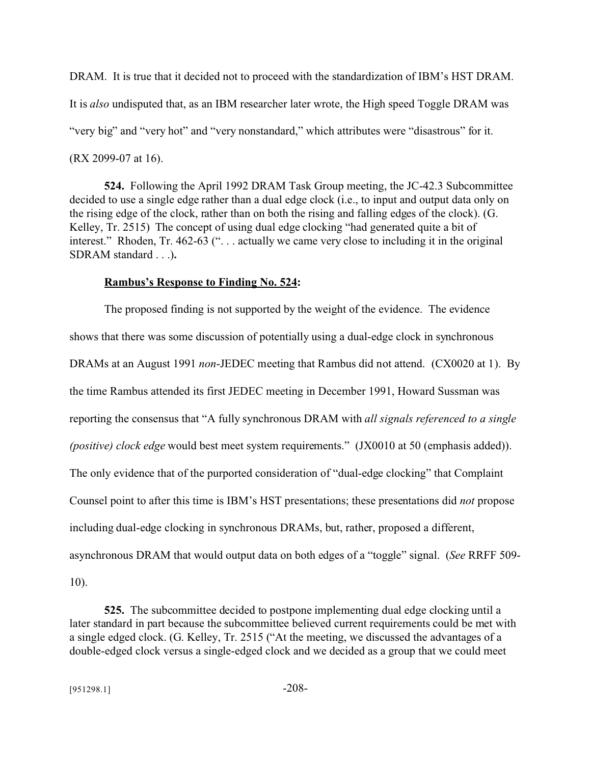DRAM. It is true that it decided not to proceed with the standardization of IBM's HST DRAM. It is *also* undisputed that, as an IBM researcher later wrote, the High speed Toggle DRAM was "very big" and "very hot" and "very nonstandard," which attributes were "disastrous" for it. (RX 2099-07 at 16).

**524.** Following the April 1992 DRAM Task Group meeting, the JC-42.3 Subcommittee decided to use a single edge rather than a dual edge clock (i.e., to input and output data only on the rising edge of the clock, rather than on both the rising and falling edges of the clock). (G. Kelley, Tr. 2515) The concept of using dual edge clocking "had generated quite a bit of interest." Rhoden, Tr. 462-63 (". . . actually we came very close to including it in the original SDRAM standard . . .).

**Rambus's Response to Finding No. 524:**

The proposed finding is not supported by the weight of the evidence. The evidence shows that there was some discussion of potentially using a dual-edge clock in synchronous DRAMs at an August 1991 *non*-JEDEC meeting that Rambus did not attend. (CX0020 at 1). By the time Rambus attended its first JEDEC meeting in December 1991, Howard Sussman was reporting the consensus that "A fully synchronous DRAM with *all signals referenced to a single (positive) clock edge* would best meet system requirements." (JX0010 at 50 (emphasis added)). The only evidence that of the purported consideration of "dual-edge clocking" that Complaint Counsel point to after this time is IBM's HST presentations; these presentations did *not* propose including dual-edge clocking in synchronous DRAMs, but, rather, proposed a different, asynchronous DRAM that would output data on both edges of a "toggle" signal. (*See* RRFF 509-10).

**525.** The subcommittee decided to postpone implementing dual edge clocking until a later standard in part because the subcommittee believed current requirements could be met with a single edged clock. (G. Kelley, Tr. 2515 ("At the meeting, we discussed the advantages of a double-edged clock versus a single-edged clock and we decided as a group that we could meet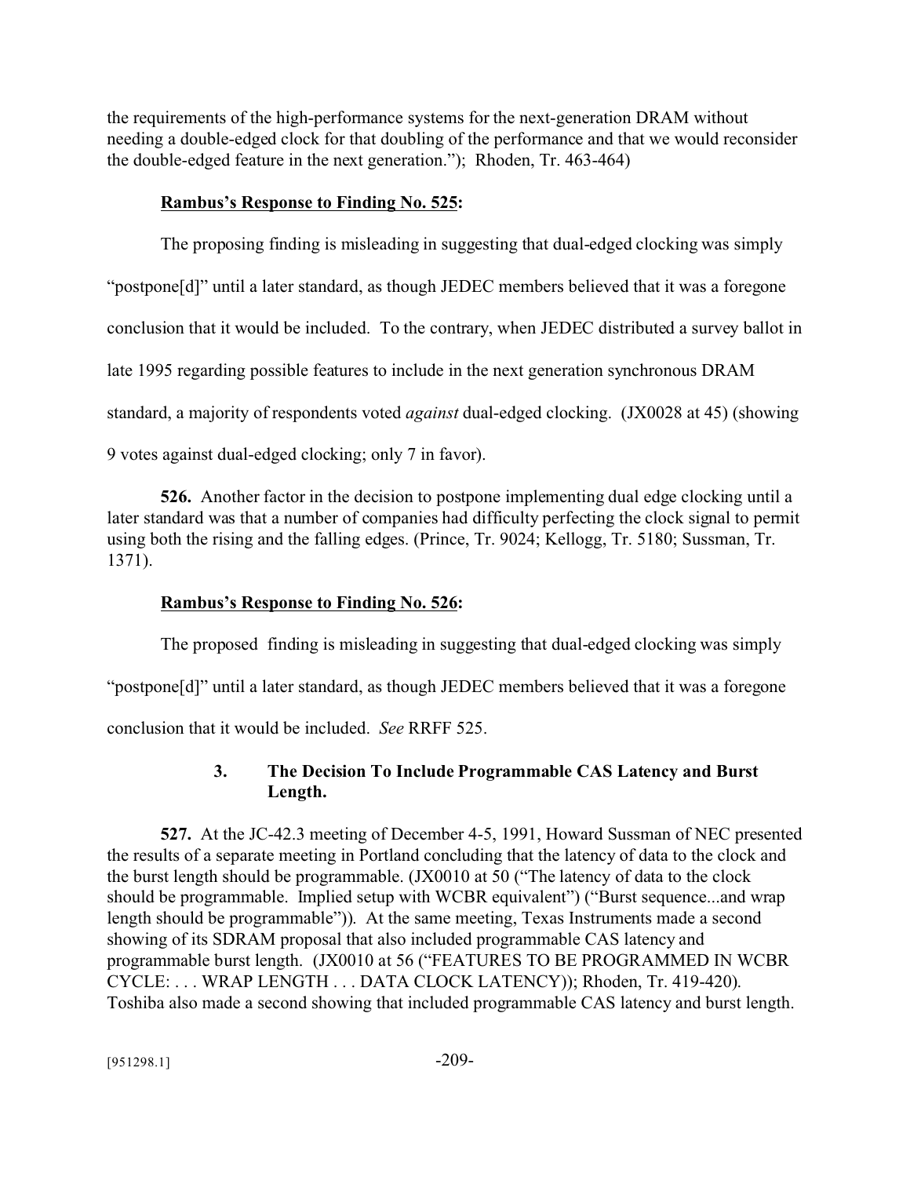the requirements of the high-performance systems for the next-generation DRAM without needing a double-edged clock for that doubling of the performance and that we would reconsider the double-edged feature in the next generation."); Rhoden, Tr. 463-464)

**Rambus's Response to Finding No. 525:**

The proposing finding is misleading in suggesting that dual-edged clocking was simply "postpone[d]" until a later standard, as though JEDEC members believed that it was a foregone conclusion that it would be included. To the contrary, when JEDEC distributed a survey ballot in late 1995 regarding possible features to include in the next generation synchronous DRAM standard, a majority of respondents voted *against* dual-edged clocking. (JX0028 at 45) (showing 9 votes against dual-edged clocking; only 7 in favor).

**526.** Another factor in the decision to postpone implementing dual edge clocking until a later standard was that a number of companies had difficulty perfecting the clock signal to permit using both the rising and the falling edges. (Prince, Tr. 9024; Kellogg, Tr. 5180; Sussman, Tr. 1371).

**Rambus's Response to Finding No. 526:**

The proposed finding is misleading in suggesting that dual-edged clocking was simply "postpone[d]" until a later standard, as though JEDEC members believed that it was a foregone conclusion that it would be included. *See* RRFF 525.

### 3. The Decision To Include Programmable CAS Latency and Burst Length.

**527.** At the JC-42.3 meeting of December 4-5, 1991, Howard Sussman of NEC presented the results of a separate meeting in Portland concluding that the latency of data to the clock and the burst length should be programmable. (JX0010 at 50 ("The latency of data to the clock should be programmable. Implied setup with WCBR equivalent") ("Burst sequence...and wrap length should be programmable")). At the same meeting, Texas Instruments made a second showing of its SDRAM proposal that also included programmable CAS latency and programmable burst length. (JX0010 at 56 ("FEATURES TO BE PROGRAMMED IN WCBR CYCLE: . . . WRAP LENGTH . . . DATA CLOCK LATENCY)); Rhoden, Tr. 419-420). Toshiba also made a second showing that included programmable CAS latency and burst length.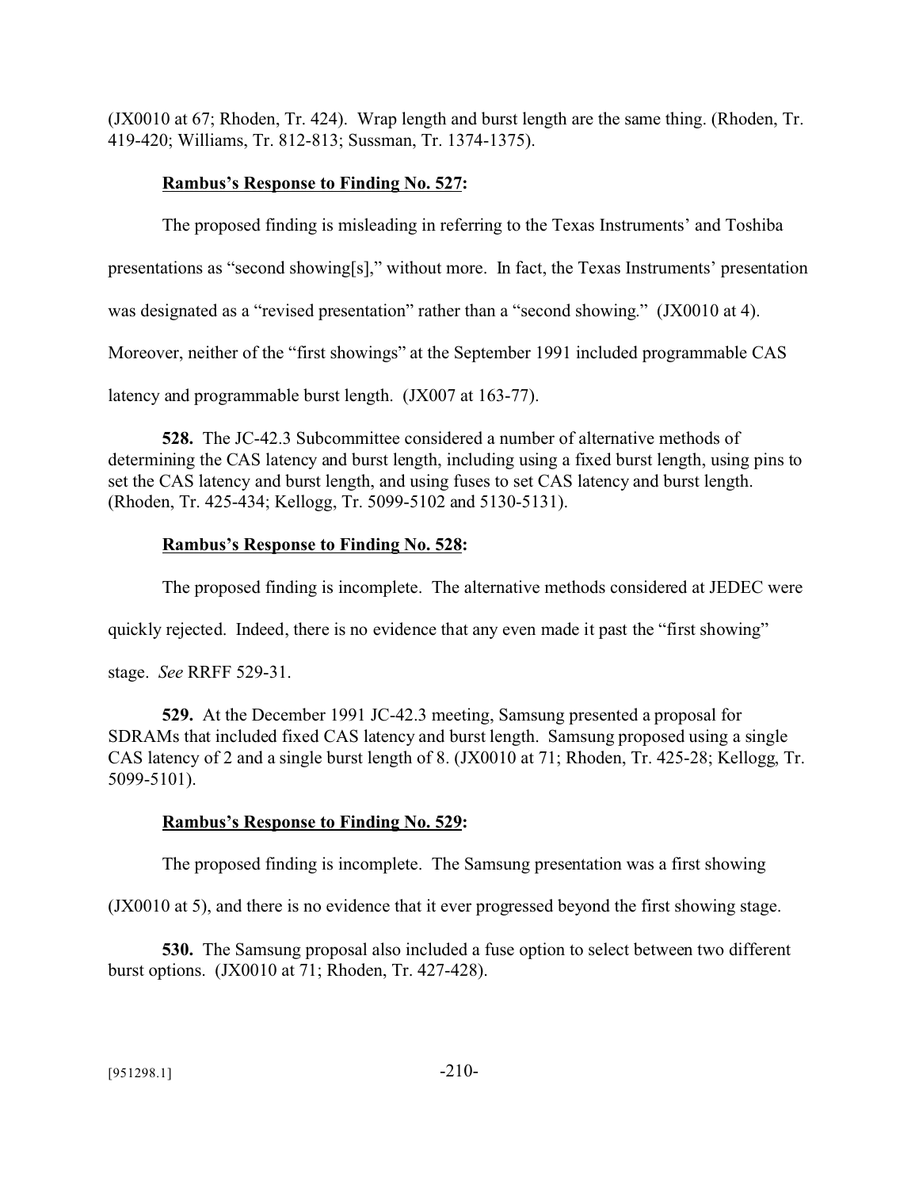(JX0010 at 67; Rhoden, Tr. 424). Wrap length and burst length are the same thing. (Rhoden, Tr. 419-420; Williams, Tr. 812-813; Sussman, Tr. 1374-1375).

**Rambus's Response to Finding No. 527:**

The proposed finding is misleading in referring to the Texas Instruments' and Toshiba presentations as "second showing[s]," without more. In fact, the Texas Instruments' presentation was designated as a "revised presentation" rather than a "second showing." (JX0010 at 4). Moreover, neither of the "first showings" at the September 1991 included programmable CAS latency and programmable burst length. (JX007 at 163-77).

**528.** The JC-42.3 Subcommittee considered a number of alternative methods of determining the CAS latency and burst length, including using a fixed burst length, using pins to set the CAS latency and burst length, and using fuses to set CAS latency and burst length. (Rhoden, Tr. 425-434; Kellogg, Tr. 5099-5102 and 5130-5131).

**Rambus's Response to Finding No. 528:**

The proposed finding is incomplete. The alternative methods considered at JEDEC were quickly rejected. Indeed, there is no evidence that any even made it past the "first showing" stage. *See* RRFF 529-31.

**529.** At the December 1991 JC-42.3 meeting, Samsung presented a proposal for SDRAMs that included fixed CAS latency and burst length. Samsung proposed using a single CAS latency of 2 and a single burst length of 8. (JX0010 at 71; Rhoden, Tr. 425-28; Kellogg, Tr. 5099-5101).

**Rambus's Response to Finding No. 529:**

The proposed finding is incomplete. The Samsung presentation was a first showing (JX0010 at 5), and there is no evidence that it ever progressed beyond the first showing stage.

**530.** The Samsung proposal also included a fuse option to select between two different burst options. (JX0010 at 71; Rhoden, Tr. 427-428).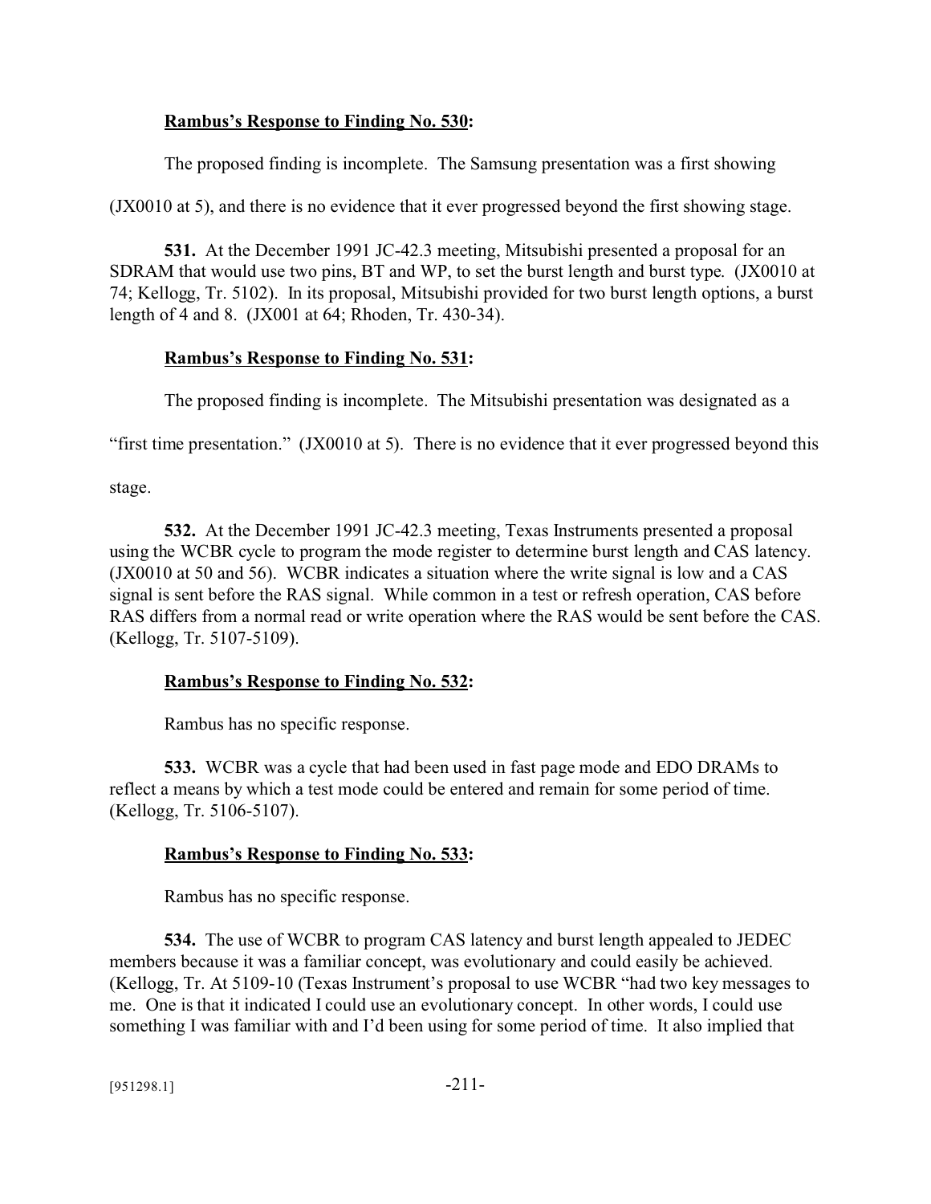**Rambus's Response to Finding No. 530:**

The proposed finding is incomplete. The Samsung presentation was a first showing (JX0010 at 5), and there is no evidence that it ever progressed beyond the first showing stage.

**531.** At the December 1991 JC-42.3 meeting, Mitsubishi presented a proposal for an SDRAM that would use two pins, BT and WP, to set the burst length and burst type. (JX0010 at 74; Kellogg, Tr. 5102). In its proposal, Mitsubishi provided for two burst length options, a burst length of 4 and 8. (JX001 at 64; Rhoden, Tr. 430-34).

**Rambus's Response to Finding No. 531:**

The proposed finding is incomplete. The Mitsubishi presentation was designated as a "first time presentation." (JX0010 at 5). There is no evidence that it ever progressed beyond this stage.

**532.** At the December 1991 JC-42.3 meeting, Texas Instruments presented a proposal using the WCBR cycle to program the mode register to determine burst length and CAS latency. (JX0010 at 50 and 56). WCBR indicates a situation where the write signal is low and a CAS signal is sent before the RAS signal. While common in a test or refresh operation, CAS before RAS differs from a normal read or write operation where the RAS would be sent before the CAS. (Kellogg, Tr. 5107-5109).

**Rambus's Response to Finding No. 532:**

Rambus has no specific response.

**533.** WCBR was a cycle that had been used in fast page mode and EDO DRAMs to reflect a means by which a test mode could be entered and remain for some period of time. (Kellogg, Tr. 5106-5107).

**Rambus's Response to Finding No. 533:**

Rambus has no specific response.

**534.** The use of WCBR to program CAS latency and burst length appealed to JEDEC members because it was a familiar concept, was evolutionary and could easily be achieved. (Kellogg, Tr. At 5109-10 (Texas Instrument's proposal to use WCBR "had two key messages to me. One is that it indicated I could use an evolutionary concept. In other words, I could use something I was familiar with and I'd been using for some period of time. It also implied that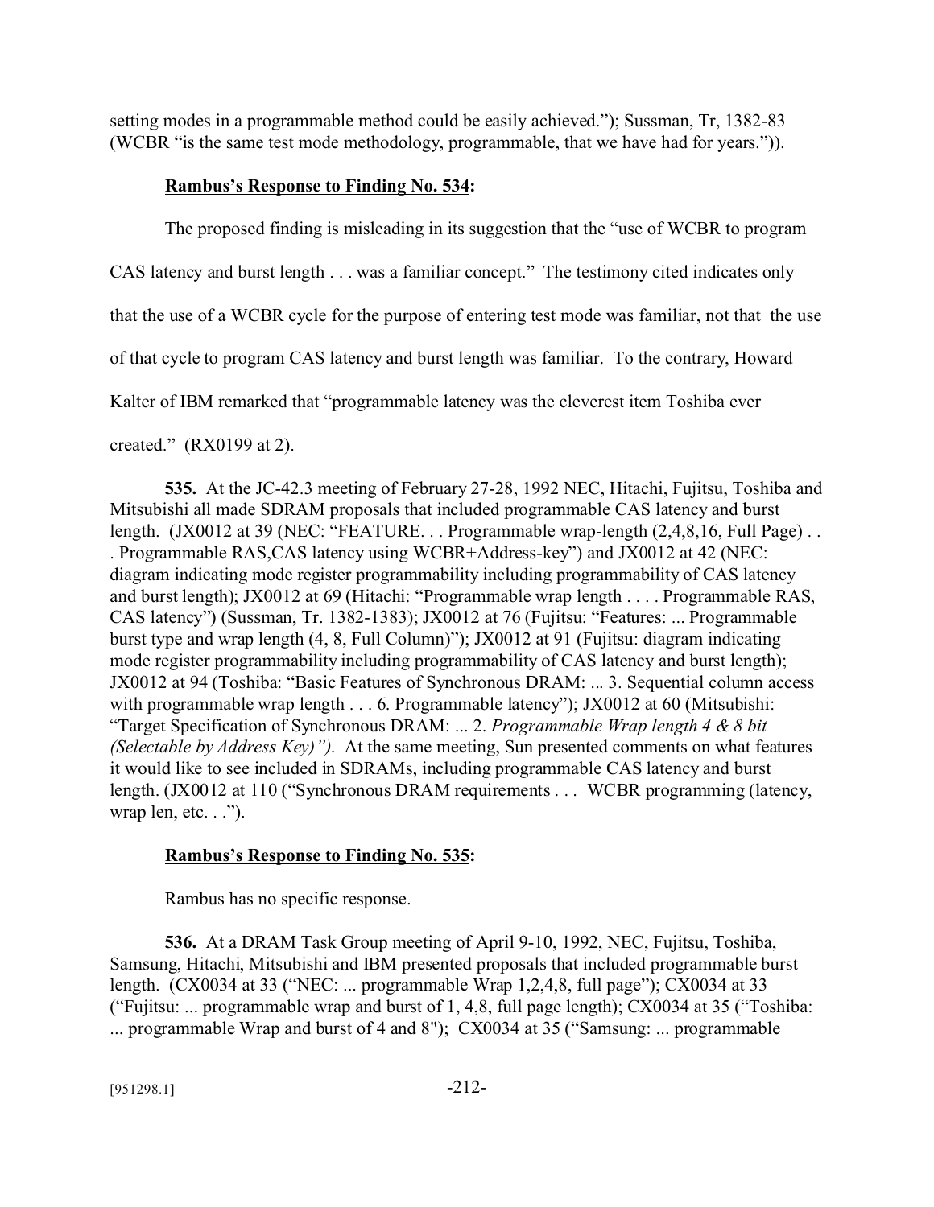setting modes in a programmable method could be easily achieved."); Sussman, Tr, 1382-83 (WCBR "is the same test mode methodology, programmable, that we have had for years.")).

**Rambus's Response to Finding No. 534:**

The proposed finding is misleading in its suggestion that the "use of WCBR to program CAS latency and burst length . . . was a familiar concept." The testimony cited indicates only that the use of a WCBR cycle for the purpose of entering test mode was familiar, not that the use of that cycle to program CAS latency and burst length was familiar. To the contrary, Howard Kalter of IBM remarked that "programmable latency was the cleverest item Toshiba ever created." (RX0199 at 2).

**535.** At the JC-42.3 meeting of February 27-28, 1992 NEC, Hitachi, Fujitsu, Toshiba and Mitsubishi all made SDRAM proposals that included programmable CAS latency and burst length. (JX0012 at 39 (NEC: "FEATURE. . . Programmable wrap-length (2,4,8,16, Full Page) . . . Programmable RAS,CAS latency using WCBR+Address-key") and JX0012 at 42 (NEC: diagram indicating mode register programmability including programmability of CAS latency and burst length); JX0012 at 69 (Hitachi: "Programmable wrap length . . . . Programmable RAS, CAS latency") (Sussman, Tr. 1382-1383); JX0012 at 76 (Fujitsu: "Features: ... Programmable burst type and wrap length (4, 8, Full Column)"); JX0012 at 91 (Fujitsu: diagram indicating mode register programmability including programmability of CAS latency and burst length); JX0012 at 94 (Toshiba: "Basic Features of Synchronous DRAM: ... 3. Sequential column access with programmable wrap length . . . 6. Programmable latency"); JX0012 at 60 (Mitsubishi: "Target Specification of Synchronous DRAM: ... 2. *Programmable Wrap length 4 & 8 bit (Selectable by Address Key)").* At the same meeting, Sun presented comments on what features it would like to see included in SDRAMs, including programmable CAS latency and burst length. (JX0012 at 110 ("Synchronous DRAM requirements . . . WCBR programming (latency, wrap len, etc. . .").

**Rambus's Response to Finding No. 535:**

Rambus has no specific response.

**536.** At a DRAM Task Group meeting of April 9-10, 1992, NEC, Fujitsu, Toshiba, Samsung, Hitachi, Mitsubishi and IBM presented proposals that included programmable burst length. (CX0034 at 33 ("NEC: ... programmable Wrap 1,2,4,8, full page"); CX0034 at 33 ("Fujitsu: ... programmable wrap and burst of 1, 4,8, full page length); CX0034 at 35 ("Toshiba: ... programmable Wrap and burst of 4 and 8"); CX0034 at 35 ("Samsung: ... programmable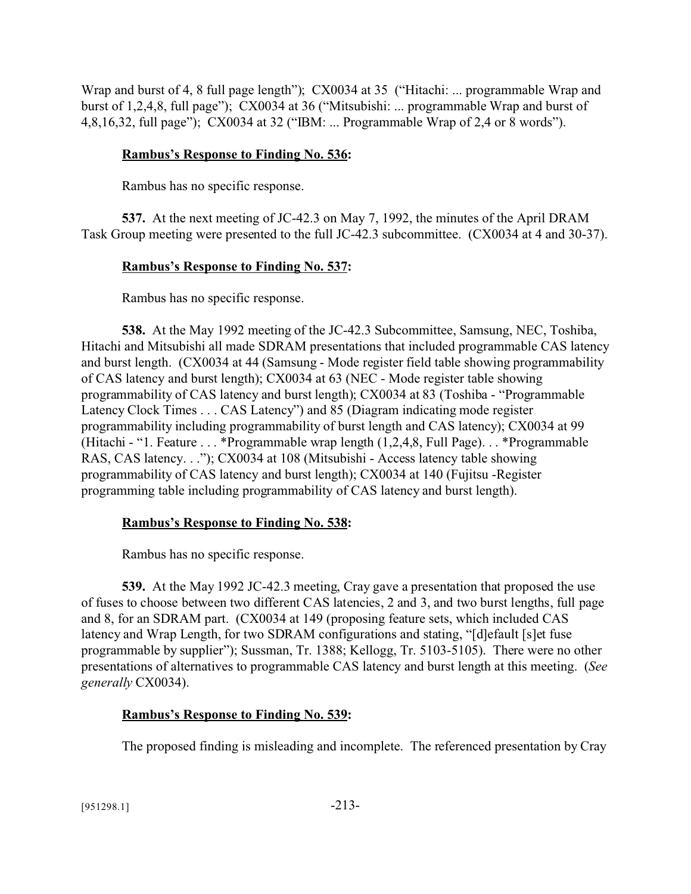Wrap and burst of 4, 8 full page length"); CX0034 at 35 ("Hitachi: ... programmable Wrap and burst of 1,2,4,8, full page"); CX0034 at 36 ("Mitsubishi: ... programmable Wrap and burst of 4,8,16,32, full page"); CX0034 at 32 ("IBM: ... Programmable Wrap of 2,4 or 8 words").

**Rambus's Response to Finding No. 536:**

Rambus has no specific response.

**537.** At the next meeting of JC-42.3 on May 7, 1992, the minutes of the April DRAM Task Group meeting were presented to the full JC-42.3 subcommittee. (CX0034 at 4 and 30-37).

**Rambus's Response to Finding No. 537:**

Rambus has no specific response.

**538.** At the May 1992 meeting of the JC-42.3 Subcommittee, Samsung, NEC, Toshiba, Hitachi and Mitsubishi all made SDRAM presentations that included programmable CAS latency and burst length. (CX0034 at 44 (Samsung - Mode register field table showing programmability of CAS latency and burst length); CX0034 at 63 (NEC - Mode register table showing programmability of CAS latency and burst length); CX0034 at 83 (Toshiba - "Programmable Latency Clock Times . . . CAS Latency") and 85 (Diagram indicating mode register programmability including programmability of burst length and CAS latency); CX0034 at 99 (Hitachi - "1. Feature . . . *Programmable wrap length (1,2,4,8, Full Page). . . *Programmable RAS, CAS latency. . ."); CX0034 at 108 (Mitsubishi - Access latency table showing programmability of CAS latency and burst length); CX0034 at 140 (Fujitsu -Register programming table including programmability of CAS latency and burst length).

**Rambus's Response to Finding No. 538:**

Rambus has no specific response.

**539.** At the May 1992 JC-42.3 meeting, Cray gave a presentation that proposed the use of fuses to choose between two different CAS latencies, 2 and 3, and two burst lengths, full page and 8, for an SDRAM part. (CX0034 at 149 (proposing feature sets, which included CAS latency and Wrap Length, for two SDRAM configurations and stating, "[d]efault [s]et fuse programmable by supplier"); Sussman, Tr. 1388; Kellogg, Tr. 5103-5105). There were no other presentations of alternatives to programmable CAS latency and burst length at this meeting. (*See generally* CX0034).

**Rambus's Response to Finding No. 539:**

The proposed finding is misleading and incomplete. The referenced presentation by Cray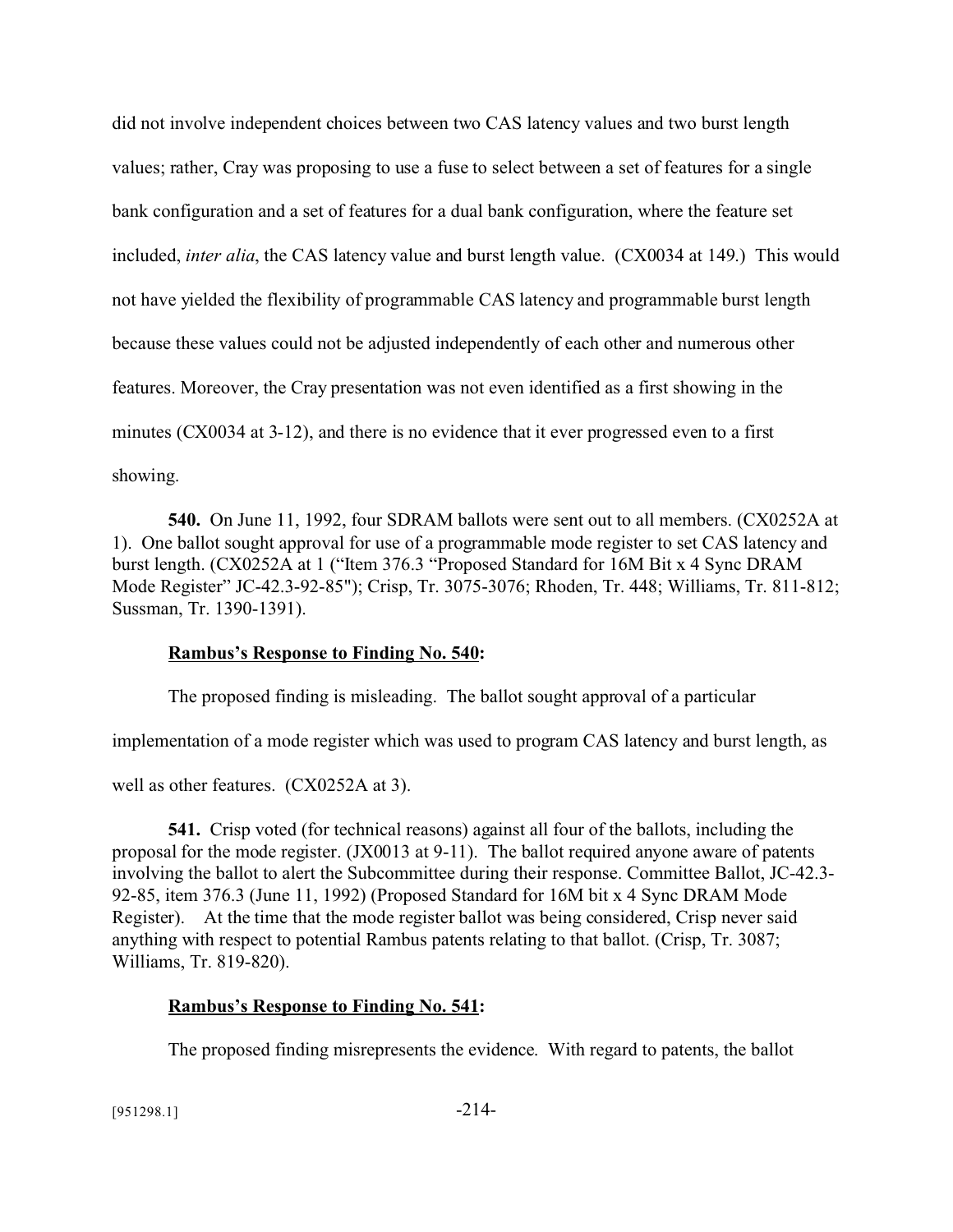did not involve independent choices between two CAS latency values and two burst length values; rather, Cray was proposing to use a fuse to select between a set of features for a single bank configuration and a set of features for a dual bank configuration, where the feature set included, *inter alia*, the CAS latency value and burst length value. (CX0034 at 149.) This would not have yielded the flexibility of programmable CAS latency and programmable burst length because these values could not be adjusted independently of each other and numerous other features. Moreover, the Cray presentation was not even identified as a first showing in the minutes (CX0034 at 3-12), and there is no evidence that it ever progressed even to a first showing.

**540.** On June 11, 1992, four SDRAM ballots were sent out to all members. (CX0252A at 1). One ballot sought approval for use of a programmable mode register to set CAS latency and burst length. (CX0252A at 1 ("Item 376.3 "Proposed Standard for 16M Bit x 4 Sync DRAM Mode Register" JC-42.3-92-85"); Crisp, Tr. 3075-3076; Rhoden, Tr. 448; Williams, Tr. 811-812; Sussman, Tr. 1390-1391).

**Rambus's Response to Finding No. 540:**

The proposed finding is misleading. The ballot sought approval of a particular implementation of a mode register which was used to program CAS latency and burst length, as well as other features. (CX0252A at 3).

**541.** Crisp voted (for technical reasons) against all four of the ballots, including the proposal for the mode register. (JX0013 at 9-11). The ballot required anyone aware of patents involving the ballot to alert the Subcommittee during their response. Committee Ballot, JC-42.3-92-85, item 376.3 (June 11, 1992) (Proposed Standard for 16M bit x 4 Sync DRAM Mode Register). At the time that the mode register ballot was being considered, Crisp never said anything with respect to potential Rambus patents relating to that ballot. (Crisp, Tr. 3087; Williams, Tr. 819-820).

**Rambus's Response to Finding No. 541:**

The proposed finding misrepresents the evidence. With regard to patents, the ballot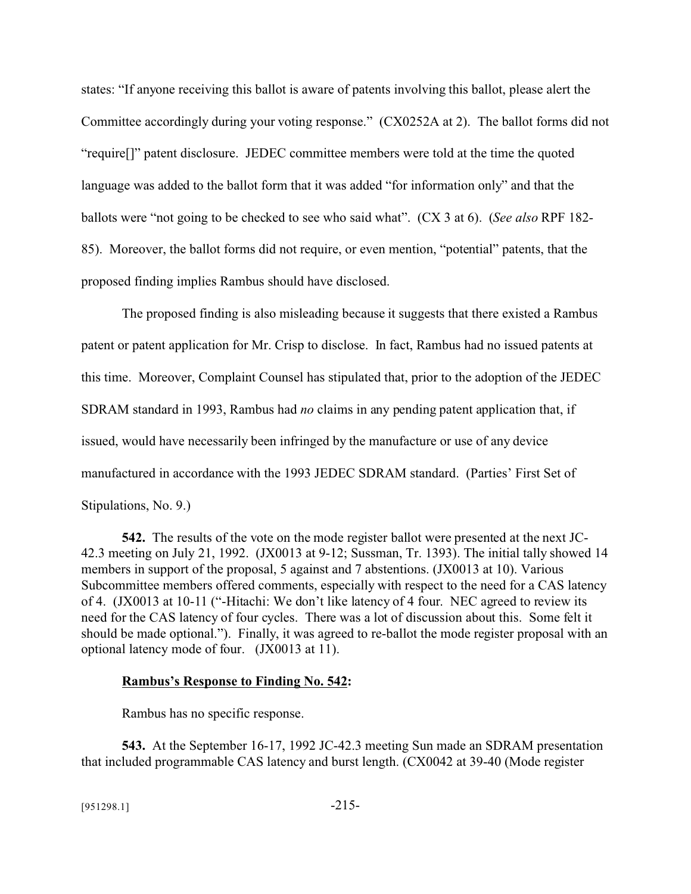states: "If anyone receiving this ballot is aware of patents involving this ballot, please alert the Committee accordingly during your voting response." (CX0252A at 2). The ballot forms did not "require[]" patent disclosure. JEDEC committee members were told at the time the quoted language was added to the ballot form that it was added "for information only" and that the ballots were "not going to be checked to see who said what". (CX 3 at 6). (*See also* RPF 182-85). Moreover, the ballot forms did not require, or even mention, "potential" patents, that the proposed finding implies Rambus should have disclosed.

The proposed finding is also misleading because it suggests that there existed a Rambus patent or patent application for Mr. Crisp to disclose. In fact, Rambus had no issued patents at this time. Moreover, Complaint Counsel has stipulated that, prior to the adoption of the JEDEC SDRAM standard in 1993, Rambus had *no* claims in any pending patent application that, if issued, would have necessarily been infringed by the manufacture or use of any device manufactured in accordance with the 1993 JEDEC SDRAM standard. (Parties' First Set of Stipulations, No. 9.)

**542.** The results of the vote on the mode register ballot were presented at the next JC-42.3 meeting on July 21, 1992. (JX0013 at 9-12; Sussman, Tr. 1393). The initial tally showed 14 members in support of the proposal, 5 against and 7 abstentions. (JX0013 at 10). Various Subcommittee members offered comments, especially with respect to the need for a CAS latency of 4. (JX0013 at 10-11 ("-Hitachi: We don't like latency of 4 four. NEC agreed to review its need for the CAS latency of four cycles. There was a lot of discussion about this. Some felt it should be made optional."). Finally, it was agreed to re-ballot the mode register proposal with an optional latency mode of four. (JX0013 at 11).

**Rambus's Response to Finding No. 542:**

Rambus has no specific response.

**543.** At the September 16-17, 1992 JC-42.3 meeting Sun made an SDRAM presentation that included programmable CAS latency and burst length. (CX0042 at 39-40 (Mode register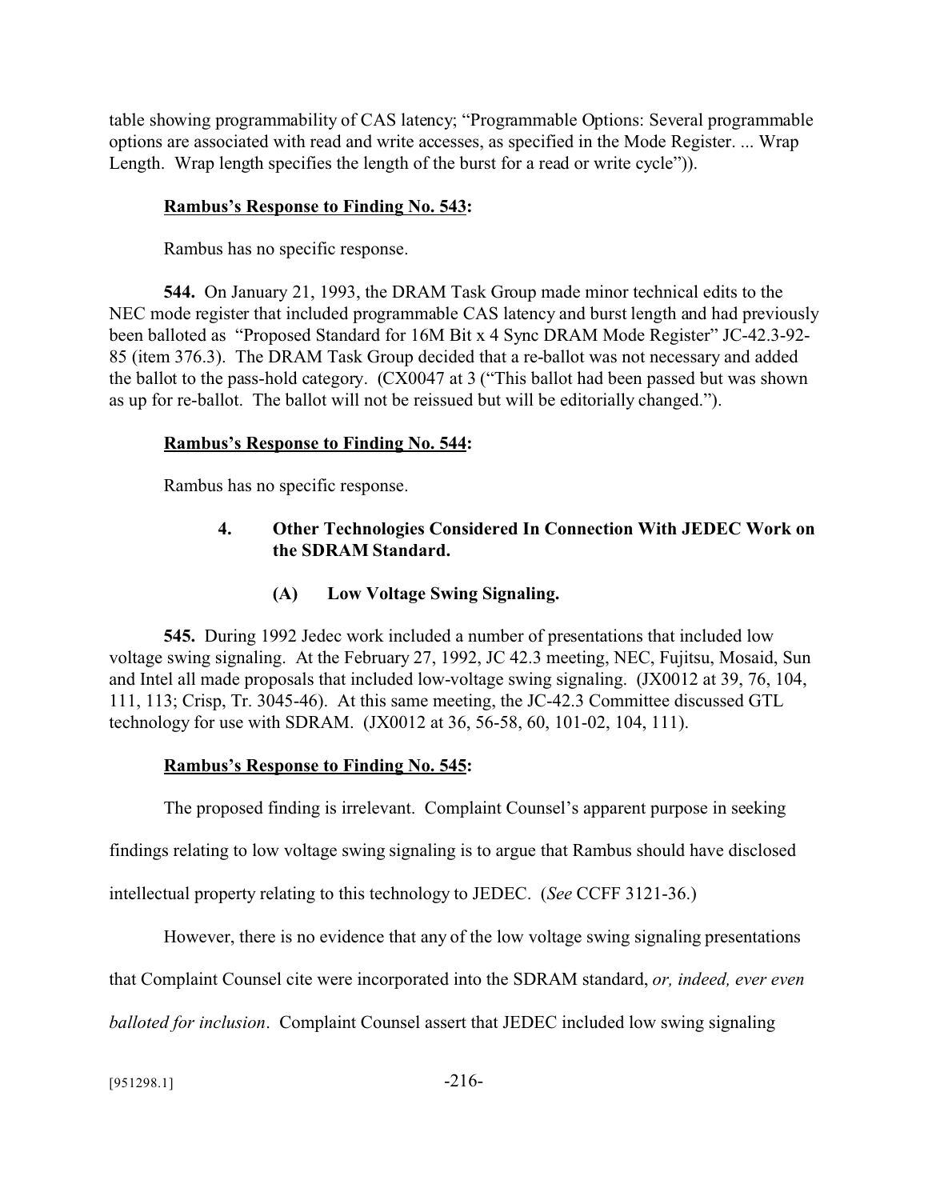table showing programmability of CAS latency; "Programmable Options: Several programmable options are associated with read and write accesses, as specified in the Mode Register. ... Wrap Length. Wrap length specifies the length of the burst for a read or write cycle")).

**Rambus's Response to Finding No. 543:**

Rambus has no specific response.

**544.** On January 21, 1993, the DRAM Task Group made minor technical edits to the NEC mode register that included programmable CAS latency and burst length and had previously been balloted as "Proposed Standard for 16M Bit x 4 Sync DRAM Mode Register" JC-42.3-92-85 (item 376.3). The DRAM Task Group decided that a re-ballot was not necessary and added the ballot to the pass-hold category. (CX0047 at 3 ("This ballot had been passed but was shown as up for re-ballot. The ballot will not be reissued but will be editorially changed.").

**Rambus's Response to Finding No. 544:**

Rambus has no specific response.

### 4. Other Technologies Considered In Connection With JEDEC Work on the SDRAM Standard.

#### (A) Low Voltage Swing Signaling.

**545.** During 1992 Jedec work included a number of presentations that included low voltage swing signaling. At the February 27, 1992, JC 42.3 meeting, NEC, Fujitsu, Mosaid, Sun and Intel all made proposals that included low-voltage swing signaling. (JX0012 at 39, 76, 104, 111, 113; Crisp, Tr. 3045-46). At this same meeting, the JC-42.3 Committee discussed GTL technology for use with SDRAM. (JX0012 at 36, 56-58, 60, 101-02, 104, 111).

**Rambus's Response to Finding No. 545:**

The proposed finding is irrelevant. Complaint Counsel's apparent purpose in seeking findings relating to low voltage swing signaling is to argue that Rambus should have disclosed intellectual property relating to this technology to JEDEC. (*See* CCFF 3121-36.)

However, there is no evidence that any of the low voltage swing signaling presentations that Complaint Counsel cite were incorporated into the SDRAM standard, *or, indeed, ever even balloted for inclusion*. Complaint Counsel assert that JEDEC included low swing signaling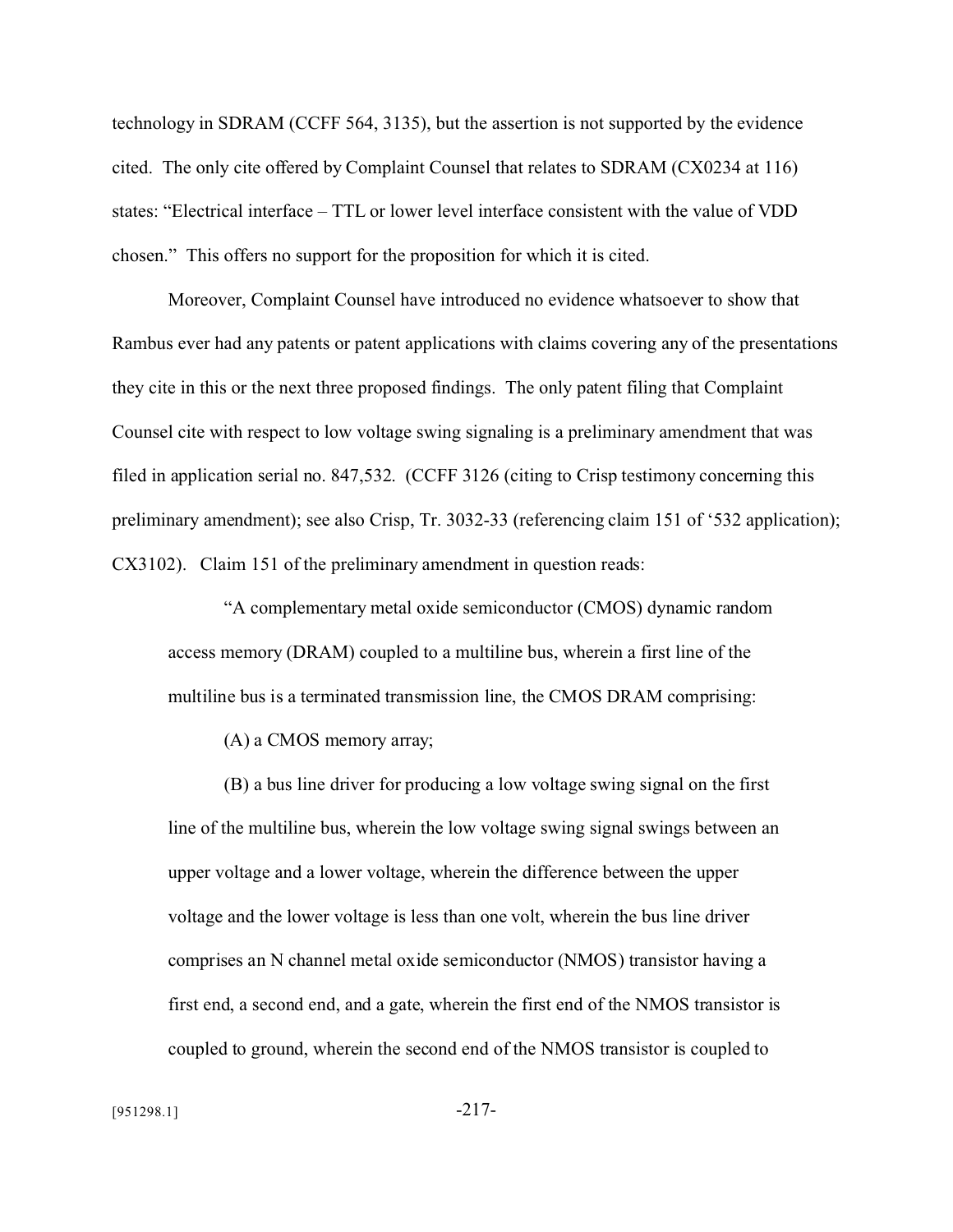technology in SDRAM (CCFF 564, 3135), but the assertion is not supported by the evidence cited. The only cite offered by Complaint Counsel that relates to SDRAM (CX0234 at 116) states: "Electrical interface – TTL or lower level interface consistent with the value of VDD chosen." This offers no support for the proposition for which it is cited.

Moreover, Complaint Counsel have introduced no evidence whatsoever to show that Rambus ever had any patents or patent applications with claims covering any of the presentations they cite in this or the next three proposed findings. The only patent filing that Complaint Counsel cite with respect to low voltage swing signaling is a preliminary amendment that was filed in application serial no. 847,532. (CCFF 3126 (citing to Crisp testimony concerning this preliminary amendment); see also Crisp, Tr. 3032-33 (referencing claim 151 of '532 application); CX3102). Claim 151 of the preliminary amendment in question reads:

> "A complementary metal oxide semiconductor (CMOS) dynamic random access memory (DRAM) coupled to a multiline bus, wherein a first line of the multiline bus is a terminated transmission line, the CMOS DRAM comprising:
>
> (A) a CMOS memory array;
>
> (B) a bus line driver for producing a low voltage swing signal on the first line of the multiline bus, wherein the low voltage swing signal swings between an upper voltage and a lower voltage, wherein the difference between the upper voltage and the lower voltage is less than one volt, wherein the bus line driver comprises an N channel metal oxide semiconductor (NMOS) transistor having a first end, a second end, and a gate, wherein the first end of the NMOS transistor is coupled to ground, wherein the second end of the NMOS transistor is coupled to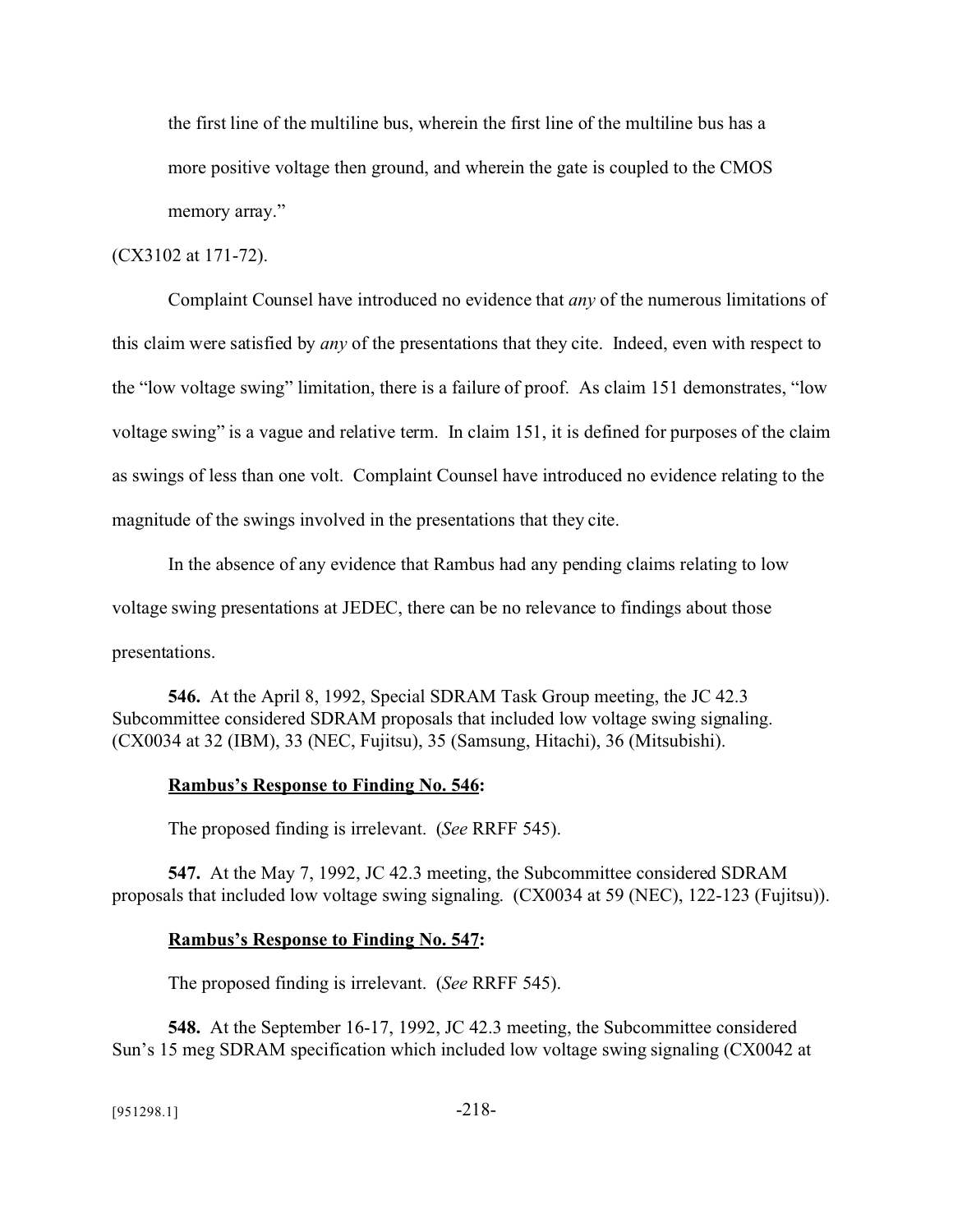the first line of the multiline bus, wherein the first line of the multiline bus has a more positive voltage then ground, and wherein the gate is coupled to the CMOS memory array."

(CX3102 at 171-72).

Complaint Counsel have introduced no evidence that *any* of the numerous limitations of this claim were satisfied by *any* of the presentations that they cite. Indeed, even with respect to the "low voltage swing" limitation, there is a failure of proof. As claim 151 demonstrates, "low voltage swing" is a vague and relative term. In claim 151, it is defined for purposes of the claim as swings of less than one volt. Complaint Counsel have introduced no evidence relating to the magnitude of the swings involved in the presentations that they cite.

In the absence of any evidence that Rambus had any pending claims relating to low voltage swing presentations at JEDEC, there can be no relevance to findings about those presentations.

**546.** At the April 8, 1992, Special SDRAM Task Group meeting, the JC 42.3 Subcommittee considered SDRAM proposals that included low voltage swing signaling. (CX0034 at 32 (IBM), 33 (NEC, Fujitsu), 35 (Samsung, Hitachi), 36 (Mitsubishi).

**Rambus's Response to Finding No. 546:**

The proposed finding is irrelevant. (*See* RRFF 545).

**547.** At the May 7, 1992, JC 42.3 meeting, the Subcommittee considered SDRAM proposals that included low voltage swing signaling. (CX0034 at 59 (NEC), 122-123 (Fujitsu)).

**Rambus's Response to Finding No. 547:**

The proposed finding is irrelevant. (*See* RRFF 545).

**548.** At the September 16-17, 1992, JC 42.3 meeting, the Subcommittee considered Sun's 15 meg SDRAM specification which included low voltage swing signaling (CX0042 at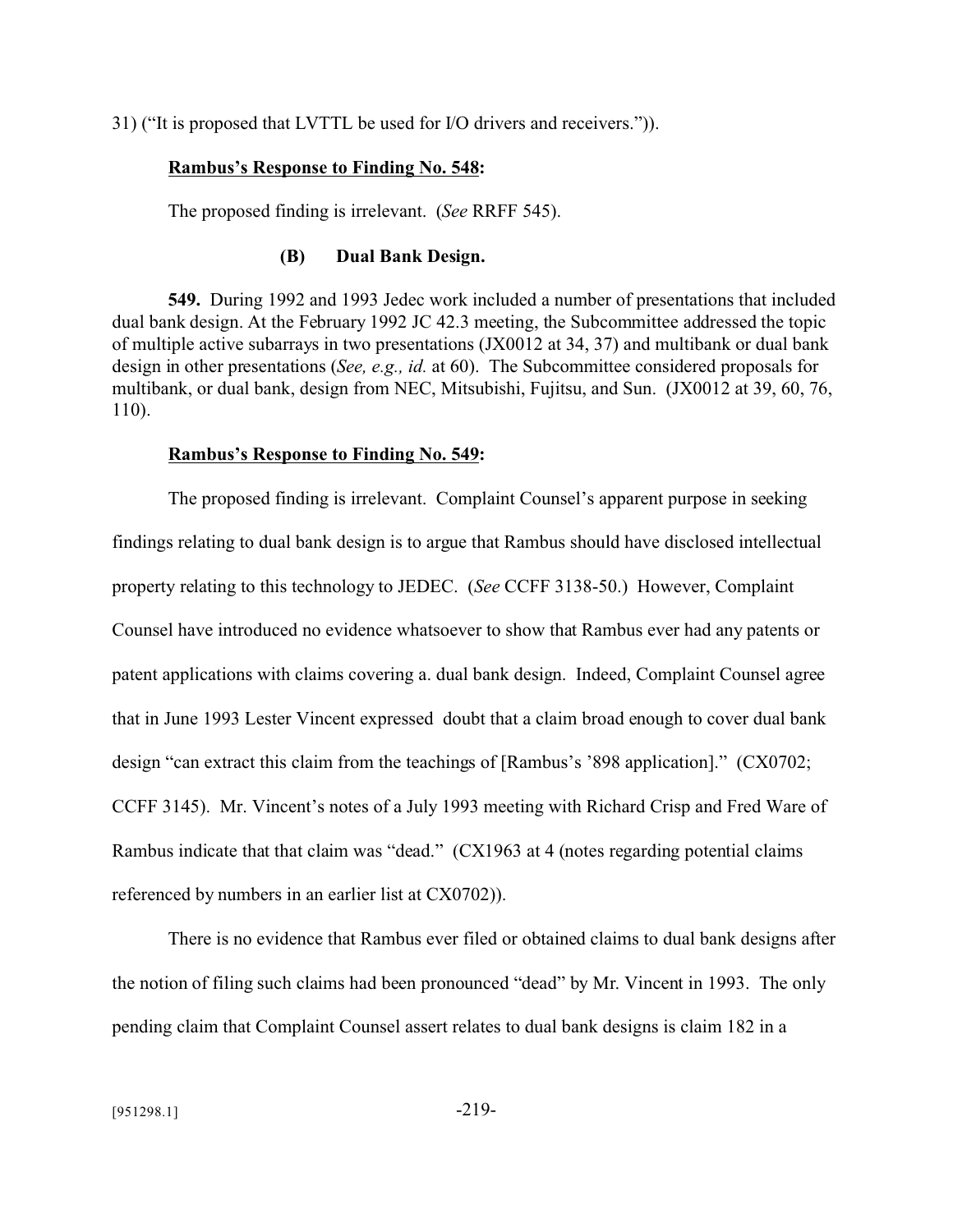31) ("It is proposed that LVTTL be used for I/O drivers and receivers.")).

**Rambus's Response to Finding No. 548:**

The proposed finding is irrelevant. (*See* RRFF 545).

**(B) Dual Bank Design.**

**549.** During 1992 and 1993 Jedec work included a number of presentations that included dual bank design. At the February 1992 JC 42.3 meeting, the Subcommittee addressed the topic of multiple active subarrays in two presentations (JX0012 at 34, 37) and multibank or dual bank design in other presentations (*See, e.g., id.* at 60). The Subcommittee considered proposals for multibank, or dual bank, design from NEC, Mitsubishi, Fujitsu, and Sun. (JX0012 at 39, 60, 76, 110).

**Rambus's Response to Finding No. 549:**

The proposed finding is irrelevant. Complaint Counsel's apparent purpose in seeking findings relating to dual bank design is to argue that Rambus should have disclosed intellectual property relating to this technology to JEDEC. (*See* CCFF 3138-50.) However, Complaint Counsel have introduced no evidence whatsoever to show that Rambus ever had any patents or patent applications with claims covering a. dual bank design. Indeed, Complaint Counsel agree that in June 1993 Lester Vincent expressed doubt that a claim broad enough to cover dual bank design "can extract this claim from the teachings of [Rambus's '898 application]." (CX0702; CCFF 3145). Mr. Vincent's notes of a July 1993 meeting with Richard Crisp and Fred Ware of Rambus indicate that that claim was "dead." (CX1963 at 4 (notes regarding potential claims referenced by numbers in an earlier list at CX0702)).

There is no evidence that Rambus ever filed or obtained claims to dual bank designs after the notion of filing such claims had been pronounced "dead" by Mr. Vincent in 1993. The only pending claim that Complaint Counsel assert relates to dual bank designs is claim 182 in a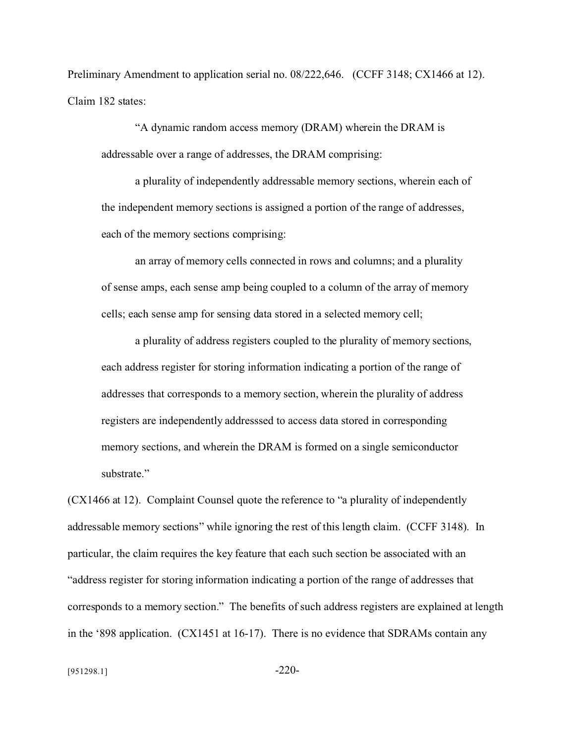Preliminary Amendment to application serial no. 08/222,646. (CCFF 3148; CX1466 at 12). Claim 182 states:

> "A dynamic random access memory (DRAM) wherein the DRAM is addressable over a range of addresses, the DRAM comprising:
>
> a plurality of independently addressable memory sections, wherein each of the independent memory sections is assigned a portion of the range of addresses, each of the memory sections comprising:
>
> an array of memory cells connected in rows and columns; and a plurality of sense amps, each sense amp being coupled to a column of the array of memory cells; each sense amp for sensing data stored in a selected memory cell;
>
> a plurality of address registers coupled to the plurality of memory sections, each address register for storing information indicating a portion of the range of addresses that corresponds to a memory section, wherein the plurality of address registers are independently addresssed to access data stored in corresponding memory sections, and wherein the DRAM is formed on a single semiconductor substrate."

(CX1466 at 12). Complaint Counsel quote the reference to "a plurality of independently addressable memory sections" while ignoring the rest of this length claim. (CCFF 3148). In particular, the claim requires the key feature that each such section be associated with an "address register for storing information indicating a portion of the range of addresses that corresponds to a memory section." The benefits of such address registers are explained at length in the '898 application. (CX1451 at 16-17). There is no evidence that SDRAMs contain any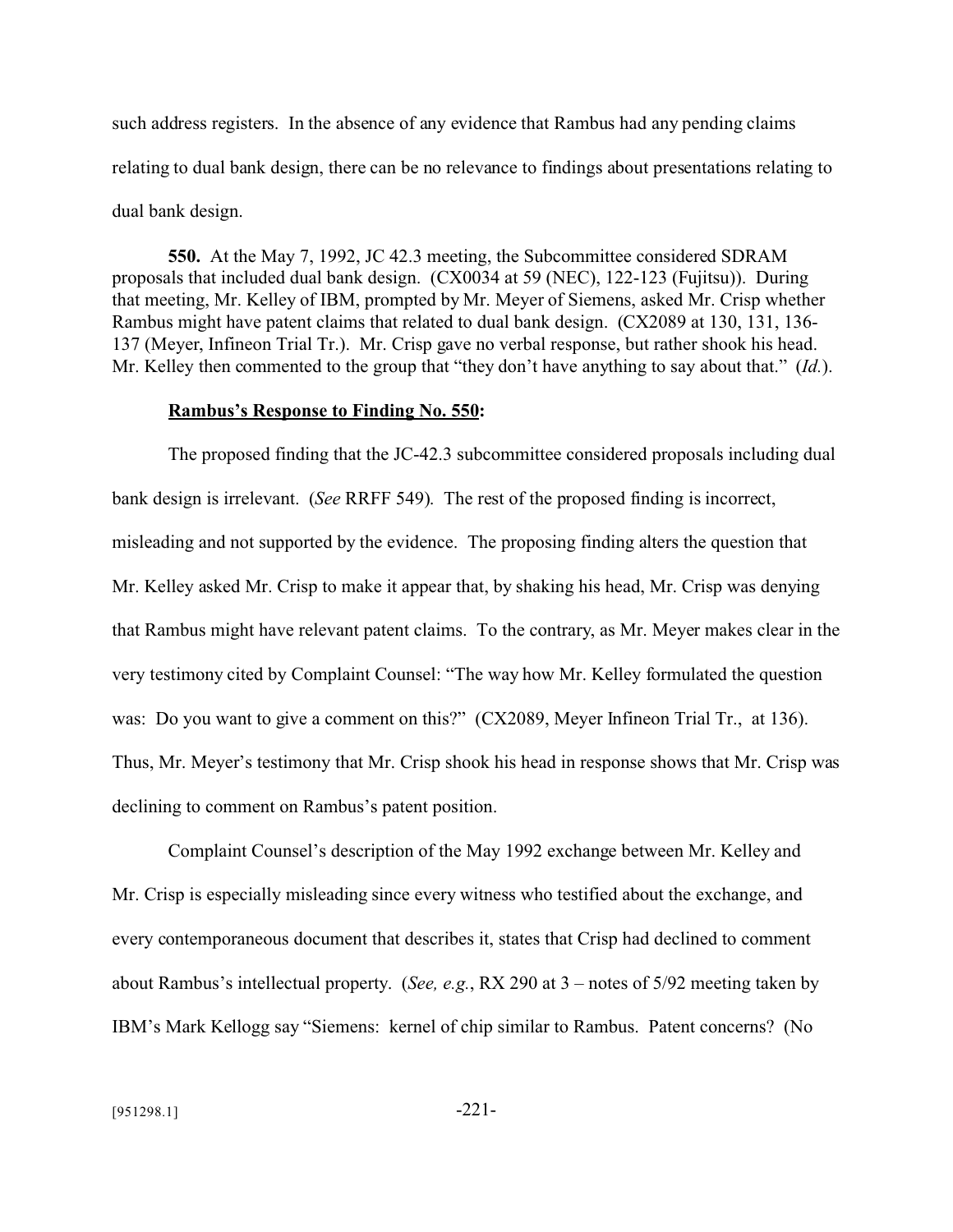such address registers. In the absence of any evidence that Rambus had any pending claims relating to dual bank design, there can be no relevance to findings about presentations relating to dual bank design.

**550.** At the May 7, 1992, JC 42.3 meeting, the Subcommittee considered SDRAM proposals that included dual bank design. (CX0034 at 59 (NEC), 122-123 (Fujitsu)). During that meeting, Mr. Kelley of IBM, prompted by Mr. Meyer of Siemens, asked Mr. Crisp whether Rambus might have patent claims that related to dual bank design. (CX2089 at 130, 131, 136-137 (Meyer, Infineon Trial Tr.). Mr. Crisp gave no verbal response, but rather shook his head. Mr. Kelley then commented to the group that "they don't have anything to say about that." (*Id.*).

**Rambus's Response to Finding No. 550:**

The proposed finding that the JC-42.3 subcommittee considered proposals including dual bank design is irrelevant. (*See* RRFF 549). The rest of the proposed finding is incorrect, misleading and not supported by the evidence. The proposing finding alters the question that Mr. Kelley asked Mr. Crisp to make it appear that, by shaking his head, Mr. Crisp was denying that Rambus might have relevant patent claims. To the contrary, as Mr. Meyer makes clear in the very testimony cited by Complaint Counsel: "The way how Mr. Kelley formulated the question was: Do you want to give a comment on this?" (CX2089, Meyer Infineon Trial Tr., at 136). Thus, Mr. Meyer's testimony that Mr. Crisp shook his head in response shows that Mr. Crisp was declining to comment on Rambus's patent position.

Complaint Counsel's description of the May 1992 exchange between Mr. Kelley and Mr. Crisp is especially misleading since every witness who testified about the exchange, and every contemporaneous document that describes it, states that Crisp had declined to comment about Rambus's intellectual property. (*See, e.g.*, RX 290 at 3 – notes of 5/92 meeting taken by IBM's Mark Kellogg say "Siemens: kernel of chip similar to Rambus. Patent concerns? (No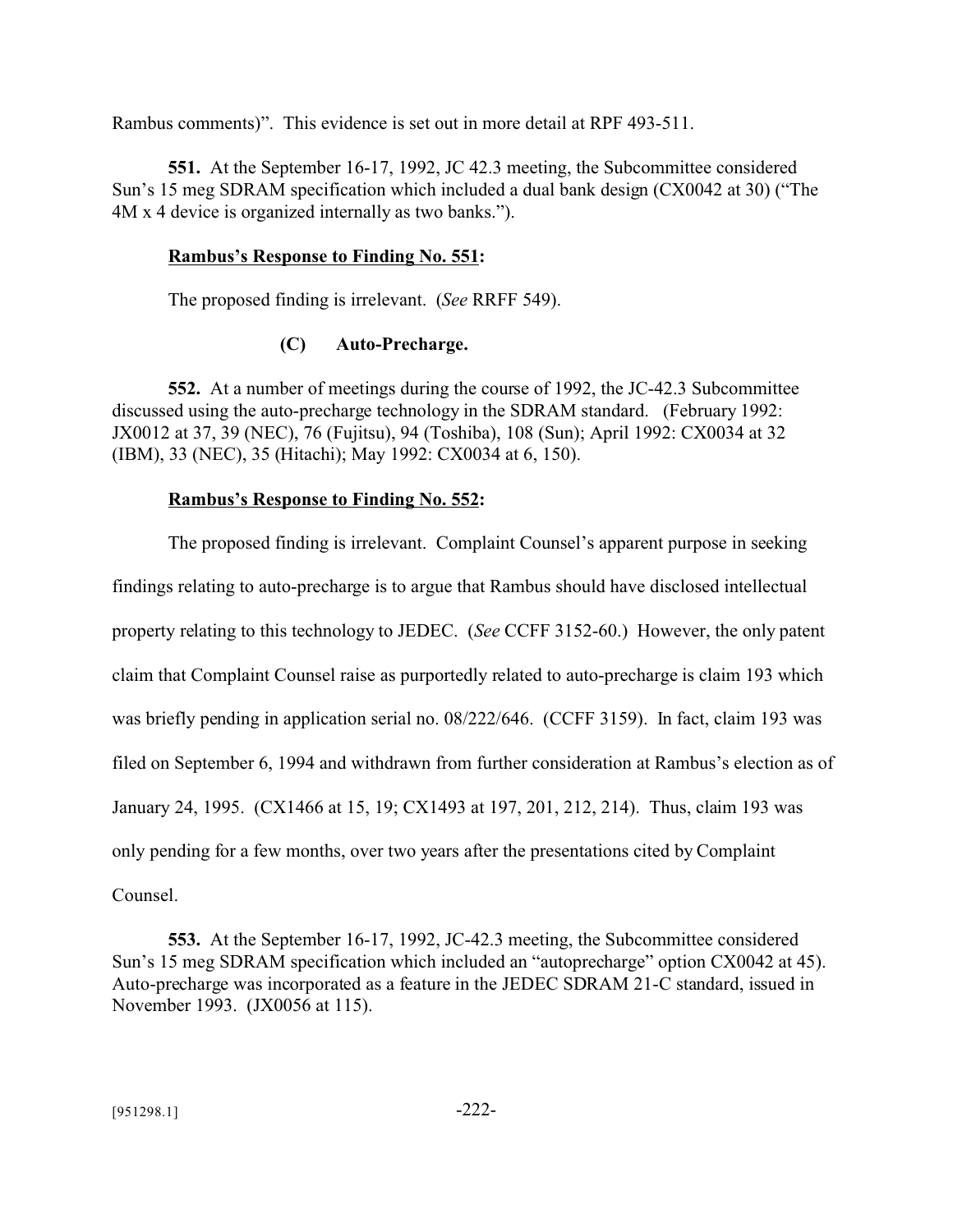Rambus comments)". This evidence is set out in more detail at RPF 493-511.

**551.** At the September 16-17, 1992, JC 42.3 meeting, the Subcommittee considered Sun's 15 meg SDRAM specification which included a dual bank design (CX0042 at 30) ("The 4M x 4 device is organized internally as two banks.").

**Rambus's Response to Finding No. 551:**

The proposed finding is irrelevant. (*See* RRFF 549).

**(C) Auto-Precharge.**

**552.** At a number of meetings during the course of 1992, the JC-42.3 Subcommittee discussed using the auto-precharge technology in the SDRAM standard. (February 1992: JX0012 at 37, 39 (NEC), 76 (Fujitsu), 94 (Toshiba), 108 (Sun); April 1992: CX0034 at 32 (IBM), 33 (NEC), 35 (Hitachi); May 1992: CX0034 at 6, 150).

**Rambus's Response to Finding No. 552:**

The proposed finding is irrelevant. Complaint Counsel's apparent purpose in seeking findings relating to auto-precharge is to argue that Rambus should have disclosed intellectual property relating to this technology to JEDEC. (*See* CCFF 3152-60.) However, the only patent claim that Complaint Counsel raise as purportedly related to auto-precharge is claim 193 which was briefly pending in application serial no. 08/222/646. (CCFF 3159). In fact, claim 193 was filed on September 6, 1994 and withdrawn from further consideration at Rambus's election as of January 24, 1995. (CX1466 at 15, 19; CX1493 at 197, 201, 212, 214). Thus, claim 193 was only pending for a few months, over two years after the presentations cited by Complaint Counsel.

**553.** At the September 16-17, 1992, JC-42.3 meeting, the Subcommittee considered Sun's 15 meg SDRAM specification which included an "autoprecharge" option CX0042 at 45). Auto-precharge was incorporated as a feature in the JEDEC SDRAM 21-C standard, issued in November 1993. (JX0056 at 115).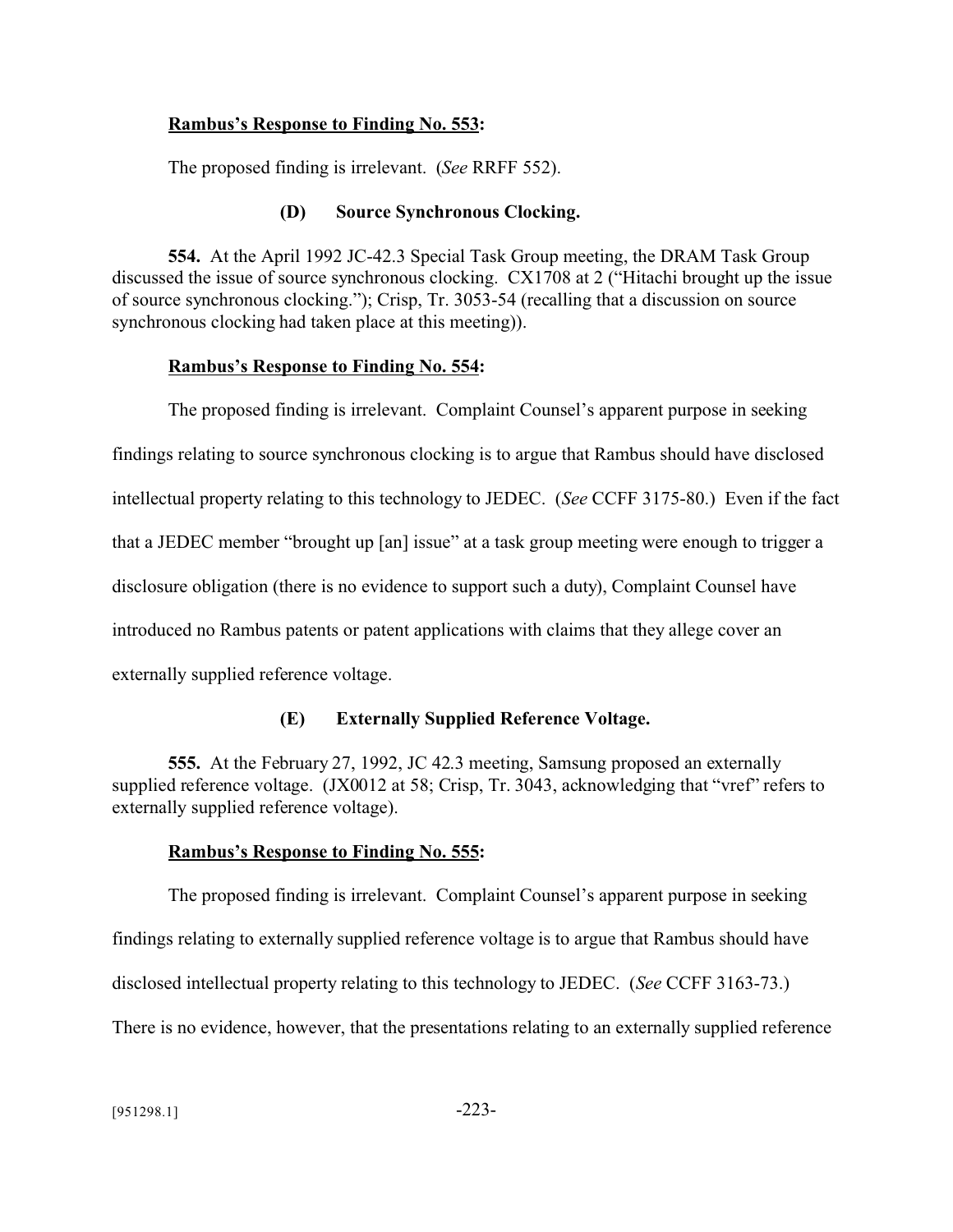**Rambus's Response to Finding No. 553:**

The proposed finding is irrelevant. (*See* RRFF 552).

**(D) Source Synchronous Clocking.**

**554.** At the April 1992 JC-42.3 Special Task Group meeting, the DRAM Task Group discussed the issue of source synchronous clocking. CX1708 at 2 ("Hitachi brought up the issue of source synchronous clocking."); Crisp, Tr. 3053-54 (recalling that a discussion on source synchronous clocking had taken place at this meeting)).

**Rambus's Response to Finding No. 554:**

The proposed finding is irrelevant. Complaint Counsel's apparent purpose in seeking findings relating to source synchronous clocking is to argue that Rambus should have disclosed intellectual property relating to this technology to JEDEC. (*See* CCFF 3175-80.) Even if the fact that a JEDEC member "brought up [an] issue" at a task group meeting were enough to trigger a disclosure obligation (there is no evidence to support such a duty), Complaint Counsel have introduced no Rambus patents or patent applications with claims that they allege cover an externally supplied reference voltage.

**(E) Externally Supplied Reference Voltage.**

**555.** At the February 27, 1992, JC 42.3 meeting, Samsung proposed an externally supplied reference voltage. (JX0012 at 58; Crisp, Tr. 3043, acknowledging that "vref" refers to externally supplied reference voltage).

**Rambus's Response to Finding No. 555:**

The proposed finding is irrelevant. Complaint Counsel's apparent purpose in seeking findings relating to externally supplied reference voltage is to argue that Rambus should have disclosed intellectual property relating to this technology to JEDEC. (*See* CCFF 3163-73.) There is no evidence, however, that the presentations relating to an externally supplied reference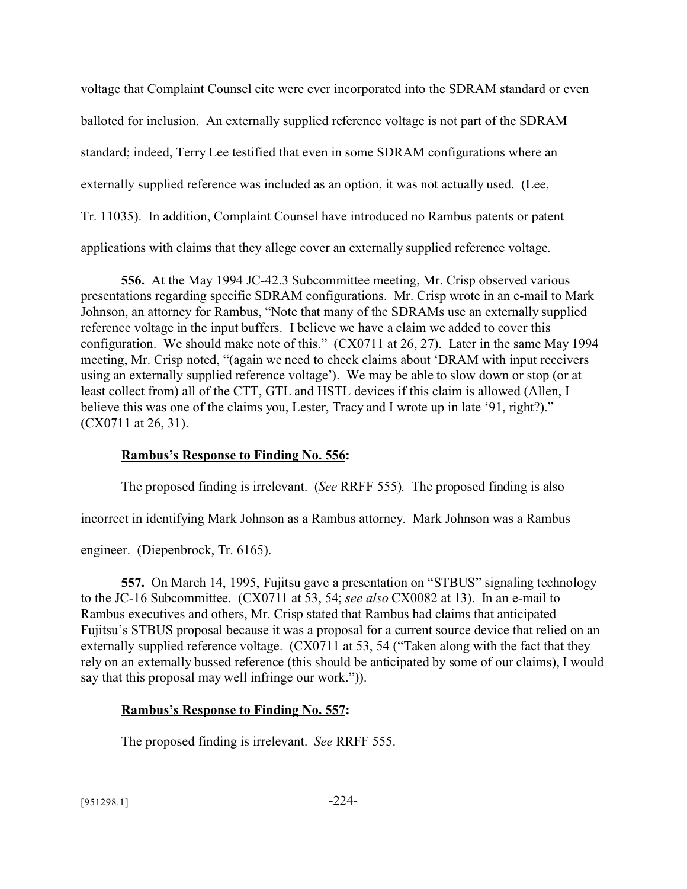voltage that Complaint Counsel cite were ever incorporated into the SDRAM standard or even balloted for inclusion. An externally supplied reference voltage is not part of the SDRAM standard; indeed, Terry Lee testified that even in some SDRAM configurations where an externally supplied reference was included as an option, it was not actually used. (Lee, Tr. 11035). In addition, Complaint Counsel have introduced no Rambus patents or patent applications with claims that they allege cover an externally supplied reference voltage.

**556.** At the May 1994 JC-42.3 Subcommittee meeting, Mr. Crisp observed various presentations regarding specific SDRAM configurations. Mr. Crisp wrote in an e-mail to Mark Johnson, an attorney for Rambus, "Note that many of the SDRAMs use an externally supplied reference voltage in the input buffers. I believe we have a claim we added to cover this configuration. We should make note of this." (CX0711 at 26, 27). Later in the same May 1994 meeting, Mr. Crisp noted, "(again we need to check claims about 'DRAM with input receivers using an externally supplied reference voltage'). We may be able to slow down or stop (or at least collect from) all of the CTT, GTL and HSTL devices if this claim is allowed (Allen, I believe this was one of the claims you, Lester, Tracy and I wrote up in late '91, right?)." (CX0711 at 26, 31).

**Rambus's Response to Finding No. 556:**

The proposed finding is irrelevant. (*See* RRFF 555). The proposed finding is also incorrect in identifying Mark Johnson as a Rambus attorney. Mark Johnson was a Rambus engineer. (Diepenbrock, Tr. 6165).

**557.** On March 14, 1995, Fujitsu gave a presentation on "STBUS" signaling technology to the JC-16 Subcommittee. (CX0711 at 53, 54; *see also* CX0082 at 13). In an e-mail to Rambus executives and others, Mr. Crisp stated that Rambus had claims that anticipated Fujitsu's STBUS proposal because it was a proposal for a current source device that relied on an externally supplied reference voltage. (CX0711 at 53, 54 ("Taken along with the fact that they rely on an externally bussed reference (this should be anticipated by some of our claims), I would say that this proposal may well infringe our work.")).

**Rambus's Response to Finding No. 557:**

The proposed finding is irrelevant. *See* RRFF 555.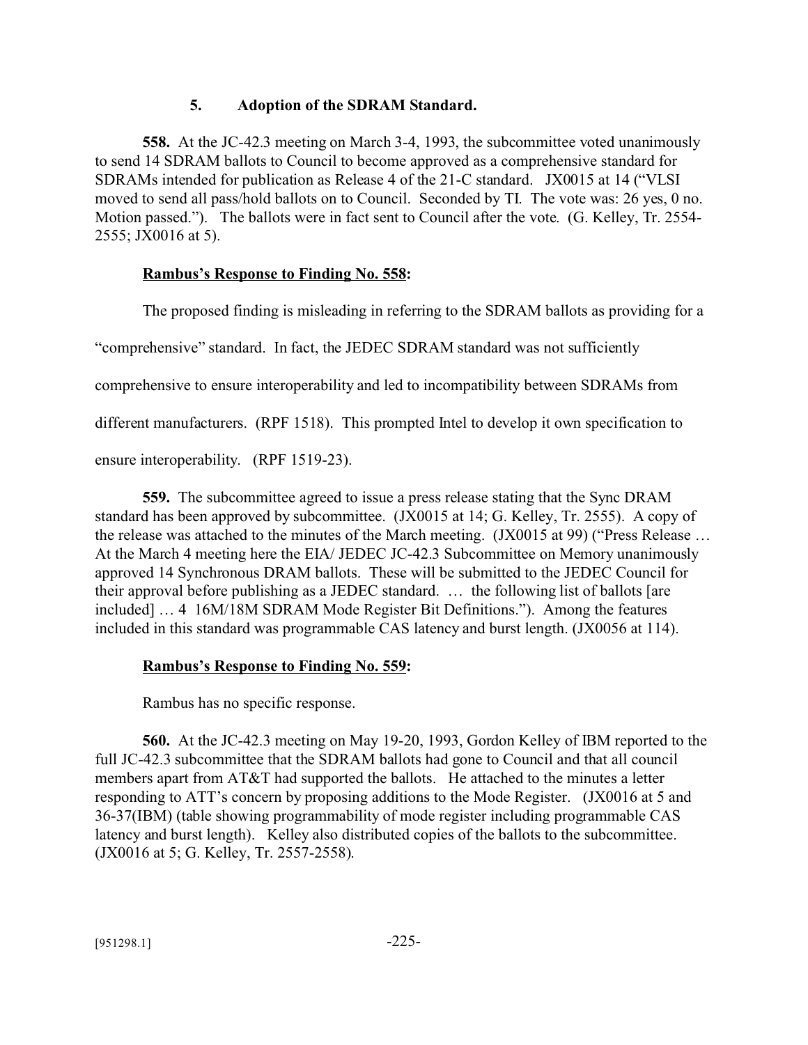### 5. Adoption of the SDRAM Standard.

**558.** At the JC-42.3 meeting on March 3-4, 1993, the subcommittee voted unanimously to send 14 SDRAM ballots to Council to become approved as a comprehensive standard for SDRAMs intended for publication as Release 4 of the 21-C standard. JX0015 at 14 ("VLSI moved to send all pass/hold ballots on to Council. Seconded by TI. The vote was: 26 yes, 0 no. Motion passed."). The ballots were in fact sent to Council after the vote. (G. Kelley, Tr. 2554-2555; JX0016 at 5).

**Rambus's Response to Finding No. 558:**

The proposed finding is misleading in referring to the SDRAM ballots as providing for a "comprehensive" standard. In fact, the JEDEC SDRAM standard was not sufficiently comprehensive to ensure interoperability and led to incompatibility between SDRAMs from different manufacturers. (RPF 1518). This prompted Intel to develop it own specification to ensure interoperability. (RPF 1519-23).

**559.** The subcommittee agreed to issue a press release stating that the Sync DRAM standard has been approved by subcommittee. (JX0015 at 14; G. Kelley, Tr. 2555). A copy of the release was attached to the minutes of the March meeting. (JX0015 at 99) ("Press Release … At the March 4 meeting here the EIA/ JEDEC JC-42.3 Subcommittee on Memory unanimously approved 14 Synchronous DRAM ballots. These will be submitted to the JEDEC Council for their approval before publishing as a JEDEC standard. … the following list of ballots [are included] … 4 16M/18M SDRAM Mode Register Bit Definitions."). Among the features included in this standard was programmable CAS latency and burst length. (JX0056 at 114).

**Rambus's Response to Finding No. 559:**

Rambus has no specific response.

**560.** At the JC-42.3 meeting on May 19-20, 1993, Gordon Kelley of IBM reported to the full JC-42.3 subcommittee that the SDRAM ballots had gone to Council and that all council members apart from AT&T had supported the ballots. He attached to the minutes a letter responding to ATT's concern by proposing additions to the Mode Register. (JX0016 at 5 and 36-37(IBM) (table showing programmability of mode register including programmable CAS latency and burst length). Kelley also distributed copies of the ballots to the subcommittee. (JX0016 at 5; G. Kelley, Tr. 2557-2558).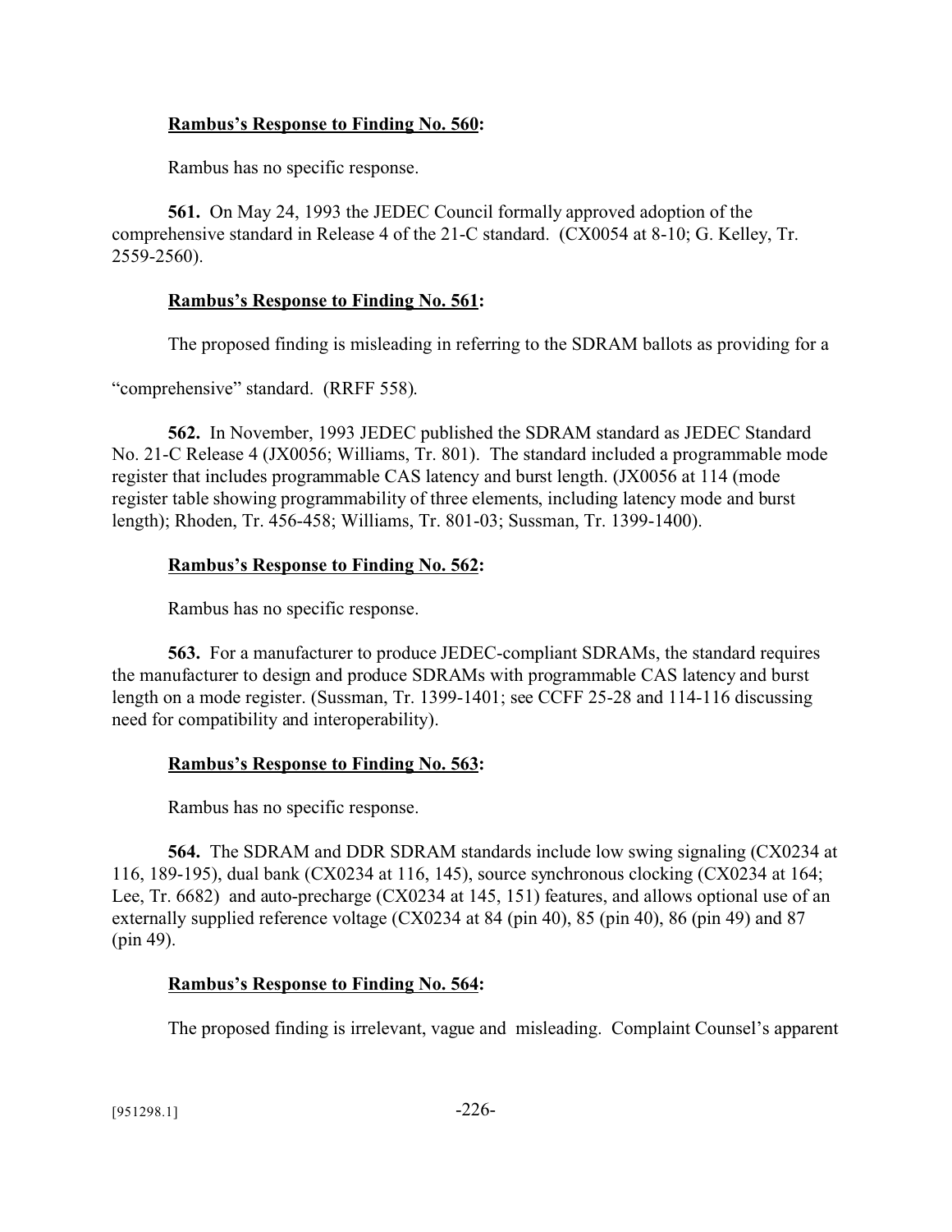**Rambus's Response to Finding No. 560:**

Rambus has no specific response.

**561.** On May 24, 1993 the JEDEC Council formally approved adoption of the comprehensive standard in Release 4 of the 21-C standard. (CX0054 at 8-10; G. Kelley, Tr. 2559-2560).

**Rambus's Response to Finding No. 561:**

The proposed finding is misleading in referring to the SDRAM ballots as providing for a "comprehensive" standard. (RRFF 558).

**562.** In November, 1993 JEDEC published the SDRAM standard as JEDEC Standard No. 21-C Release 4 (JX0056; Williams, Tr. 801). The standard included a programmable mode register that includes programmable CAS latency and burst length. (JX0056 at 114 (mode register table showing programmability of three elements, including latency mode and burst length); Rhoden, Tr. 456-458; Williams, Tr. 801-03; Sussman, Tr. 1399-1400).

**Rambus's Response to Finding No. 562:**

Rambus has no specific response.

**563.** For a manufacturer to produce JEDEC-compliant SDRAMs, the standard requires the manufacturer to design and produce SDRAMs with programmable CAS latency and burst length on a mode register. (Sussman, Tr. 1399-1401; see CCFF 25-28 and 114-116 discussing need for compatibility and interoperability).

**Rambus's Response to Finding No. 563:**

Rambus has no specific response.

**564.** The SDRAM and DDR SDRAM standards include low swing signaling (CX0234 at 116, 189-195), dual bank (CX0234 at 116, 145), source synchronous clocking (CX0234 at 164; Lee, Tr. 6682) and auto-precharge (CX0234 at 145, 151) features, and allows optional use of an externally supplied reference voltage (CX0234 at 84 (pin 40), 85 (pin 40), 86 (pin 49) and 87 (pin 49).

**Rambus's Response to Finding No. 564:**

The proposed finding is irrelevant, vague and misleading. Complaint Counsel's apparent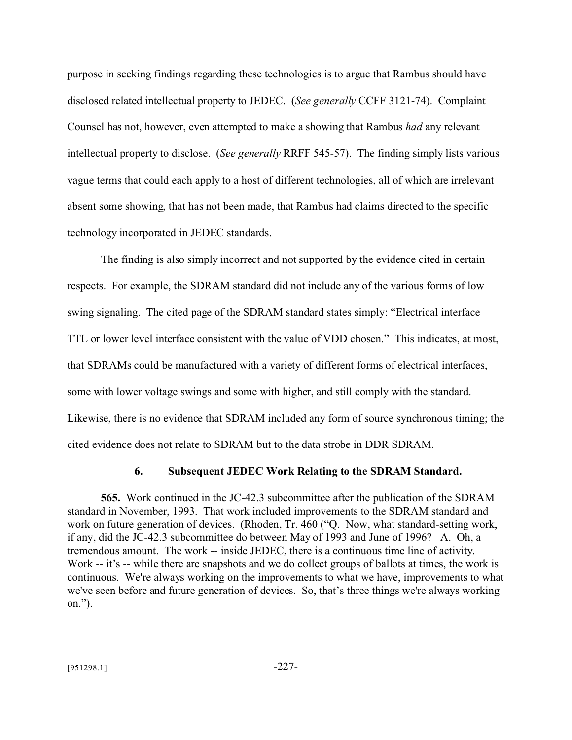purpose in seeking findings regarding these technologies is to argue that Rambus should have disclosed related intellectual property to JEDEC. (*See generally* CCFF 3121-74). Complaint Counsel has not, however, even attempted to make a showing that Rambus *had* any relevant intellectual property to disclose. (*See generally* RRFF 545-57). The finding simply lists various vague terms that could each apply to a host of different technologies, all of which are irrelevant absent some showing, that has not been made, that Rambus had claims directed to the specific technology incorporated in JEDEC standards.

The finding is also simply incorrect and not supported by the evidence cited in certain respects. For example, the SDRAM standard did not include any of the various forms of low swing signaling. The cited page of the SDRAM standard states simply: "Electrical interface – TTL or lower level interface consistent with the value of VDD chosen." This indicates, at most, that SDRAMs could be manufactured with a variety of different forms of electrical interfaces, some with lower voltage swings and some with higher, and still comply with the standard. Likewise, there is no evidence that SDRAM included any form of source synchronous timing; the cited evidence does not relate to SDRAM but to the data strobe in DDR SDRAM.

### 6. Subsequent JEDEC Work Relating to the SDRAM Standard.

**565.** Work continued in the JC-42.3 subcommittee after the publication of the SDRAM standard in November, 1993. That work included improvements to the SDRAM standard and work on future generation of devices. (Rhoden, Tr. 460 ("Q. Now, what standard-setting work, if any, did the JC-42.3 subcommittee do between May of 1993 and June of 1996? A. Oh, a tremendous amount. The work -- inside JEDEC, there is a continuous time line of activity. Work -- it's -- while there are snapshots and we do collect groups of ballots at times, the work is continuous. We're always working on the improvements to what we have, improvements to what we've seen before and future generation of devices. So, that's three things we're always working on.").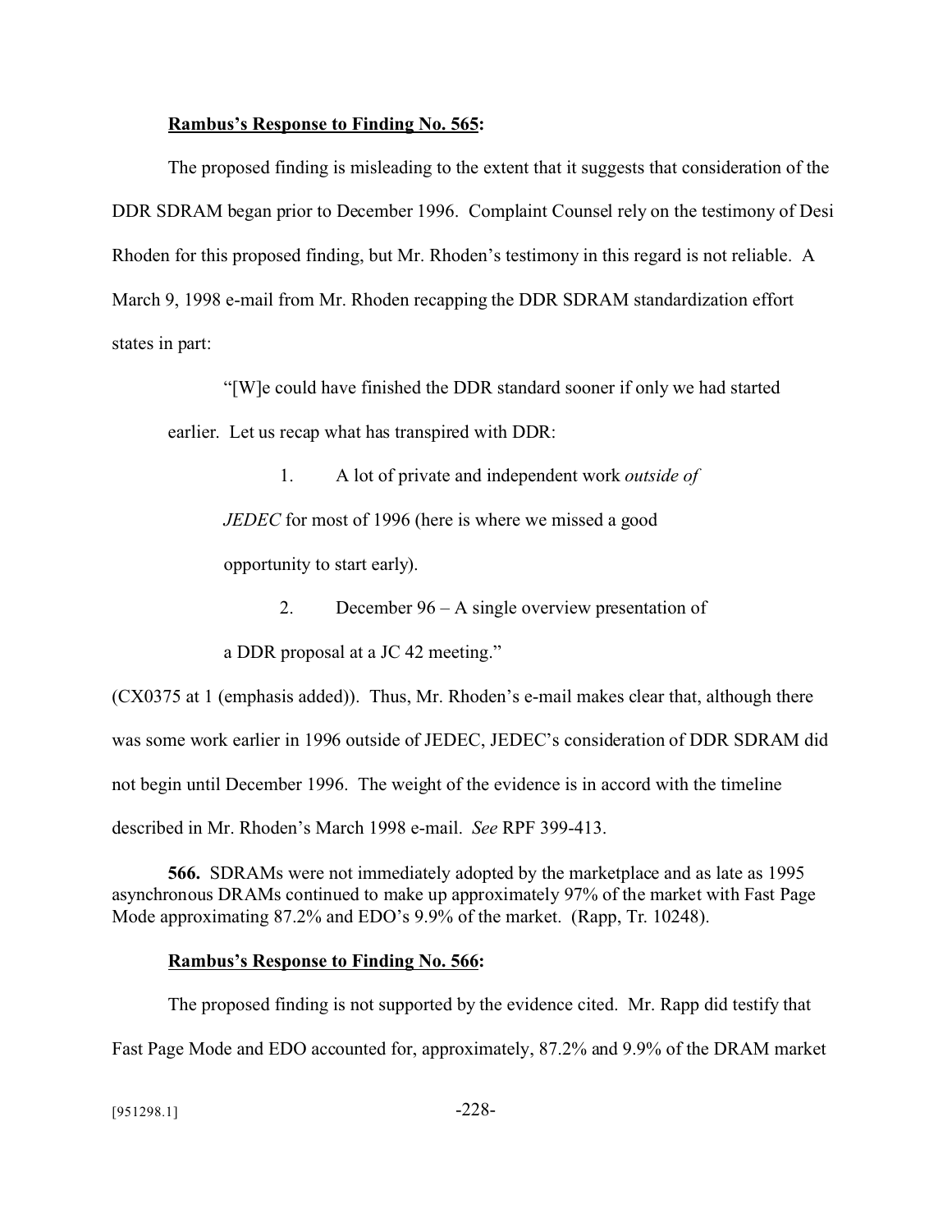**Rambus's Response to Finding No. 565:**

The proposed finding is misleading to the extent that it suggests that consideration of the DDR SDRAM began prior to December 1996. Complaint Counsel rely on the testimony of Desi Rhoden for this proposed finding, but Mr. Rhoden's testimony in this regard is not reliable. A March 9, 1998 e-mail from Mr. Rhoden recapping the DDR SDRAM standardization effort states in part:

> "[W]e could have finished the DDR standard sooner if only we had started earlier. Let us recap what has transpired with DDR:
>
> 1. A lot of private and independent work *outside of JEDEC* for most of 1996 (here is where we missed a good opportunity to start early).
>
> 2. December 96 – A single overview presentation of a DDR proposal at a JC 42 meeting."

(CX0375 at 1 (emphasis added)). Thus, Mr. Rhoden's e-mail makes clear that, although there was some work earlier in 1996 outside of JEDEC, JEDEC's consideration of DDR SDRAM did not begin until December 1996. The weight of the evidence is in accord with the timeline described in Mr. Rhoden's March 1998 e-mail. *See* RPF 399-413.

**566.** SDRAMs were not immediately adopted by the marketplace and as late as 1995 asynchronous DRAMs continued to make up approximately 97% of the market with Fast Page Mode approximating 87.2% and EDO's 9.9% of the market. (Rapp, Tr. 10248).

**Rambus's Response to Finding No. 566:**

The proposed finding is not supported by the evidence cited. Mr. Rapp did testify that Fast Page Mode and EDO accounted for, approximately, 87.2% and 9.9% of the DRAM market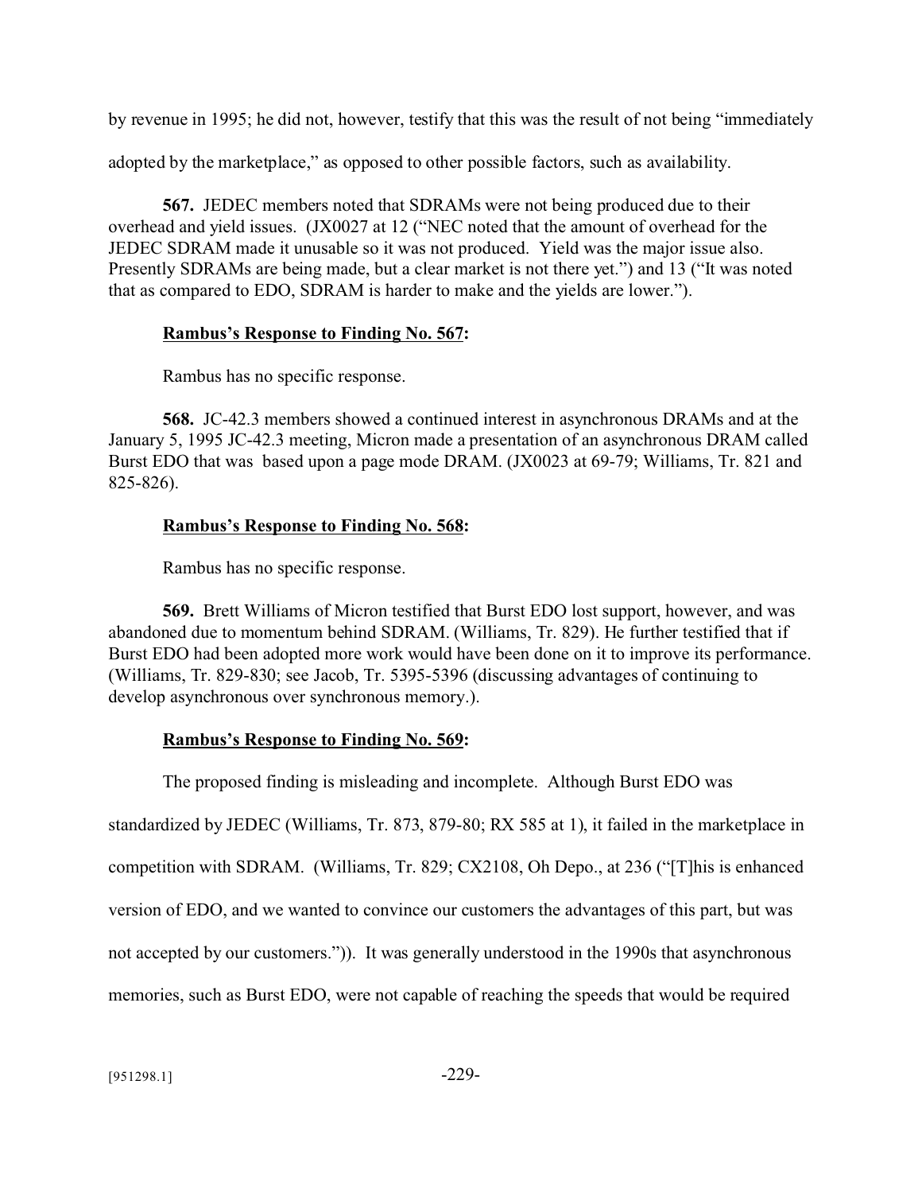by revenue in 1995; he did not, however, testify that this was the result of not being "immediately adopted by the marketplace," as opposed to other possible factors, such as availability.

**567.** JEDEC members noted that SDRAMs were not being produced due to their overhead and yield issues. (JX0027 at 12 ("NEC noted that the amount of overhead for the JEDEC SDRAM made it unusable so it was not produced. Yield was the major issue also. Presently SDRAMs are being made, but a clear market is not there yet.") and 13 ("It was noted that as compared to EDO, SDRAM is harder to make and the yields are lower.").

**Rambus's Response to Finding No. 567:**

Rambus has no specific response.

**568.** JC-42.3 members showed a continued interest in asynchronous DRAMs and at the January 5, 1995 JC-42.3 meeting, Micron made a presentation of an asynchronous DRAM called Burst EDO that was based upon a page mode DRAM. (JX0023 at 69-79; Williams, Tr. 821 and 825-826).

**Rambus's Response to Finding No. 568:**

Rambus has no specific response.

**569.** Brett Williams of Micron testified that Burst EDO lost support, however, and was abandoned due to momentum behind SDRAM. (Williams, Tr. 829). He further testified that if Burst EDO had been adopted more work would have been done on it to improve its performance. (Williams, Tr. 829-830; see Jacob, Tr. 5395-5396 (discussing advantages of continuing to develop asynchronous over synchronous memory.).

**Rambus's Response to Finding No. 569:**

The proposed finding is misleading and incomplete. Although Burst EDO was standardized by JEDEC (Williams, Tr. 873, 879-80; RX 585 at 1), it failed in the marketplace in competition with SDRAM. (Williams, Tr. 829; CX2108, Oh Depo., at 236 ("[T]his is enhanced version of EDO, and we wanted to convince our customers the advantages of this part, but was not accepted by our customers.")). It was generally understood in the 1990s that asynchronous memories, such as Burst EDO, were not capable of reaching the speeds that would be required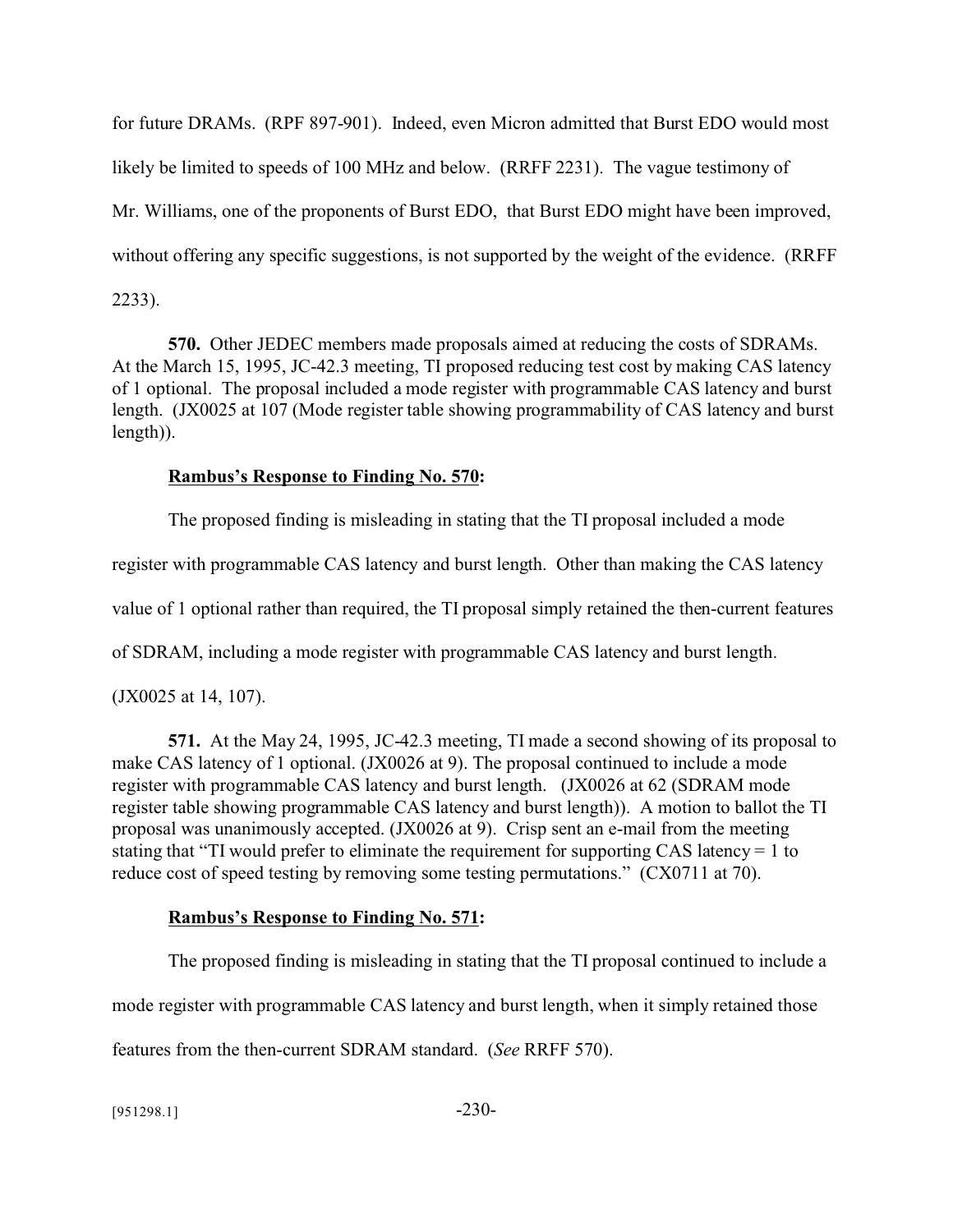for future DRAMs. (RPF 897-901). Indeed, even Micron admitted that Burst EDO would most likely be limited to speeds of 100 MHz and below. (RRFF 2231). The vague testimony of Mr. Williams, one of the proponents of Burst EDO, that Burst EDO might have been improved, without offering any specific suggestions, is not supported by the weight of the evidence. (RRFF 2233).

**570.** Other JEDEC members made proposals aimed at reducing the costs of SDRAMs. At the March 15, 1995, JC-42.3 meeting, TI proposed reducing test cost by making CAS latency of 1 optional. The proposal included a mode register with programmable CAS latency and burst length. (JX0025 at 107 (Mode register table showing programmability of CAS latency and burst length)).

**Rambus's Response to Finding No. 570:**

The proposed finding is misleading in stating that the TI proposal included a mode register with programmable CAS latency and burst length. Other than making the CAS latency value of 1 optional rather than required, the TI proposal simply retained the then-current features of SDRAM, including a mode register with programmable CAS latency and burst length. (JX0025 at 14, 107).

**571.** At the May 24, 1995, JC-42.3 meeting, TI made a second showing of its proposal to make CAS latency of 1 optional. (JX0026 at 9). The proposal continued to include a mode register with programmable CAS latency and burst length. (JX0026 at 62 (SDRAM mode register table showing programmable CAS latency and burst length)). A motion to ballot the TI proposal was unanimously accepted. (JX0026 at 9). Crisp sent an e-mail from the meeting stating that "TI would prefer to eliminate the requirement for supporting CAS latency = 1 to reduce cost of speed testing by removing some testing permutations." (CX0711 at 70).

**Rambus's Response to Finding No. 571:**

The proposed finding is misleading in stating that the TI proposal continued to include a mode register with programmable CAS latency and burst length, when it simply retained those features from the then-current SDRAM standard. (*See* RRFF 570).

[951298.1]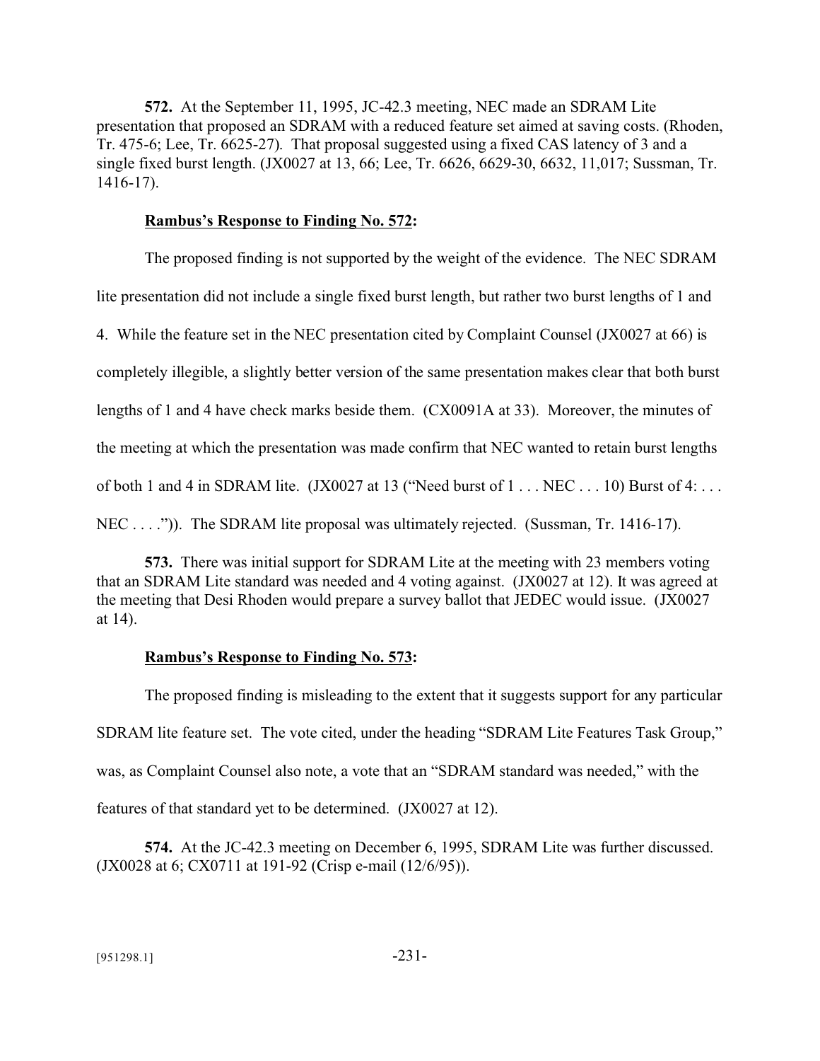**572.** At the September 11, 1995, JC-42.3 meeting, NEC made an SDRAM Lite presentation that proposed an SDRAM with a reduced feature set aimed at saving costs. (Rhoden, Tr. 475-6; Lee, Tr. 6625-27). That proposal suggested using a fixed CAS latency of 3 and a single fixed burst length. (JX0027 at 13, 66; Lee, Tr. 6626, 6629-30, 6632, 11,017; Sussman, Tr. 1416-17).

**Rambus's Response to Finding No. 572:**

The proposed finding is not supported by the weight of the evidence. The NEC SDRAM lite presentation did not include a single fixed burst length, but rather two burst lengths of 1 and 4. While the feature set in the NEC presentation cited by Complaint Counsel (JX0027 at 66) is completely illegible, a slightly better version of the same presentation makes clear that both burst lengths of 1 and 4 have check marks beside them. (CX0091A at 33). Moreover, the minutes of the meeting at which the presentation was made confirm that NEC wanted to retain burst lengths of both 1 and 4 in SDRAM lite. (JX0027 at 13 ("Need burst of 1 . . . NEC . . . 10) Burst of 4: . . . NEC . . . .")). The SDRAM lite proposal was ultimately rejected. (Sussman, Tr. 1416-17).

**573.** There was initial support for SDRAM Lite at the meeting with 23 members voting that an SDRAM Lite standard was needed and 4 voting against. (JX0027 at 12). It was agreed at the meeting that Desi Rhoden would prepare a survey ballot that JEDEC would issue. (JX0027 at 14).

**Rambus's Response to Finding No. 573:**

The proposed finding is misleading to the extent that it suggests support for any particular SDRAM lite feature set. The vote cited, under the heading "SDRAM Lite Features Task Group," was, as Complaint Counsel also note, a vote that an "SDRAM standard was needed," with the features of that standard yet to be determined. (JX0027 at 12).

**574.** At the JC-42.3 meeting on December 6, 1995, SDRAM Lite was further discussed. (JX0028 at 6; CX0711 at 191-92 (Crisp e-mail (12/6/95)).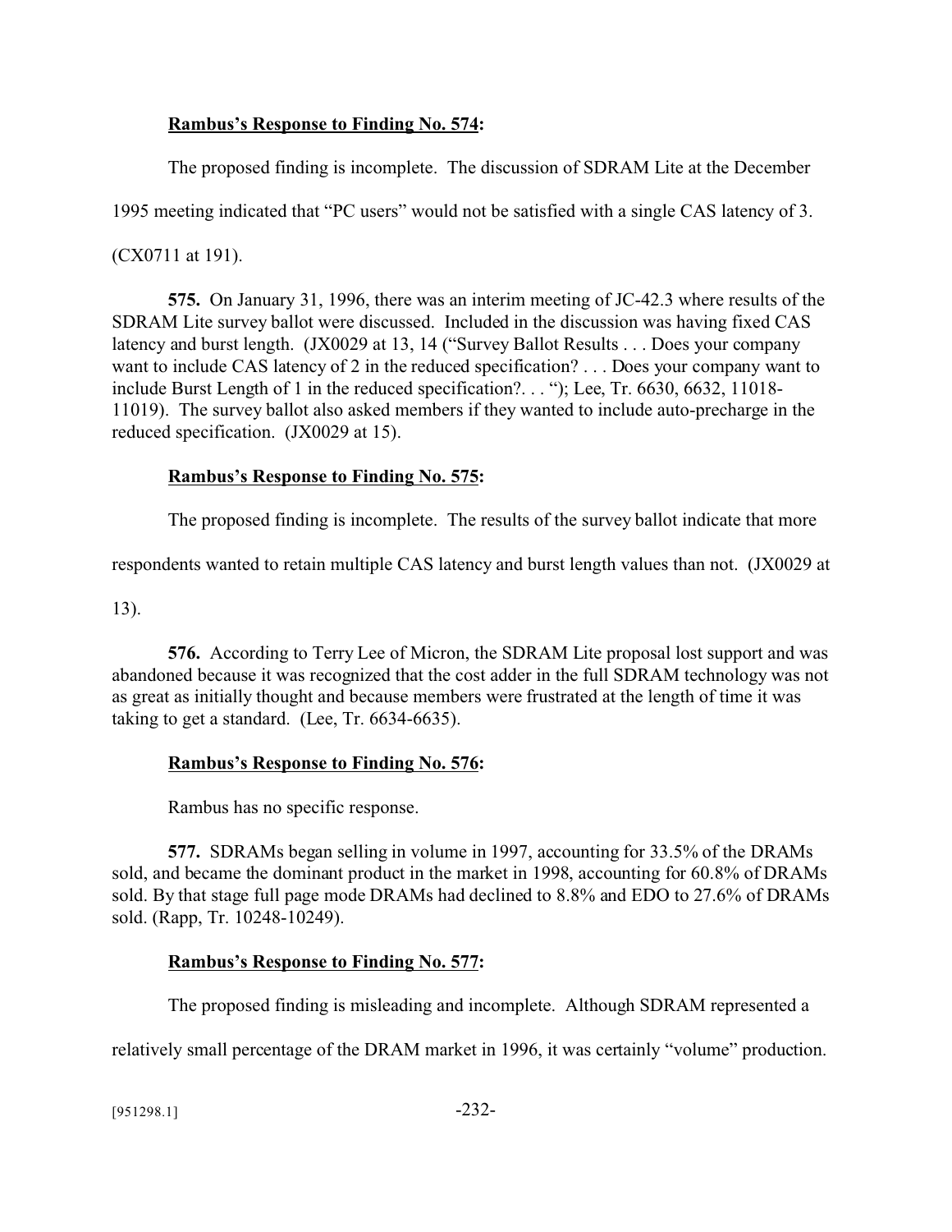**<u>Rambus's Response to Finding No. 574</u>:**

The proposed finding is incomplete. The discussion of SDRAM Lite at the December 1995 meeting indicated that "PC users" would not be satisfied with a single CAS latency of 3. (CX0711 at 191).

**575.** On January 31, 1996, there was an interim meeting of JC-42.3 where results of the SDRAM Lite survey ballot were discussed. Included in the discussion was having fixed CAS latency and burst length. (JX0029 at 13, 14 ("Survey Ballot Results . . . Does your company want to include CAS latency of 2 in the reduced specification? . . . Does your company want to include Burst Length of 1 in the reduced specification?. . . "); Lee, Tr. 6630, 6632, 11018-11019). The survey ballot also asked members if they wanted to include auto-precharge in the reduced specification. (JX0029 at 15).

**<u>Rambus's Response to Finding No. 575</u>:**

The proposed finding is incomplete. The results of the survey ballot indicate that more respondents wanted to retain multiple CAS latency and burst length values than not. (JX0029 at 13).

**576.** According to Terry Lee of Micron, the SDRAM Lite proposal lost support and was abandoned because it was recognized that the cost adder in the full SDRAM technology was not as great as initially thought and because members were frustrated at the length of time it was taking to get a standard. (Lee, Tr. 6634-6635).

**<u>Rambus's Response to Finding No. 576</u>:**

Rambus has no specific response.

**577.** SDRAMs began selling in volume in 1997, accounting for 33.5% of the DRAMs sold, and became the dominant product in the market in 1998, accounting for 60.8% of DRAMs sold. By that stage full page mode DRAMs had declined to 8.8% and EDO to 27.6% of DRAMs sold. (Rapp, Tr. 10248-10249).

**<u>Rambus's Response to Finding No. 577</u>:**

The proposed finding is misleading and incomplete. Although SDRAM represented a relatively small percentage of the DRAM market in 1996, it was certainly "volume" production.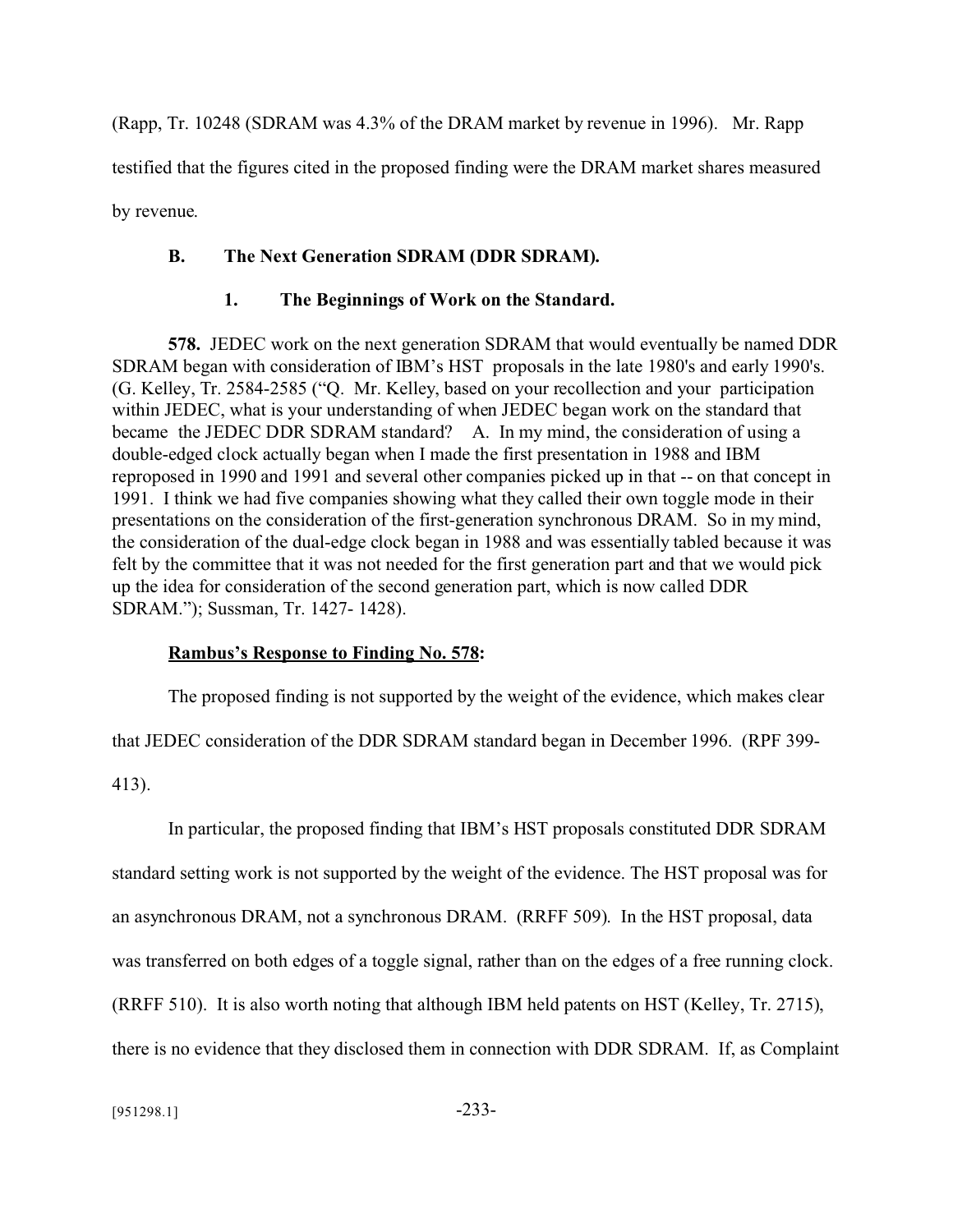(Rapp, Tr. 10248 (SDRAM was 4.3% of the DRAM market by revenue in 1996). Mr. Rapp testified that the figures cited in the proposed finding were the DRAM market shares measured by revenue.

### B. The Next Generation SDRAM (DDR SDRAM).

#### 1. The Beginnings of Work on the Standard.

**578.** JEDEC work on the next generation SDRAM that would eventually be named DDR SDRAM began with consideration of IBM's HST proposals in the late 1980's and early 1990's. (G. Kelley, Tr. 2584-2585 ("Q. Mr. Kelley, based on your recollection and your participation within JEDEC, what is your understanding of when JEDEC began work on the standard that became the JEDEC DDR SDRAM standard? A. In my mind, the consideration of using a double-edged clock actually began when I made the first presentation in 1988 and IBM reproposed in 1990 and 1991 and several other companies picked up in that -- on that concept in 1991. I think we had five companies showing what they called their own toggle mode in their presentations on the consideration of the first-generation synchronous DRAM. So in my mind, the consideration of the dual-edge clock began in 1988 and was essentially tabled because it was felt by the committee that it was not needed for the first generation part and that we would pick up the idea for consideration of the second generation part, which is now called DDR SDRAM."); Sussman, Tr. 1427- 1428).

**Rambus's Response to Finding No. 578:**

The proposed finding is not supported by the weight of the evidence, which makes clear that JEDEC consideration of the DDR SDRAM standard began in December 1996. (RPF 399-413).

In particular, the proposed finding that IBM's HST proposals constituted DDR SDRAM standard setting work is not supported by the weight of the evidence. The HST proposal was for an asynchronous DRAM, not a synchronous DRAM. (RRFF 509). In the HST proposal, data was transferred on both edges of a toggle signal, rather than on the edges of a free running clock. (RRFF 510). It is also worth noting that although IBM held patents on HST (Kelley, Tr. 2715), there is no evidence that they disclosed them in connection with DDR SDRAM. If, as Complaint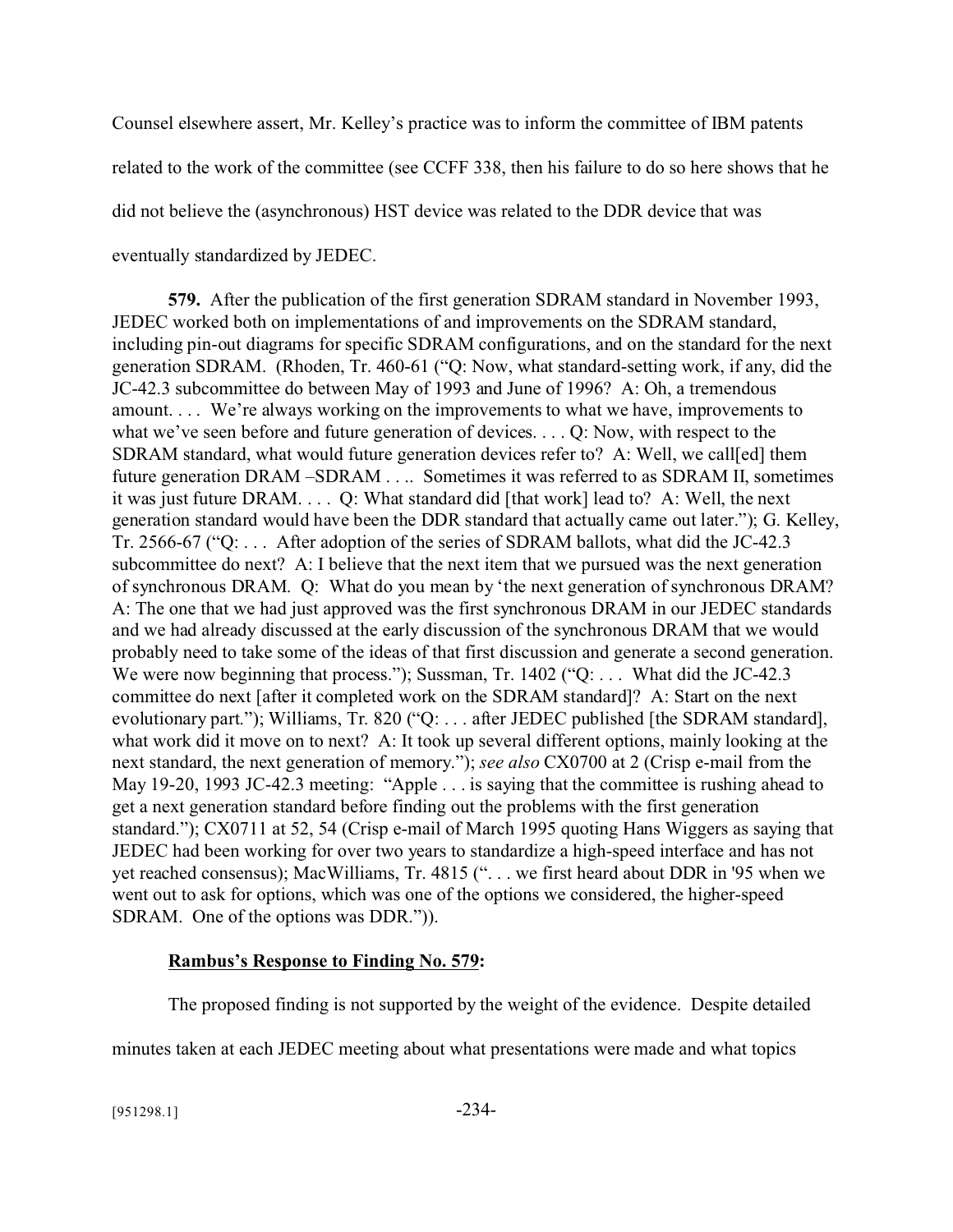Counsel elsewhere assert, Mr. Kelley's practice was to inform the committee of IBM patents related to the work of the committee (see CCFF 338, then his failure to do so here shows that he did not believe the (asynchronous) HST device was related to the DDR device that was eventually standardized by JEDEC.

**579.** After the publication of the first generation SDRAM standard in November 1993, JEDEC worked both on implementations of and improvements on the SDRAM standard, including pin-out diagrams for specific SDRAM configurations, and on the standard for the next generation SDRAM. (Rhoden, Tr. 460-61 ("Q: Now, what standard-setting work, if any, did the JC-42.3 subcommittee do between May of 1993 and June of 1996? A: Oh, a tremendous amount. . . . We're always working on the improvements to what we have, improvements to what we've seen before and future generation of devices. . . . Q: Now, with respect to the SDRAM standard, what would future generation devices refer to? A: Well, we call[ed] them future generation DRAM –SDRAM . . .. Sometimes it was referred to as SDRAM II, sometimes it was just future DRAM. . . . Q: What standard did [that work] lead to? A: Well, the next generation standard would have been the DDR standard that actually came out later."); G. Kelley, Tr. 2566-67 ("Q: . . . After adoption of the series of SDRAM ballots, what did the JC-42.3 subcommittee do next? A: I believe that the next item that we pursued was the next generation of synchronous DRAM. Q: What do you mean by 'the next generation of synchronous DRAM? A: The one that we had just approved was the first synchronous DRAM in our JEDEC standards and we had already discussed at the early discussion of the synchronous DRAM that we would probably need to take some of the ideas of that first discussion and generate a second generation. We were now beginning that process."); Sussman, Tr. 1402 ("Q: . . . What did the JC-42.3 committee do next [after it completed work on the SDRAM standard]? A: Start on the next evolutionary part."); Williams, Tr. 820 ("Q: . . . after JEDEC published [the SDRAM standard], what work did it move on to next? A: It took up several different options, mainly looking at the next standard, the next generation of memory."); *see also* CX0700 at 2 (Crisp e-mail from the May 19-20, 1993 JC-42.3 meeting: "Apple . . . is saying that the committee is rushing ahead to get a next generation standard before finding out the problems with the first generation standard."); CX0711 at 52, 54 (Crisp e-mail of March 1995 quoting Hans Wiggers as saying that JEDEC had been working for over two years to standardize a high-speed interface and has not yet reached consensus); MacWilliams, Tr. 4815 (". . . we first heard about DDR in '95 when we went out to ask for options, which was one of the options we considered, the higher-speed SDRAM. One of the options was DDR.")).

**<u>Rambus's Response to Finding No. 579</u>:**

The proposed finding is not supported by the weight of the evidence. Despite detailed minutes taken at each JEDEC meeting about what presentations were made and what topics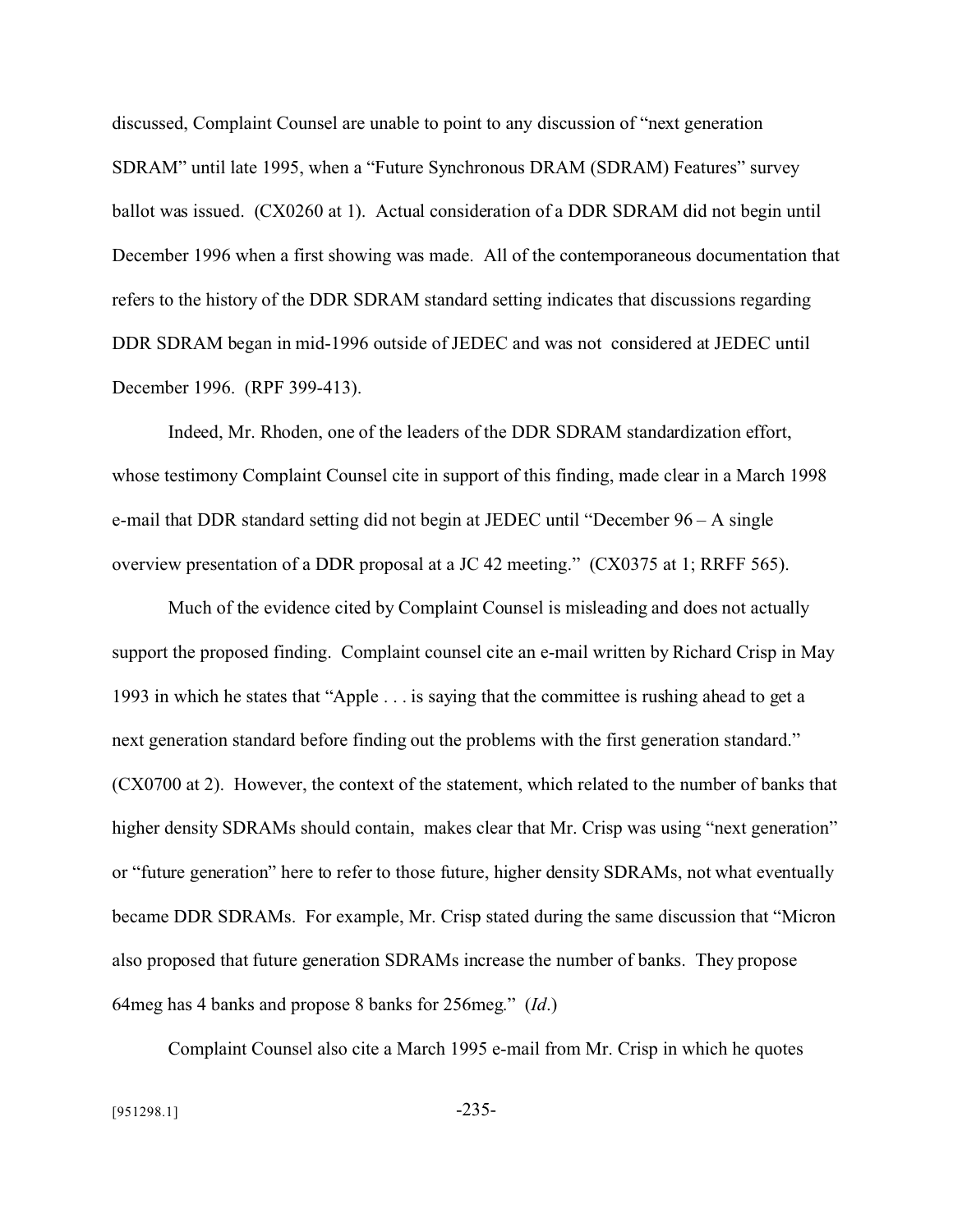discussed, Complaint Counsel are unable to point to any discussion of "next generation SDRAM" until late 1995, when a "Future Synchronous DRAM (SDRAM) Features" survey ballot was issued. (CX0260 at 1). Actual consideration of a DDR SDRAM did not begin until December 1996 when a first showing was made. All of the contemporaneous documentation that refers to the history of the DDR SDRAM standard setting indicates that discussions regarding DDR SDRAM began in mid-1996 outside of JEDEC and was not considered at JEDEC until December 1996. (RPF 399-413).

Indeed, Mr. Rhoden, one of the leaders of the DDR SDRAM standardization effort, whose testimony Complaint Counsel cite in support of this finding, made clear in a March 1998 e-mail that DDR standard setting did not begin at JEDEC until "December 96 – A single overview presentation of a DDR proposal at a JC 42 meeting." (CX0375 at 1; RRFF 565).

Much of the evidence cited by Complaint Counsel is misleading and does not actually support the proposed finding. Complaint counsel cite an e-mail written by Richard Crisp in May 1993 in which he states that "Apple . . . is saying that the committee is rushing ahead to get a next generation standard before finding out the problems with the first generation standard." (CX0700 at 2). However, the context of the statement, which related to the number of banks that higher density SDRAMs should contain, makes clear that Mr. Crisp was using "next generation" or "future generation" here to refer to those future, higher density SDRAMs, not what eventually became DDR SDRAMs. For example, Mr. Crisp stated during the same discussion that "Micron also proposed that future generation SDRAMs increase the number of banks. They propose 64meg has 4 banks and propose 8 banks for 256meg." (*Id*.)

Complaint Counsel also cite a March 1995 e-mail from Mr. Crisp in which he quotes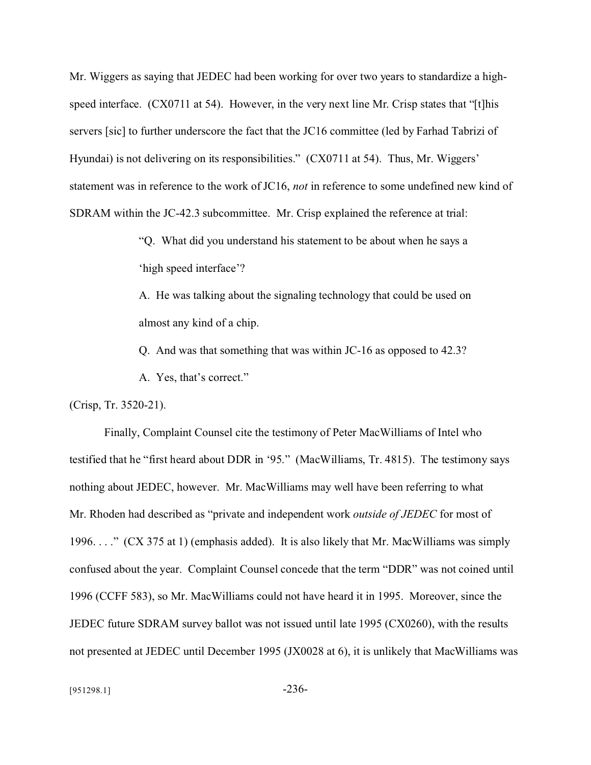Mr. Wiggers as saying that JEDEC had been working for over two years to standardize a high-speed interface. (CX0711 at 54). However, in the very next line Mr. Crisp states that "[t]his servers [sic] to further underscore the fact that the JC16 committee (led by Farhad Tabrizi of Hyundai) is not delivering on its responsibilities." (CX0711 at 54). Thus, Mr. Wiggers' statement was in reference to the work of JC16, *not* in reference to some undefined new kind of SDRAM within the JC-42.3 subcommittee. Mr. Crisp explained the reference at trial:

> "Q. What did you understand his statement to be about when he says a 'high speed interface'?
>
> A. He was talking about the signaling technology that could be used on almost any kind of a chip.
>
> Q. And was that something that was within JC-16 as opposed to 42.3?
>
> A. Yes, that's correct."

(Crisp, Tr. 3520-21).

Finally, Complaint Counsel cite the testimony of Peter MacWilliams of Intel who testified that he "first heard about DDR in '95." (MacWilliams, Tr. 4815). The testimony says nothing about JEDEC, however. Mr. MacWilliams may well have been referring to what Mr. Rhoden had described as "private and independent work *outside of JEDEC* for most of 1996. . . ." (CX 375 at 1) (emphasis added). It is also likely that Mr. MacWilliams was simply confused about the year. Complaint Counsel concede that the term "DDR" was not coined until 1996 (CCFF 583), so Mr. MacWilliams could not have heard it in 1995. Moreover, since the JEDEC future SDRAM survey ballot was not issued until late 1995 (CX0260), with the results not presented at JEDEC until December 1995 (JX0028 at 6), it is unlikely that MacWilliams was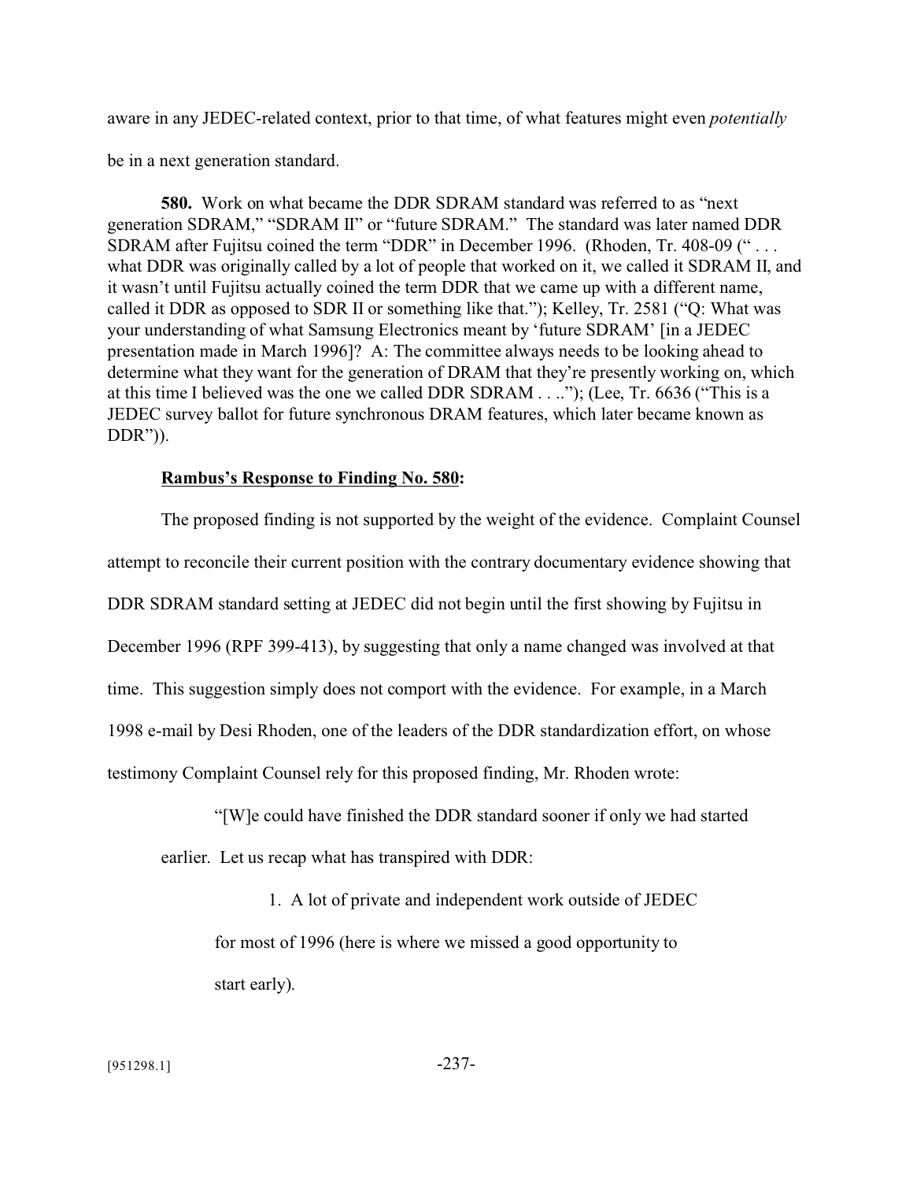aware in any JEDEC-related context, prior to that time, of what features might even *potentially* be in a next generation standard.

**580.** Work on what became the DDR SDRAM standard was referred to as "next generation SDRAM," "SDRAM II" or "future SDRAM." The standard was later named DDR SDRAM after Fujitsu coined the term "DDR" in December 1996. (Rhoden, Tr. 408-09 (" . . . what DDR was originally called by a lot of people that worked on it, we called it SDRAM II, and it wasn't until Fujitsu actually coined the term DDR that we came up with a different name, called it DDR as opposed to SDR II or something like that."); Kelley, Tr. 2581 ("Q: What was your understanding of what Samsung Electronics meant by 'future SDRAM' [in a JEDEC presentation made in March 1996]? A: The committee always needs to be looking ahead to determine what they want for the generation of DRAM that they're presently working on, which at this time I believed was the one we called DDR SDRAM . . .."); (Lee, Tr. 6636 ("This is a JEDEC survey ballot for future synchronous DRAM features, which later became known as DDR")).

**<u>Rambus's Response to Finding No. 580</u>:**

The proposed finding is not supported by the weight of the evidence. Complaint Counsel attempt to reconcile their current position with the contrary documentary evidence showing that DDR SDRAM standard setting at JEDEC did not begin until the first showing by Fujitsu in December 1996 (RPF 399-413), by suggesting that only a name changed was involved at that time. This suggestion simply does not comport with the evidence. For example, in a March 1998 e-mail by Desi Rhoden, one of the leaders of the DDR standardization effort, on whose testimony Complaint Counsel rely for this proposed finding, Mr. Rhoden wrote:

> "[W]e could have finished the DDR standard sooner if only we had started earlier. Let us recap what has transpired with DDR:
>
> 1. A lot of private and independent work outside of JEDEC for most of 1996 (here is where we missed a good opportunity to start early).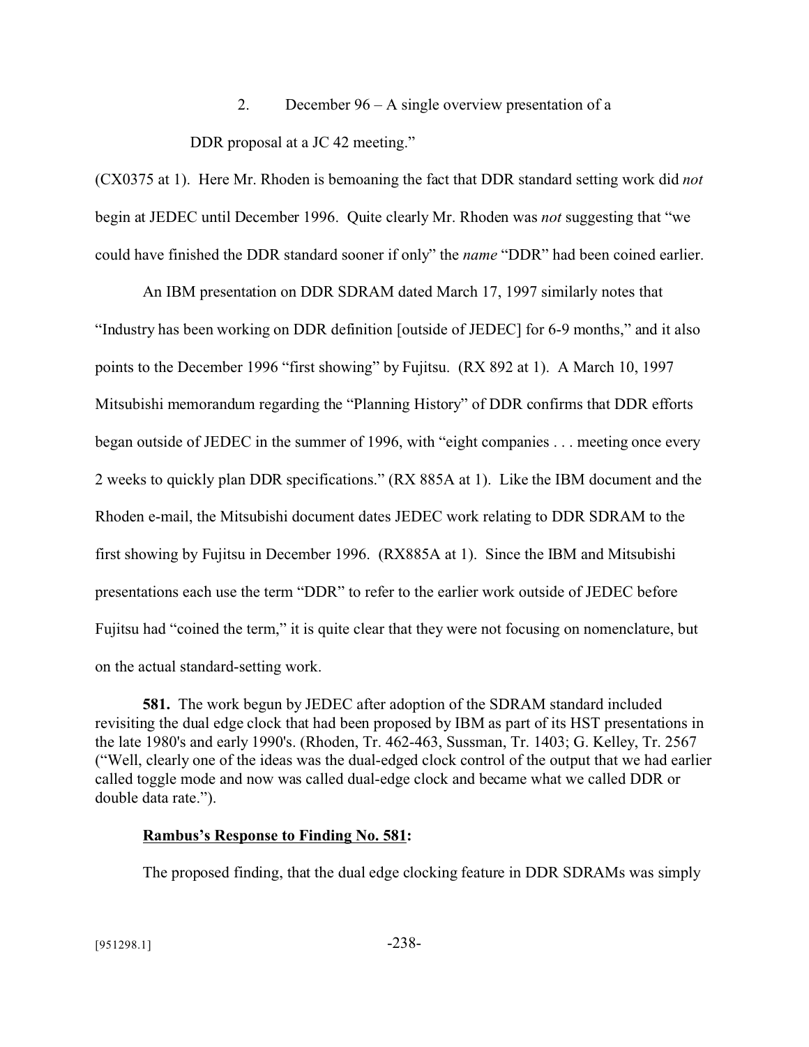2. December 96 – A single overview presentation of a DDR proposal at a JC 42 meeting."

(CX0375 at 1). Here Mr. Rhoden is bemoaning the fact that DDR standard setting work did *not* begin at JEDEC until December 1996. Quite clearly Mr. Rhoden was *not* suggesting that "we could have finished the DDR standard sooner if only" the *name* "DDR" had been coined earlier.

An IBM presentation on DDR SDRAM dated March 17, 1997 similarly notes that "Industry has been working on DDR definition [outside of JEDEC] for 6-9 months," and it also points to the December 1996 "first showing" by Fujitsu. (RX 892 at 1). A March 10, 1997 Mitsubishi memorandum regarding the "Planning History" of DDR confirms that DDR efforts began outside of JEDEC in the summer of 1996, with "eight companies . . . meeting once every 2 weeks to quickly plan DDR specifications." (RX 885A at 1). Like the IBM document and the Rhoden e-mail, the Mitsubishi document dates JEDEC work relating to DDR SDRAM to the first showing by Fujitsu in December 1996. (RX885A at 1). Since the IBM and Mitsubishi presentations each use the term "DDR" to refer to the earlier work outside of JEDEC before Fujitsu had "coined the term," it is quite clear that they were not focusing on nomenclature, but on the actual standard-setting work.

**581.** The work begun by JEDEC after adoption of the SDRAM standard included revisiting the dual edge clock that had been proposed by IBM as part of its HST presentations in the late 1980's and early 1990's. (Rhoden, Tr. 462-463, Sussman, Tr. 1403; G. Kelley, Tr. 2567 ("Well, clearly one of the ideas was the dual-edged clock control of the output that we had earlier called toggle mode and now was called dual-edge clock and became what we called DDR or double data rate.").

**Rambus's Response to Finding No. 581:**

The proposed finding, that the dual edge clocking feature in DDR SDRAMs was simply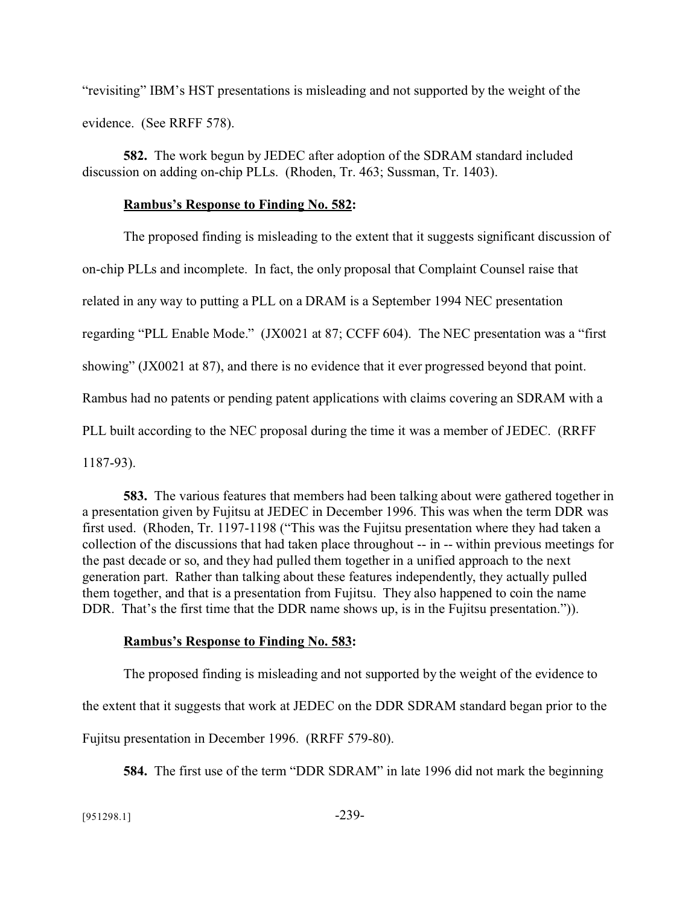"revisiting" IBM's HST presentations is misleading and not supported by the weight of the evidence. (See RRFF 578).

**582.** The work begun by JEDEC after adoption of the SDRAM standard included discussion on adding on-chip PLLs. (Rhoden, Tr. 463; Sussman, Tr. 1403).

**Rambus's Response to Finding No. 582:**

The proposed finding is misleading to the extent that it suggests significant discussion of on-chip PLLs and incomplete. In fact, the only proposal that Complaint Counsel raise that related in any way to putting a PLL on a DRAM is a September 1994 NEC presentation regarding "PLL Enable Mode." (JX0021 at 87; CCFF 604). The NEC presentation was a "first showing" (JX0021 at 87), and there is no evidence that it ever progressed beyond that point. Rambus had no patents or pending patent applications with claims covering an SDRAM with a PLL built according to the NEC proposal during the time it was a member of JEDEC. (RRFF 1187-93).

**583.** The various features that members had been talking about were gathered together in a presentation given by Fujitsu at JEDEC in December 1996. This was when the term DDR was first used. (Rhoden, Tr. 1197-1198 ("This was the Fujitsu presentation where they had taken a collection of the discussions that had taken place throughout -- in -- within previous meetings for the past decade or so, and they had pulled them together in a unified approach to the next generation part. Rather than talking about these features independently, they actually pulled them together, and that is a presentation from Fujitsu. They also happened to coin the name DDR. That's the first time that the DDR name shows up, is in the Fujitsu presentation.")).

**Rambus's Response to Finding No. 583:**

The proposed finding is misleading and not supported by the weight of the evidence to the extent that it suggests that work at JEDEC on the DDR SDRAM standard began prior to the Fujitsu presentation in December 1996. (RRFF 579-80).

**584.** The first use of the term "DDR SDRAM" in late 1996 did not mark the beginning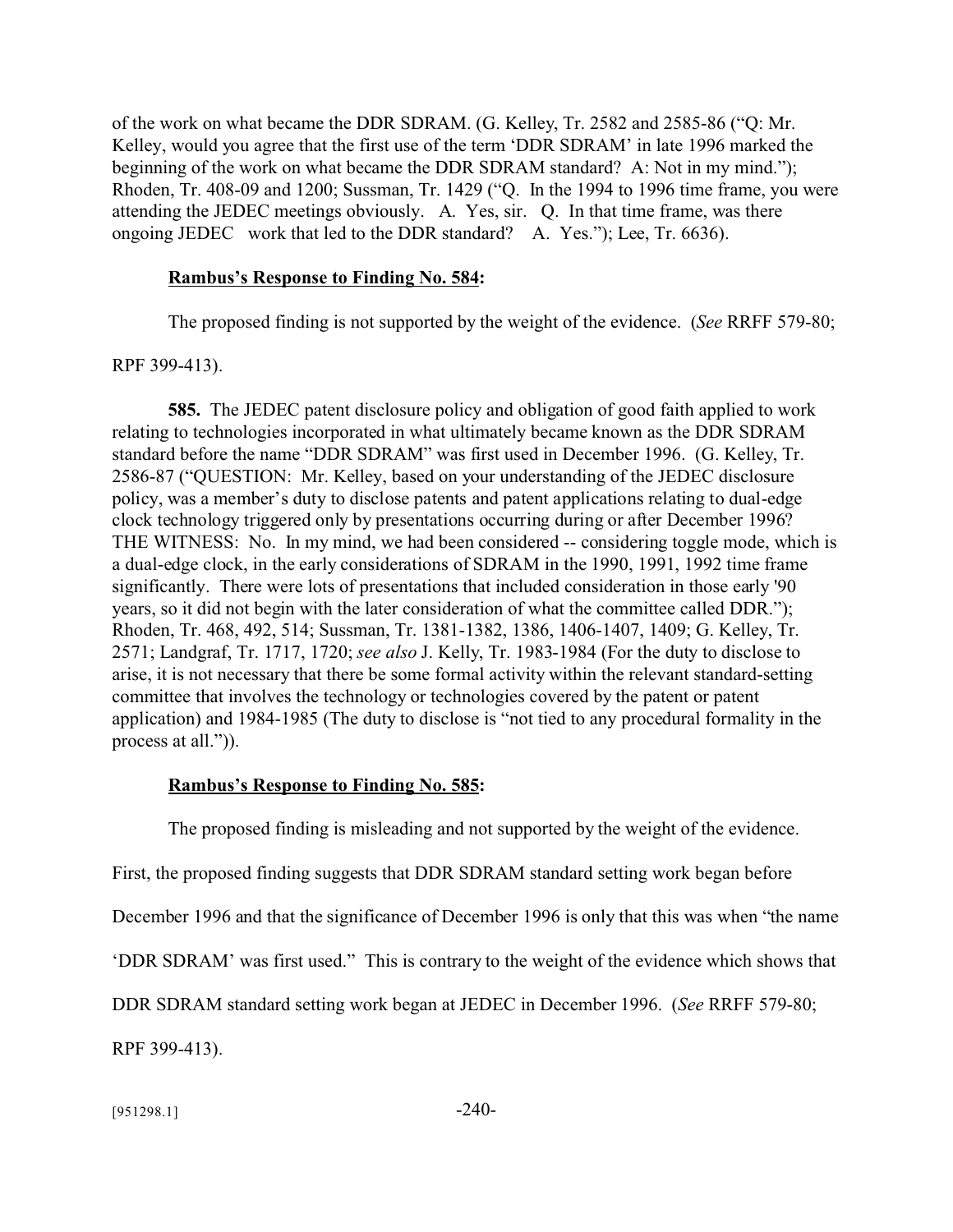of the work on what became the DDR SDRAM. (G. Kelley, Tr. 2582 and 2585-86 ("Q: Mr. Kelley, would you agree that the first use of the term 'DDR SDRAM' in late 1996 marked the beginning of the work on what became the DDR SDRAM standard? A: Not in my mind."); Rhoden, Tr. 408-09 and 1200; Sussman, Tr. 1429 ("Q. In the 1994 to 1996 time frame, you were attending the JEDEC meetings obviously. A. Yes, sir. Q. In that time frame, was there ongoing JEDEC work that led to the DDR standard? A. Yes."); Lee, Tr. 6636).

**Rambus's Response to Finding No. 584:**

The proposed finding is not supported by the weight of the evidence. (*See* RRFF 579-80; RPF 399-413).

**585.** The JEDEC patent disclosure policy and obligation of good faith applied to work relating to technologies incorporated in what ultimately became known as the DDR SDRAM standard before the name "DDR SDRAM" was first used in December 1996. (G. Kelley, Tr. 2586-87 ("QUESTION: Mr. Kelley, based on your understanding of the JEDEC disclosure policy, was a member's duty to disclose patents and patent applications relating to dual-edge clock technology triggered only by presentations occurring during or after December 1996? THE WITNESS: No. In my mind, we had been considered -- considering toggle mode, which is a dual-edge clock, in the early considerations of SDRAM in the 1990, 1991, 1992 time frame significantly. There were lots of presentations that included consideration in those early '90 years, so it did not begin with the later consideration of what the committee called DDR."); Rhoden, Tr. 468, 492, 514; Sussman, Tr. 1381-1382, 1386, 1406-1407, 1409; G. Kelley, Tr. 2571; Landgraf, Tr. 1717, 1720; *see also* J. Kelly, Tr. 1983-1984 (For the duty to disclose to arise, it is not necessary that there be some formal activity within the relevant standard-setting committee that involves the technology or technologies covered by the patent or patent application) and 1984-1985 (The duty to disclose is "not tied to any procedural formality in the process at all.")).

**Rambus's Response to Finding No. 585:**

The proposed finding is misleading and not supported by the weight of the evidence. First, the proposed finding suggests that DDR SDRAM standard setting work began before December 1996 and that the significance of December 1996 is only that this was when "the name 'DDR SDRAM' was first used." This is contrary to the weight of the evidence which shows that DDR SDRAM standard setting work began at JEDEC in December 1996. (*See* RRFF 579-80; RPF 399-413).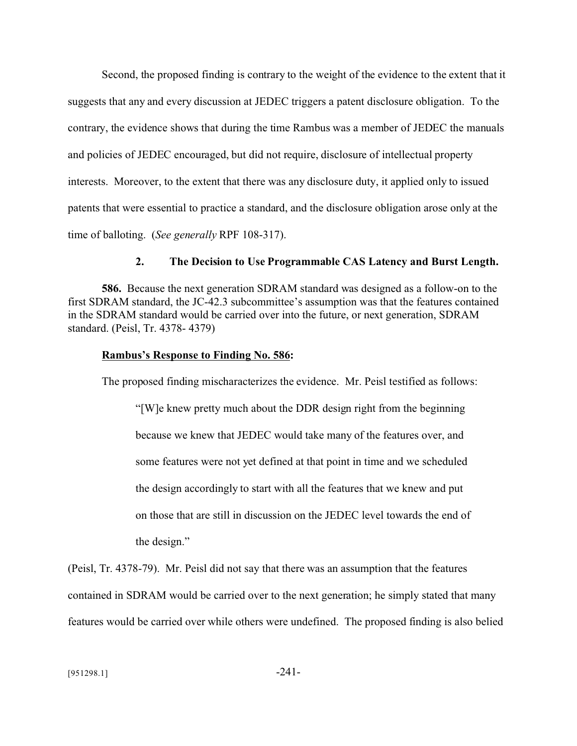Second, the proposed finding is contrary to the weight of the evidence to the extent that it suggests that any and every discussion at JEDEC triggers a patent disclosure obligation. To the contrary, the evidence shows that during the time Rambus was a member of JEDEC the manuals and policies of JEDEC encouraged, but did not require, disclosure of intellectual property interests. Moreover, to the extent that there was any disclosure duty, it applied only to issued patents that were essential to practice a standard, and the disclosure obligation arose only at the time of balloting. (*See generally* RPF 108-317).

### 2. The Decision to Use Programmable CAS Latency and Burst Length.

**586.** Because the next generation SDRAM standard was designed as a follow-on to the first SDRAM standard, the JC-42.3 subcommittee's assumption was that the features contained in the SDRAM standard would be carried over into the future, or next generation, SDRAM standard. (Peisl, Tr. 4378- 4379)

**<u>Rambus's Response to Finding No. 586</u>:**

The proposed finding mischaracterizes the evidence. Mr. Peisl testified as follows:

> "[W]e knew pretty much about the DDR design right from the beginning because we knew that JEDEC would take many of the features over, and some features were not yet defined at that point in time and we scheduled the design accordingly to start with all the features that we knew and put on those that are still in discussion on the JEDEC level towards the end of the design."

(Peisl, Tr. 4378-79). Mr. Peisl did not say that there was an assumption that the features contained in SDRAM would be carried over to the next generation; he simply stated that many features would be carried over while others were undefined. The proposed finding is also belied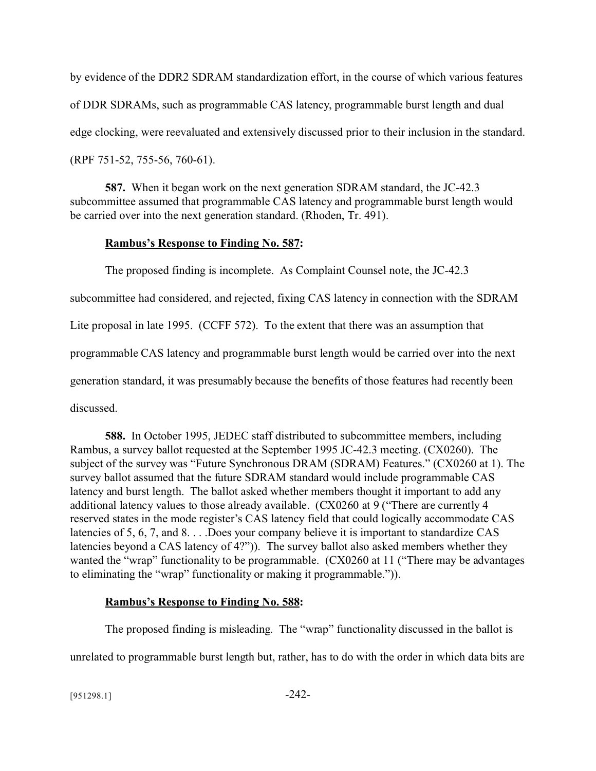by evidence of the DDR2 SDRAM standardization effort, in the course of which various features of DDR SDRAMs, such as programmable CAS latency, programmable burst length and dual edge clocking, were reevaluated and extensively discussed prior to their inclusion in the standard. (RPF 751-52, 755-56, 760-61).

**587.** When it began work on the next generation SDRAM standard, the JC-42.3 subcommittee assumed that programmable CAS latency and programmable burst length would be carried over into the next generation standard. (Rhoden, Tr. 491).

**Rambus's Response to Finding No. 587:**

The proposed finding is incomplete. As Complaint Counsel note, the JC-42.3 subcommittee had considered, and rejected, fixing CAS latency in connection with the SDRAM Lite proposal in late 1995. (CCFF 572). To the extent that there was an assumption that programmable CAS latency and programmable burst length would be carried over into the next generation standard, it was presumably because the benefits of those features had recently been discussed.

**588.** In October 1995, JEDEC staff distributed to subcommittee members, including Rambus, a survey ballot requested at the September 1995 JC-42.3 meeting. (CX0260). The subject of the survey was "Future Synchronous DRAM (SDRAM) Features." (CX0260 at 1). The survey ballot assumed that the future SDRAM standard would include programmable CAS latency and burst length. The ballot asked whether members thought it important to add any additional latency values to those already available. (CX0260 at 9 ("There are currently 4 reserved states in the mode register's CAS latency field that could logically accommodate CAS latencies of 5, 6, 7, and 8. . . .Does your company believe it is important to standardize CAS latencies beyond a CAS latency of 4?")). The survey ballot also asked members whether they wanted the "wrap" functionality to be programmable. (CX0260 at 11 ("There may be advantages to eliminating the "wrap" functionality or making it programmable.")).

**Rambus's Response to Finding No. 588:**

The proposed finding is misleading. The "wrap" functionality discussed in the ballot is unrelated to programmable burst length but, rather, has to do with the order in which data bits are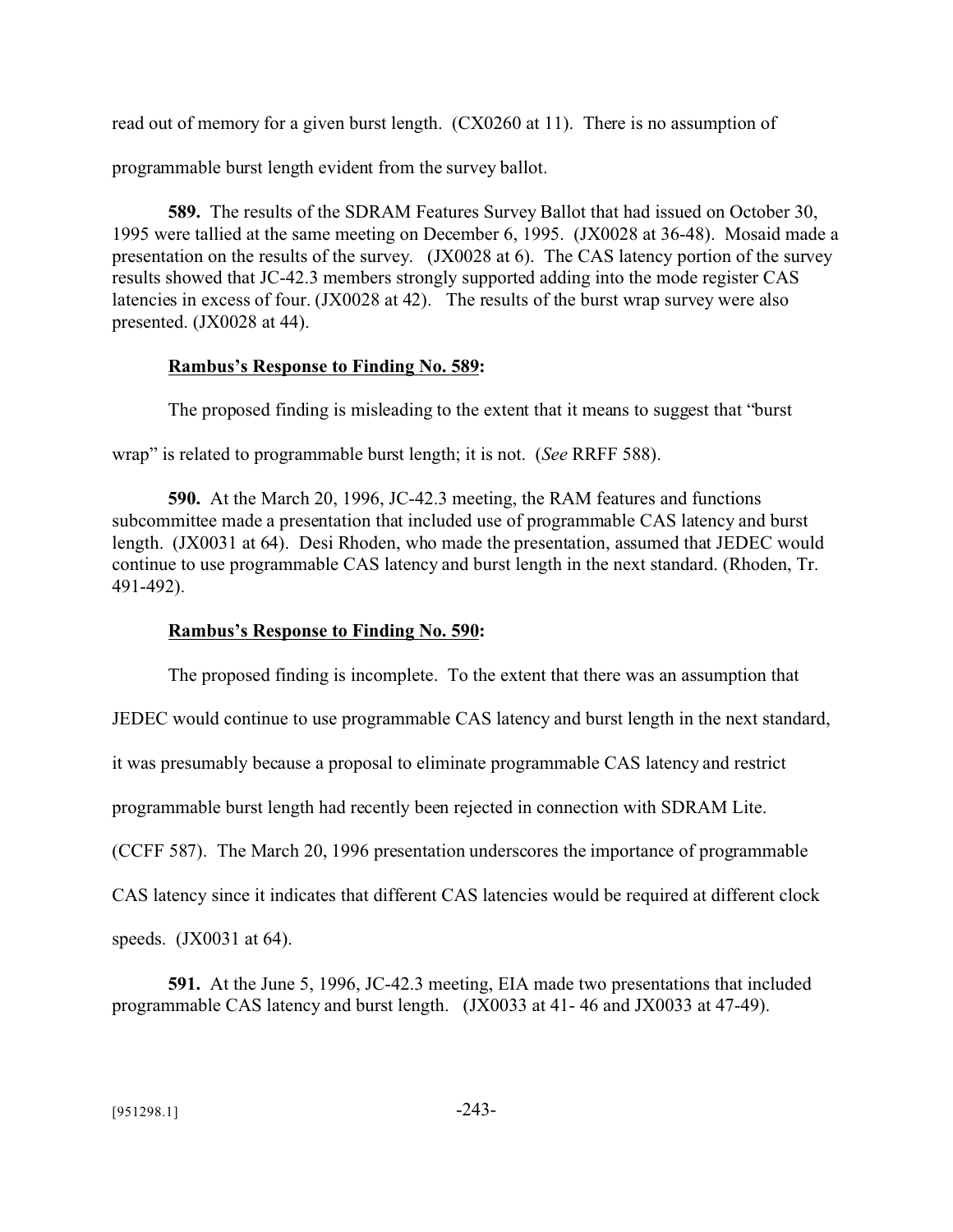read out of memory for a given burst length. (CX0260 at 11). There is no assumption of programmable burst length evident from the survey ballot.

**589.** The results of the SDRAM Features Survey Ballot that had issued on October 30, 1995 were tallied at the same meeting on December 6, 1995. (JX0028 at 36-48). Mosaid made a presentation on the results of the survey. (JX0028 at 6). The CAS latency portion of the survey results showed that JC-42.3 members strongly supported adding into the mode register CAS latencies in excess of four. (JX0028 at 42). The results of the burst wrap survey were also presented. (JX0028 at 44).

**Rambus's Response to Finding No. 589:**

The proposed finding is misleading to the extent that it means to suggest that "burst wrap" is related to programmable burst length; it is not. (*See* RRFF 588).

**590.** At the March 20, 1996, JC-42.3 meeting, the RAM features and functions subcommittee made a presentation that included use of programmable CAS latency and burst length. (JX0031 at 64). Desi Rhoden, who made the presentation, assumed that JEDEC would continue to use programmable CAS latency and burst length in the next standard. (Rhoden, Tr. 491-492).

**Rambus's Response to Finding No. 590:**

The proposed finding is incomplete. To the extent that there was an assumption that JEDEC would continue to use programmable CAS latency and burst length in the next standard, it was presumably because a proposal to eliminate programmable CAS latency and restrict programmable burst length had recently been rejected in connection with SDRAM Lite. (CCFF 587). The March 20, 1996 presentation underscores the importance of programmable CAS latency since it indicates that different CAS latencies would be required at different clock speeds. (JX0031 at 64).

**591.** At the June 5, 1996, JC-42.3 meeting, EIA made two presentations that included programmable CAS latency and burst length. (JX0033 at 41- 46 and JX0033 at 47-49).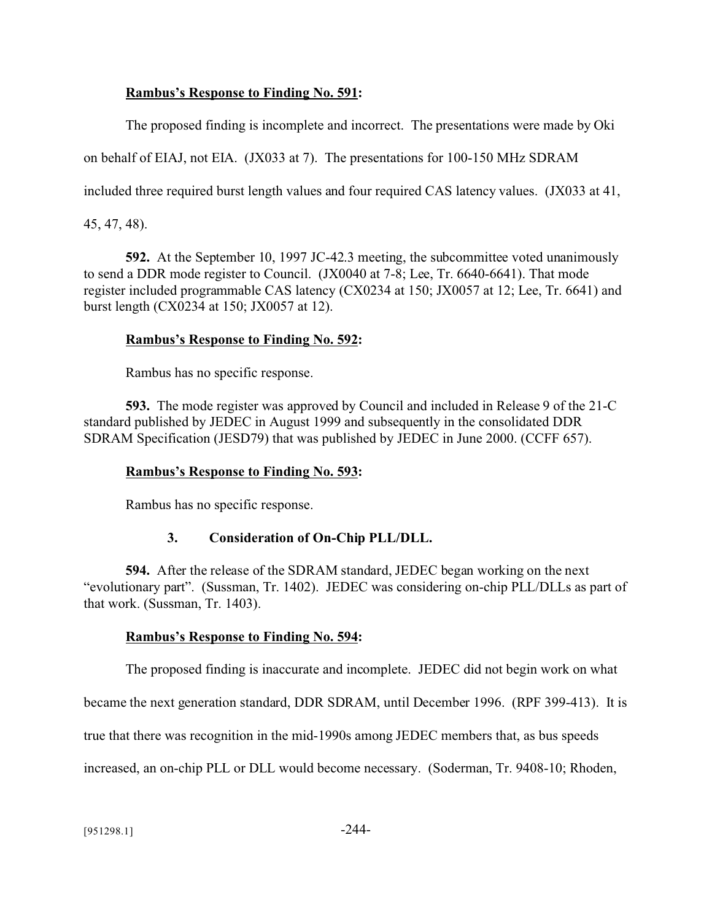**Rambus's Response to Finding No. 591:**

The proposed finding is incomplete and incorrect. The presentations were made by Oki on behalf of EIAJ, not EIA. (JX033 at 7). The presentations for 100-150 MHz SDRAM included three required burst length values and four required CAS latency values. (JX033 at 41, 45, 47, 48).

**592.** At the September 10, 1997 JC-42.3 meeting, the subcommittee voted unanimously to send a DDR mode register to Council. (JX0040 at 7-8; Lee, Tr. 6640-6641). That mode register included programmable CAS latency (CX0234 at 150; JX0057 at 12; Lee, Tr. 6641) and burst length (CX0234 at 150; JX0057 at 12).

**Rambus's Response to Finding No. 592:**

Rambus has no specific response.

**593.** The mode register was approved by Council and included in Release 9 of the 21-C standard published by JEDEC in August 1999 and subsequently in the consolidated DDR SDRAM Specification (JESD79) that was published by JEDEC in June 2000. (CCFF 657).

**Rambus's Response to Finding No. 593:**

Rambus has no specific response.

### 3. Consideration of On-Chip PLL/DLL.

**594.** After the release of the SDRAM standard, JEDEC began working on the next "evolutionary part". (Sussman, Tr. 1402). JEDEC was considering on-chip PLL/DLLs as part of that work. (Sussman, Tr. 1403).

**Rambus's Response to Finding No. 594:**

The proposed finding is inaccurate and incomplete. JEDEC did not begin work on what became the next generation standard, DDR SDRAM, until December 1996. (RPF 399-413). It is true that there was recognition in the mid-1990s among JEDEC members that, as bus speeds increased, an on-chip PLL or DLL would become necessary. (Soderman, Tr. 9408-10; Rhoden,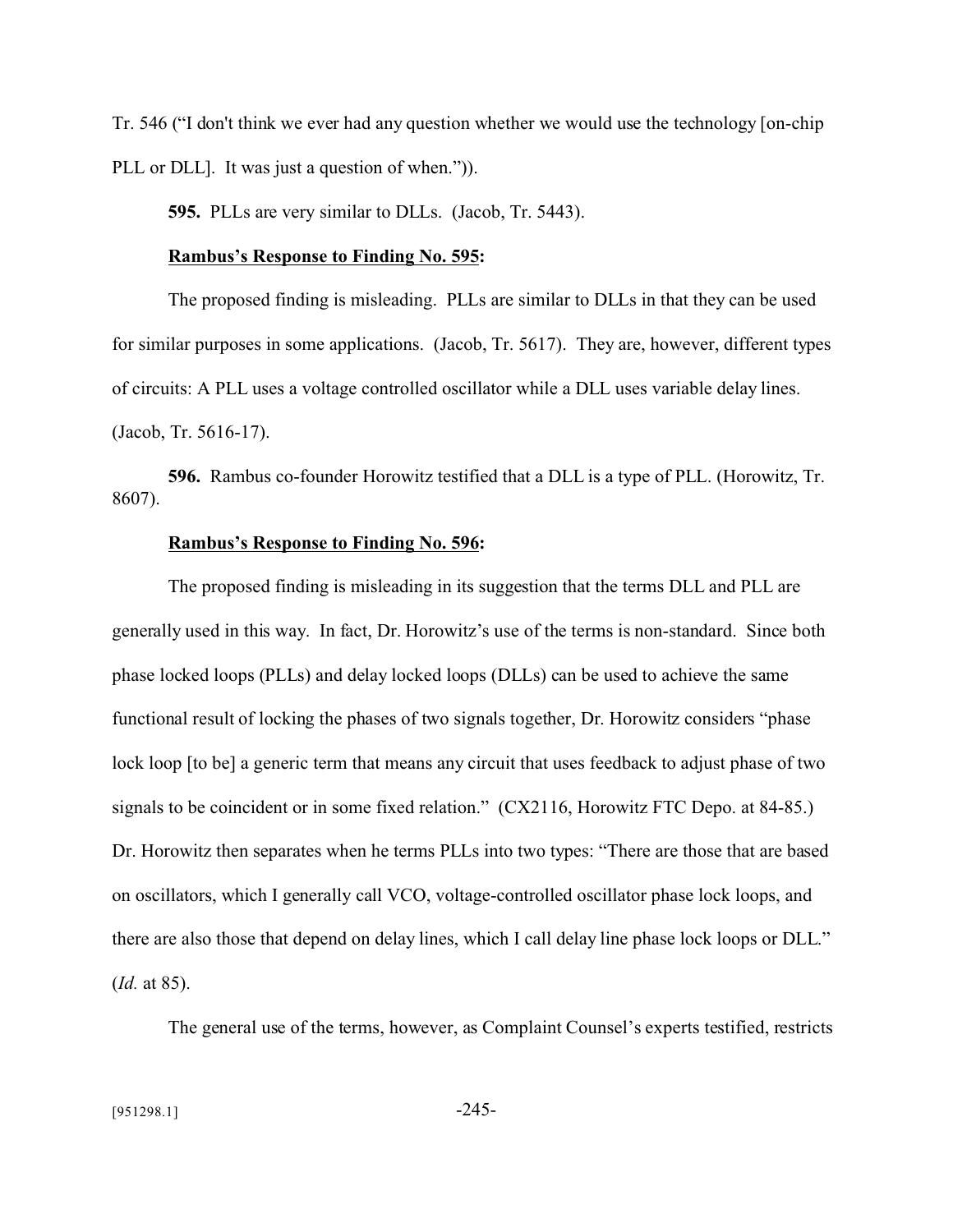Tr. 546 ("I don't think we ever had any question whether we would use the technology [on-chip PLL or DLL]. It was just a question of when.")).

**595.** PLLs are very similar to DLLs. (Jacob, Tr. 5443).

**Rambus's Response to Finding No. 595:**

The proposed finding is misleading. PLLs are similar to DLLs in that they can be used for similar purposes in some applications. (Jacob, Tr. 5617). They are, however, different types of circuits: A PLL uses a voltage controlled oscillator while a DLL uses variable delay lines. (Jacob, Tr. 5616-17).

**596.** Rambus co-founder Horowitz testified that a DLL is a type of PLL. (Horowitz, Tr. 8607).

**Rambus's Response to Finding No. 596:**

The proposed finding is misleading in its suggestion that the terms DLL and PLL are generally used in this way. In fact, Dr. Horowitz's use of the terms is non-standard. Since both phase locked loops (PLLs) and delay locked loops (DLLs) can be used to achieve the same functional result of locking the phases of two signals together, Dr. Horowitz considers "phase lock loop [to be] a generic term that means any circuit that uses feedback to adjust phase of two signals to be coincident or in some fixed relation." (CX2116, Horowitz FTC Depo. at 84-85.) Dr. Horowitz then separates when he terms PLLs into two types: "There are those that are based on oscillators, which I generally call VCO, voltage-controlled oscillator phase lock loops, and there are also those that depend on delay lines, which I call delay line phase lock loops or DLL." (*Id.* at 85).

The general use of the terms, however, as Complaint Counsel's experts testified, restricts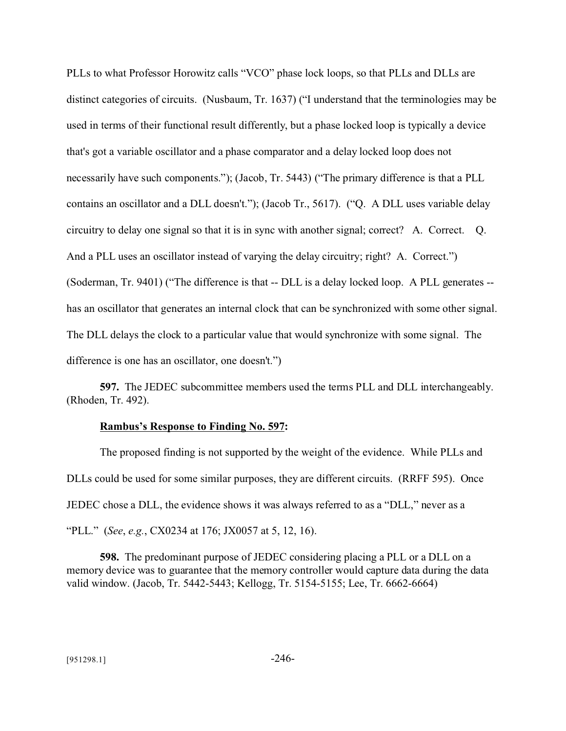PLLs to what Professor Horowitz calls "VCO" phase lock loops, so that PLLs and DLLs are distinct categories of circuits. (Nusbaum, Tr. 1637) ("I understand that the terminologies may be used in terms of their functional result differently, but a phase locked loop is typically a device that's got a variable oscillator and a phase comparator and a delay locked loop does not necessarily have such components."); (Jacob, Tr. 5443) ("The primary difference is that a PLL contains an oscillator and a DLL doesn't."); (Jacob Tr., 5617). ("Q. A DLL uses variable delay circuitry to delay one signal so that it is in sync with another signal; correct? A. Correct. Q. And a PLL uses an oscillator instead of varying the delay circuitry; right? A. Correct.") (Soderman, Tr. 9401) ("The difference is that -- DLL is a delay locked loop. A PLL generates -- has an oscillator that generates an internal clock that can be synchronized with some other signal. The DLL delays the clock to a particular value that would synchronize with some signal. The difference is one has an oscillator, one doesn't.")

**597.** The JEDEC subcommittee members used the terms PLL and DLL interchangeably. (Rhoden, Tr. 492).

**Rambus's Response to Finding No. 597:**

The proposed finding is not supported by the weight of the evidence. While PLLs and DLLs could be used for some similar purposes, they are different circuits. (RRFF 595). Once JEDEC chose a DLL, the evidence shows it was always referred to as a "DLL," never as a "PLL." (*See*, *e.g.*, CX0234 at 176; JX0057 at 5, 12, 16).

**598.** The predominant purpose of JEDEC considering placing a PLL or a DLL on a memory device was to guarantee that the memory controller would capture data during the data valid window. (Jacob, Tr. 5442-5443; Kellogg, Tr. 5154-5155; Lee, Tr. 6662-6664)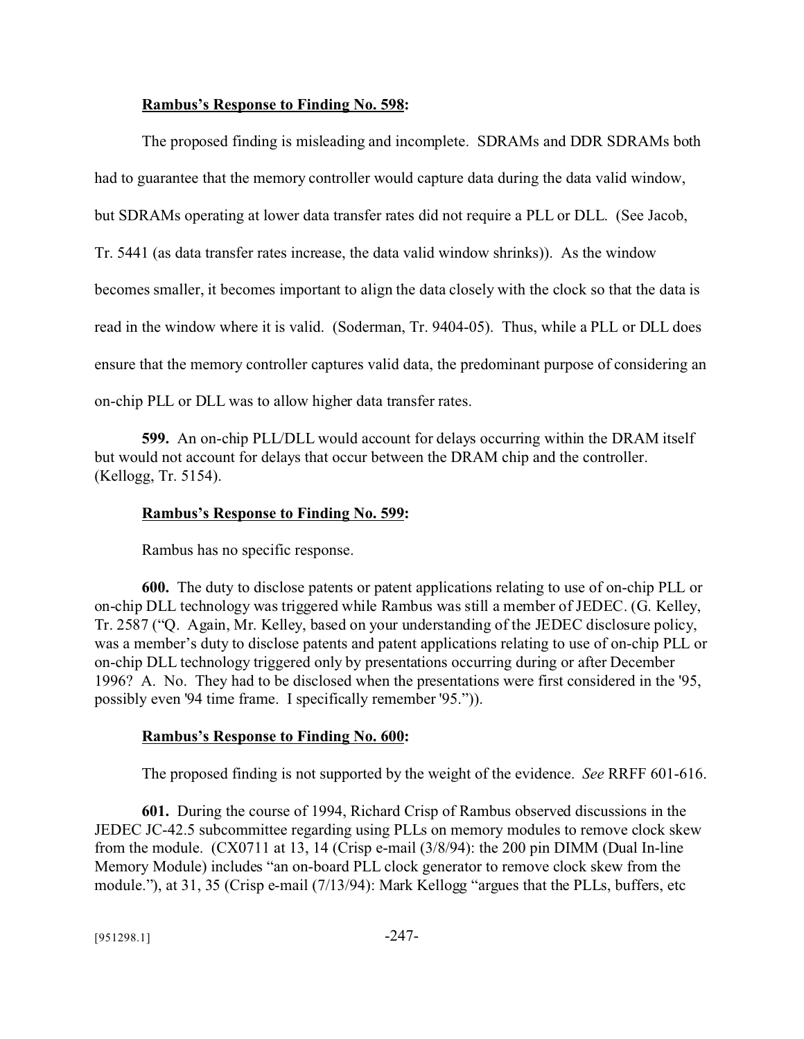**Rambus's Response to Finding No. 598:**

The proposed finding is misleading and incomplete. SDRAMs and DDR SDRAMs both had to guarantee that the memory controller would capture data during the data valid window, but SDRAMs operating at lower data transfer rates did not require a PLL or DLL. (See Jacob, Tr. 5441 (as data transfer rates increase, the data valid window shrinks)). As the window becomes smaller, it becomes important to align the data closely with the clock so that the data is read in the window where it is valid. (Soderman, Tr. 9404-05). Thus, while a PLL or DLL does ensure that the memory controller captures valid data, the predominant purpose of considering an on-chip PLL or DLL was to allow higher data transfer rates.

**599.** An on-chip PLL/DLL would account for delays occurring within the DRAM itself but would not account for delays that occur between the DRAM chip and the controller. (Kellogg, Tr. 5154).

**Rambus's Response to Finding No. 599:**

Rambus has no specific response.

**600.** The duty to disclose patents or patent applications relating to use of on-chip PLL or on-chip DLL technology was triggered while Rambus was still a member of JEDEC. (G. Kelley, Tr. 2587 ("Q. Again, Mr. Kelley, based on your understanding of the JEDEC disclosure policy, was a member's duty to disclose patents and patent applications relating to use of on-chip PLL or on-chip DLL technology triggered only by presentations occurring during or after December 1996? A. No. They had to be disclosed when the presentations were first considered in the '95, possibly even '94 time frame. I specifically remember '95.")).

**Rambus's Response to Finding No. 600:**

The proposed finding is not supported by the weight of the evidence. *See* RRFF 601-616.

**601.** During the course of 1994, Richard Crisp of Rambus observed discussions in the JEDEC JC-42.5 subcommittee regarding using PLLs on memory modules to remove clock skew from the module. (CX0711 at 13, 14 (Crisp e-mail (3/8/94): the 200 pin DIMM (Dual In-line Memory Module) includes "an on-board PLL clock generator to remove clock skew from the module."), at 31, 35 (Crisp e-mail (7/13/94): Mark Kellogg "argues that the PLLs, buffers, etc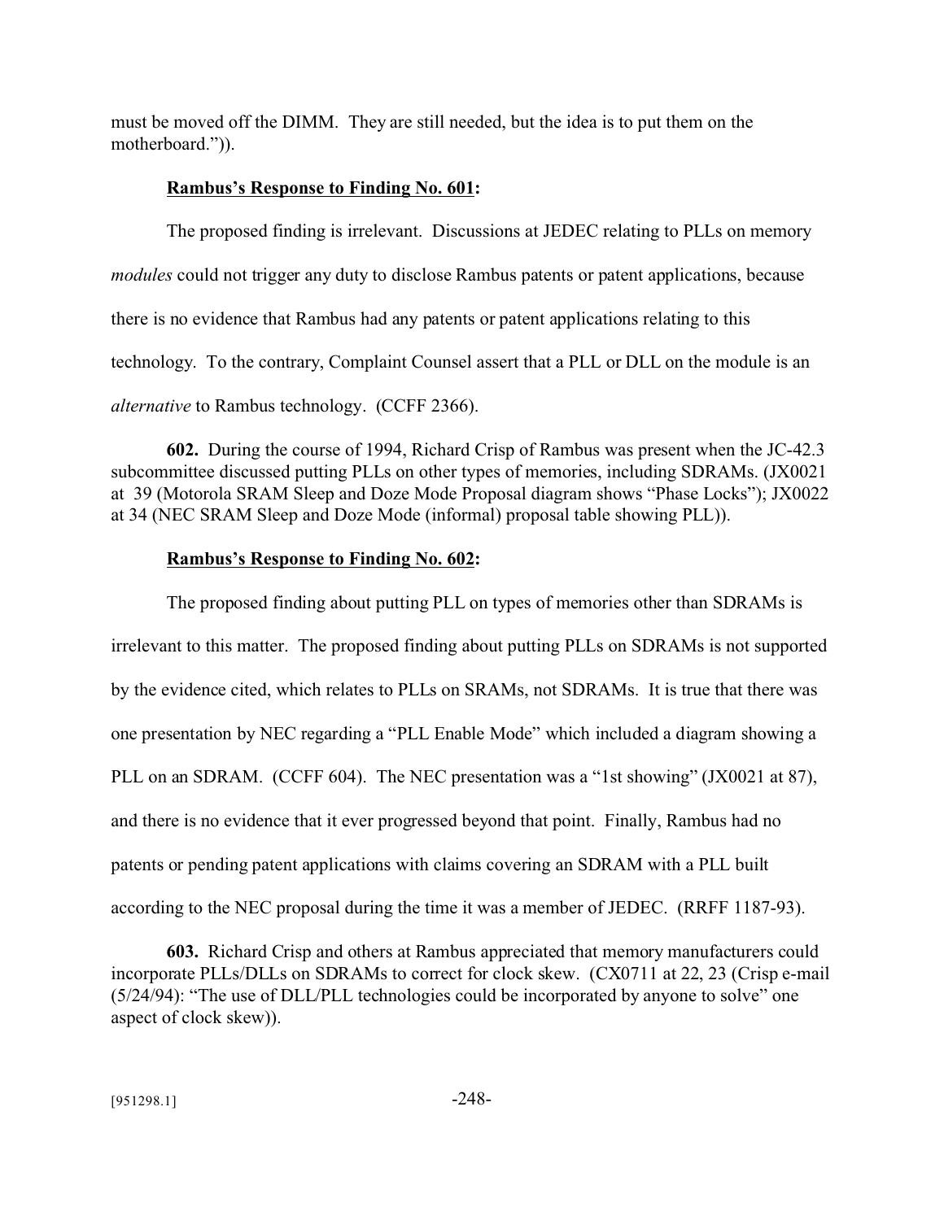must be moved off the DIMM. They are still needed, but the idea is to put them on the motherboard.")).

**Rambus's Response to Finding No. 601:**

The proposed finding is irrelevant. Discussions at JEDEC relating to PLLs on memory *modules* could not trigger any duty to disclose Rambus patents or patent applications, because there is no evidence that Rambus had any patents or patent applications relating to this technology. To the contrary, Complaint Counsel assert that a PLL or DLL on the module is an *alternative* to Rambus technology. (CCFF 2366).

**602.** During the course of 1994, Richard Crisp of Rambus was present when the JC-42.3 subcommittee discussed putting PLLs on other types of memories, including SDRAMs. (JX0021 at 39 (Motorola SRAM Sleep and Doze Mode Proposal diagram shows "Phase Locks"); JX0022 at 34 (NEC SRAM Sleep and Doze Mode (informal) proposal table showing PLL)).

**Rambus's Response to Finding No. 602:**

The proposed finding about putting PLL on types of memories other than SDRAMs is irrelevant to this matter. The proposed finding about putting PLLs on SDRAMs is not supported by the evidence cited, which relates to PLLs on SRAMs, not SDRAMs. It is true that there was one presentation by NEC regarding a "PLL Enable Mode" which included a diagram showing a PLL on an SDRAM. (CCFF 604). The NEC presentation was a "1st showing" (JX0021 at 87), and there is no evidence that it ever progressed beyond that point. Finally, Rambus had no patents or pending patent applications with claims covering an SDRAM with a PLL built according to the NEC proposal during the time it was a member of JEDEC. (RRFF 1187-93).

**603.** Richard Crisp and others at Rambus appreciated that memory manufacturers could incorporate PLLs/DLLs on SDRAMs to correct for clock skew. (CX0711 at 22, 23 (Crisp e-mail (5/24/94): "The use of DLL/PLL technologies could be incorporated by anyone to solve" one aspect of clock skew)).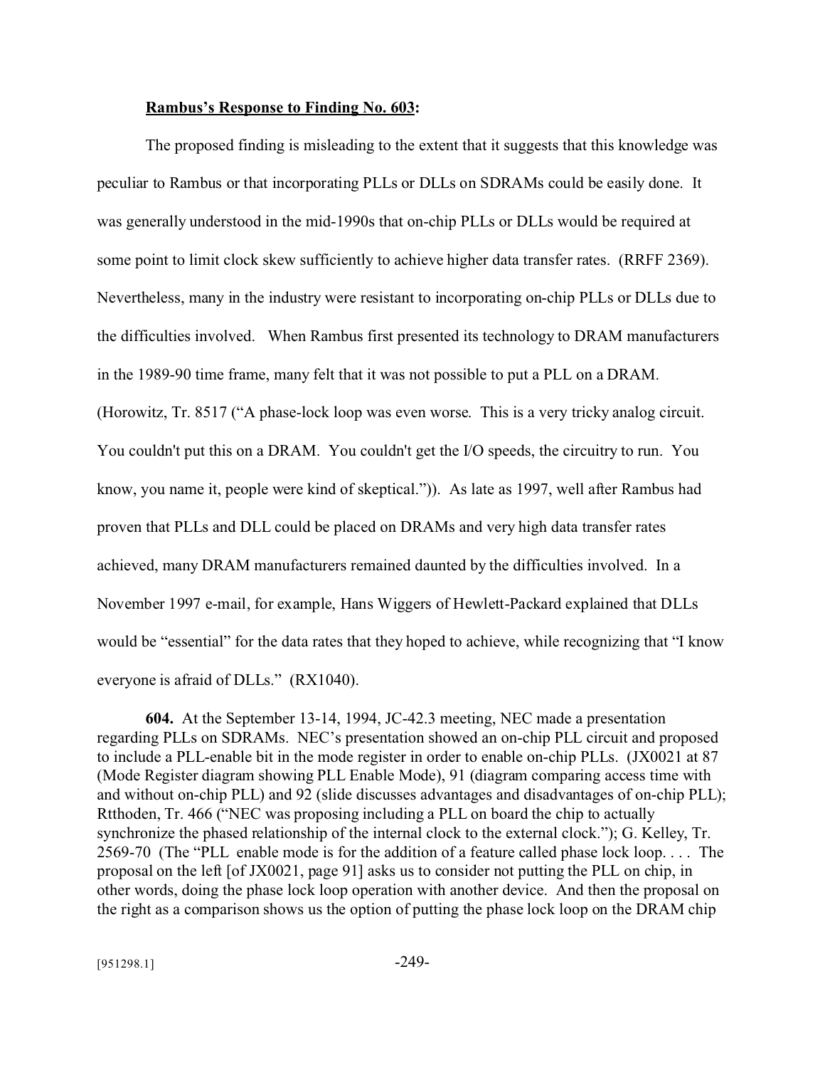**Rambus's Response to Finding No. 603:**

The proposed finding is misleading to the extent that it suggests that this knowledge was peculiar to Rambus or that incorporating PLLs or DLLs on SDRAMs could be easily done. It was generally understood in the mid-1990s that on-chip PLLs or DLLs would be required at some point to limit clock skew sufficiently to achieve higher data transfer rates. (RRFF 2369). Nevertheless, many in the industry were resistant to incorporating on-chip PLLs or DLLs due to the difficulties involved. When Rambus first presented its technology to DRAM manufacturers in the 1989-90 time frame, many felt that it was not possible to put a PLL on a DRAM. (Horowitz, Tr. 8517 ("A phase-lock loop was even worse. This is a very tricky analog circuit. You couldn't put this on a DRAM. You couldn't get the I/O speeds, the circuitry to run. You know, you name it, people were kind of skeptical.")). As late as 1997, well after Rambus had proven that PLLs and DLL could be placed on DRAMs and very high data transfer rates achieved, many DRAM manufacturers remained daunted by the difficulties involved. In a November 1997 e-mail, for example, Hans Wiggers of Hewlett-Packard explained that DLLs would be "essential" for the data rates that they hoped to achieve, while recognizing that "I know everyone is afraid of DLLs." (RX1040).

**604.** At the September 13-14, 1994, JC-42.3 meeting, NEC made a presentation regarding PLLs on SDRAMs. NEC's presentation showed an on-chip PLL circuit and proposed to include a PLL-enable bit in the mode register in order to enable on-chip PLLs. (JX0021 at 87 (Mode Register diagram showing PLL Enable Mode), 91 (diagram comparing access time with and without on-chip PLL) and 92 (slide discusses advantages and disadvantages of on-chip PLL); Rtthoden, Tr. 466 ("NEC was proposing including a PLL on board the chip to actually synchronize the phased relationship of the internal clock to the external clock."); G. Kelley, Tr. 2569-70 (The "PLL enable mode is for the addition of a feature called phase lock loop. . . . The proposal on the left [of JX0021, page 91] asks us to consider not putting the PLL on chip, in other words, doing the phase lock loop operation with another device. And then the proposal on the right as a comparison shows us the option of putting the phase lock loop on the DRAM chip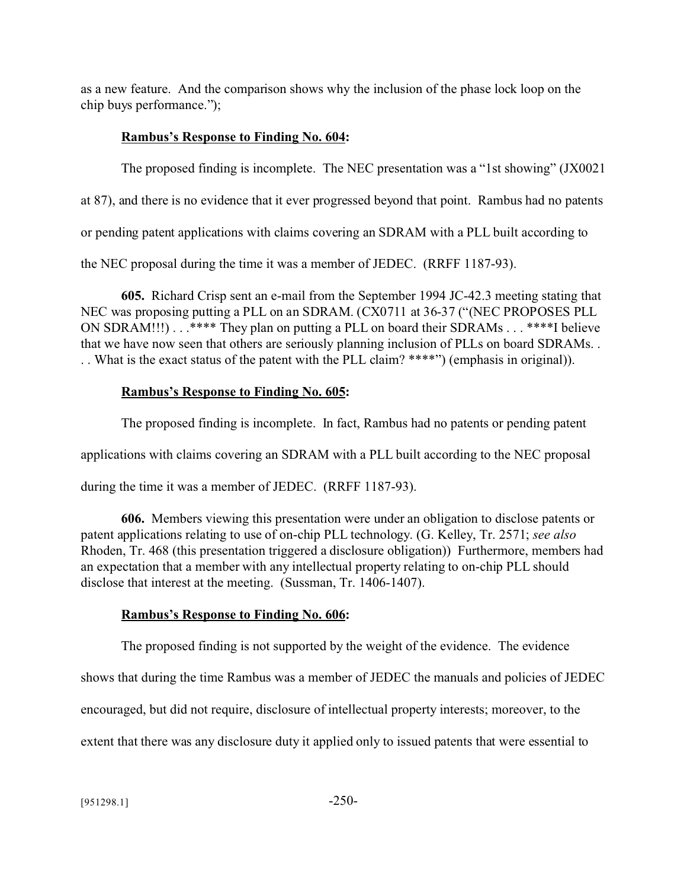as a new feature. And the comparison shows why the inclusion of the phase lock loop on the chip buys performance.");

**Rambus's Response to Finding No. 604:**

The proposed finding is incomplete. The NEC presentation was a "1st showing" (JX0021 at 87), and there is no evidence that it ever progressed beyond that point. Rambus had no patents or pending patent applications with claims covering an SDRAM with a PLL built according to the NEC proposal during the time it was a member of JEDEC. (RRFF 1187-93).

**605.** Richard Crisp sent an e-mail from the September 1994 JC-42.3 meeting stating that NEC was proposing putting a PLL on an SDRAM. (CX0711 at 36-37 ("(NEC PROPOSES PLL ON SDRAM!!!) . . .**** They plan on putting a PLL on board their SDRAMs . . . ****I believe that we have now seen that others are seriously planning inclusion of PLLs on board SDRAMs. . . . What is the exact status of the patent with the PLL claim? ****") (emphasis in original)).

**Rambus's Response to Finding No. 605:**

The proposed finding is incomplete. In fact, Rambus had no patents or pending patent applications with claims covering an SDRAM with a PLL built according to the NEC proposal during the time it was a member of JEDEC. (RRFF 1187-93).

**606.** Members viewing this presentation were under an obligation to disclose patents or patent applications relating to use of on-chip PLL technology. (G. Kelley, Tr. 2571; *see also* Rhoden, Tr. 468 (this presentation triggered a disclosure obligation)) Furthermore, members had an expectation that a member with any intellectual property relating to on-chip PLL should disclose that interest at the meeting. (Sussman, Tr. 1406-1407).

**Rambus's Response to Finding No. 606:**

The proposed finding is not supported by the weight of the evidence. The evidence shows that during the time Rambus was a member of JEDEC the manuals and policies of JEDEC encouraged, but did not require, disclosure of intellectual property interests; moreover, to the extent that there was any disclosure duty it applied only to issued patents that were essential to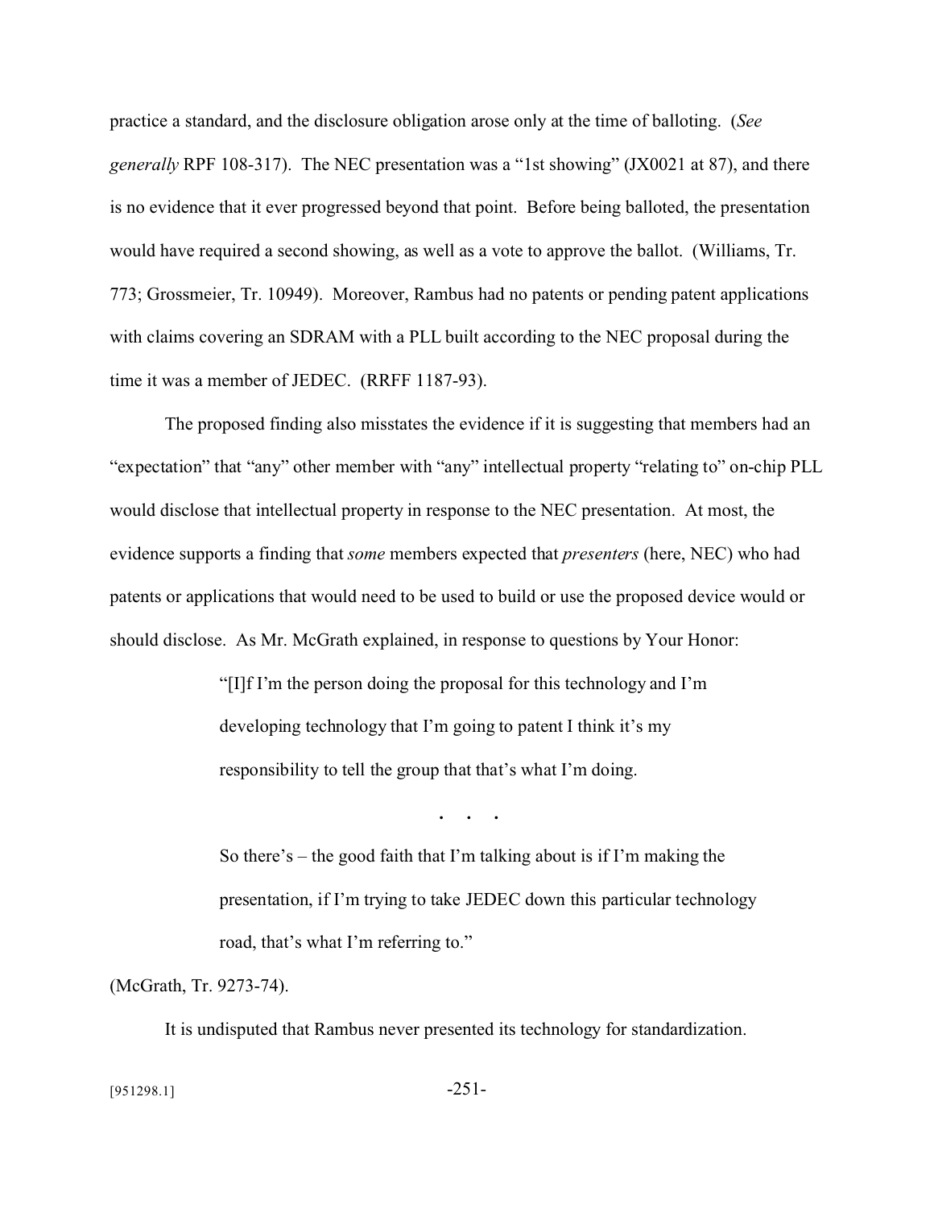practice a standard, and the disclosure obligation arose only at the time of balloting. (*See generally* RPF 108-317). The NEC presentation was a "1st showing" (JX0021 at 87), and there is no evidence that it ever progressed beyond that point. Before being balloted, the presentation would have required a second showing, as well as a vote to approve the ballot. (Williams, Tr. 773; Grossmeier, Tr. 10949). Moreover, Rambus had no patents or pending patent applications with claims covering an SDRAM with a PLL built according to the NEC proposal during the time it was a member of JEDEC. (RRFF 1187-93).

The proposed finding also misstates the evidence if it is suggesting that members had an "expectation" that "any" other member with "any" intellectual property "relating to" on-chip PLL would disclose that intellectual property in response to the NEC presentation. At most, the evidence supports a finding that *some* members expected that *presenters* (here, NEC) who had patents or applications that would need to be used to build or use the proposed device would or should disclose. As Mr. McGrath explained, in response to questions by Your Honor:

> "[I]f I'm the person doing the proposal for this technology and I'm developing technology that I'm going to patent I think it's my responsibility to tell the group that that's what I'm doing.
>
> . . .
>
> So there's – the good faith that I'm talking about is if I'm making the presentation, if I'm trying to take JEDEC down this particular technology road, that's what I'm referring to."

(McGrath, Tr. 9273-74).

It is undisputed that Rambus never presented its technology for standardization.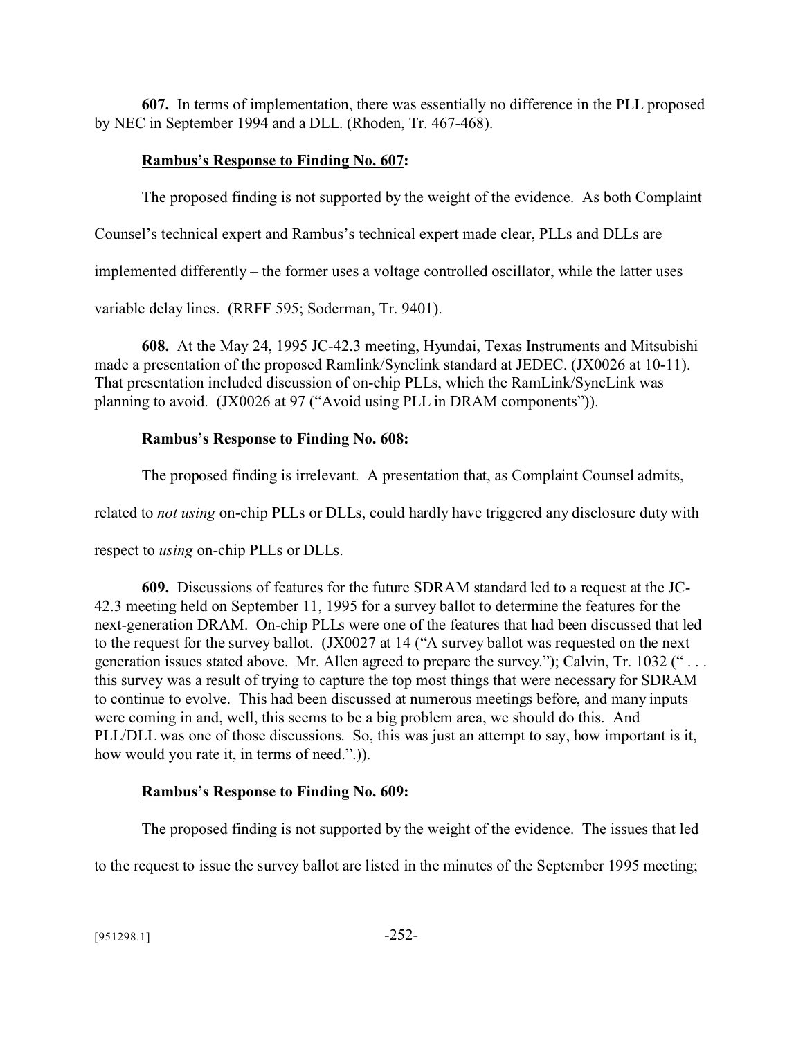**607.** In terms of implementation, there was essentially no difference in the PLL proposed by NEC in September 1994 and a DLL. (Rhoden, Tr. 467-468).

**Rambus's Response to Finding No. 607:**

The proposed finding is not supported by the weight of the evidence. As both Complaint Counsel's technical expert and Rambus's technical expert made clear, PLLs and DLLs are implemented differently – the former uses a voltage controlled oscillator, while the latter uses variable delay lines. (RRFF 595; Soderman, Tr. 9401).

**608.** At the May 24, 1995 JC-42.3 meeting, Hyundai, Texas Instruments and Mitsubishi made a presentation of the proposed Ramlink/Synclink standard at JEDEC. (JX0026 at 10-11). That presentation included discussion of on-chip PLLs, which the RamLink/SyncLink was planning to avoid. (JX0026 at 97 ("Avoid using PLL in DRAM components")).

**Rambus's Response to Finding No. 608:**

The proposed finding is irrelevant. A presentation that, as Complaint Counsel admits, related to *not using* on-chip PLLs or DLLs, could hardly have triggered any disclosure duty with respect to *using* on-chip PLLs or DLLs.

**609.** Discussions of features for the future SDRAM standard led to a request at the JC-42.3 meeting held on September 11, 1995 for a survey ballot to determine the features for the next-generation DRAM. On-chip PLLs were one of the features that had been discussed that led to the request for the survey ballot. (JX0027 at 14 ("A survey ballot was requested on the next generation issues stated above. Mr. Allen agreed to prepare the survey."); Calvin, Tr. 1032 (" . . . this survey was a result of trying to capture the top most things that were necessary for SDRAM to continue to evolve. This had been discussed at numerous meetings before, and many inputs were coming in and, well, this seems to be a big problem area, we should do this. And PLL/DLL was one of those discussions. So, this was just an attempt to say, how important is it, how would you rate it, in terms of need.")).

**Rambus's Response to Finding No. 609:**

The proposed finding is not supported by the weight of the evidence. The issues that led to the request to issue the survey ballot are listed in the minutes of the September 1995 meeting;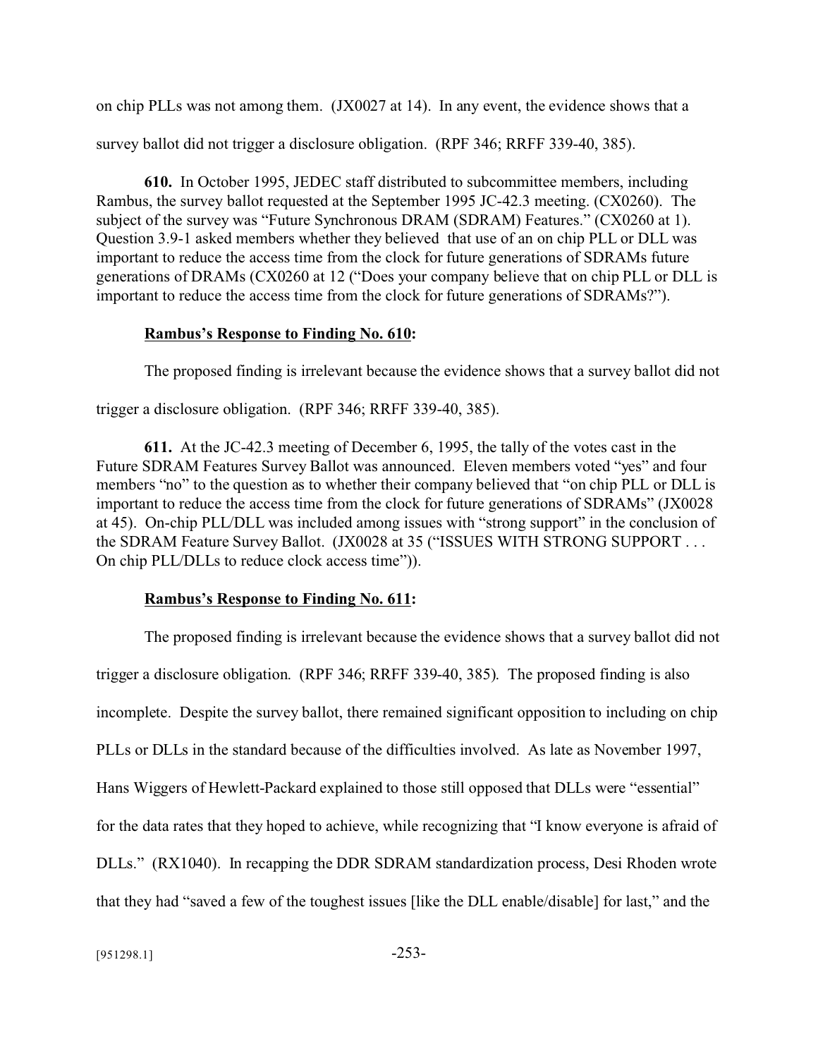on chip PLLs was not among them. (JX0027 at 14). In any event, the evidence shows that a survey ballot did not trigger a disclosure obligation. (RPF 346; RRFF 339-40, 385).

**610.** In October 1995, JEDEC staff distributed to subcommittee members, including Rambus, the survey ballot requested at the September 1995 JC-42.3 meeting. (CX0260). The subject of the survey was "Future Synchronous DRAM (SDRAM) Features." (CX0260 at 1). Question 3.9-1 asked members whether they believed that use of an on chip PLL or DLL was important to reduce the access time from the clock for future generations of SDRAMs future generations of DRAMs (CX0260 at 12 ("Does your company believe that on chip PLL or DLL is important to reduce the access time from the clock for future generations of SDRAMs?").

**<u>Rambus's Response to Finding No. 610</u>:**

The proposed finding is irrelevant because the evidence shows that a survey ballot did not trigger a disclosure obligation. (RPF 346; RRFF 339-40, 385).

**611.** At the JC-42.3 meeting of December 6, 1995, the tally of the votes cast in the Future SDRAM Features Survey Ballot was announced. Eleven members voted "yes" and four members "no" to the question as to whether their company believed that "on chip PLL or DLL is important to reduce the access time from the clock for future generations of SDRAMs" (JX0028 at 45). On-chip PLL/DLL was included among issues with "strong support" in the conclusion of the SDRAM Feature Survey Ballot. (JX0028 at 35 ("ISSUES WITH STRONG SUPPORT . . . On chip PLL/DLLs to reduce clock access time")).

**<u>Rambus's Response to Finding No. 611</u>:**

The proposed finding is irrelevant because the evidence shows that a survey ballot did not trigger a disclosure obligation. (RPF 346; RRFF 339-40, 385). The proposed finding is also incomplete. Despite the survey ballot, there remained significant opposition to including on chip PLLs or DLLs in the standard because of the difficulties involved. As late as November 1997, Hans Wiggers of Hewlett-Packard explained to those still opposed that DLLs were "essential" for the data rates that they hoped to achieve, while recognizing that "I know everyone is afraid of DLLs." (RX1040). In recapping the DDR SDRAM standardization process, Desi Rhoden wrote that they had "saved a few of the toughest issues [like the DLL enable/disable] for last," and the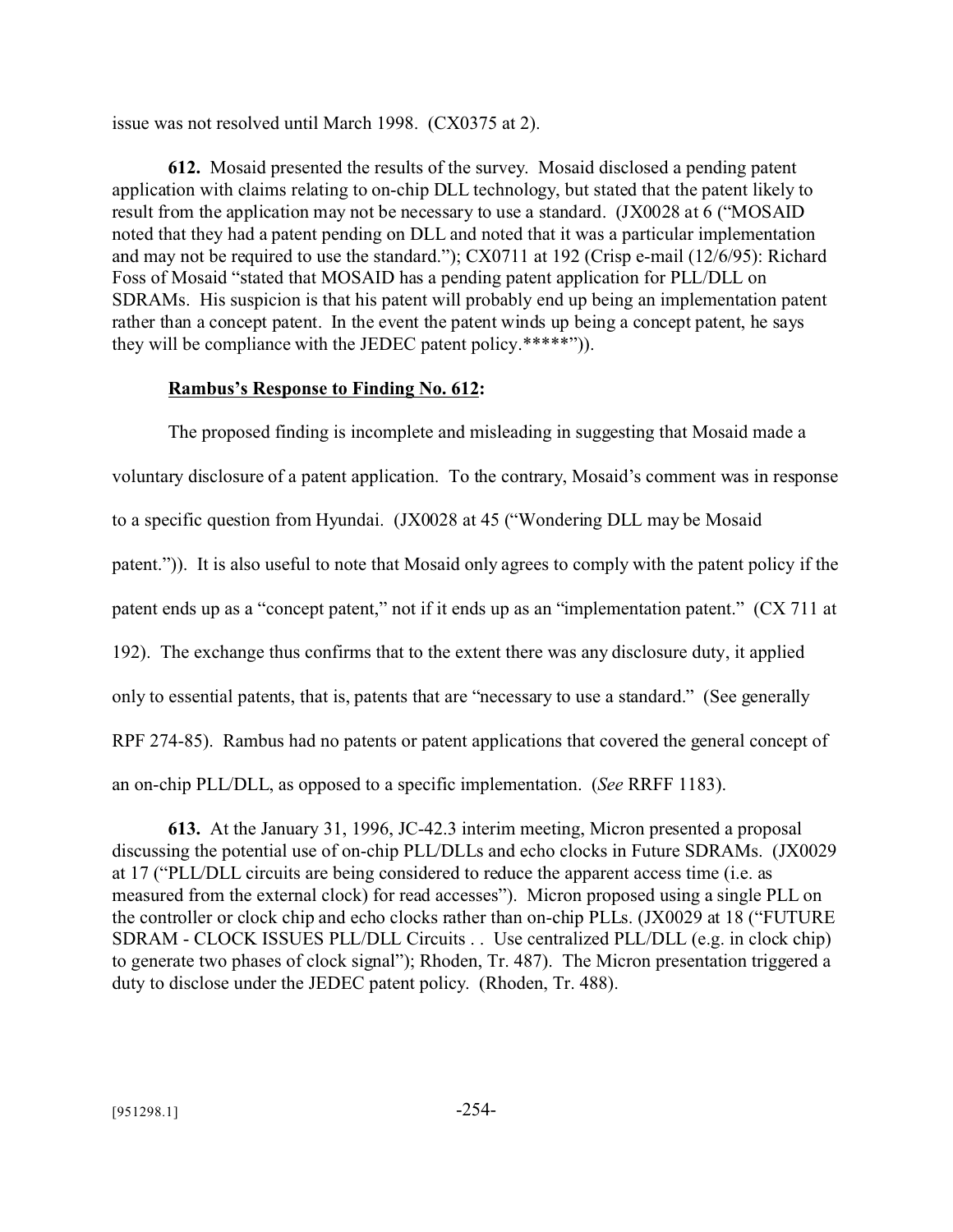issue was not resolved until March 1998. (CX0375 at 2).

**612.** Mosaid presented the results of the survey. Mosaid disclosed a pending patent application with claims relating to on-chip DLL technology, but stated that the patent likely to result from the application may not be necessary to use a standard. (JX0028 at 6 ("MOSAID noted that they had a patent pending on DLL and noted that it was a particular implementation and may not be required to use the standard."); CX0711 at 192 (Crisp e-mail (12/6/95): Richard Foss of Mosaid "stated that MOSAID has a pending patent application for PLL/DLL on SDRAMs. His suspicion is that his patent will probably end up being an implementation patent rather than a concept patent. In the event the patent winds up being a concept patent, he says they will be compliance with the JEDEC patent policy.*****")).

**Rambus's Response to Finding No. 612:**

The proposed finding is incomplete and misleading in suggesting that Mosaid made a voluntary disclosure of a patent application. To the contrary, Mosaid's comment was in response to a specific question from Hyundai. (JX0028 at 45 ("Wondering DLL may be Mosaid patent.")). It is also useful to note that Mosaid only agrees to comply with the patent policy if the patent ends up as a "concept patent," not if it ends up as an "implementation patent." (CX 711 at 192). The exchange thus confirms that to the extent there was any disclosure duty, it applied only to essential patents, that is, patents that are "necessary to use a standard." (See generally RPF 274-85). Rambus had no patents or patent applications that covered the general concept of an on-chip PLL/DLL, as opposed to a specific implementation. (*See* RRFF 1183).

**613.** At the January 31, 1996, JC-42.3 interim meeting, Micron presented a proposal discussing the potential use of on-chip PLL/DLLs and echo clocks in Future SDRAMs. (JX0029 at 17 ("PLL/DLL circuits are being considered to reduce the apparent access time (i.e. as measured from the external clock) for read accesses"). Micron proposed using a single PLL on the controller or clock chip and echo clocks rather than on-chip PLLs. (JX0029 at 18 ("FUTURE SDRAM - CLOCK ISSUES PLL/DLL Circuits . . Use centralized PLL/DLL (e.g. in clock chip) to generate two phases of clock signal"); Rhoden, Tr. 487). The Micron presentation triggered a duty to disclose under the JEDEC patent policy. (Rhoden, Tr. 488).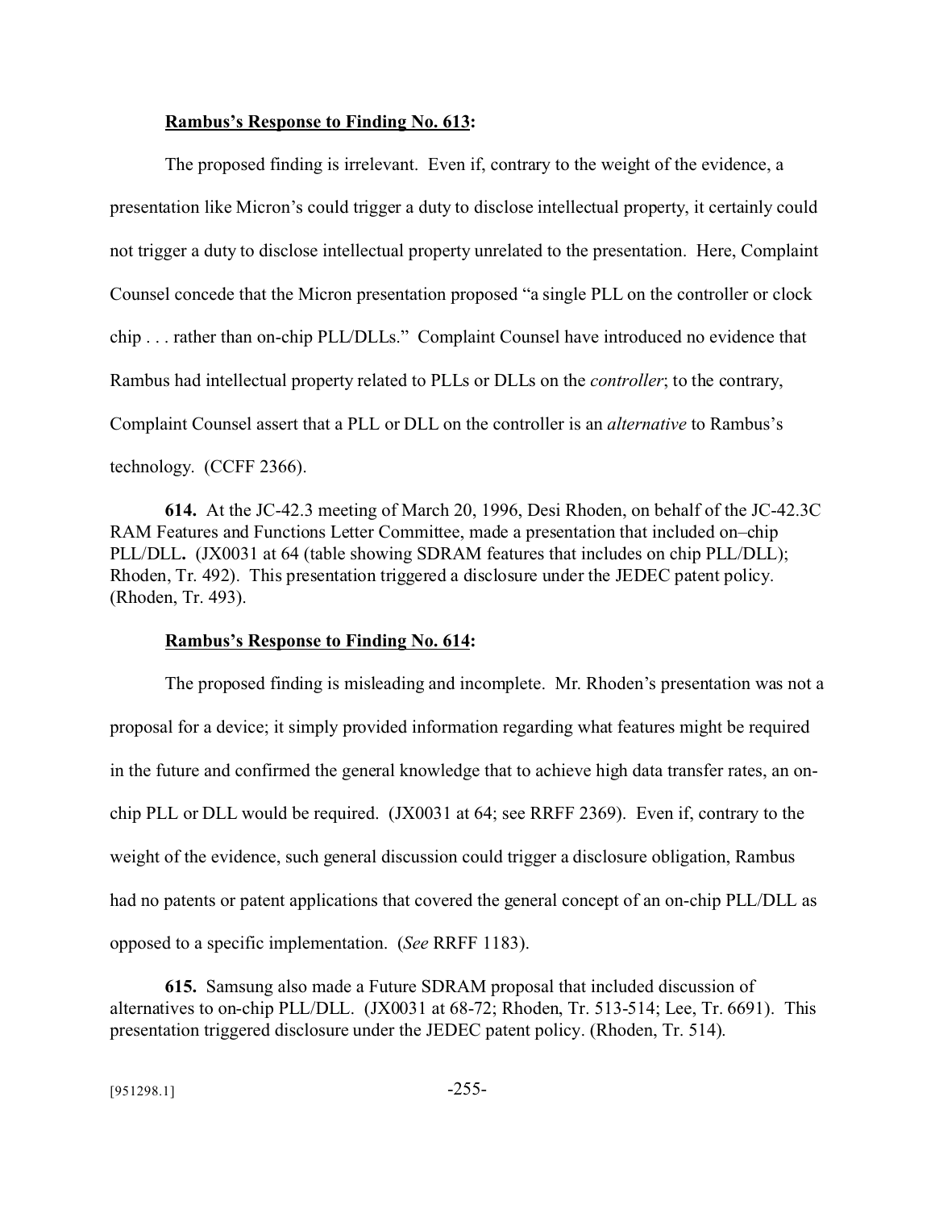**Rambus's Response to Finding No. 613:**

The proposed finding is irrelevant. Even if, contrary to the weight of the evidence, a presentation like Micron's could trigger a duty to disclose intellectual property, it certainly could not trigger a duty to disclose intellectual property unrelated to the presentation. Here, Complaint Counsel concede that the Micron presentation proposed "a single PLL on the controller or clock chip . . . rather than on-chip PLL/DLLs." Complaint Counsel have introduced no evidence that Rambus had intellectual property related to PLLs or DLLs on the *controller*; to the contrary, Complaint Counsel assert that a PLL or DLL on the controller is an *alternative* to Rambus's technology. (CCFF 2366).

**614.** At the JC-42.3 meeting of March 20, 1996, Desi Rhoden, on behalf of the JC-42.3C RAM Features and Functions Letter Committee, made a presentation that included on–chip PLL/DLL**.** (JX0031 at 64 (table showing SDRAM features that includes on chip PLL/DLL); Rhoden, Tr. 492). This presentation triggered a disclosure under the JEDEC patent policy. (Rhoden, Tr. 493).

**Rambus's Response to Finding No. 614:**

The proposed finding is misleading and incomplete. Mr. Rhoden's presentation was not a proposal for a device; it simply provided information regarding what features might be required in the future and confirmed the general knowledge that to achieve high data transfer rates, an on-chip PLL or DLL would be required. (JX0031 at 64; see RRFF 2369). Even if, contrary to the weight of the evidence, such general discussion could trigger a disclosure obligation, Rambus had no patents or patent applications that covered the general concept of an on-chip PLL/DLL as opposed to a specific implementation. (*See* RRFF 1183).

**615.** Samsung also made a Future SDRAM proposal that included discussion of alternatives to on-chip PLL/DLL. (JX0031 at 68-72; Rhoden, Tr. 513-514; Lee, Tr. 6691). This presentation triggered disclosure under the JEDEC patent policy. (Rhoden, Tr. 514).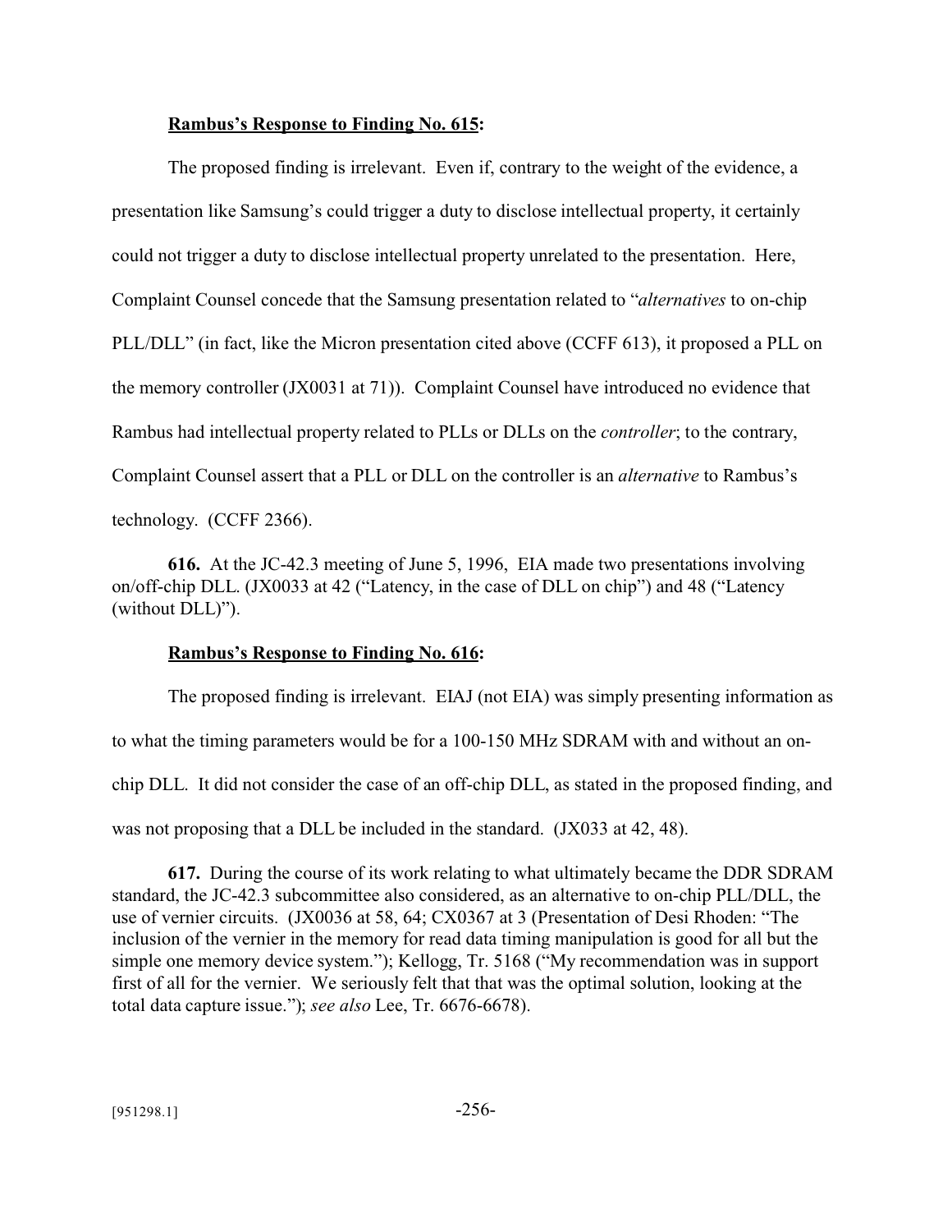**Rambus's Response to Finding No. 615:**

The proposed finding is irrelevant. Even if, contrary to the weight of the evidence, a presentation like Samsung's could trigger a duty to disclose intellectual property, it certainly could not trigger a duty to disclose intellectual property unrelated to the presentation. Here, Complaint Counsel concede that the Samsung presentation related to "*alternatives* to on-chip PLL/DLL" (in fact, like the Micron presentation cited above (CCFF 613), it proposed a PLL on the memory controller (JX0031 at 71)). Complaint Counsel have introduced no evidence that Rambus had intellectual property related to PLLs or DLLs on the *controller*; to the contrary, Complaint Counsel assert that a PLL or DLL on the controller is an *alternative* to Rambus's technology. (CCFF 2366).

**616.** At the JC-42.3 meeting of June 5, 1996, EIA made two presentations involving on/off-chip DLL. (JX0033 at 42 ("Latency, in the case of DLL on chip") and 48 ("Latency (without DLL)").

**Rambus's Response to Finding No. 616:**

The proposed finding is irrelevant. EIAJ (not EIA) was simply presenting information as to what the timing parameters would be for a 100-150 MHz SDRAM with and without an on-chip DLL. It did not consider the case of an off-chip DLL, as stated in the proposed finding, and was not proposing that a DLL be included in the standard. (JX033 at 42, 48).

**617.** During the course of its work relating to what ultimately became the DDR SDRAM standard, the JC-42.3 subcommittee also considered, as an alternative to on-chip PLL/DLL, the use of vernier circuits. (JX0036 at 58, 64; CX0367 at 3 (Presentation of Desi Rhoden: "The inclusion of the vernier in the memory for read data timing manipulation is good for all but the simple one memory device system."); Kellogg, Tr. 5168 ("My recommendation was in support first of all for the vernier. We seriously felt that that was the optimal solution, looking at the total data capture issue."); *see also* Lee, Tr. 6676-6678).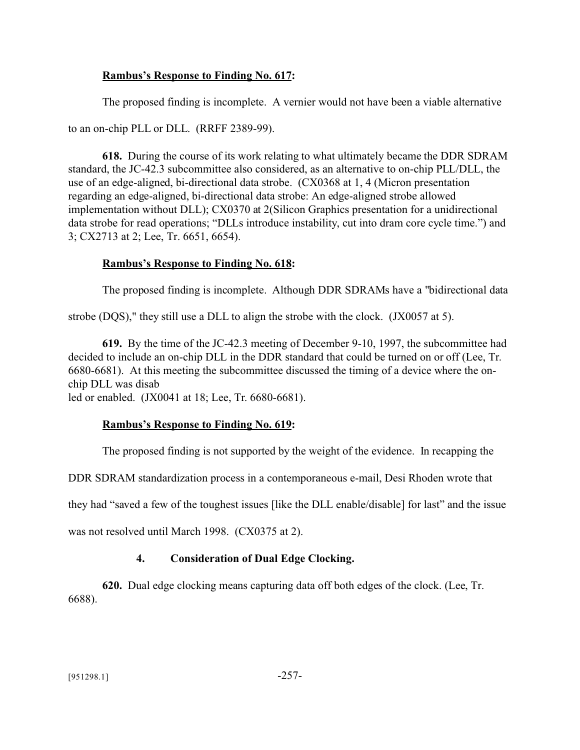**Rambus's Response to Finding No. 617:**

The proposed finding is incomplete. A vernier would not have been a viable alternative to an on-chip PLL or DLL. (RRFF 2389-99).

**618.** During the course of its work relating to what ultimately became the DDR SDRAM standard, the JC-42.3 subcommittee also considered, as an alternative to on-chip PLL/DLL, the use of an edge-aligned, bi-directional data strobe. (CX0368 at 1, 4 (Micron presentation regarding an edge-aligned, bi-directional data strobe: An edge-aligned strobe allowed implementation without DLL); CX0370 at 2(Silicon Graphics presentation for a unidirectional data strobe for read operations; "DLLs introduce instability, cut into dram core cycle time.") and 3; CX2713 at 2; Lee, Tr. 6651, 6654).

**Rambus's Response to Finding No. 618:**

The proposed finding is incomplete. Although DDR SDRAMs have a "bidirectional data strobe (DQS)," they still use a DLL to align the strobe with the clock. (JX0057 at 5).

**619.** By the time of the JC-42.3 meeting of December 9-10, 1997, the subcommittee had decided to include an on-chip DLL in the DDR standard that could be turned on or off (Lee, Tr. 6680-6681). At this meeting the subcommittee discussed the timing of a device where the on-chip DLL was disabled or enabled. (JX0041 at 18; Lee, Tr. 6680-6681).

**Rambus's Response to Finding No. 619:**

The proposed finding is not supported by the weight of the evidence. In recapping the DDR SDRAM standardization process in a contemporaneous e-mail, Desi Rhoden wrote that they had "saved a few of the toughest issues [like the DLL enable/disable] for last" and the issue was not resolved until March 1998. (CX0375 at 2).

### 4. Consideration of Dual Edge Clocking.

**620.** Dual edge clocking means capturing data off both edges of the clock. (Lee, Tr. 6688).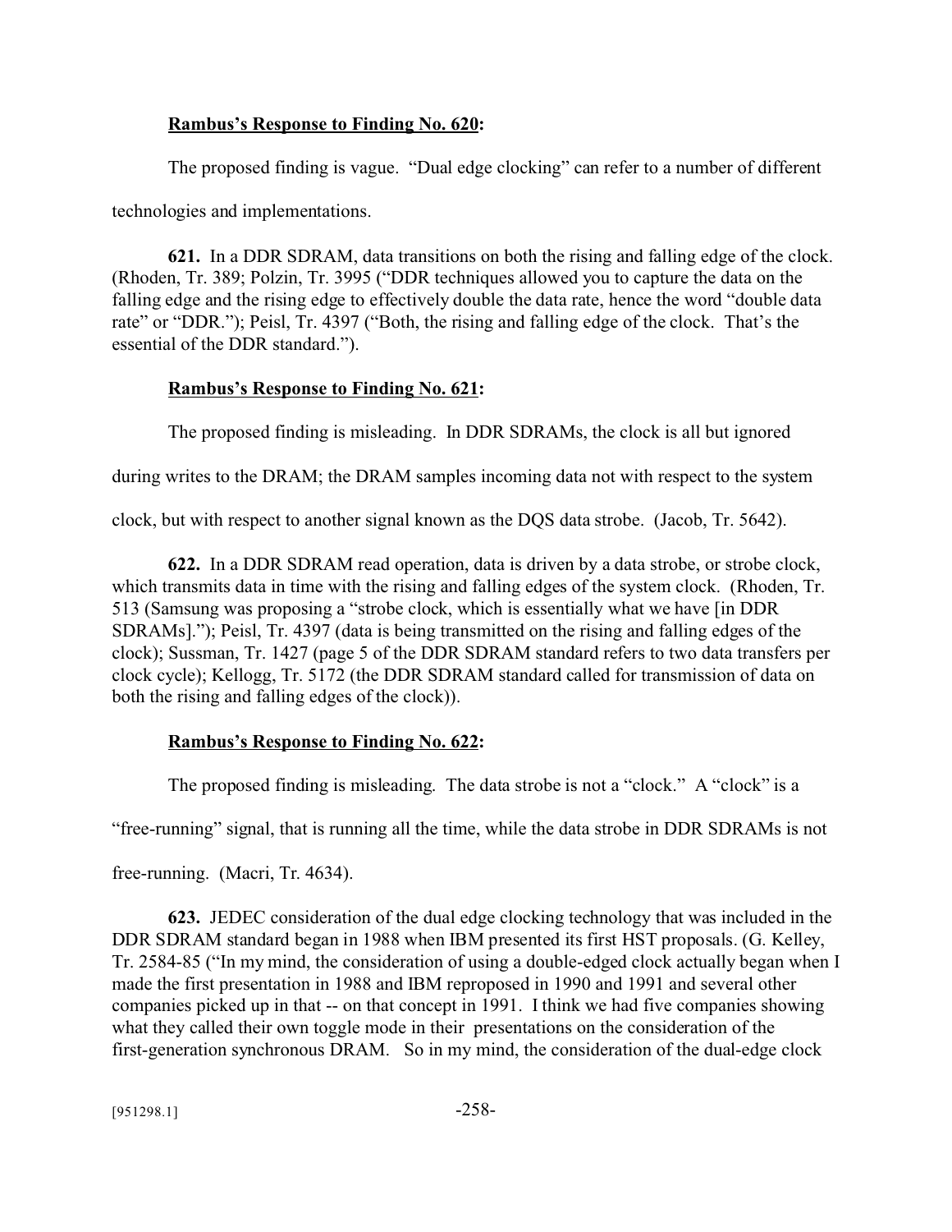**Rambus's Response to Finding No. 620:**

The proposed finding is vague. "Dual edge clocking" can refer to a number of different technologies and implementations.

**621.** In a DDR SDRAM, data transitions on both the rising and falling edge of the clock. (Rhoden, Tr. 389; Polzin, Tr. 3995 ("DDR techniques allowed you to capture the data on the falling edge and the rising edge to effectively double the data rate, hence the word "double data rate" or "DDR."); Peisl, Tr. 4397 ("Both, the rising and falling edge of the clock. That's the essential of the DDR standard.").

**Rambus's Response to Finding No. 621:**

The proposed finding is misleading. In DDR SDRAMs, the clock is all but ignored during writes to the DRAM; the DRAM samples incoming data not with respect to the system clock, but with respect to another signal known as the DQS data strobe. (Jacob, Tr. 5642).

**622.** In a DDR SDRAM read operation, data is driven by a data strobe, or strobe clock, which transmits data in time with the rising and falling edges of the system clock. (Rhoden, Tr. 513 (Samsung was proposing a "strobe clock, which is essentially what we have [in DDR SDRAMs]."); Peisl, Tr. 4397 (data is being transmitted on the rising and falling edges of the clock); Sussman, Tr. 1427 (page 5 of the DDR SDRAM standard refers to two data transfers per clock cycle); Kellogg, Tr. 5172 (the DDR SDRAM standard called for transmission of data on both the rising and falling edges of the clock)).

**Rambus's Response to Finding No. 622:**

The proposed finding is misleading. The data strobe is not a "clock." A "clock" is a "free-running" signal, that is running all the time, while the data strobe in DDR SDRAMs is not free-running. (Macri, Tr. 4634).

**623.** JEDEC consideration of the dual edge clocking technology that was included in the DDR SDRAM standard began in 1988 when IBM presented its first HST proposals. (G. Kelley, Tr. 2584-85 ("In my mind, the consideration of using a double-edged clock actually began when I made the first presentation in 1988 and IBM reproposed in 1990 and 1991 and several other companies picked up in that -- on that concept in 1991. I think we had five companies showing what they called their own toggle mode in their presentations on the consideration of the first-generation synchronous DRAM. So in my mind, the consideration of the dual-edge clock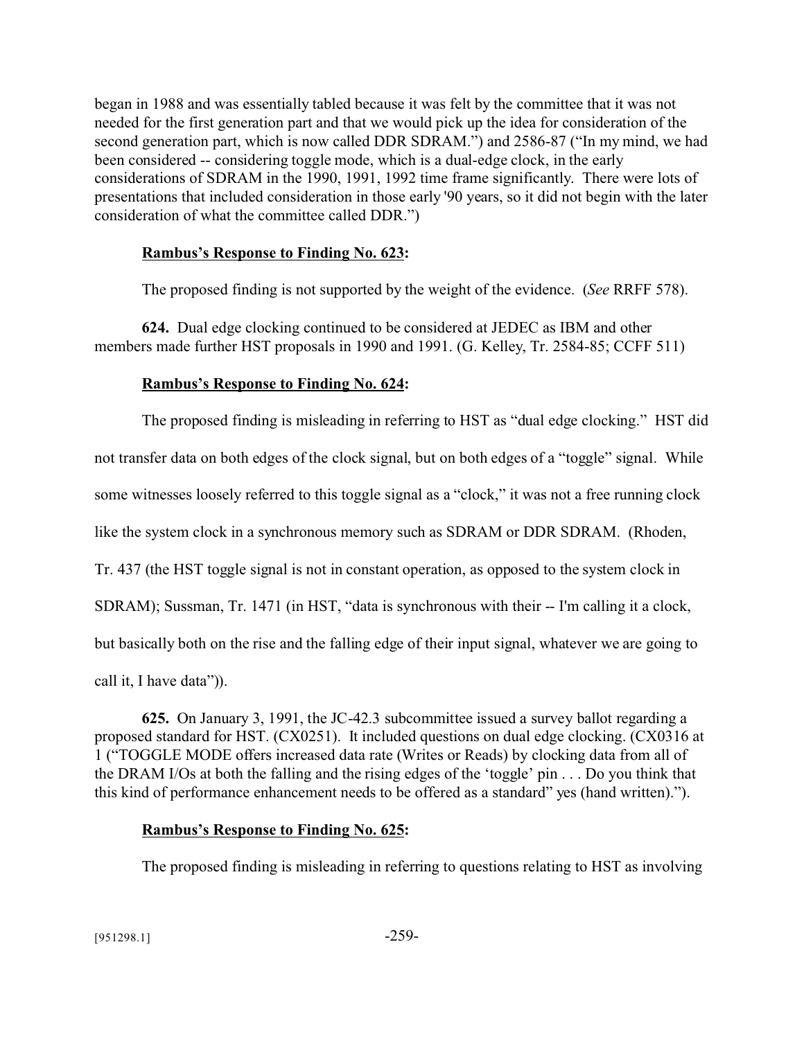began in 1988 and was essentially tabled because it was felt by the committee that it was not needed for the first generation part and that we would pick up the idea for consideration of the second generation part, which is now called DDR SDRAM.") and 2586-87 ("In my mind, we had been considered -- considering toggle mode, which is a dual-edge clock, in the early considerations of SDRAM in the 1990, 1991, 1992 time frame significantly. There were lots of presentations that included consideration in those early '90 years, so it did not begin with the later consideration of what the committee called DDR.")

**Rambus's Response to Finding No. 623:**

The proposed finding is not supported by the weight of the evidence. (*See* RRFF 578).

**624.** Dual edge clocking continued to be considered at JEDEC as IBM and other members made further HST proposals in 1990 and 1991. (G. Kelley, Tr. 2584-85; CCFF 511)

**Rambus's Response to Finding No. 624:**

The proposed finding is misleading in referring to HST as "dual edge clocking." HST did not transfer data on both edges of the clock signal, but on both edges of a "toggle" signal. While some witnesses loosely referred to this toggle signal as a "clock," it was not a free running clock like the system clock in a synchronous memory such as SDRAM or DDR SDRAM. (Rhoden, Tr. 437 (the HST toggle signal is not in constant operation, as opposed to the system clock in SDRAM); Sussman, Tr. 1471 (in HST, "data is synchronous with their -- I'm calling it a clock, but basically both on the rise and the falling edge of their input signal, whatever we are going to call it, I have data")).

**625.** On January 3, 1991, the JC-42.3 subcommittee issued a survey ballot regarding a proposed standard for HST. (CX0251). It included questions on dual edge clocking. (CX0316 at 1 ("TOGGLE MODE offers increased data rate (Writes or Reads) by clocking data from all of the DRAM I/Os at both the falling and the rising edges of the 'toggle' pin . . . Do you think that this kind of performance enhancement needs to be offered as a standard" yes (hand written).").

**Rambus's Response to Finding No. 625:**

The proposed finding is misleading in referring to questions relating to HST as involving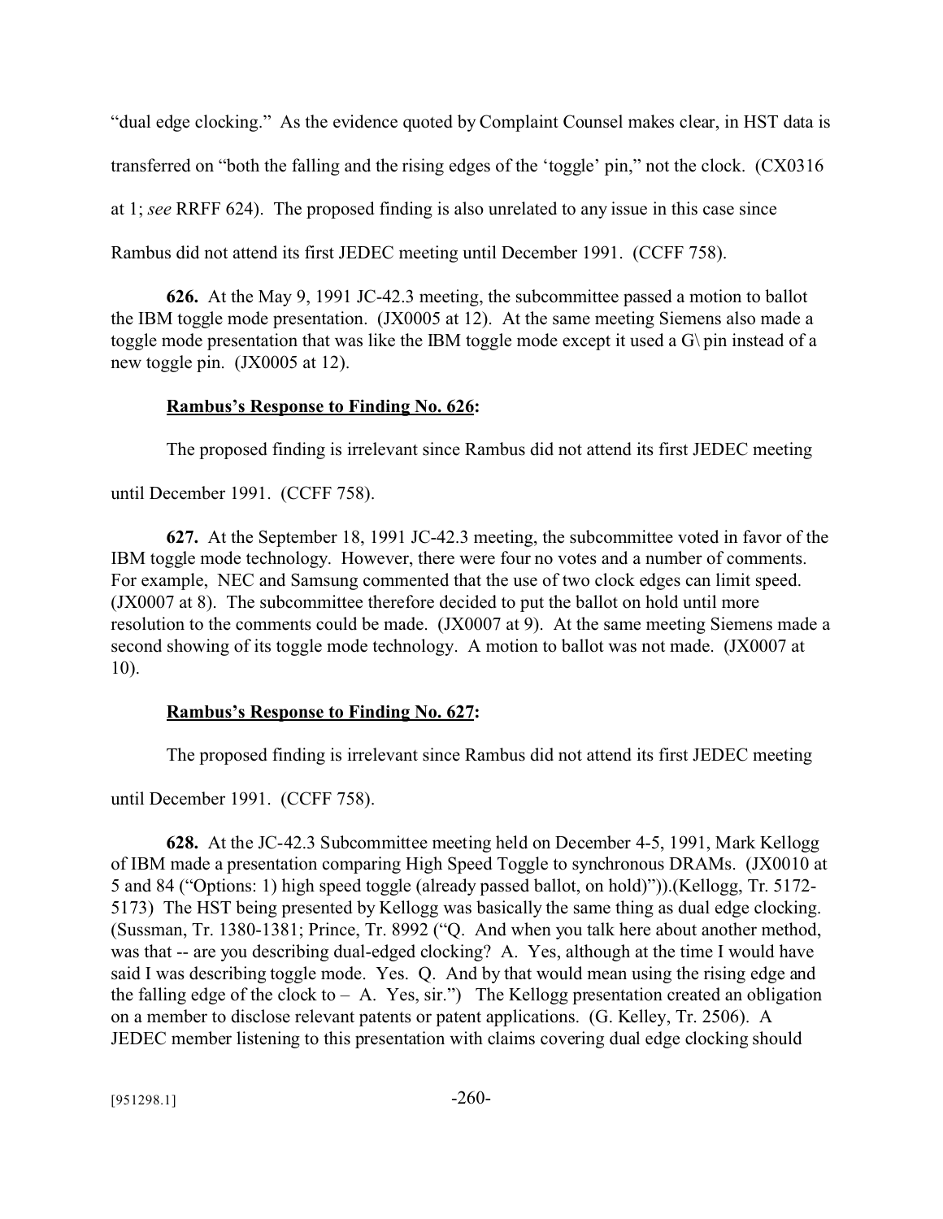"dual edge clocking." As the evidence quoted by Complaint Counsel makes clear, in HST data is transferred on "both the falling and the rising edges of the 'toggle' pin," not the clock. (CX0316 at 1; *see* RRFF 624). The proposed finding is also unrelated to any issue in this case since Rambus did not attend its first JEDEC meeting until December 1991. (CCFF 758).

**626.** At the May 9, 1991 JC-42.3 meeting, the subcommittee passed a motion to ballot the IBM toggle mode presentation. (JX0005 at 12). At the same meeting Siemens also made a toggle mode presentation that was like the IBM toggle mode except it used a G\ pin instead of a new toggle pin. (JX0005 at 12).

**Rambus's Response to Finding No. 626:**

The proposed finding is irrelevant since Rambus did not attend its first JEDEC meeting until December 1991. (CCFF 758).

**627.** At the September 18, 1991 JC-42.3 meeting, the subcommittee voted in favor of the IBM toggle mode technology. However, there were four no votes and a number of comments. For example, NEC and Samsung commented that the use of two clock edges can limit speed. (JX0007 at 8). The subcommittee therefore decided to put the ballot on hold until more resolution to the comments could be made. (JX0007 at 9). At the same meeting Siemens made a second showing of its toggle mode technology. A motion to ballot was not made. (JX0007 at 10).

**Rambus's Response to Finding No. 627:**

The proposed finding is irrelevant since Rambus did not attend its first JEDEC meeting until December 1991. (CCFF 758).

**628.** At the JC-42.3 Subcommittee meeting held on December 4-5, 1991, Mark Kellogg of IBM made a presentation comparing High Speed Toggle to synchronous DRAMs. (JX0010 at 5 and 84 ("Options: 1) high speed toggle (already passed ballot, on hold)")).(Kellogg, Tr. 5172-5173) The HST being presented by Kellogg was basically the same thing as dual edge clocking. (Sussman, Tr. 1380-1381; Prince, Tr. 8992 ("Q. And when you talk here about another method, was that -- are you describing dual-edged clocking? A. Yes, although at the time I would have said I was describing toggle mode. Yes. Q. And by that would mean using the rising edge and the falling edge of the clock to – A. Yes, sir.") The Kellogg presentation created an obligation on a member to disclose relevant patents or patent applications. (G. Kelley, Tr. 2506). A JEDEC member listening to this presentation with claims covering dual edge clocking should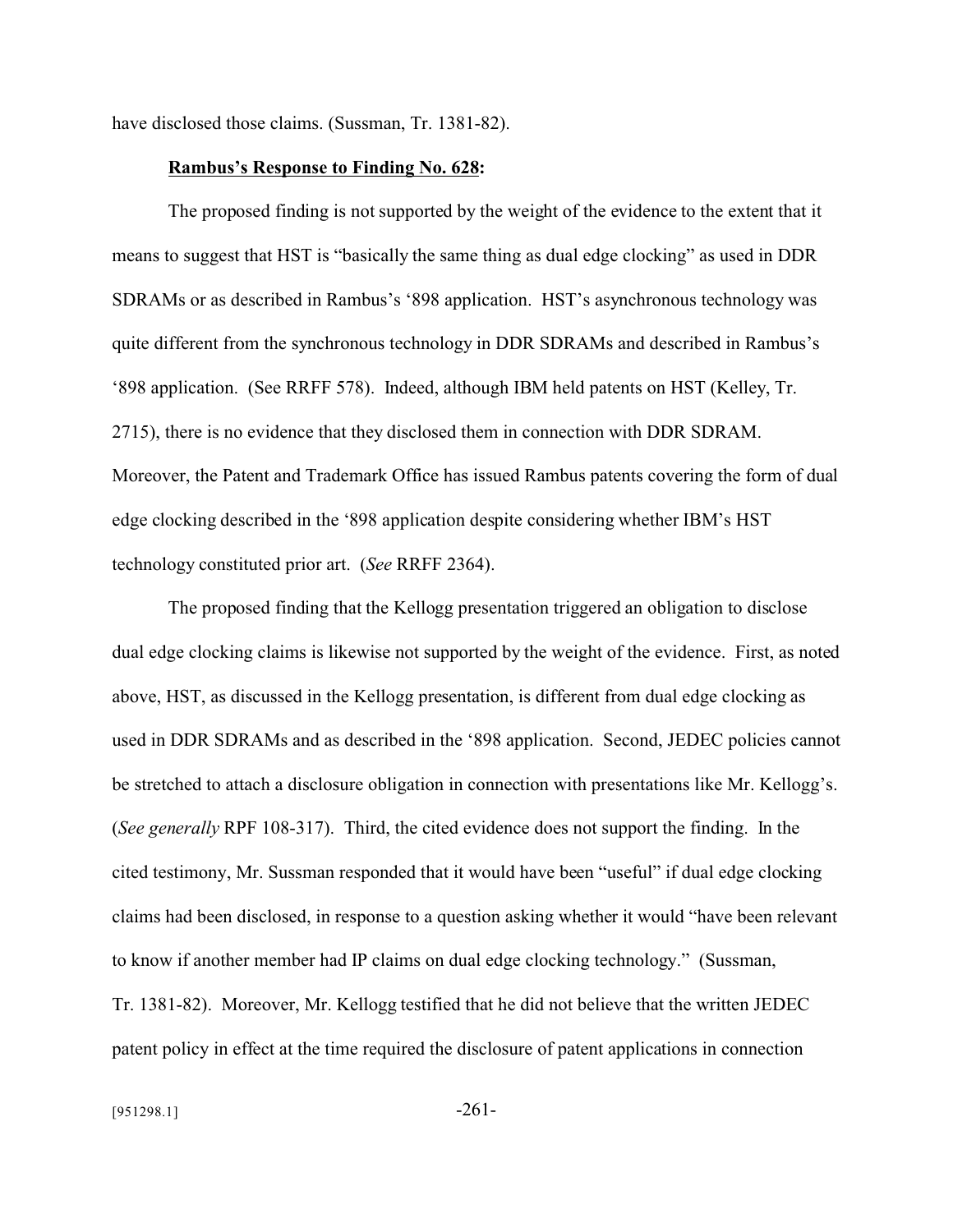have disclosed those claims. (Sussman, Tr. 1381-82).

**Rambus's Response to Finding No. 628:**

The proposed finding is not supported by the weight of the evidence to the extent that it means to suggest that HST is "basically the same thing as dual edge clocking" as used in DDR SDRAMs or as described in Rambus's '898 application. HST's asynchronous technology was quite different from the synchronous technology in DDR SDRAMs and described in Rambus's '898 application. (See RRFF 578). Indeed, although IBM held patents on HST (Kelley, Tr. 2715), there is no evidence that they disclosed them in connection with DDR SDRAM. Moreover, the Patent and Trademark Office has issued Rambus patents covering the form of dual edge clocking described in the '898 application despite considering whether IBM's HST technology constituted prior art. (*See* RRFF 2364).

The proposed finding that the Kellogg presentation triggered an obligation to disclose dual edge clocking claims is likewise not supported by the weight of the evidence. First, as noted above, HST, as discussed in the Kellogg presentation, is different from dual edge clocking as used in DDR SDRAMs and as described in the '898 application. Second, JEDEC policies cannot be stretched to attach a disclosure obligation in connection with presentations like Mr. Kellogg's. (*See generally* RPF 108-317). Third, the cited evidence does not support the finding. In the cited testimony, Mr. Sussman responded that it would have been "useful" if dual edge clocking claims had been disclosed, in response to a question asking whether it would "have been relevant to know if another member had IP claims on dual edge clocking technology." (Sussman, Tr. 1381-82). Moreover, Mr. Kellogg testified that he did not believe that the written JEDEC patent policy in effect at the time required the disclosure of patent applications in connection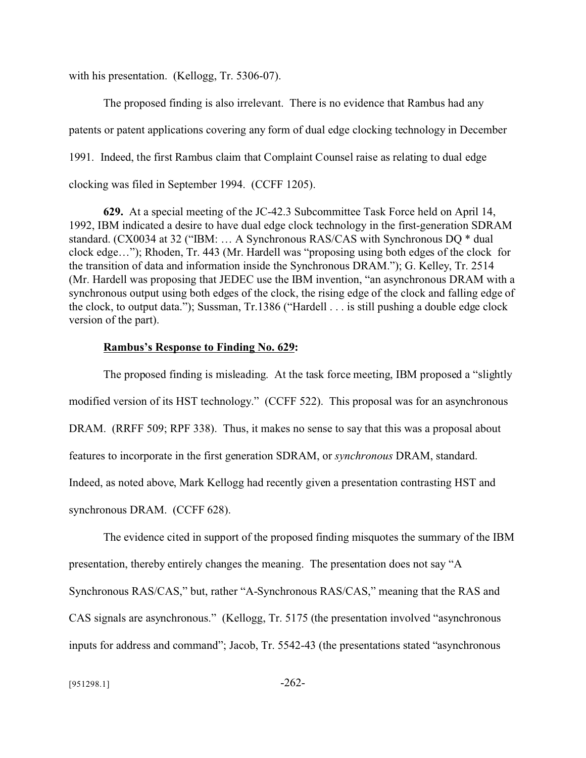with his presentation. (Kellogg, Tr. 5306-07).

The proposed finding is also irrelevant. There is no evidence that Rambus had any patents or patent applications covering any form of dual edge clocking technology in December 1991. Indeed, the first Rambus claim that Complaint Counsel raise as relating to dual edge clocking was filed in September 1994. (CCFF 1205).

**629.** At a special meeting of the JC-42.3 Subcommittee Task Force held on April 14, 1992, IBM indicated a desire to have dual edge clock technology in the first-generation SDRAM standard. (CX0034 at 32 ("IBM: … A Synchronous RAS/CAS with Synchronous DQ * dual clock edge…"); Rhoden, Tr. 443 (Mr. Hardell was "proposing using both edges of the clock for the transition of data and information inside the Synchronous DRAM."); G. Kelley, Tr. 2514 (Mr. Hardell was proposing that JEDEC use the IBM invention, "an asynchronous DRAM with a synchronous output using both edges of the clock, the rising edge of the clock and falling edge of the clock, to output data."); Sussman, Tr.1386 ("Hardell . . . is still pushing a double edge clock version of the part).

**Rambus's Response to Finding No. 629:**

The proposed finding is misleading. At the task force meeting, IBM proposed a "slightly modified version of its HST technology." (CCFF 522). This proposal was for an asynchronous DRAM. (RRFF 509; RPF 338). Thus, it makes no sense to say that this was a proposal about features to incorporate in the first generation SDRAM, or *synchronous* DRAM, standard. Indeed, as noted above, Mark Kellogg had recently given a presentation contrasting HST and synchronous DRAM. (CCFF 628).

The evidence cited in support of the proposed finding misquotes the summary of the IBM presentation, thereby entirely changes the meaning. The presentation does not say "A Synchronous RAS/CAS," but, rather "A-Synchronous RAS/CAS," meaning that the RAS and CAS signals are asynchronous." (Kellogg, Tr. 5175 (the presentation involved "asynchronous inputs for address and command"; Jacob, Tr. 5542-43 (the presentations stated "asynchronous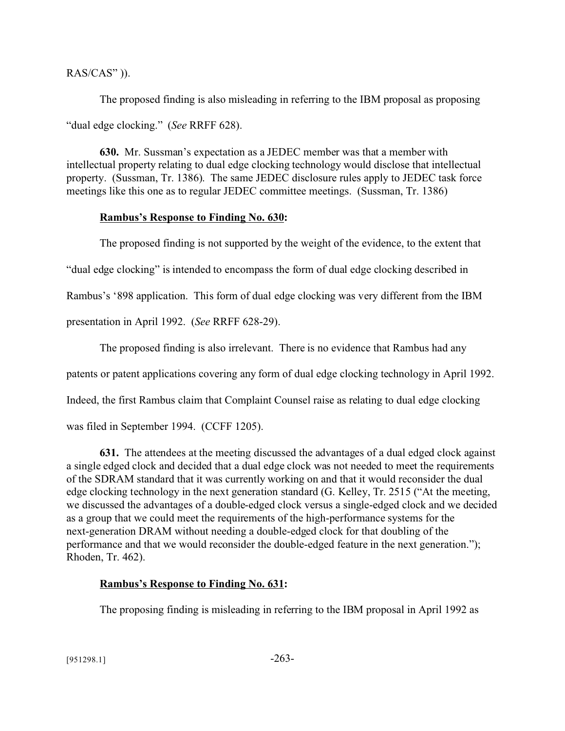RAS/CAS” )).

The proposed finding is also misleading in referring to the IBM proposal as proposing “dual edge clocking.” (*See* RRFF 628).

**630.** Mr. Sussman’s expectation as a JEDEC member was that a member with intellectual property relating to dual edge clocking technology would disclose that intellectual property. (Sussman, Tr. 1386). The same JEDEC disclosure rules apply to JEDEC task force meetings like this one as to regular JEDEC committee meetings. (Sussman, Tr. 1386)

**Rambus’s Response to Finding No. 630:**

The proposed finding is not supported by the weight of the evidence, to the extent that “dual edge clocking” is intended to encompass the form of dual edge clocking described in Rambus’s ‘898 application. This form of dual edge clocking was very different from the IBM presentation in April 1992. (*See* RRFF 628-29).

The proposed finding is also irrelevant. There is no evidence that Rambus had any patents or patent applications covering any form of dual edge clocking technology in April 1992. Indeed, the first Rambus claim that Complaint Counsel raise as relating to dual edge clocking was filed in September 1994. (CCFF 1205).

**631.** The attendees at the meeting discussed the advantages of a dual edged clock against a single edged clock and decided that a dual edge clock was not needed to meet the requirements of the SDRAM standard that it was currently working on and that it would reconsider the dual edge clocking technology in the next generation standard (G. Kelley, Tr. 2515 (“At the meeting, we discussed the advantages of a double-edged clock versus a single-edged clock and we decided as a group that we could meet the requirements of the high-performance systems for the next-generation DRAM without needing a double-edged clock for that doubling of the performance and that we would reconsider the double-edged feature in the next generation.”); Rhoden, Tr. 462).

**Rambus’s Response to Finding No. 631:**

The proposing finding is misleading in referring to the IBM proposal in April 1992 as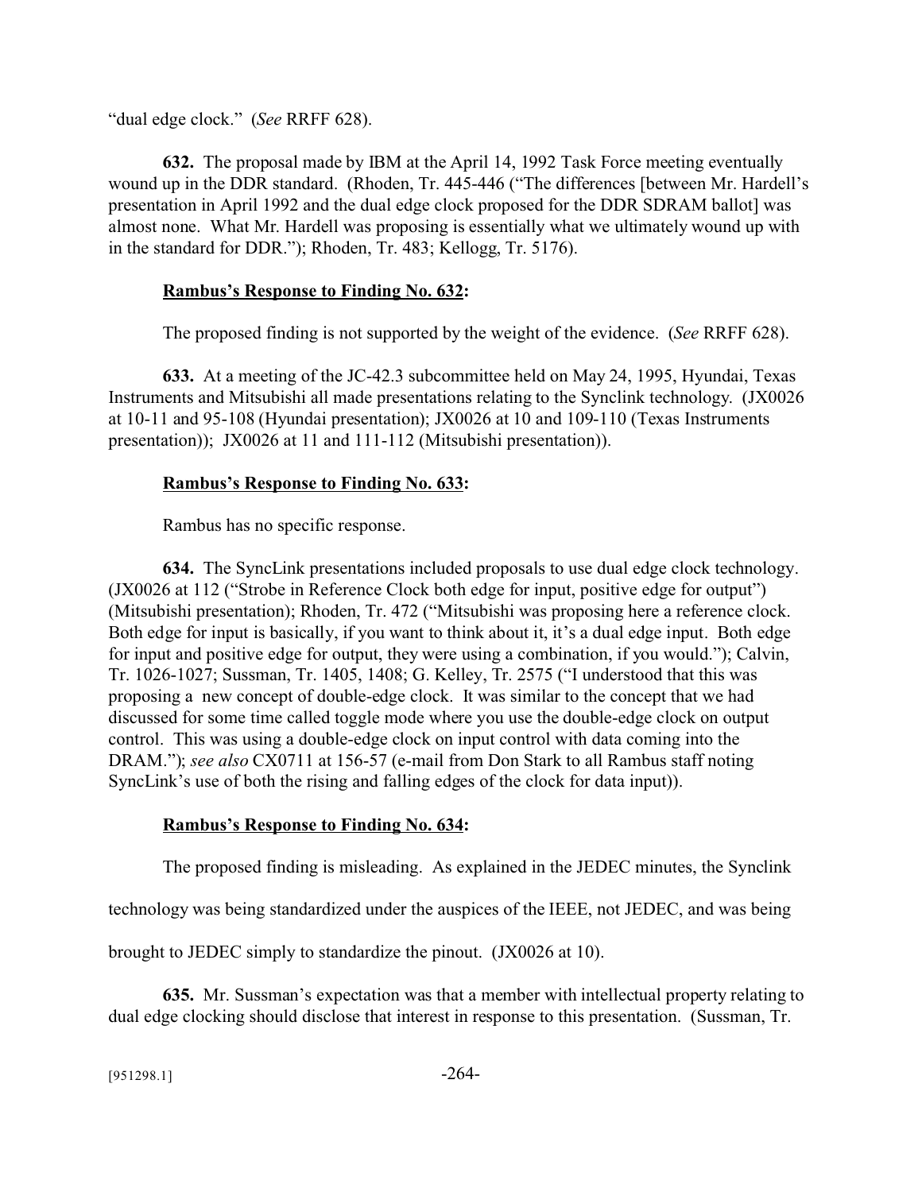"dual edge clock." (*See* RRFF 628).

**632.** The proposal made by IBM at the April 14, 1992 Task Force meeting eventually wound up in the DDR standard. (Rhoden, Tr. 445-446 ("The differences [between Mr. Hardell's presentation in April 1992 and the dual edge clock proposed for the DDR SDRAM ballot] was almost none. What Mr. Hardell was proposing is essentially what we ultimately wound up with in the standard for DDR."); Rhoden, Tr. 483; Kellogg, Tr. 5176).

**<u>Rambus's Response to Finding No. 632</u>:**

The proposed finding is not supported by the weight of the evidence. (*See* RRFF 628).

**633.** At a meeting of the JC-42.3 subcommittee held on May 24, 1995, Hyundai, Texas Instruments and Mitsubishi all made presentations relating to the Synclink technology. (JX0026 at 10-11 and 95-108 (Hyundai presentation); JX0026 at 10 and 109-110 (Texas Instruments presentation)); JX0026 at 11 and 111-112 (Mitsubishi presentation)).

**<u>Rambus's Response to Finding No. 633</u>:**

Rambus has no specific response.

**634.** The SyncLink presentations included proposals to use dual edge clock technology. (JX0026 at 112 ("Strobe in Reference Clock both edge for input, positive edge for output") (Mitsubishi presentation); Rhoden, Tr. 472 ("Mitsubishi was proposing here a reference clock. Both edge for input is basically, if you want to think about it, it's a dual edge input. Both edge for input and positive edge for output, they were using a combination, if you would."); Calvin, Tr. 1026-1027; Sussman, Tr. 1405, 1408; G. Kelley, Tr. 2575 ("I understood that this was proposing a new concept of double-edge clock. It was similar to the concept that we had discussed for some time called toggle mode where you use the double-edge clock on output control. This was using a double-edge clock on input control with data coming into the DRAM."); *see also* CX0711 at 156-57 (e-mail from Don Stark to all Rambus staff noting SyncLink's use of both the rising and falling edges of the clock for data input)).

**<u>Rambus's Response to Finding No. 634</u>:**

The proposed finding is misleading. As explained in the JEDEC minutes, the Synclink technology was being standardized under the auspices of the IEEE, not JEDEC, and was being brought to JEDEC simply to standardize the pinout. (JX0026 at 10).

**635.** Mr. Sussman's expectation was that a member with intellectual property relating to dual edge clocking should disclose that interest in response to this presentation. (Sussman, Tr.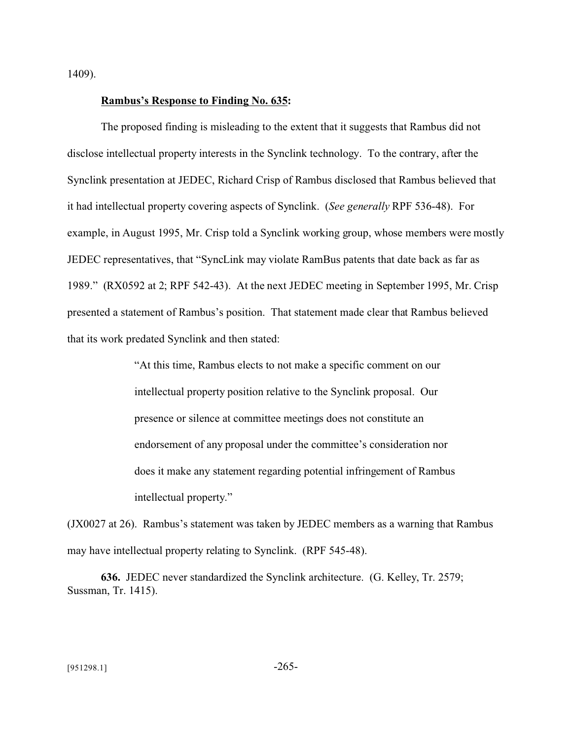1409).

**Rambus's Response to Finding No. 635:**

The proposed finding is misleading to the extent that it suggests that Rambus did not disclose intellectual property interests in the Synclink technology. To the contrary, after the Synclink presentation at JEDEC, Richard Crisp of Rambus disclosed that Rambus believed that it had intellectual property covering aspects of Synclink. (*See generally* RPF 536-48). For example, in August 1995, Mr. Crisp told a Synclink working group, whose members were mostly JEDEC representatives, that "SyncLink may violate RamBus patents that date back as far as 1989." (RX0592 at 2; RPF 542-43). At the next JEDEC meeting in September 1995, Mr. Crisp presented a statement of Rambus's position. That statement made clear that Rambus believed that its work predated Synclink and then stated:

> "At this time, Rambus elects to not make a specific comment on our intellectual property position relative to the Synclink proposal. Our presence or silence at committee meetings does not constitute an endorsement of any proposal under the committee's consideration nor does it make any statement regarding potential infringement of Rambus intellectual property."

(JX0027 at 26). Rambus's statement was taken by JEDEC members as a warning that Rambus may have intellectual property relating to Synclink. (RPF 545-48).

**636.** JEDEC never standardized the Synclink architecture. (G. Kelley, Tr. 2579; Sussman, Tr. 1415).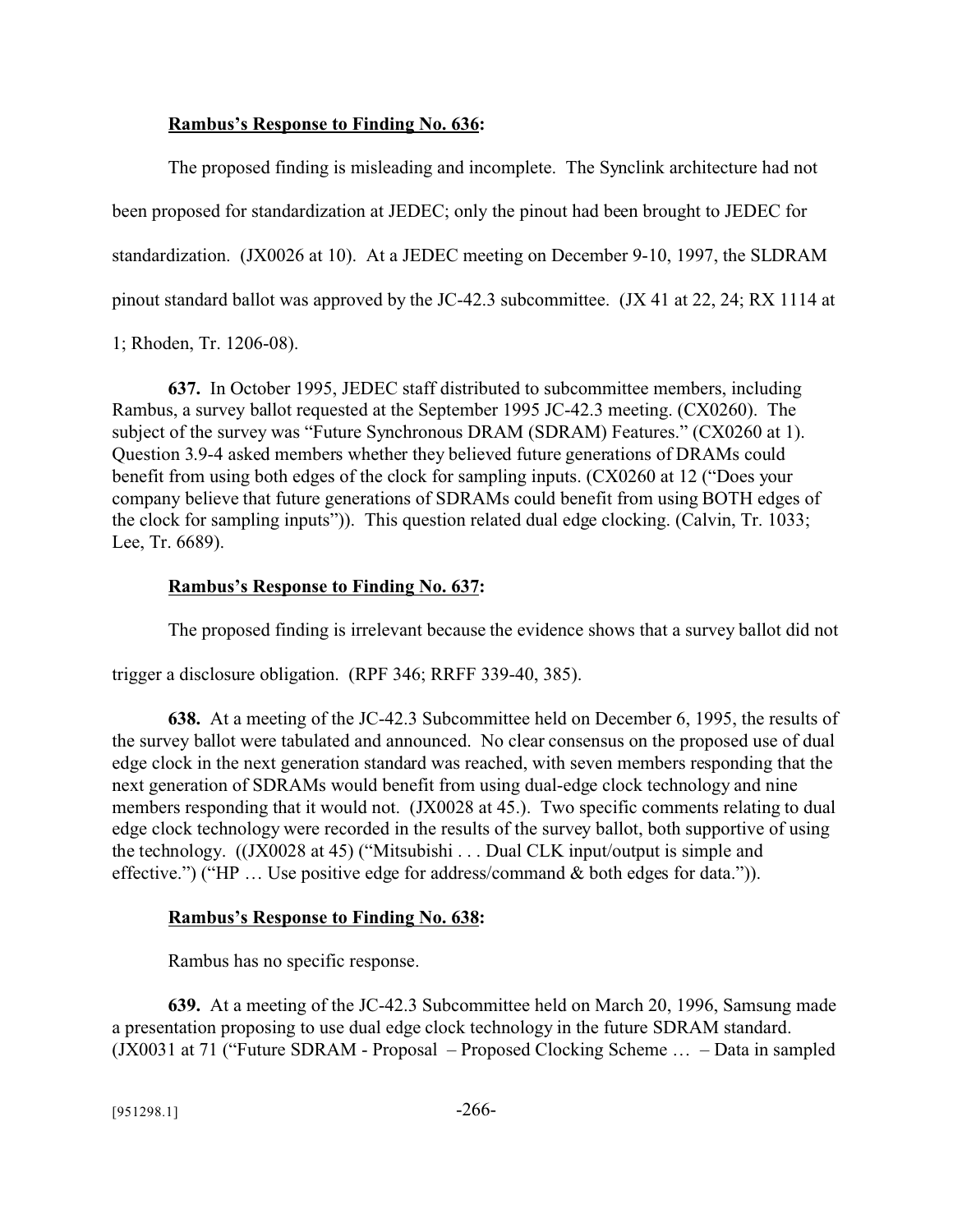**Rambus's Response to Finding No. 636:**

The proposed finding is misleading and incomplete. The Synclink architecture had not been proposed for standardization at JEDEC; only the pinout had been brought to JEDEC for standardization. (JX0026 at 10). At a JEDEC meeting on December 9-10, 1997, the SLDRAM pinout standard ballot was approved by the JC-42.3 subcommittee. (JX 41 at 22, 24; RX 1114 at 1; Rhoden, Tr. 1206-08).

**637.** In October 1995, JEDEC staff distributed to subcommittee members, including Rambus, a survey ballot requested at the September 1995 JC-42.3 meeting. (CX0260). The subject of the survey was "Future Synchronous DRAM (SDRAM) Features." (CX0260 at 1). Question 3.9-4 asked members whether they believed future generations of DRAMs could benefit from using both edges of the clock for sampling inputs. (CX0260 at 12 ("Does your company believe that future generations of SDRAMs could benefit from using BOTH edges of the clock for sampling inputs")). This question related dual edge clocking. (Calvin, Tr. 1033; Lee, Tr. 6689).

**Rambus's Response to Finding No. 637:**

The proposed finding is irrelevant because the evidence shows that a survey ballot did not trigger a disclosure obligation. (RPF 346; RRFF 339-40, 385).

**638.** At a meeting of the JC-42.3 Subcommittee held on December 6, 1995, the results of the survey ballot were tabulated and announced. No clear consensus on the proposed use of dual edge clock in the next generation standard was reached, with seven members responding that the next generation of SDRAMs would benefit from using dual-edge clock technology and nine members responding that it would not. (JX0028 at 45.). Two specific comments relating to dual edge clock technology were recorded in the results of the survey ballot, both supportive of using the technology. ((JX0028 at 45) ("Mitsubishi . . . Dual CLK input/output is simple and effective.") ("HP … Use positive edge for address/command & both edges for data.")).

**Rambus's Response to Finding No. 638:**

Rambus has no specific response.

**639.** At a meeting of the JC-42.3 Subcommittee held on March 20, 1996, Samsung made a presentation proposing to use dual edge clock technology in the future SDRAM standard. (JX0031 at 71 ("Future SDRAM - Proposal – Proposed Clocking Scheme … – Data in sampled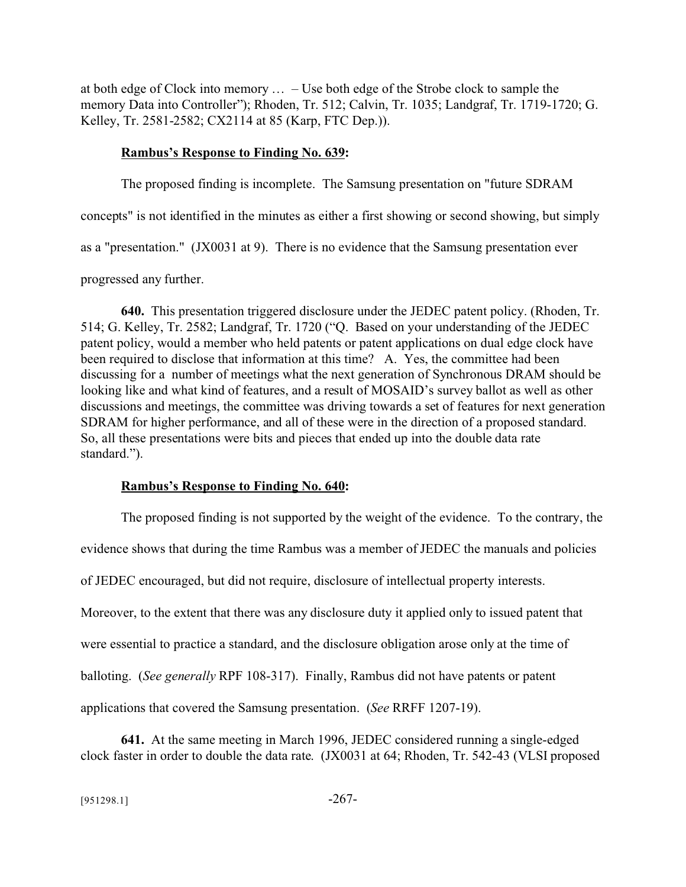at both edge of Clock into memory … – Use both edge of the Strobe clock to sample the memory Data into Controller"); Rhoden, Tr. 512; Calvin, Tr. 1035; Landgraf, Tr. 1719-1720; G. Kelley, Tr. 2581-2582; CX2114 at 85 (Karp, FTC Dep.)).

**Rambus's Response to Finding No. 639:**

The proposed finding is incomplete. The Samsung presentation on "future SDRAM concepts" is not identified in the minutes as either a first showing or second showing, but simply as a "presentation." (JX0031 at 9). There is no evidence that the Samsung presentation ever progressed any further.

**640.** This presentation triggered disclosure under the JEDEC patent policy. (Rhoden, Tr. 514; G. Kelley, Tr. 2582; Landgraf, Tr. 1720 ("Q. Based on your understanding of the JEDEC patent policy, would a member who held patents or patent applications on dual edge clock have been required to disclose that information at this time? A. Yes, the committee had been discussing for a number of meetings what the next generation of Synchronous DRAM should be looking like and what kind of features, and a result of MOSAID's survey ballot as well as other discussions and meetings, the committee was driving towards a set of features for next generation SDRAM for higher performance, and all of these were in the direction of a proposed standard. So, all these presentations were bits and pieces that ended up into the double data rate standard.").

**Rambus's Response to Finding No. 640:**

The proposed finding is not supported by the weight of the evidence. To the contrary, the evidence shows that during the time Rambus was a member of JEDEC the manuals and policies of JEDEC encouraged, but did not require, disclosure of intellectual property interests. Moreover, to the extent that there was any disclosure duty it applied only to issued patent that were essential to practice a standard, and the disclosure obligation arose only at the time of balloting. (*See generally* RPF 108-317). Finally, Rambus did not have patents or patent applications that covered the Samsung presentation. (*See* RRFF 1207-19).

**641.** At the same meeting in March 1996, JEDEC considered running a single-edged clock faster in order to double the data rate. (JX0031 at 64; Rhoden, Tr. 542-43 (VLSI proposed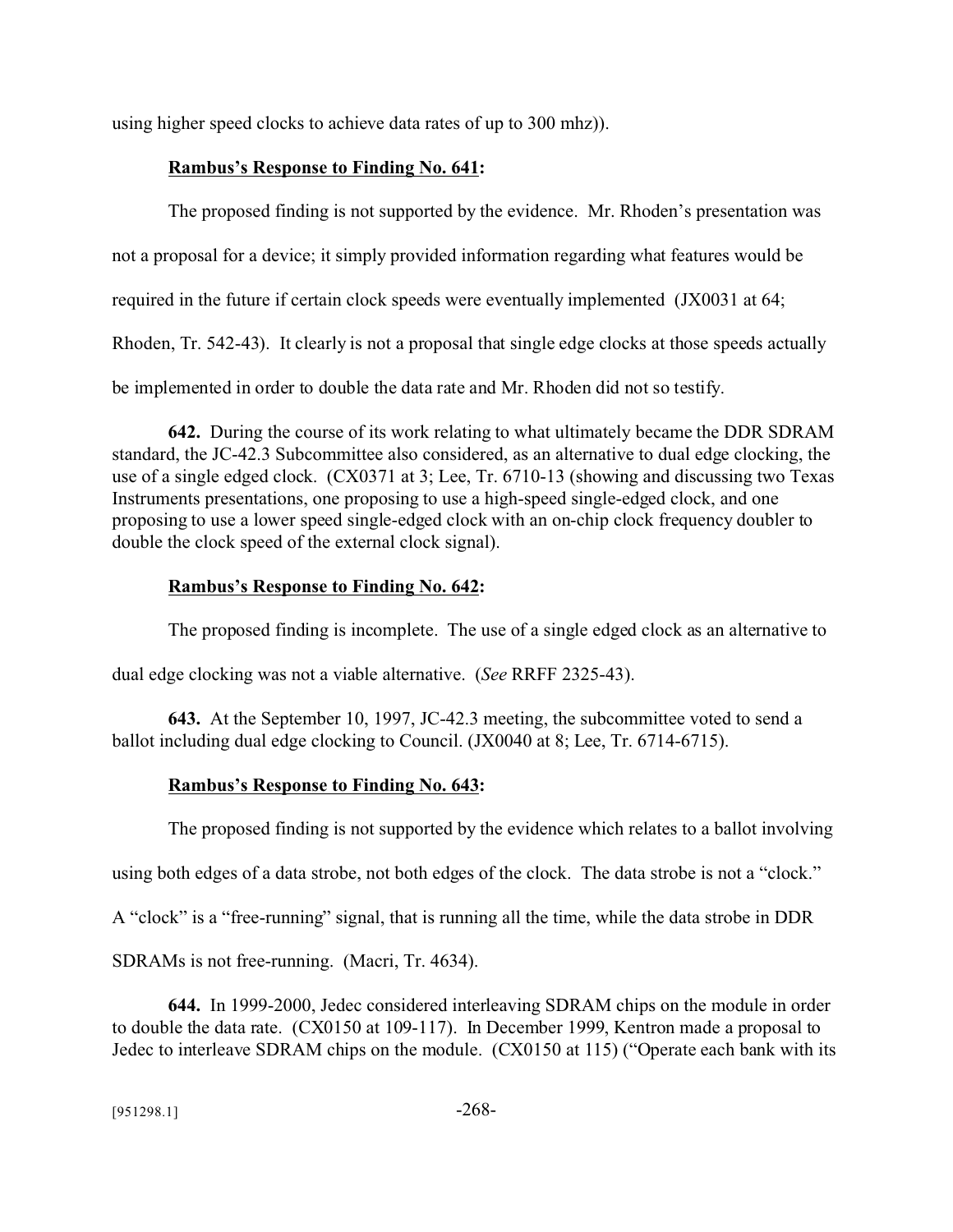using higher speed clocks to achieve data rates of up to 300 mhz)).

**Rambus's Response to Finding No. 641:**

The proposed finding is not supported by the evidence. Mr. Rhoden's presentation was not a proposal for a device; it simply provided information regarding what features would be required in the future if certain clock speeds were eventually implemented (JX0031 at 64; Rhoden, Tr. 542-43). It clearly is not a proposal that single edge clocks at those speeds actually be implemented in order to double the data rate and Mr. Rhoden did not so testify.

**642.** During the course of its work relating to what ultimately became the DDR SDRAM standard, the JC-42.3 Subcommittee also considered, as an alternative to dual edge clocking, the use of a single edged clock. (CX0371 at 3; Lee, Tr. 6710-13 (showing and discussing two Texas Instruments presentations, one proposing to use a high-speed single-edged clock, and one proposing to use a lower speed single-edged clock with an on-chip clock frequency doubler to double the clock speed of the external clock signal).

**Rambus's Response to Finding No. 642:**

The proposed finding is incomplete. The use of a single edged clock as an alternative to dual edge clocking was not a viable alternative. (*See* RRFF 2325-43).

**643.** At the September 10, 1997, JC-42.3 meeting, the subcommittee voted to send a ballot including dual edge clocking to Council. (JX0040 at 8; Lee, Tr. 6714-6715).

**Rambus's Response to Finding No. 643:**

The proposed finding is not supported by the evidence which relates to a ballot involving using both edges of a data strobe, not both edges of the clock. The data strobe is not a "clock." A "clock" is a "free-running" signal, that is running all the time, while the data strobe in DDR SDRAMs is not free-running. (Macri, Tr. 4634).

**644.** In 1999-2000, Jedec considered interleaving SDRAM chips on the module in order to double the data rate. (CX0150 at 109-117). In December 1999, Kentron made a proposal to Jedec to interleave SDRAM chips on the module. (CX0150 at 115) ("Operate each bank with its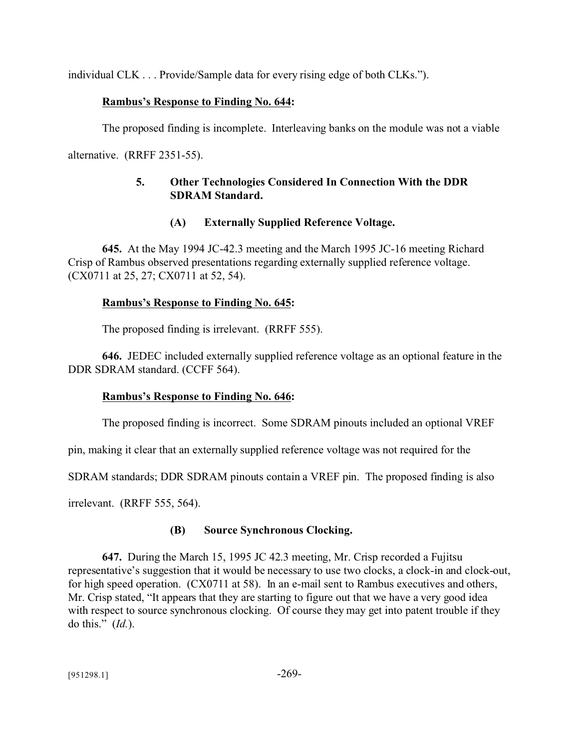individual CLK . . . Provide/Sample data for every rising edge of both CLKs.").

**Rambus's Response to Finding No. 644:**

The proposed finding is incomplete. Interleaving banks on the module was not a viable alternative. (RRFF 2351-55).

### 5. Other Technologies Considered In Connection With the DDR SDRAM Standard.

#### (A) Externally Supplied Reference Voltage.

**645.** At the May 1994 JC-42.3 meeting and the March 1995 JC-16 meeting Richard Crisp of Rambus observed presentations regarding externally supplied reference voltage. (CX0711 at 25, 27; CX0711 at 52, 54).

**Rambus's Response to Finding No. 645:**

The proposed finding is irrelevant. (RRFF 555).

**646.** JEDEC included externally supplied reference voltage as an optional feature in the DDR SDRAM standard. (CCFF 564).

**Rambus's Response to Finding No. 646:**

The proposed finding is incorrect. Some SDRAM pinouts included an optional VREF pin, making it clear that an externally supplied reference voltage was not required for the SDRAM standards; DDR SDRAM pinouts contain a VREF pin. The proposed finding is also irrelevant. (RRFF 555, 564).

#### (B) Source Synchronous Clocking.

**647.** During the March 15, 1995 JC 42.3 meeting, Mr. Crisp recorded a Fujitsu representative's suggestion that it would be necessary to use two clocks, a clock-in and clock-out, for high speed operation. (CX0711 at 58). In an e-mail sent to Rambus executives and others, Mr. Crisp stated, "It appears that they are starting to figure out that we have a very good idea with respect to source synchronous clocking. Of course they may get into patent trouble if they do this." (*Id.*).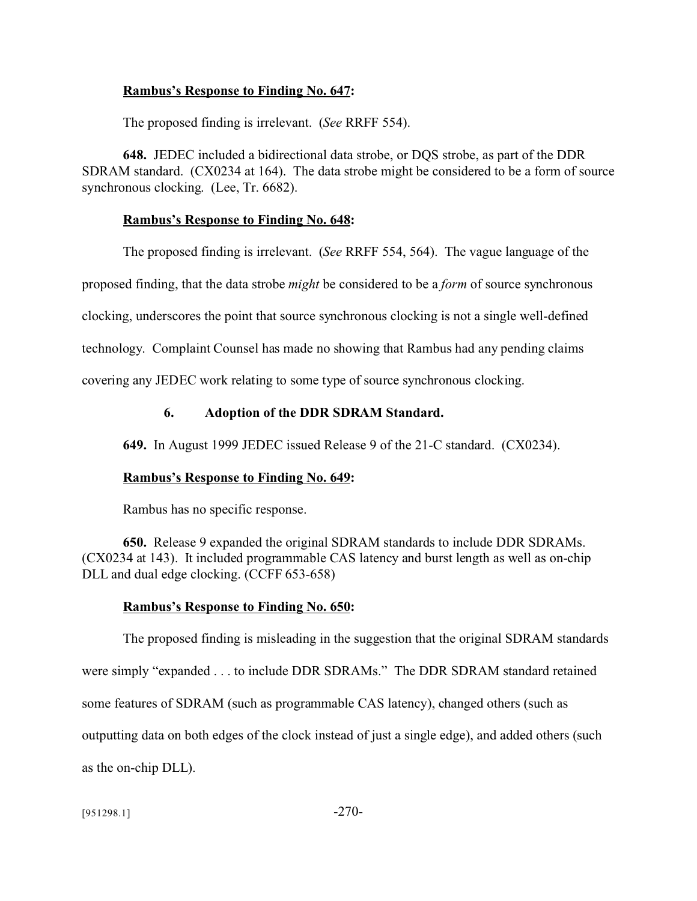**Rambus's Response to Finding No. 647:**

The proposed finding is irrelevant. (*See* RRFF 554).

**648.** JEDEC included a bidirectional data strobe, or DQS strobe, as part of the DDR SDRAM standard. (CX0234 at 164). The data strobe might be considered to be a form of source synchronous clocking. (Lee, Tr. 6682).

**Rambus's Response to Finding No. 648:**

The proposed finding is irrelevant. (*See* RRFF 554, 564). The vague language of the proposed finding, that the data strobe *might* be considered to be a *form* of source synchronous clocking, underscores the point that source synchronous clocking is not a single well-defined technology. Complaint Counsel has made no showing that Rambus had any pending claims covering any JEDEC work relating to some type of source synchronous clocking.

### 6. Adoption of the DDR SDRAM Standard.

**649.** In August 1999 JEDEC issued Release 9 of the 21-C standard. (CX0234).

**Rambus's Response to Finding No. 649:**

Rambus has no specific response.

**650.** Release 9 expanded the original SDRAM standards to include DDR SDRAMs. (CX0234 at 143). It included programmable CAS latency and burst length as well as on-chip DLL and dual edge clocking. (CCFF 653-658)

**Rambus's Response to Finding No. 650:**

The proposed finding is misleading in the suggestion that the original SDRAM standards were simply "expanded . . . to include DDR SDRAMs." The DDR SDRAM standard retained some features of SDRAM (such as programmable CAS latency), changed others (such as outputting data on both edges of the clock instead of just a single edge), and added others (such as the on-chip DLL).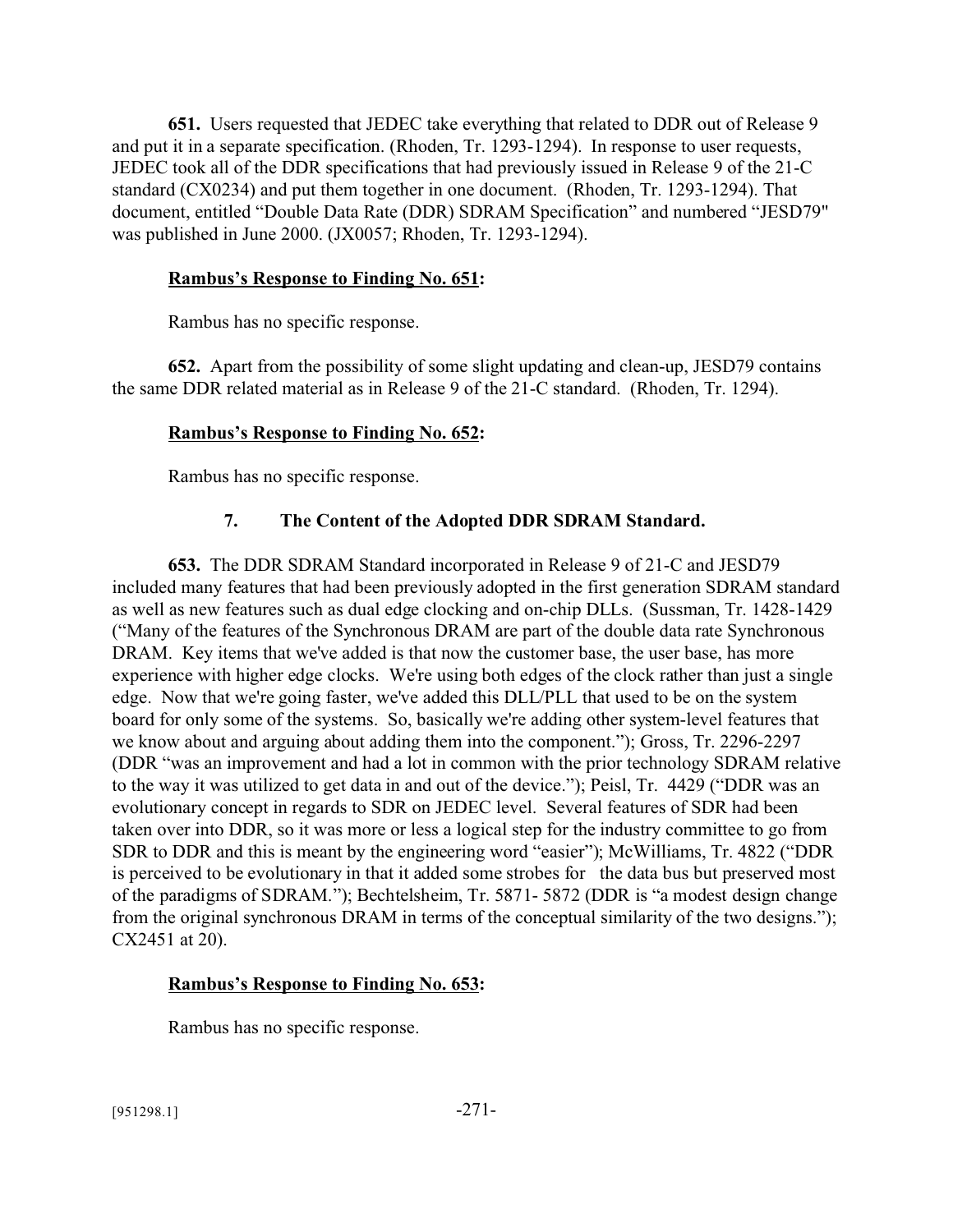**651.** Users requested that JEDEC take everything that related to DDR out of Release 9 and put it in a separate specification. (Rhoden, Tr. 1293-1294). In response to user requests, JEDEC took all of the DDR specifications that had previously issued in Release 9 of the 21-C standard (CX0234) and put them together in one document. (Rhoden, Tr. 1293-1294). That document, entitled "Double Data Rate (DDR) SDRAM Specification" and numbered "JESD79" was published in June 2000. (JX0057; Rhoden, Tr. 1293-1294).

**Rambus's Response to Finding No. 651:**

Rambus has no specific response.

**652.** Apart from the possibility of some slight updating and clean-up, JESD79 contains the same DDR related material as in Release 9 of the 21-C standard. (Rhoden, Tr. 1294).

**Rambus's Response to Finding No. 652:**

Rambus has no specific response.

### 7. The Content of the Adopted DDR SDRAM Standard.

**653.** The DDR SDRAM Standard incorporated in Release 9 of 21-C and JESD79 included many features that had been previously adopted in the first generation SDRAM standard as well as new features such as dual edge clocking and on-chip DLLs. (Sussman, Tr. 1428-1429 ("Many of the features of the Synchronous DRAM are part of the double data rate Synchronous DRAM. Key items that we've added is that now the customer base, the user base, has more experience with higher edge clocks. We're using both edges of the clock rather than just a single edge. Now that we're going faster, we've added this DLL/PLL that used to be on the system board for only some of the systems. So, basically we're adding other system-level features that we know about and arguing about adding them into the component."); Gross, Tr. 2296-2297 (DDR "was an improvement and had a lot in common with the prior technology SDRAM relative to the way it was utilized to get data in and out of the device."); Peisl, Tr. 4429 ("DDR was an evolutionary concept in regards to SDR on JEDEC level. Several features of SDR had been taken over into DDR, so it was more or less a logical step for the industry committee to go from SDR to DDR and this is meant by the engineering word "easier"); McWilliams, Tr. 4822 ("DDR is perceived to be evolutionary in that it added some strobes for the data bus but preserved most of the paradigms of SDRAM."); Bechtelsheim, Tr. 5871- 5872 (DDR is "a modest design change from the original synchronous DRAM in terms of the conceptual similarity of the two designs."); CX2451 at 20).

**Rambus's Response to Finding No. 653:**

Rambus has no specific response.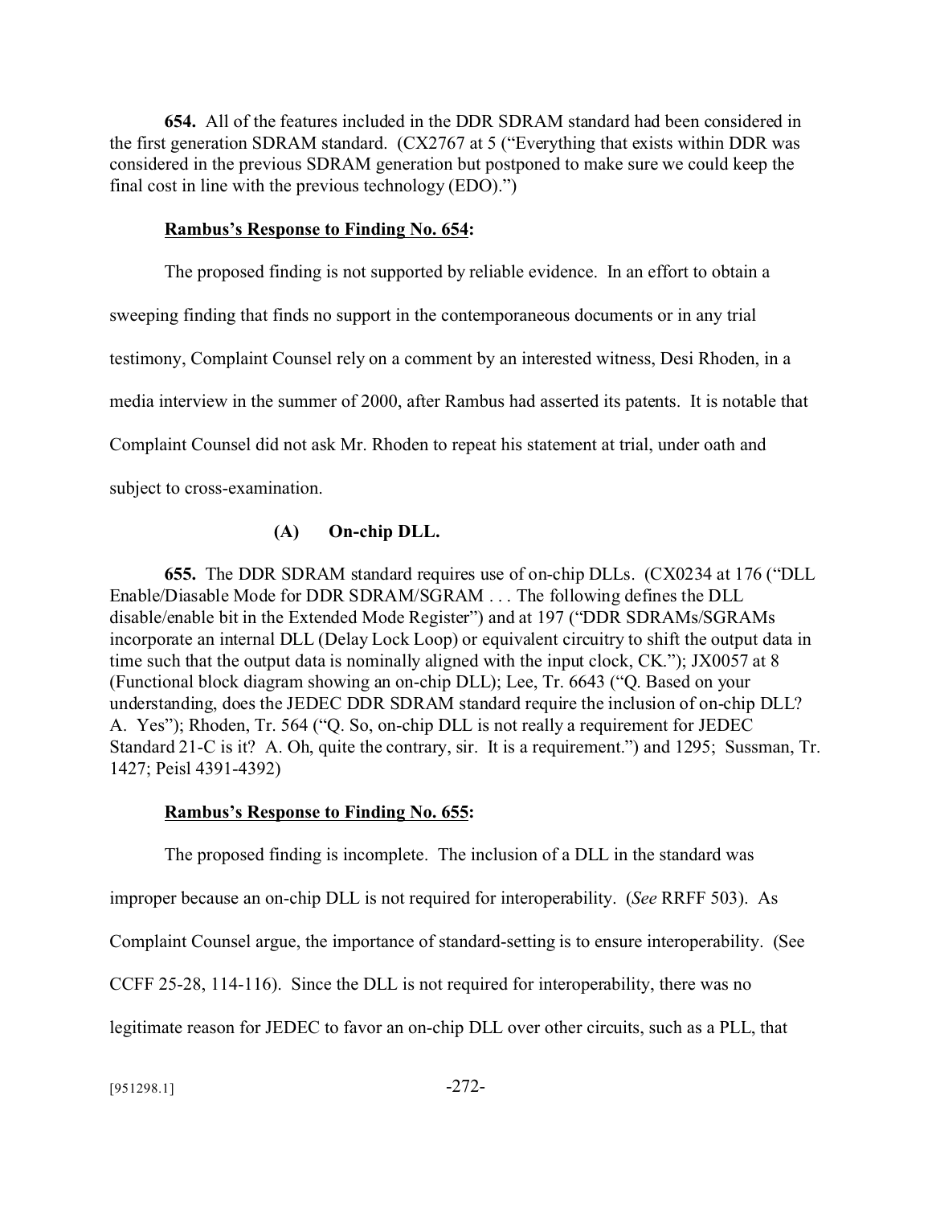**654.** All of the features included in the DDR SDRAM standard had been considered in the first generation SDRAM standard. (CX2767 at 5 ("Everything that exists within DDR was considered in the previous SDRAM generation but postponed to make sure we could keep the final cost in line with the previous technology (EDO).")

**Rambus's Response to Finding No. 654:**

The proposed finding is not supported by reliable evidence. In an effort to obtain a sweeping finding that finds no support in the contemporaneous documents or in any trial testimony, Complaint Counsel rely on a comment by an interested witness, Desi Rhoden, in a media interview in the summer of 2000, after Rambus had asserted its patents. It is notable that Complaint Counsel did not ask Mr. Rhoden to repeat his statement at trial, under oath and subject to cross-examination.

**(A) On-chip DLL.**

**655.** The DDR SDRAM standard requires use of on-chip DLLs. (CX0234 at 176 ("DLL Enable/Diasable Mode for DDR SDRAM/SGRAM . . . The following defines the DLL disable/enable bit in the Extended Mode Register") and at 197 ("DDR SDRAMs/SGRAMs incorporate an internal DLL (Delay Lock Loop) or equivalent circuitry to shift the output data in time such that the output data is nominally aligned with the input clock, CK."); JX0057 at 8 (Functional block diagram showing an on-chip DLL); Lee, Tr. 6643 ("Q. Based on your understanding, does the JEDEC DDR SDRAM standard require the inclusion of on-chip DLL? A. Yes"); Rhoden, Tr. 564 ("Q. So, on-chip DLL is not really a requirement for JEDEC Standard 21-C is it? A. Oh, quite the contrary, sir. It is a requirement.") and 1295; Sussman, Tr. 1427; Peisl 4391-4392)

**Rambus's Response to Finding No. 655:**

The proposed finding is incomplete. The inclusion of a DLL in the standard was improper because an on-chip DLL is not required for interoperability. (*See* RRFF 503). As Complaint Counsel argue, the importance of standard-setting is to ensure interoperability. (See CCFF 25-28, 114-116). Since the DLL is not required for interoperability, there was no legitimate reason for JEDEC to favor an on-chip DLL over other circuits, such as a PLL, that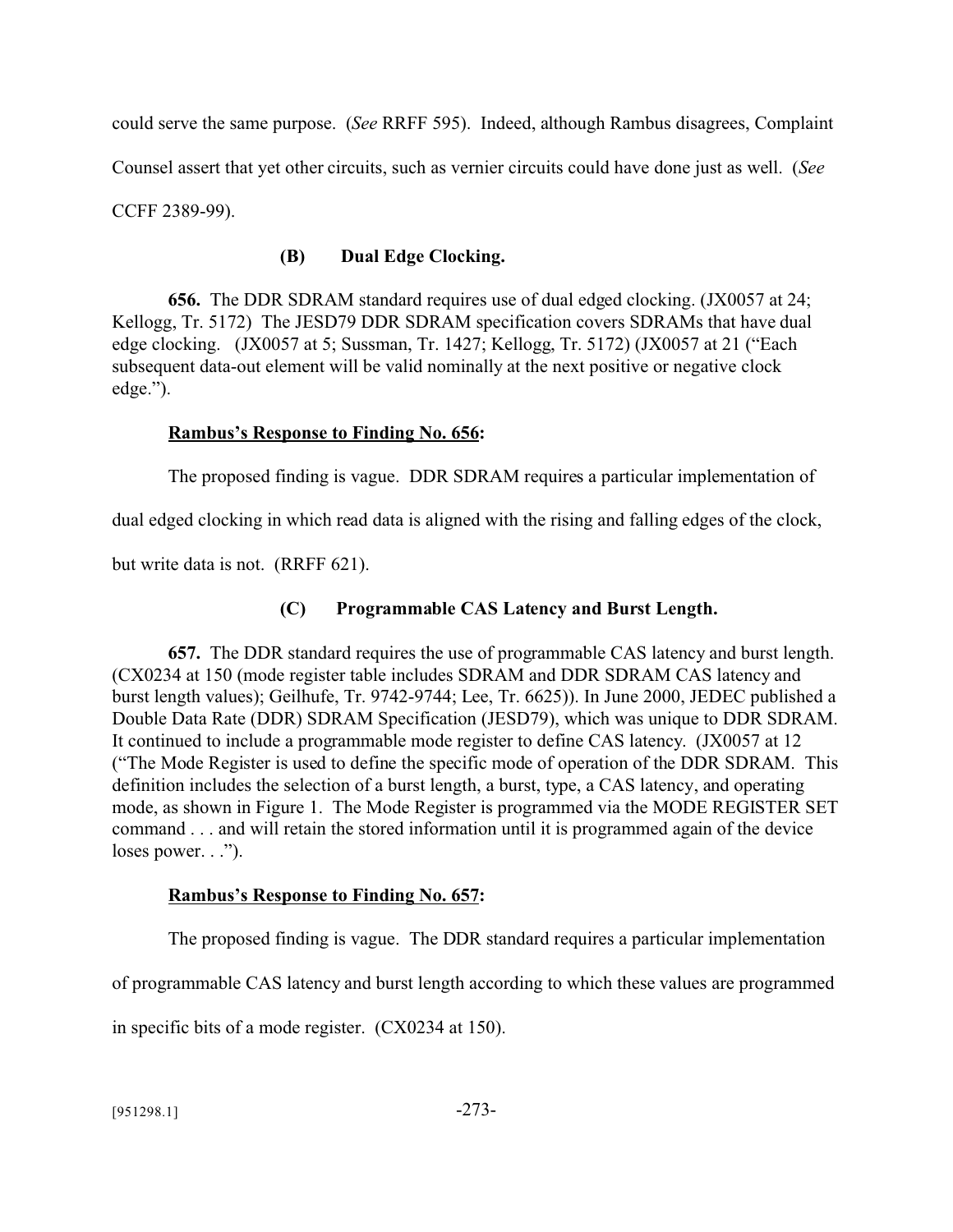could serve the same purpose. (*See* RRFF 595). Indeed, although Rambus disagrees, Complaint Counsel assert that yet other circuits, such as vernier circuits could have done just as well. (*See* CCFF 2389-99).

### (B) Dual Edge Clocking.

**656.** The DDR SDRAM standard requires use of dual edged clocking. (JX0057 at 24; Kellogg, Tr. 5172) The JESD79 DDR SDRAM specification covers SDRAMs that have dual edge clocking. (JX0057 at 5; Sussman, Tr. 1427; Kellogg, Tr. 5172) (JX0057 at 21 ("Each subsequent data-out element will be valid nominally at the next positive or negative clock edge.").

**<u>Rambus's Response to Finding No. 656</u>:**

The proposed finding is vague. DDR SDRAM requires a particular implementation of dual edged clocking in which read data is aligned with the rising and falling edges of the clock, but write data is not. (RRFF 621).

### (C) Programmable CAS Latency and Burst Length.

**657.** The DDR standard requires the use of programmable CAS latency and burst length. (CX0234 at 150 (mode register table includes SDRAM and DDR SDRAM CAS latency and burst length values); Geilhufe, Tr. 9742-9744; Lee, Tr. 6625)). In June 2000, JEDEC published a Double Data Rate (DDR) SDRAM Specification (JESD79), which was unique to DDR SDRAM. It continued to include a programmable mode register to define CAS latency. (JX0057 at 12 ("The Mode Register is used to define the specific mode of operation of the DDR SDRAM. This definition includes the selection of a burst length, a burst, type, a CAS latency, and operating mode, as shown in Figure 1. The Mode Register is programmed via the MODE REGISTER SET command . . . and will retain the stored information until it is programmed again of the device loses power. . .").

**<u>Rambus's Response to Finding No. 657</u>:**

The proposed finding is vague. The DDR standard requires a particular implementation of programmable CAS latency and burst length according to which these values are programmed in specific bits of a mode register. (CX0234 at 150).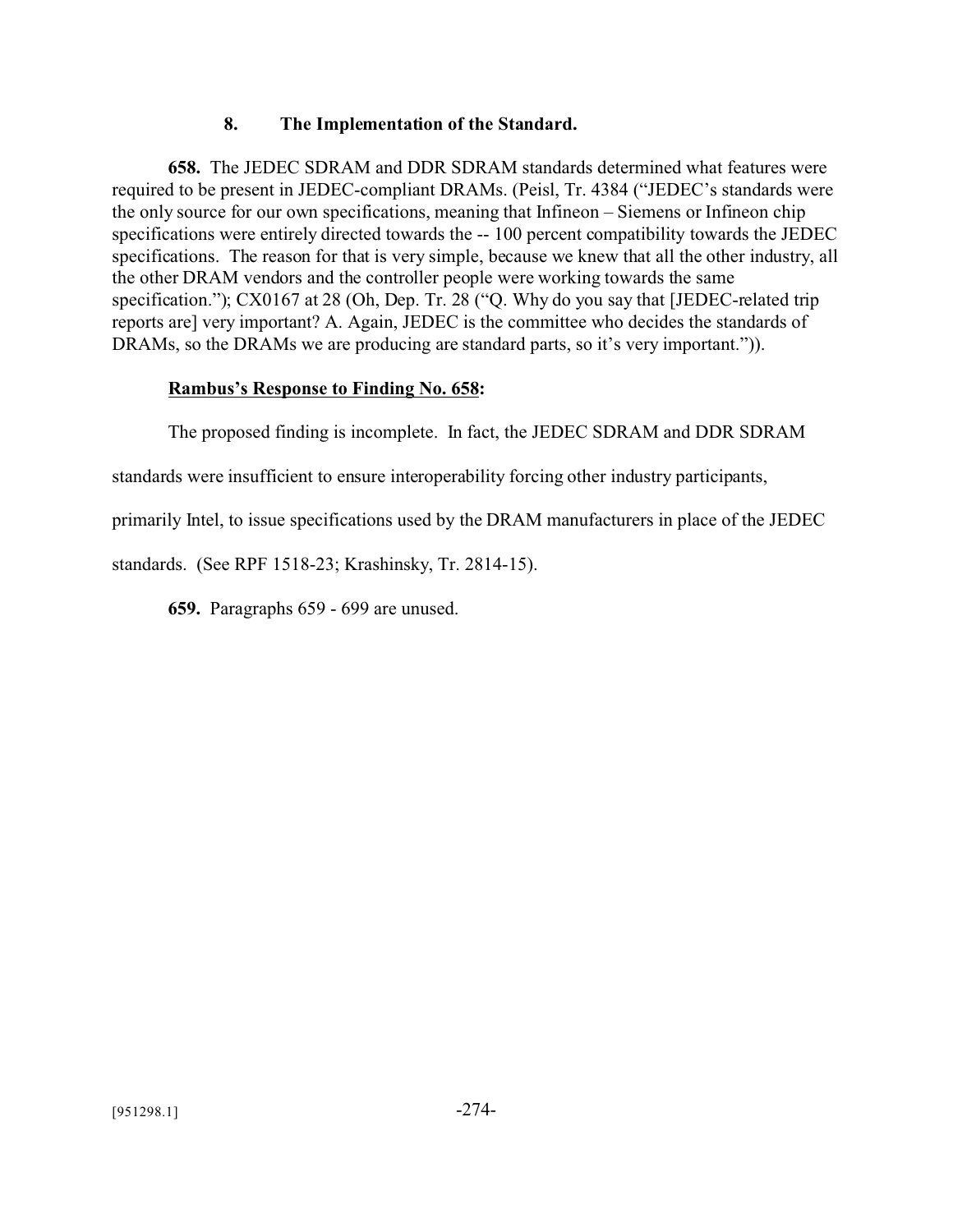### 8. The Implementation of the Standard.

**658.** The JEDEC SDRAM and DDR SDRAM standards determined what features were required to be present in JEDEC-compliant DRAMs. (Peisl, Tr. 4384 ("JEDEC's standards were the only source for our own specifications, meaning that Infineon – Siemens or Infineon chip specifications were entirely directed towards the -- 100 percent compatibility towards the JEDEC specifications. The reason for that is very simple, because we knew that all the other industry, all the other DRAM vendors and the controller people were working towards the same specification."); CX0167 at 28 (Oh, Dep. Tr. 28 ("Q. Why do you say that [JEDEC-related trip reports are] very important? A. Again, JEDEC is the committee who decides the standards of DRAMs, so the DRAMs we are producing are standard parts, so it's very important.")).

**Rambus's Response to Finding No. 658:**

The proposed finding is incomplete. In fact, the JEDEC SDRAM and DDR SDRAM standards were insufficient to ensure interoperability forcing other industry participants, primarily Intel, to issue specifications used by the DRAM manufacturers in place of the JEDEC standards. (See RPF 1518-23; Krashinsky, Tr. 2814-15).

**659.** Paragraphs 659 - 699 are unused.

[951298.1]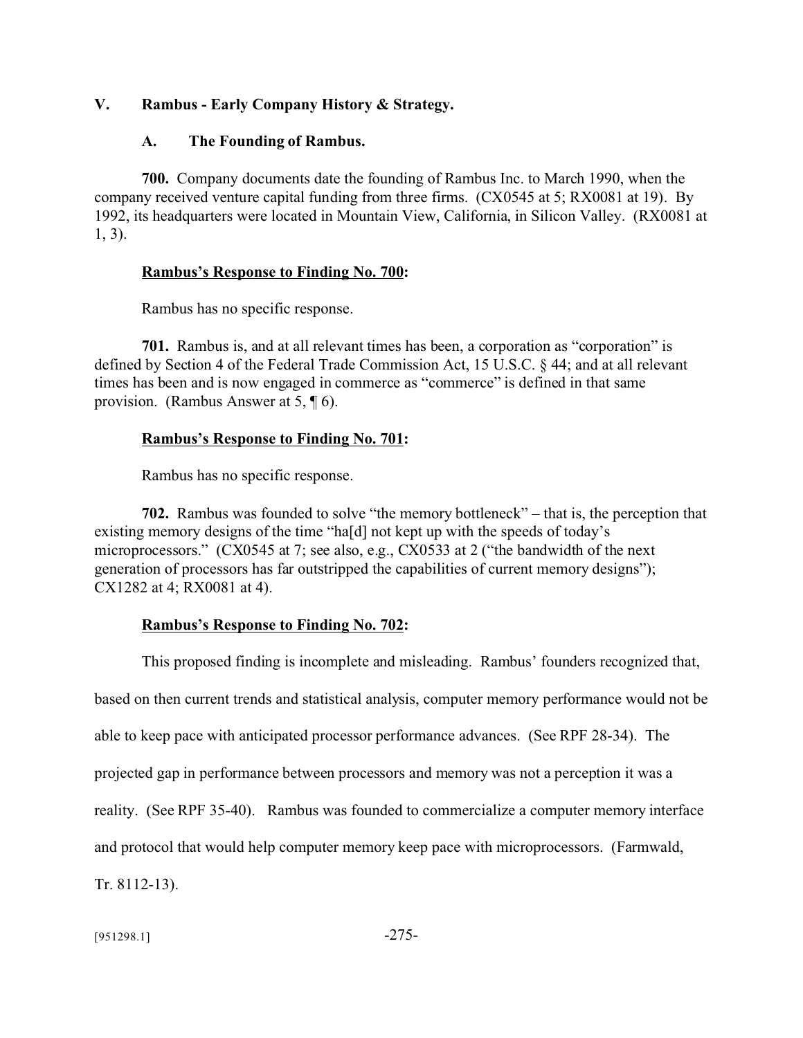## V. Rambus - Early Company History & Strategy.

### A. The Founding of Rambus.

**700.** Company documents date the founding of Rambus Inc. to March 1990, when the company received venture capital funding from three firms. (CX0545 at 5; RX0081 at 19). By 1992, its headquarters were located in Mountain View, California, in Silicon Valley. (RX0081 at 1, 3).

**Rambus's Response to Finding No. 700:**

Rambus has no specific response.

**701.** Rambus is, and at all relevant times has been, a corporation as "corporation" is defined by Section 4 of the Federal Trade Commission Act, 15 U.S.C. § 44; and at all relevant times has been and is now engaged in commerce as "commerce" is defined in that same provision. (Rambus Answer at 5, ¶ 6).

**Rambus's Response to Finding No. 701:**

Rambus has no specific response.

**702.** Rambus was founded to solve "the memory bottleneck" – that is, the perception that existing memory designs of the time "ha[d] not kept up with the speeds of today's microprocessors." (CX0545 at 7; see also, e.g., CX0533 at 2 ("the bandwidth of the next generation of processors has far outstripped the capabilities of current memory designs"); CX1282 at 4; RX0081 at 4).

**Rambus's Response to Finding No. 702:**

This proposed finding is incomplete and misleading. Rambus' founders recognized that, based on then current trends and statistical analysis, computer memory performance would not be able to keep pace with anticipated processor performance advances. (See RPF 28-34). The projected gap in performance between processors and memory was not a perception it was a reality. (See RPF 35-40). Rambus was founded to commercialize a computer memory interface and protocol that would help computer memory keep pace with microprocessors. (Farmwald, Tr. 8112-13).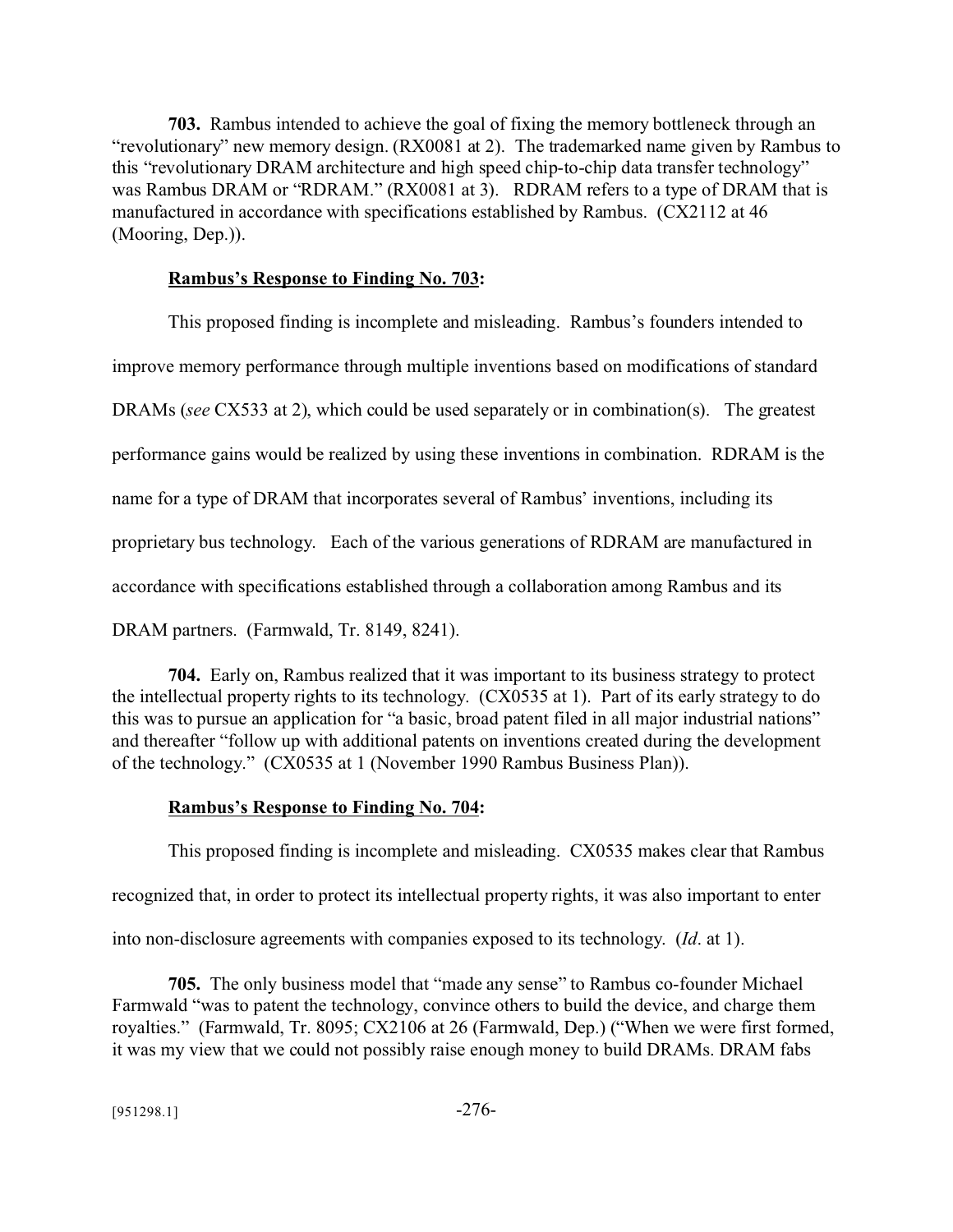**703.** Rambus intended to achieve the goal of fixing the memory bottleneck through an "revolutionary" new memory design. (RX0081 at 2). The trademarked name given by Rambus to this "revolutionary DRAM architecture and high speed chip-to-chip data transfer technology" was Rambus DRAM or "RDRAM." (RX0081 at 3). RDRAM refers to a type of DRAM that is manufactured in accordance with specifications established by Rambus. (CX2112 at 46 (Mooring, Dep.)).

**Rambus's Response to Finding No. 703:**

This proposed finding is incomplete and misleading. Rambus's founders intended to improve memory performance through multiple inventions based on modifications of standard DRAMs (*see* CX533 at 2), which could be used separately or in combination(s). The greatest performance gains would be realized by using these inventions in combination. RDRAM is the name for a type of DRAM that incorporates several of Rambus' inventions, including its proprietary bus technology. Each of the various generations of RDRAM are manufactured in accordance with specifications established through a collaboration among Rambus and its DRAM partners. (Farmwald, Tr. 8149, 8241).

**704.** Early on, Rambus realized that it was important to its business strategy to protect the intellectual property rights to its technology. (CX0535 at 1). Part of its early strategy to do this was to pursue an application for "a basic, broad patent filed in all major industrial nations" and thereafter "follow up with additional patents on inventions created during the development of the technology." (CX0535 at 1 (November 1990 Rambus Business Plan)).

**Rambus's Response to Finding No. 704:**

This proposed finding is incomplete and misleading. CX0535 makes clear that Rambus recognized that, in order to protect its intellectual property rights, it was also important to enter into non-disclosure agreements with companies exposed to its technology. (*Id*. at 1).

**705.** The only business model that "made any sense" to Rambus co-founder Michael Farmwald "was to patent the technology, convince others to build the device, and charge them royalties." (Farmwald, Tr. 8095; CX2106 at 26 (Farmwald, Dep.) ("When we were first formed, it was my view that we could not possibly raise enough money to build DRAMs. DRAM fabs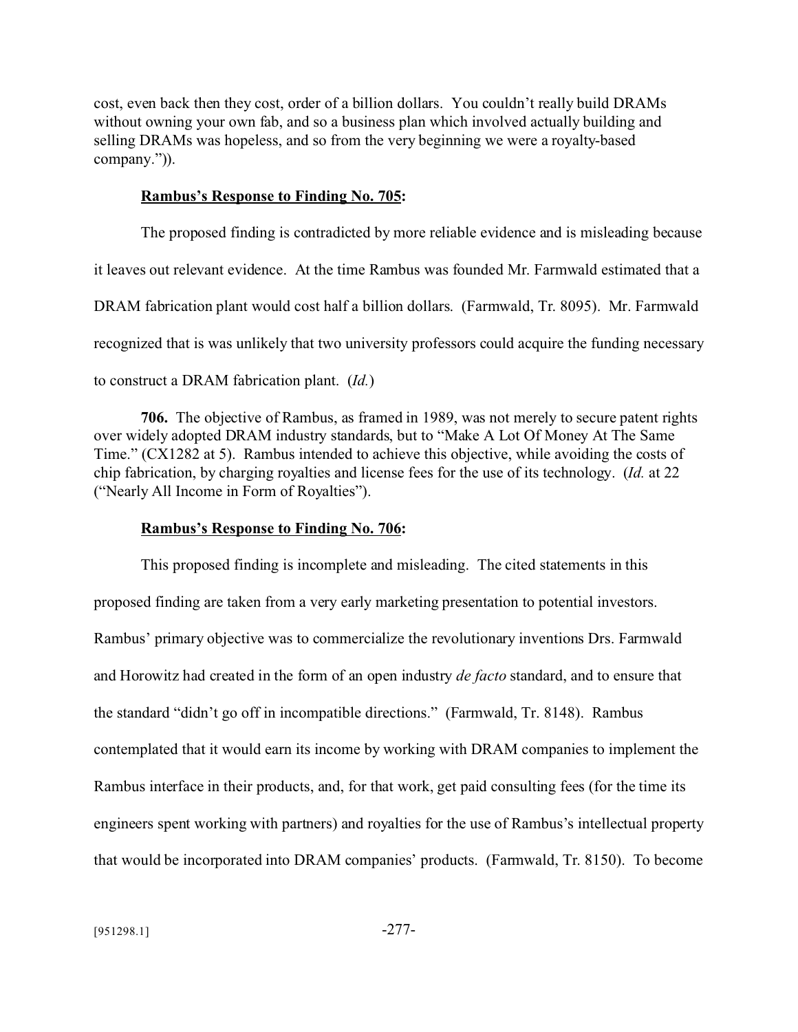cost, even back then they cost, order of a billion dollars. You couldn't really build DRAMs without owning your own fab, and so a business plan which involved actually building and selling DRAMs was hopeless, and so from the very beginning we were a royalty-based company.")).

**Rambus's Response to Finding No. 705:**

The proposed finding is contradicted by more reliable evidence and is misleading because it leaves out relevant evidence. At the time Rambus was founded Mr. Farmwald estimated that a DRAM fabrication plant would cost half a billion dollars. (Farmwald, Tr. 8095). Mr. Farmwald recognized that is was unlikely that two university professors could acquire the funding necessary to construct a DRAM fabrication plant. (*Id.*)

**706.** The objective of Rambus, as framed in 1989, was not merely to secure patent rights over widely adopted DRAM industry standards, but to "Make A Lot Of Money At The Same Time." (CX1282 at 5). Rambus intended to achieve this objective, while avoiding the costs of chip fabrication, by charging royalties and license fees for the use of its technology. (*Id.* at 22 ("Nearly All Income in Form of Royalties").

**Rambus's Response to Finding No. 706:**

This proposed finding is incomplete and misleading. The cited statements in this proposed finding are taken from a very early marketing presentation to potential investors. Rambus' primary objective was to commercialize the revolutionary inventions Drs. Farmwald and Horowitz had created in the form of an open industry *de facto* standard, and to ensure that the standard "didn't go off in incompatible directions." (Farmwald, Tr. 8148). Rambus contemplated that it would earn its income by working with DRAM companies to implement the Rambus interface in their products, and, for that work, get paid consulting fees (for the time its engineers spent working with partners) and royalties for the use of Rambus's intellectual property that would be incorporated into DRAM companies' products. (Farmwald, Tr. 8150). To become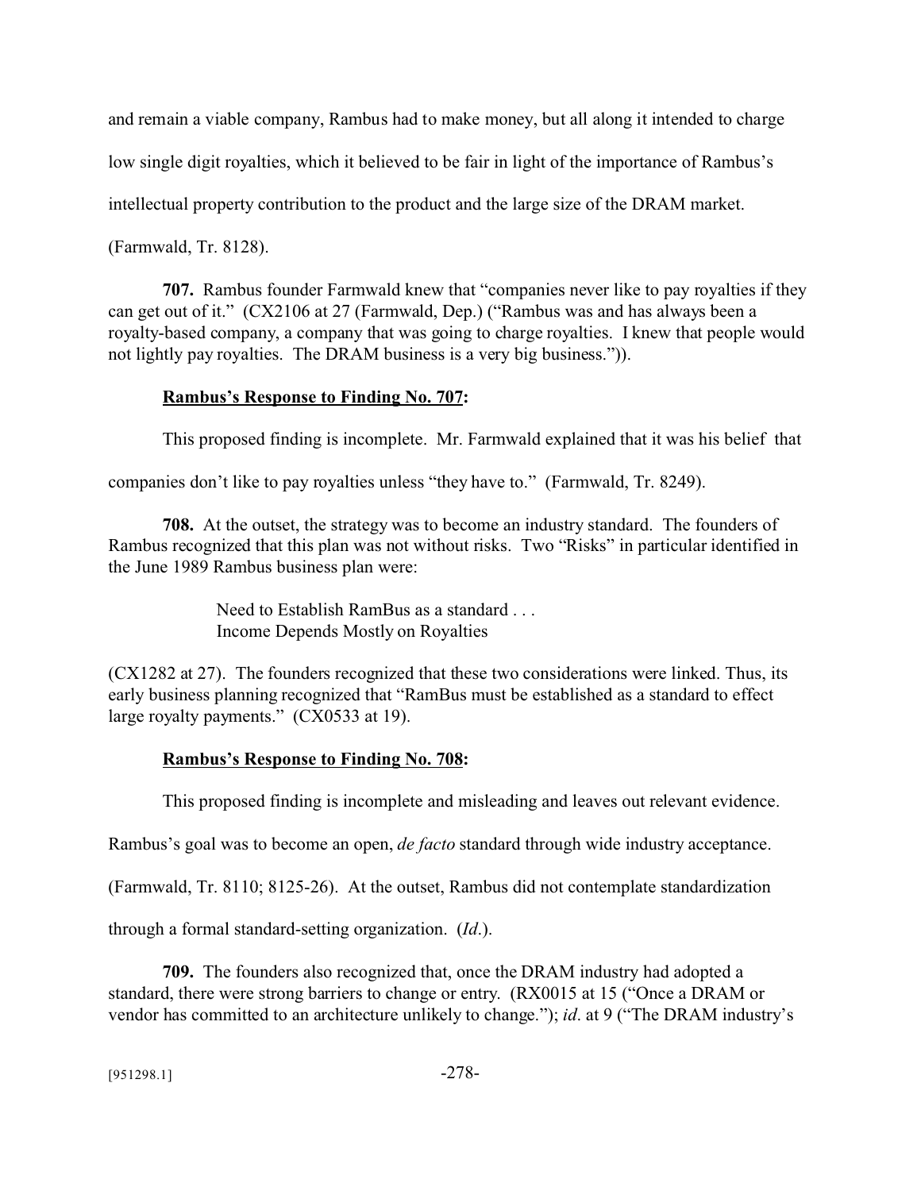and remain a viable company, Rambus had to make money, but all along it intended to charge low single digit royalties, which it believed to be fair in light of the importance of Rambus's intellectual property contribution to the product and the large size of the DRAM market. (Farmwald, Tr. 8128).

**707.** Rambus founder Farmwald knew that "companies never like to pay royalties if they can get out of it." (CX2106 at 27 (Farmwald, Dep.) ("Rambus was and has always been a royalty-based company, a company that was going to charge royalties. I knew that people would not lightly pay royalties. The DRAM business is a very big business.")).

**Rambus's Response to Finding No. 707:**

This proposed finding is incomplete. Mr. Farmwald explained that it was his belief that companies don't like to pay royalties unless "they have to." (Farmwald, Tr. 8249).

**708.** At the outset, the strategy was to become an industry standard. The founders of Rambus recognized that this plan was not without risks. Two "Risks" in particular identified in the June 1989 Rambus business plan were:

> Need to Establish RamBus as a standard . . .
> Income Depends Mostly on Royalties

(CX1282 at 27). The founders recognized that these two considerations were linked. Thus, its early business planning recognized that "RamBus must be established as a standard to effect large royalty payments." (CX0533 at 19).

**Rambus's Response to Finding No. 708:**

This proposed finding is incomplete and misleading and leaves out relevant evidence. Rambus's goal was to become an open, *de facto* standard through wide industry acceptance. (Farmwald, Tr. 8110; 8125-26). At the outset, Rambus did not contemplate standardization through a formal standard-setting organization. (*Id*.).

**709.** The founders also recognized that, once the DRAM industry had adopted a standard, there were strong barriers to change or entry. (RX0015 at 15 ("Once a DRAM or vendor has committed to an architecture unlikely to change."); *id*. at 9 ("The DRAM industry's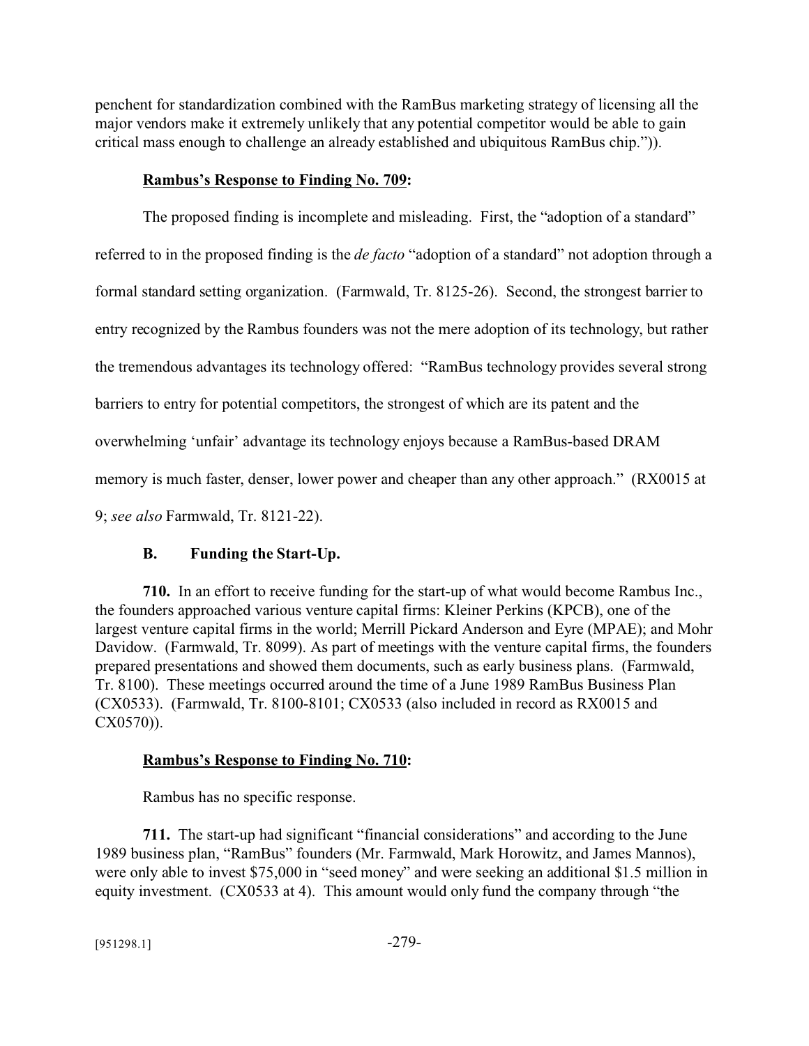penchent for standardization combined with the RamBus marketing strategy of licensing all the major vendors make it extremely unlikely that any potential competitor would be able to gain critical mass enough to challenge an already established and ubiquitous RamBus chip.")).

**<u>Rambus's Response to Finding No. 709</u>:**

The proposed finding is incomplete and misleading. First, the "adoption of a standard" referred to in the proposed finding is the *de facto* "adoption of a standard" not adoption through a formal standard setting organization. (Farmwald, Tr. 8125-26). Second, the strongest barrier to entry recognized by the Rambus founders was not the mere adoption of its technology, but rather the tremendous advantages its technology offered: "RamBus technology provides several strong barriers to entry for potential competitors, the strongest of which are its patent and the overwhelming 'unfair' advantage its technology enjoys because a RamBus-based DRAM memory is much faster, denser, lower power and cheaper than any other approach." (RX0015 at 9; *see also* Farmwald, Tr. 8121-22).

### B. Funding the Start-Up.

**710.** In an effort to receive funding for the start-up of what would become Rambus Inc., the founders approached various venture capital firms: Kleiner Perkins (KPCB), one of the largest venture capital firms in the world; Merrill Pickard Anderson and Eyre (MPAE); and Mohr Davidow. (Farmwald, Tr. 8099). As part of meetings with the venture capital firms, the founders prepared presentations and showed them documents, such as early business plans. (Farmwald, Tr. 8100). These meetings occurred around the time of a June 1989 RamBus Business Plan (CX0533). (Farmwald, Tr. 8100-8101; CX0533 (also included in record as RX0015 and CX0570)).

**<u>Rambus's Response to Finding No. 710</u>:**

Rambus has no specific response.

**711.** The start-up had significant "financial considerations" and according to the June 1989 business plan, "RamBus" founders (Mr. Farmwald, Mark Horowitz, and James Mannos), were only able to invest $75,000 in "seed money" and were seeking an additional $1.5 million in equity investment. (CX0533 at 4). This amount would only fund the company through "the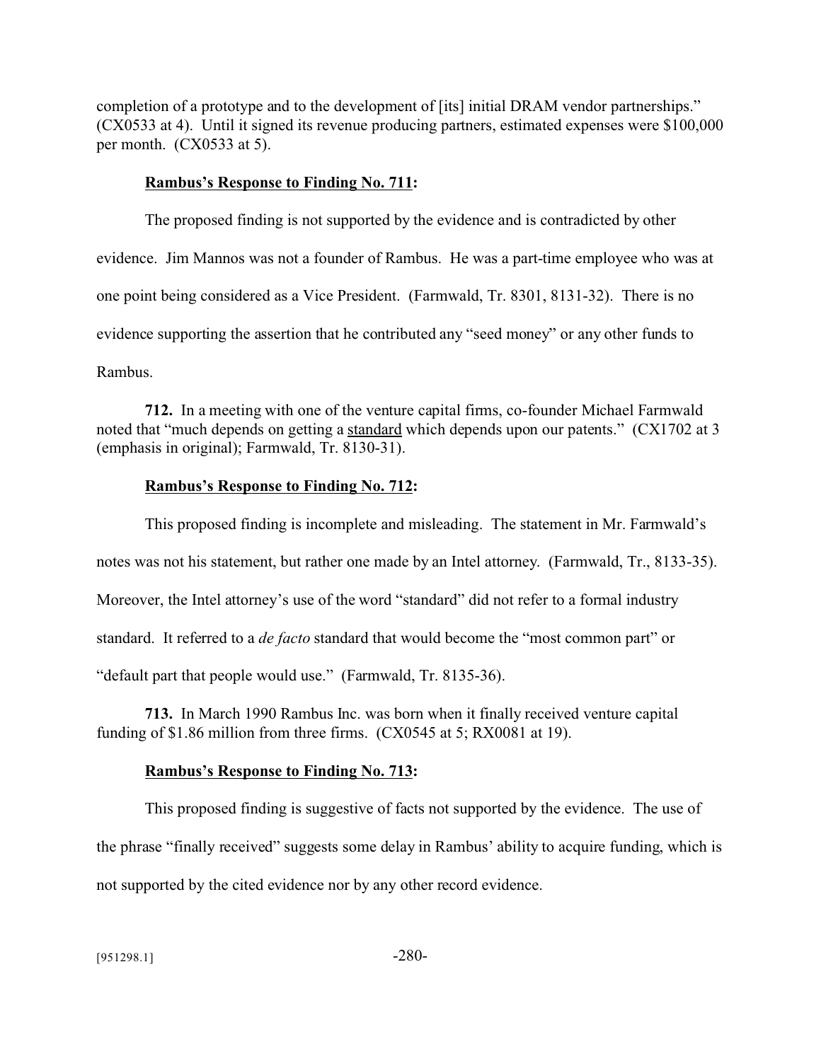completion of a prototype and to the development of [its] initial DRAM vendor partnerships." (CX0533 at 4). Until it signed its revenue producing partners, estimated expenses were $100,000 per month. (CX0533 at 5).

**<u>Rambus's Response to Finding No. 711</u>:**

The proposed finding is not supported by the evidence and is contradicted by other evidence. Jim Mannos was not a founder of Rambus. He was a part-time employee who was at one point being considered as a Vice President. (Farmwald, Tr. 8301, 8131-32). There is no evidence supporting the assertion that he contributed any "seed money" or any other funds to Rambus.

**712.** In a meeting with one of the venture capital firms, co-founder Michael Farmwald noted that "much depends on getting a <u>standard</u> which depends upon our patents." (CX1702 at 3 (emphasis in original); Farmwald, Tr. 8130-31).

**<u>Rambus's Response to Finding No. 712</u>:**

This proposed finding is incomplete and misleading. The statement in Mr. Farmwald's notes was not his statement, but rather one made by an Intel attorney. (Farmwald, Tr., 8133-35). Moreover, the Intel attorney's use of the word "standard" did not refer to a formal industry standard. It referred to a *de facto* standard that would become the "most common part" or "default part that people would use." (Farmwald, Tr. 8135-36).

**713.** In March 1990 Rambus Inc. was born when it finally received venture capital funding of $1.86 million from three firms. (CX0545 at 5; RX0081 at 19).

**<u>Rambus's Response to Finding No. 713</u>:**

This proposed finding is suggestive of facts not supported by the evidence. The use of the phrase "finally received" suggests some delay in Rambus' ability to acquire funding, which is not supported by the cited evidence nor by any other record evidence.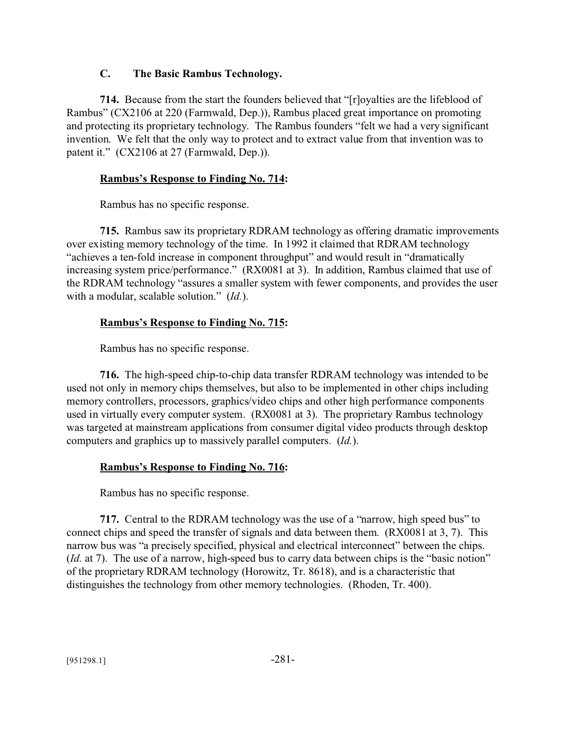### C. The Basic Rambus Technology.

**714.** Because from the start the founders believed that "[r]oyalties are the lifeblood of Rambus" (CX2106 at 220 (Farmwald, Dep.)), Rambus placed great importance on promoting and protecting its proprietary technology. The Rambus founders "felt we had a very significant invention. We felt that the only way to protect and to extract value from that invention was to patent it." (CX2106 at 27 (Farmwald, Dep.)).

**<u>Rambus's Response to Finding No. 714</u>:**

Rambus has no specific response.

**715.** Rambus saw its proprietary RDRAM technology as offering dramatic improvements over existing memory technology of the time. In 1992 it claimed that RDRAM technology "achieves a ten-fold increase in component throughput" and would result in "dramatically increasing system price/performance." (RX0081 at 3). In addition, Rambus claimed that use of the RDRAM technology "assures a smaller system with fewer components, and provides the user with a modular, scalable solution." (*Id.*).

**<u>Rambus's Response to Finding No. 715</u>:**

Rambus has no specific response.

**716.** The high-speed chip-to-chip data transfer RDRAM technology was intended to be used not only in memory chips themselves, but also to be implemented in other chips including memory controllers, processors, graphics/video chips and other high performance components used in virtually every computer system. (RX0081 at 3). The proprietary Rambus technology was targeted at mainstream applications from consumer digital video products through desktop computers and graphics up to massively parallel computers. (*Id.*).

**<u>Rambus's Response to Finding No. 716</u>:**

Rambus has no specific response.

**717.** Central to the RDRAM technology was the use of a "narrow, high speed bus" to connect chips and speed the transfer of signals and data between them. (RX0081 at 3, 7). This narrow bus was "a precisely specified, physical and electrical interconnect" between the chips. (*Id.* at 7). The use of a narrow, high-speed bus to carry data between chips is the "basic notion" of the proprietary RDRAM technology (Horowitz, Tr. 8618), and is a characteristic that distinguishes the technology from other memory technologies. (Rhoden, Tr. 400).

[951298.1]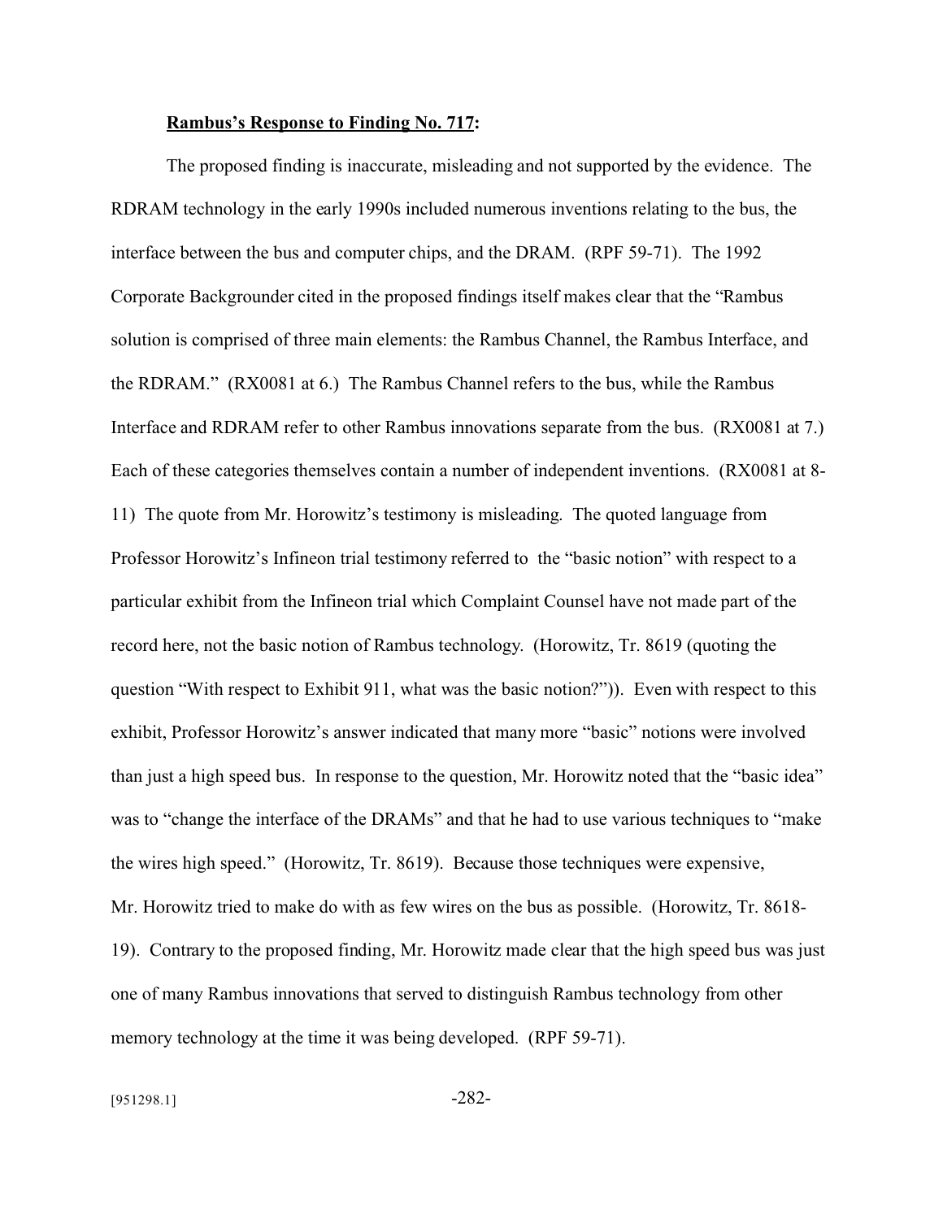**Rambus's Response to Finding No. 717:**

The proposed finding is inaccurate, misleading and not supported by the evidence. The RDRAM technology in the early 1990s included numerous inventions relating to the bus, the interface between the bus and computer chips, and the DRAM. (RPF 59-71). The 1992 Corporate Backgrounder cited in the proposed findings itself makes clear that the "Rambus solution is comprised of three main elements: the Rambus Channel, the Rambus Interface, and the RDRAM." (RX0081 at 6.) The Rambus Channel refers to the bus, while the Rambus Interface and RDRAM refer to other Rambus innovations separate from the bus. (RX0081 at 7.) Each of these categories themselves contain a number of independent inventions. (RX0081 at 8-11) The quote from Mr. Horowitz's testimony is misleading. The quoted language from Professor Horowitz's Infineon trial testimony referred to the "basic notion" with respect to a particular exhibit from the Infineon trial which Complaint Counsel have not made part of the record here, not the basic notion of Rambus technology. (Horowitz, Tr. 8619 (quoting the question "With respect to Exhibit 911, what was the basic notion?")). Even with respect to this exhibit, Professor Horowitz's answer indicated that many more "basic" notions were involved than just a high speed bus. In response to the question, Mr. Horowitz noted that the "basic idea" was to "change the interface of the DRAMs" and that he had to use various techniques to "make the wires high speed." (Horowitz, Tr. 8619). Because those techniques were expensive, Mr. Horowitz tried to make do with as few wires on the bus as possible. (Horowitz, Tr. 8618-19). Contrary to the proposed finding, Mr. Horowitz made clear that the high speed bus was just one of many Rambus innovations that served to distinguish Rambus technology from other memory technology at the time it was being developed. (RPF 59-71).

[951298.1]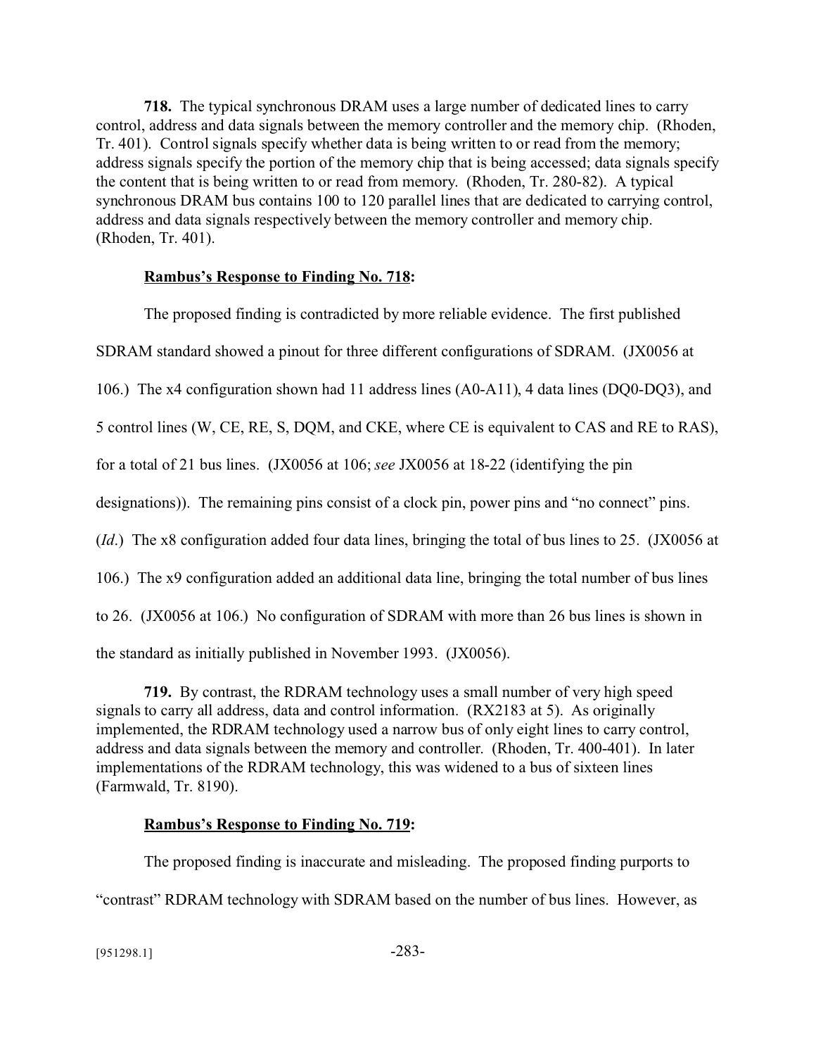**718.** The typical synchronous DRAM uses a large number of dedicated lines to carry control, address and data signals between the memory controller and the memory chip. (Rhoden, Tr. 401). Control signals specify whether data is being written to or read from the memory; address signals specify the portion of the memory chip that is being accessed; data signals specify the content that is being written to or read from memory. (Rhoden, Tr. 280-82). A typical synchronous DRAM bus contains 100 to 120 parallel lines that are dedicated to carrying control, address and data signals respectively between the memory controller and memory chip. (Rhoden, Tr. 401).

**Rambus's Response to Finding No. 718:**

The proposed finding is contradicted by more reliable evidence. The first published SDRAM standard showed a pinout for three different configurations of SDRAM. (JX0056 at 106.) The x4 configuration shown had 11 address lines (A0-A11), 4 data lines (DQ0-DQ3), and 5 control lines (W, CE, RE, S, DQM, and CKE, where CE is equivalent to CAS and RE to RAS), for a total of 21 bus lines. (JX0056 at 106; *see* JX0056 at 18-22 (identifying the pin designations)). The remaining pins consist of a clock pin, power pins and "no connect" pins. (*Id*.) The x8 configuration added four data lines, bringing the total of bus lines to 25. (JX0056 at 106.) The x9 configuration added an additional data line, bringing the total number of bus lines to 26. (JX0056 at 106.) No configuration of SDRAM with more than 26 bus lines is shown in the standard as initially published in November 1993. (JX0056).

**719.** By contrast, the RDRAM technology uses a small number of very high speed signals to carry all address, data and control information. (RX2183 at 5). As originally implemented, the RDRAM technology used a narrow bus of only eight lines to carry control, address and data signals between the memory and controller. (Rhoden, Tr. 400-401). In later implementations of the RDRAM technology, this was widened to a bus of sixteen lines (Farmwald, Tr. 8190).

**Rambus's Response to Finding No. 719:**

The proposed finding is inaccurate and misleading. The proposed finding purports to "contrast" RDRAM technology with SDRAM based on the number of bus lines. However, as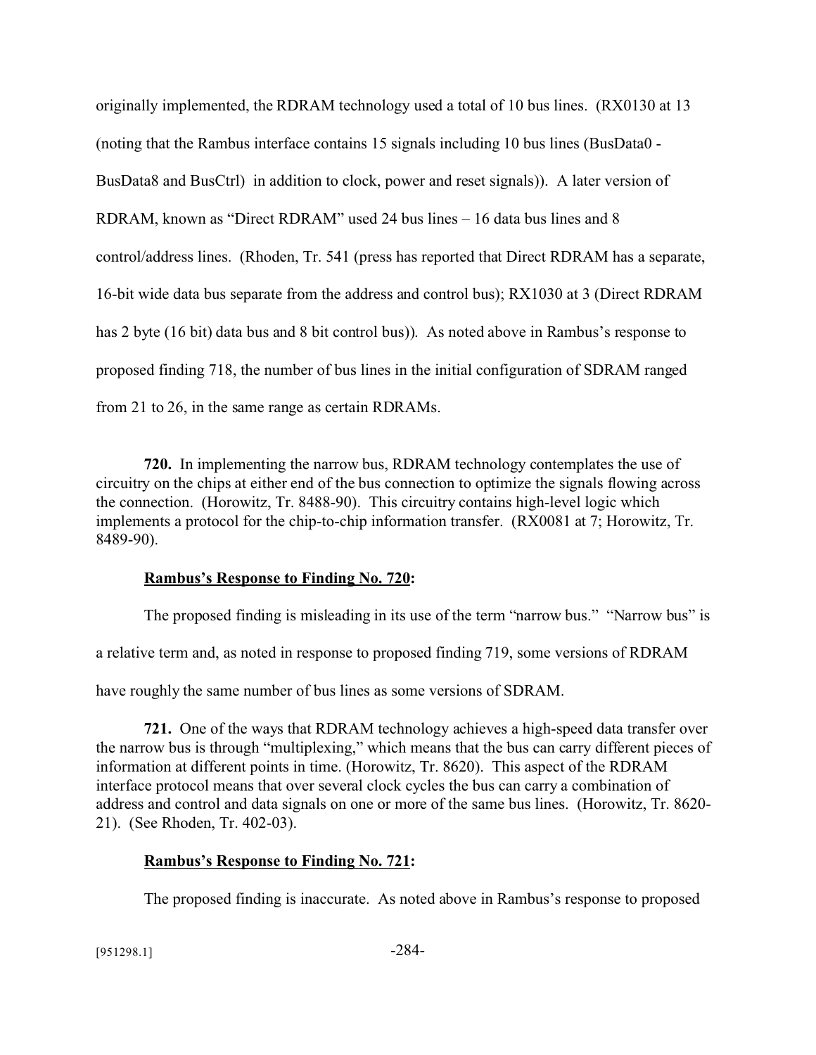originally implemented, the RDRAM technology used a total of 10 bus lines. (RX0130 at 13 (noting that the Rambus interface contains 15 signals including 10 bus lines (BusData0 - BusData8 and BusCtrl) in addition to clock, power and reset signals)). A later version of RDRAM, known as "Direct RDRAM" used 24 bus lines – 16 data bus lines and 8 control/address lines. (Rhoden, Tr. 541 (press has reported that Direct RDRAM has a separate, 16-bit wide data bus separate from the address and control bus); RX1030 at 3 (Direct RDRAM has 2 byte (16 bit) data bus and 8 bit control bus)). As noted above in Rambus's response to proposed finding 718, the number of bus lines in the initial configuration of SDRAM ranged from 21 to 26, in the same range as certain RDRAMs.

**720.** In implementing the narrow bus, RDRAM technology contemplates the use of circuitry on the chips at either end of the bus connection to optimize the signals flowing across the connection. (Horowitz, Tr. 8488-90). This circuitry contains high-level logic which implements a protocol for the chip-to-chip information transfer. (RX0081 at 7; Horowitz, Tr. 8489-90).

**Rambus's Response to Finding No. 720:**

The proposed finding is misleading in its use of the term "narrow bus." "Narrow bus" is a relative term and, as noted in response to proposed finding 719, some versions of RDRAM have roughly the same number of bus lines as some versions of SDRAM.

**721.** One of the ways that RDRAM technology achieves a high-speed data transfer over the narrow bus is through "multiplexing," which means that the bus can carry different pieces of information at different points in time. (Horowitz, Tr. 8620). This aspect of the RDRAM interface protocol means that over several clock cycles the bus can carry a combination of address and control and data signals on one or more of the same bus lines. (Horowitz, Tr. 8620-21). (See Rhoden, Tr. 402-03).

**Rambus's Response to Finding No. 721:**

The proposed finding is inaccurate. As noted above in Rambus's response to proposed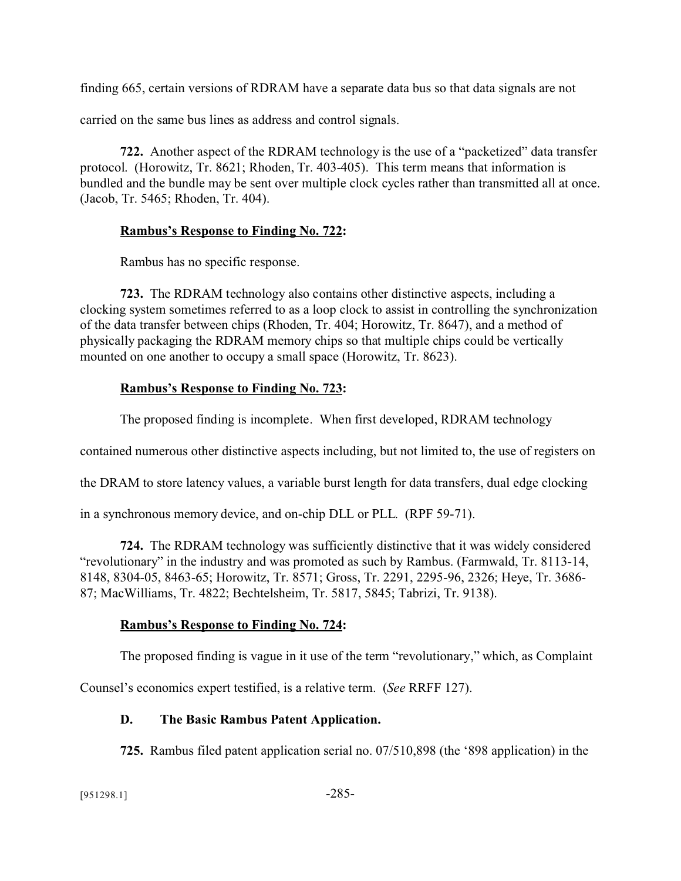finding 665, certain versions of RDRAM have a separate data bus so that data signals are not carried on the same bus lines as address and control signals.

**722.** Another aspect of the RDRAM technology is the use of a "packetized" data transfer protocol. (Horowitz, Tr. 8621; Rhoden, Tr. 403-405). This term means that information is bundled and the bundle may be sent over multiple clock cycles rather than transmitted all at once. (Jacob, Tr. 5465; Rhoden, Tr. 404).

**Rambus's Response to Finding No. 722:**

Rambus has no specific response.

**723.** The RDRAM technology also contains other distinctive aspects, including a clocking system sometimes referred to as a loop clock to assist in controlling the synchronization of the data transfer between chips (Rhoden, Tr. 404; Horowitz, Tr. 8647), and a method of physically packaging the RDRAM memory chips so that multiple chips could be vertically mounted on one another to occupy a small space (Horowitz, Tr. 8623).

**Rambus's Response to Finding No. 723:**

The proposed finding is incomplete. When first developed, RDRAM technology contained numerous other distinctive aspects including, but not limited to, the use of registers on the DRAM to store latency values, a variable burst length for data transfers, dual edge clocking in a synchronous memory device, and on-chip DLL or PLL. (RPF 59-71).

**724.** The RDRAM technology was sufficiently distinctive that it was widely considered "revolutionary" in the industry and was promoted as such by Rambus. (Farmwald, Tr. 8113-14, 8148, 8304-05, 8463-65; Horowitz, Tr. 8571; Gross, Tr. 2291, 2295-96, 2326; Heye, Tr. 3686-87; MacWilliams, Tr. 4822; Bechtelsheim, Tr. 5817, 5845; Tabrizi, Tr. 9138).

**Rambus's Response to Finding No. 724:**

The proposed finding is vague in it use of the term "revolutionary," which, as Complaint Counsel's economics expert testified, is a relative term. (*See* RRFF 127).

### D. The Basic Rambus Patent Application.

**725.** Rambus filed patent application serial no. 07/510,898 (the '898 application) in the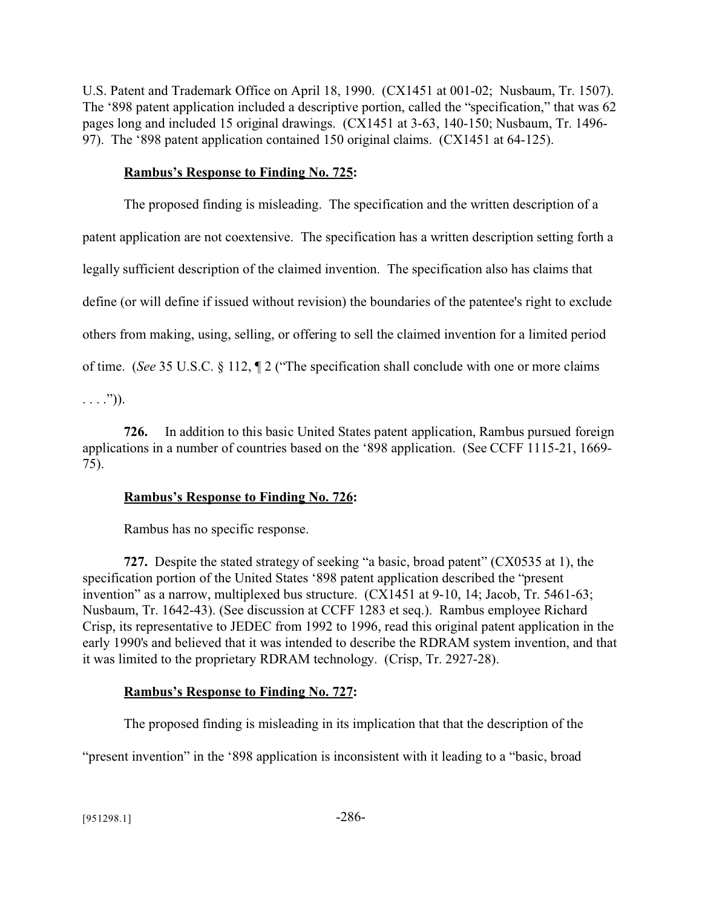U.S. Patent and Trademark Office on April 18, 1990. (CX1451 at 001-02; Nusbaum, Tr. 1507). The '898 patent application included a descriptive portion, called the "specification," that was 62 pages long and included 15 original drawings. (CX1451 at 3-63, 140-150; Nusbaum, Tr. 1496-97). The '898 patent application contained 150 original claims. (CX1451 at 64-125).

**Rambus's Response to Finding No. 725:**

The proposed finding is misleading. The specification and the written description of a patent application are not coextensive. The specification has a written description setting forth a legally sufficient description of the claimed invention. The specification also has claims that define (or will define if issued without revision) the boundaries of the patentee's right to exclude others from making, using, selling, or offering to sell the claimed invention for a limited period of time. (*See* 35 U.S.C. § 112, ¶ 2 ("The specification shall conclude with one or more claims . . . .")).

**726.** In addition to this basic United States patent application, Rambus pursued foreign applications in a number of countries based on the '898 application. (See CCFF 1115-21, 1669-75).

**Rambus's Response to Finding No. 726:**

Rambus has no specific response.

**727.** Despite the stated strategy of seeking "a basic, broad patent" (CX0535 at 1), the specification portion of the United States '898 patent application described the "present invention" as a narrow, multiplexed bus structure. (CX1451 at 9-10, 14; Jacob, Tr. 5461-63; Nusbaum, Tr. 1642-43). (See discussion at CCFF 1283 et seq.). Rambus employee Richard Crisp, its representative to JEDEC from 1992 to 1996, read this original patent application in the early 1990's and believed that it was intended to describe the RDRAM system invention, and that it was limited to the proprietary RDRAM technology. (Crisp, Tr. 2927-28).

**Rambus's Response to Finding No. 727:**

The proposed finding is misleading in its implication that that the description of the "present invention" in the '898 application is inconsistent with it leading to a "basic, broad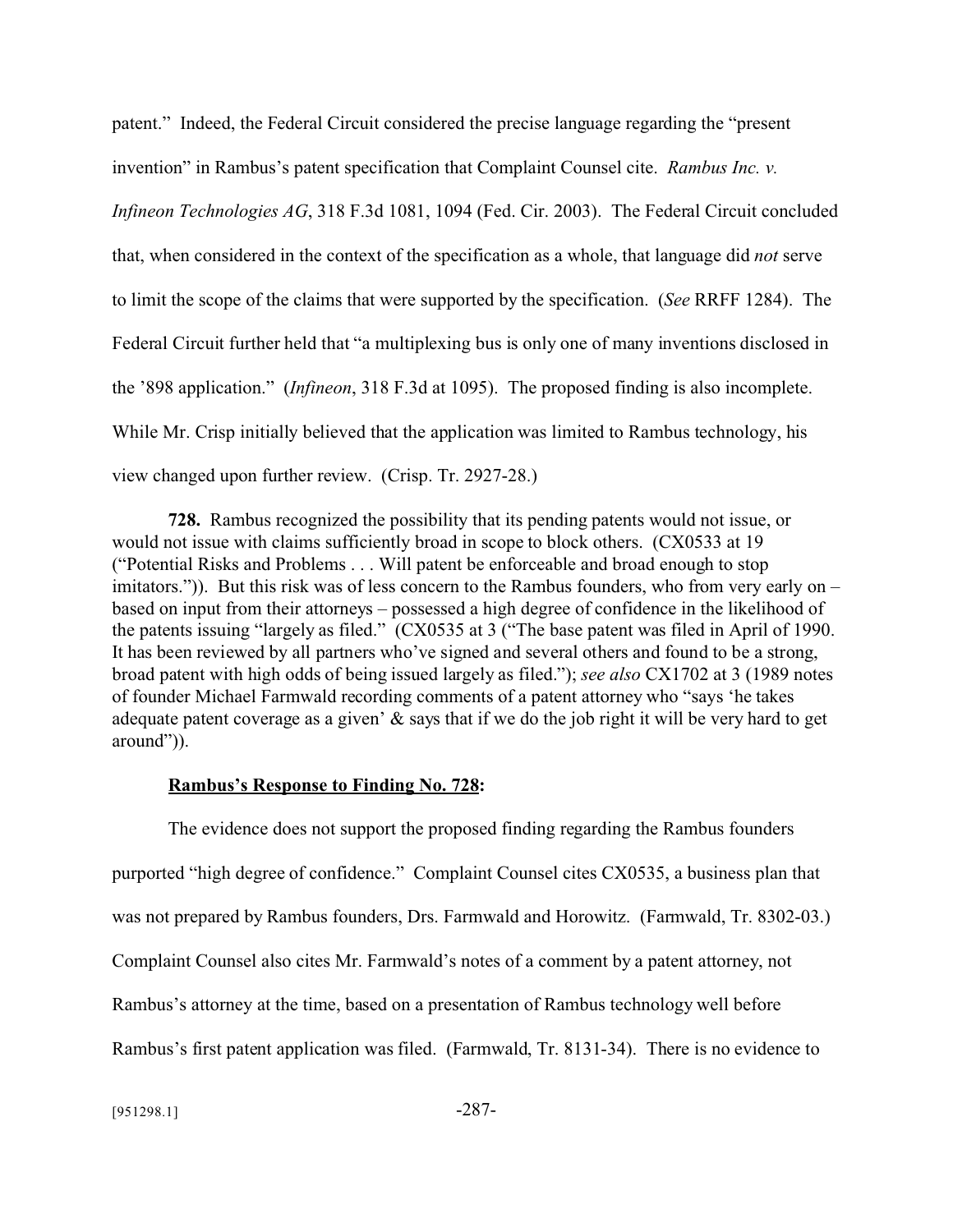patent." Indeed, the Federal Circuit considered the precise language regarding the "present invention" in Rambus's patent specification that Complaint Counsel cite. *Rambus Inc. v. Infineon Technologies AG*, 318 F.3d 1081, 1094 (Fed. Cir. 2003). The Federal Circuit concluded that, when considered in the context of the specification as a whole, that language did *not* serve to limit the scope of the claims that were supported by the specification. (*See* RRFF 1284). The Federal Circuit further held that "a multiplexing bus is only one of many inventions disclosed in the '898 application." (*Infineon*, 318 F.3d at 1095). The proposed finding is also incomplete. While Mr. Crisp initially believed that the application was limited to Rambus technology, his view changed upon further review. (Crisp. Tr. 2927-28.)

**728.** Rambus recognized the possibility that its pending patents would not issue, or would not issue with claims sufficiently broad in scope to block others. (CX0533 at 19 ("Potential Risks and Problems . . . Will patent be enforceable and broad enough to stop imitators.")). But this risk was of less concern to the Rambus founders, who from very early on – based on input from their attorneys – possessed a high degree of confidence in the likelihood of the patents issuing "largely as filed." (CX0535 at 3 ("The base patent was filed in April of 1990. It has been reviewed by all partners who've signed and several others and found to be a strong, broad patent with high odds of being issued largely as filed."); *see also* CX1702 at 3 (1989 notes of founder Michael Farmwald recording comments of a patent attorney who "says 'he takes adequate patent coverage as a given' & says that if we do the job right it will be very hard to get around")).

**Rambus's Response to Finding No. 728:**

The evidence does not support the proposed finding regarding the Rambus founders purported "high degree of confidence." Complaint Counsel cites CX0535, a business plan that was not prepared by Rambus founders, Drs. Farmwald and Horowitz. (Farmwald, Tr. 8302-03.) Complaint Counsel also cites Mr. Farmwald's notes of a comment by a patent attorney, not Rambus's attorney at the time, based on a presentation of Rambus technology well before Rambus's first patent application was filed. (Farmwald, Tr. 8131-34). There is no evidence to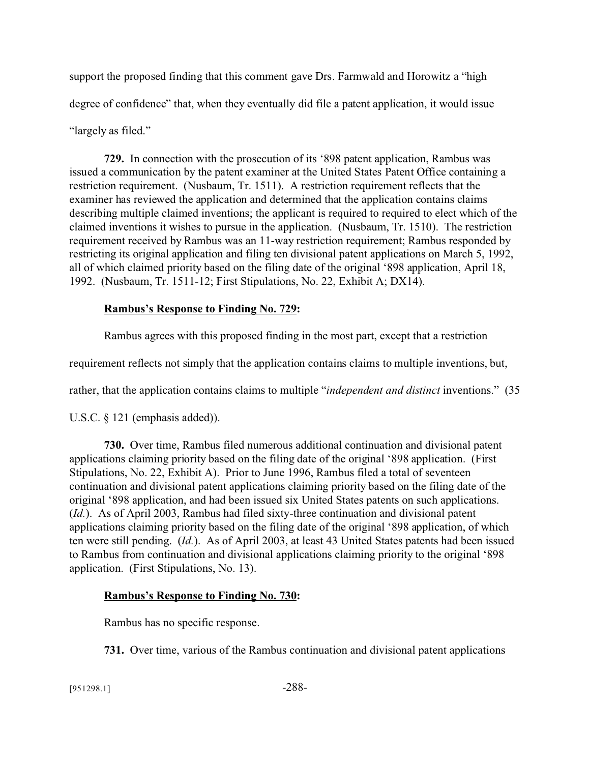support the proposed finding that this comment gave Drs. Farmwald and Horowitz a "high degree of confidence" that, when they eventually did file a patent application, it would issue "largely as filed."

**729.** In connection with the prosecution of its '898 patent application, Rambus was issued a communication by the patent examiner at the United States Patent Office containing a restriction requirement. (Nusbaum, Tr. 1511). A restriction requirement reflects that the examiner has reviewed the application and determined that the application contains claims describing multiple claimed inventions; the applicant is required to required to elect which of the claimed inventions it wishes to pursue in the application. (Nusbaum, Tr. 1510). The restriction requirement received by Rambus was an 11-way restriction requirement; Rambus responded by restricting its original application and filing ten divisional patent applications on March 5, 1992, all of which claimed priority based on the filing date of the original '898 application, April 18, 1992. (Nusbaum, Tr. 1511-12; First Stipulations, No. 22, Exhibit A; DX14).

**<u>Rambus's Response to Finding No. 729</u>:**

Rambus agrees with this proposed finding in the most part, except that a restriction requirement reflects not simply that the application contains claims to multiple inventions, but, rather, that the application contains claims to multiple "*independent and distinct* inventions." (35 U.S.C. § 121 (emphasis added)).

**730.** Over time, Rambus filed numerous additional continuation and divisional patent applications claiming priority based on the filing date of the original '898 application. (First Stipulations, No. 22, Exhibit A). Prior to June 1996, Rambus filed a total of seventeen continuation and divisional patent applications claiming priority based on the filing date of the original '898 application, and had been issued six United States patents on such applications. (*Id.*). As of April 2003, Rambus had filed sixty-three continuation and divisional patent applications claiming priority based on the filing date of the original '898 application, of which ten were still pending. (*Id.*). As of April 2003, at least 43 United States patents had been issued to Rambus from continuation and divisional applications claiming priority to the original '898 application. (First Stipulations, No. 13).

**<u>Rambus's Response to Finding No. 730</u>:**

Rambus has no specific response.

**731.** Over time, various of the Rambus continuation and divisional patent applications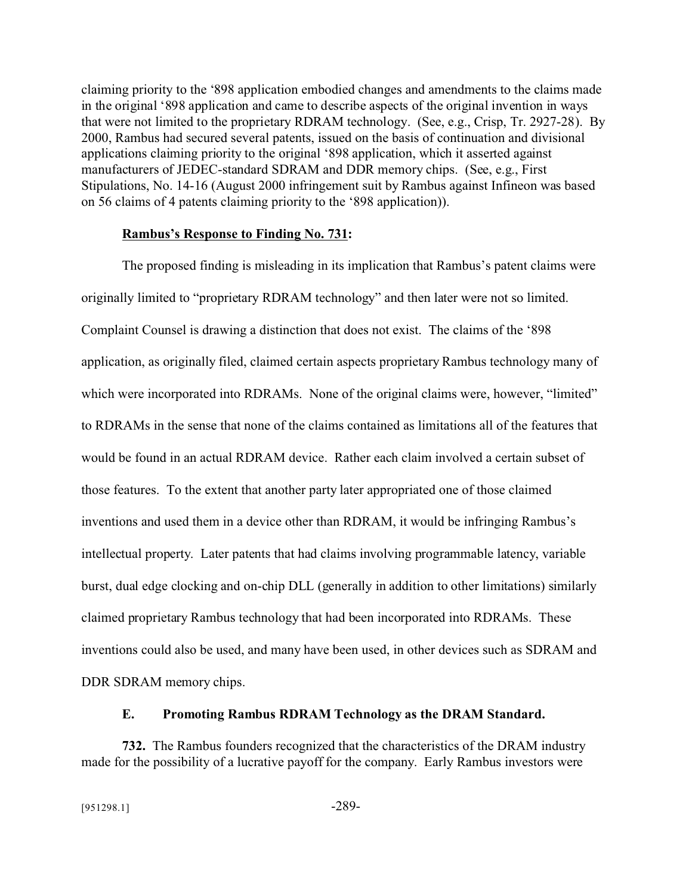claiming priority to the '898 application embodied changes and amendments to the claims made in the original '898 application and came to describe aspects of the original invention in ways that were not limited to the proprietary RDRAM technology. (See, e.g., Crisp, Tr. 2927-28). By 2000, Rambus had secured several patents, issued on the basis of continuation and divisional applications claiming priority to the original '898 application, which it asserted against manufacturers of JEDEC-standard SDRAM and DDR memory chips. (See, e.g., First Stipulations, No. 14-16 (August 2000 infringement suit by Rambus against Infineon was based on 56 claims of 4 patents claiming priority to the '898 application)).

**Rambus's Response to Finding No. 731:**

The proposed finding is misleading in its implication that Rambus's patent claims were originally limited to "proprietary RDRAM technology" and then later were not so limited. Complaint Counsel is drawing a distinction that does not exist. The claims of the '898 application, as originally filed, claimed certain aspects proprietary Rambus technology many of which were incorporated into RDRAMs. None of the original claims were, however, "limited" to RDRAMs in the sense that none of the claims contained as limitations all of the features that would be found in an actual RDRAM device. Rather each claim involved a certain subset of those features. To the extent that another party later appropriated one of those claimed inventions and used them in a device other than RDRAM, it would be infringing Rambus's intellectual property. Later patents that had claims involving programmable latency, variable burst, dual edge clocking and on-chip DLL (generally in addition to other limitations) similarly claimed proprietary Rambus technology that had been incorporated into RDRAMs. These inventions could also be used, and many have been used, in other devices such as SDRAM and DDR SDRAM memory chips.

### E. Promoting Rambus RDRAM Technology as the DRAM Standard.

**732.** The Rambus founders recognized that the characteristics of the DRAM industry made for the possibility of a lucrative payoff for the company. Early Rambus investors were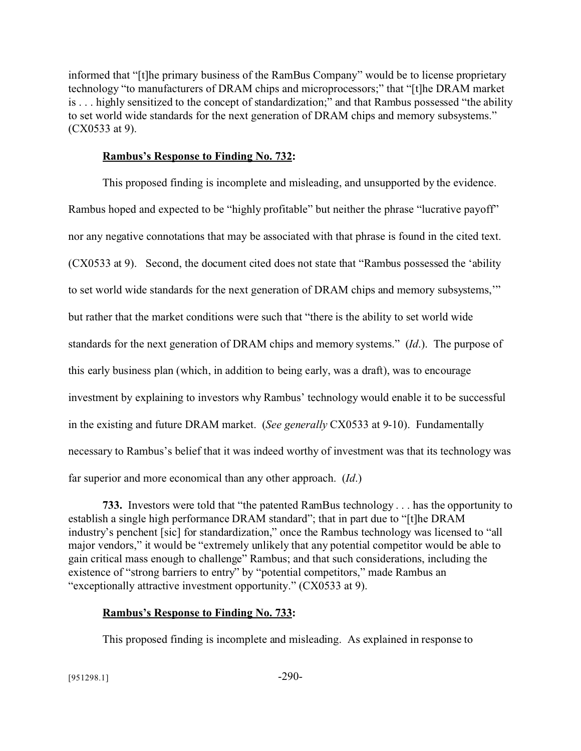informed that "[t]he primary business of the RamBus Company" would be to license proprietary technology "to manufacturers of DRAM chips and microprocessors;" that "[t]he DRAM market is . . . highly sensitized to the concept of standardization;" and that Rambus possessed "the ability to set world wide standards for the next generation of DRAM chips and memory subsystems." (CX0533 at 9).

**Rambus's Response to Finding No. 732:**

This proposed finding is incomplete and misleading, and unsupported by the evidence. Rambus hoped and expected to be "highly profitable" but neither the phrase "lucrative payoff" nor any negative connotations that may be associated with that phrase is found in the cited text. (CX0533 at 9). Second, the document cited does not state that "Rambus possessed the 'ability to set world wide standards for the next generation of DRAM chips and memory subsystems,'" but rather that the market conditions were such that "there is the ability to set world wide standards for the next generation of DRAM chips and memory systems." (*Id*.). The purpose of this early business plan (which, in addition to being early, was a draft), was to encourage investment by explaining to investors why Rambus' technology would enable it to be successful in the existing and future DRAM market. (*See generally* CX0533 at 9-10). Fundamentally necessary to Rambus's belief that it was indeed worthy of investment was that its technology was far superior and more economical than any other approach. (*Id*.)

**733.** Investors were told that "the patented RamBus technology . . . has the opportunity to establish a single high performance DRAM standard"; that in part due to "[t]he DRAM industry's penchent [sic] for standardization," once the Rambus technology was licensed to "all major vendors," it would be "extremely unlikely that any potential competitor would be able to gain critical mass enough to challenge" Rambus; and that such considerations, including the existence of "strong barriers to entry" by "potential competitors," made Rambus an "exceptionally attractive investment opportunity." (CX0533 at 9).

**Rambus's Response to Finding No. 733:**

This proposed finding is incomplete and misleading. As explained in response to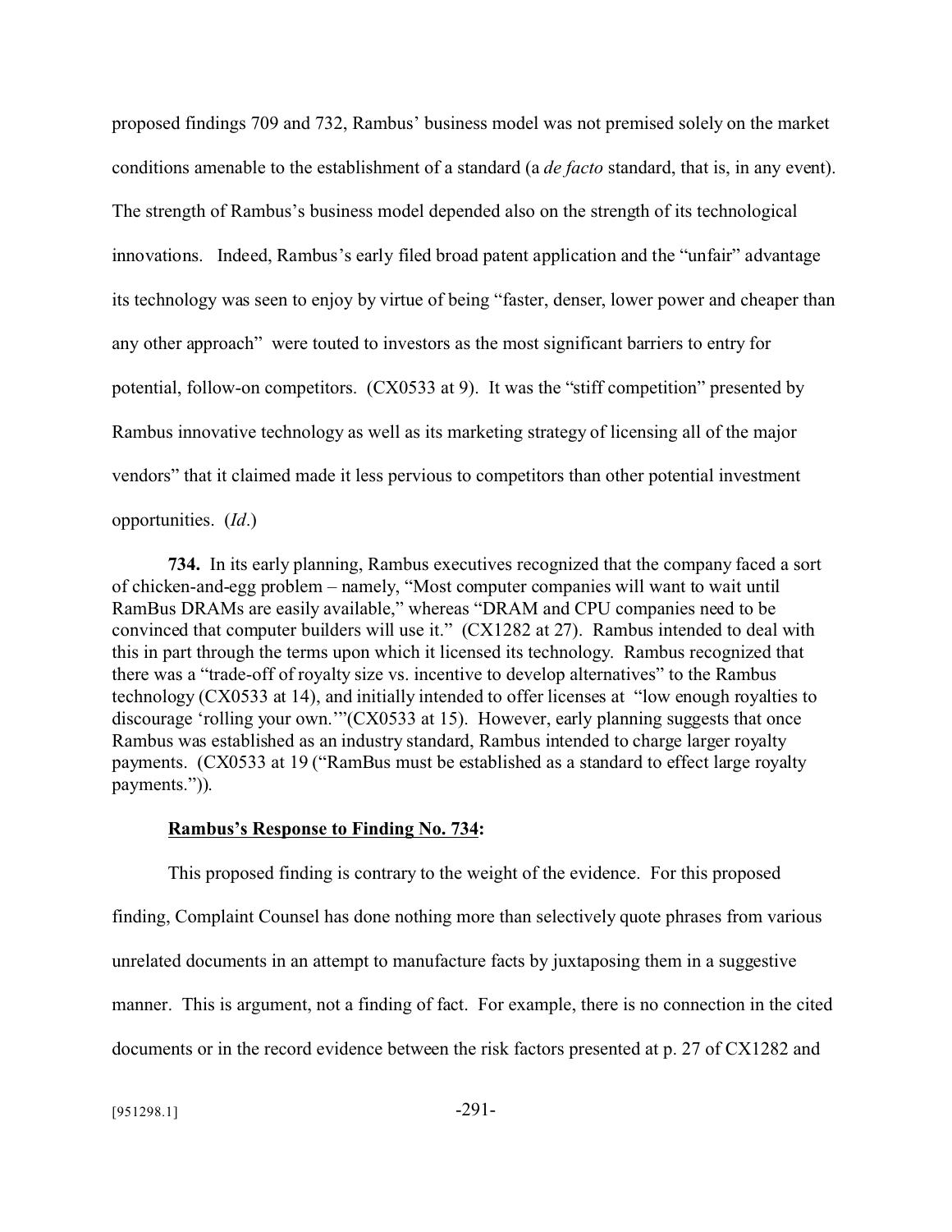proposed findings 709 and 732, Rambus' business model was not premised solely on the market conditions amenable to the establishment of a standard (a *de facto* standard, that is, in any event). The strength of Rambus's business model depended also on the strength of its technological innovations. Indeed, Rambus's early filed broad patent application and the "unfair" advantage its technology was seen to enjoy by virtue of being "faster, denser, lower power and cheaper than any other approach" were touted to investors as the most significant barriers to entry for potential, follow-on competitors. (CX0533 at 9). It was the "stiff competition" presented by Rambus innovative technology as well as its marketing strategy of licensing all of the major vendors" that it claimed made it less pervious to competitors than other potential investment opportunities. (*Id*.)

**734.** In its early planning, Rambus executives recognized that the company faced a sort of chicken-and-egg problem – namely, "Most computer companies will want to wait until RamBus DRAMs are easily available," whereas "DRAM and CPU companies need to be convinced that computer builders will use it." (CX1282 at 27). Rambus intended to deal with this in part through the terms upon which it licensed its technology. Rambus recognized that there was a "trade-off of royalty size vs. incentive to develop alternatives" to the Rambus technology (CX0533 at 14), and initially intended to offer licenses at "low enough royalties to discourage 'rolling your own.'"(CX0533 at 15). However, early planning suggests that once Rambus was established as an industry standard, Rambus intended to charge larger royalty payments. (CX0533 at 19 ("RamBus must be established as a standard to effect large royalty payments.")).

**<u>Rambus's Response to Finding No. 734</u>:**

This proposed finding is contrary to the weight of the evidence. For this proposed finding, Complaint Counsel has done nothing more than selectively quote phrases from various unrelated documents in an attempt to manufacture facts by juxtaposing them in a suggestive manner. This is argument, not a finding of fact. For example, there is no connection in the cited documents or in the record evidence between the risk factors presented at p. 27 of CX1282 and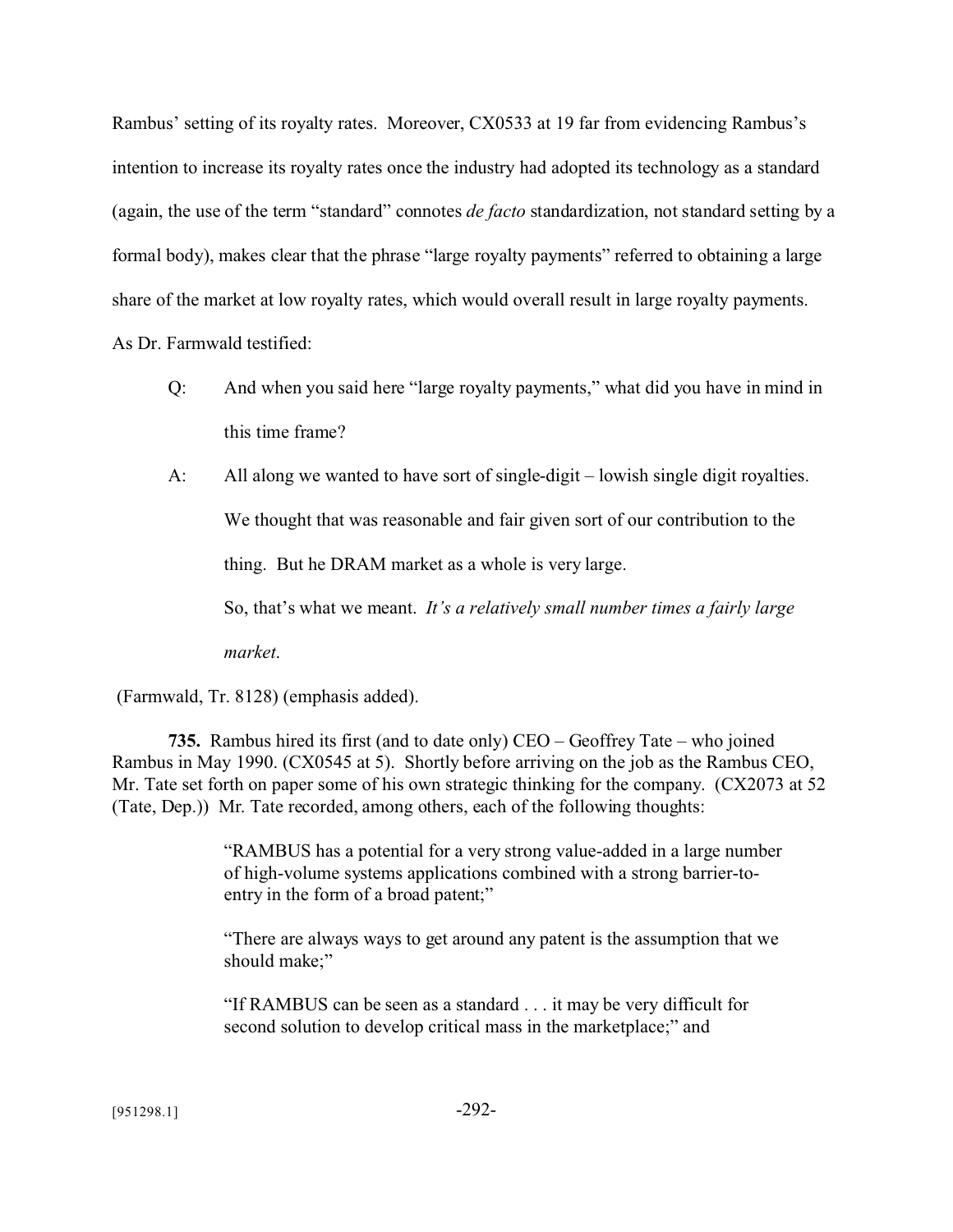Rambus' setting of its royalty rates. Moreover, CX0533 at 19 far from evidencing Rambus's intention to increase its royalty rates once the industry had adopted its technology as a standard (again, the use of the term "standard" connotes *de facto* standardization, not standard setting by a formal body), makes clear that the phrase "large royalty payments" referred to obtaining a large share of the market at low royalty rates, which would overall result in large royalty payments. As Dr. Farmwald testified:

> Q: And when you said here "large royalty payments," what did you have in mind in this time frame?
>
> A: All along we wanted to have sort of single-digit – lowish single digit royalties. We thought that was reasonable and fair given sort of our contribution to the thing. But he DRAM market as a whole is very large.
>
> So, that's what we meant. *It's a relatively small number times a fairly large market*.

(Farmwald, Tr. 8128) (emphasis added).

**735.** Rambus hired its first (and to date only) CEO – Geoffrey Tate – who joined Rambus in May 1990. (CX0545 at 5). Shortly before arriving on the job as the Rambus CEO, Mr. Tate set forth on paper some of his own strategic thinking for the company. (CX2073 at 52 (Tate, Dep.)) Mr. Tate recorded, among others, each of the following thoughts:

> "RAMBUS has a potential for a very strong value-added in a large number of high-volume systems applications combined with a strong barrier-to-entry in the form of a broad patent;"
>
> "There are always ways to get around any patent is the assumption that we should make;"
>
> "If RAMBUS can be seen as a standard . . . it may be very difficult for second solution to develop critical mass in the marketplace;" and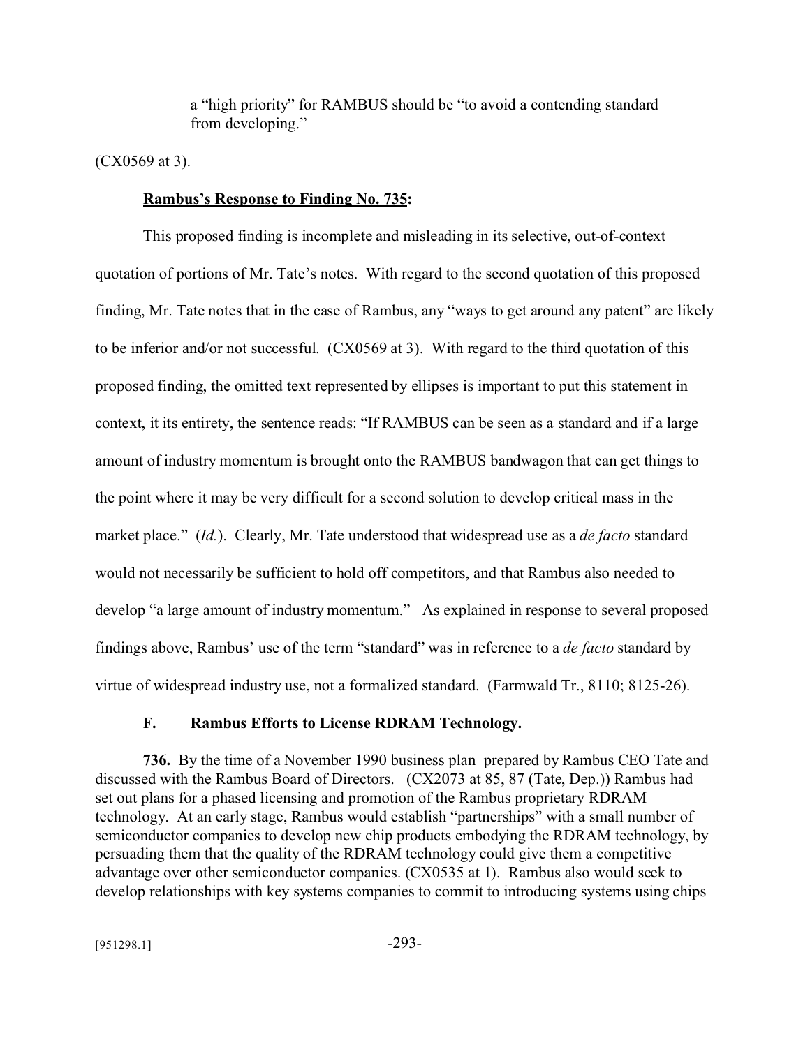a "high priority" for RAMBUS should be "to avoid a contending standard from developing."

(CX0569 at 3).

**Rambus's Response to Finding No. 735:**

This proposed finding is incomplete and misleading in its selective, out-of-context quotation of portions of Mr. Tate's notes. With regard to the second quotation of this proposed finding, Mr. Tate notes that in the case of Rambus, any "ways to get around any patent" are likely to be inferior and/or not successful. (CX0569 at 3). With regard to the third quotation of this proposed finding, the omitted text represented by ellipses is important to put this statement in context, it its entirety, the sentence reads: "If RAMBUS can be seen as a standard and if a large amount of industry momentum is brought onto the RAMBUS bandwagon that can get things to the point where it may be very difficult for a second solution to develop critical mass in the market place." (*Id.*). Clearly, Mr. Tate understood that widespread use as a *de facto* standard would not necessarily be sufficient to hold off competitors, and that Rambus also needed to develop "a large amount of industry momentum." As explained in response to several proposed findings above, Rambus' use of the term "standard" was in reference to a *de facto* standard by virtue of widespread industry use, not a formalized standard. (Farmwald Tr., 8110; 8125-26).

### F. Rambus Efforts to License RDRAM Technology.

**736.** By the time of a November 1990 business plan prepared by Rambus CEO Tate and discussed with the Rambus Board of Directors. (CX2073 at 85, 87 (Tate, Dep.)) Rambus had set out plans for a phased licensing and promotion of the Rambus proprietary RDRAM technology. At an early stage, Rambus would establish "partnerships" with a small number of semiconductor companies to develop new chip products embodying the RDRAM technology, by persuading them that the quality of the RDRAM technology could give them a competitive advantage over other semiconductor companies. (CX0535 at 1). Rambus also would seek to develop relationships with key systems companies to commit to introducing systems using chips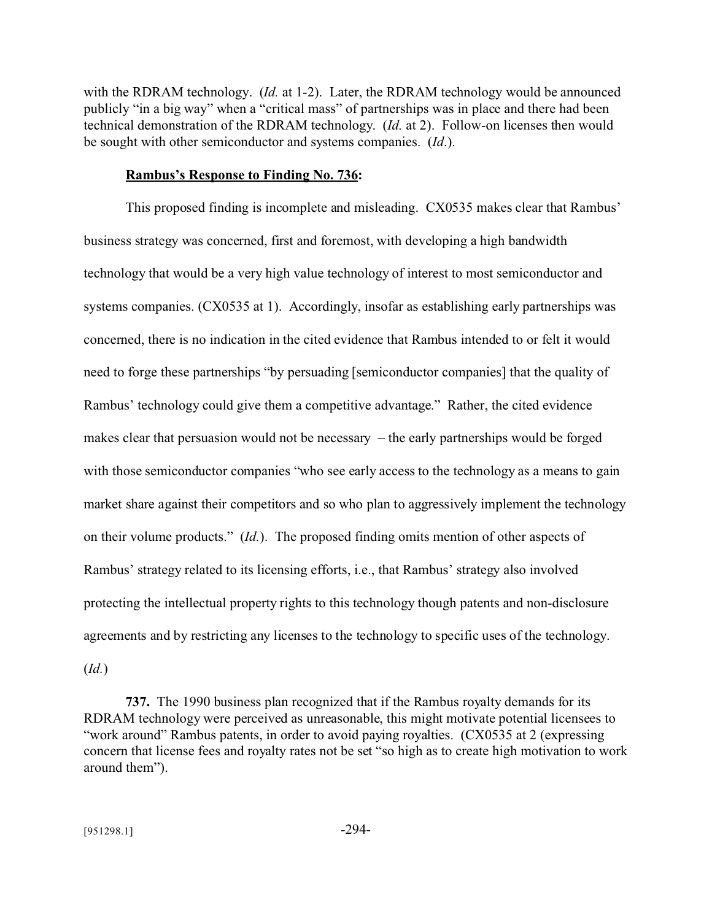with the RDRAM technology. (*Id.* at 1-2). Later, the RDRAM technology would be announced publicly "in a big way" when a "critical mass" of partnerships was in place and there had been technical demonstration of the RDRAM technology. (*Id.* at 2). Follow-on licenses then would be sought with other semiconductor and systems companies. (*Id*.).

**Rambus's Response to Finding No. 736:**

This proposed finding is incomplete and misleading. CX0535 makes clear that Rambus' business strategy was concerned, first and foremost, with developing a high bandwidth technology that would be a very high value technology of interest to most semiconductor and systems companies. (CX0535 at 1). Accordingly, insofar as establishing early partnerships was concerned, there is no indication in the cited evidence that Rambus intended to or felt it would need to forge these partnerships "by persuading [semiconductor companies] that the quality of Rambus' technology could give them a competitive advantage." Rather, the cited evidence makes clear that persuasion would not be necessary – the early partnerships would be forged with those semiconductor companies "who see early access to the technology as a means to gain market share against their competitors and so who plan to aggressively implement the technology on their volume products." (*Id.*). The proposed finding omits mention of other aspects of Rambus' strategy related to its licensing efforts, i.e., that Rambus' strategy also involved protecting the intellectual property rights to this technology though patents and non-disclosure agreements and by restricting any licenses to the technology to specific uses of the technology. (*Id.*)

**737.** The 1990 business plan recognized that if the Rambus royalty demands for its RDRAM technology were perceived as unreasonable, this might motivate potential licensees to "work around" Rambus patents, in order to avoid paying royalties. (CX0535 at 2 (expressing concern that license fees and royalty rates not be set "so high as to create high motivation to work around them").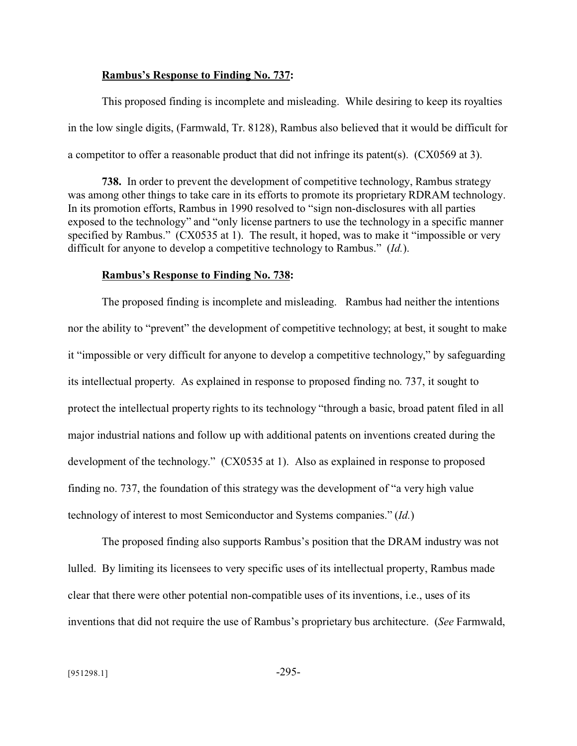**Rambus's Response to Finding No. 737:**

This proposed finding is incomplete and misleading. While desiring to keep its royalties in the low single digits, (Farmwald, Tr. 8128), Rambus also believed that it would be difficult for a competitor to offer a reasonable product that did not infringe its patent(s). (CX0569 at 3).

**738.** In order to prevent the development of competitive technology, Rambus strategy was among other things to take care in its efforts to promote its proprietary RDRAM technology. In its promotion efforts, Rambus in 1990 resolved to "sign non-disclosures with all parties exposed to the technology" and "only license partners to use the technology in a specific manner specified by Rambus." (CX0535 at 1). The result, it hoped, was to make it "impossible or very difficult for anyone to develop a competitive technology to Rambus." (*Id.*).

**Rambus's Response to Finding No. 738:**

The proposed finding is incomplete and misleading. Rambus had neither the intentions nor the ability to "prevent" the development of competitive technology; at best, it sought to make it "impossible or very difficult for anyone to develop a competitive technology," by safeguarding its intellectual property. As explained in response to proposed finding no. 737, it sought to protect the intellectual property rights to its technology "through a basic, broad patent filed in all major industrial nations and follow up with additional patents on inventions created during the development of the technology." (CX0535 at 1). Also as explained in response to proposed finding no. 737, the foundation of this strategy was the development of "a very high value technology of interest to most Semiconductor and Systems companies." (*Id.*)

The proposed finding also supports Rambus's position that the DRAM industry was not lulled. By limiting its licensees to very specific uses of its intellectual property, Rambus made clear that there were other potential non-compatible uses of its inventions, i.e., uses of its inventions that did not require the use of Rambus's proprietary bus architecture. (*See* Farmwald,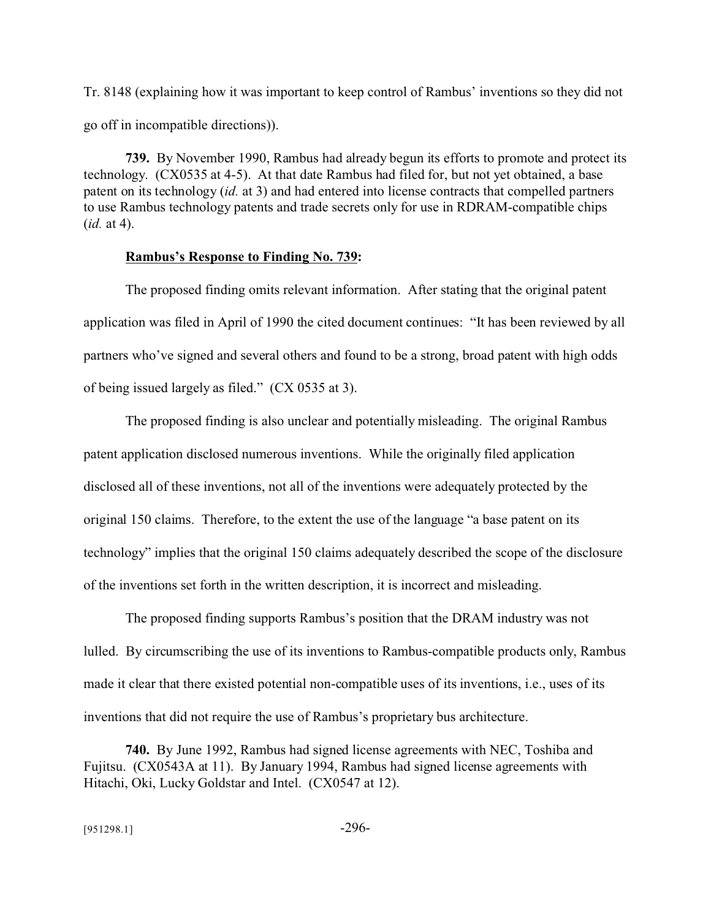Tr. 8148 (explaining how it was important to keep control of Rambus' inventions so they did not go off in incompatible directions)).

**739.** By November 1990, Rambus had already begun its efforts to promote and protect its technology. (CX0535 at 4-5). At that date Rambus had filed for, but not yet obtained, a base patent on its technology (*id.* at 3) and had entered into license contracts that compelled partners to use Rambus technology patents and trade secrets only for use in RDRAM-compatible chips (*id.* at 4).

**Rambus's Response to Finding No. 739:**

The proposed finding omits relevant information. After stating that the original patent application was filed in April of 1990 the cited document continues: "It has been reviewed by all partners who've signed and several others and found to be a strong, broad patent with high odds of being issued largely as filed." (CX 0535 at 3).

The proposed finding is also unclear and potentially misleading. The original Rambus patent application disclosed numerous inventions. While the originally filed application disclosed all of these inventions, not all of the inventions were adequately protected by the original 150 claims. Therefore, to the extent the use of the language "a base patent on its technology" implies that the original 150 claims adequately described the scope of the disclosure of the inventions set forth in the written description, it is incorrect and misleading.

The proposed finding supports Rambus's position that the DRAM industry was not lulled. By circumscribing the use of its inventions to Rambus-compatible products only, Rambus made it clear that there existed potential non-compatible uses of its inventions, i.e., uses of its inventions that did not require the use of Rambus's proprietary bus architecture.

**740.** By June 1992, Rambus had signed license agreements with NEC, Toshiba and Fujitsu. (CX0543A at 11). By January 1994, Rambus had signed license agreements with Hitachi, Oki, Lucky Goldstar and Intel. (CX0547 at 12).

[951298.1]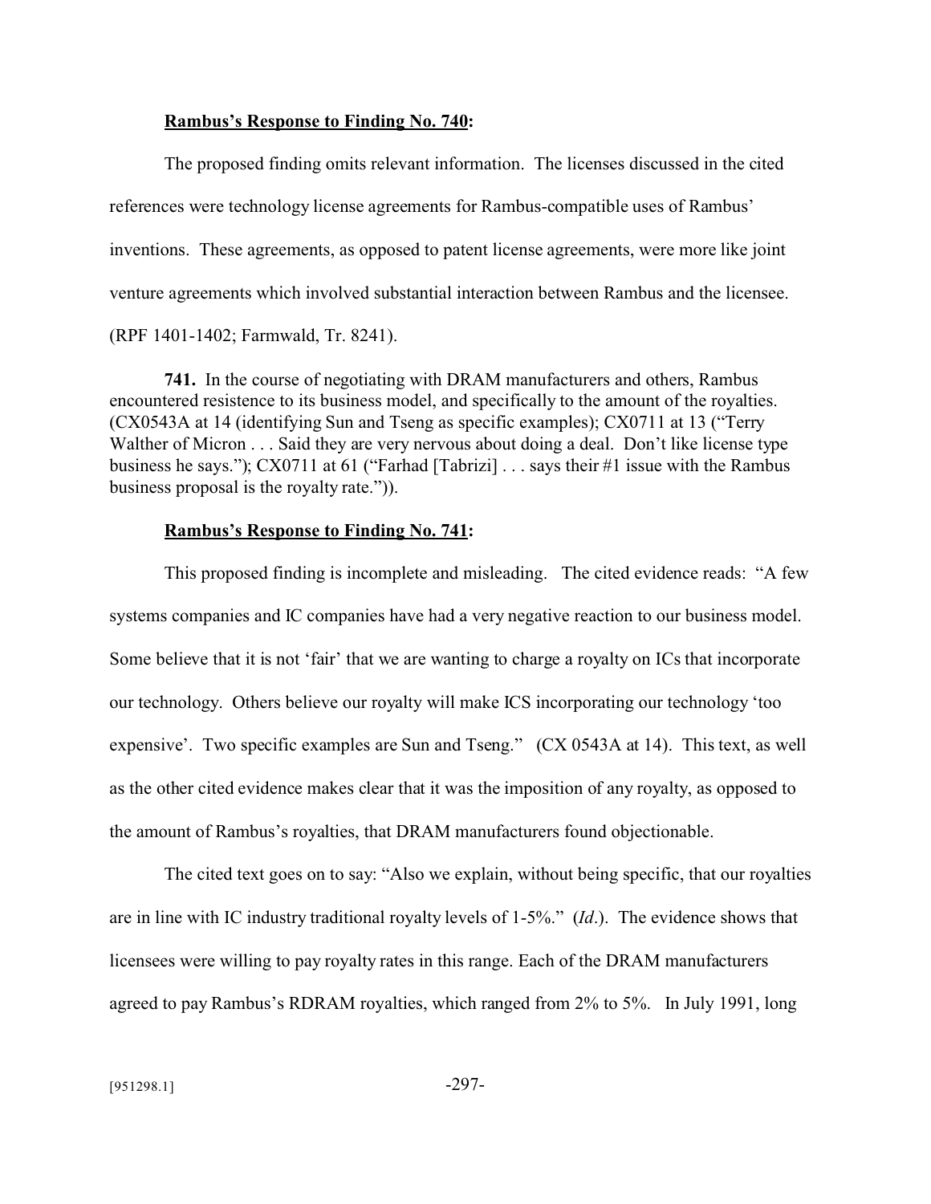**<u>Rambus's Response to Finding No. 740</u>:**

The proposed finding omits relevant information. The licenses discussed in the cited references were technology license agreements for Rambus-compatible uses of Rambus' inventions. These agreements, as opposed to patent license agreements, were more like joint venture agreements which involved substantial interaction between Rambus and the licensee. (RPF 1401-1402; Farmwald, Tr. 8241).

**741.** In the course of negotiating with DRAM manufacturers and others, Rambus encountered resistence to its business model, and specifically to the amount of the royalties. (CX0543A at 14 (identifying Sun and Tseng as specific examples); CX0711 at 13 ("Terry Walther of Micron . . . Said they are very nervous about doing a deal. Don't like license type business he says."); CX0711 at 61 ("Farhad [Tabrizi] . . . says their #1 issue with the Rambus business proposal is the royalty rate.")).

**<u>Rambus's Response to Finding No. 741</u>:**

This proposed finding is incomplete and misleading. The cited evidence reads: "A few systems companies and IC companies have had a very negative reaction to our business model. Some believe that it is not 'fair' that we are wanting to charge a royalty on ICs that incorporate our technology. Others believe our royalty will make ICS incorporating our technology 'too expensive'. Two specific examples are Sun and Tseng." (CX 0543A at 14). This text, as well as the other cited evidence makes clear that it was the imposition of any royalty, as opposed to the amount of Rambus's royalties, that DRAM manufacturers found objectionable.

The cited text goes on to say: "Also we explain, without being specific, that our royalties are in line with IC industry traditional royalty levels of 1-5%." (*Id*.). The evidence shows that licensees were willing to pay royalty rates in this range. Each of the DRAM manufacturers agreed to pay Rambus's RDRAM royalties, which ranged from 2% to 5%. In July 1991, long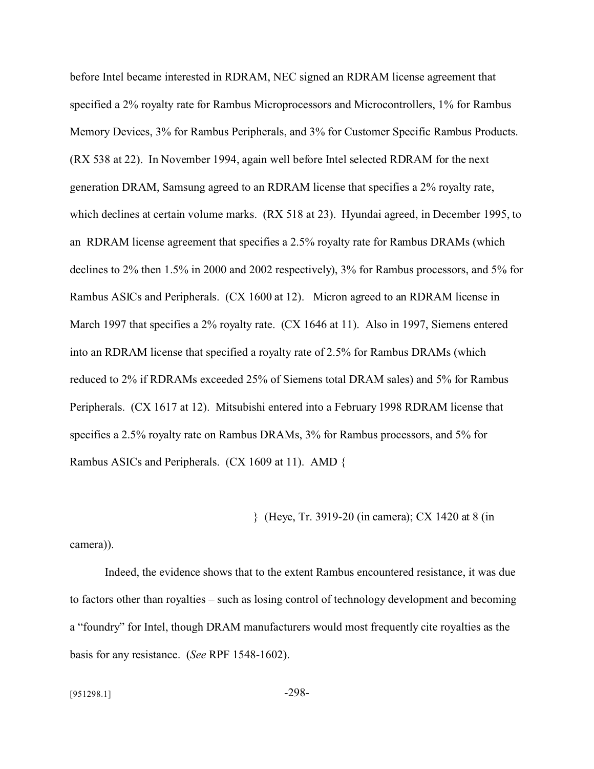before Intel became interested in RDRAM, NEC signed an RDRAM license agreement that specified a 2% royalty rate for Rambus Microprocessors and Microcontrollers, 1% for Rambus Memory Devices, 3% for Rambus Peripherals, and 3% for Customer Specific Rambus Products. (RX 538 at 22). In November 1994, again well before Intel selected RDRAM for the next generation DRAM, Samsung agreed to an RDRAM license that specifies a 2% royalty rate, which declines at certain volume marks. (RX 518 at 23). Hyundai agreed, in December 1995, to an RDRAM license agreement that specifies a 2.5% royalty rate for Rambus DRAMs (which declines to 2% then 1.5% in 2000 and 2002 respectively), 3% for Rambus processors, and 5% for Rambus ASICs and Peripherals. (CX 1600 at 12). Micron agreed to an RDRAM license in March 1997 that specifies a 2% royalty rate. (CX 1646 at 11). Also in 1997, Siemens entered into an RDRAM license that specified a royalty rate of 2.5% for Rambus DRAMs (which reduced to 2% if RDRAMs exceeded 25% of Siemens total DRAM sales) and 5% for Rambus Peripherals. (CX 1617 at 12). Mitsubishi entered into a February 1998 RDRAM license that specifies a 2.5% royalty rate on Rambus DRAMs, 3% for Rambus processors, and 5% for Rambus ASICs and Peripherals. (CX 1609 at 11). AMD {

} (Heye, Tr. 3919-20 (in camera); CX 1420 at 8 (in camera)).

Indeed, the evidence shows that to the extent Rambus encountered resistance, it was due to factors other than royalties – such as losing control of technology development and becoming a "foundry" for Intel, though DRAM manufacturers would most frequently cite royalties as the basis for any resistance. (*See* RPF 1548-1602).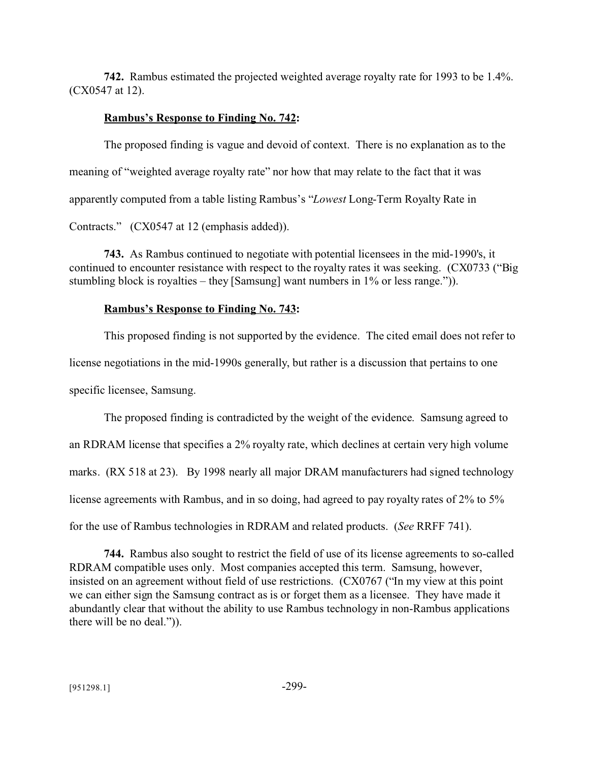**742.** Rambus estimated the projected weighted average royalty rate for 1993 to be 1.4%. (CX0547 at 12).

**Rambus's Response to Finding No. 742:**

The proposed finding is vague and devoid of context. There is no explanation as to the meaning of "weighted average royalty rate" nor how that may relate to the fact that it was apparently computed from a table listing Rambus's "*Lowest* Long-Term Royalty Rate in Contracts." (CX0547 at 12 (emphasis added)).

**743.** As Rambus continued to negotiate with potential licensees in the mid-1990's, it continued to encounter resistance with respect to the royalty rates it was seeking. (CX0733 ("Big stumbling block is royalties – they [Samsung] want numbers in 1% or less range.")).

**Rambus's Response to Finding No. 743:**

This proposed finding is not supported by the evidence. The cited email does not refer to license negotiations in the mid-1990s generally, but rather is a discussion that pertains to one specific licensee, Samsung.

The proposed finding is contradicted by the weight of the evidence. Samsung agreed to an RDRAM license that specifies a 2% royalty rate, which declines at certain very high volume marks. (RX 518 at 23). By 1998 nearly all major DRAM manufacturers had signed technology license agreements with Rambus, and in so doing, had agreed to pay royalty rates of 2% to 5% for the use of Rambus technologies in RDRAM and related products. (*See* RRFF 741).

**744.** Rambus also sought to restrict the field of use of its license agreements to so-called RDRAM compatible uses only. Most companies accepted this term. Samsung, however, insisted on an agreement without field of use restrictions. (CX0767 ("In my view at this point we can either sign the Samsung contract as is or forget them as a licensee. They have made it abundantly clear that without the ability to use Rambus technology in non-Rambus applications there will be no deal.")).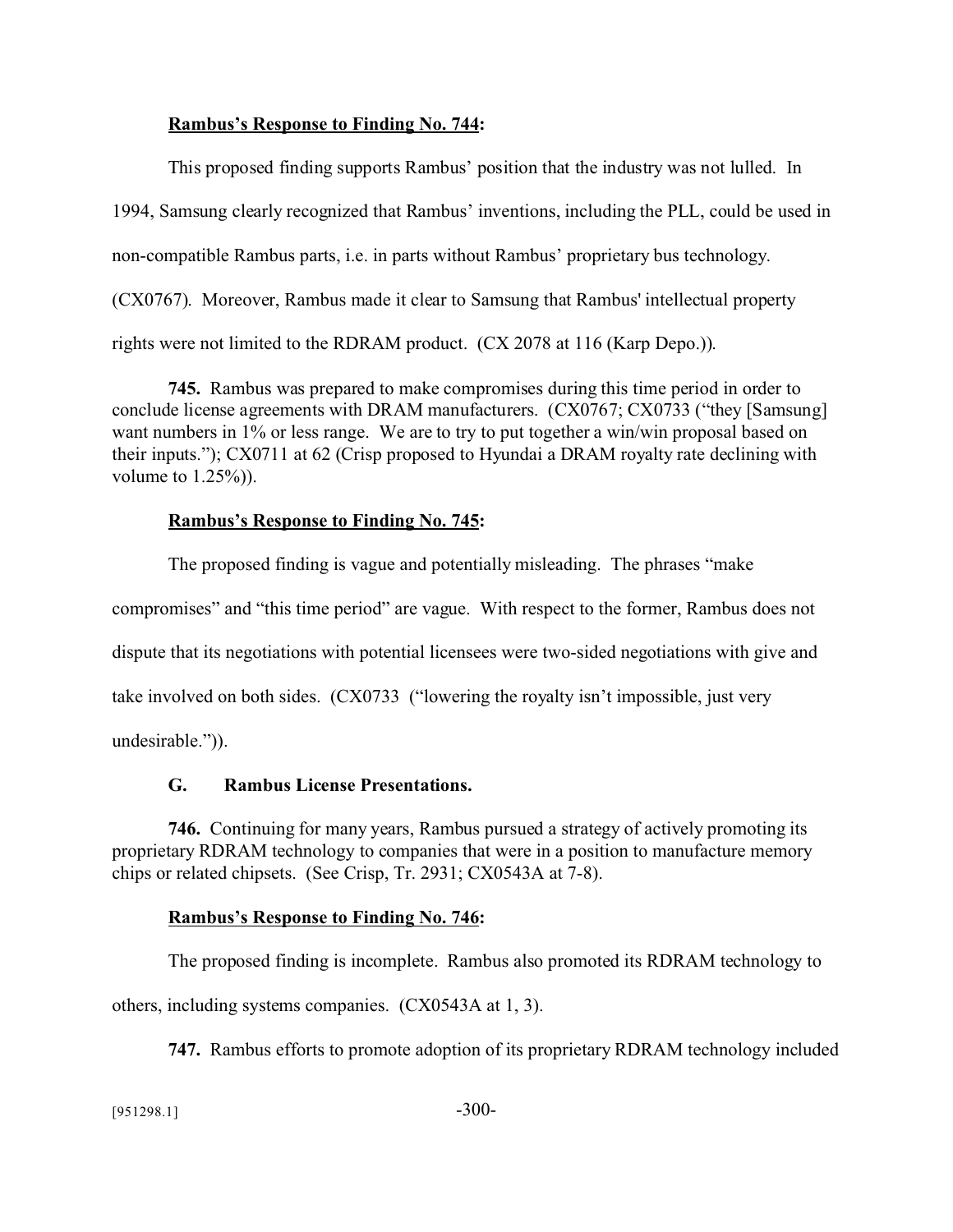**Rambus's Response to Finding No. 744:**

This proposed finding supports Rambus' position that the industry was not lulled. In 1994, Samsung clearly recognized that Rambus' inventions, including the PLL, could be used in non-compatible Rambus parts, i.e. in parts without Rambus' proprietary bus technology. (CX0767). Moreover, Rambus made it clear to Samsung that Rambus' intellectual property rights were not limited to the RDRAM product. (CX 2078 at 116 (Karp Depo.)).

**745.** Rambus was prepared to make compromises during this time period in order to conclude license agreements with DRAM manufacturers. (CX0767; CX0733 ("they [Samsung] want numbers in 1% or less range. We are to try to put together a win/win proposal based on their inputs."); CX0711 at 62 (Crisp proposed to Hyundai a DRAM royalty rate declining with volume to 1.25%)).

**Rambus's Response to Finding No. 745:**

The proposed finding is vague and potentially misleading. The phrases "make compromises" and "this time period" are vague. With respect to the former, Rambus does not dispute that its negotiations with potential licensees were two-sided negotiations with give and take involved on both sides. (CX0733 ("lowering the royalty isn't impossible, just very undesirable.")).

### G. Rambus License Presentations.

**746.** Continuing for many years, Rambus pursued a strategy of actively promoting its proprietary RDRAM technology to companies that were in a position to manufacture memory chips or related chipsets. (See Crisp, Tr. 2931; CX0543A at 7-8).

**Rambus's Response to Finding No. 746:**

The proposed finding is incomplete. Rambus also promoted its RDRAM technology to others, including systems companies. (CX0543A at 1, 3).

**747.** Rambus efforts to promote adoption of its proprietary RDRAM technology included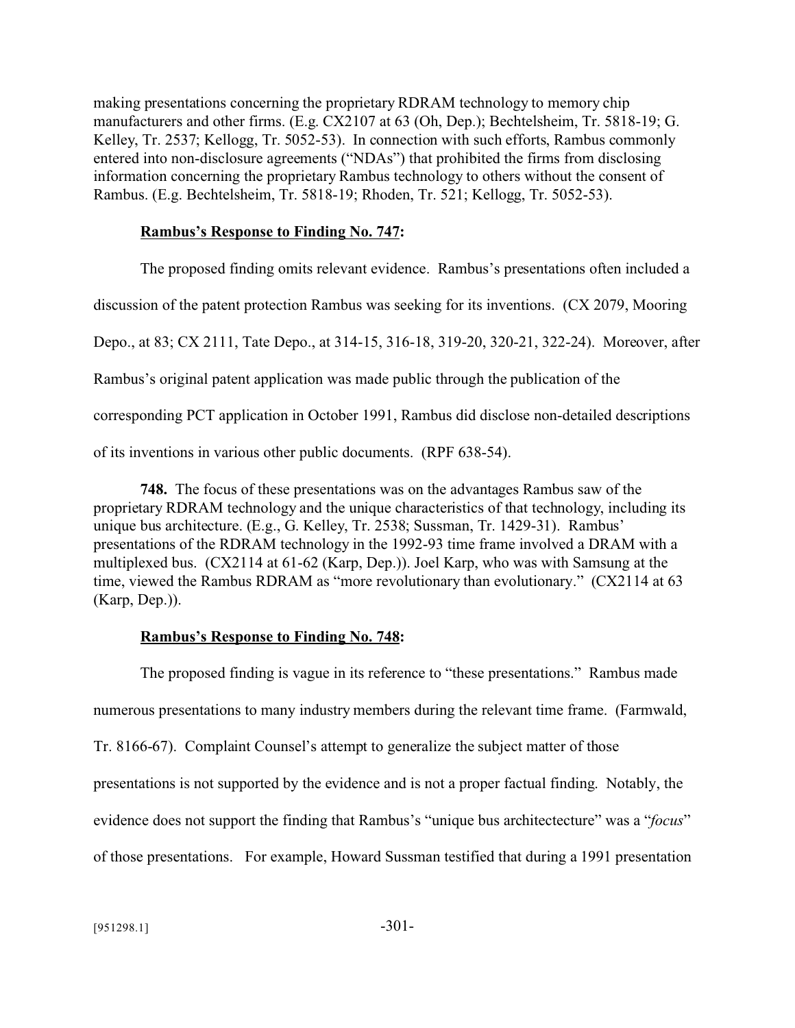making presentations concerning the proprietary RDRAM technology to memory chip manufacturers and other firms. (E.g. CX2107 at 63 (Oh, Dep.); Bechtelsheim, Tr. 5818-19; G. Kelley, Tr. 2537; Kellogg, Tr. 5052-53). In connection with such efforts, Rambus commonly entered into non-disclosure agreements ("NDAs") that prohibited the firms from disclosing information concerning the proprietary Rambus technology to others without the consent of Rambus. (E.g. Bechtelsheim, Tr. 5818-19; Rhoden, Tr. 521; Kellogg, Tr. 5052-53).

**Rambus's Response to Finding No. 747:**

The proposed finding omits relevant evidence. Rambus's presentations often included a discussion of the patent protection Rambus was seeking for its inventions. (CX 2079, Mooring Depo., at 83; CX 2111, Tate Depo., at 314-15, 316-18, 319-20, 320-21, 322-24). Moreover, after Rambus's original patent application was made public through the publication of the corresponding PCT application in October 1991, Rambus did disclose non-detailed descriptions of its inventions in various other public documents. (RPF 638-54).

**748.** The focus of these presentations was on the advantages Rambus saw of the proprietary RDRAM technology and the unique characteristics of that technology, including its unique bus architecture. (E.g., G. Kelley, Tr. 2538; Sussman, Tr. 1429-31). Rambus' presentations of the RDRAM technology in the 1992-93 time frame involved a DRAM with a multiplexed bus. (CX2114 at 61-62 (Karp, Dep.)). Joel Karp, who was with Samsung at the time, viewed the Rambus RDRAM as "more revolutionary than evolutionary." (CX2114 at 63 (Karp, Dep.)).

**Rambus's Response to Finding No. 748:**

The proposed finding is vague in its reference to "these presentations." Rambus made numerous presentations to many industry members during the relevant time frame. (Farmwald, Tr. 8166-67). Complaint Counsel's attempt to generalize the subject matter of those presentations is not supported by the evidence and is not a proper factual finding. Notably, the evidence does not support the finding that Rambus's "unique bus architectecture" was a "*focus*" of those presentations. For example, Howard Sussman testified that during a 1991 presentation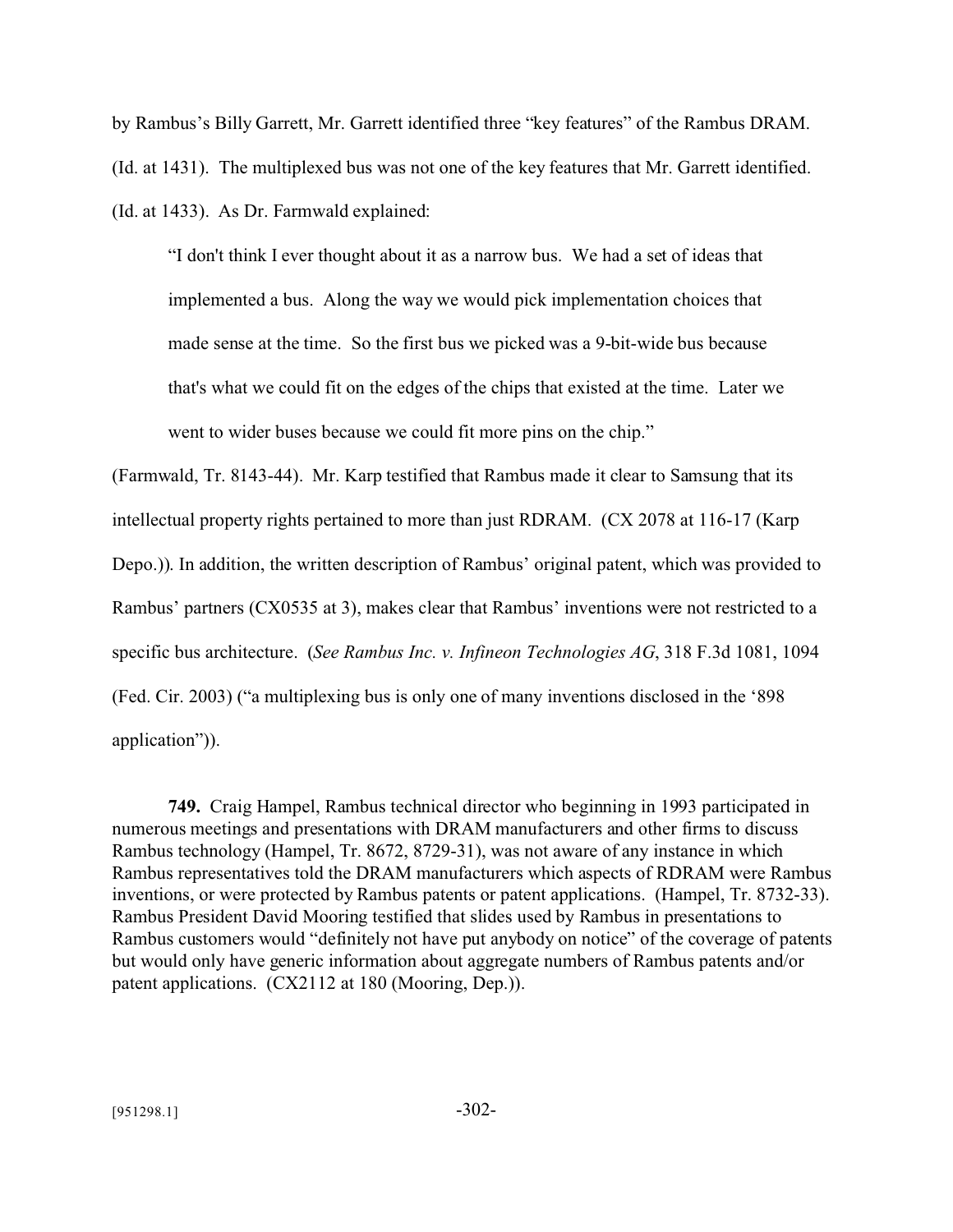by Rambus's Billy Garrett, Mr. Garrett identified three "key features" of the Rambus DRAM. (Id. at 1431). The multiplexed bus was not one of the key features that Mr. Garrett identified. (Id. at 1433). As Dr. Farmwald explained:

> "I don't think I ever thought about it as a narrow bus. We had a set of ideas that implemented a bus. Along the way we would pick implementation choices that made sense at the time. So the first bus we picked was a 9-bit-wide bus because that's what we could fit on the edges of the chips that existed at the time. Later we went to wider buses because we could fit more pins on the chip."

(Farmwald, Tr. 8143-44). Mr. Karp testified that Rambus made it clear to Samsung that its intellectual property rights pertained to more than just RDRAM. (CX 2078 at 116-17 (Karp Depo.)). In addition, the written description of Rambus' original patent, which was provided to Rambus' partners (CX0535 at 3), makes clear that Rambus' inventions were not restricted to a specific bus architecture. (*See Rambus Inc. v. Infineon Technologies AG*, 318 F.3d 1081, 1094 (Fed. Cir. 2003) ("a multiplexing bus is only one of many inventions disclosed in the '898 application")).

**749.** Craig Hampel, Rambus technical director who beginning in 1993 participated in numerous meetings and presentations with DRAM manufacturers and other firms to discuss Rambus technology (Hampel, Tr. 8672, 8729-31), was not aware of any instance in which Rambus representatives told the DRAM manufacturers which aspects of RDRAM were Rambus inventions, or were protected by Rambus patents or patent applications. (Hampel, Tr. 8732-33). Rambus President David Mooring testified that slides used by Rambus in presentations to Rambus customers would "definitely not have put anybody on notice" of the coverage of patents but would only have generic information about aggregate numbers of Rambus patents and/or patent applications. (CX2112 at 180 (Mooring, Dep.)).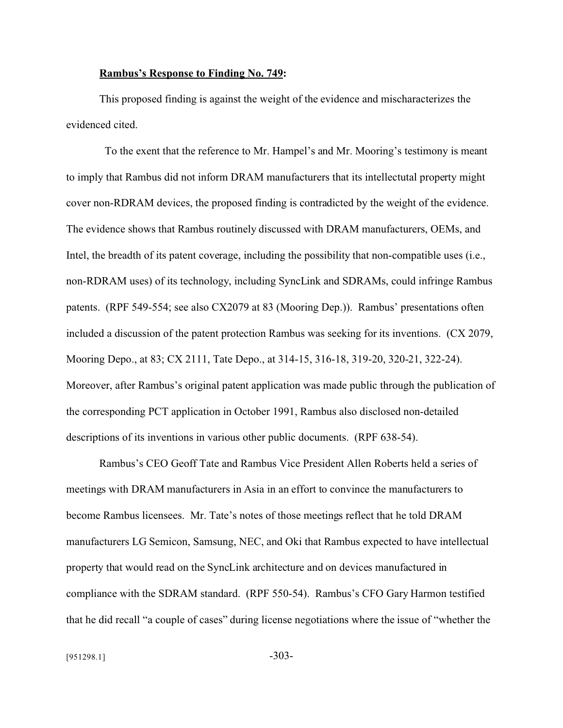**Rambus's Response to Finding No. 749:**

This proposed finding is against the weight of the evidence and mischaracterizes the evidenced cited.

To the exent that the reference to Mr. Hampel's and Mr. Mooring's testimony is meant to imply that Rambus did not inform DRAM manufacturers that its intellectutal property might cover non-RDRAM devices, the proposed finding is contradicted by the weight of the evidence. The evidence shows that Rambus routinely discussed with DRAM manufacturers, OEMs, and Intel, the breadth of its patent coverage, including the possibility that non-compatible uses (i.e., non-RDRAM uses) of its technology, including SyncLink and SDRAMs, could infringe Rambus patents. (RPF 549-554; see also CX2079 at 83 (Mooring Dep.)). Rambus' presentations often included a discussion of the patent protection Rambus was seeking for its inventions. (CX 2079, Mooring Depo., at 83; CX 2111, Tate Depo., at 314-15, 316-18, 319-20, 320-21, 322-24). Moreover, after Rambus's original patent application was made public through the publication of the corresponding PCT application in October 1991, Rambus also disclosed non-detailed descriptions of its inventions in various other public documents. (RPF 638-54).

Rambus's CEO Geoff Tate and Rambus Vice President Allen Roberts held a series of meetings with DRAM manufacturers in Asia in an effort to convince the manufacturers to become Rambus licensees. Mr. Tate's notes of those meetings reflect that he told DRAM manufacturers LG Semicon, Samsung, NEC, and Oki that Rambus expected to have intellectual property that would read on the SyncLink architecture and on devices manufactured in compliance with the SDRAM standard. (RPF 550-54). Rambus's CFO Gary Harmon testified that he did recall "a couple of cases" during license negotiations where the issue of "whether the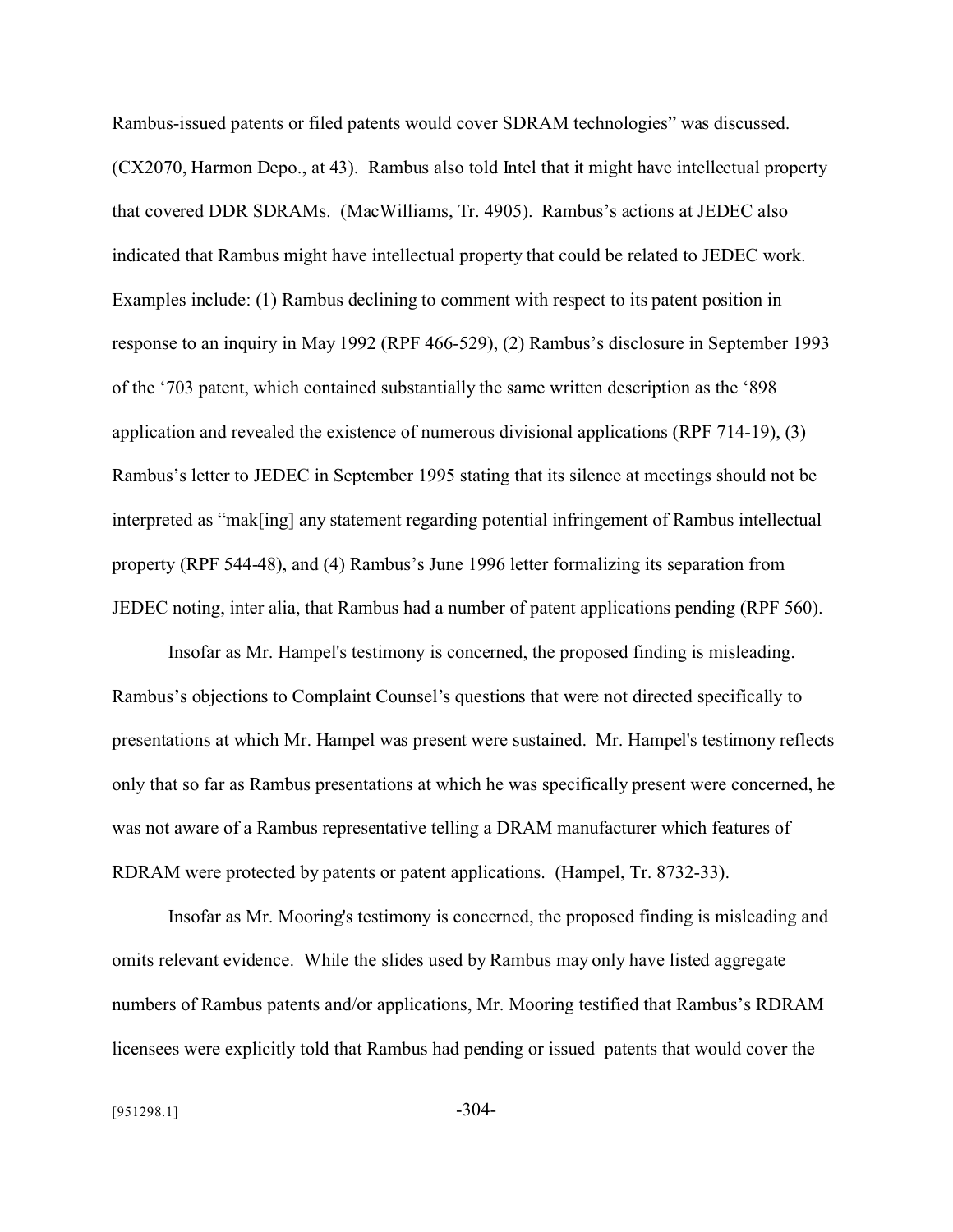Rambus-issued patents or filed patents would cover SDRAM technologies" was discussed. (CX2070, Harmon Depo., at 43). Rambus also told Intel that it might have intellectual property that covered DDR SDRAMs. (MacWilliams, Tr. 4905). Rambus's actions at JEDEC also indicated that Rambus might have intellectual property that could be related to JEDEC work. Examples include: (1) Rambus declining to comment with respect to its patent position in response to an inquiry in May 1992 (RPF 466-529), (2) Rambus's disclosure in September 1993 of the '703 patent, which contained substantially the same written description as the '898 application and revealed the existence of numerous divisional applications (RPF 714-19), (3) Rambus's letter to JEDEC in September 1995 stating that its silence at meetings should not be interpreted as "mak[ing] any statement regarding potential infringement of Rambus intellectual property (RPF 544-48), and (4) Rambus's June 1996 letter formalizing its separation from JEDEC noting, inter alia, that Rambus had a number of patent applications pending (RPF 560).

Insofar as Mr. Hampel's testimony is concerned, the proposed finding is misleading. Rambus's objections to Complaint Counsel's questions that were not directed specifically to presentations at which Mr. Hampel was present were sustained. Mr. Hampel's testimony reflects only that so far as Rambus presentations at which he was specifically present were concerned, he was not aware of a Rambus representative telling a DRAM manufacturer which features of RDRAM were protected by patents or patent applications. (Hampel, Tr. 8732-33).

Insofar as Mr. Mooring's testimony is concerned, the proposed finding is misleading and omits relevant evidence. While the slides used by Rambus may only have listed aggregate numbers of Rambus patents and/or applications, Mr. Mooring testified that Rambus's RDRAM licensees were explicitly told that Rambus had pending or issued patents that would cover the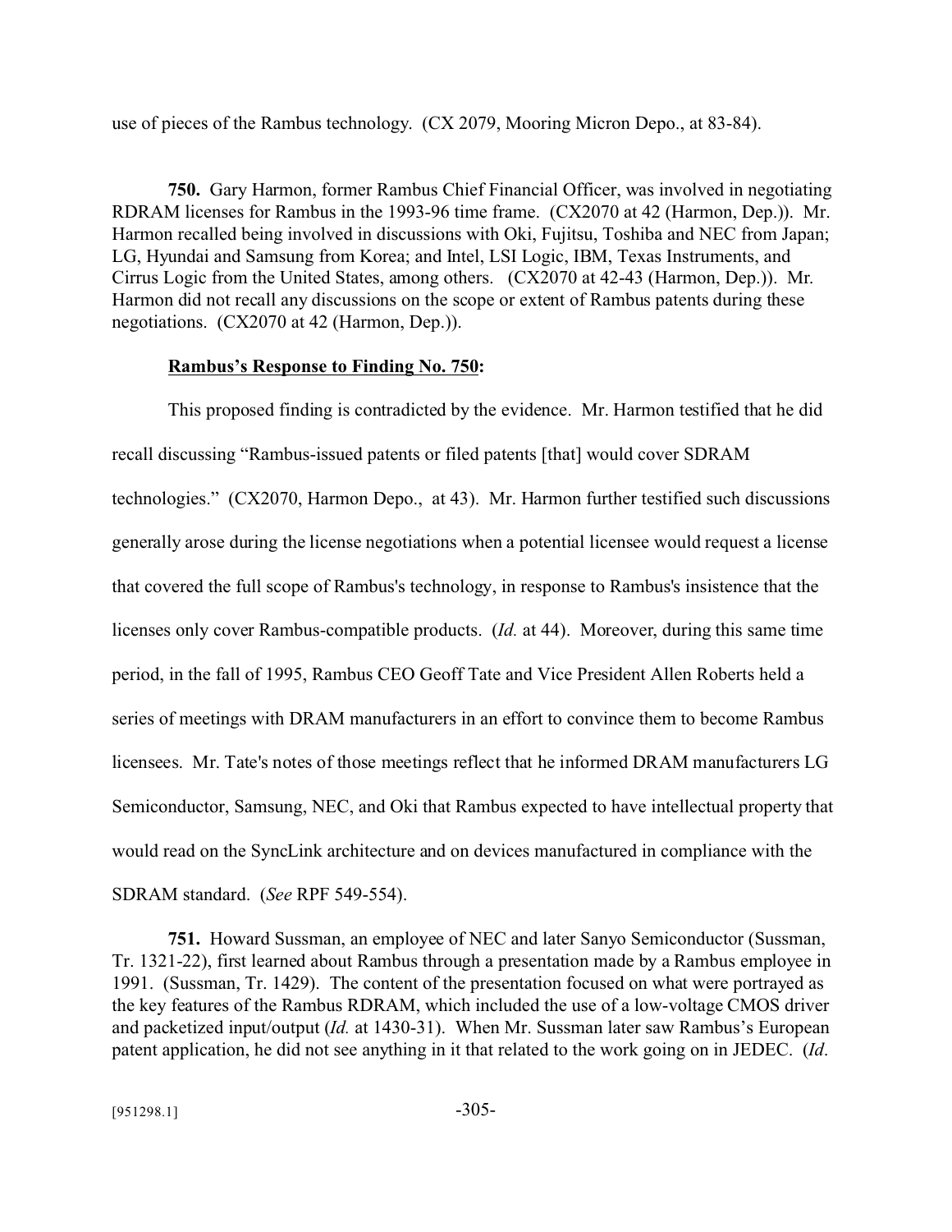use of pieces of the Rambus technology. (CX 2079, Mooring Micron Depo., at 83-84).

**750.** Gary Harmon, former Rambus Chief Financial Officer, was involved in negotiating RDRAM licenses for Rambus in the 1993-96 time frame. (CX2070 at 42 (Harmon, Dep.)). Mr. Harmon recalled being involved in discussions with Oki, Fujitsu, Toshiba and NEC from Japan; LG, Hyundai and Samsung from Korea; and Intel, LSI Logic, IBM, Texas Instruments, and Cirrus Logic from the United States, among others. (CX2070 at 42-43 (Harmon, Dep.)). Mr. Harmon did not recall any discussions on the scope or extent of Rambus patents during these negotiations. (CX2070 at 42 (Harmon, Dep.)).

**Rambus's Response to Finding No. 750:**

This proposed finding is contradicted by the evidence. Mr. Harmon testified that he did recall discussing "Rambus-issued patents or filed patents [that] would cover SDRAM technologies." (CX2070, Harmon Depo., at 43). Mr. Harmon further testified such discussions generally arose during the license negotiations when a potential licensee would request a license that covered the full scope of Rambus's technology, in response to Rambus's insistence that the licenses only cover Rambus-compatible products. (*Id.* at 44). Moreover, during this same time period, in the fall of 1995, Rambus CEO Geoff Tate and Vice President Allen Roberts held a series of meetings with DRAM manufacturers in an effort to convince them to become Rambus licensees. Mr. Tate's notes of those meetings reflect that he informed DRAM manufacturers LG Semiconductor, Samsung, NEC, and Oki that Rambus expected to have intellectual property that would read on the SyncLink architecture and on devices manufactured in compliance with the SDRAM standard. (*See* RPF 549-554).

**751.** Howard Sussman, an employee of NEC and later Sanyo Semiconductor (Sussman, Tr. 1321-22), first learned about Rambus through a presentation made by a Rambus employee in 1991. (Sussman, Tr. 1429). The content of the presentation focused on what were portrayed as the key features of the Rambus RDRAM, which included the use of a low-voltage CMOS driver and packetized input/output (*Id.* at 1430-31). When Mr. Sussman later saw Rambus's European patent application, he did not see anything in it that related to the work going on in JEDEC. (*Id.*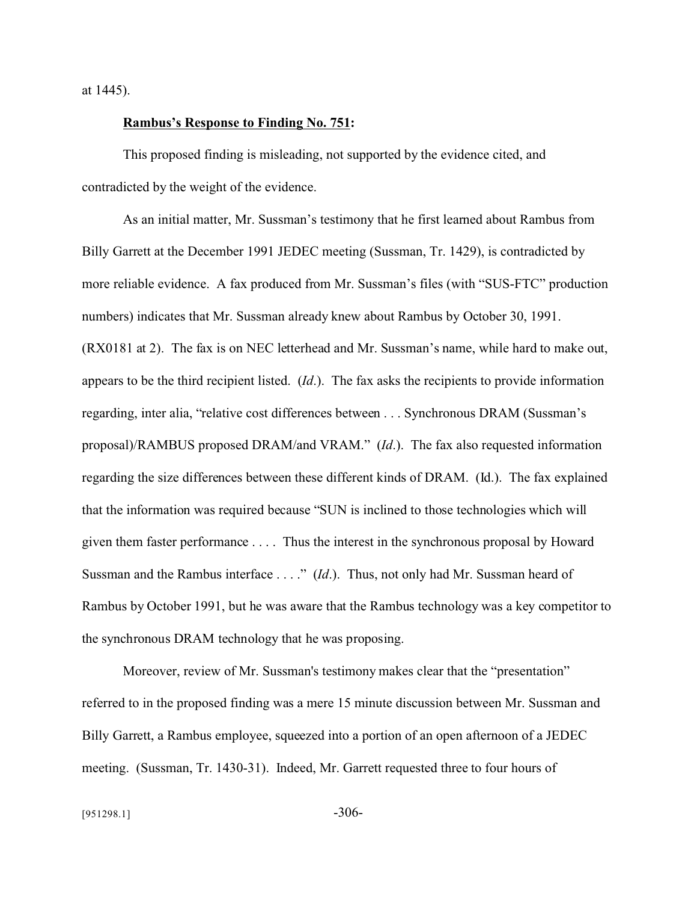at 1445).

**Rambus's Response to Finding No. 751:**

This proposed finding is misleading, not supported by the evidence cited, and contradicted by the weight of the evidence.

As an initial matter, Mr. Sussman's testimony that he first learned about Rambus from Billy Garrett at the December 1991 JEDEC meeting (Sussman, Tr. 1429), is contradicted by more reliable evidence. A fax produced from Mr. Sussman's files (with "SUS-FTC" production numbers) indicates that Mr. Sussman already knew about Rambus by October 30, 1991. (RX0181 at 2). The fax is on NEC letterhead and Mr. Sussman's name, while hard to make out, appears to be the third recipient listed. (*Id.*). The fax asks the recipients to provide information regarding, inter alia, "relative cost differences between . . . Synchronous DRAM (Sussman's proposal)/RAMBUS proposed DRAM/and VRAM." (*Id.*). The fax also requested information regarding the size differences between these different kinds of DRAM. (Id.). The fax explained that the information was required because "SUN is inclined to those technologies which will given them faster performance . . . . Thus the interest in the synchronous proposal by Howard Sussman and the Rambus interface . . . ." (*Id.*). Thus, not only had Mr. Sussman heard of Rambus by October 1991, but he was aware that the Rambus technology was a key competitor to the synchronous DRAM technology that he was proposing.

Moreover, review of Mr. Sussman's testimony makes clear that the "presentation" referred to in the proposed finding was a mere 15 minute discussion between Mr. Sussman and Billy Garrett, a Rambus employee, squeezed into a portion of an open afternoon of a JEDEC meeting. (Sussman, Tr. 1430-31). Indeed, Mr. Garrett requested three to four hours of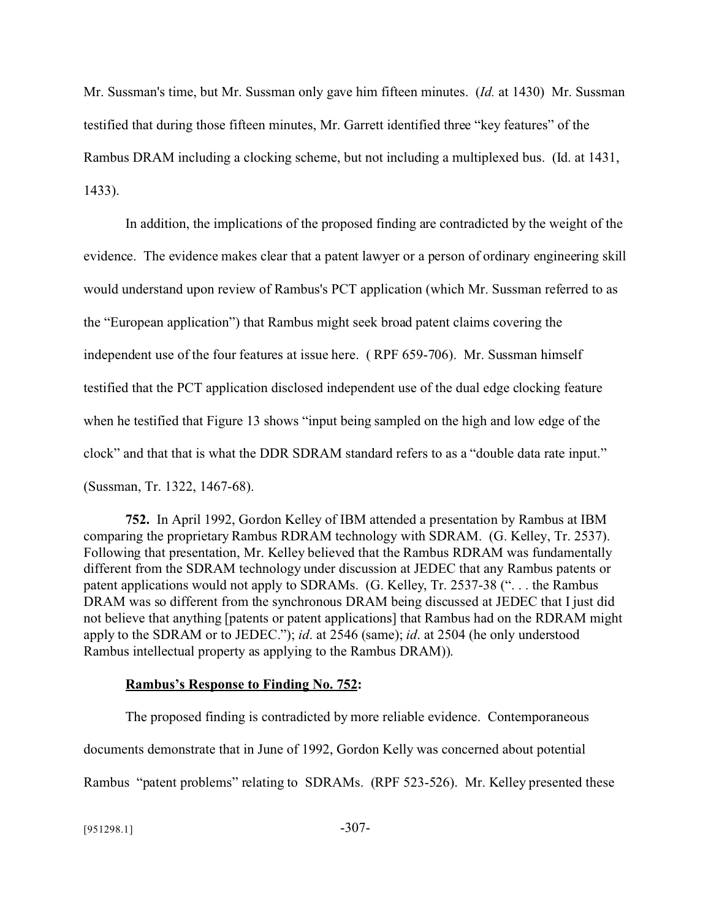Mr. Sussman's time, but Mr. Sussman only gave him fifteen minutes. (*Id.* at 1430) Mr. Sussman testified that during those fifteen minutes, Mr. Garrett identified three "key features" of the Rambus DRAM including a clocking scheme, but not including a multiplexed bus. (Id. at 1431, 1433).

In addition, the implications of the proposed finding are contradicted by the weight of the evidence. The evidence makes clear that a patent lawyer or a person of ordinary engineering skill would understand upon review of Rambus's PCT application (which Mr. Sussman referred to as the "European application") that Rambus might seek broad patent claims covering the independent use of the four features at issue here. ( RPF 659-706). Mr. Sussman himself testified that the PCT application disclosed independent use of the dual edge clocking feature when he testified that Figure 13 shows "input being sampled on the high and low edge of the clock" and that that is what the DDR SDRAM standard refers to as a "double data rate input." (Sussman, Tr. 1322, 1467-68).

**752.** In April 1992, Gordon Kelley of IBM attended a presentation by Rambus at IBM comparing the proprietary Rambus RDRAM technology with SDRAM. (G. Kelley, Tr. 2537). Following that presentation, Mr. Kelley believed that the Rambus RDRAM was fundamentally different from the SDRAM technology under discussion at JEDEC that any Rambus patents or patent applications would not apply to SDRAMs. (G. Kelley, Tr. 2537-38 (". . . the Rambus DRAM was so different from the synchronous DRAM being discussed at JEDEC that I just did not believe that anything [patents or patent applications] that Rambus had on the RDRAM might apply to the SDRAM or to JEDEC."); *id*. at 2546 (same); *id*. at 2504 (he only understood Rambus intellectual property as applying to the Rambus DRAM)).

**<u>Rambus's Response to Finding No. 752</u>:**

The proposed finding is contradicted by more reliable evidence. Contemporaneous documents demonstrate that in June of 1992, Gordon Kelly was concerned about potential Rambus "patent problems" relating to SDRAMs. (RPF 523-526). Mr. Kelley presented these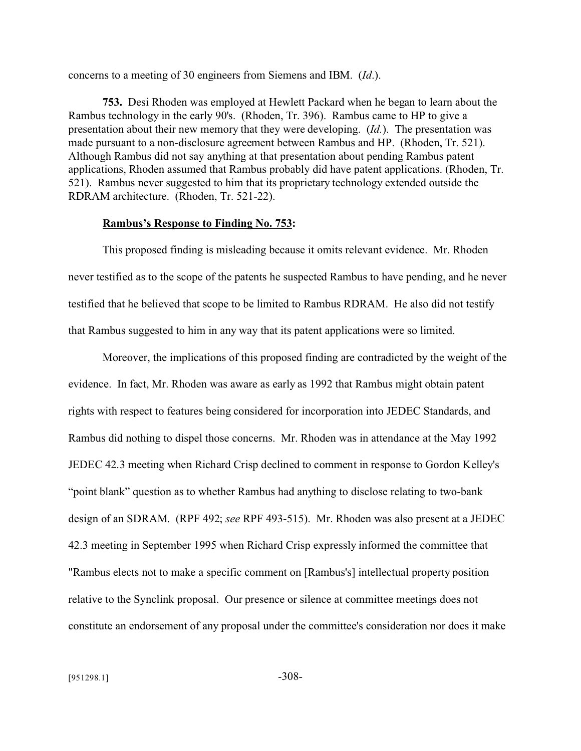concerns to a meeting of 30 engineers from Siemens and IBM. (*Id*.).

**753.** Desi Rhoden was employed at Hewlett Packard when he began to learn about the Rambus technology in the early 90's. (Rhoden, Tr. 396). Rambus came to HP to give a presentation about their new memory that they were developing. (*Id.*). The presentation was made pursuant to a non-disclosure agreement between Rambus and HP. (Rhoden, Tr. 521). Although Rambus did not say anything at that presentation about pending Rambus patent applications, Rhoden assumed that Rambus probably did have patent applications. (Rhoden, Tr. 521). Rambus never suggested to him that its proprietary technology extended outside the RDRAM architecture. (Rhoden, Tr. 521-22).

**Rambus's Response to Finding No. 753:**

This proposed finding is misleading because it omits relevant evidence. Mr. Rhoden never testified as to the scope of the patents he suspected Rambus to have pending, and he never testified that he believed that scope to be limited to Rambus RDRAM. He also did not testify that Rambus suggested to him in any way that its patent applications were so limited.

Moreover, the implications of this proposed finding are contradicted by the weight of the evidence. In fact, Mr. Rhoden was aware as early as 1992 that Rambus might obtain patent rights with respect to features being considered for incorporation into JEDEC Standards, and Rambus did nothing to dispel those concerns. Mr. Rhoden was in attendance at the May 1992 JEDEC 42.3 meeting when Richard Crisp declined to comment in response to Gordon Kelley's "point blank" question as to whether Rambus had anything to disclose relating to two-bank design of an SDRAM. (RPF 492; *see* RPF 493-515). Mr. Rhoden was also present at a JEDEC 42.3 meeting in September 1995 when Richard Crisp expressly informed the committee that "Rambus elects not to make a specific comment on [Rambus's] intellectual property position relative to the Synclink proposal. Our presence or silence at committee meetings does not constitute an endorsement of any proposal under the committee's consideration nor does it make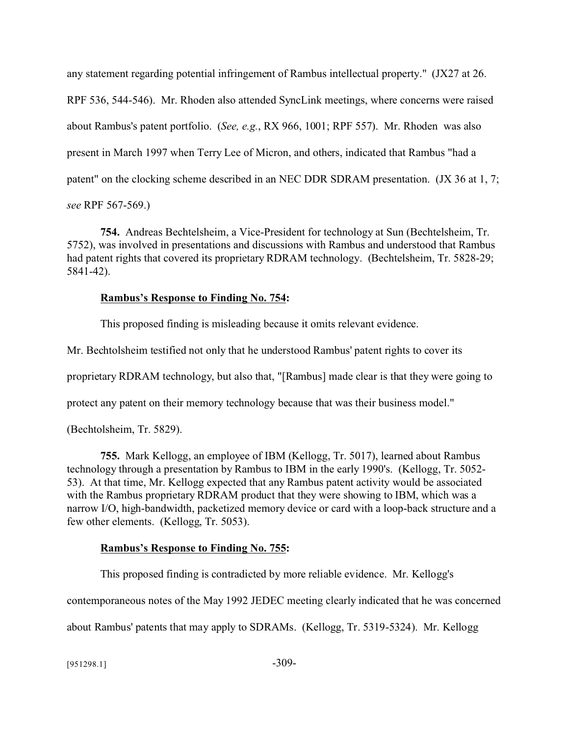any statement regarding potential infringement of Rambus intellectual property." (JX27 at 26. RPF 536, 544-546). Mr. Rhoden also attended SyncLink meetings, where concerns were raised about Rambus's patent portfolio. (*See, e.g.*, RX 966, 1001; RPF 557). Mr. Rhoden was also present in March 1997 when Terry Lee of Micron, and others, indicated that Rambus "had a patent" on the clocking scheme described in an NEC DDR SDRAM presentation. (JX 36 at 1, 7; *see* RPF 567-569.)

**754.** Andreas Bechtelsheim, a Vice-President for technology at Sun (Bechtelsheim, Tr. 5752), was involved in presentations and discussions with Rambus and understood that Rambus had patent rights that covered its proprietary RDRAM technology. (Bechtelsheim, Tr. 5828-29; 5841-42).

**<u>Rambus's Response to Finding No. 754</u>:**

This proposed finding is misleading because it omits relevant evidence. Mr. Bechtolsheim testified not only that he understood Rambus' patent rights to cover its proprietary RDRAM technology, but also that, "[Rambus] made clear is that they were going to protect any patent on their memory technology because that was their business model." (Bechtolsheim, Tr. 5829).

**755.** Mark Kellogg, an employee of IBM (Kellogg, Tr. 5017), learned about Rambus technology through a presentation by Rambus to IBM in the early 1990's. (Kellogg, Tr. 5052-53). At that time, Mr. Kellogg expected that any Rambus patent activity would be associated with the Rambus proprietary RDRAM product that they were showing to IBM, which was a narrow I/O, high-bandwidth, packetized memory device or card with a loop-back structure and a few other elements. (Kellogg, Tr. 5053).

**<u>Rambus's Response to Finding No. 755</u>:**

This proposed finding is contradicted by more reliable evidence. Mr. Kellogg's contemporaneous notes of the May 1992 JEDEC meeting clearly indicated that he was concerned about Rambus' patents that may apply to SDRAMs. (Kellogg, Tr. 5319-5324). Mr. Kellogg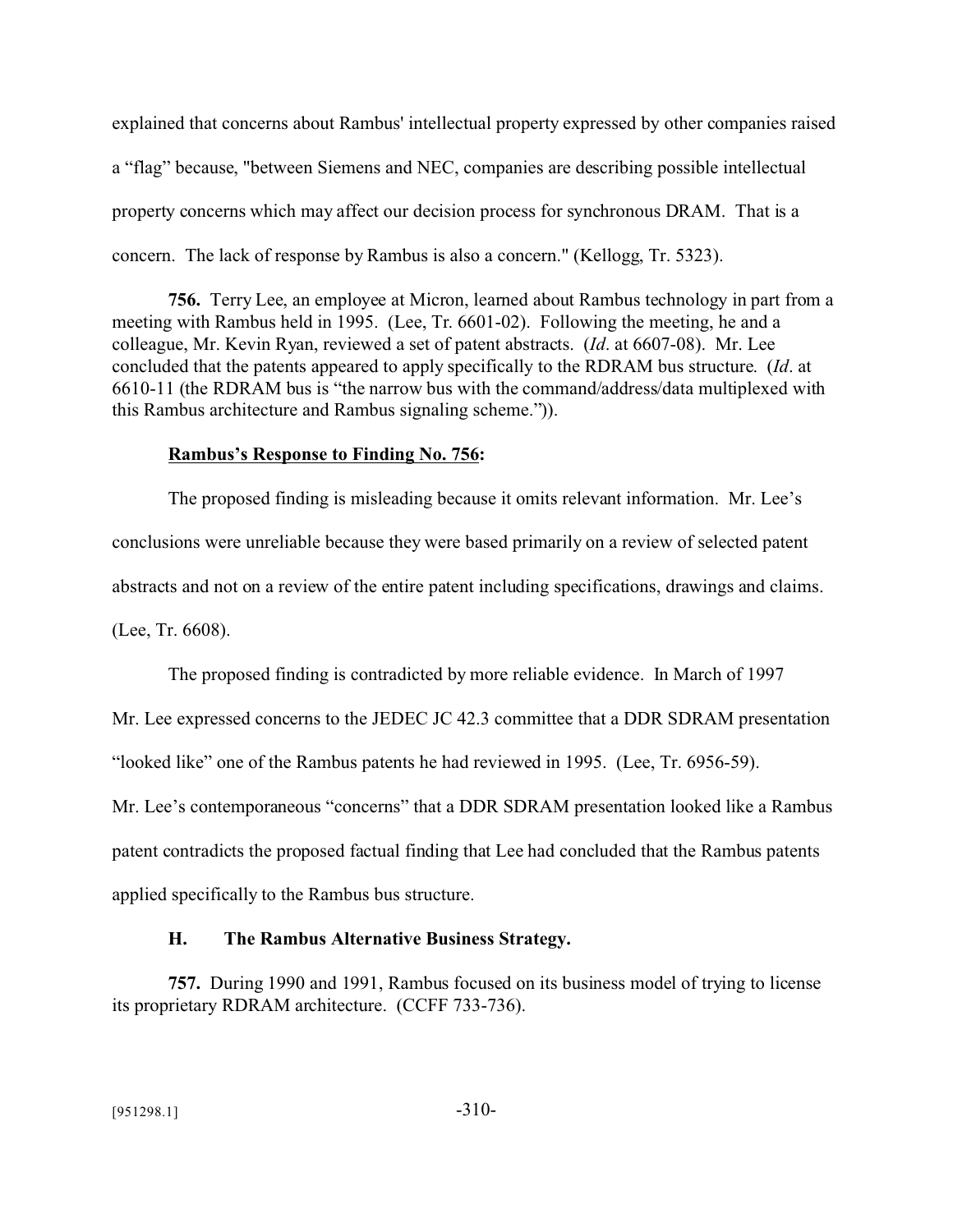explained that concerns about Rambus' intellectual property expressed by other companies raised a "flag" because, "between Siemens and NEC, companies are describing possible intellectual property concerns which may affect our decision process for synchronous DRAM. That is a concern. The lack of response by Rambus is also a concern." (Kellogg, Tr. 5323).

**756.** Terry Lee, an employee at Micron, learned about Rambus technology in part from a meeting with Rambus held in 1995. (Lee, Tr. 6601-02). Following the meeting, he and a colleague, Mr. Kevin Ryan, reviewed a set of patent abstracts. (*Id*. at 6607-08). Mr. Lee concluded that the patents appeared to apply specifically to the RDRAM bus structure. (*Id*. at 6610-11 (the RDRAM bus is "the narrow bus with the command/address/data multiplexed with this Rambus architecture and Rambus signaling scheme.")).

**<u>Rambus's Response to Finding No. 756</u>:**

The proposed finding is misleading because it omits relevant information. Mr. Lee's conclusions were unreliable because they were based primarily on a review of selected patent abstracts and not on a review of the entire patent including specifications, drawings and claims. (Lee, Tr. 6608).

The proposed finding is contradicted by more reliable evidence. In March of 1997 Mr. Lee expressed concerns to the JEDEC JC 42.3 committee that a DDR SDRAM presentation "looked like" one of the Rambus patents he had reviewed in 1995. (Lee, Tr. 6956-59). Mr. Lee's contemporaneous "concerns" that a DDR SDRAM presentation looked like a Rambus patent contradicts the proposed factual finding that Lee had concluded that the Rambus patents applied specifically to the Rambus bus structure.

### H. The Rambus Alternative Business Strategy.

**757.** During 1990 and 1991, Rambus focused on its business model of trying to license its proprietary RDRAM architecture. (CCFF 733-736).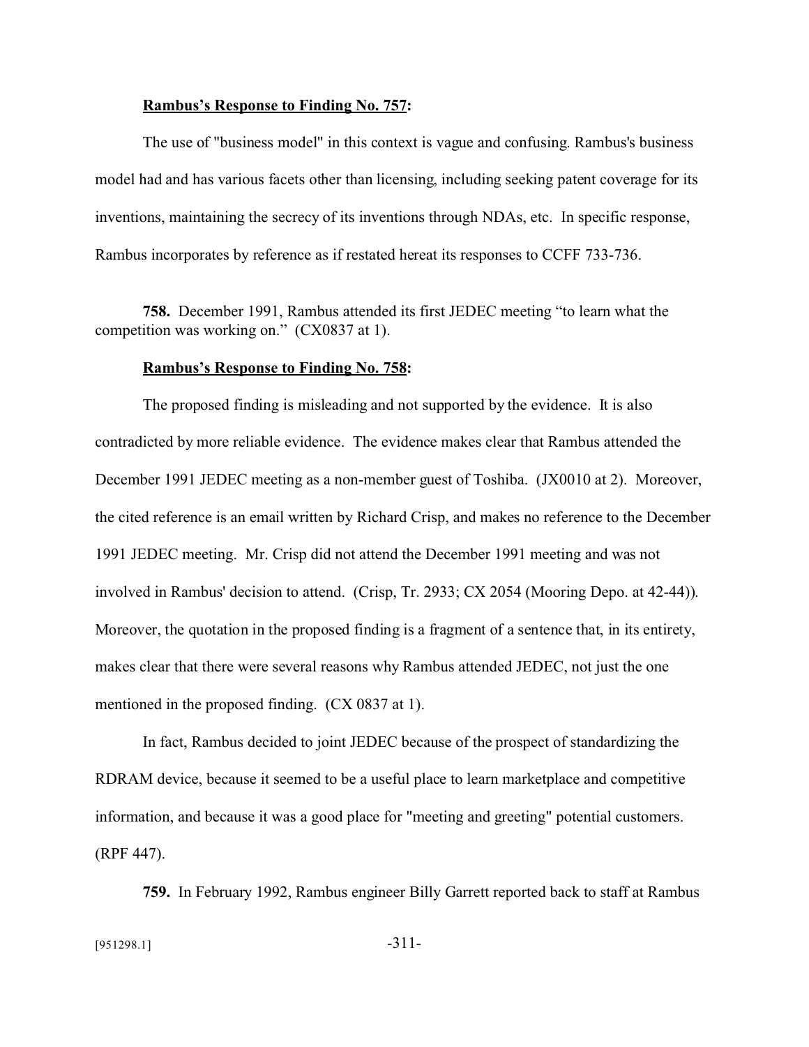**Rambus's Response to Finding No. 757:**

The use of "business model" in this context is vague and confusing. Rambus's business model had and has various facets other than licensing, including seeking patent coverage for its inventions, maintaining the secrecy of its inventions through NDAs, etc. In specific response, Rambus incorporates by reference as if restated hereat its responses to CCFF 733-736.

**758.** December 1991, Rambus attended its first JEDEC meeting "to learn what the competition was working on." (CX0837 at 1).

**Rambus's Response to Finding No. 758:**

The proposed finding is misleading and not supported by the evidence. It is also contradicted by more reliable evidence. The evidence makes clear that Rambus attended the December 1991 JEDEC meeting as a non-member guest of Toshiba. (JX0010 at 2). Moreover, the cited reference is an email written by Richard Crisp, and makes no reference to the December 1991 JEDEC meeting. Mr. Crisp did not attend the December 1991 meeting and was not involved in Rambus' decision to attend. (Crisp, Tr. 2933; CX 2054 (Mooring Depo. at 42-44)). Moreover, the quotation in the proposed finding is a fragment of a sentence that, in its entirety, makes clear that there were several reasons why Rambus attended JEDEC, not just the one mentioned in the proposed finding. (CX 0837 at 1).

In fact, Rambus decided to joint JEDEC because of the prospect of standardizing the RDRAM device, because it seemed to be a useful place to learn marketplace and competitive information, and because it was a good place for "meeting and greeting" potential customers. (RPF 447).

**759.** In February 1992, Rambus engineer Billy Garrett reported back to staff at Rambus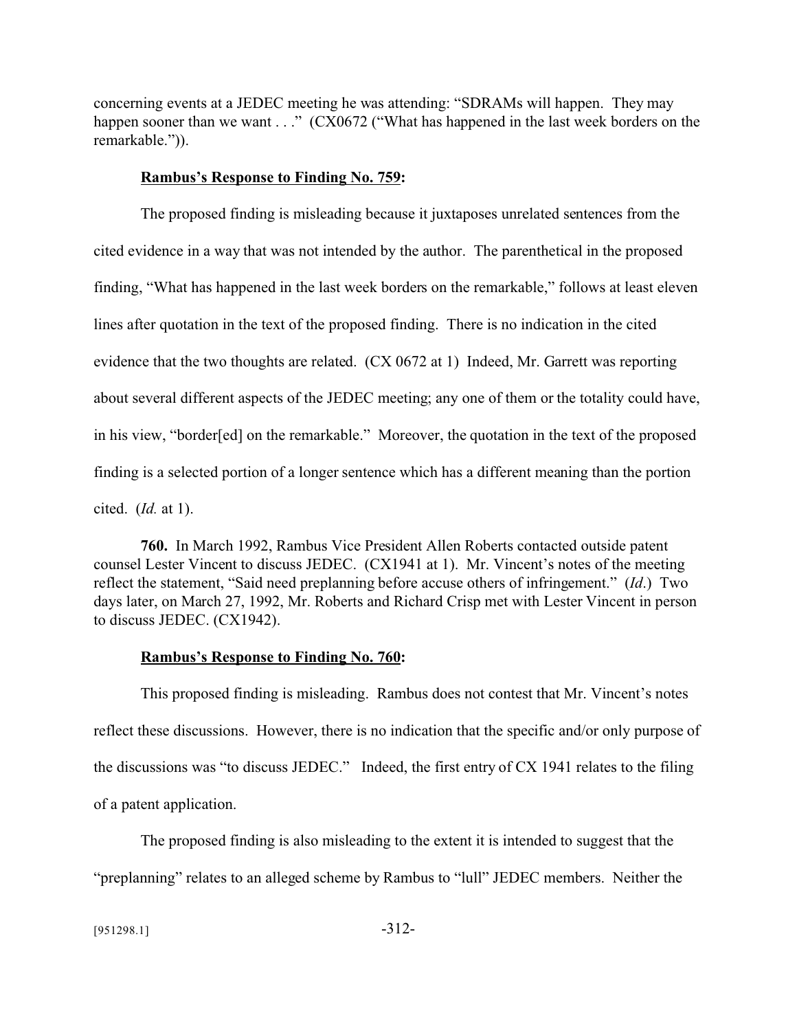concerning events at a JEDEC meeting he was attending: "SDRAMs will happen. They may happen sooner than we want . . ." (CX0672 ("What has happened in the last week borders on the remarkable.")).

**Rambus's Response to Finding No. 759:**

The proposed finding is misleading because it juxtaposes unrelated sentences from the cited evidence in a way that was not intended by the author. The parenthetical in the proposed finding, "What has happened in the last week borders on the remarkable," follows at least eleven lines after quotation in the text of the proposed finding. There is no indication in the cited evidence that the two thoughts are related. (CX 0672 at 1) Indeed, Mr. Garrett was reporting about several different aspects of the JEDEC meeting; any one of them or the totality could have, in his view, "border[ed] on the remarkable." Moreover, the quotation in the text of the proposed finding is a selected portion of a longer sentence which has a different meaning than the portion cited. (*Id.* at 1).

**760.** In March 1992, Rambus Vice President Allen Roberts contacted outside patent counsel Lester Vincent to discuss JEDEC. (CX1941 at 1). Mr. Vincent's notes of the meeting reflect the statement, "Said need preplanning before accuse others of infringement." (*Id.*) Two days later, on March 27, 1992, Mr. Roberts and Richard Crisp met with Lester Vincent in person to discuss JEDEC. (CX1942).

**Rambus's Response to Finding No. 760:**

This proposed finding is misleading. Rambus does not contest that Mr. Vincent's notes reflect these discussions. However, there is no indication that the specific and/or only purpose of the discussions was "to discuss JEDEC." Indeed, the first entry of CX 1941 relates to the filing of a patent application.

The proposed finding is also misleading to the extent it is intended to suggest that the "preplanning" relates to an alleged scheme by Rambus to "lull" JEDEC members. Neither the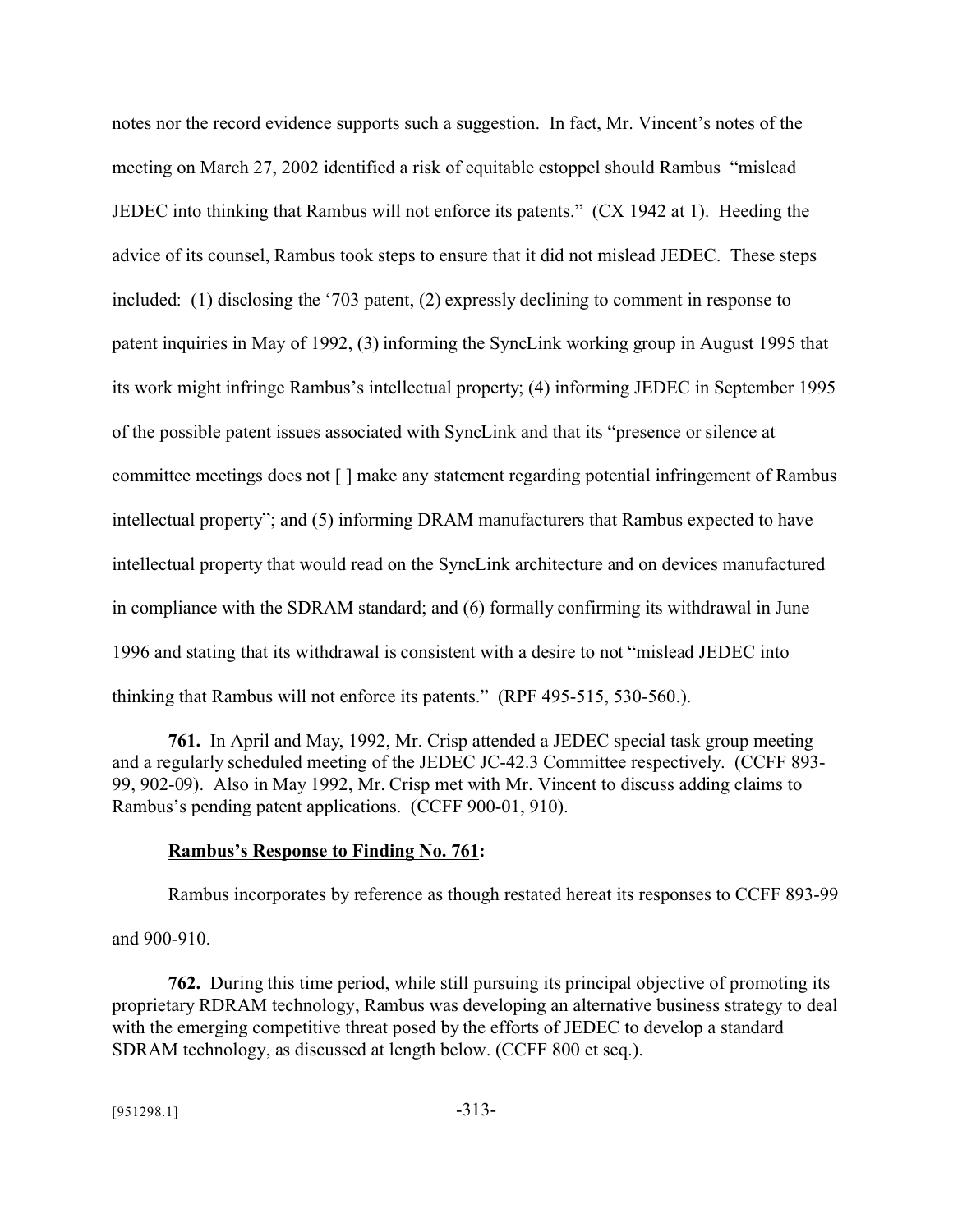notes nor the record evidence supports such a suggestion. In fact, Mr. Vincent's notes of the meeting on March 27, 2002 identified a risk of equitable estoppel should Rambus "mislead JEDEC into thinking that Rambus will not enforce its patents." (CX 1942 at 1). Heeding the advice of its counsel, Rambus took steps to ensure that it did not mislead JEDEC. These steps included: (1) disclosing the '703 patent, (2) expressly declining to comment in response to patent inquiries in May of 1992, (3) informing the SyncLink working group in August 1995 that its work might infringe Rambus's intellectual property; (4) informing JEDEC in September 1995 of the possible patent issues associated with SyncLink and that its "presence or silence at committee meetings does not [ ] make any statement regarding potential infringement of Rambus intellectual property"; and (5) informing DRAM manufacturers that Rambus expected to have intellectual property that would read on the SyncLink architecture and on devices manufactured in compliance with the SDRAM standard; and (6) formally confirming its withdrawal in June 1996 and stating that its withdrawal is consistent with a desire to not "mislead JEDEC into thinking that Rambus will not enforce its patents." (RPF 495-515, 530-560.).

**761.** In April and May, 1992, Mr. Crisp attended a JEDEC special task group meeting and a regularly scheduled meeting of the JEDEC JC-42.3 Committee respectively. (CCFF 893-99, 902-09). Also in May 1992, Mr. Crisp met with Mr. Vincent to discuss adding claims to Rambus's pending patent applications. (CCFF 900-01, 910).

**Rambus's Response to Finding No. 761:**

Rambus incorporates by reference as though restated hereat its responses to CCFF 893-99 and 900-910.

**762.** During this time period, while still pursuing its principal objective of promoting its proprietary RDRAM technology, Rambus was developing an alternative business strategy to deal with the emerging competitive threat posed by the efforts of JEDEC to develop a standard SDRAM technology, as discussed at length below. (CCFF 800 et seq.).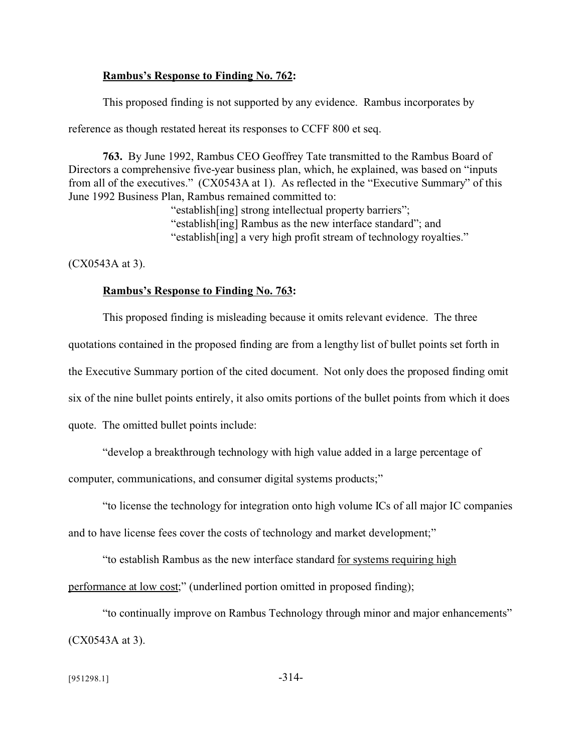**Rambus's Response to Finding No. 762:**

This proposed finding is not supported by any evidence. Rambus incorporates by reference as though restated hereat its responses to CCFF 800 et seq.

**763.** By June 1992, Rambus CEO Geoffrey Tate transmitted to the Rambus Board of Directors a comprehensive five-year business plan, which, he explained, was based on "inputs from all of the executives." (CX0543A at 1). As reflected in the "Executive Summary" of this June 1992 Business Plan, Rambus remained committed to:

> "establish[ing] strong intellectual property barriers";
> "establish[ing] Rambus as the new interface standard"; and
> "establish[ing] a very high profit stream of technology royalties."

(CX0543A at 3).

**Rambus's Response to Finding No. 763:**

This proposed finding is misleading because it omits relevant evidence. The three quotations contained in the proposed finding are from a lengthy list of bullet points set forth in the Executive Summary portion of the cited document. Not only does the proposed finding omit six of the nine bullet points entirely, it also omits portions of the bullet points from which it does quote. The omitted bullet points include:

"develop a breakthrough technology with high value added in a large percentage of computer, communications, and consumer digital systems products;"

"to license the technology for integration onto high volume ICs of all major IC companies and to have license fees cover the costs of technology and market development;"

"to establish Rambus as the new interface standard <u>for systems requiring high performance at low cost</u>;" (underlined portion omitted in proposed finding);

"to continually improve on Rambus Technology through minor and major enhancements" (CX0543A at 3).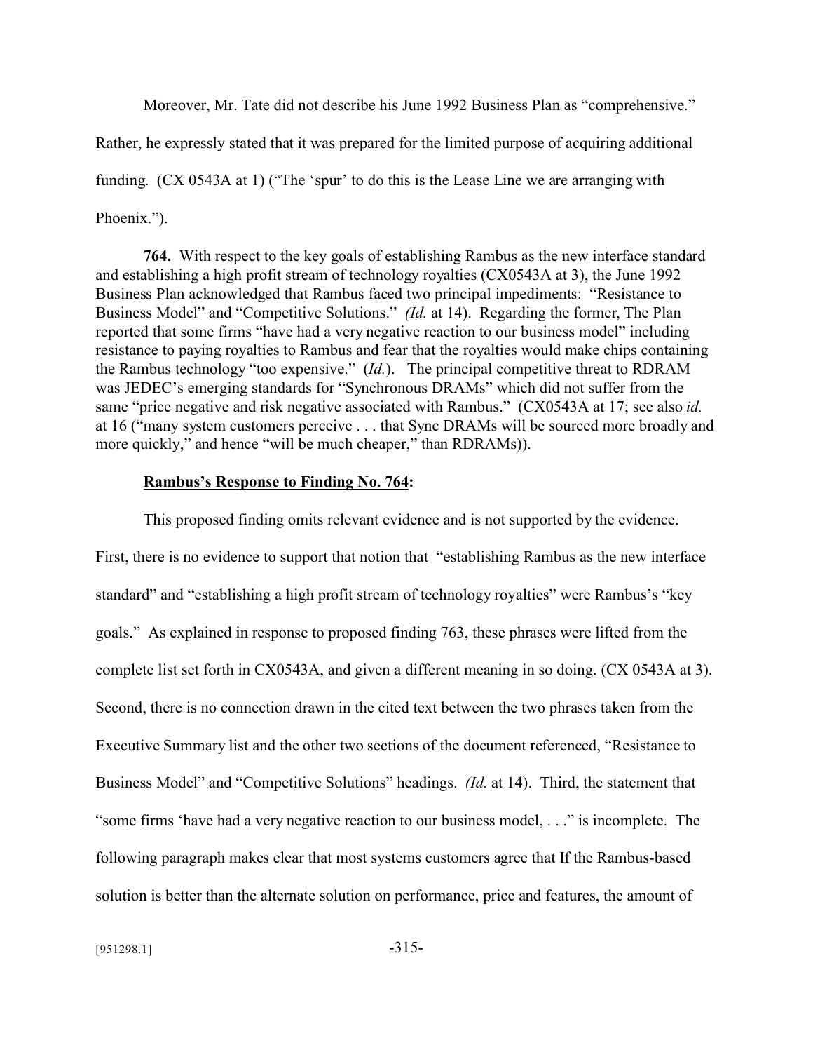Moreover, Mr. Tate did not describe his June 1992 Business Plan as "comprehensive." Rather, he expressly stated that it was prepared for the limited purpose of acquiring additional funding. (CX 0543A at 1) ("The 'spur' to do this is the Lease Line we are arranging with Phoenix.").

**764.** With respect to the key goals of establishing Rambus as the new interface standard and establishing a high profit stream of technology royalties (CX0543A at 3), the June 1992 Business Plan acknowledged that Rambus faced two principal impediments: "Resistance to Business Model" and "Competitive Solutions." *(Id.* at 14). Regarding the former, The Plan reported that some firms "have had a very negative reaction to our business model" including resistance to paying royalties to Rambus and fear that the royalties would make chips containing the Rambus technology "too expensive." (*Id.*). The principal competitive threat to RDRAM was JEDEC's emerging standards for "Synchronous DRAMs" which did not suffer from the same "price negative and risk negative associated with Rambus." (CX0543A at 17; see also *id.* at 16 ("many system customers perceive . . . that Sync DRAMs will be sourced more broadly and more quickly," and hence "will be much cheaper," than RDRAMs)).

**<u>Rambus's Response to Finding No. 764</u>:**

This proposed finding omits relevant evidence and is not supported by the evidence. First, there is no evidence to support that notion that "establishing Rambus as the new interface standard" and "establishing a high profit stream of technology royalties" were Rambus's "key goals." As explained in response to proposed finding 763, these phrases were lifted from the complete list set forth in CX0543A, and given a different meaning in so doing. (CX 0543A at 3). Second, there is no connection drawn in the cited text between the two phrases taken from the Executive Summary list and the other two sections of the document referenced, "Resistance to Business Model" and "Competitive Solutions" headings. *(Id.* at 14). Third, the statement that "some firms 'have had a very negative reaction to our business model, . . ." is incomplete. The following paragraph makes clear that most systems customers agree that If the Rambus-based solution is better than the alternate solution on performance, price and features, the amount of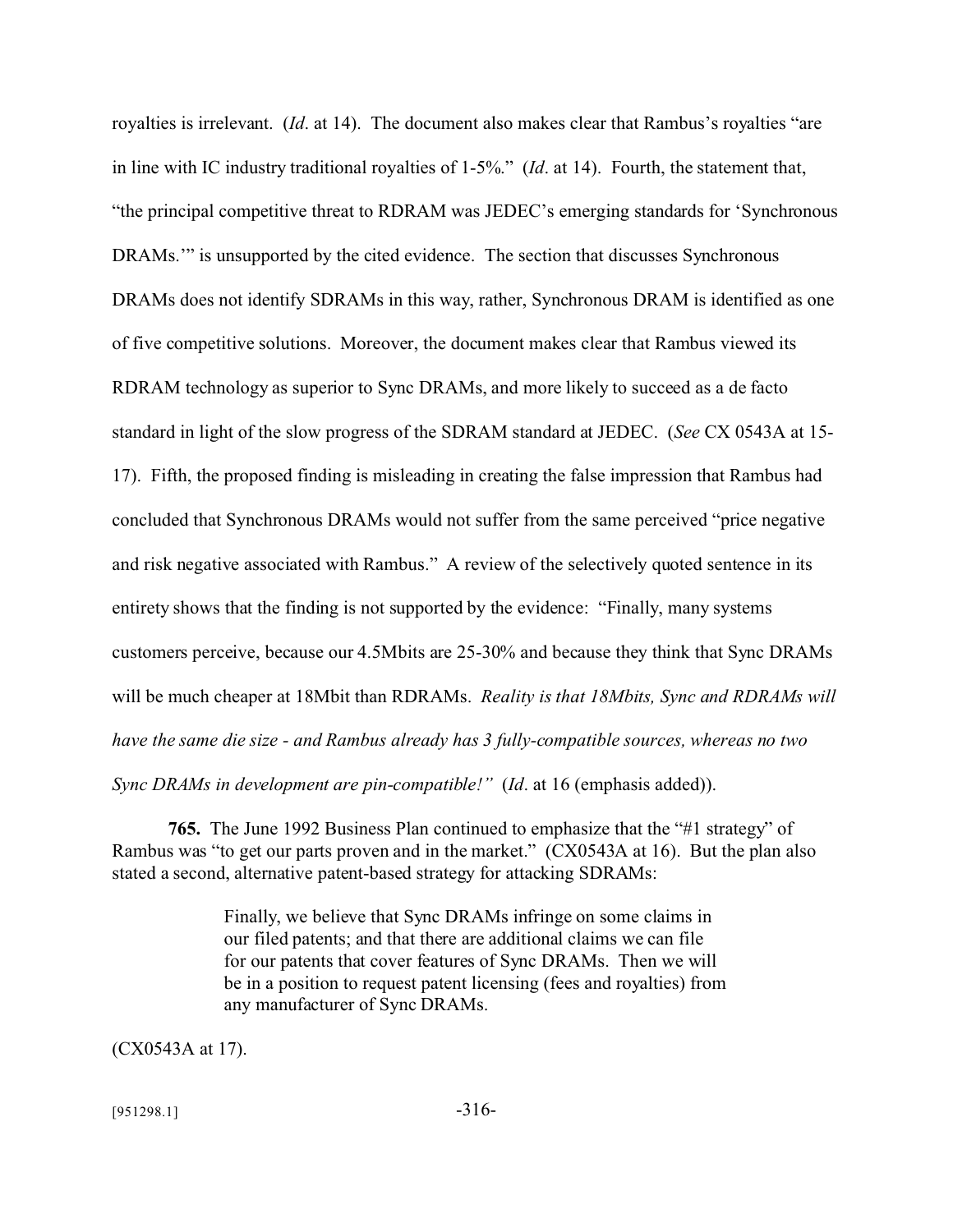royalties is irrelevant. (*Id*. at 14). The document also makes clear that Rambus's royalties "are in line with IC industry traditional royalties of 1-5%." (*Id*. at 14). Fourth, the statement that, "the principal competitive threat to RDRAM was JEDEC's emerging standards for 'Synchronous DRAMs.'" is unsupported by the cited evidence. The section that discusses Synchronous DRAMs does not identify SDRAMs in this way, rather, Synchronous DRAM is identified as one of five competitive solutions. Moreover, the document makes clear that Rambus viewed its RDRAM technology as superior to Sync DRAMs, and more likely to succeed as a de facto standard in light of the slow progress of the SDRAM standard at JEDEC. (*See* CX 0543A at 15-17). Fifth, the proposed finding is misleading in creating the false impression that Rambus had concluded that Synchronous DRAMs would not suffer from the same perceived "price negative and risk negative associated with Rambus." A review of the selectively quoted sentence in its entirety shows that the finding is not supported by the evidence: "Finally, many systems customers perceive, because our 4.5Mbits are 25-30% and because they think that Sync DRAMs will be much cheaper at 18Mbit than RDRAMs. *Reality is that 18Mbits, Sync and RDRAMs will have the same die size - and Rambus already has 3 fully-compatible sources, whereas no two Sync DRAMs in development are pin-compatible!"* (*Id*. at 16 (emphasis added)).

**765.** The June 1992 Business Plan continued to emphasize that the "#1 strategy" of Rambus was "to get our parts proven and in the market." (CX0543A at 16). But the plan also stated a second, alternative patent-based strategy for attacking SDRAMs:

> Finally, we believe that Sync DRAMs infringe on some claims in our filed patents; and that there are additional claims we can file for our patents that cover features of Sync DRAMs. Then we will be in a position to request patent licensing (fees and royalties) from any manufacturer of Sync DRAMs.

(CX0543A at 17).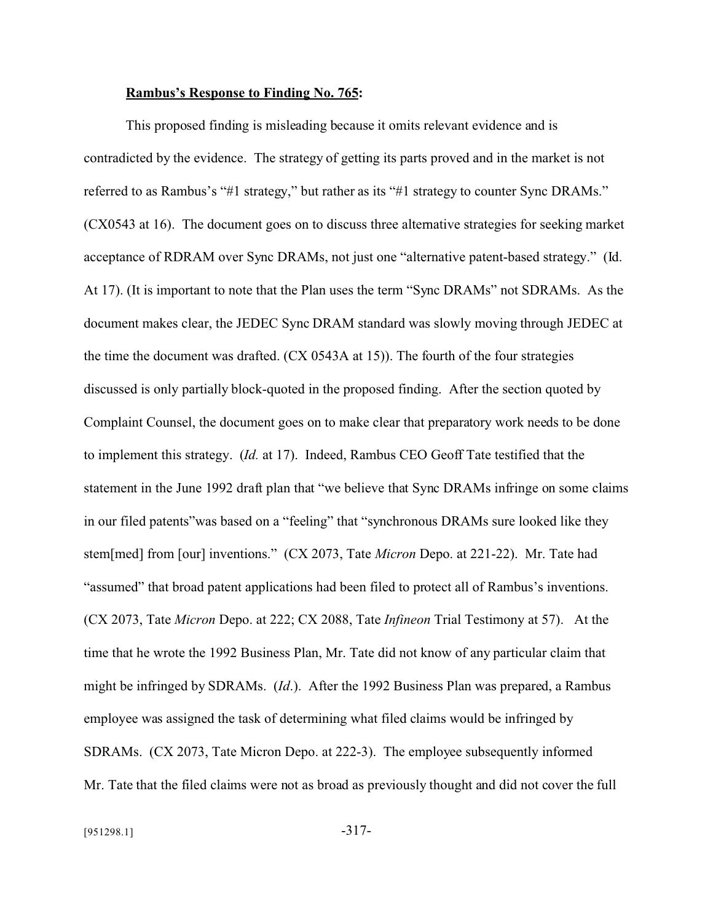**Rambus's Response to Finding No. 765:**

This proposed finding is misleading because it omits relevant evidence and is contradicted by the evidence. The strategy of getting its parts proved and in the market is not referred to as Rambus's "#1 strategy," but rather as its "#1 strategy to counter Sync DRAMs." (CX0543 at 16). The document goes on to discuss three alternative strategies for seeking market acceptance of RDRAM over Sync DRAMs, not just one "alternative patent-based strategy." (Id. At 17). (It is important to note that the Plan uses the term "Sync DRAMs" not SDRAMs. As the document makes clear, the JEDEC Sync DRAM standard was slowly moving through JEDEC at the time the document was drafted. (CX 0543A at 15)). The fourth of the four strategies discussed is only partially block-quoted in the proposed finding. After the section quoted by Complaint Counsel, the document goes on to make clear that preparatory work needs to be done to implement this strategy. (*Id.* at 17). Indeed, Rambus CEO Geoff Tate testified that the statement in the June 1992 draft plan that "we believe that Sync DRAMs infringe on some claims in our filed patents"was based on a "feeling" that "synchronous DRAMs sure looked like they stem[med] from [our] inventions." (CX 2073, Tate *Micron* Depo. at 221-22). Mr. Tate had "assumed" that broad patent applications had been filed to protect all of Rambus's inventions. (CX 2073, Tate *Micron* Depo. at 222; CX 2088, Tate *Infineon* Trial Testimony at 57). At the time that he wrote the 1992 Business Plan, Mr. Tate did not know of any particular claim that might be infringed by SDRAMs. (*Id*.). After the 1992 Business Plan was prepared, a Rambus employee was assigned the task of determining what filed claims would be infringed by SDRAMs. (CX 2073, Tate Micron Depo. at 222-3). The employee subsequently informed Mr. Tate that the filed claims were not as broad as previously thought and did not cover the full

[951298.1]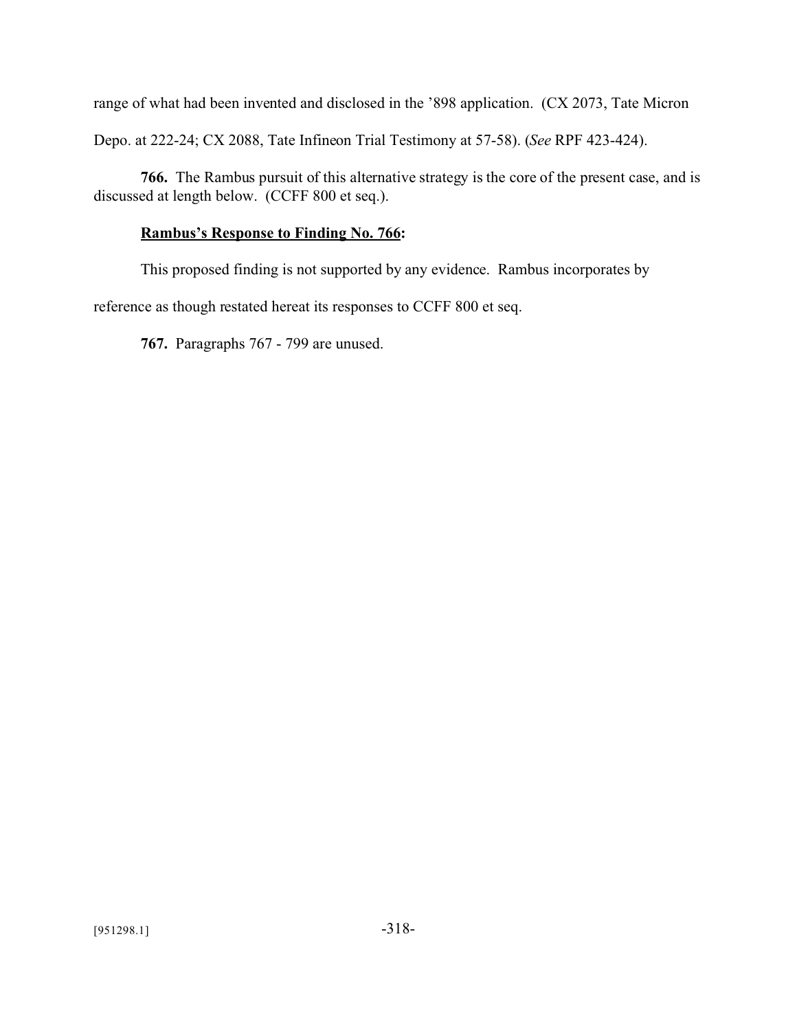range of what had been invented and disclosed in the '898 application. (CX 2073, Tate Micron Depo. at 222-24; CX 2088, Tate Infineon Trial Testimony at 57-58). (*See* RPF 423-424).

**766.** The Rambus pursuit of this alternative strategy is the core of the present case, and is discussed at length below. (CCFF 800 et seq.).

**Rambus's Response to Finding No. 766:**

This proposed finding is not supported by any evidence. Rambus incorporates by reference as though restated hereat its responses to CCFF 800 et seq.

**767.** Paragraphs 767 - 799 are unused.

[951298.1]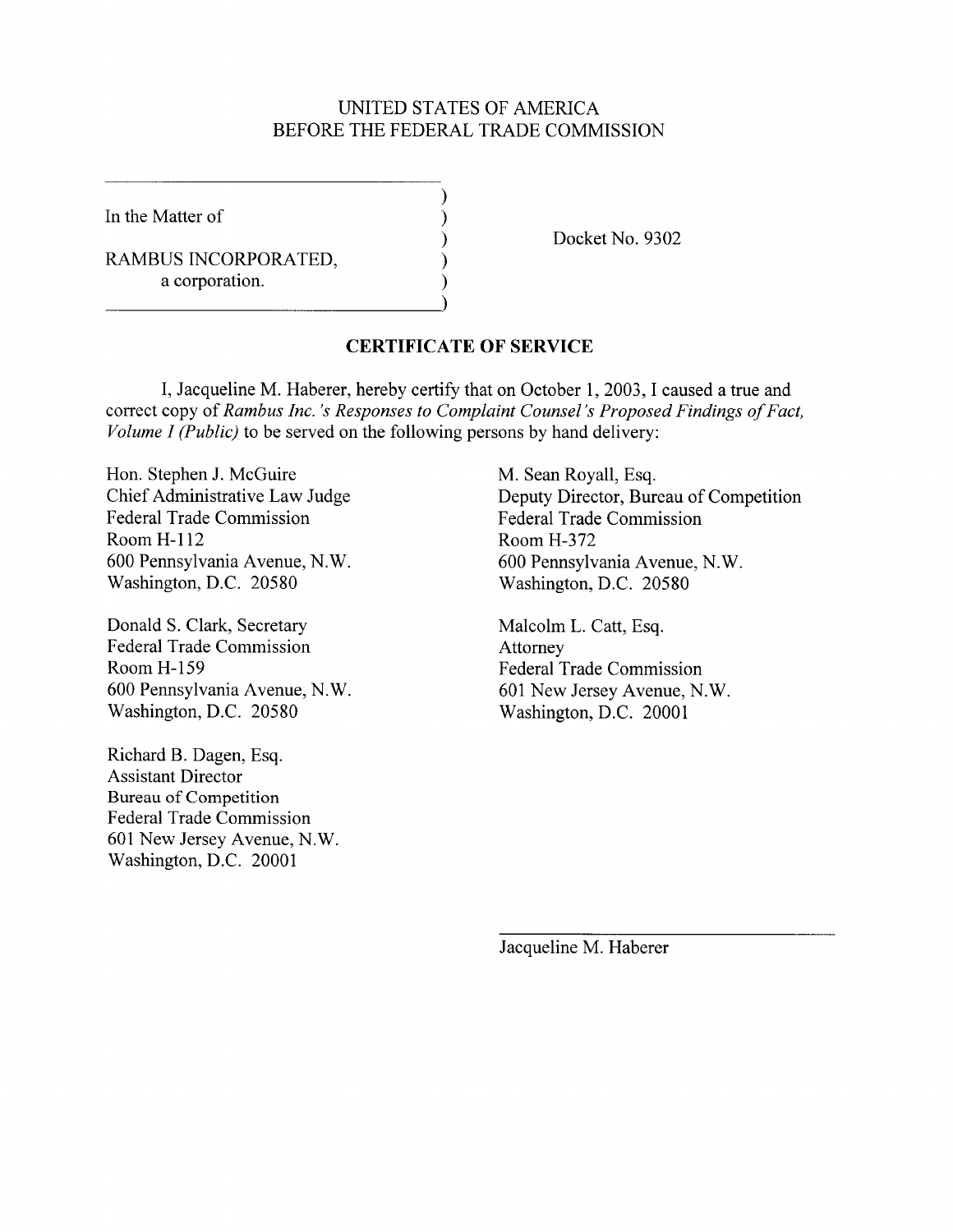UNITED STATES OF AMERICA
BEFORE THE FEDERAL TRADE COMMISSION

In the Matter of

RAMBUS INCORPORATED,
a corporation.

Docket No. 9302

## CERTIFICATE OF SERVICE

I, Jacqueline M. Haberer, hereby certify that on October 1, 2003, I caused a true and correct copy of *Rambus Inc.'s Responses to Complaint Counsel's Proposed Findings of Fact, Volume I (Public)* to be served on the following persons by hand delivery:

Hon. Stephen J. McGuire
Chief Administrative Law Judge
Federal Trade Commission
Room H-112
600 Pennsylvania Avenue, N.W.
Washington, D.C. 20580

Donald S. Clark, Secretary
Federal Trade Commission
Room H-159
600 Pennsylvania Avenue, N.W.
Washington, D.C. 20580

Richard B. Dagen, Esq.
Assistant Director
Bureau of Competition
Federal Trade Commission
601 New Jersey Avenue, N.W.
Washington, D.C. 20001

M. Sean Royall, Esq.
Deputy Director, Bureau of Competition
Federal Trade Commission
Room H-372
600 Pennsylvania Avenue, N.W.
Washington, D.C. 20580

Malcolm L. Catt, Esq.
Attorney
Federal Trade Commission
601 New Jersey Avenue, N.W.
Washington, D.C. 20001

Jacqueline M. Haberer